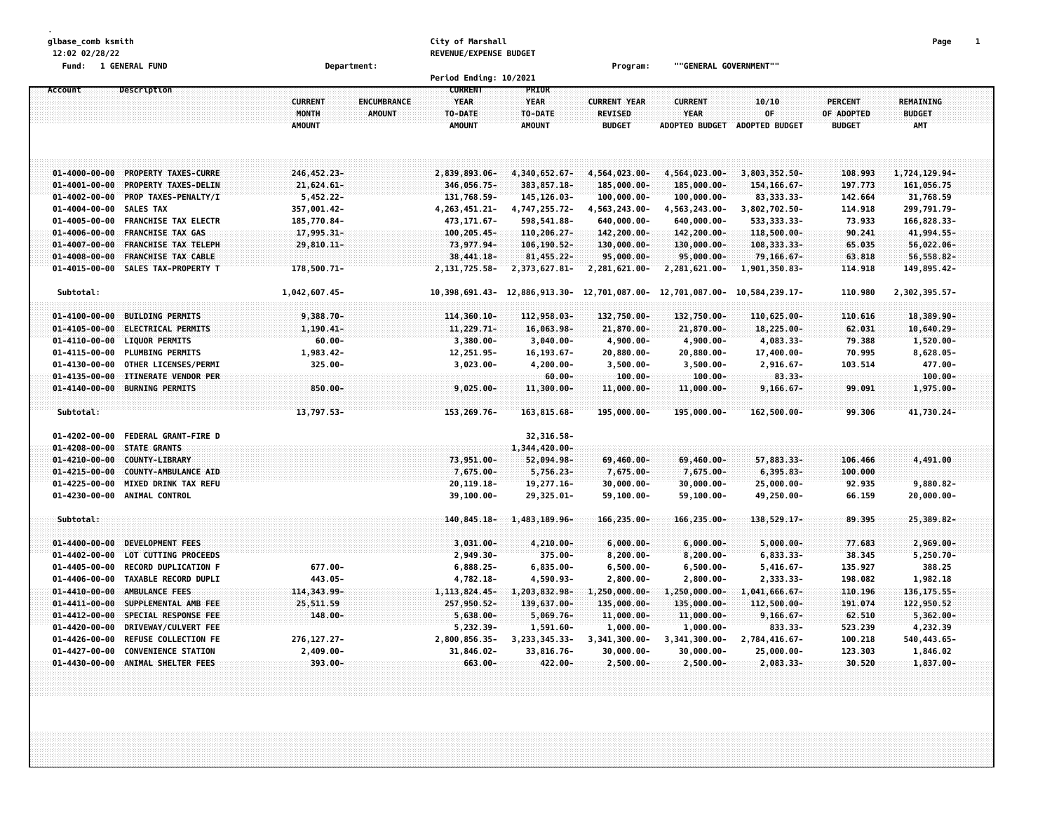glbase_comb ksmith
12:02 02/28/22

City of Marshall
REVENUE/EXPENSE BUDGET

Fund: 1 GENERAL FUND    Department:    Program: ""GENERAL GOVERNMENT""

Period Ending: 10/2021

| Account | Description | CURRENT MONTH AMOUNT | ENCUMBRANCE AMOUNT | CURRENT YEAR TO-DATE AMOUNT | PRIOR YEAR TO-DATE AMOUNT | CURRENT YEAR REVISED BUDGET | CURRENT YEAR ADOPTED BUDGET | 10/10 OF ADOPTED BUDGET | PERCENT OF ADOPTED BUDGET | REMAINING BUDGET AMT |
|---|---|---|---|---|---|---|---|---|---|---|
| 01-4000-00-00 | PROPERTY TAXES-CURRE | 246,452.23- | | 2,839,893.06- | 4,340,652.67- | 4,564,023.00- | 4,564,023.00- | 3,803,352.50- | 108.993 | 1,724,129.94- |
| 01-4001-00-00 | PROPERTY TAXES-DELIN | 21,624.61- | | 346,056.75- | 383,857.18- | 185,000.00- | 185,000.00- | 154,166.67- | 197.773 | 161,056.75 |
| 01-4002-00-00 | PROP TAXES-PENALTY/I | 5,452.22- | | 131,768.59- | 145,126.03- | 100,000.00- | 100,000.00- | 83,333.33- | 142.664 | 31,768.59 |
| 01-4004-00-00 | SALES TAX | 357,001.42- | | 4,263,451.21- | 4,747,255.72- | 4,563,243.00- | 4,563,243.00- | 3,802,702.50- | 114.918 | 299,791.79- |
| 01-4005-00-00 | FRANCHISE TAX ELECTR | 185,770.84- | | 473,171.67- | 598,541.88- | 640,000.00- | 640,000.00- | 533,333.33- | 73.933 | 166,828.33- |
| 01-4006-00-00 | FRANCHISE TAX GAS | 17,995.31- | | 100,205.45- | 110,206.27- | 142,200.00- | 142,200.00- | 118,500.00- | 90.241 | 41,994.55- |
| 01-4007-00-00 | FRANCHISE TAX TELEPH | 29,810.11- | | 73,977.94- | 106,190.52- | 130,000.00- | 130,000.00- | 108,333.33- | 65.035 | 56,022.06- |
| 01-4008-00-00 | FRANCHISE TAX CABLE | | | 38,441.18- | 81,455.22- | 95,000.00- | 95,000.00- | 79,166.67- | 63.818 | 56,558.82- |
| 01-4015-00-00 | SALES TAX-PROPERTY T | 178,500.71- | | 2,131,725.58- | 2,373,627.81- | 2,281,621.00- | 2,281,621.00- | 1,901,350.83- | 114.918 | 149,895.42- |
| Subtotal: | | 1,042,607.45- | | 10,398,691.43- | 12,886,913.30- | 12,701,087.00- | 12,701,087.00- | 10,584,239.17- | 110.980 | 2,302,395.57- |
| 01-4100-00-00 | BUILDING PERMITS | 9,388.70- | | 114,360.10- | 112,958.03- | 132,750.00- | 132,750.00- | 110,625.00- | 110.616 | 18,389.90- |
| 01-4105-00-00 | ELECTRICAL PERMITS | 1,190.41- | | 11,229.71- | 16,063.98- | 21,870.00- | 21,870.00- | 18,225.00- | 62.031 | 10,640.29- |
| 01-4110-00-00 | LIQUOR PERMITS | 60.00- | | 3,380.00- | 3,040.00- | 4,900.00- | 4,900.00- | 4,083.33- | 79.388 | 1,520.00- |
| 01-4115-00-00 | PLUMBING PERMITS | 1,983.42- | | 12,251.95- | 16,193.67- | 20,880.00- | 20,880.00- | 17,400.00- | 70.995 | 8,628.05- |
| 01-4130-00-00 | OTHER LICENSES/PERMI | 325.00- | | 3,023.00- | 4,200.00- | 3,500.00- | 3,500.00- | 2,916.67- | 103.514 | 477.00- |
| 01-4135-00-00 | ITINERATE VENDOR PER | | | | 60.00- | 100.00- | 100.00- | 83.33- | | 100.00- |
| 01-4140-00-00 | BURNING PERMITS | 850.00- | | 9,025.00- | 11,300.00- | 11,000.00- | 11,000.00- | 9,166.67- | 99.091 | 1,975.00- |
| Subtotal: | | 13,797.53- | | 153,269.76- | 163,815.68- | 195,000.00- | 195,000.00- | 162,500.00- | 99.306 | 41,730.24- |
| 01-4202-00-00 | FEDERAL GRANT-FIRE D | | | | 32,316.58- | | | | | |
| 01-4208-00-00 | STATE GRANTS | | | | 1,344,420.00- | | | | | |
| 01-4210-00-00 | COUNTY-LIBRARY | | | 73,951.00- | 52,094.98- | 69,460.00- | 69,460.00- | 57,883.33- | 106.466 | 4,491.00 |
| 01-4215-00-00 | COUNTY-AMBULANCE AID | | | 7,675.00- | 5,756.23- | 7,675.00- | 7,675.00- | 6,395.83- | 100.000 | |
| 01-4225-00-00 | MIXED DRINK TAX REFU | | | 20,119.18- | 19,277.16- | 30,000.00- | 30,000.00- | 25,000.00- | 92.935 | 9,880.82- |
| 01-4230-00-00 | ANIMAL CONTROL | | | 39,100.00- | 29,325.01- | 59,100.00- | 59,100.00- | 49,250.00- | 66.159 | 20,000.00- |
| Subtotal: | | | | 140,845.18- | 1,483,189.96- | 166,235.00- | 166,235.00- | 138,529.17- | 89.395 | 25,389.82- |
| 01-4400-00-00 | DEVELOPMENT FEES | | | 3,031.00- | 4,210.00- | 6,000.00- | 6,000.00- | 5,000.00- | 77.683 | 2,969.00- |
| 01-4402-00-00 | LOT CUTTING PROCEEDS | | | 2,949.30- | 375.00- | 8,200.00- | 8,200.00- | 6,833.33- | 38.345 | 5,250.70- |
| 01-4405-00-00 | RECORD DUPLICATION F | 677.00- | | 6,888.25- | 6,835.00- | 6,500.00- | 6,500.00- | 5,416.67- | 135.927 | 388.25 |
| 01-4406-00-00 | TAXABLE RECORD DUPLI | 443.05- | | 4,782.18- | 4,590.93- | 2,800.00- | 2,800.00- | 2,333.33- | 198.082 | 1,982.18 |
| 01-4410-00-00 | AMBULANCE FEES | 114,343.99- | | 1,113,824.45- | 1,203,832.98- | 1,250,000.00- | 1,250,000.00- | 1,041,666.67- | 110.196 | 136,175.55- |
| 01-4411-00-00 | SUPPLEMENTAL AMB FEE | 25,511.59 | | 257,950.52- | 139,637.00- | 135,000.00- | 135,000.00- | 112,500.00- | 191.074 | 122,950.52 |
| 01-4412-00-00 | SPECIAL RESPONSE FEE | 148.00- | | 5,638.00- | 5,069.76- | 11,000.00- | 11,000.00- | 9,166.67- | 62.510 | 5,362.00- |
| 01-4420-00-00 | DRIVEWAY/CULVERT FEE | | | 5,232.39- | 1,591.60- | 1,000.00- | 1,000.00- | 833.33- | 523.239 | 4,232.39 |
| 01-4426-00-00 | REFUSE COLLECTION FE | 276,127.27- | | 2,800,856.35- | 3,233,345.33- | 3,341,300.00- | 3,341,300.00- | 2,784,416.67- | 100.218 | 540,443.65- |
| 01-4427-00-00 | CONVENIENCE STATION | 2,409.00- | | 31,846.02- | 33,816.76- | 30,000.00- | 30,000.00- | 25,000.00- | 123.303 | 1,846.02 |
| 01-4430-00-00 | ANIMAL SHELTER FEES | 393.00- | | 663.00- | 422.00- | 2,500.00- | 2,500.00- | 2,083.33- | 30.520 | 1,837.00- |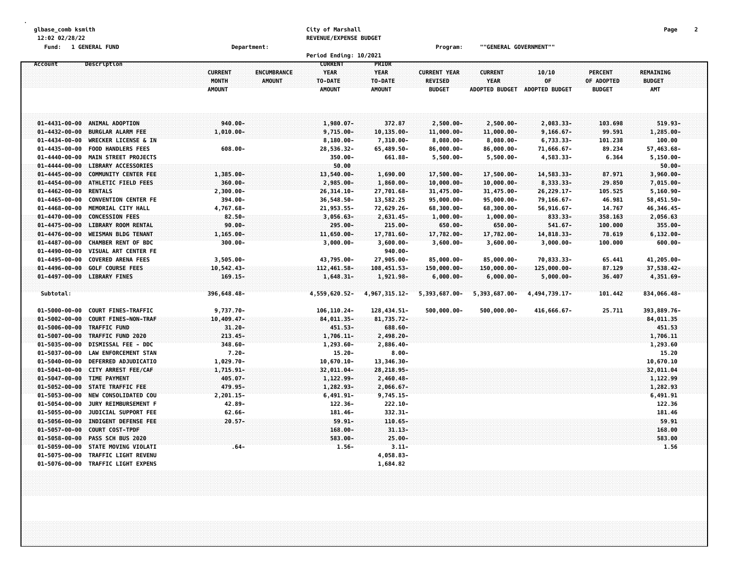glbase_comb ksmith
12:02 02/28/22
Fund: 1 GENERAL FUND

City of Marshall
REVENUE/EXPENSE BUDGET
Period Ending: 10/2021

Department:
Program: ""GENERAL GOVERNMENT""

| Account | Description | CURRENT MONTH AMOUNT | ENCUMBRANCE AMOUNT | CURRENT YEAR TO-DATE AMOUNT | PRIOR YEAR TO-DATE AMOUNT | CURRENT YEAR REVISED BUDGET | CURRENT YEAR ADOPTED BUDGET | 10/10 OF ADOPTED BUDGET | PERCENT OF ADOPTED BUDGET | REMAINING BUDGET AMT |
|---|---|---|---|---|---|---|---|---|---|---|
| 01-4431-00-00 | ANIMAL ADOPTION | 940.00- | | 1,980.07- | 372.87 | 2,500.00- | 2,500.00- | 2,083.33- | 103.698 | 519.93- |
| 01-4432-00-00 | BURGLAR ALARM FEE | 1,010.00- | | 9,715.00- | 10,135.00- | 11,000.00- | 11,000.00- | 9,166.67- | 99.591 | 1,285.00- |
| 01-4434-00-00 | WRECKER LICENSE & IN | | | 8,180.00- | 7,310.00- | 8,080.00- | 8,080.00- | 6,733.33- | 101.238 | 100.00 |
| 01-4435-00-00 | FOOD HANDLERS FEES | 608.00- | | 28,536.32- | 65,489.50- | 86,000.00- | 86,000.00- | 71,666.67- | 89.234 | 57,463.68- |
| 01-4440-00-00 | MAIN STREET PROJECTS | | | 350.00- | 661.88- | 5,500.00- | 5,500.00- | 4,583.33- | 6.364 | 5,150.00- |
| 01-4444-00-00 | LIBRARY ACCESSORIES | | | 50.00 | | | | | | 50.00- |
| 01-4445-00-00 | COMMUNITY CENTER FEE | 1,385.00- | | 13,540.00- | 1,690.00 | 17,500.00- | 17,500.00- | 14,583.33- | 87.971 | 3,960.00- |
| 01-4454-00-00 | ATHLETIC FIELD FEES | 360.00- | | 2,985.00- | 1,860.00- | 10,000.00- | 10,000.00- | 8,333.33- | 29.850 | 7,015.00- |
| 01-4462-00-00 | RENTALS | 2,300.00- | | 26,314.10- | 27,701.68- | 31,475.00- | 31,475.00- | 26,229.17- | 105.525 | 5,160.90- |
| 01-4465-00-00 | CONVENTION CENTER FE | 394.00- | | 36,548.50- | 13,582.25 | 95,000.00- | 95,000.00- | 79,166.67- | 46.981 | 58,451.50- |
| 01-4468-00-00 | MEMORIAL CITY HALL | 4,767.68- | | 21,953.55- | 72,629.26- | 68,300.00- | 68,300.00- | 56,916.67- | 14.767 | 46,346.45- |
| 01-4470-00-00 | CONCESSION FEES | 82.50- | | 3,056.63- | 2,631.45- | 1,000.00- | 1,000.00- | 833.33- | 358.163 | 2,056.63 |
| 01-4475-00-00 | LIBRARY ROOM RENTAL | 90.00- | | 295.00- | 215.00- | 650.00- | 650.00- | 541.67- | 100.000 | 355.00- |
| 01-4476-00-00 | WEISMAN BLDG TENANT | 1,165.00- | | 11,650.00- | 17,781.60- | 17,782.00- | 17,782.00- | 14,818.33- | 78.619 | 6,132.00- |
| 01-4487-00-00 | CHAMBER RENT OF BDC | 300.00- | | 3,000.00- | 3,600.00- | 3,600.00- | 3,600.00- | 3,000.00- | 100.000 | 600.00- |
| 01-4490-00-00 | VISUAL ART CENTER FE | | | | 940.00- | | | | | |
| 01-4495-00-00 | COVERED ARENA FEES | 3,505.00- | | 43,795.00- | 27,905.00- | 85,000.00- | 85,000.00- | 70,833.33- | 65.441 | 41,205.00- |
| 01-4496-00-00 | GOLF COURSE FEES | 10,542.43- | | 112,461.58- | 108,451.53- | 150,000.00- | 150,000.00- | 125,000.00- | 87.129 | 37,538.42- |
| 01-4497-00-00 | LIBRARY FINES | 169.15- | | 1,648.31- | 1,921.98- | 6,000.00- | 6,000.00- | 5,000.00- | 36.407 | 4,351.69- |
| Subtotal: | | 396,648.48- | | 4,559,620.52- | 4,967,315.12- | 5,393,687.00- | 5,393,687.00- | 4,494,739.17- | 101.442 | 834,066.48- |
| 01-5000-00-00 | COURT FINES-TRAFFIC | 9,737.70- | | 106,110.24- | 128,434.51- | 500,000.00- | 500,000.00- | 416,666.67- | 25.711 | 393,889.76- |
| 01-5002-00-00 | COURT FINES-NON-TRAF | 10,409.47- | | 84,011.35- | 81,735.72- | | | | | 84,011.35 |
| 01-5006-00-00 | TRAFFIC FUND | 31.20- | | 451.53- | 688.60- | | | | | 451.53 |
| 01-5007-00-00 | TRAFFIC FUND 2020 | 213.45- | | 1,706.11- | 2,498.20- | | | | | 1,706.11 |
| 01-5035-00-00 | DISMISSAL FEE - DDC | 348.60- | | 1,293.60- | 2,886.40- | | | | | 1,293.60 |
| 01-5037-00-00 | LAW ENFORCEMENT STAN | 7.20- | | 15.20- | 8.00- | | | | | 15.20 |
| 01-5040-00-00 | DEFERRED ADJUDICATIO | 1,029.70- | | 10,670.10- | 13,346.30- | | | | | 10,670.10 |
| 01-5041-00-00 | CITY ARREST FEE/CAF | 1,715.91- | | 32,011.04- | 28,218.95- | | | | | 32,011.04 |
| 01-5047-00-00 | TIME PAYMENT | 405.07- | | 1,122.99- | 2,460.48- | | | | | 1,122.99 |
| 01-5052-00-00 | STATE TRAFFIC FEE | 479.95- | | 1,282.93- | 2,066.67- | | | | | 1,282.93 |
| 01-5053-00-00 | NEW CONSOLIDATED COU | 2,201.15- | | 6,491.91- | 9,745.15- | | | | | 6,491.91 |
| 01-5054-00-00 | JURY REIMBURSEMENT F | 42.89- | | 122.36- | 222.10- | | | | | 122.36 |
| 01-5055-00-00 | JUDICIAL SUPPORT FEE | 62.66- | | 181.46- | 332.31- | | | | | 181.46 |
| 01-5056-00-00 | INDIGENT DEFENSE FEE | 20.57- | | 59.91- | 110.65- | | | | | 59.91 |
| 01-5057-00-00 | COURT COST-TPDF | | | 168.00- | 31.13- | | | | | 168.00 |
| 01-5058-00-00 | PASS SCH BUS 2020 | | | 583.00- | 25.00- | | | | | 583.00 |
| 01-5059-00-00 | STATE MOVING VIOLATI | .64- | | 1.56- | 3.11- | | | | | 1.56 |
| 01-5075-00-00 | TRAFFIC LIGHT REVENU | | | | 4,058.83- | | | | | |
| 01-5076-00-00 | TRAFFIC LIGHT EXPENS | | | | 1,684.82 | | | | | |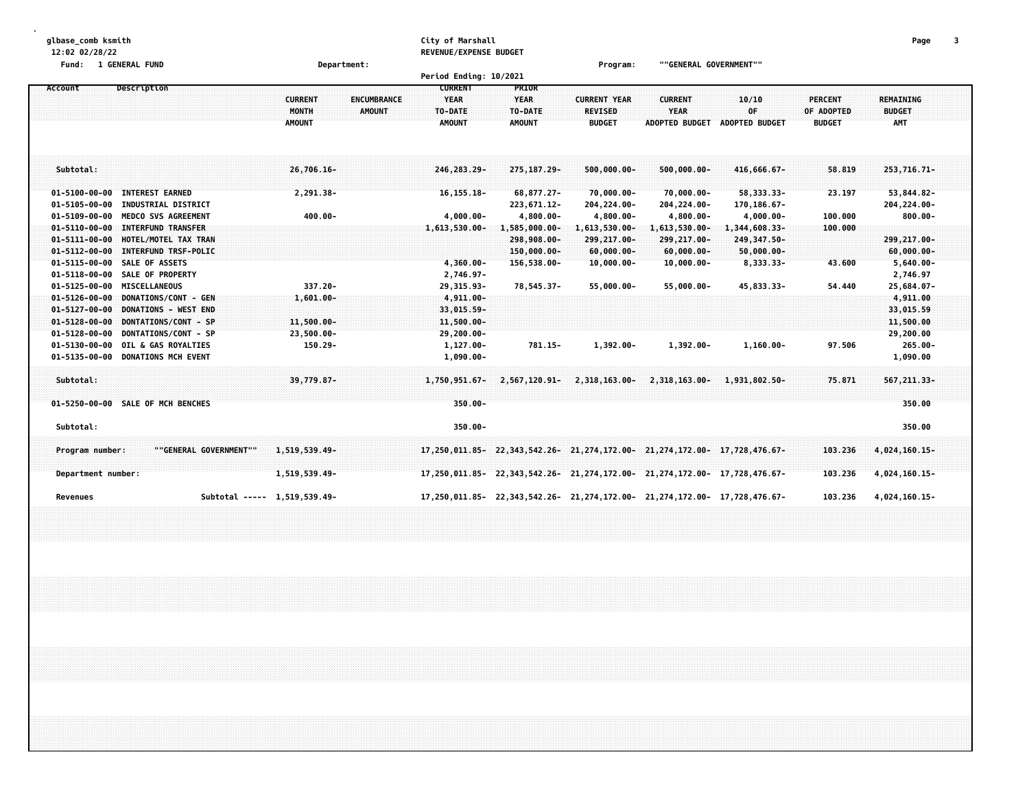glbase_comb ksmith 12:02 02/28/22

City of Marshall
REVENUE/EXPENSE BUDGET

Fund: 1 GENERAL FUND | Department: | Program: ""GENERAL GOVERNMENT""

Period Ending: 10/2021

| Account | Description | CURRENT MONTH AMOUNT | ENCUMBRANCE AMOUNT | CURRENT YEAR TO-DATE AMOUNT | PRIOR YEAR TO-DATE AMOUNT | CURRENT YEAR REVISED BUDGET | CURRENT YEAR ADOPTED BUDGET | 10/10 OF ADOPTED BUDGET | PERCENT OF ADOPTED BUDGET | REMAINING BUDGET AMT |
|---|---|---|---|---|---|---|---|---|---|---|
| Subtotal: | | 26,706.16- | | 246,283.29- | 275,187.29- | 500,000.00- | 500,000.00- | 416,666.67- | 58.819 | 253,716.71- |
| 01-5100-00-00 | INTEREST EARNED | 2,291.38- | | 16,155.18- | 68,877.27- | 70,000.00- | 70,000.00- | 58,333.33- | 23.197 | 53,844.82- |
| 01-5105-00-00 | INDUSTRIAL DISTRICT | | | | 223,671.12- | 204,224.00- | 204,224.00- | 170,186.67- | | 204,224.00- |
| 01-5109-00-00 | MEDCO SVS AGREEMENT | 400.00- | | 4,000.00- | 4,800.00- | 4,800.00- | 4,800.00- | 4,000.00- | 100.000 | 800.00- |
| 01-5110-00-00 | INTERFUND TRANSFER | | | 1,613,530.00- | 1,585,000.00- | 1,613,530.00- | 1,613,530.00- | 1,344,608.33- | 100.000 | |
| 01-5111-00-00 | HOTEL/MOTEL TAX TRAN | | | | 298,908.00- | 299,217.00- | 299,217.00- | 249,347.50- | | 299,217.00- |
| 01-5112-00-00 | INTERFUND TRSF-POLIC | | | | 150,000.00- | 60,000.00- | 60,000.00- | 50,000.00- | | 60,000.00- |
| 01-5115-00-00 | SALE OF ASSETS | | | 4,360.00- | 156,538.00- | 10,000.00- | 10,000.00- | 8,333.33- | 43.600 | 5,640.00- |
| 01-5118-00-00 | SALE OF PROPERTY | | | 2,746.97- | | | | | | 2,746.97 |
| 01-5125-00-00 | MISCELLANEOUS | 337.20- | | 29,315.93- | 78,545.37- | 55,000.00- | 55,000.00- | 45,833.33- | 54.440 | 25,684.07- |
| 01-5126-00-00 | DONATIONS/CONT - GEN | 1,601.00- | | 4,911.00- | | | | | | 4,911.00 |
| 01-5127-00-00 | DONATIONS - WEST END | | | 33,015.59- | | | | | | 33,015.59 |
| 01-5128-00-00 | DONTATIONS/CONT - SP | 11,500.00- | | 11,500.00- | | | | | | 11,500.00 |
| 01-5128-00-00 | DONTATIONS/CONT - SP | 23,500.00- | | 29,200.00- | | | | | | 29,200.00 |
| 01-5130-00-00 | OIL & GAS ROYALTIES | 150.29- | | 1,127.00- | 781.15- | 1,392.00- | 1,392.00- | 1,160.00- | 97.506 | 265.00- |
| 01-5135-00-00 | DONATIONS MCH EVENT | | | 1,090.00- | | | | | | 1,090.00 |
| Subtotal: | | 39,779.87- | | 1,750,951.67- | 2,567,120.91- | 2,318,163.00- | 2,318,163.00- | 1,931,802.50- | 75.871 | 567,211.33- |
| 01-5250-00-00 | SALE OF MCH BENCHES | | | 350.00- | | | | | | 350.00 |
| Subtotal: | | | | 350.00- | | | | | | 350.00 |
| Program number: | ""GENERAL GOVERNMENT"" | 1,519,539.49- | | 17,250,011.85- | 22,343,542.26- | 21,274,172.00- | 21,274,172.00- | 17,728,476.67- | 103.236 | 4,024,160.15- |
| Department number: | | 1,519,539.49- | | 17,250,011.85- | 22,343,542.26- | 21,274,172.00- | 21,274,172.00- | 17,728,476.67- | 103.236 | 4,024,160.15- |
| Revenues | Subtotal ----- | 1,519,539.49- | | 17,250,011.85- | 22,343,542.26- | 21,274,172.00- | 21,274,172.00- | 17,728,476.67- | 103.236 | 4,024,160.15- |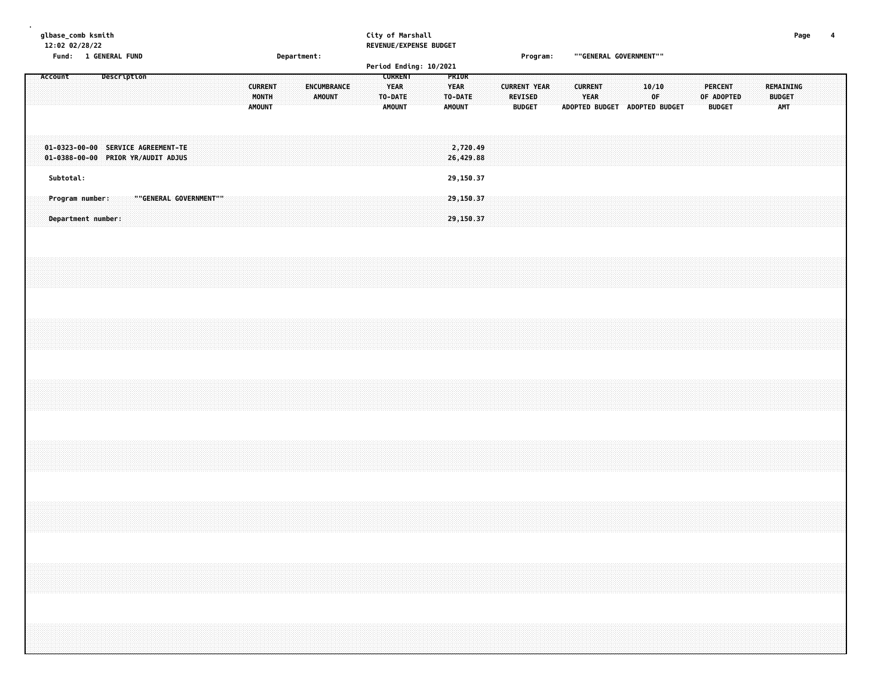City of Marshall
REVENUE/EXPENSE BUDGET

Fund: 1 GENERAL FUND | Department: | Program: ""GENERAL GOVERNMENT""

Period Ending: 10/2021

| Account | Description | CURRENT MONTH AMOUNT | ENCUMBRANCE AMOUNT | CURRENT YEAR TO-DATE AMOUNT | PRIOR YEAR TO-DATE AMOUNT | CURRENT YEAR REVISED BUDGET | CURRENT YEAR ADOPTED BUDGET | 10/10 OF ADOPTED BUDGET | PERCENT OF ADOPTED BUDGET | REMAINING BUDGET AMT |
|---|---|---|---|---|---|---|---|---|---|---|
| 01-0323-00-00 | SERVICE AGREEMENT-TE | | | | 2,720.49 | | | | | |
| 01-0388-00-00 | PRIOR YR/AUDIT ADJUS | | | | 26,429.88 | | | | | |
| Subtotal: | | | | | 29,150.37 | | | | | |
| Program number: | ""GENERAL GOVERNMENT"" | | | | 29,150.37 | | | | | |
| Department number: | | | | | 29,150.37 | | | | | |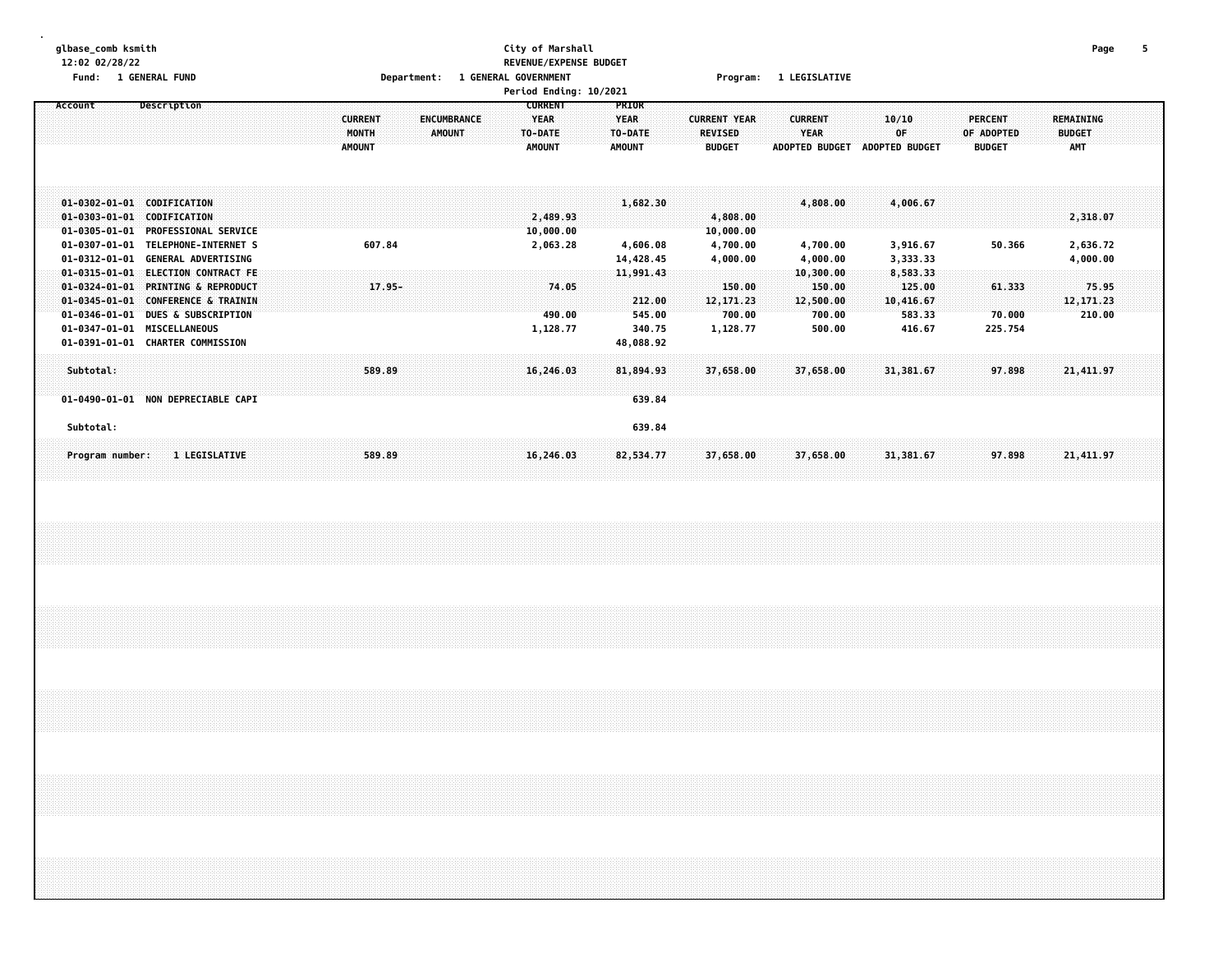City of Marshall
REVENUE/EXPENSE BUDGET
Period Ending: 10/2021

Fund: 1 GENERAL FUND — Department: 1 GENERAL GOVERNMENT — Program: 1 LEGISLATIVE

| Account | Description | CURRENT MONTH AMOUNT | ENCUMBRANCE AMOUNT | CURRENT YEAR TO-DATE AMOUNT | PRIOR YEAR TO-DATE AMOUNT | CURRENT YEAR REVISED BUDGET | CURRENT YEAR ADOPTED BUDGET | 10/10 OF ADOPTED BUDGET | PERCENT OF ADOPTED BUDGET | REMAINING BUDGET AMT |
|---|---|---|---|---|---|---|---|---|---|---|
| 01-0302-01-01 | CODIFICATION | | | | 1,682.30 | | 4,808.00 | 4,006.67 | | |
| 01-0303-01-01 | CODIFICATION | | | 2,489.93 | | 4,808.00 | | | | 2,318.07 |
| 01-0305-01-01 | PROFESSIONAL SERVICE | | | 10,000.00 | | 10,000.00 | | | | |
| 01-0307-01-01 | TELEPHONE-INTERNET S | 607.84 | | 2,063.28 | 4,606.08 | 4,700.00 | 4,700.00 | 3,916.67 | 50.366 | 2,636.72 |
| 01-0312-01-01 | GENERAL ADVERTISING | | | | 14,428.45 | 4,000.00 | 4,000.00 | 3,333.33 | | 4,000.00 |
| 01-0315-01-01 | ELECTION CONTRACT FE | | | | 11,991.43 | | 10,300.00 | 8,583.33 | | |
| 01-0324-01-01 | PRINTING & REPRODUCT | 17.95- | | 74.05 | | 150.00 | 150.00 | 125.00 | 61.333 | 75.95 |
| 01-0345-01-01 | CONFERENCE & TRAININ | | | | 212.00 | 12,171.23 | 12,500.00 | 10,416.67 | | 12,171.23 |
| 01-0346-01-01 | DUES & SUBSCRIPTION | | | 490.00 | 545.00 | 700.00 | 700.00 | 583.33 | 70.000 | 210.00 |
| 01-0347-01-01 | MISCELLANEOUS | | | 1,128.77 | 340.75 | 1,128.77 | 500.00 | 416.67 | 225.754 | |
| 01-0391-01-01 | CHARTER COMMISSION | | | | 48,088.92 | | | | | |
| Subtotal: | | 589.89 | | 16,246.03 | 81,894.93 | 37,658.00 | 37,658.00 | 31,381.67 | 97.898 | 21,411.97 |
| 01-0490-01-01 | NON DEPRECIABLE CAPI | | | | 639.84 | | | | | |
| Subtotal: | | | | | 639.84 | | | | | |
| Program number: | 1 LEGISLATIVE | 589.89 | | 16,246.03 | 82,534.77 | 37,658.00 | 37,658.00 | 31,381.67 | 97.898 | 21,411.97 |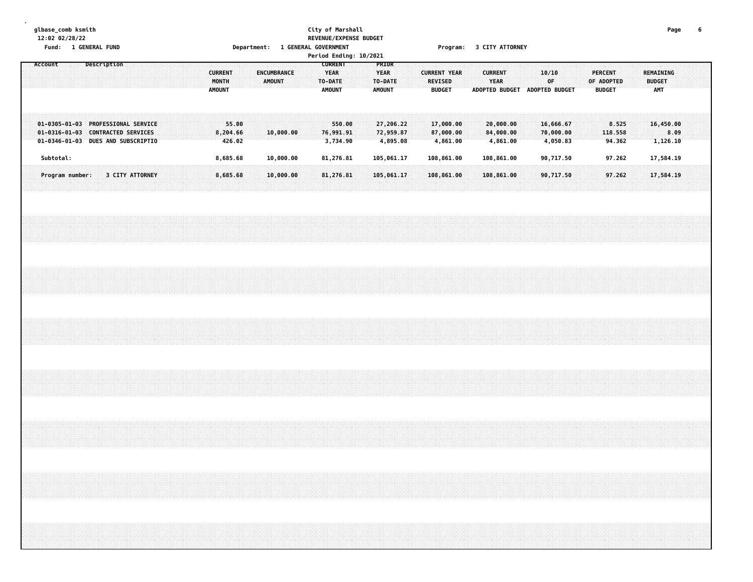City of Marshall
REVENUE/EXPENSE BUDGET

Fund: 1 GENERAL FUND | Department: 1 GENERAL GOVERNMENT | Program: 3 CITY ATTORNEY

Period Ending: 10/2021

| Account | Description | CURRENT MONTH AMOUNT | ENCUMBRANCE AMOUNT | CURRENT YEAR TO-DATE AMOUNT | PRIOR YEAR TO-DATE AMOUNT | CURRENT YEAR REVISED BUDGET | CURRENT YEAR ADOPTED BUDGET | 10/10 OF ADOPTED BUDGET | PERCENT OF ADOPTED BUDGET | REMAINING BUDGET AMT |
|---|---|---|---|---|---|---|---|---|---|---|
| 01-0305-01-03 | PROFESSIONAL SERVICE | 55.00 | | 550.00 | 27,206.22 | 17,000.00 | 20,000.00 | 16,666.67 | 8.525 | 16,450.00 |
| 01-0316-01-03 | CONTRACTED SERVICES | 8,204.66 | 10,000.00 | 76,991.91 | 72,959.87 | 87,000.00 | 84,000.00 | 70,000.00 | 118.558 | 8.09 |
| 01-0346-01-03 | DUES AND SUBSCRIPTIO | 426.02 | | 3,734.90 | 4,895.08 | 4,861.00 | 4,861.00 | 4,050.83 | 94.362 | 1,126.10 |
| Subtotal: | | 8,685.68 | 10,000.00 | 81,276.81 | 105,061.17 | 108,861.00 | 108,861.00 | 90,717.50 | 97.262 | 17,584.19 |
| Program number: | 3 CITY ATTORNEY | 8,685.68 | 10,000.00 | 81,276.81 | 105,061.17 | 108,861.00 | 108,861.00 | 90,717.50 | 97.262 | 17,584.19 |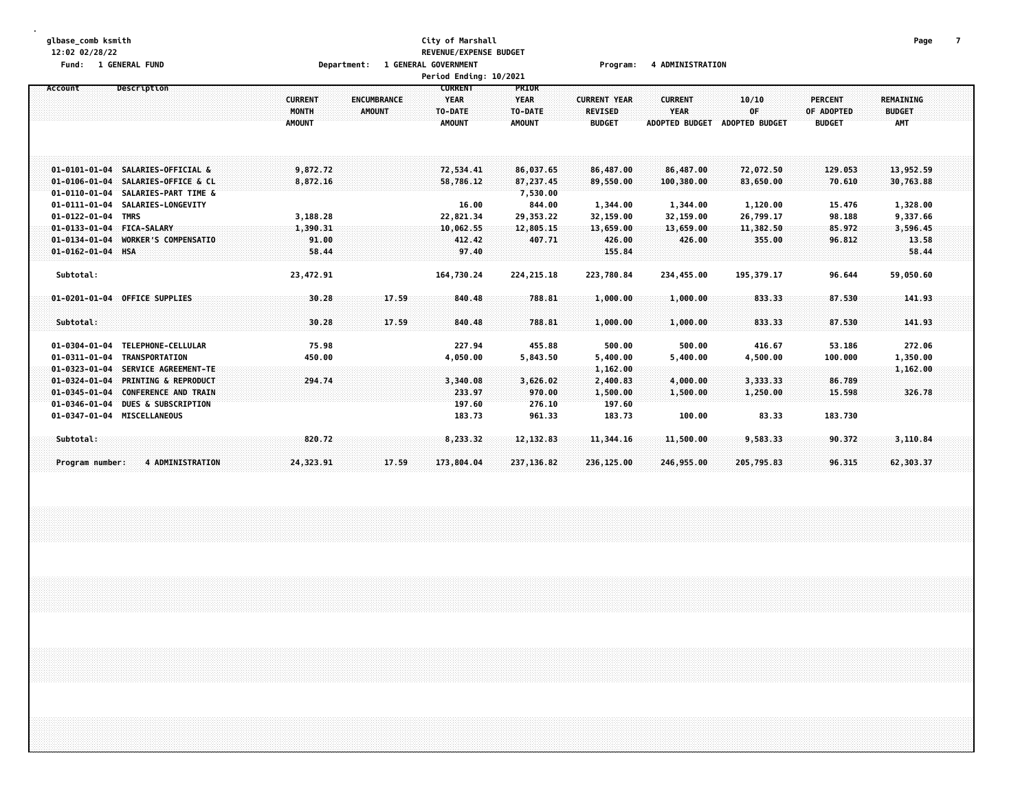glbase_comb ksmith
12:02 02/28/22
Fund: 1 GENERAL FUND

City of Marshall
REVENUE/EXPENSE BUDGET
Department: 1 GENERAL GOVERNMENT
Program: 4 ADMINISTRATION
Period Ending: 10/2021

| Account | Description | CURRENT MONTH AMOUNT | ENCUMBRANCE AMOUNT | CURRENT YEAR TO-DATE AMOUNT | PRIOR YEAR TO-DATE AMOUNT | CURRENT YEAR REVISED BUDGET | CURRENT YEAR ADOPTED BUDGET | 10/10 OF ADOPTED BUDGET | PERCENT OF ADOPTED BUDGET | REMAINING BUDGET AMT |
|---|---|---|---|---|---|---|---|---|---|---|
| 01-0101-01-04 | SALARIES-OFFICIAL & | 9,872.72 | | 72,534.41 | 86,037.65 | 86,487.00 | 86,487.00 | 72,072.50 | 129.053 | 13,952.59 |
| 01-0106-01-04 | SALARIES-OFFICE & CL | 8,872.16 | | 58,786.12 | 87,237.45 | 89,550.00 | 100,380.00 | 83,650.00 | 70.610 | 30,763.88 |
| 01-0110-01-04 | SALARIES-PART TIME & | | | | 7,530.00 | | | | | |
| 01-0111-01-04 | SALARIES-LONGEVITY | | | 16.00 | 844.00 | 1,344.00 | 1,344.00 | 1,120.00 | 15.476 | 1,328.00 |
| 01-0122-01-04 | TMRS | 3,188.28 | | 22,821.34 | 29,353.22 | 32,159.00 | 32,159.00 | 26,799.17 | 98.188 | 9,337.66 |
| 01-0133-01-04 | FICA-SALARY | 1,390.31 | | 10,062.55 | 12,805.15 | 13,659.00 | 13,659.00 | 11,382.50 | 85.972 | 3,596.45 |
| 01-0134-01-04 | WORKER'S COMPENSATIO | 91.00 | | 412.42 | 407.71 | 426.00 | 426.00 | 355.00 | 96.812 | 13.58 |
| 01-0162-01-04 | HSA | 58.44 | | 97.40 | | 155.84 | | | | 58.44 |
| Subtotal: | | 23,472.91 | | 164,730.24 | 224,215.18 | 223,780.84 | 234,455.00 | 195,379.17 | 96.644 | 59,050.60 |
| 01-0201-01-04 | OFFICE SUPPLIES | 30.28 | 17.59 | 840.48 | 788.81 | 1,000.00 | 1,000.00 | 833.33 | 87.530 | 141.93 |
| Subtotal: | | 30.28 | 17.59 | 840.48 | 788.81 | 1,000.00 | 1,000.00 | 833.33 | 87.530 | 141.93 |
| 01-0304-01-04 | TELEPHONE-CELLULAR | 75.98 | | 227.94 | 455.88 | 500.00 | 500.00 | 416.67 | 53.186 | 272.06 |
| 01-0311-01-04 | TRANSPORTATION | 450.00 | | 4,050.00 | 5,843.50 | 5,400.00 | 5,400.00 | 4,500.00 | 100.000 | 1,350.00 |
| 01-0323-01-04 | SERVICE AGREEMENT-TE | | | | | 1,162.00 | | | | 1,162.00 |
| 01-0324-01-04 | PRINTING & REPRODUCT | 294.74 | | 3,340.08 | 3,626.02 | 2,400.83 | 4,000.00 | 3,333.33 | 86.789 | |
| 01-0345-01-04 | CONFERENCE AND TRAIN | | | 233.97 | 970.00 | 1,500.00 | 1,500.00 | 1,250.00 | 15.598 | 326.78 |
| 01-0346-01-04 | DUES & SUBSCRIPTION | | | 197.60 | 276.10 | 197.60 | | | | |
| 01-0347-01-04 | MISCELLANEOUS | | | 183.73 | 961.33 | 183.73 | 100.00 | 83.33 | 183.730 | |
| Subtotal: | | 820.72 | | 8,233.32 | 12,132.83 | 11,344.16 | 11,500.00 | 9,583.33 | 90.372 | 3,110.84 |
| Program number: | 4 ADMINISTRATION | 24,323.91 | 17.59 | 173,804.04 | 237,136.82 | 236,125.00 | 246,955.00 | 205,795.83 | 96.315 | 62,303.37 |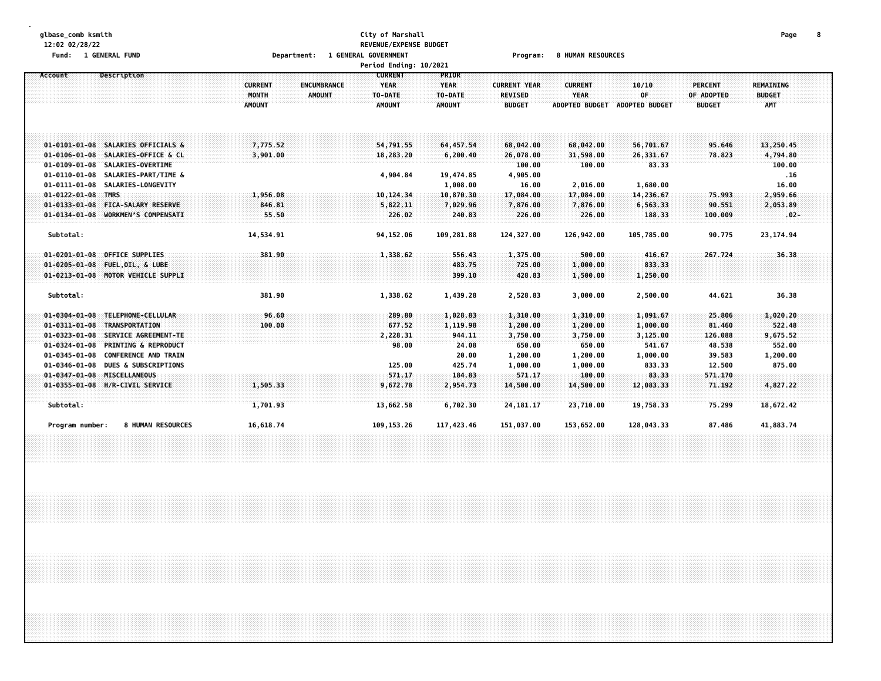glbase_comb ksmith
12:02 02/28/22

Fund: 1 GENERAL FUND

**City of Marshall**
**REVENUE/EXPENSE BUDGET**

Department: 1 GENERAL GOVERNMENT

Program: 8 HUMAN RESOURCES

Period Ending: 10/2021

| Account | Description | CURRENT MONTH AMOUNT | ENCUMBRANCE AMOUNT | CURRENT YEAR TO-DATE AMOUNT | PRIOR YEAR TO-DATE AMOUNT | CURRENT YEAR REVISED BUDGET | CURRENT YEAR ADOPTED BUDGET | 10/10 OF ADOPTED BUDGET | PERCENT OF ADOPTED BUDGET | REMAINING BUDGET AMT |
|---|---|---|---|---|---|---|---|---|---|---|
| 01-0101-01-08 | SALARIES OFFICIALS & | 7,775.52 | | 54,791.55 | 64,457.54 | 68,042.00 | 68,042.00 | 56,701.67 | 95.646 | 13,250.45 |
| 01-0106-01-08 | SALARIES-OFFICE & CL | 3,901.00 | | 18,283.20 | 6,200.40 | 26,078.00 | 31,598.00 | 26,331.67 | 78.823 | 4,794.80 |
| 01-0109-01-08 | SALARIES-OVERTIME | | | | | 100.00 | 100.00 | 83.33 | | 100.00 |
| 01-0110-01-08 | SALARIES-PART/TIME & | | | 4,904.84 | 19,474.85 | 4,905.00 | | | | .16 |
| 01-0111-01-08 | SALARIES-LONGEVITY | | | | 1,008.00 | 16.00 | 2,016.00 | 1,680.00 | | 16.00 |
| 01-0122-01-08 | TMRS | 1,956.08 | | 10,124.34 | 10,870.30 | 17,084.00 | 17,084.00 | 14,236.67 | 75.993 | 2,959.66 |
| 01-0133-01-08 | FICA-SALARY RESERVE | 846.81 | | 5,822.11 | 7,029.96 | 7,876.00 | 7,876.00 | 6,563.33 | 90.551 | 2,053.89 |
| 01-0134-01-08 | WORKMEN'S COMPENSATI | 55.50 | | 226.02 | 240.83 | 226.00 | 226.00 | 188.33 | 100.009 | .02- |
| Subtotal: | | 14,534.91 | | 94,152.06 | 109,281.88 | 124,327.00 | 126,942.00 | 105,785.00 | 90.775 | 23,174.94 |
| 01-0201-01-08 | OFFICE SUPPLIES | 381.90 | | 1,338.62 | 556.43 | 1,375.00 | 500.00 | 416.67 | 267.724 | 36.38 |
| 01-0205-01-08 | FUEL,OIL, & LUBE | | | | 483.75 | 725.00 | 1,000.00 | 833.33 | | |
| 01-0213-01-08 | MOTOR VEHICLE SUPPLI | | | | 399.10 | 428.83 | 1,500.00 | 1,250.00 | | |
| Subtotal: | | 381.90 | | 1,338.62 | 1,439.28 | 2,528.83 | 3,000.00 | 2,500.00 | 44.621 | 36.38 |
| 01-0304-01-08 | TELEPHONE-CELLULAR | 96.60 | | 289.80 | 1,028.83 | 1,310.00 | 1,310.00 | 1,091.67 | 25.806 | 1,020.20 |
| 01-0311-01-08 | TRANSPORTATION | 100.00 | | 677.52 | 1,119.98 | 1,200.00 | 1,200.00 | 1,000.00 | 81.460 | 522.48 |
| 01-0323-01-08 | SERVICE AGREEMENT-TE | | | 2,228.31 | 944.11 | 3,750.00 | 3,750.00 | 3,125.00 | 126.088 | 9,675.52 |
| 01-0324-01-08 | PRINTING & REPRODUCT | | | 98.00 | 24.08 | 650.00 | 650.00 | 541.67 | 48.538 | 552.00 |
| 01-0345-01-08 | CONFERENCE AND TRAIN | | | | 20.00 | 1,200.00 | 1,200.00 | 1,000.00 | 39.583 | 1,200.00 |
| 01-0346-01-08 | DUES & SUBSCRIPTIONS | | | 125.00 | 425.74 | 1,000.00 | 1,000.00 | 833.33 | 12.500 | 875.00 |
| 01-0347-01-08 | MISCELLANEOUS | | | 571.17 | 184.83 | 571.17 | 100.00 | 83.33 | 571.170 | |
| 01-0355-01-08 | H/R-CIVIL SERVICE | 1,505.33 | | 9,672.78 | 2,954.73 | 14,500.00 | 14,500.00 | 12,083.33 | 71.192 | 4,827.22 |
| Subtotal: | | 1,701.93 | | 13,662.58 | 6,702.30 | 24,181.17 | 23,710.00 | 19,758.33 | 75.299 | 18,672.42 |
| Program number: | 8 HUMAN RESOURCES | 16,618.74 | | 109,153.26 | 117,423.46 | 151,037.00 | 153,652.00 | 128,043.33 | 87.486 | 41,883.74 |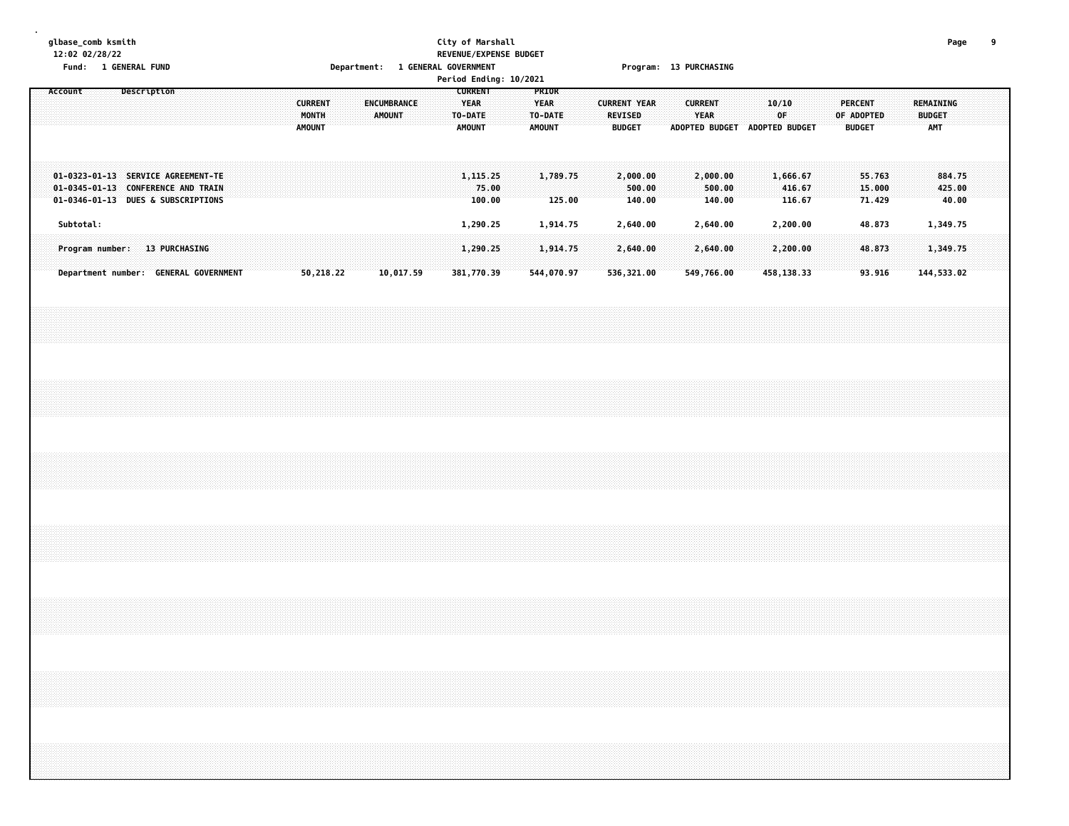glbase_comb ksmith
12:02 02/28/22

City of Marshall
REVENUE/EXPENSE BUDGET

Fund: 1 GENERAL FUND | Department: 1 GENERAL GOVERNMENT | Program: 13 PURCHASING

Period Ending: 10/2021

| Account | Description | CURRENT MONTH AMOUNT | ENCUMBRANCE AMOUNT | CURRENT YEAR TO-DATE AMOUNT | PRIOR YEAR TO-DATE AMOUNT | CURRENT YEAR REVISED BUDGET | CURRENT YEAR ADOPTED BUDGET | 10/10 OF ADOPTED BUDGET | PERCENT OF ADOPTED BUDGET | REMAINING BUDGET AMT |
|---|---|---|---|---|---|---|---|---|---|---|
| 01-0323-01-13 | SERVICE AGREEMENT-TE | | | 1,115.25 | 1,789.75 | 2,000.00 | 2,000.00 | 1,666.67 | 55.763 | 884.75 |
| 01-0345-01-13 | CONFERENCE AND TRAIN | | | 75.00 | | 500.00 | 500.00 | 416.67 | 15.000 | 425.00 |
| 01-0346-01-13 | DUES & SUBSCRIPTIONS | | | 100.00 | 125.00 | 140.00 | 140.00 | 116.67 | 71.429 | 40.00 |
| Subtotal: | | | | 1,290.25 | 1,914.75 | 2,640.00 | 2,640.00 | 2,200.00 | 48.873 | 1,349.75 |
| Program number: | 13 PURCHASING | | | 1,290.25 | 1,914.75 | 2,640.00 | 2,640.00 | 2,200.00 | 48.873 | 1,349.75 |
| Department number: | GENERAL GOVERNMENT | 50,218.22 | 10,017.59 | 381,770.39 | 544,070.97 | 536,321.00 | 549,766.00 | 458,138.33 | 93.916 | 144,533.02 |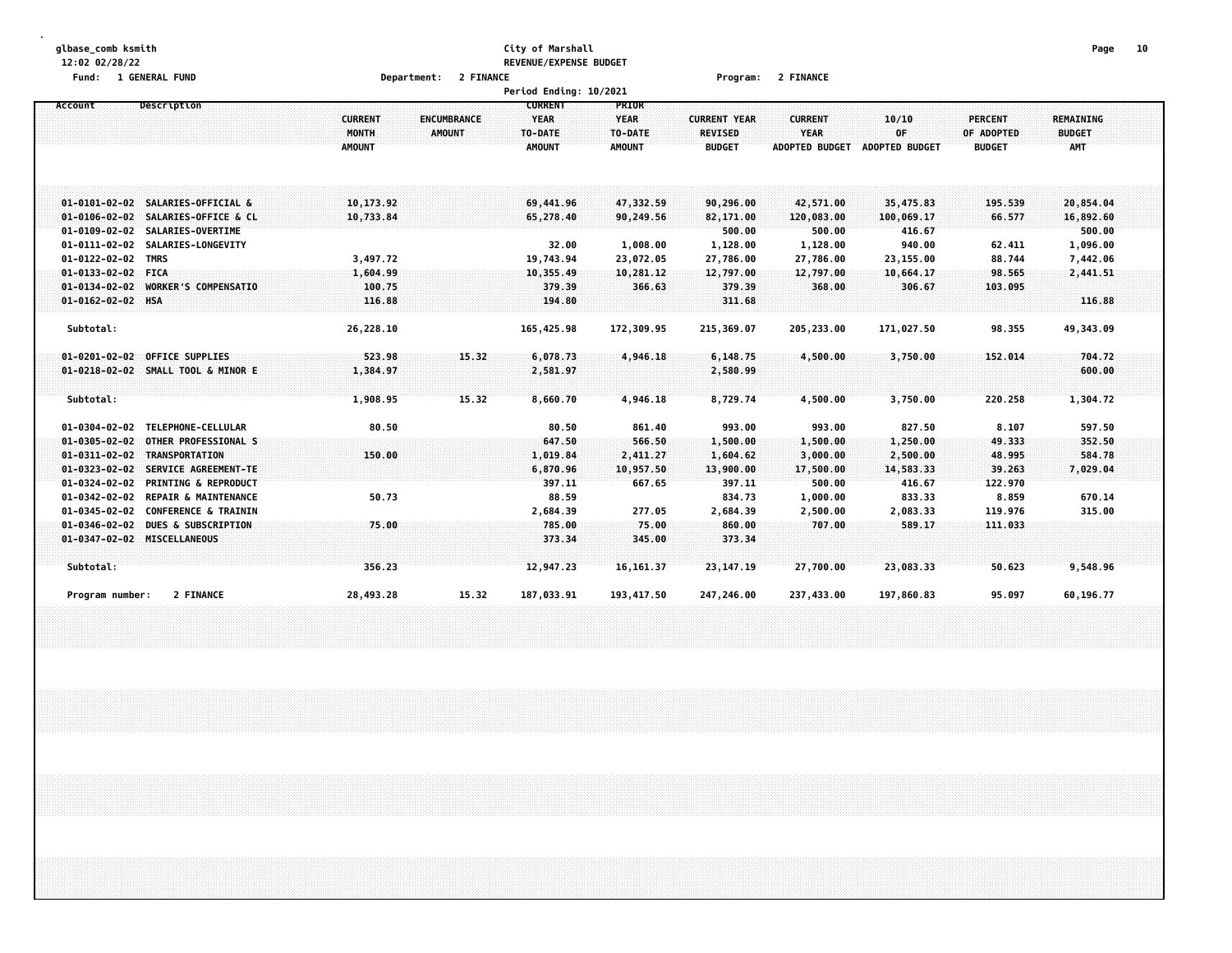glbase_comb ksmith
12:02 02/28/22

**City of Marshall**
**REVENUE/EXPENSE BUDGET**

Fund: 1 GENERAL FUND    Department: 2 FINANCE    Program: 2 FINANCE

Period Ending: 10/2021

| Account | Description | CURRENT MONTH AMOUNT | ENCUMBRANCE AMOUNT | CURRENT YEAR TO-DATE AMOUNT | PRIOR YEAR TO-DATE AMOUNT | CURRENT YEAR REVISED BUDGET | CURRENT YEAR ADOPTED BUDGET | 10/10 OF ADOPTED BUDGET | PERCENT OF ADOPTED BUDGET | REMAINING BUDGET AMT |
|---|---|---|---|---|---|---|---|---|---|---|
| 01-0101-02-02 | SALARIES-OFFICIAL & | 10,173.92 | | 69,441.96 | 47,332.59 | 90,296.00 | 42,571.00 | 35,475.83 | 195.539 | 20,854.04 |
| 01-0106-02-02 | SALARIES-OFFICE & CL | 10,733.84 | | 65,278.40 | 90,249.56 | 82,171.00 | 120,083.00 | 100,069.17 | 66.577 | 16,892.60 |
| 01-0109-02-02 | SALARIES-OVERTIME | | | | | 500.00 | 500.00 | 416.67 | | 500.00 |
| 01-0111-02-02 | SALARIES-LONGEVITY | | | 32.00 | 1,008.00 | 1,128.00 | 1,128.00 | 940.00 | 62.411 | 1,096.00 |
| 01-0122-02-02 | TMRS | 3,497.72 | | 19,743.94 | 23,072.05 | 27,786.00 | 27,786.00 | 23,155.00 | 88.744 | 7,442.06 |
| 01-0133-02-02 | FICA | 1,604.99 | | 10,355.49 | 10,281.12 | 12,797.00 | 12,797.00 | 10,664.17 | 98.565 | 2,441.51 |
| 01-0134-02-02 | WORKER'S COMPENSATIO | 100.75 | | 379.39 | 366.63 | 379.39 | 368.00 | 306.67 | 103.095 | |
| 01-0162-02-02 | HSA | 116.88 | | 194.80 | | 311.68 | | | | 116.88 |
| Subtotal: | | 26,228.10 | | 165,425.98 | 172,309.95 | 215,369.07 | 205,233.00 | 171,027.50 | 98.355 | 49,343.09 |
| 01-0201-02-02 | OFFICE SUPPLIES | 523.98 | 15.32 | 6,078.73 | 4,946.18 | 6,148.75 | 4,500.00 | 3,750.00 | 152.014 | 704.72 |
| 01-0218-02-02 | SMALL TOOL & MINOR E | 1,384.97 | | 2,581.97 | | 2,580.99 | | | | 600.00 |
| Subtotal: | | 1,908.95 | 15.32 | 8,660.70 | 4,946.18 | 8,729.74 | 4,500.00 | 3,750.00 | 220.258 | 1,304.72 |
| 01-0304-02-02 | TELEPHONE-CELLULAR | 80.50 | | 80.50 | 861.40 | 993.00 | 993.00 | 827.50 | 8.107 | 597.50 |
| 01-0305-02-02 | OTHER PROFESSIONAL S | | | 647.50 | 566.50 | 1,500.00 | 1,500.00 | 1,250.00 | 49.333 | 352.50 |
| 01-0311-02-02 | TRANSPORTATION | 150.00 | | 1,019.84 | 2,411.27 | 1,604.62 | 3,000.00 | 2,500.00 | 48.995 | 584.78 |
| 01-0323-02-02 | SERVICE AGREEMENT-TE | | | 6,870.96 | 10,957.50 | 13,900.00 | 17,500.00 | 14,583.33 | 39.263 | 7,029.04 |
| 01-0324-02-02 | PRINTING & REPRODUCT | | | 397.11 | 667.65 | 397.11 | 500.00 | 416.67 | 122.970 | |
| 01-0342-02-02 | REPAIR & MAINTENANCE | 50.73 | | 88.59 | | 834.73 | 1,000.00 | 833.33 | 8.859 | 670.14 |
| 01-0345-02-02 | CONFERENCE & TRAININ | | | 2,684.39 | 277.05 | 2,684.39 | 2,500.00 | 2,083.33 | 119.976 | 315.00 |
| 01-0346-02-02 | DUES & SUBSCRIPTION | 75.00 | | 785.00 | 75.00 | 860.00 | 707.00 | 589.17 | 111.033 | |
| 01-0347-02-02 | MISCELLANEOUS | | | 373.34 | 345.00 | 373.34 | | | | |
| Subtotal: | | 356.23 | | 12,947.23 | 16,161.37 | 23,147.19 | 27,700.00 | 23,083.33 | 50.623 | 9,548.96 |
| Program number: | 2 FINANCE | 28,493.28 | 15.32 | 187,033.91 | 193,417.50 | 247,246.00 | 237,433.00 | 197,860.83 | 95.097 | 60,196.77 |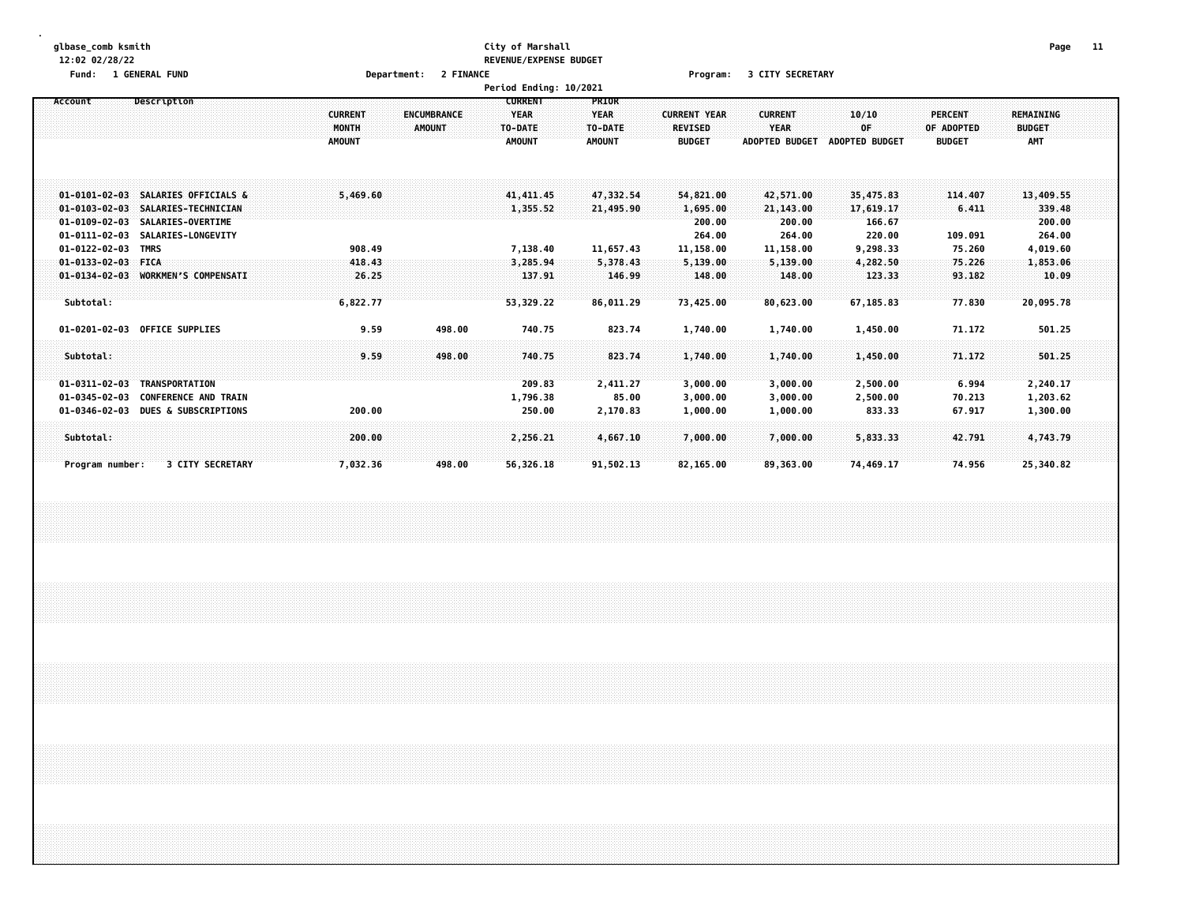City of Marshall
REVENUE/EXPENSE BUDGET

Fund: 1 GENERAL FUND  Department: 2 FINANCE  Program: 3 CITY SECRETARY

Period Ending: 10/2021

| Account | Description | CURRENT MONTH AMOUNT | ENCUMBRANCE AMOUNT | CURRENT YEAR TO-DATE AMOUNT | PRIOR YEAR TO-DATE AMOUNT | CURRENT YEAR REVISED BUDGET | CURRENT YEAR ADOPTED BUDGET | 10/10 OF ADOPTED BUDGET | PERCENT OF ADOPTED BUDGET | REMAINING BUDGET AMT |
|---|---|---|---|---|---|---|---|---|---|---|
| 01-0101-02-03 | SALARIES OFFICIALS & | 5,469.60 | | 41,411.45 | 47,332.54 | 54,821.00 | 42,571.00 | 35,475.83 | 114.407 | 13,409.55 |
| 01-0103-02-03 | SALARIES-TECHNICIAN | | | 1,355.52 | 21,495.90 | 1,695.00 | 21,143.00 | 17,619.17 | 6.411 | 339.48 |
| 01-0109-02-03 | SALARIES-OVERTIME | | | | | 200.00 | 200.00 | 166.67 | | 200.00 |
| 01-0111-02-03 | SALARIES-LONGEVITY | | | | | 264.00 | 264.00 | 220.00 | 109.091 | 264.00 |
| 01-0122-02-03 | TMRS | 908.49 | | 7,138.40 | 11,657.43 | 11,158.00 | 11,158.00 | 9,298.33 | 75.260 | 4,019.60 |
| 01-0133-02-03 | FICA | 418.43 | | 3,285.94 | 5,378.43 | 5,139.00 | 5,139.00 | 4,282.50 | 75.226 | 1,853.06 |
| 01-0134-02-03 | WORKMEN'S COMPENSATI | 26.25 | | 137.91 | 146.99 | 148.00 | 148.00 | 123.33 | 93.182 | 10.09 |
| Subtotal: | | 6,822.77 | | 53,329.22 | 86,011.29 | 73,425.00 | 80,623.00 | 67,185.83 | 77.830 | 20,095.78 |
| 01-0201-02-03 | OFFICE SUPPLIES | 9.59 | 498.00 | 740.75 | 823.74 | 1,740.00 | 1,740.00 | 1,450.00 | 71.172 | 501.25 |
| Subtotal: | | 9.59 | 498.00 | 740.75 | 823.74 | 1,740.00 | 1,740.00 | 1,450.00 | 71.172 | 501.25 |
| 01-0311-02-03 | TRANSPORTATION | | | 209.83 | 2,411.27 | 3,000.00 | 3,000.00 | 2,500.00 | 6.994 | 2,240.17 |
| 01-0345-02-03 | CONFERENCE AND TRAIN | | | 1,796.38 | 85.00 | 3,000.00 | 3,000.00 | 2,500.00 | 70.213 | 1,203.62 |
| 01-0346-02-03 | DUES & SUBSCRIPTIONS | 200.00 | | 250.00 | 2,170.83 | 1,000.00 | 1,000.00 | 833.33 | 67.917 | 1,300.00 |
| Subtotal: | | 200.00 | | 2,256.21 | 4,667.10 | 7,000.00 | 7,000.00 | 5,833.33 | 42.791 | 4,743.79 |
| Program number: | 3 CITY SECRETARY | 7,032.36 | 498.00 | 56,326.18 | 91,502.13 | 82,165.00 | 89,363.00 | 74,469.17 | 74.956 | 25,340.82 |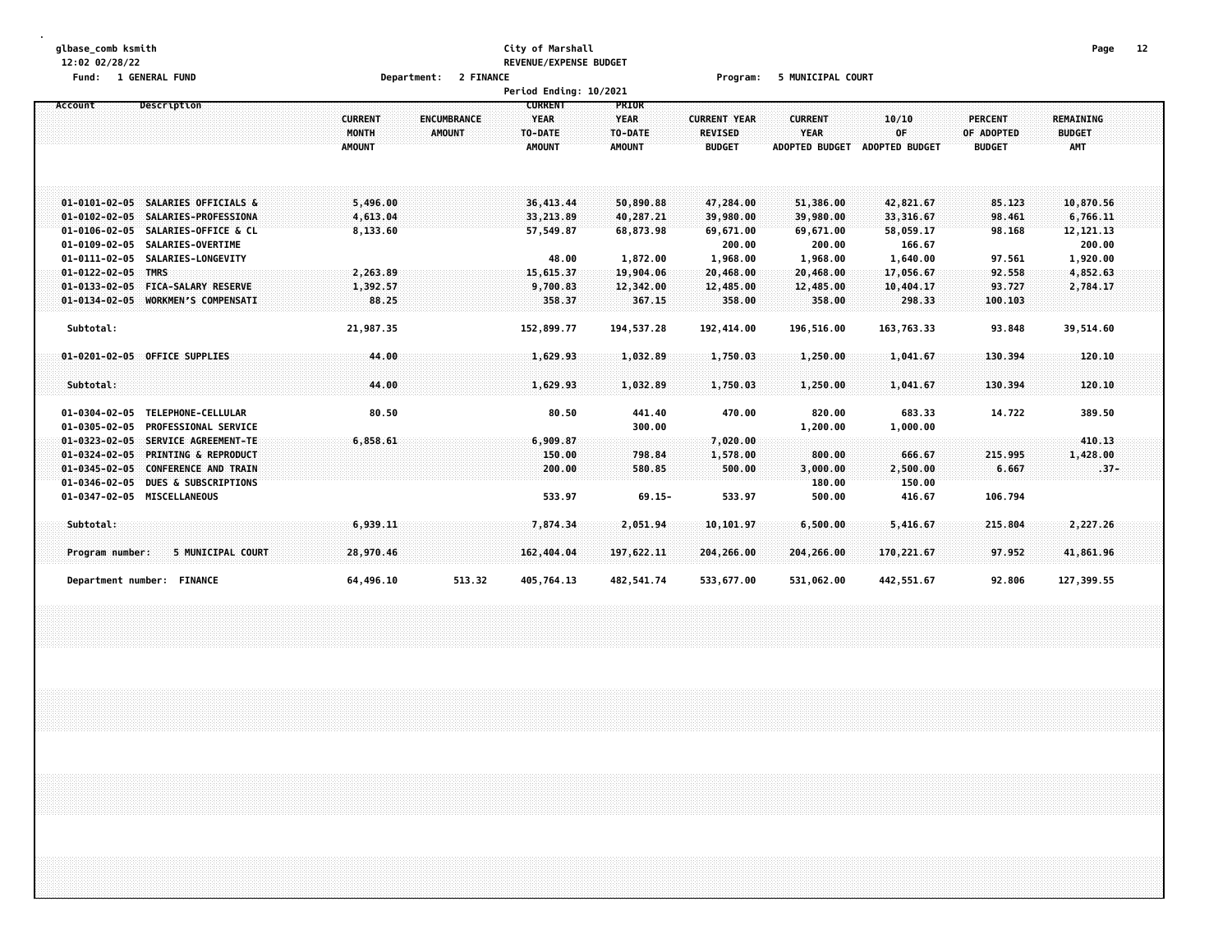City of Marshall
REVENUE/EXPENSE BUDGET

Fund: 1 GENERAL FUND | Department: 2 FINANCE | Program: 5 MUNICIPAL COURT

Period Ending: 10/2021

| Account | Description | CURRENT MONTH AMOUNT | ENCUMBRANCE AMOUNT | CURRENT YEAR TO-DATE AMOUNT | PRIOR YEAR TO-DATE AMOUNT | CURRENT YEAR REVISED BUDGET | CURRENT YEAR ADOPTED BUDGET | 10/10 OF ADOPTED BUDGET | PERCENT OF ADOPTED BUDGET | REMAINING BUDGET AMT |
|---|---|---|---|---|---|---|---|---|---|---|
| 01-0101-02-05 | SALARIES OFFICIALS & | 5,496.00 | | 36,413.44 | 50,890.88 | 47,284.00 | 51,386.00 | 42,821.67 | 85.123 | 10,870.56 |
| 01-0102-02-05 | SALARIES-PROFESSIONA | 4,613.04 | | 33,213.89 | 40,287.21 | 39,980.00 | 39,980.00 | 33,316.67 | 98.461 | 6,766.11 |
| 01-0106-02-05 | SALARIES-OFFICE & CL | 8,133.60 | | 57,549.87 | 68,873.98 | 69,671.00 | 69,671.00 | 58,059.17 | 98.168 | 12,121.13 |
| 01-0109-02-05 | SALARIES-OVERTIME | | | | | 200.00 | 200.00 | 166.67 | | 200.00 |
| 01-0111-02-05 | SALARIES-LONGEVITY | | | 48.00 | 1,872.00 | 1,968.00 | 1,968.00 | 1,640.00 | 97.561 | 1,920.00 |
| 01-0122-02-05 | TMRS | 2,263.89 | | 15,615.37 | 19,904.06 | 20,468.00 | 20,468.00 | 17,056.67 | 92.558 | 4,852.63 |
| 01-0133-02-05 | FICA-SALARY RESERVE | 1,392.57 | | 9,700.83 | 12,342.00 | 12,485.00 | 12,485.00 | 10,404.17 | 93.727 | 2,784.17 |
| 01-0134-02-05 | WORKMEN'S COMPENSATI | 88.25 | | 358.37 | 367.15 | 358.00 | 358.00 | 298.33 | 100.103 | |
| Subtotal: | | 21,987.35 | | 152,899.77 | 194,537.28 | 192,414.00 | 196,516.00 | 163,763.33 | 93.848 | 39,514.60 |
| 01-0201-02-05 | OFFICE SUPPLIES | 44.00 | | 1,629.93 | 1,032.89 | 1,750.03 | 1,250.00 | 1,041.67 | 130.394 | 120.10 |
| Subtotal: | | 44.00 | | 1,629.93 | 1,032.89 | 1,750.03 | 1,250.00 | 1,041.67 | 130.394 | 120.10 |
| 01-0304-02-05 | TELEPHONE-CELLULAR | 80.50 | | 80.50 | 441.40 | 470.00 | 820.00 | 683.33 | 14.722 | 389.50 |
| 01-0305-02-05 | PROFESSIONAL SERVICE | | | | 300.00 | | 1,200.00 | 1,000.00 | | |
| 01-0323-02-05 | SERVICE AGREEMENT-TE | 6,858.61 | | 6,909.87 | | 7,020.00 | | | | 410.13 |
| 01-0324-02-05 | PRINTING & REPRODUCT | | | 150.00 | 798.84 | 1,578.00 | 800.00 | 666.67 | 215.995 | 1,428.00 |
| 01-0345-02-05 | CONFERENCE AND TRAIN | | | 200.00 | 580.85 | 500.00 | 3,000.00 | 2,500.00 | 6.667 | .37- |
| 01-0346-02-05 | DUES & SUBSCRIPTIONS | | | | | | 180.00 | 150.00 | | |
| 01-0347-02-05 | MISCELLANEOUS | | | 533.97 | 69.15- | 533.97 | 500.00 | 416.67 | 106.794 | |
| Subtotal: | | 6,939.11 | | 7,874.34 | 2,051.94 | 10,101.97 | 6,500.00 | 5,416.67 | 215.804 | 2,227.26 |
| Program number: | 5 MUNICIPAL COURT | 28,970.46 | | 162,404.04 | 197,622.11 | 204,266.00 | 204,266.00 | 170,221.67 | 97.952 | 41,861.96 |
| Department number: | FINANCE | 64,496.10 | 513.32 | 405,764.13 | 482,541.74 | 533,677.00 | 531,062.00 | 442,551.67 | 92.806 | 127,399.55 |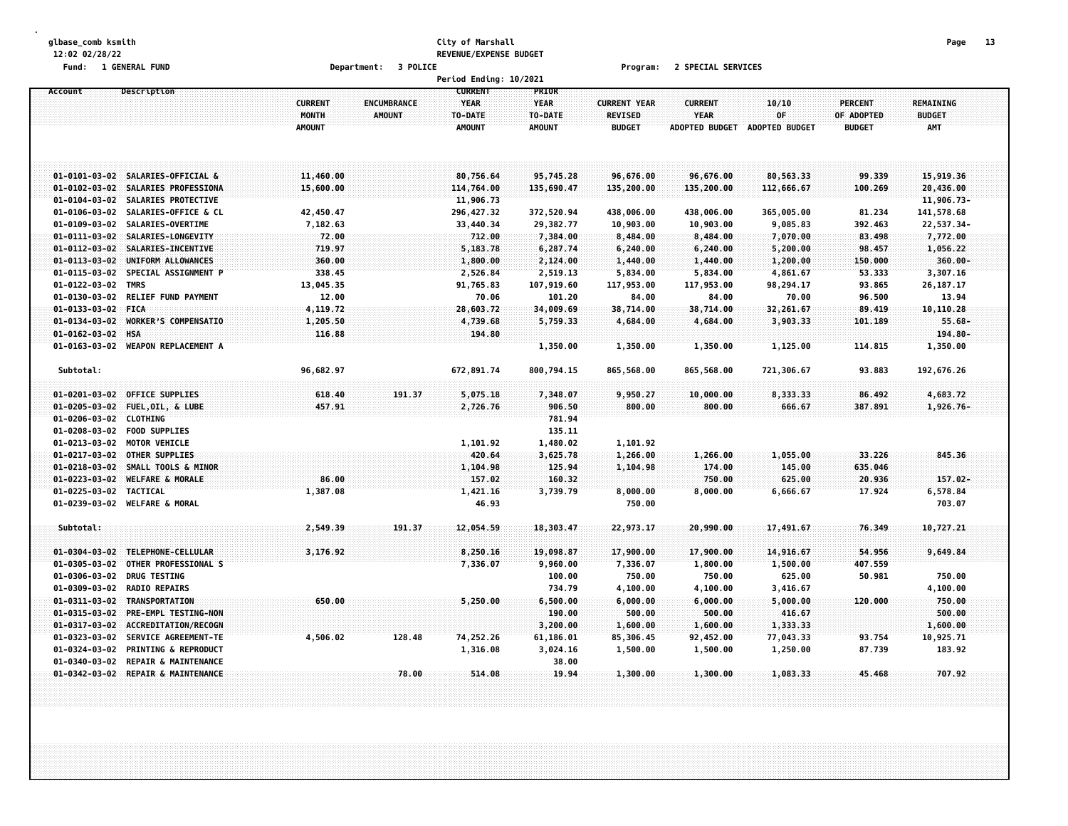glbase_comb ksmith
12:02 02/28/22

City of Marshall
REVENUE/EXPENSE BUDGET
Period Ending: 10/2021

Fund: 1 GENERAL FUND    Department: 3 POLICE    Program: 2 SPECIAL SERVICES

| Account | Description | CURRENT MONTH AMOUNT | ENCUMBRANCE AMOUNT | CURRENT YEAR TO-DATE AMOUNT | PRIOR YEAR TO-DATE AMOUNT | CURRENT YEAR REVISED BUDGET | CURRENT YEAR ADOPTED BUDGET | 10/10 OF ADOPTED BUDGET | PERCENT OF ADOPTED BUDGET | REMAINING BUDGET AMT |
|---|---|---|---|---|---|---|---|---|---|---|
| 01-0101-03-02 | SALARIES-OFFICIAL & | 11,460.00 | | 80,756.64 | 95,745.28 | 96,676.00 | 96,676.00 | 80,563.33 | 99.339 | 15,919.36 |
| 01-0102-03-02 | SALARIES PROFESSIONA | 15,600.00 | | 114,764.00 | 135,690.47 | 135,200.00 | 135,200.00 | 112,666.67 | 100.269 | 20,436.00 |
| 01-0104-03-02 | SALARIES PROTECTIVE | | | 11,906.73 | | | | | | 11,906.73- |
| 01-0106-03-02 | SALARIES-OFFICE & CL | 42,450.47 | | 296,427.32 | 372,520.94 | 438,006.00 | 438,006.00 | 365,005.00 | 81.234 | 141,578.68 |
| 01-0109-03-02 | SALARIES-OVERTIME | 7,182.63 | | 33,440.34 | 29,382.77 | 10,903.00 | 10,903.00 | 9,085.83 | 392.463 | 22,537.34- |
| 01-0111-03-02 | SALARIES-LONGEVITY | 72.00 | | 712.00 | 7,384.00 | 8,484.00 | 8,484.00 | 7,070.00 | 83.498 | 7,772.00 |
| 01-0112-03-02 | SALARIES-INCENTIVE | 719.97 | | 5,183.78 | 6,287.74 | 6,240.00 | 6,240.00 | 5,200.00 | 98.457 | 1,056.22 |
| 01-0113-03-02 | UNIFORM ALLOWANCES | 360.00 | | 1,800.00 | 2,124.00 | 1,440.00 | 1,440.00 | 1,200.00 | 150.000 | 360.00- |
| 01-0115-03-02 | SPECIAL ASSIGNMENT P | 338.45 | | 2,526.84 | 2,519.13 | 5,834.00 | 5,834.00 | 4,861.67 | 53.333 | 3,307.16 |
| 01-0122-03-02 | TMRS | 13,045.35 | | 91,765.83 | 107,919.60 | 117,953.00 | 117,953.00 | 98,294.17 | 93.865 | 26,187.17 |
| 01-0130-03-02 | RELIEF FUND PAYMENT | 12.00 | | 70.06 | 101.20 | 84.00 | 84.00 | 70.00 | 96.500 | 13.94 |
| 01-0133-03-02 | FICA | 4,119.72 | | 28,603.72 | 34,009.69 | 38,714.00 | 38,714.00 | 32,261.67 | 89.419 | 10,110.28 |
| 01-0134-03-02 | WORKER'S COMPENSATIO | 1,205.50 | | 4,739.68 | 5,759.33 | 4,684.00 | 4,684.00 | 3,903.33 | 101.189 | 55.68- |
| 01-0162-03-02 | HSA | 116.88 | | 194.80 | | | | | | 194.80- |
| 01-0163-03-02 | WEAPON REPLACEMENT A | | | | 1,350.00 | 1,350.00 | 1,350.00 | 1,125.00 | 114.815 | 1,350.00 |
| Subtotal: | | 96,682.97 | | 672,891.74 | 800,794.15 | 865,568.00 | 865,568.00 | 721,306.67 | 93.883 | 192,676.26 |
| 01-0201-03-02 | OFFICE SUPPLIES | 618.40 | 191.37 | 5,075.18 | 7,348.07 | 9,950.27 | 10,000.00 | 8,333.33 | 86.492 | 4,683.72 |
| 01-0205-03-02 | FUEL,OIL, & LUBE | 457.91 | | 2,726.76 | 906.50 | 800.00 | 800.00 | 666.67 | 387.891 | 1,926.76- |
| 01-0206-03-02 | CLOTHING | | | | 781.94 | | | | | |
| 01-0208-03-02 | FOOD SUPPLIES | | | | 135.11 | | | | | |
| 01-0213-03-02 | MOTOR VEHICLE | | | 1,101.92 | 1,480.02 | 1,101.92 | | | | |
| 01-0217-03-02 | OTHER SUPPLIES | | | 420.64 | 3,625.78 | 1,266.00 | 1,266.00 | 1,055.00 | 33.226 | 845.36 |
| 01-0218-03-02 | SMALL TOOLS & MINOR | | | 1,104.98 | 125.94 | 1,104.98 | 174.00 | 145.00 | 635.046 | |
| 01-0223-03-02 | WELFARE & MORALE | 86.00 | | 157.02 | 160.32 | | 750.00 | 625.00 | 20.936 | 157.02- |
| 01-0225-03-02 | TACTICAL | 1,387.08 | | 1,421.16 | 3,739.79 | 8,000.00 | 8,000.00 | 6,666.67 | 17.924 | 6,578.84 |
| 01-0239-03-02 | WELFARE & MORAL | | | 46.93 | | 750.00 | | | | 703.07 |
| Subtotal: | | 2,549.39 | 191.37 | 12,054.59 | 18,303.47 | 22,973.17 | 20,990.00 | 17,491.67 | 76.349 | 10,727.21 |
| 01-0304-03-02 | TELEPHONE-CELLULAR | 3,176.92 | | 8,250.16 | 19,098.87 | 17,900.00 | 17,900.00 | 14,916.67 | 54.956 | 9,649.84 |
| 01-0305-03-02 | OTHER PROFESSIONAL S | | | 7,336.07 | 9,960.00 | 7,336.07 | 1,800.00 | 1,500.00 | 407.559 | |
| 01-0306-03-02 | DRUG TESTING | | | | 100.00 | 750.00 | 750.00 | 625.00 | 50.981 | 750.00 |
| 01-0309-03-02 | RADIO REPAIRS | | | | 734.79 | 4,100.00 | 4,100.00 | 3,416.67 | | 4,100.00 |
| 01-0311-03-02 | TRANSPORTATION | 650.00 | | 5,250.00 | 6,500.00 | 6,000.00 | 6,000.00 | 5,000.00 | 120.000 | 750.00 |
| 01-0315-03-02 | PRE-EMPL TESTING-NON | | | | 190.00 | 500.00 | 500.00 | 416.67 | | 500.00 |
| 01-0317-03-02 | ACCREDITATION/RECOGN | | | | 3,200.00 | 1,600.00 | 1,600.00 | 1,333.33 | | 1,600.00 |
| 01-0323-03-02 | SERVICE AGREEMENT-TE | 4,506.02 | 128.48 | 74,252.26 | 61,186.01 | 85,306.45 | 92,452.00 | 77,043.33 | 93.754 | 10,925.71 |
| 01-0324-03-02 | PRINTING & REPRODUCT | | | 1,316.08 | 3,024.16 | 1,500.00 | 1,500.00 | 1,250.00 | 87.739 | 183.92 |
| 01-0340-03-02 | REPAIR & MAINTENANCE | | | | 38.00 | | | | | |
| 01-0342-03-02 | REPAIR & MAINTENANCE | | 78.00 | 514.08 | 19.94 | 1,300.00 | 1,300.00 | 1,083.33 | 45.468 | 707.92 |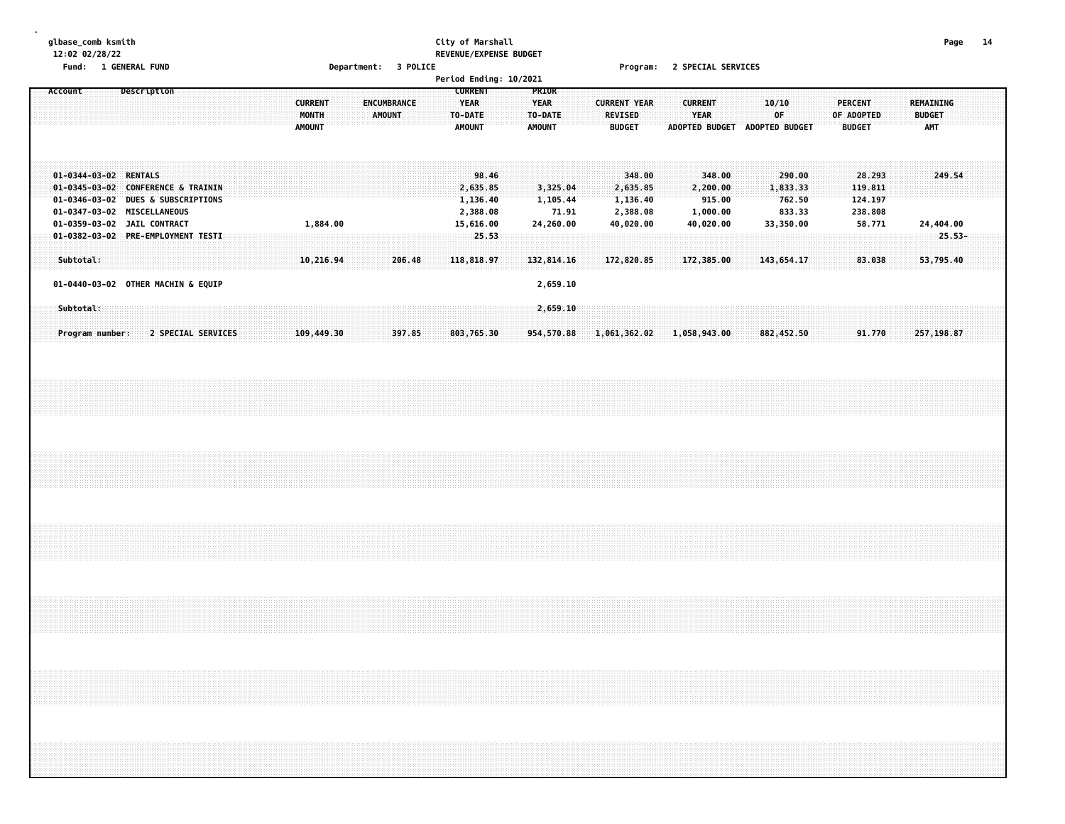City of Marshall
REVENUE/EXPENSE BUDGET

Fund: 1 GENERAL FUND    Department: 3 POLICE    Program: 2 SPECIAL SERVICES

Period Ending: 10/2021

| Account | Description | CURRENT MONTH AMOUNT | ENCUMBRANCE AMOUNT | CURRENT YEAR TO-DATE AMOUNT | PRIOR YEAR TO-DATE AMOUNT | CURRENT YEAR REVISED BUDGET | CURRENT YEAR ADOPTED BUDGET | 10/10 OF ADOPTED BUDGET | PERCENT OF ADOPTED BUDGET | REMAINING BUDGET AMT |
|---|---|---|---|---|---|---|---|---|---|---|
| 01-0344-03-02 | RENTALS | | | 98.46 | | 348.00 | 348.00 | 290.00 | 28.293 | 249.54 |
| 01-0345-03-02 | CONFERENCE & TRAININ | | | 2,635.85 | 3,325.04 | 2,635.85 | 2,200.00 | 1,833.33 | 119.811 | |
| 01-0346-03-02 | DUES & SUBSCRIPTIONS | | | 1,136.40 | 1,105.44 | 1,136.40 | 915.00 | 762.50 | 124.197 | |
| 01-0347-03-02 | MISCELLANEOUS | | | 2,388.08 | 71.91 | 2,388.08 | 1,000.00 | 833.33 | 238.808 | |
| 01-0359-03-02 | JAIL CONTRACT | 1,884.00 | | 15,616.00 | 24,260.00 | 40,020.00 | 40,020.00 | 33,350.00 | 58.771 | 24,404.00 |
| 01-0382-03-02 | PRE-EMPLOYMENT TESTI | | | 25.53 | | | | | | 25.53- |
| Subtotal: | | 10,216.94 | 206.48 | 118,818.97 | 132,814.16 | 172,820.85 | 172,385.00 | 143,654.17 | 83.038 | 53,795.40 |
| 01-0440-03-02 | OTHER MACHIN & EQUIP | | | | 2,659.10 | | | | | |
| Subtotal: | | | | | 2,659.10 | | | | | |
| Program number: | 2 SPECIAL SERVICES | 109,449.30 | 397.85 | 803,765.30 | 954,570.88 | 1,061,362.02 | 1,058,943.00 | 882,452.50 | 91.770 | 257,198.87 |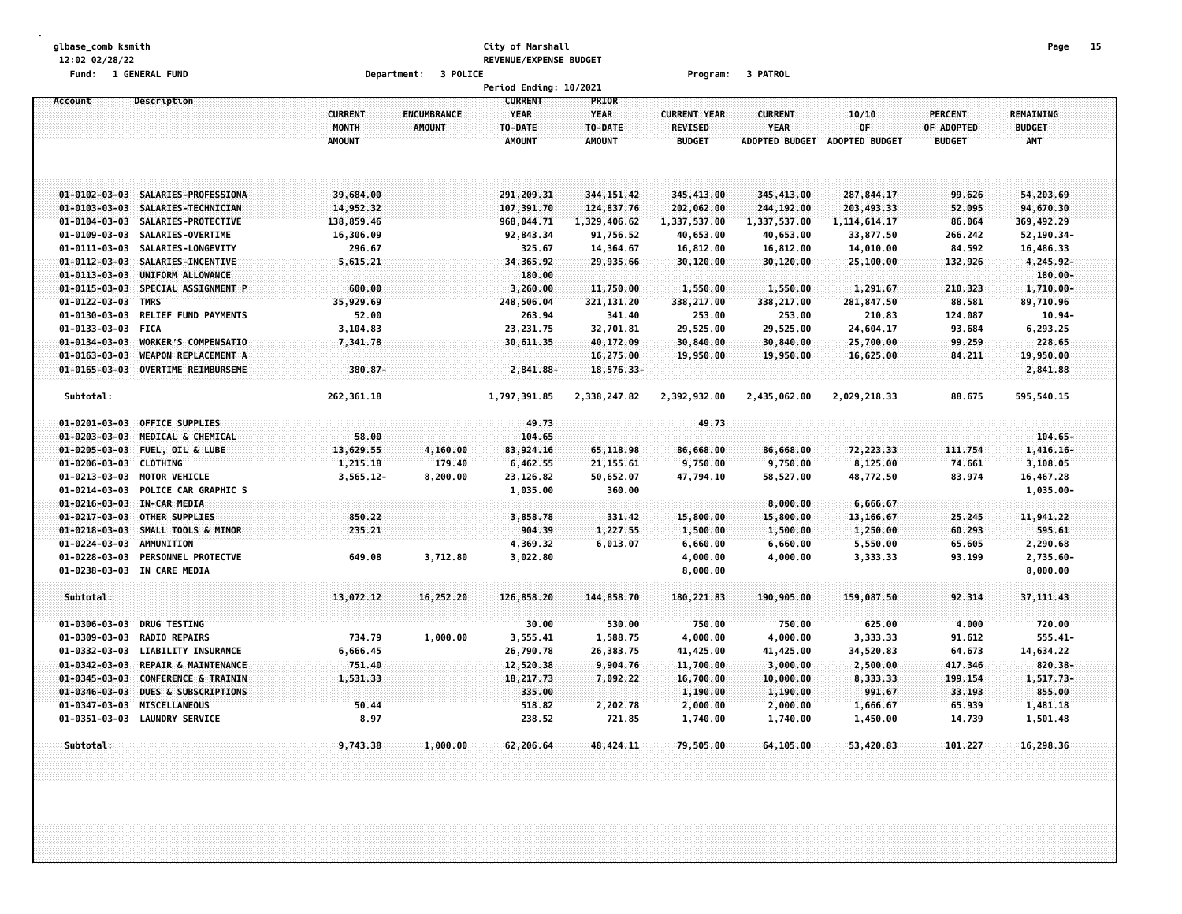glbase_comb ksmith
12:02 02/28/22

City of Marshall
REVENUE/EXPENSE BUDGET
Period Ending: 10/2021

Fund: 1 GENERAL FUND    Department: 3 POLICE    Program: 3 PATROL

| Account | Description | CURRENT MONTH AMOUNT | ENCUMBRANCE AMOUNT | CURRENT YEAR TO-DATE AMOUNT | PRIOR YEAR TO-DATE AMOUNT | CURRENT YEAR REVISED BUDGET | CURRENT YEAR ADOPTED BUDGET | 10/10 OF ADOPTED BUDGET | PERCENT OF ADOPTED BUDGET | REMAINING BUDGET AMT |
|---|---|---|---|---|---|---|---|---|---|---|
| 01-0102-03-03 | SALARIES-PROFESSIONA | 39,684.00 | | 291,209.31 | 344,151.42 | 345,413.00 | 345,413.00 | 287,844.17 | 99.626 | 54,203.69 |
| 01-0103-03-03 | SALARIES-TECHNICIAN | 14,952.32 | | 107,391.70 | 124,837.76 | 202,062.00 | 244,192.00 | 203,493.33 | 52.095 | 94,670.30 |
| 01-0104-03-03 | SALARIES-PROTECTIVE | 138,859.46 | | 968,044.71 | 1,329,406.62 | 1,337,537.00 | 1,337,537.00 | 1,114,614.17 | 86.064 | 369,492.29 |
| 01-0109-03-03 | SALARIES-OVERTIME | 16,306.09 | | 92,843.34 | 91,756.52 | 40,653.00 | 40,653.00 | 33,877.50 | 266.242 | 52,190.34- |
| 01-0111-03-03 | SALARIES-LONGEVITY | 296.67 | | 325.67 | 14,364.67 | 16,812.00 | 16,812.00 | 14,010.00 | 84.592 | 16,486.33 |
| 01-0112-03-03 | SALARIES-INCENTIVE | 5,615.21 | | 34,365.92 | 29,935.66 | 30,120.00 | 30,120.00 | 25,100.00 | 132.926 | 4,245.92- |
| 01-0113-03-03 | UNIFORM ALLOWANCE | | | 180.00 | | | | | | 180.00- |
| 01-0115-03-03 | SPECIAL ASSIGNMENT P | 600.00 | | 3,260.00 | 11,750.00 | 1,550.00 | 1,550.00 | 1,291.67 | 210.323 | 1,710.00- |
| 01-0122-03-03 | TMRS | 35,929.69 | | 248,506.04 | 321,131.20 | 338,217.00 | 338,217.00 | 281,847.50 | 88.581 | 89,710.96 |
| 01-0130-03-03 | RELIEF FUND PAYMENTS | 52.00 | | 263.94 | 341.40 | 253.00 | 253.00 | 210.83 | 124.087 | 10.94- |
| 01-0133-03-03 | FICA | 3,104.83 | | 23,231.75 | 32,701.81 | 29,525.00 | 29,525.00 | 24,604.17 | 93.684 | 6,293.25 |
| 01-0134-03-03 | WORKER'S COMPENSATIO | 7,341.78 | | 30,611.35 | 40,172.09 | 30,840.00 | 30,840.00 | 25,700.00 | 99.259 | 228.65 |
| 01-0163-03-03 | WEAPON REPLACEMENT A | | | | 16,275.00 | 19,950.00 | 19,950.00 | 16,625.00 | 84.211 | 19,950.00 |
| 01-0165-03-03 | OVERTIME REIMBURSEME | 380.87- | | 2,841.88- | 18,576.33- | | | | | 2,841.88 |
| Subtotal: | | 262,361.18 | | 1,797,391.85 | 2,338,247.82 | 2,392,932.00 | 2,435,062.00 | 2,029,218.33 | 88.675 | 595,540.15 |
| 01-0201-03-03 | OFFICE SUPPLIES | | | 49.73 | | 49.73 | | | | |
| 01-0203-03-03 | MEDICAL & CHEMICAL | 58.00 | | 104.65 | | | | | | 104.65- |
| 01-0205-03-03 | FUEL, OIL & LUBE | 13,629.55 | 4,160.00 | 83,924.16 | 65,118.98 | 86,668.00 | 86,668.00 | 72,223.33 | 111.754 | 1,416.16- |
| 01-0206-03-03 | CLOTHING | 1,215.18 | 179.40 | 6,462.55 | 21,155.61 | 9,750.00 | 9,750.00 | 8,125.00 | 74.661 | 3,108.05 |
| 01-0213-03-03 | MOTOR VEHICLE | 3,565.12- | 8,200.00 | 23,126.82 | 50,652.07 | 47,794.10 | 58,527.00 | 48,772.50 | 83.974 | 16,467.28 |
| 01-0214-03-03 | POLICE CAR GRAPHIC S | | | 1,035.00 | 360.00 | | | | | 1,035.00- |
| 01-0216-03-03 | IN-CAR MEDIA | | | | | | 8,000.00 | 6,666.67 | | |
| 01-0217-03-03 | OTHER SUPPLIES | 850.22 | | 3,858.78 | 331.42 | 15,800.00 | 15,800.00 | 13,166.67 | 25.245 | 11,941.22 |
| 01-0218-03-03 | SMALL TOOLS & MINOR | 235.21 | | 904.39 | 1,227.55 | 1,500.00 | 1,500.00 | 1,250.00 | 60.293 | 595.61 |
| 01-0224-03-03 | AMMUNITION | | | 4,369.32 | 6,013.07 | 6,660.00 | 6,660.00 | 5,550.00 | 65.605 | 2,290.68 |
| 01-0228-03-03 | PERSONNEL PROTECTVE | 649.08 | 3,712.80 | 3,022.80 | | 4,000.00 | 4,000.00 | 3,333.33 | 93.199 | 2,735.60- |
| 01-0238-03-03 | IN CARE MEDIA | | | | | 8,000.00 | | | | 8,000.00 |
| Subtotal: | | 13,072.12 | 16,252.20 | 126,858.20 | 144,858.70 | 180,221.83 | 190,905.00 | 159,087.50 | 92.314 | 37,111.43 |
| 01-0306-03-03 | DRUG TESTING | | | 30.00 | 530.00 | 750.00 | 750.00 | 625.00 | 4.000 | 720.00 |
| 01-0309-03-03 | RADIO REPAIRS | 734.79 | 1,000.00 | 3,555.41 | 1,588.75 | 4,000.00 | 4,000.00 | 3,333.33 | 91.612 | 555.41- |
| 01-0332-03-03 | LIABILITY INSURANCE | 6,666.45 | | 26,790.78 | 26,383.75 | 41,425.00 | 41,425.00 | 34,520.83 | 64.673 | 14,634.22 |
| 01-0342-03-03 | REPAIR & MAINTENANCE | 751.40 | | 12,520.38 | 9,904.76 | 11,700.00 | 3,000.00 | 2,500.00 | 417.346 | 820.38- |
| 01-0345-03-03 | CONFERENCE & TRAININ | 1,531.33 | | 18,217.73 | 7,092.22 | 16,700.00 | 10,000.00 | 8,333.33 | 199.154 | 1,517.73- |
| 01-0346-03-03 | DUES & SUBSCRIPTIONS | | | 335.00 | | 1,190.00 | 1,190.00 | 991.67 | 33.193 | 855.00 |
| 01-0347-03-03 | MISCELLANEOUS | 50.44 | | 518.82 | 2,202.78 | 2,000.00 | 2,000.00 | 1,666.67 | 65.939 | 1,481.18 |
| 01-0351-03-03 | LAUNDRY SERVICE | 8.97 | | 238.52 | 721.85 | 1,740.00 | 1,740.00 | 1,450.00 | 14.739 | 1,501.48 |
| Subtotal: | | 9,743.38 | 1,000.00 | 62,206.64 | 48,424.11 | 79,505.00 | 64,105.00 | 53,420.83 | 101.227 | 16,298.36 |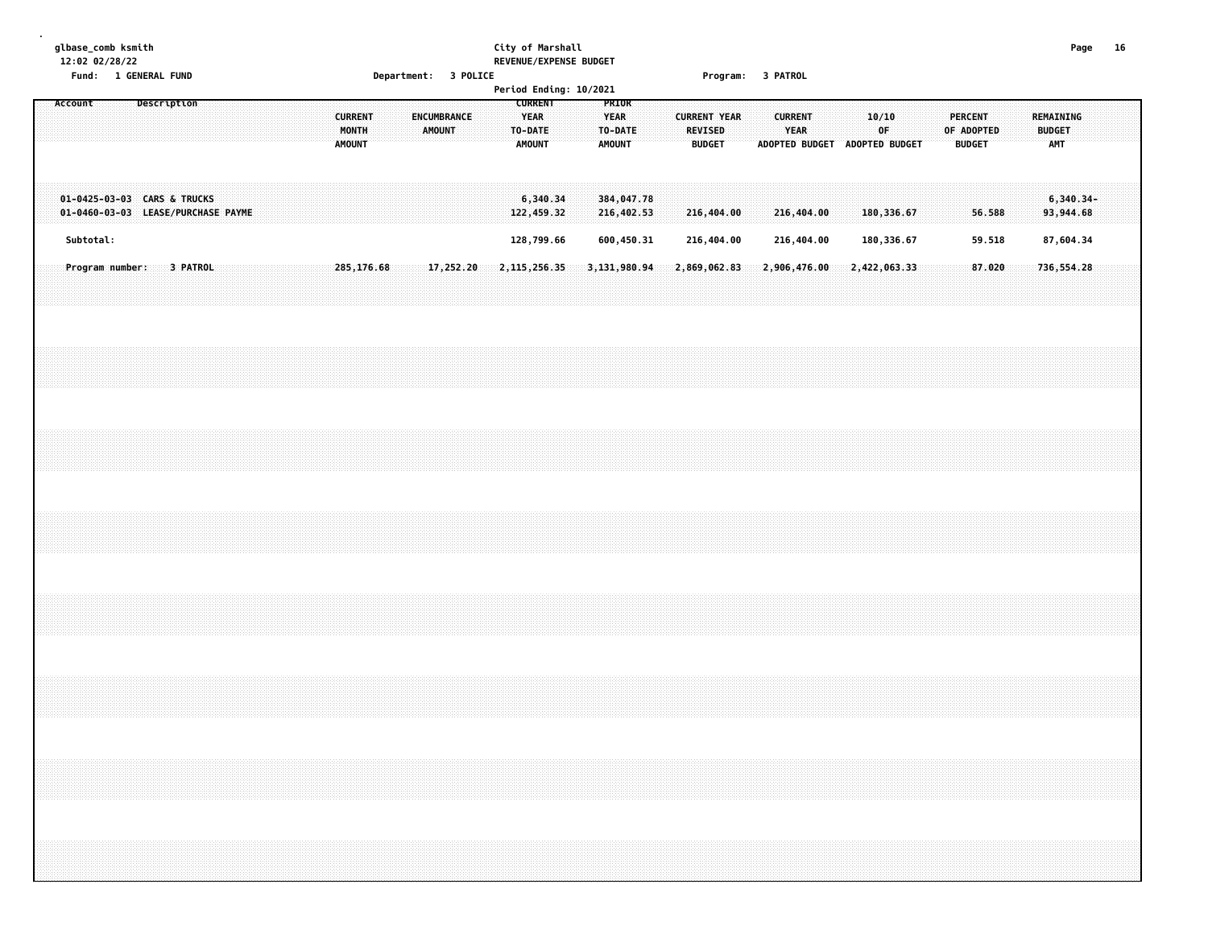glbase_comb ksmith
12:02 02/28/22
Fund: 1 GENERAL FUND

City of Marshall
REVENUE/EXPENSE BUDGET
Department: 3 POLICE
Period Ending: 10/2021

Program: 3 PATROL

| Account | Description | CURRENT MONTH AMOUNT | ENCUMBRANCE AMOUNT | CURRENT YEAR TO-DATE AMOUNT | PRIOR YEAR TO-DATE AMOUNT | CURRENT YEAR REVISED BUDGET | CURRENT YEAR ADOPTED BUDGET | 10/10 OF ADOPTED BUDGET | PERCENT OF ADOPTED BUDGET | REMAINING BUDGET AMT |
|---|---|---|---|---|---|---|---|---|---|---|
| 01-0425-03-03 | CARS & TRUCKS | | | 6,340.34 | 384,047.78 | | | | | 6,340.34- |
| 01-0460-03-03 | LEASE/PURCHASE PAYME | | | 122,459.32 | 216,402.53 | 216,404.00 | 216,404.00 | 180,336.67 | 56.588 | 93,944.68 |
| Subtotal: | | | | 128,799.66 | 600,450.31 | 216,404.00 | 216,404.00 | 180,336.67 | 59.518 | 87,604.34 |
| Program number: | 3 PATROL | 285,176.68 | 17,252.20 | 2,115,256.35 | 3,131,980.94 | 2,869,062.83 | 2,906,476.00 | 2,422,063.33 | 87.020 | 736,554.28 |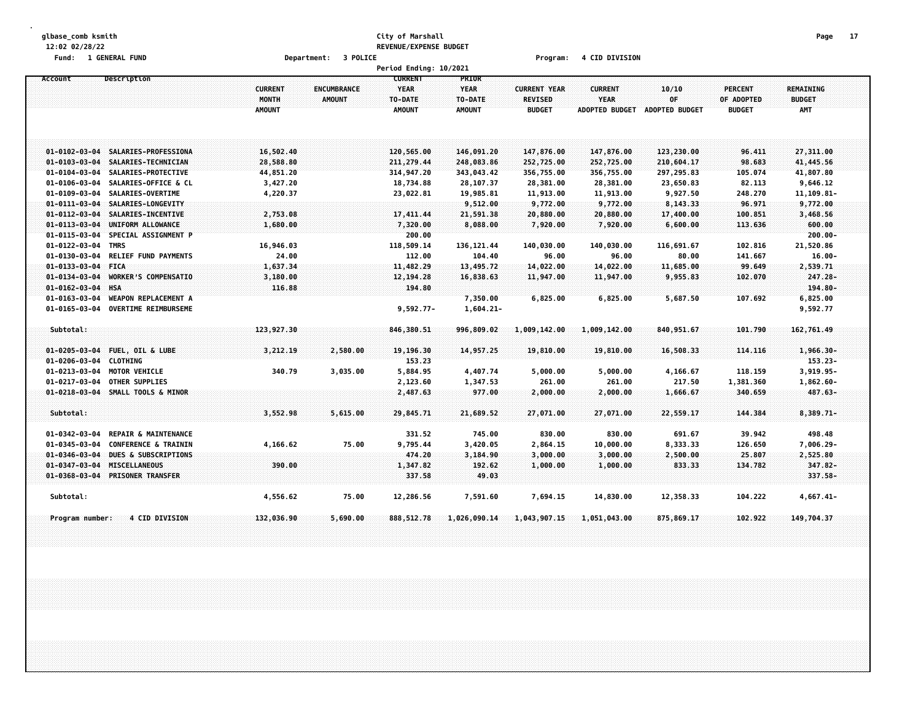glbase_comb ksmith
12:02 02/28/22

**City of Marshall**
**REVENUE/EXPENSE BUDGET**

Fund: 1 GENERAL FUND    Department: 3 POLICE    Program: 4 CID DIVISION

Period Ending: 10/2021

| Account | Description | CURRENT MONTH AMOUNT | ENCUMBRANCE AMOUNT | CURRENT YEAR TO-DATE AMOUNT | PRIOR YEAR TO-DATE AMOUNT | CURRENT YEAR REVISED BUDGET | CURRENT YEAR ADOPTED BUDGET | 10/10 OF ADOPTED BUDGET | PERCENT OF ADOPTED BUDGET | REMAINING BUDGET AMT |
|---|---|---|---|---|---|---|---|---|---|---|
| 01-0102-03-04 | SALARIES-PROFESSIONA | 16,502.40 | | 120,565.00 | 146,091.20 | 147,876.00 | 147,876.00 | 123,230.00 | 96.411 | 27,311.00 |
| 01-0103-03-04 | SALARIES-TECHNICIAN | 28,588.80 | | 211,279.44 | 248,083.86 | 252,725.00 | 252,725.00 | 210,604.17 | 98.683 | 41,445.56 |
| 01-0104-03-04 | SALARIES-PROTECTIVE | 44,851.20 | | 314,947.20 | 343,043.42 | 356,755.00 | 356,755.00 | 297,295.83 | 105.074 | 41,807.80 |
| 01-0106-03-04 | SALARIES-OFFICE & CL | 3,427.20 | | 18,734.88 | 28,107.37 | 28,381.00 | 28,381.00 | 23,650.83 | 82.113 | 9,646.12 |
| 01-0109-03-04 | SALARIES-OVERTIME | 4,220.37 | | 23,022.81 | 19,985.81 | 11,913.00 | 11,913.00 | 9,927.50 | 248.270 | 11,109.81- |
| 01-0111-03-04 | SALARIES-LONGEVITY | | | | 9,512.00 | 9,772.00 | 9,772.00 | 8,143.33 | 96.971 | 9,772.00 |
| 01-0112-03-04 | SALARIES-INCENTIVE | 2,753.08 | | 17,411.44 | 21,591.38 | 20,880.00 | 20,880.00 | 17,400.00 | 100.851 | 3,468.56 |
| 01-0113-03-04 | UNIFORM ALLOWANCE | 1,680.00 | | 7,320.00 | 8,088.00 | 7,920.00 | 7,920.00 | 6,600.00 | 113.636 | 600.00 |
| 01-0115-03-04 | SPECIAL ASSIGNMENT P | | | 200.00 | | | | | | 200.00- |
| 01-0122-03-04 | TMRS | 16,946.03 | | 118,509.14 | 136,121.44 | 140,030.00 | 140,030.00 | 116,691.67 | 102.816 | 21,520.86 |
| 01-0130-03-04 | RELIEF FUND PAYMENTS | 24.00 | | 112.00 | 104.40 | 96.00 | 96.00 | 80.00 | 141.667 | 16.00- |
| 01-0133-03-04 | FICA | 1,637.34 | | 11,482.29 | 13,495.72 | 14,022.00 | 14,022.00 | 11,685.00 | 99.649 | 2,539.71 |
| 01-0134-03-04 | WORKER'S COMPENSATIO | 3,180.00 | | 12,194.28 | 16,838.63 | 11,947.00 | 11,947.00 | 9,955.83 | 102.070 | 247.28- |
| 01-0162-03-04 | HSA | 116.88 | | 194.80 | | | | | | 194.80- |
| 01-0163-03-04 | WEAPON REPLACEMENT A | | | | 7,350.00 | 6,825.00 | 6,825.00 | 5,687.50 | 107.692 | 6,825.00 |
| 01-0165-03-04 | OVERTIME REIMBURSEME | | | 9,592.77- | 1,604.21- | | | | | 9,592.77 |
| Subtotal: | | 123,927.30 | | 846,380.51 | 996,809.02 | 1,009,142.00 | 1,009,142.00 | 840,951.67 | 101.790 | 162,761.49 |
| 01-0205-03-04 | FUEL, OIL & LUBE | 3,212.19 | 2,580.00 | 19,196.30 | 14,957.25 | 19,810.00 | 19,810.00 | 16,508.33 | 114.116 | 1,966.30- |
| 01-0206-03-04 | CLOTHING | | | 153.23 | | | | | | 153.23- |
| 01-0213-03-04 | MOTOR VEHICLE | 340.79 | 3,035.00 | 5,884.95 | 4,407.74 | 5,000.00 | 5,000.00 | 4,166.67 | 118.159 | 3,919.95- |
| 01-0217-03-04 | OTHER SUPPLIES | | | 2,123.60 | 1,347.53 | 261.00 | 261.00 | 217.50 | 1,381.360 | 1,862.60- |
| 01-0218-03-04 | SMALL TOOLS & MINOR | | | 2,487.63 | 977.00 | 2,000.00 | 2,000.00 | 1,666.67 | 340.659 | 487.63- |
| Subtotal: | | 3,552.98 | 5,615.00 | 29,845.71 | 21,689.52 | 27,071.00 | 27,071.00 | 22,559.17 | 144.384 | 8,389.71- |
| 01-0342-03-04 | REPAIR & MAINTENANCE | | | 331.52 | 745.00 | 830.00 | 830.00 | 691.67 | 39.942 | 498.48 |
| 01-0345-03-04 | CONFERENCE & TRAININ | 4,166.62 | 75.00 | 9,795.44 | 3,420.05 | 2,864.15 | 10,000.00 | 8,333.33 | 126.650 | 7,006.29- |
| 01-0346-03-04 | DUES & SUBSCRIPTIONS | | | 474.20 | 3,184.90 | 3,000.00 | 3,000.00 | 2,500.00 | 25.807 | 2,525.80 |
| 01-0347-03-04 | MISCELLANEOUS | 390.00 | | 1,347.82 | 192.62 | 1,000.00 | 1,000.00 | 833.33 | 134.782 | 347.82- |
| 01-0368-03-04 | PRISONER TRANSFER | | | 337.58 | 49.03 | | | | | 337.58- |
| Subtotal: | | 4,556.62 | 75.00 | 12,286.56 | 7,591.60 | 7,694.15 | 14,830.00 | 12,358.33 | 104.222 | 4,667.41- |
| Program number: | 4 CID DIVISION | 132,036.90 | 5,690.00 | 888,512.78 | 1,026,090.14 | 1,043,907.15 | 1,051,043.00 | 875,869.17 | 102.922 | 149,704.37 |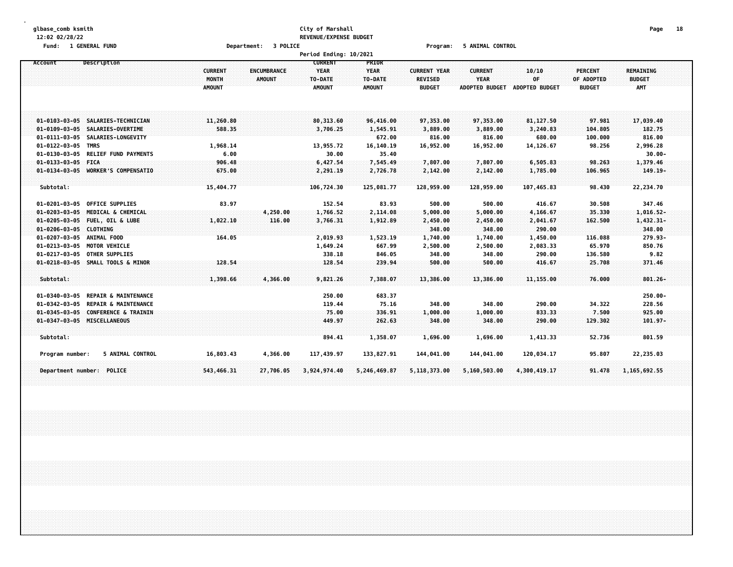glbase_comb ksmith
12:02 02/28/22

City of Marshall
REVENUE/EXPENSE BUDGET

Fund: 1 GENERAL FUND    Department: 3 POLICE    Program: 5 ANIMAL CONTROL

Period Ending: 10/2021

| Account | Description | CURRENT MONTH AMOUNT | ENCUMBRANCE AMOUNT | CURRENT YEAR TO-DATE AMOUNT | PRIOR YEAR TO-DATE AMOUNT | CURRENT YEAR REVISED BUDGET | CURRENT YEAR ADOPTED BUDGET | 10/10 OF ADOPTED BUDGET | PERCENT OF ADOPTED BUDGET | REMAINING BUDGET AMT |
|---|---|---|---|---|---|---|---|---|---|---|
| 01-0103-03-05 | SALARIES-TECHNICIAN | 11,260.80 | | 80,313.60 | 96,416.00 | 97,353.00 | 97,353.00 | 81,127.50 | 97.981 | 17,039.40 |
| 01-0109-03-05 | SALARIES-OVERTIME | 588.35 | | 3,706.25 | 1,545.91 | 3,889.00 | 3,889.00 | 3,240.83 | 104.805 | 182.75 |
| 01-0111-03-05 | SALARIES-LONGEVITY | | | | 672.00 | 816.00 | 816.00 | 680.00 | 100.000 | 816.00 |
| 01-0122-03-05 | TMRS | 1,968.14 | | 13,955.72 | 16,140.19 | 16,952.00 | 16,952.00 | 14,126.67 | 98.256 | 2,996.28 |
| 01-0130-03-05 | RELIEF FUND PAYMENTS | 6.00 | | 30.00 | 35.40 | | | | | 30.00- |
| 01-0133-03-05 | FICA | 906.48 | | 6,427.54 | 7,545.49 | 7,807.00 | 7,807.00 | 6,505.83 | 98.263 | 1,379.46 |
| 01-0134-03-05 | WORKER'S COMPENSATIO | 675.00 | | 2,291.19 | 2,726.78 | 2,142.00 | 2,142.00 | 1,785.00 | 106.965 | 149.19- |
| Subtotal: | | 15,404.77 | | 106,724.30 | 125,081.77 | 128,959.00 | 128,959.00 | 107,465.83 | 98.430 | 22,234.70 |
| 01-0201-03-05 | OFFICE SUPPLIES | 83.97 | | 152.54 | 83.93 | 500.00 | 500.00 | 416.67 | 30.508 | 347.46 |
| 01-0203-03-05 | MEDICAL & CHEMICAL | | 4,250.00 | 1,766.52 | 2,114.08 | 5,000.00 | 5,000.00 | 4,166.67 | 35.330 | 1,016.52- |
| 01-0205-03-05 | FUEL, OIL & LUBE | 1,022.10 | 116.00 | 3,766.31 | 1,912.89 | 2,450.00 | 2,450.00 | 2,041.67 | 162.500 | 1,432.31- |
| 01-0206-03-05 | CLOTHING | | | | | 348.00 | 348.00 | 290.00 | | 348.00 |
| 01-0207-03-05 | ANIMAL FOOD | 164.05 | | 2,019.93 | 1,523.19 | 1,740.00 | 1,740.00 | 1,450.00 | 116.088 | 279.93- |
| 01-0213-03-05 | MOTOR VEHICLE | | | 1,649.24 | 667.99 | 2,500.00 | 2,500.00 | 2,083.33 | 65.970 | 850.76 |
| 01-0217-03-05 | OTHER SUPPLIES | | | 338.18 | 846.05 | 348.00 | 348.00 | 290.00 | 136.580 | 9.82 |
| 01-0218-03-05 | SMALL TOOLS & MINOR | 128.54 | | 128.54 | 239.94 | 500.00 | 500.00 | 416.67 | 25.708 | 371.46 |
| Subtotal: | | 1,398.66 | 4,366.00 | 9,821.26 | 7,388.07 | 13,386.00 | 13,386.00 | 11,155.00 | 76.000 | 801.26- |
| 01-0340-03-05 | REPAIR & MAINTENANCE | | | 250.00 | 683.37 | | | | | 250.00- |
| 01-0342-03-05 | REPAIR & MAINTENANCE | | | 119.44 | 75.16 | 348.00 | 348.00 | 290.00 | 34.322 | 228.56 |
| 01-0345-03-05 | CONFERENCE & TRAININ | | | 75.00 | 336.91 | 1,000.00 | 1,000.00 | 833.33 | 7.500 | 925.00 |
| 01-0347-03-05 | MISCELLANEOUS | | | 449.97 | 262.63 | 348.00 | 348.00 | 290.00 | 129.302 | 101.97- |
| Subtotal: | | | | 894.41 | 1,358.07 | 1,696.00 | 1,696.00 | 1,413.33 | 52.736 | 801.59 |
| Program number: | 5 ANIMAL CONTROL | 16,803.43 | 4,366.00 | 117,439.97 | 133,827.91 | 144,041.00 | 144,041.00 | 120,034.17 | 95.807 | 22,235.03 |
| Department number: | POLICE | 543,466.31 | 27,706.05 | 3,924,974.40 | 5,246,469.87 | 5,118,373.00 | 5,160,503.00 | 4,300,419.17 | 91.478 | 1,165,692.55 |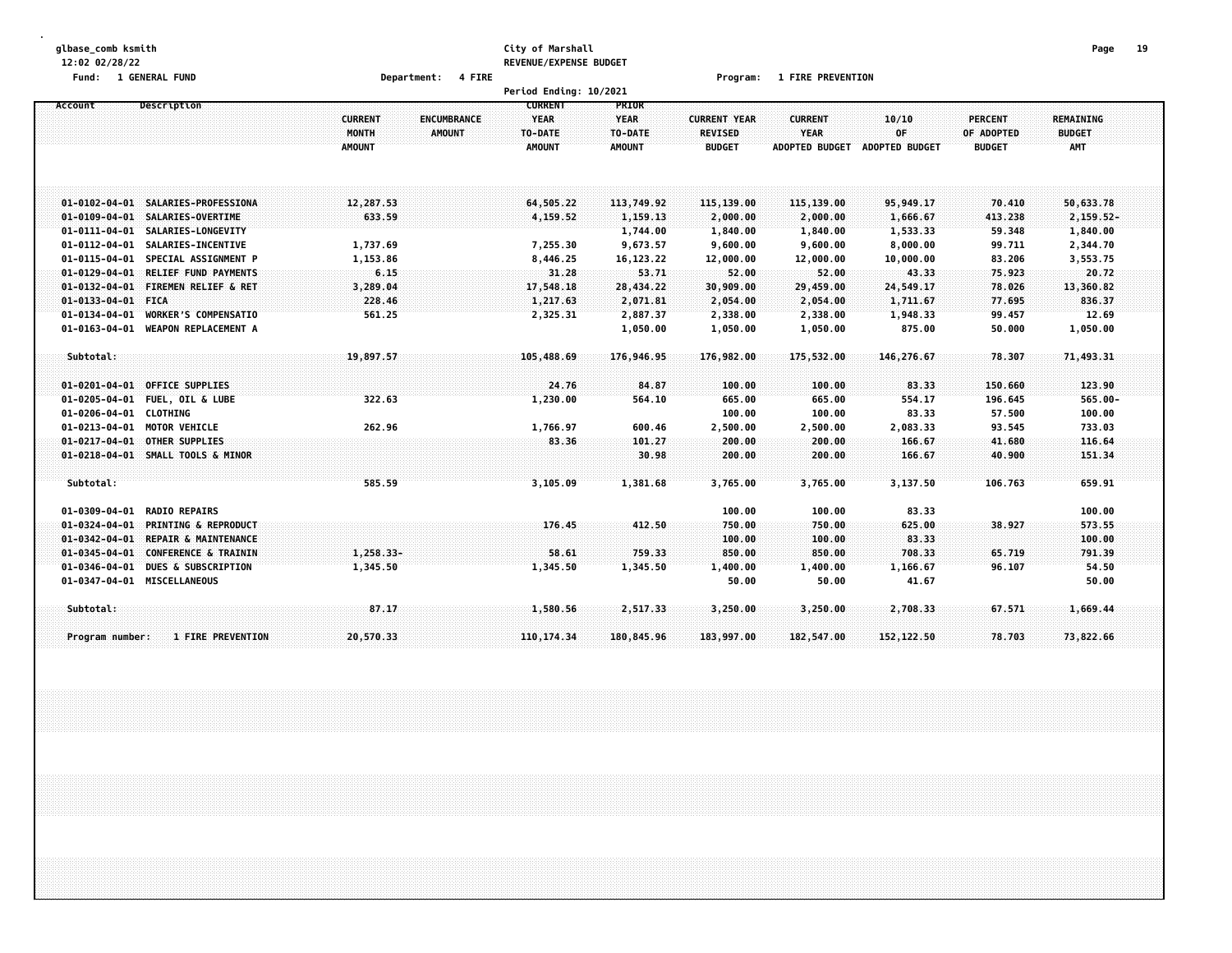glbase_comb ksmith  
12:02 02/28/22  
Fund: 1 GENERAL FUND

**City of Marshall**  
**REVENUE/EXPENSE BUDGET**  
Department: 4 FIRE  
Program: 1 FIRE PREVENTION  
Period Ending: 10/2021

| Account | Description | CURRENT MONTH AMOUNT | ENCUMBRANCE AMOUNT | CURRENT YEAR TO-DATE AMOUNT | PRIOR YEAR TO-DATE AMOUNT | CURRENT YEAR REVISED BUDGET | CURRENT YEAR ADOPTED BUDGET | 10/10 OF ADOPTED BUDGET | PERCENT OF ADOPTED BUDGET | REMAINING BUDGET AMT |
|---|---|---|---|---|---|---|---|---|---|---|
| 01-0102-04-01 | SALARIES-PROFESSIONA | 12,287.53 | | 64,505.22 | 113,749.92 | 115,139.00 | 115,139.00 | 95,949.17 | 70.410 | 50,633.78 |
| 01-0109-04-01 | SALARIES-OVERTIME | 633.59 | | 4,159.52 | 1,159.13 | 2,000.00 | 2,000.00 | 1,666.67 | 413.238 | 2,159.52- |
| 01-0111-04-01 | SALARIES-LONGEVITY | | | | 1,744.00 | 1,840.00 | 1,840.00 | 1,533.33 | 59.348 | 1,840.00 |
| 01-0112-04-01 | SALARIES-INCENTIVE | 1,737.69 | | 7,255.30 | 9,673.57 | 9,600.00 | 9,600.00 | 8,000.00 | 99.711 | 2,344.70 |
| 01-0115-04-01 | SPECIAL ASSIGNMENT P | 1,153.86 | | 8,446.25 | 16,123.22 | 12,000.00 | 12,000.00 | 10,000.00 | 83.206 | 3,553.75 |
| 01-0129-04-01 | RELIEF FUND PAYMENTS | 6.15 | | 31.28 | 53.71 | 52.00 | 52.00 | 43.33 | 75.923 | 20.72 |
| 01-0132-04-01 | FIREMEN RELIEF & RET | 3,289.04 | | 17,548.18 | 28,434.22 | 30,909.00 | 29,459.00 | 24,549.17 | 78.026 | 13,360.82 |
| 01-0133-04-01 | FICA | 228.46 | | 1,217.63 | 2,071.81 | 2,054.00 | 2,054.00 | 1,711.67 | 77.695 | 836.37 |
| 01-0134-04-01 | WORKER'S COMPENSATIO | 561.25 | | 2,325.31 | 2,887.37 | 2,338.00 | 2,338.00 | 1,948.33 | 99.457 | 12.69 |
| 01-0163-04-01 | WEAPON REPLACEMENT A | | | | 1,050.00 | 1,050.00 | 1,050.00 | 875.00 | 50.000 | 1,050.00 |
| Subtotal: | | 19,897.57 | | 105,488.69 | 176,946.95 | 176,982.00 | 175,532.00 | 146,276.67 | 78.307 | 71,493.31 |
| 01-0201-04-01 | OFFICE SUPPLIES | | | 24.76 | 84.87 | 100.00 | 100.00 | 83.33 | 150.660 | 123.90 |
| 01-0205-04-01 | FUEL, OIL & LUBE | 322.63 | | 1,230.00 | 564.10 | 665.00 | 665.00 | 554.17 | 196.645 | 565.00- |
| 01-0206-04-01 | CLOTHING | | | | | 100.00 | 100.00 | 83.33 | 57.500 | 100.00 |
| 01-0213-04-01 | MOTOR VEHICLE | 262.96 | | 1,766.97 | 600.46 | 2,500.00 | 2,500.00 | 2,083.33 | 93.545 | 733.03 |
| 01-0217-04-01 | OTHER SUPPLIES | | | 83.36 | 101.27 | 200.00 | 200.00 | 166.67 | 41.680 | 116.64 |
| 01-0218-04-01 | SMALL TOOLS & MINOR | | | | 30.98 | 200.00 | 200.00 | 166.67 | 40.900 | 151.34 |
| Subtotal: | | 585.59 | | 3,105.09 | 1,381.68 | 3,765.00 | 3,765.00 | 3,137.50 | 106.763 | 659.91 |
| 01-0309-04-01 | RADIO REPAIRS | | | | | 100.00 | 100.00 | 83.33 | | 100.00 |
| 01-0324-04-01 | PRINTING & REPRODUCT | | | 176.45 | 412.50 | 750.00 | 750.00 | 625.00 | 38.927 | 573.55 |
| 01-0342-04-01 | REPAIR & MAINTENANCE | | | | | 100.00 | 100.00 | 83.33 | | 100.00 |
| 01-0345-04-01 | CONFERENCE & TRAININ | 1,258.33- | | 58.61 | 759.33 | 850.00 | 850.00 | 708.33 | 65.719 | 791.39 |
| 01-0346-04-01 | DUES & SUBSCRIPTION | 1,345.50 | | 1,345.50 | 1,345.50 | 1,400.00 | 1,400.00 | 1,166.67 | 96.107 | 54.50 |
| 01-0347-04-01 | MISCELLANEOUS | | | | | 50.00 | 50.00 | 41.67 | | 50.00 |
| Subtotal: | | 87.17 | | 1,580.56 | 2,517.33 | 3,250.00 | 3,250.00 | 2,708.33 | 67.571 | 1,669.44 |
| Program number: | 1 FIRE PREVENTION | 20,570.33 | | 110,174.34 | 180,845.96 | 183,997.00 | 182,547.00 | 152,122.50 | 78.703 | 73,822.66 |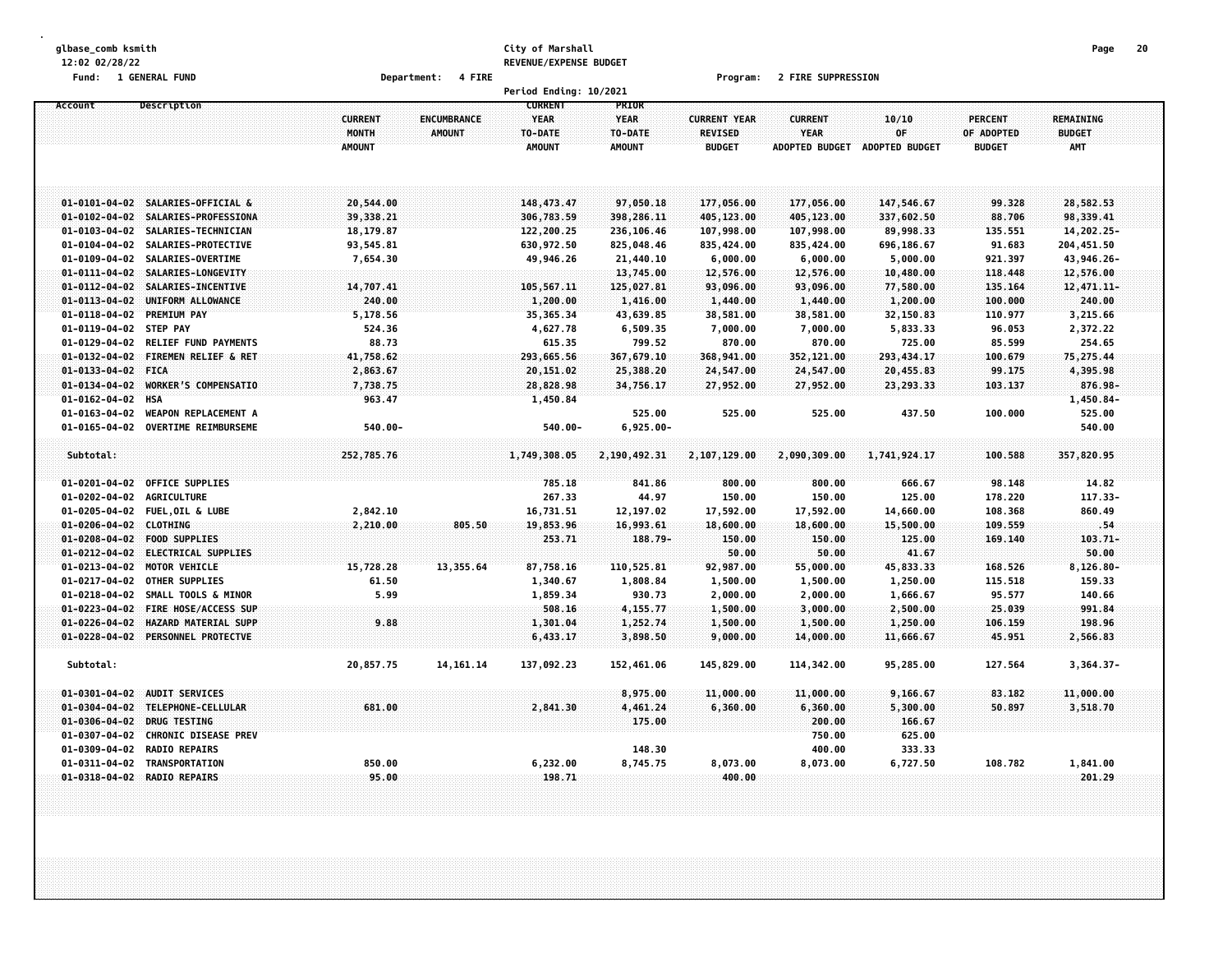glbase_comb ksmith
12:02 02/28/22

**City of Marshall**
**REVENUE/EXPENSE BUDGET**
**Period Ending: 10/2021**

Fund: 1 GENERAL FUND    Department: 4 FIRE    Program: 2 FIRE SUPPRESSION

| Account | Description | CURRENT MONTH AMOUNT | ENCUMBRANCE AMOUNT | CURRENT YEAR TO-DATE AMOUNT | PRIOR YEAR TO-DATE AMOUNT | CURRENT YEAR REVISED BUDGET | CURRENT YEAR ADOPTED BUDGET | 10/10 OF ADOPTED BUDGET | PERCENT OF ADOPTED BUDGET | REMAINING BUDGET AMT |
|---|---|---|---|---|---|---|---|---|---|---|
| 01-0101-04-02 | SALARIES-OFFICIAL & | 20,544.00 | | 148,473.47 | 97,050.18 | 177,056.00 | 177,056.00 | 147,546.67 | 99.328 | 28,582.53 |
| 01-0102-04-02 | SALARIES-PROFESSIONA | 39,338.21 | | 306,783.59 | 398,286.11 | 405,123.00 | 405,123.00 | 337,602.50 | 88.706 | 98,339.41 |
| 01-0103-04-02 | SALARIES-TECHNICIAN | 18,179.87 | | 122,200.25 | 236,106.46 | 107,998.00 | 107,998.00 | 89,998.33 | 135.551 | 14,202.25- |
| 01-0104-04-02 | SALARIES-PROTECTIVE | 93,545.81 | | 630,972.50 | 825,048.46 | 835,424.00 | 835,424.00 | 696,186.67 | 91.683 | 204,451.50 |
| 01-0109-04-02 | SALARIES-OVERTIME | 7,654.30 | | 49,946.26 | 21,440.10 | 6,000.00 | 6,000.00 | 5,000.00 | 921.397 | 43,946.26- |
| 01-0111-04-02 | SALARIES-LONGEVITY | | | | 13,745.00 | 12,576.00 | 12,576.00 | 10,480.00 | 118.448 | 12,576.00 |
| 01-0112-04-02 | SALARIES-INCENTIVE | 14,707.41 | | 105,567.11 | 125,027.81 | 93,096.00 | 93,096.00 | 77,580.00 | 135.164 | 12,471.11- |
| 01-0113-04-02 | UNIFORM ALLOWANCE | 240.00 | | 1,200.00 | 1,416.00 | 1,440.00 | 1,440.00 | 1,200.00 | 100.000 | 240.00 |
| 01-0118-04-02 | PREMIUM PAY | 5,178.56 | | 35,365.34 | 43,639.85 | 38,581.00 | 38,581.00 | 32,150.83 | 110.977 | 3,215.66 |
| 01-0119-04-02 | STEP PAY | 524.36 | | 4,627.78 | 6,509.35 | 7,000.00 | 7,000.00 | 5,833.33 | 96.053 | 2,372.22 |
| 01-0129-04-02 | RELIEF FUND PAYMENTS | 88.73 | | 615.35 | 799.52 | 870.00 | 870.00 | 725.00 | 85.599 | 254.65 |
| 01-0132-04-02 | FIREMEN RELIEF & RET | 41,758.62 | | 293,665.56 | 367,679.10 | 368,941.00 | 352,121.00 | 293,434.17 | 100.679 | 75,275.44 |
| 01-0133-04-02 | FICA | 2,863.67 | | 20,151.02 | 25,388.20 | 24,547.00 | 24,547.00 | 20,455.83 | 99.175 | 4,395.98 |
| 01-0134-04-02 | WORKER'S COMPENSATIO | 7,738.75 | | 28,828.98 | 34,756.17 | 27,952.00 | 27,952.00 | 23,293.33 | 103.137 | 876.98- |
| 01-0162-04-02 | HSA | 963.47 | | 1,450.84 | | | | | | 1,450.84- |
| 01-0163-04-02 | WEAPON REPLACEMENT A | | | | 525.00 | 525.00 | 525.00 | 437.50 | 100.000 | 525.00 |
| 01-0165-04-02 | OVERTIME REIMBURSEME | 540.00- | | 540.00- | 6,925.00- | | | | | 540.00 |
| Subtotal: | | 252,785.76 | | 1,749,308.05 | 2,190,492.31 | 2,107,129.00 | 2,090,309.00 | 1,741,924.17 | 100.588 | 357,820.95 |
| 01-0201-04-02 | OFFICE SUPPLIES | | | 785.18 | 841.86 | 800.00 | 800.00 | 666.67 | 98.148 | 14.82 |
| 01-0202-04-02 | AGRICULTURE | | | 267.33 | 44.97 | 150.00 | 150.00 | 125.00 | 178.220 | 117.33- |
| 01-0205-04-02 | FUEL,OIL & LUBE | 2,842.10 | | 16,731.51 | 12,197.02 | 17,592.00 | 17,592.00 | 14,660.00 | 108.368 | 860.49 |
| 01-0206-04-02 | CLOTHING | 2,210.00 | 805.50 | 19,853.96 | 16,993.61 | 18,600.00 | 18,600.00 | 15,500.00 | 109.559 | .54 |
| 01-0208-04-02 | FOOD SUPPLIES | | | 253.71 | 188.79- | 150.00 | 150.00 | 125.00 | 169.140 | 103.71- |
| 01-0212-04-02 | ELECTRICAL SUPPLIES | | | | | 50.00 | 50.00 | 41.67 | | 50.00 |
| 01-0213-04-02 | MOTOR VEHICLE | 15,728.28 | 13,355.64 | 87,758.16 | 110,525.81 | 92,987.00 | 55,000.00 | 45,833.33 | 168.526 | 8,126.80- |
| 01-0217-04-02 | OTHER SUPPLIES | 61.50 | | 1,340.67 | 1,808.84 | 1,500.00 | 1,500.00 | 1,250.00 | 115.518 | 159.33 |
| 01-0218-04-02 | SMALL TOOLS & MINOR | 5.99 | | 1,859.34 | 930.73 | 2,000.00 | 2,000.00 | 1,666.67 | 95.577 | 140.66 |
| 01-0223-04-02 | FIRE HOSE/ACCESS SUP | | | 508.16 | 4,155.77 | 1,500.00 | 3,000.00 | 2,500.00 | 25.039 | 991.84 |
| 01-0226-04-02 | HAZARD MATERIAL SUPP | 9.88 | | 1,301.04 | 1,252.74 | 1,500.00 | 1,500.00 | 1,250.00 | 106.159 | 198.96 |
| 01-0228-04-02 | PERSONNEL PROTECTVE | | | 6,433.17 | 3,898.50 | 9,000.00 | 14,000.00 | 11,666.67 | 45.951 | 2,566.83 |
| Subtotal: | | 20,857.75 | 14,161.14 | 137,092.23 | 152,461.06 | 145,829.00 | 114,342.00 | 95,285.00 | 127.564 | 3,364.37- |
| 01-0301-04-02 | AUDIT SERVICES | | | | 8,975.00 | 11,000.00 | 11,000.00 | 9,166.67 | 83.182 | 11,000.00 |
| 01-0304-04-02 | TELEPHONE-CELLULAR | 681.00 | | 2,841.30 | 4,461.24 | 6,360.00 | 6,360.00 | 5,300.00 | 50.897 | 3,518.70 |
| 01-0306-04-02 | DRUG TESTING | | | | 175.00 | | 200.00 | 166.67 | | |
| 01-0307-04-02 | CHRONIC DISEASE PREV | | | | | | 750.00 | 625.00 | | |
| 01-0309-04-02 | RADIO REPAIRS | | | | 148.30 | | 400.00 | 333.33 | | |
| 01-0311-04-02 | TRANSPORTATION | 850.00 | | 6,232.00 | 8,745.75 | 8,073.00 | 8,073.00 | 6,727.50 | 108.782 | 1,841.00 |
| 01-0318-04-02 | RADIO REPAIRS | 95.00 | | 198.71 | | 400.00 | | | | 201.29 |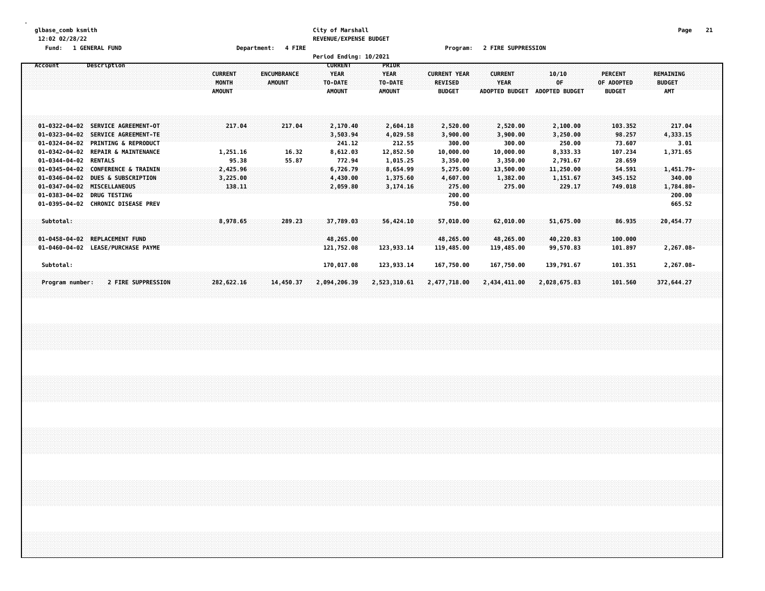glbase_comb ksmith
12:02 02/28/22

City of Marshall
REVENUE/EXPENSE BUDGET
Period Ending: 10/2021

Fund: 1 GENERAL FUND    Department: 4 FIRE    Program: 2 FIRE SUPPRESSION

| Account | Description | CURRENT MONTH AMOUNT | ENCUMBRANCE AMOUNT | CURRENT YEAR TO-DATE AMOUNT | PRIOR YEAR TO-DATE AMOUNT | CURRENT YEAR REVISED BUDGET | CURRENT YEAR ADOPTED BUDGET | 10/10 OF ADOPTED BUDGET | PERCENT OF ADOPTED BUDGET | REMAINING BUDGET AMT |
|---|---|---|---|---|---|---|---|---|---|---|
| 01-0322-04-02 | SERVICE AGREEMENT-OT | 217.04 | 217.04 | 2,170.40 | 2,604.18 | 2,520.00 | 2,520.00 | 2,100.00 | 103.352 | 217.04 |
| 01-0323-04-02 | SERVICE AGREEMENT-TE | | | 3,503.94 | 4,029.58 | 3,900.00 | 3,900.00 | 3,250.00 | 98.257 | 4,333.15 |
| 01-0324-04-02 | PRINTING & REPRODUCT | | | 241.12 | 212.55 | 300.00 | 300.00 | 250.00 | 73.607 | 3.01 |
| 01-0342-04-02 | REPAIR & MAINTENANCE | 1,251.16 | 16.32 | 8,612.03 | 12,852.50 | 10,000.00 | 10,000.00 | 8,333.33 | 107.234 | 1,371.65 |
| 01-0344-04-02 | RENTALS | 95.38 | 55.87 | 772.94 | 1,015.25 | 3,350.00 | 3,350.00 | 2,791.67 | 28.659 | |
| 01-0345-04-02 | CONFERENCE & TRAININ | 2,425.96 | | 6,726.79 | 8,654.99 | 5,275.00 | 13,500.00 | 11,250.00 | 54.591 | 1,451.79- |
| 01-0346-04-02 | DUES & SUBSCRIPTION | 3,225.00 | | 4,430.00 | 1,375.60 | 4,607.00 | 1,382.00 | 1,151.67 | 345.152 | 340.00 |
| 01-0347-04-02 | MISCELLANEOUS | 138.11 | | 2,059.80 | 3,174.16 | 275.00 | 275.00 | 229.17 | 749.018 | 1,784.80- |
| 01-0383-04-02 | DRUG TESTING | | | | | 200.00 | | | | 200.00 |
| 01-0395-04-02 | CHRONIC DISEASE PREV | | | | | 750.00 | | | | 665.52 |
| Subtotal: | | 8,978.65 | 289.23 | 37,789.03 | 56,424.10 | 57,010.00 | 62,010.00 | 51,675.00 | 86.935 | 20,454.77 |
| 01-0458-04-02 | REPLACEMENT FUND | | | 48,265.00 | | 48,265.00 | 48,265.00 | 40,220.83 | 100.000 | |
| 01-0460-04-02 | LEASE/PURCHASE PAYME | | | 121,752.08 | 123,933.14 | 119,485.00 | 119,485.00 | 99,570.83 | 101.897 | 2,267.08- |
| Subtotal: | | | | 170,017.08 | 123,933.14 | 167,750.00 | 167,750.00 | 139,791.67 | 101.351 | 2,267.08- |
| Program number: | 2 FIRE SUPPRESSION | 282,622.16 | 14,450.37 | 2,094,206.39 | 2,523,310.61 | 2,477,718.00 | 2,434,411.00 | 2,028,675.83 | 101.560 | 372,644.27 |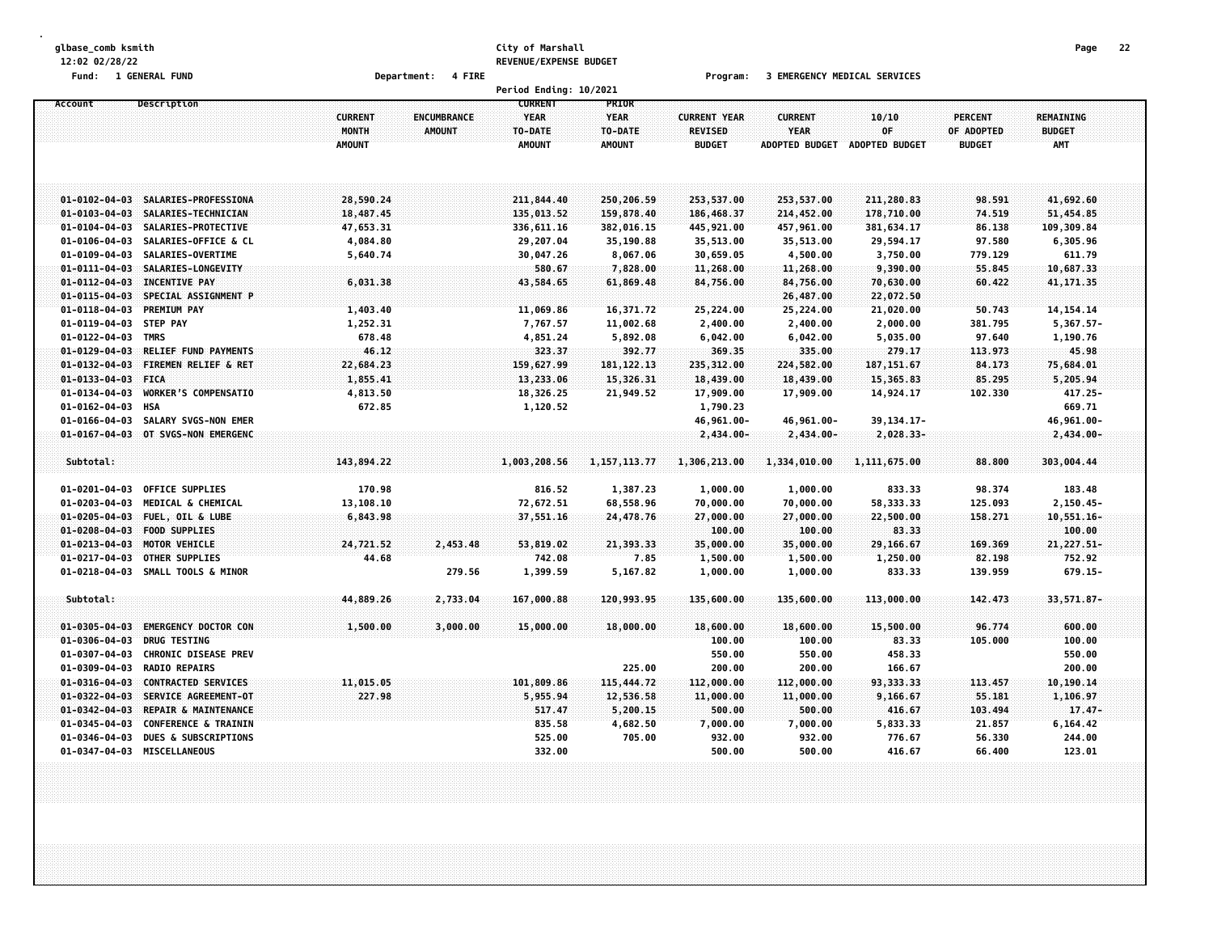glbase_comb ksmith
12:02 02/28/22
Fund: 1 GENERAL FUND

City of Marshall
REVENUE/EXPENSE BUDGET
Department: 4 FIRE
Program: 3 EMERGENCY MEDICAL SERVICES
Period Ending: 10/2021

| Account | Description | CURRENT MONTH AMOUNT | ENCUMBRANCE AMOUNT | CURRENT YEAR TO-DATE AMOUNT | PRIOR YEAR TO-DATE AMOUNT | CURRENT YEAR REVISED BUDGET | CURRENT YEAR ADOPTED BUDGET | 10/10 OF ADOPTED BUDGET | PERCENT OF ADOPTED BUDGET | REMAINING BUDGET AMT |
|---|---|---|---|---|---|---|---|---|---|---|
| 01-0102-04-03 | SALARIES-PROFESSIONA | 28,590.24 | | 211,844.40 | 250,206.59 | 253,537.00 | 253,537.00 | 211,280.83 | 98.591 | 41,692.60 |
| 01-0103-04-03 | SALARIES-TECHNICIAN | 18,487.45 | | 135,013.52 | 159,878.40 | 186,468.37 | 214,452.00 | 178,710.00 | 74.519 | 51,454.85 |
| 01-0104-04-03 | SALARIES-PROTECTIVE | 47,653.31 | | 336,611.16 | 382,016.15 | 445,921.00 | 457,961.00 | 381,634.17 | 86.138 | 109,309.84 |
| 01-0106-04-03 | SALARIES-OFFICE & CL | 4,084.80 | | 29,207.04 | 35,190.88 | 35,513.00 | 35,513.00 | 29,594.17 | 97.580 | 6,305.96 |
| 01-0109-04-03 | SALARIES-OVERTIME | 5,640.74 | | 30,047.26 | 8,067.06 | 30,659.05 | 4,500.00 | 3,750.00 | 779.129 | 611.79 |
| 01-0111-04-03 | SALARIES-LONGEVITY | | | 580.67 | 7,828.00 | 11,268.00 | 11,268.00 | 9,390.00 | 55.845 | 10,687.33 |
| 01-0112-04-03 | INCENTIVE PAY | 6,031.38 | | 43,584.65 | 61,869.48 | 84,756.00 | 84,756.00 | 70,630.00 | 60.422 | 41,171.35 |
| 01-0115-04-03 | SPECIAL ASSIGNMENT P | | | | | | 26,487.00 | 22,072.50 | | |
| 01-0118-04-03 | PREMIUM PAY | 1,403.40 | | 11,069.86 | 16,371.72 | 25,224.00 | 25,224.00 | 21,020.00 | 50.743 | 14,154.14 |
| 01-0119-04-03 | STEP PAY | 1,252.31 | | 7,767.57 | 11,002.68 | 2,400.00 | 2,400.00 | 2,000.00 | 381.795 | 5,367.57- |
| 01-0122-04-03 | TMRS | 678.48 | | 4,851.24 | 5,892.08 | 6,042.00 | 6,042.00 | 5,035.00 | 97.640 | 1,190.76 |
| 01-0129-04-03 | RELIEF FUND PAYMENTS | 46.12 | | 323.37 | 392.77 | 369.35 | 335.00 | 279.17 | 113.973 | 45.98 |
| 01-0132-04-03 | FIREMEN RELIEF & RET | 22,684.23 | | 159,627.99 | 181,122.13 | 235,312.00 | 224,582.00 | 187,151.67 | 84.173 | 75,684.01 |
| 01-0133-04-03 | FICA | 1,855.41 | | 13,233.06 | 15,326.31 | 18,439.00 | 18,439.00 | 15,365.83 | 85.295 | 5,205.94 |
| 01-0134-04-03 | WORKER'S COMPENSATIO | 4,813.50 | | 18,326.25 | 21,949.52 | 17,909.00 | 17,909.00 | 14,924.17 | 102.330 | 417.25- |
| 01-0162-04-03 | HSA | 672.85 | | 1,120.52 | | 1,790.23 | | | | 669.71 |
| 01-0166-04-03 | SALARY SVGS-NON EMER | | | | | 46,961.00- | 46,961.00- | 39,134.17- | | 46,961.00- |
| 01-0167-04-03 | OT SVGS-NON EMERGENC | | | | | 2,434.00- | 2,434.00- | 2,028.33- | | 2,434.00- |
| Subtotal: | | 143,894.22 | | 1,003,208.56 | 1,157,113.77 | 1,306,213.00 | 1,334,010.00 | 1,111,675.00 | 88.800 | 303,004.44 |
| 01-0201-04-03 | OFFICE SUPPLIES | 170.98 | | 816.52 | 1,387.23 | 1,000.00 | 1,000.00 | 833.33 | 98.374 | 183.48 |
| 01-0203-04-03 | MEDICAL & CHEMICAL | 13,108.10 | | 72,672.51 | 68,558.96 | 70,000.00 | 70,000.00 | 58,333.33 | 125.093 | 2,150.45- |
| 01-0205-04-03 | FUEL, OIL & LUBE | 6,843.98 | | 37,551.16 | 24,478.76 | 27,000.00 | 27,000.00 | 22,500.00 | 158.271 | 10,551.16- |
| 01-0208-04-03 | FOOD SUPPLIES | | | | | 100.00 | 100.00 | 83.33 | | 100.00 |
| 01-0213-04-03 | MOTOR VEHICLE | 24,721.52 | 2,453.48 | 53,819.02 | 21,393.33 | 35,000.00 | 35,000.00 | 29,166.67 | 169.369 | 21,227.51- |
| 01-0217-04-03 | OTHER SUPPLIES | 44.68 | | 742.08 | 7.85 | 1,500.00 | 1,500.00 | 1,250.00 | 82.198 | 752.92 |
| 01-0218-04-03 | SMALL TOOLS & MINOR | | 279.56 | 1,399.59 | 5,167.82 | 1,000.00 | 1,000.00 | 833.33 | 139.959 | 679.15- |
| Subtotal: | | 44,889.26 | 2,733.04 | 167,000.88 | 120,993.95 | 135,600.00 | 135,600.00 | 113,000.00 | 142.473 | 33,571.87- |
| 01-0305-04-03 | EMERGENCY DOCTOR CON | 1,500.00 | 3,000.00 | 15,000.00 | 18,000.00 | 18,600.00 | 18,600.00 | 15,500.00 | 96.774 | 600.00 |
| 01-0306-04-03 | DRUG TESTING | | | | | 100.00 | 100.00 | 83.33 | 105.000 | 100.00 |
| 01-0307-04-03 | CHRONIC DISEASE PREV | | | | | 550.00 | 550.00 | 458.33 | | 550.00 |
| 01-0309-04-03 | RADIO REPAIRS | | | | 225.00 | 200.00 | 200.00 | 166.67 | | 200.00 |
| 01-0316-04-03 | CONTRACTED SERVICES | 11,015.05 | | 101,809.86 | 115,444.72 | 112,000.00 | 112,000.00 | 93,333.33 | 113.457 | 10,190.14 |
| 01-0322-04-03 | SERVICE AGREEMENT-OT | 227.98 | | 5,955.94 | 12,536.58 | 11,000.00 | 11,000.00 | 9,166.67 | 55.181 | 1,106.97 |
| 01-0342-04-03 | REPAIR & MAINTENANCE | | | 517.47 | 5,200.15 | 500.00 | 500.00 | 416.67 | 103.494 | 17.47- |
| 01-0345-04-03 | CONFERENCE & TRAININ | | | 835.58 | 4,682.50 | 7,000.00 | 7,000.00 | 5,833.33 | 21.857 | 6,164.42 |
| 01-0346-04-03 | DUES & SUBSCRIPTIONS | | | 525.00 | 705.00 | 932.00 | 932.00 | 776.67 | 56.330 | 244.00 |
| 01-0347-04-03 | MISCELLANEOUS | | | 332.00 | | 500.00 | 500.00 | 416.67 | 66.400 | 123.01 |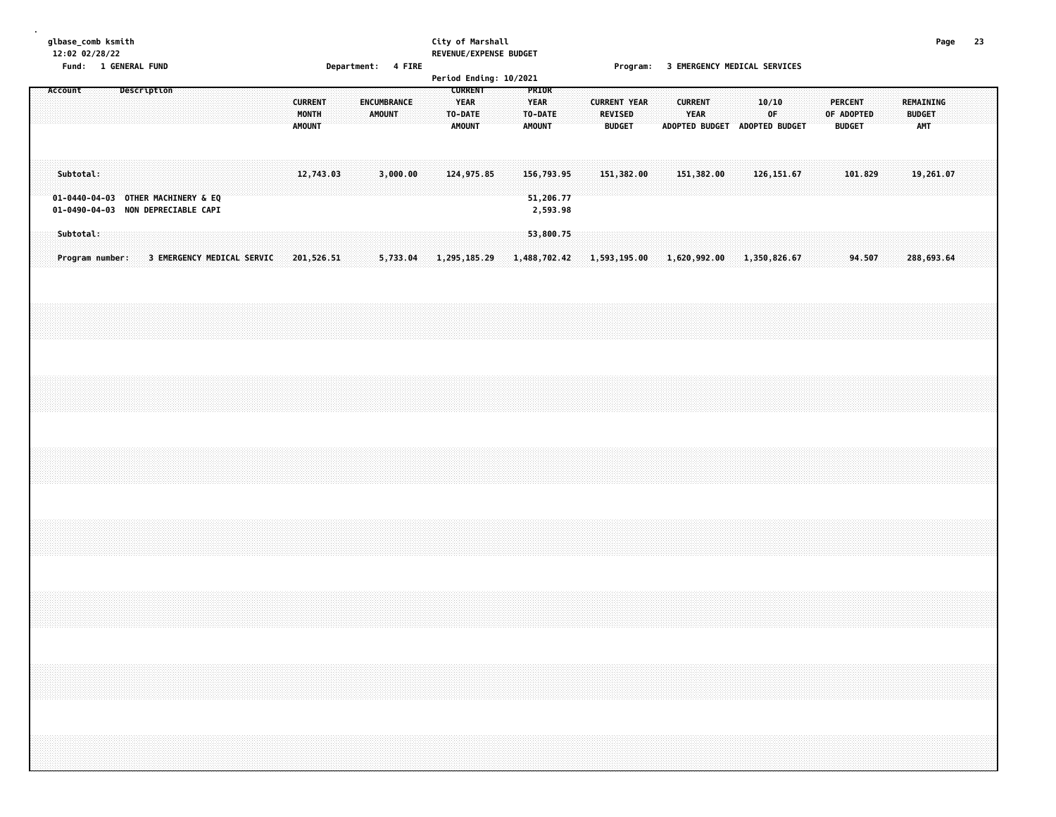glbase_comb ksmith
12:02 02/28/22

City of Marshall
REVENUE/EXPENSE BUDGET
Period Ending: 10/2021

Fund: 1 GENERAL FUND    Department: 4 FIRE    Program: 3 EMERGENCY MEDICAL SERVICES

| Account | Description | CURRENT MONTH AMOUNT | ENCUMBRANCE AMOUNT | CURRENT YEAR TO-DATE AMOUNT | PRIOR YEAR TO-DATE AMOUNT | CURRENT YEAR REVISED BUDGET | CURRENT YEAR ADOPTED BUDGET | 10/10 OF ADOPTED BUDGET | PERCENT OF ADOPTED BUDGET | REMAINING BUDGET AMT |
|---|---|---|---|---|---|---|---|---|---|---|
| Subtotal: | | 12,743.03 | 3,000.00 | 124,975.85 | 156,793.95 | 151,382.00 | 151,382.00 | 126,151.67 | 101.829 | 19,261.07 |
| 01-0440-04-03 | OTHER MACHINERY & EQ | | | | 51,206.77 | | | | | |
| 01-0490-04-03 | NON DEPRECIABLE CAPI | | | | 2,593.98 | | | | | |
| Subtotal: | | | | | 53,800.75 | | | | | |
| Program number: | 3 EMERGENCY MEDICAL SERVIC | 201,526.51 | 5,733.04 | 1,295,185.29 | 1,488,702.42 | 1,593,195.00 | 1,620,992.00 | 1,350,826.67 | 94.507 | 288,693.64 |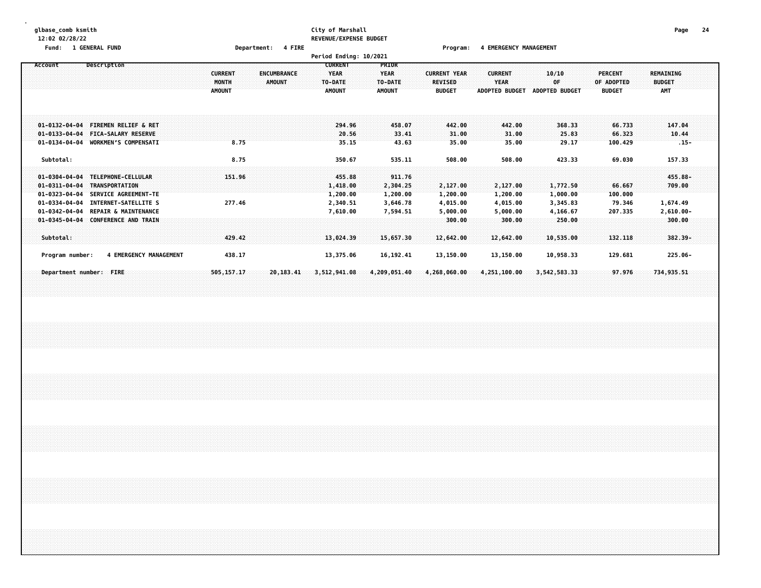City of Marshall
REVENUE/EXPENSE BUDGET

glbase_comb ksmith
12:02 02/28/22

Fund: 1 GENERAL FUND    Department: 4 FIRE    Program: 4 EMERGENCY MANAGEMENT

Period Ending: 10/2021

| Account | Description | CURRENT MONTH AMOUNT | ENCUMBRANCE AMOUNT | CURRENT YEAR TO-DATE AMOUNT | PRIOR YEAR TO-DATE AMOUNT | CURRENT YEAR REVISED BUDGET | CURRENT YEAR ADOPTED BUDGET | 10/10 OF ADOPTED BUDGET | PERCENT OF ADOPTED BUDGET | REMAINING BUDGET AMT |
|---|---|---|---|---|---|---|---|---|---|---|
| 01-0132-04-04 | FIREMEN RELIEF & RET | | | 294.96 | 458.07 | 442.00 | 442.00 | 368.33 | 66.733 | 147.04 |
| 01-0133-04-04 | FICA-SALARY RESERVE | | | 20.56 | 33.41 | 31.00 | 31.00 | 25.83 | 66.323 | 10.44 |
| 01-0134-04-04 | WORKMEN'S COMPENSATI | 8.75 | | 35.15 | 43.63 | 35.00 | 35.00 | 29.17 | 100.429 | .15- |
| Subtotal: | | 8.75 | | 350.67 | 535.11 | 508.00 | 508.00 | 423.33 | 69.030 | 157.33 |
| 01-0304-04-04 | TELEPHONE-CELLULAR | 151.96 | | 455.88 | 911.76 | | | | | 455.88- |
| 01-0311-04-04 | TRANSPORTATION | | | 1,418.00 | 2,304.25 | 2,127.00 | 2,127.00 | 1,772.50 | 66.667 | 709.00 |
| 01-0323-04-04 | SERVICE AGREEMENT-TE | | | 1,200.00 | 1,200.00 | 1,200.00 | 1,200.00 | 1,000.00 | 100.000 | |
| 01-0334-04-04 | INTERNET-SATELLITE S | 277.46 | | 2,340.51 | 3,646.78 | 4,015.00 | 4,015.00 | 3,345.83 | 79.346 | 1,674.49 |
| 01-0342-04-04 | REPAIR & MAINTENANCE | | | 7,610.00 | 7,594.51 | 5,000.00 | 5,000.00 | 4,166.67 | 207.335 | 2,610.00- |
| 01-0345-04-04 | CONFERENCE AND TRAIN | | | | | 300.00 | 300.00 | 250.00 | | 300.00 |
| Subtotal: | | 429.42 | | 13,024.39 | 15,657.30 | 12,642.00 | 12,642.00 | 10,535.00 | 132.118 | 382.39- |
| Program number: | 4 EMERGENCY MANAGEMENT | 438.17 | | 13,375.06 | 16,192.41 | 13,150.00 | 13,150.00 | 10,958.33 | 129.681 | 225.06- |
| Department number: | FIRE | 505,157.17 | 20,183.41 | 3,512,941.08 | 4,209,051.40 | 4,268,060.00 | 4,251,100.00 | 3,542,583.33 | 97.976 | 734,935.51 |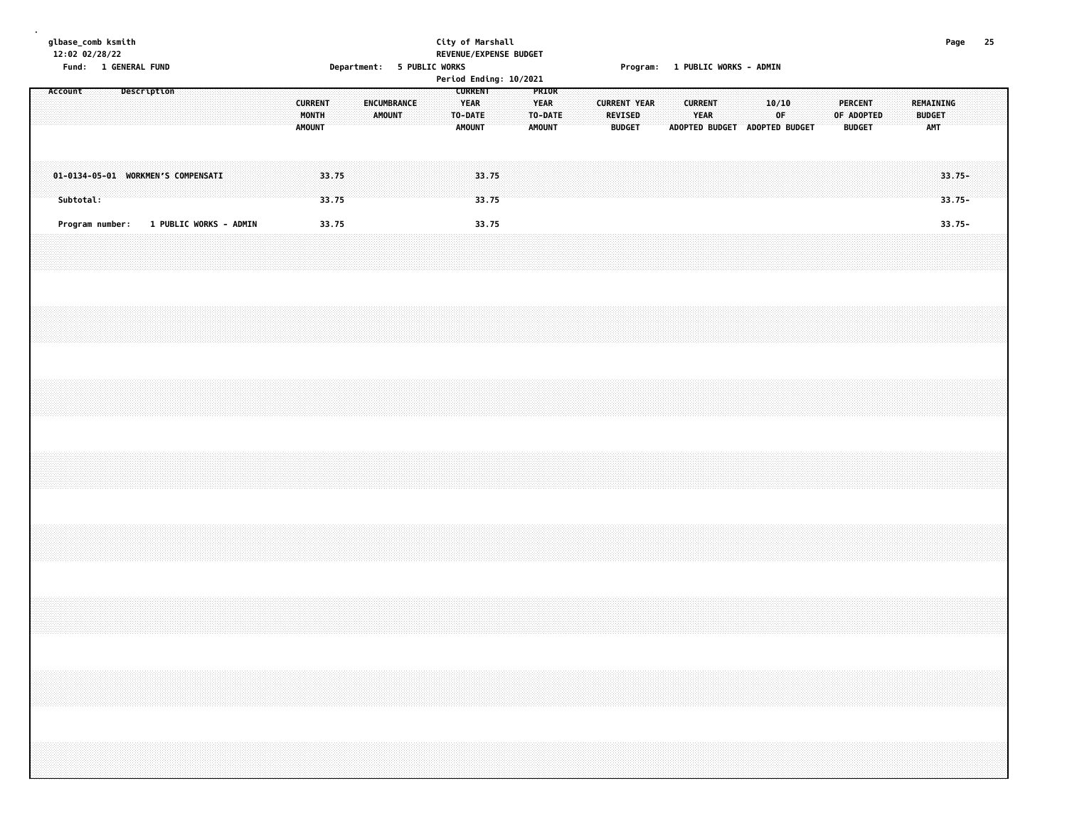City of Marshall
REVENUE/EXPENSE BUDGET

Fund: 1 GENERAL FUND    Department: 5 PUBLIC WORKS    Program: 1 PUBLIC WORKS - ADMIN

Period Ending: 10/2021

| Account | Description | CURRENT MONTH AMOUNT | ENCUMBRANCE AMOUNT | CURRENT YEAR TO-DATE AMOUNT | PRIOR YEAR TO-DATE AMOUNT | CURRENT YEAR REVISED BUDGET | CURRENT YEAR ADOPTED BUDGET | 10/10 OF ADOPTED BUDGET | PERCENT OF ADOPTED BUDGET | REMAINING BUDGET AMT |
|---|---|---|---|---|---|---|---|---|---|---|
| 01-0134-05-01 | WORKMEN'S COMPENSATI | 33.75 | | 33.75 | | | | | | 33.75- |
| Subtotal: | | 33.75 | | 33.75 | | | | | | 33.75- |
| Program number: | 1 PUBLIC WORKS - ADMIN | 33.75 | | 33.75 | | | | | | 33.75- |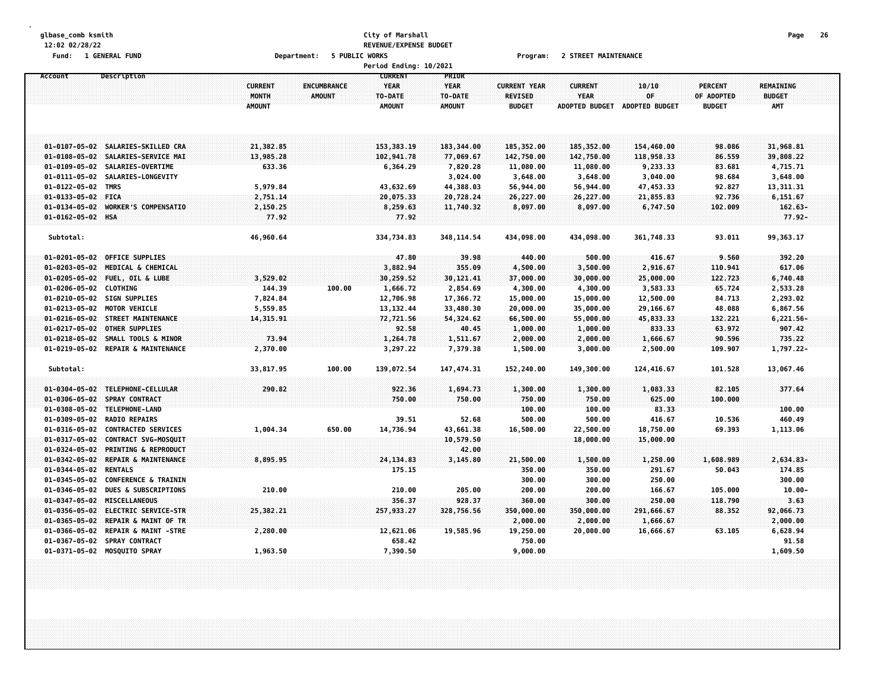glbase_comb ksmith
12:02 02/28/22

**City of Marshall**
**REVENUE/EXPENSE BUDGET**

Fund: 1 GENERAL FUND | Department: 5 PUBLIC WORKS | Program: 2 STREET MAINTENANCE

Period Ending: 10/2021

| Account | Description | CURRENT MONTH AMOUNT | ENCUMBRANCE AMOUNT | CURRENT YEAR TO-DATE AMOUNT | PRIOR YEAR TO-DATE AMOUNT | CURRENT YEAR REVISED BUDGET | CURRENT YEAR ADOPTED BUDGET | 10/10 OF ADOPTED BUDGET | PERCENT OF ADOPTED BUDGET | REMAINING BUDGET AMT |
|---|---|---|---|---|---|---|---|---|---|---|
| 01-0107-05-02 | SALARIES-SKILLED CRA | 21,382.85 | | 153,383.19 | 183,344.00 | 185,352.00 | 185,352.00 | 154,460.00 | 98.086 | 31,968.81 |
| 01-0108-05-02 | SALARIES-SERVICE MAI | 13,985.28 | | 102,941.78 | 77,069.67 | 142,750.00 | 142,750.00 | 118,958.33 | 86.559 | 39,808.22 |
| 01-0109-05-02 | SALARIES-OVERTIME | 633.36 | | 6,364.29 | 7,820.28 | 11,080.00 | 11,080.00 | 9,233.33 | 83.681 | 4,715.71 |
| 01-0111-05-02 | SALARIES-LONGEVITY | | | | 3,024.00 | 3,648.00 | 3,648.00 | 3,040.00 | 98.684 | 3,648.00 |
| 01-0122-05-02 | TMRS | 5,979.84 | | 43,632.69 | 44,388.03 | 56,944.00 | 56,944.00 | 47,453.33 | 92.827 | 13,311.31 |
| 01-0133-05-02 | FICA | 2,751.14 | | 20,075.33 | 20,728.24 | 26,227.00 | 26,227.00 | 21,855.83 | 92.736 | 6,151.67 |
| 01-0134-05-02 | WORKER'S COMPENSATIO | 2,150.25 | | 8,259.63 | 11,740.32 | 8,097.00 | 8,097.00 | 6,747.50 | 102.009 | 162.63- |
| 01-0162-05-02 | HSA | 77.92 | | 77.92 | | | | | | 77.92- |
| Subtotal: | | 46,960.64 | | 334,734.83 | 348,114.54 | 434,098.00 | 434,098.00 | 361,748.33 | 93.011 | 99,363.17 |
| 01-0201-05-02 | OFFICE SUPPLIES | | | 47.80 | 39.98 | 440.00 | 500.00 | 416.67 | 9.560 | 392.20 |
| 01-0203-05-02 | MEDICAL & CHEMICAL | | | 3,882.94 | 355.09 | 4,500.00 | 3,500.00 | 2,916.67 | 110.941 | 617.06 |
| 01-0205-05-02 | FUEL, OIL & LUBE | 3,529.02 | | 30,259.52 | 30,121.41 | 37,000.00 | 30,000.00 | 25,000.00 | 122.723 | 6,740.48 |
| 01-0206-05-02 | CLOTHING | 144.39 | 100.00 | 1,666.72 | 2,854.69 | 4,300.00 | 4,300.00 | 3,583.33 | 65.724 | 2,533.28 |
| 01-0210-05-02 | SIGN SUPPLIES | 7,824.84 | | 12,706.98 | 17,366.72 | 15,000.00 | 15,000.00 | 12,500.00 | 84.713 | 2,293.02 |
| 01-0213-05-02 | MOTOR VEHICLE | 5,559.85 | | 13,132.44 | 33,480.30 | 20,000.00 | 35,000.00 | 29,166.67 | 48.088 | 6,867.56 |
| 01-0216-05-02 | STREET MAINTENANCE | 14,315.91 | | 72,721.56 | 54,324.62 | 66,500.00 | 55,000.00 | 45,833.33 | 132.221 | 6,221.56- |
| 01-0217-05-02 | OTHER SUPPLIES | | | 92.58 | 40.45 | 1,000.00 | 1,000.00 | 833.33 | 63.972 | 907.42 |
| 01-0218-05-02 | SMALL TOOLS & MINOR | 73.94 | | 1,264.78 | 1,511.67 | 2,000.00 | 2,000.00 | 1,666.67 | 90.596 | 735.22 |
| 01-0219-05-02 | REPAIR & MAINTENANCE | 2,370.00 | | 3,297.22 | 7,379.38 | 1,500.00 | 3,000.00 | 2,500.00 | 109.907 | 1,797.22- |
| Subtotal: | | 33,817.95 | 100.00 | 139,072.54 | 147,474.31 | 152,240.00 | 149,300.00 | 124,416.67 | 101.528 | 13,067.46 |
| 01-0304-05-02 | TELEPHONE-CELLULAR | 290.82 | | 922.36 | 1,694.73 | 1,300.00 | 1,300.00 | 1,083.33 | 82.105 | 377.64 |
| 01-0306-05-02 | SPRAY CONTRACT | | | 750.00 | 750.00 | 750.00 | 750.00 | 625.00 | 100.000 | |
| 01-0308-05-02 | TELEPHONE-LAND | | | | | 100.00 | 100.00 | 83.33 | | 100.00 |
| 01-0309-05-02 | RADIO REPAIRS | | | 39.51 | 52.68 | 500.00 | 500.00 | 416.67 | 10.536 | 460.49 |
| 01-0316-05-02 | CONTRACTED SERVICES | 1,004.34 | 650.00 | 14,736.94 | 43,661.38 | 16,500.00 | 22,500.00 | 18,750.00 | 69.393 | 1,113.06 |
| 01-0317-05-02 | CONTRACT SVG-MOSQUIT | | | | 10,579.50 | | 18,000.00 | 15,000.00 | | |
| 01-0324-05-02 | PRINTING & REPRODUCT | | | | 42.00 | | | | | |
| 01-0342-05-02 | REPAIR & MAINTENANCE | 8,895.95 | | 24,134.83 | 3,145.80 | 21,500.00 | 1,500.00 | 1,250.00 | 1,608.989 | 2,634.83- |
| 01-0344-05-02 | RENTALS | | | 175.15 | | 350.00 | 350.00 | 291.67 | 50.043 | 174.85 |
| 01-0345-05-02 | CONFERENCE & TRAININ | | | | | 300.00 | 300.00 | 250.00 | | 300.00 |
| 01-0346-05-02 | DUES & SUBSCRIPTIONS | 210.00 | | 210.00 | 205.00 | 200.00 | 200.00 | 166.67 | 105.000 | 10.00- |
| 01-0347-05-02 | MISCELLANEOUS | | | 356.37 | 928.37 | 360.00 | 300.00 | 250.00 | 118.790 | 3.63 |
| 01-0356-05-02 | ELECTRIC SERVICE-STR | 25,382.21 | | 257,933.27 | 328,756.56 | 350,000.00 | 350,000.00 | 291,666.67 | 88.352 | 92,066.73 |
| 01-0365-05-02 | REPAIR & MAINT OF TR | | | | | 2,000.00 | 2,000.00 | 1,666.67 | | 2,000.00 |
| 01-0366-05-02 | REPAIR & MAINT -STRE | 2,280.00 | | 12,621.06 | 19,585.96 | 19,250.00 | 20,000.00 | 16,666.67 | 63.105 | 6,628.94 |
| 01-0367-05-02 | SPRAY CONTRACT | | | 658.42 | | 750.00 | | | | 91.58 |
| 01-0371-05-02 | MOSQUITO SPRAY | 1,963.50 | | 7,390.50 | | 9,000.00 | | | | 1,609.50 |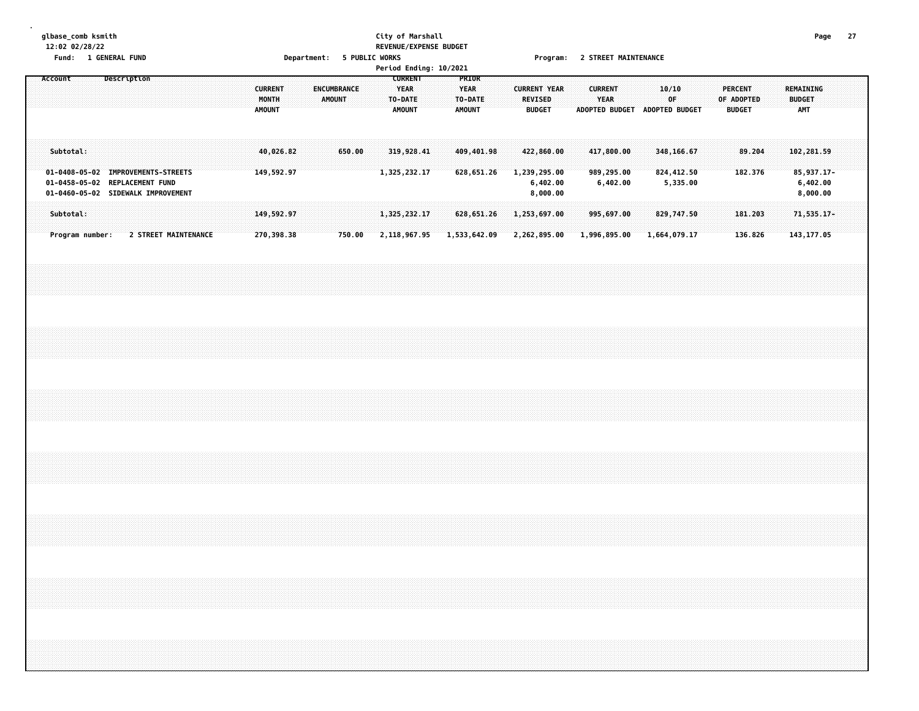glbase_comb ksmith
12:02 02/28/22

City of Marshall
REVENUE/EXPENSE BUDGET
Period Ending: 10/2021

Fund: 1 GENERAL FUND &nbsp;&nbsp; Department: 5 PUBLIC WORKS &nbsp;&nbsp; Program: 2 STREET MAINTENANCE

| Account | Description | CURRENT MONTH AMOUNT | ENCUMBRANCE AMOUNT | CURRENT YEAR TO-DATE AMOUNT | PRIOR YEAR TO-DATE AMOUNT | CURRENT YEAR REVISED BUDGET | CURRENT YEAR ADOPTED BUDGET | 10/10 OF ADOPTED BUDGET | PERCENT OF ADOPTED BUDGET | REMAINING BUDGET AMT |
|---|---|---|---|---|---|---|---|---|---|---|
| Subtotal: | | 40,026.82 | 650.00 | 319,928.41 | 409,401.98 | 422,860.00 | 417,800.00 | 348,166.67 | 89.204 | 102,281.59 |
| 01-0408-05-02 | IMPROVEMENTS-STREETS | 149,592.97 | | 1,325,232.17 | 628,651.26 | 1,239,295.00 | 989,295.00 | 824,412.50 | 182.376 | 85,937.17- |
| 01-0458-05-02 | REPLACEMENT FUND | | | | | 6,402.00 | 6,402.00 | 5,335.00 | | 6,402.00 |
| 01-0460-05-02 | SIDEWALK IMPROVEMENT | | | | | 8,000.00 | | | | 8,000.00 |
| Subtotal: | | 149,592.97 | | 1,325,232.17 | 628,651.26 | 1,253,697.00 | 995,697.00 | 829,747.50 | 181.203 | 71,535.17- |
| Program number: | 2 STREET MAINTENANCE | 270,398.38 | 750.00 | 2,118,967.95 | 1,533,642.09 | 2,262,895.00 | 1,996,895.00 | 1,664,079.17 | 136.826 | 143,177.05 |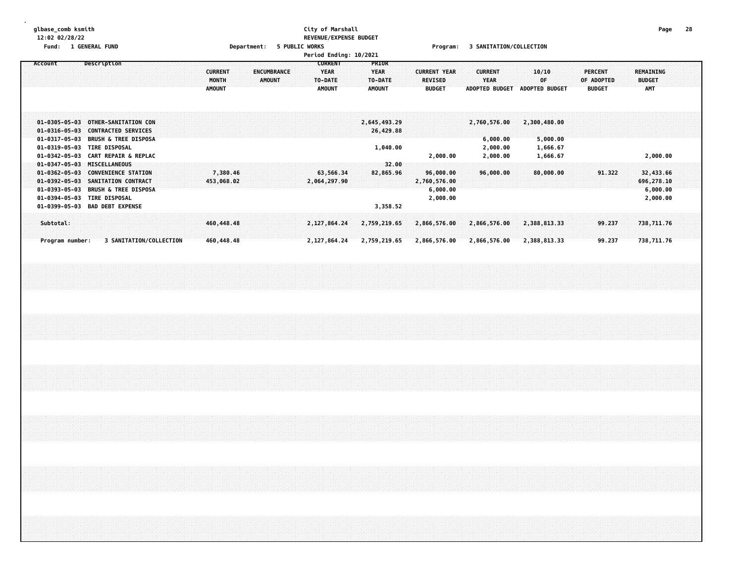City of Marshall
REVENUE/EXPENSE BUDGET

Fund: 1 GENERAL FUND | Department: 5 PUBLIC WORKS | Program: 3 SANITATION/COLLECTION

Period Ending: 10/2021

| Account | Description | CURRENT MONTH AMOUNT | ENCUMBRANCE AMOUNT | CURRENT YEAR TO-DATE AMOUNT | PRIOR YEAR TO-DATE AMOUNT | CURRENT YEAR REVISED BUDGET | CURRENT YEAR ADOPTED BUDGET | 10/10 OF ADOPTED BUDGET | PERCENT OF ADOPTED BUDGET | REMAINING BUDGET AMT |
|---|---|---|---|---|---|---|---|---|---|---|
| 01-0305-05-03 | OTHER-SANITATION CON | | | | 2,645,493.29 | | 2,760,576.00 | 2,300,480.00 | | |
| 01-0316-05-03 | CONTRACTED SERVICES | | | | 26,429.88 | | | | | |
| 01-0317-05-03 | BRUSH & TREE DISPOSA | | | | | | 6,000.00 | 5,000.00 | | |
| 01-0319-05-03 | TIRE DISPOSAL | | | | 1,040.00 | | 2,000.00 | 1,666.67 | | |
| 01-0342-05-03 | CART REPAIR & REPLAC | | | | | 2,000.00 | 2,000.00 | 1,666.67 | | 2,000.00 |
| 01-0347-05-03 | MISCELLANEOUS | | | | 32.00 | | | | | |
| 01-0362-05-03 | CONVENIENCE STATION | 7,380.46 | | 63,566.34 | 82,865.96 | 96,000.00 | 96,000.00 | 80,000.00 | 91.322 | 32,433.66 |
| 01-0392-05-03 | SANITATION CONTRACT | 453,068.02 | | 2,064,297.90 | | 2,760,576.00 | | | | 696,278.10 |
| 01-0393-05-03 | BRUSH & TREE DISPOSA | | | | | 6,000.00 | | | | 6,000.00 |
| 01-0394-05-03 | TIRE DISPOSAL | | | | | 2,000.00 | | | | 2,000.00 |
| 01-0399-05-03 | BAD DEBT EXPENSE | | | | 3,358.52 | | | | | |
| Subtotal: | | 460,448.48 | | 2,127,864.24 | 2,759,219.65 | 2,866,576.00 | 2,866,576.00 | 2,388,813.33 | 99.237 | 738,711.76 |
| Program number: | 3 SANITATION/COLLECTION | 460,448.48 | | 2,127,864.24 | 2,759,219.65 | 2,866,576.00 | 2,866,576.00 | 2,388,813.33 | 99.237 | 738,711.76 |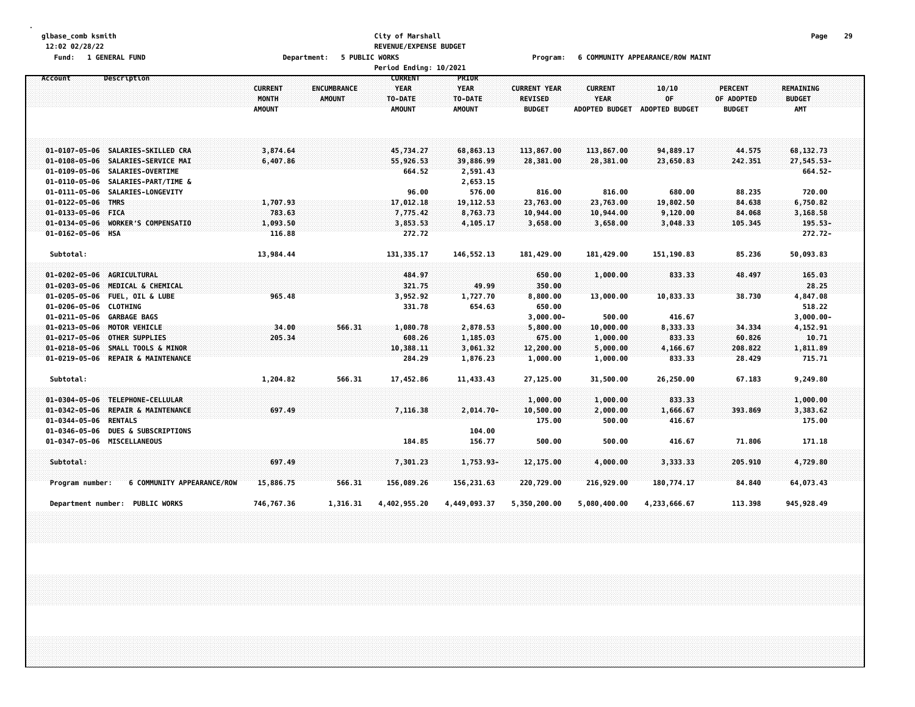glbase_comb ksmith
12:02 02/28/22
Fund: 1 GENERAL FUND

City of Marshall
REVENUE/EXPENSE BUDGET
Department: 5 PUBLIC WORKS
Period Ending: 10/2021

Program: 6 COMMUNITY APPEARANCE/ROW MAINT

| Account | Description | CURRENT MONTH AMOUNT | ENCUMBRANCE AMOUNT | CURRENT YEAR TO-DATE AMOUNT | PRIOR YEAR TO-DATE AMOUNT | CURRENT YEAR REVISED BUDGET | CURRENT YEAR ADOPTED BUDGET | 10/10 OF ADOPTED BUDGET | PERCENT OF ADOPTED BUDGET | REMAINING BUDGET AMT |
|---|---|---|---|---|---|---|---|---|---|---|
| 01-0107-05-06 | SALARIES-SKILLED CRA | 3,874.64 | | 45,734.27 | 68,863.13 | 113,867.00 | 113,867.00 | 94,889.17 | 44.575 | 68,132.73 |
| 01-0108-05-06 | SALARIES-SERVICE MAI | 6,407.86 | | 55,926.53 | 39,886.99 | 28,381.00 | 28,381.00 | 23,650.83 | 242.351 | 27,545.53- |
| 01-0109-05-06 | SALARIES-OVERTIME | | | 664.52 | 2,591.43 | | | | | 664.52- |
| 01-0110-05-06 | SALARIES-PART/TIME & | | | | 2,653.15 | | | | | |
| 01-0111-05-06 | SALARIES-LONGEVITY | | | 96.00 | 576.00 | 816.00 | 816.00 | 680.00 | 88.235 | 720.00 |
| 01-0122-05-06 | TMRS | 1,707.93 | | 17,012.18 | 19,112.53 | 23,763.00 | 23,763.00 | 19,802.50 | 84.638 | 6,750.82 |
| 01-0133-05-06 | FICA | 783.63 | | 7,775.42 | 8,763.73 | 10,944.00 | 10,944.00 | 9,120.00 | 84.068 | 3,168.58 |
| 01-0134-05-06 | WORKER'S COMPENSATIO | 1,093.50 | | 3,853.53 | 4,105.17 | 3,658.00 | 3,658.00 | 3,048.33 | 105.345 | 195.53- |
| 01-0162-05-06 | HSA | 116.88 | | 272.72 | | | | | | 272.72- |
| Subtotal: | | 13,984.44 | | 131,335.17 | 146,552.13 | 181,429.00 | 181,429.00 | 151,190.83 | 85.236 | 50,093.83 |
| 01-0202-05-06 | AGRICULTURAL | | | 484.97 | | 650.00 | 1,000.00 | 833.33 | 48.497 | 165.03 |
| 01-0203-05-06 | MEDICAL & CHEMICAL | | | 321.75 | 49.99 | 350.00 | | | | 28.25 |
| 01-0205-05-06 | FUEL, OIL & LUBE | 965.48 | | 3,952.92 | 1,727.70 | 8,800.00 | 13,000.00 | 10,833.33 | 38.730 | 4,847.08 |
| 01-0206-05-06 | CLOTHING | | | 331.78 | 654.63 | 650.00 | | | | 518.22 |
| 01-0211-05-06 | GARBAGE BAGS | | | | | 3,000.00- | 500.00 | 416.67 | | 3,000.00- |
| 01-0213-05-06 | MOTOR VEHICLE | 34.00 | 566.31 | 1,080.78 | 2,878.53 | 5,800.00 | 10,000.00 | 8,333.33 | 34.334 | 4,152.91 |
| 01-0217-05-06 | OTHER SUPPLIES | 205.34 | | 608.26 | 1,185.03 | 675.00 | 1,000.00 | 833.33 | 60.826 | 10.71 |
| 01-0218-05-06 | SMALL TOOLS & MINOR | | | 10,388.11 | 3,061.32 | 12,200.00 | 5,000.00 | 4,166.67 | 208.822 | 1,811.89 |
| 01-0219-05-06 | REPAIR & MAINTENANCE | | | 284.29 | 1,876.23 | 1,000.00 | 1,000.00 | 833.33 | 28.429 | 715.71 |
| Subtotal: | | 1,204.82 | 566.31 | 17,452.86 | 11,433.43 | 27,125.00 | 31,500.00 | 26,250.00 | 67.183 | 9,249.80 |
| 01-0304-05-06 | TELEPHONE-CELLULAR | | | | | 1,000.00 | 1,000.00 | 833.33 | | 1,000.00 |
| 01-0342-05-06 | REPAIR & MAINTENANCE | 697.49 | | 7,116.38 | 2,014.70- | 10,500.00 | 2,000.00 | 1,666.67 | 393.869 | 3,383.62 |
| 01-0344-05-06 | RENTALS | | | | | 175.00 | 500.00 | 416.67 | | 175.00 |
| 01-0346-05-06 | DUES & SUBSCRIPTIONS | | | | 104.00 | | | | | |
| 01-0347-05-06 | MISCELLANEOUS | | | 184.85 | 156.77 | 500.00 | 500.00 | 416.67 | 71.806 | 171.18 |
| Subtotal: | | 697.49 | | 7,301.23 | 1,753.93- | 12,175.00 | 4,000.00 | 3,333.33 | 205.910 | 4,729.80 |
| Program number: | 6 COMMUNITY APPEARANCE/ROW | 15,886.75 | 566.31 | 156,089.26 | 156,231.63 | 220,729.00 | 216,929.00 | 180,774.17 | 84.840 | 64,073.43 |
| Department number: | PUBLIC WORKS | 746,767.36 | 1,316.31 | 4,402,955.20 | 4,449,093.37 | 5,350,200.00 | 5,080,400.00 | 4,233,666.67 | 113.398 | 945,928.49 |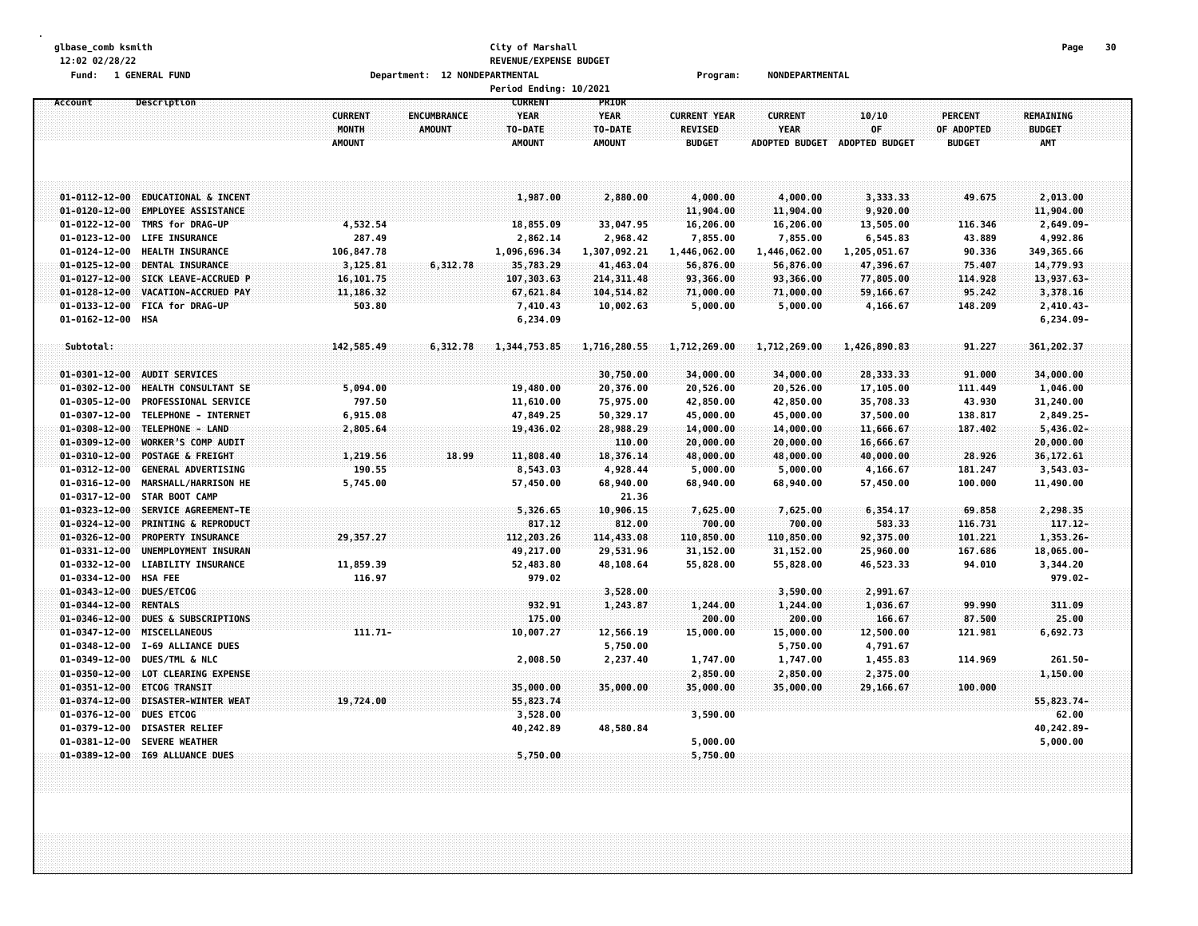glbase_comb ksmith
12:02 02/28/22
Fund: 1 GENERAL FUND

City of Marshall
REVENUE/EXPENSE BUDGET
Department: 12 NONDEPARTMENTAL
Program: NONDEPARTMENTAL
Period Ending: 10/2021

| Account | Description | CURRENT MONTH AMOUNT | ENCUMBRANCE AMOUNT | CURRENT YEAR TO-DATE AMOUNT | PRIOR YEAR TO-DATE AMOUNT | CURRENT YEAR REVISED BUDGET | CURRENT YEAR ADOPTED BUDGET | 10/10 OF ADOPTED BUDGET | PERCENT OF ADOPTED BUDGET | REMAINING BUDGET AMT |
|---|---|---|---|---|---|---|---|---|---|---|
| 01-0112-12-00 | EDUCATIONAL & INCENT | | | 1,987.00 | 2,880.00 | 4,000.00 | 4,000.00 | 3,333.33 | 49.675 | 2,013.00 |
| 01-0120-12-00 | EMPLOYEE ASSISTANCE | | | | | 11,904.00 | 11,904.00 | 9,920.00 | | 11,904.00 |
| 01-0122-12-00 | TMRS for DRAG-UP | 4,532.54 | | 18,855.09 | 33,047.95 | 16,206.00 | 16,206.00 | 13,505.00 | 116.346 | 2,649.09- |
| 01-0123-12-00 | LIFE INSURANCE | 287.49 | | 2,862.14 | 2,968.42 | 7,855.00 | 7,855.00 | 6,545.83 | 43.889 | 4,992.86 |
| 01-0124-12-00 | HEALTH INSURANCE | 106,847.78 | | 1,096,696.34 | 1,307,092.21 | 1,446,062.00 | 1,446,062.00 | 1,205,051.67 | 90.336 | 349,365.66 |
| 01-0125-12-00 | DENTAL INSURANCE | 3,125.81 | 6,312.78 | 35,783.29 | 41,463.04 | 56,876.00 | 56,876.00 | 47,396.67 | 75.407 | 14,779.93 |
| 01-0127-12-00 | SICK LEAVE-ACCRUED P | 16,101.75 | | 107,303.63 | 214,311.48 | 93,366.00 | 93,366.00 | 77,805.00 | 114.928 | 13,937.63- |
| 01-0128-12-00 | VACATION-ACCRUED PAY | 11,186.32 | | 67,621.84 | 104,514.82 | 71,000.00 | 71,000.00 | 59,166.67 | 95.242 | 3,378.16 |
| 01-0133-12-00 | FICA for DRAG-UP | 503.80 | | 7,410.43 | 10,002.63 | 5,000.00 | 5,000.00 | 4,166.67 | 148.209 | 2,410.43- |
| 01-0162-12-00 | HSA | | | 6,234.09 | | | | | | 6,234.09- |
| Subtotal: | | 142,585.49 | 6,312.78 | 1,344,753.85 | 1,716,280.55 | 1,712,269.00 | 1,712,269.00 | 1,426,890.83 | 91.227 | 361,202.37 |
| 01-0301-12-00 | AUDIT SERVICES | | | | 30,750.00 | 34,000.00 | 34,000.00 | 28,333.33 | 91.000 | 34,000.00 |
| 01-0302-12-00 | HEALTH CONSULTANT SE | 5,094.00 | | 19,480.00 | 20,376.00 | 20,526.00 | 20,526.00 | 17,105.00 | 111.449 | 1,046.00 |
| 01-0305-12-00 | PROFESSIONAL SERVICE | 797.50 | | 11,610.00 | 75,975.00 | 42,850.00 | 42,850.00 | 35,708.33 | 43.930 | 31,240.00 |
| 01-0307-12-00 | TELEPHONE - INTERNET | 6,915.08 | | 47,849.25 | 50,329.17 | 45,000.00 | 45,000.00 | 37,500.00 | 138.817 | 2,849.25- |
| 01-0308-12-00 | TELEPHONE - LAND | 2,805.64 | | 19,436.02 | 28,988.29 | 14,000.00 | 14,000.00 | 11,666.67 | 187.402 | 5,436.02- |
| 01-0309-12-00 | WORKER'S COMP AUDIT | | | | 110.00 | 20,000.00 | 20,000.00 | 16,666.67 | | 20,000.00 |
| 01-0310-12-00 | POSTAGE & FREIGHT | 1,219.56 | 18.99 | 11,808.40 | 18,376.14 | 48,000.00 | 48,000.00 | 40,000.00 | 28.926 | 36,172.61 |
| 01-0312-12-00 | GENERAL ADVERTISING | 190.55 | | 8,543.03 | 4,928.44 | 5,000.00 | 5,000.00 | 4,166.67 | 181.247 | 3,543.03- |
| 01-0316-12-00 | MARSHALL/HARRISON HE | 5,745.00 | | 57,450.00 | 68,940.00 | 68,940.00 | 68,940.00 | 57,450.00 | 100.000 | 11,490.00 |
| 01-0317-12-00 | STAR BOOT CAMP | | | | 21.36 | | | | | |
| 01-0323-12-00 | SERVICE AGREEMENT-TE | | | 5,326.65 | 10,906.15 | 7,625.00 | 7,625.00 | 6,354.17 | 69.858 | 2,298.35 |
| 01-0324-12-00 | PRINTING & REPRODUCT | | | 817.12 | 812.00 | 700.00 | 700.00 | 583.33 | 116.731 | 117.12- |
| 01-0326-12-00 | PROPERTY INSURANCE | 29,357.27 | | 112,203.26 | 114,433.08 | 110,850.00 | 110,850.00 | 92,375.00 | 101.221 | 1,353.26- |
| 01-0331-12-00 | UNEMPLOYMENT INSURAN | | | 49,217.00 | 29,531.96 | 31,152.00 | 31,152.00 | 25,960.00 | 167.686 | 18,065.00- |
| 01-0332-12-00 | LIABILITY INSURANCE | 11,859.39 | | 52,483.80 | 48,108.64 | 55,828.00 | 55,828.00 | 46,523.33 | 94.010 | 3,344.20 |
| 01-0334-12-00 | HSA FEE | 116.97 | | 979.02 | | | | | | 979.02- |
| 01-0343-12-00 | DUES/ETCOG | | | | 3,528.00 | | 3,590.00 | 2,991.67 | | |
| 01-0344-12-00 | RENTALS | | | 932.91 | 1,243.87 | 1,244.00 | 1,244.00 | 1,036.67 | 99.990 | 311.09 |
| 01-0346-12-00 | DUES & SUBSCRIPTIONS | | | 175.00 | | 200.00 | 200.00 | 166.67 | 87.500 | 25.00 |
| 01-0347-12-00 | MISCELLANEOUS | 111.71- | | 10,007.27 | 12,566.19 | 15,000.00 | 15,000.00 | 12,500.00 | 121.981 | 6,692.73 |
| 01-0348-12-00 | I-69 ALLIANCE DUES | | | | 5,750.00 | | 5,750.00 | 4,791.67 | | |
| 01-0349-12-00 | DUES/TML & NLC | | | 2,008.50 | 2,237.40 | 1,747.00 | 1,747.00 | 1,455.83 | 114.969 | 261.50- |
| 01-0350-12-00 | LOT CLEARING EXPENSE | | | | | 2,850.00 | 2,850.00 | 2,375.00 | | 1,150.00 |
| 01-0351-12-00 | ETCOG TRANSIT | | | 35,000.00 | 35,000.00 | 35,000.00 | 35,000.00 | 29,166.67 | 100.000 | |
| 01-0374-12-00 | DISASTER-WINTER WEAT | 19,724.00 | | 55,823.74 | | | | | | 55,823.74- |
| 01-0376-12-00 | DUES ETCOG | | | 3,528.00 | | 3,590.00 | | | | 62.00 |
| 01-0379-12-00 | DISASTER RELIEF | | | 40,242.89 | 48,580.84 | | | | | 40,242.89- |
| 01-0381-12-00 | SEVERE WEATHER | | | | | 5,000.00 | | | | 5,000.00 |
| 01-0389-12-00 | I69 ALLUANCE DUES | | | 5,750.00 | | 5,750.00 | | | | |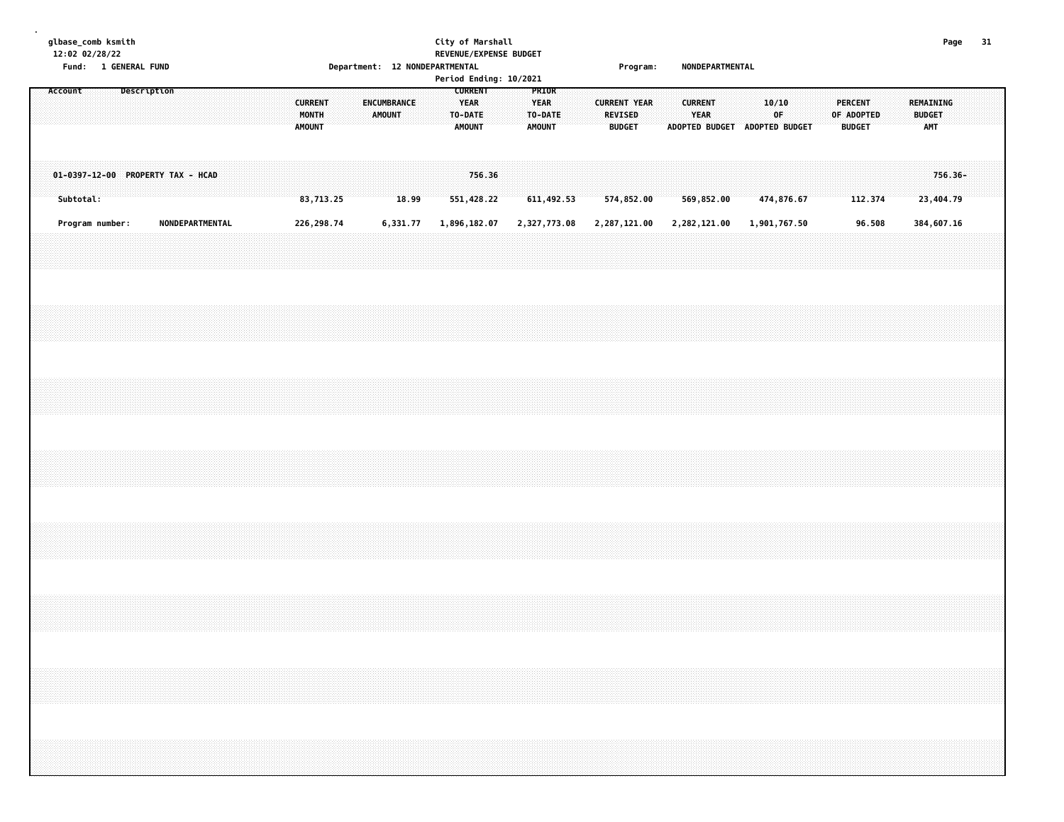glbase_comb ksmith
12:02 02/28/22

City of Marshall
REVENUE/EXPENSE BUDGET

Fund: 1 GENERAL FUND | Department: 12 NONDEPARTMENTAL | Program: NONDEPARTMENTAL

Period Ending: 10/2021

| Account | Description | CURRENT MONTH AMOUNT | ENCUMBRANCE AMOUNT | CURRENT YEAR TO-DATE AMOUNT | PRIOR YEAR TO-DATE AMOUNT | CURRENT YEAR REVISED BUDGET | CURRENT YEAR ADOPTED BUDGET | 10/10 OF ADOPTED BUDGET | PERCENT OF ADOPTED BUDGET | REMAINING BUDGET AMT |
|---|---|---|---|---|---|---|---|---|---|---|
| 01-0397-12-00 | PROPERTY TAX - HCAD | | | 756.36 | | | | | | 756.36- |
| Subtotal: | | 83,713.25 | 18.99 | 551,428.22 | 611,492.53 | 574,852.00 | 569,852.00 | 474,876.67 | 112.374 | 23,404.79 |
| Program number: | NONDEPARTMENTAL | 226,298.74 | 6,331.77 | 1,896,182.07 | 2,327,773.08 | 2,287,121.00 | 2,282,121.00 | 1,901,767.50 | 96.508 | 384,607.16 |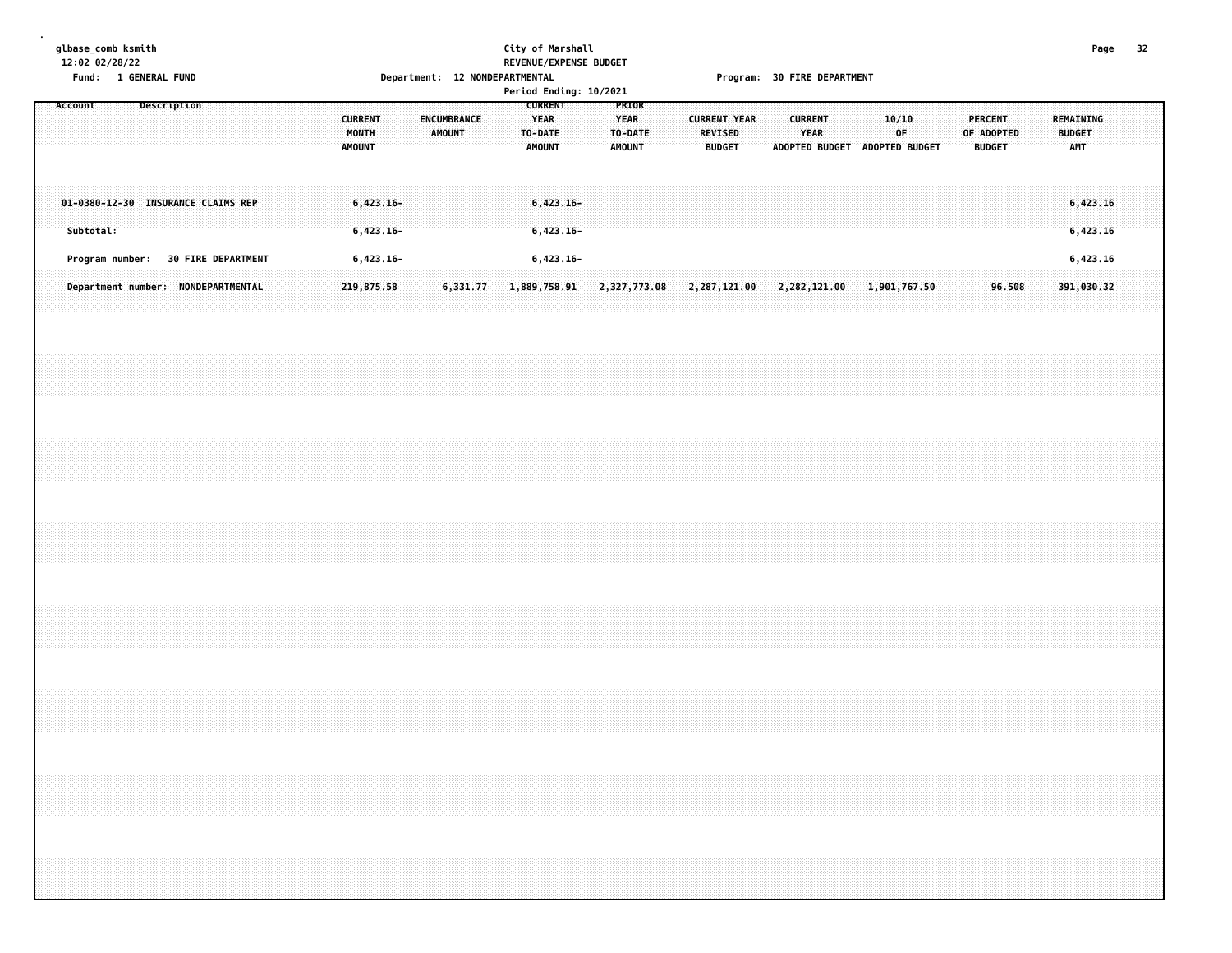glbase_comb ksmith
12:02 02/28/22

**City of Marshall**
**REVENUE/EXPENSE BUDGET**
**Period Ending: 10/2021**

Fund: 1 GENERAL FUND
Department: 12 NONDEPARTMENTAL
Program: 30 FIRE DEPARTMENT

| Account Description | CURRENT MONTH AMOUNT | ENCUMBRANCE AMOUNT | CURRENT YEAR TO-DATE AMOUNT | PRIOR YEAR TO-DATE AMOUNT | CURRENT YEAR REVISED BUDGET | CURRENT YEAR ADOPTED BUDGET | 10/10 OF ADOPTED BUDGET | PERCENT OF ADOPTED BUDGET | REMAINING BUDGET AMT |
|---|---|---|---|---|---|---|---|---|---|
| 01-0380-12-30 INSURANCE CLAIMS REP | 6,423.16- | | 6,423.16- | | | | | | 6,423.16 |
| Subtotal: | 6,423.16- | | 6,423.16- | | | | | | 6,423.16 |
| Program number: 30 FIRE DEPARTMENT | 6,423.16- | | 6,423.16- | | | | | | 6,423.16 |
| Department number: NONDEPARTMENTAL | 219,875.58 | 6,331.77 | 1,889,758.91 | 2,327,773.08 | 2,287,121.00 | 2,282,121.00 | 1,901,767.50 | 96.508 | 391,030.32 |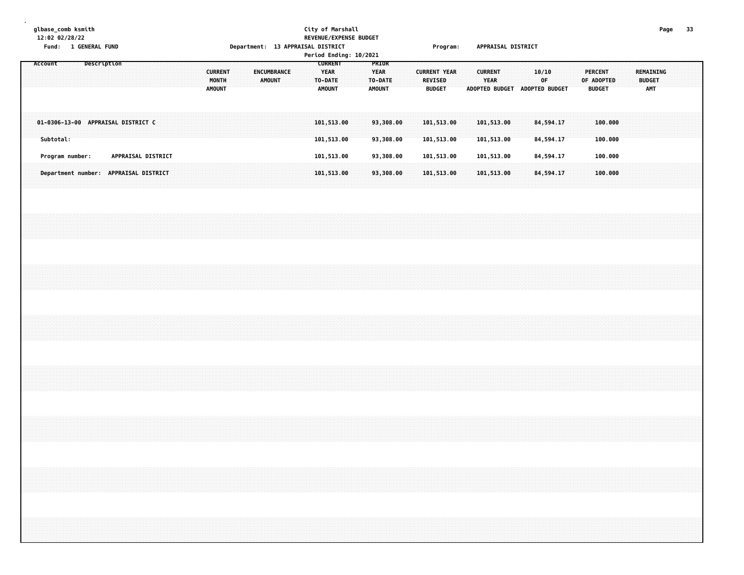glbase_comb ksmith
12:02 02/28/22
Fund: 1 GENERAL FUND

City of Marshall
REVENUE/EXPENSE BUDGET
Department: 13 APPRAISAL DISTRICT
Period Ending: 10/2021

Program: APPRAISAL DISTRICT

| Account | Description | CURRENT MONTH AMOUNT | ENCUMBRANCE AMOUNT | CURRENT YEAR TO-DATE AMOUNT | PRIOR YEAR TO-DATE AMOUNT | CURRENT YEAR REVISED BUDGET | CURRENT YEAR ADOPTED BUDGET | 10/10 OF ADOPTED BUDGET | PERCENT OF ADOPTED BUDGET | REMAINING BUDGET AMT |
|---|---|---|---|---|---|---|---|---|---|---|
| 01-0306-13-00 | APPRAISAL DISTRICT C | | | 101,513.00 | 93,308.00 | 101,513.00 | 101,513.00 | 84,594.17 | 100.000 | |
| Subtotal: | | | | 101,513.00 | 93,308.00 | 101,513.00 | 101,513.00 | 84,594.17 | 100.000 | |
| Program number: | APPRAISAL DISTRICT | | | 101,513.00 | 93,308.00 | 101,513.00 | 101,513.00 | 84,594.17 | 100.000 | |
| Department number: | APPRAISAL DISTRICT | | | 101,513.00 | 93,308.00 | 101,513.00 | 101,513.00 | 84,594.17 | 100.000 | |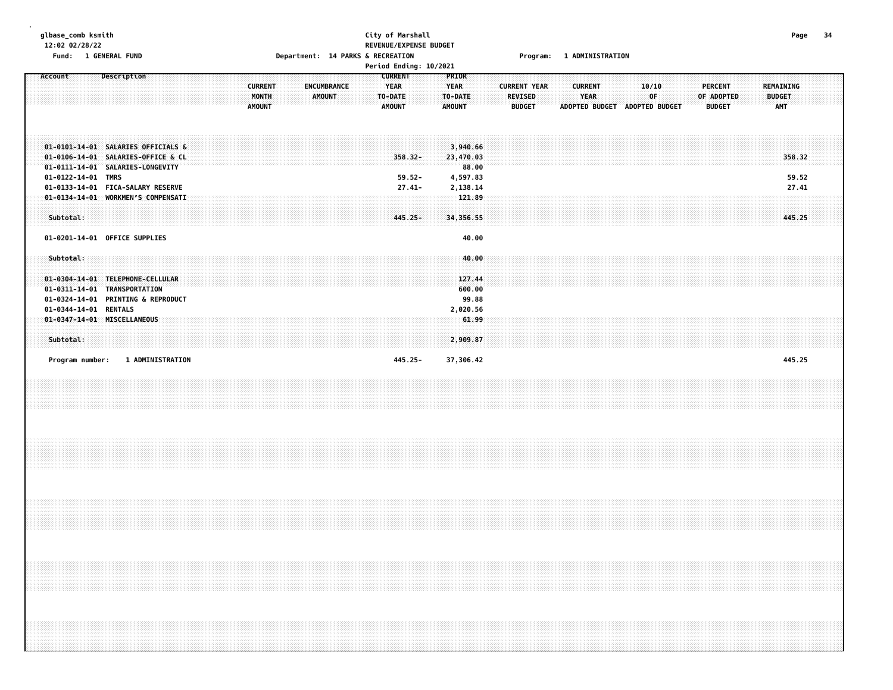glbase_comb ksmith
12:02 02/28/22

**City of Marshall**
**REVENUE/EXPENSE BUDGET**

Fund: 1 GENERAL FUND    Department: 14 PARKS & RECREATION    Program: 1 ADMINISTRATION

Period Ending: 10/2021

| Account | Description | CURRENT MONTH AMOUNT | ENCUMBRANCE AMOUNT | CURRENT YEAR TO-DATE AMOUNT | PRIOR YEAR TO-DATE AMOUNT | CURRENT YEAR REVISED BUDGET | CURRENT YEAR ADOPTED BUDGET | 10/10 OF ADOPTED BUDGET | PERCENT OF ADOPTED BUDGET | REMAINING BUDGET AMT |
|---|---|---|---|---|---|---|---|---|---|---|
| 01-0101-14-01 | SALARIES OFFICIALS & | | | | 3,940.66 | | | | | |
| 01-0106-14-01 | SALARIES-OFFICE & CL | | | 358.32- | 23,470.03 | | | | | 358.32 |
| 01-0111-14-01 | SALARIES-LONGEVITY | | | | 88.00 | | | | | |
| 01-0122-14-01 | TMRS | | | 59.52- | 4,597.83 | | | | | 59.52 |
| 01-0133-14-01 | FICA-SALARY RESERVE | | | 27.41- | 2,138.14 | | | | | 27.41 |
| 01-0134-14-01 | WORKMEN'S COMPENSATI | | | | 121.89 | | | | | |
| Subtotal: | | | | 445.25- | 34,356.55 | | | | | 445.25 |
| 01-0201-14-01 | OFFICE SUPPLIES | | | | 40.00 | | | | | |
| Subtotal: | | | | | 40.00 | | | | | |
| 01-0304-14-01 | TELEPHONE-CELLULAR | | | | 127.44 | | | | | |
| 01-0311-14-01 | TRANSPORTATION | | | | 600.00 | | | | | |
| 01-0324-14-01 | PRINTING & REPRODUCT | | | | 99.88 | | | | | |
| 01-0344-14-01 | RENTALS | | | | 2,020.56 | | | | | |
| 01-0347-14-01 | MISCELLANEOUS | | | | 61.99 | | | | | |
| Subtotal: | | | | | 2,909.87 | | | | | |
| Program number: | 1 ADMINISTRATION | | | 445.25- | 37,306.42 | | | | | 445.25 |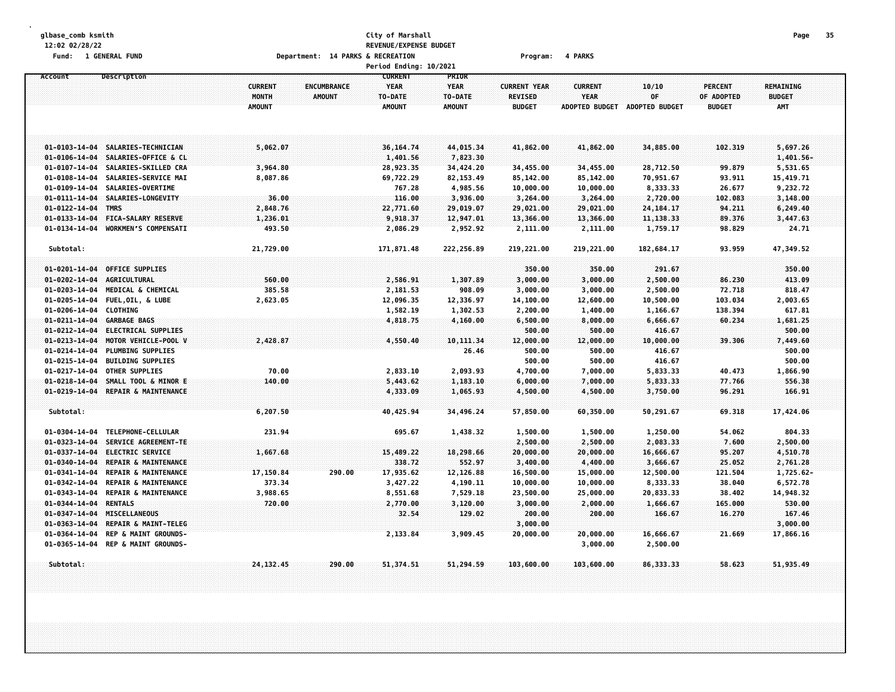glbase_comb ksmith
12:02 02/28/22
Fund: 1 GENERAL FUND

City of Marshall
REVENUE/EXPENSE BUDGET
Department: 14 PARKS & RECREATION
Program: 4 PARKS
Period Ending: 10/2021

| Account | Description | CURRENT MONTH AMOUNT | ENCUMBRANCE AMOUNT | CURRENT YEAR TO-DATE AMOUNT | PRIOR YEAR TO-DATE AMOUNT | CURRENT YEAR REVISED BUDGET | CURRENT YEAR ADOPTED BUDGET | 10/10 OF ADOPTED BUDGET | PERCENT OF ADOPTED BUDGET | REMAINING BUDGET AMT |
|---|---|---|---|---|---|---|---|---|---|---|
| 01-0103-14-04 | SALARIES-TECHNICIAN | 5,062.07 | | 36,164.74 | 44,015.34 | 41,862.00 | 41,862.00 | 34,885.00 | 102.319 | 5,697.26 |
| 01-0106-14-04 | SALARIES-OFFICE & CL | | | 1,401.56 | 7,823.30 | | | | | 1,401.56- |
| 01-0107-14-04 | SALARIES-SKILLED CRA | 3,964.80 | | 28,923.35 | 34,424.20 | 34,455.00 | 34,455.00 | 28,712.50 | 99.879 | 5,531.65 |
| 01-0108-14-04 | SALARIES-SERVICE MAI | 8,087.86 | | 69,722.29 | 82,153.49 | 85,142.00 | 85,142.00 | 70,951.67 | 93.911 | 15,419.71 |
| 01-0109-14-04 | SALARIES-OVERTIME | | | 767.28 | 4,985.56 | 10,000.00 | 10,000.00 | 8,333.33 | 26.677 | 9,232.72 |
| 01-0111-14-04 | SALARIES-LONGEVITY | 36.00 | | 116.00 | 3,936.00 | 3,264.00 | 3,264.00 | 2,720.00 | 102.083 | 3,148.00 |
| 01-0122-14-04 | TMRS | 2,848.76 | | 22,771.60 | 29,019.07 | 29,021.00 | 29,021.00 | 24,184.17 | 94.211 | 6,249.40 |
| 01-0133-14-04 | FICA-SALARY RESERVE | 1,236.01 | | 9,918.37 | 12,947.01 | 13,366.00 | 13,366.00 | 11,138.33 | 89.376 | 3,447.63 |
| 01-0134-14-04 | WORKMEN'S COMPENSATI | 493.50 | | 2,086.29 | 2,952.92 | 2,111.00 | 2,111.00 | 1,759.17 | 98.829 | 24.71 |
| Subtotal: | | 21,729.00 | | 171,871.48 | 222,256.89 | 219,221.00 | 219,221.00 | 182,684.17 | 93.959 | 47,349.52 |
| 01-0201-14-04 | OFFICE SUPPLIES | | | | | 350.00 | 350.00 | 291.67 | | 350.00 |
| 01-0202-14-04 | AGRICULTURAL | 560.00 | | 2,586.91 | 1,307.89 | 3,000.00 | 3,000.00 | 2,500.00 | 86.230 | 413.09 |
| 01-0203-14-04 | MEDICAL & CHEMICAL | 385.58 | | 2,181.53 | 908.09 | 3,000.00 | 3,000.00 | 2,500.00 | 72.718 | 818.47 |
| 01-0205-14-04 | FUEL,OIL, & LUBE | 2,623.05 | | 12,096.35 | 12,336.97 | 14,100.00 | 12,600.00 | 10,500.00 | 103.034 | 2,003.65 |
| 01-0206-14-04 | CLOTHING | | | 1,582.19 | 1,302.53 | 2,200.00 | 1,400.00 | 1,166.67 | 138.394 | 617.81 |
| 01-0211-14-04 | GARBAGE BAGS | | | 4,818.75 | 4,160.00 | 6,500.00 | 8,000.00 | 6,666.67 | 60.234 | 1,681.25 |
| 01-0212-14-04 | ELECTRICAL SUPPLIES | | | | | 500.00 | 500.00 | 416.67 | | 500.00 |
| 01-0213-14-04 | MOTOR VEHICLE-POOL V | 2,428.87 | | 4,550.40 | 10,111.34 | 12,000.00 | 12,000.00 | 10,000.00 | 39.306 | 7,449.60 |
| 01-0214-14-04 | PLUMBING SUPPLIES | | | | 26.46 | 500.00 | 500.00 | 416.67 | | 500.00 |
| 01-0215-14-04 | BUILDING SUPPLIES | | | | | 500.00 | 500.00 | 416.67 | | 500.00 |
| 01-0217-14-04 | OTHER SUPPLIES | 70.00 | | 2,833.10 | 2,093.93 | 4,700.00 | 7,000.00 | 5,833.33 | 40.473 | 1,866.90 |
| 01-0218-14-04 | SMALL TOOL & MINOR E | 140.00 | | 5,443.62 | 1,183.10 | 6,000.00 | 7,000.00 | 5,833.33 | 77.766 | 556.38 |
| 01-0219-14-04 | REPAIR & MAINTENANCE | | | 4,333.09 | 1,065.93 | 4,500.00 | 4,500.00 | 3,750.00 | 96.291 | 166.91 |
| Subtotal: | | 6,207.50 | | 40,425.94 | 34,496.24 | 57,850.00 | 60,350.00 | 50,291.67 | 69.318 | 17,424.06 |
| 01-0304-14-04 | TELEPHONE-CELLULAR | 231.94 | | 695.67 | 1,438.32 | 1,500.00 | 1,500.00 | 1,250.00 | 54.062 | 804.33 |
| 01-0323-14-04 | SERVICE AGREEMENT-TE | | | | | 2,500.00 | 2,500.00 | 2,083.33 | 7.600 | 2,500.00 |
| 01-0337-14-04 | ELECTRIC SERVICE | 1,667.68 | | 15,489.22 | 18,298.66 | 20,000.00 | 20,000.00 | 16,666.67 | 95.207 | 4,510.78 |
| 01-0340-14-04 | REPAIR & MAINTENANCE | | | 338.72 | 552.97 | 3,400.00 | 4,400.00 | 3,666.67 | 25.052 | 2,761.28 |
| 01-0341-14-04 | REPAIR & MAINTENANCE | 17,150.84 | 290.00 | 17,935.62 | 12,126.88 | 16,500.00 | 15,000.00 | 12,500.00 | 121.504 | 1,725.62- |
| 01-0342-14-04 | REPAIR & MAINTENANCE | 373.34 | | 3,427.22 | 4,190.11 | 10,000.00 | 10,000.00 | 8,333.33 | 38.040 | 6,572.78 |
| 01-0343-14-04 | REPAIR & MAINTENANCE | 3,988.65 | | 8,551.68 | 7,529.18 | 23,500.00 | 25,000.00 | 20,833.33 | 38.402 | 14,948.32 |
| 01-0344-14-04 | RENTALS | 720.00 | | 2,770.00 | 3,120.00 | 3,000.00 | 2,000.00 | 1,666.67 | 165.000 | 530.00 |
| 01-0347-14-04 | MISCELLANEOUS | | | 32.54 | 129.02 | 200.00 | 200.00 | 166.67 | 16.270 | 167.46 |
| 01-0363-14-04 | REPAIR & MAINT-TELEG | | | | | 3,000.00 | | | | 3,000.00 |
| 01-0364-14-04 | REP & MAINT GROUNDS- | | | 2,133.84 | 3,909.45 | 20,000.00 | 20,000.00 | 16,666.67 | 21.669 | 17,866.16 |
| 01-0365-14-04 | REP & MAINT GROUNDS- | | | | | | 3,000.00 | 2,500.00 | | |
| Subtotal: | | 24,132.45 | 290.00 | 51,374.51 | 51,294.59 | 103,600.00 | 103,600.00 | 86,333.33 | 58.623 | 51,935.49 |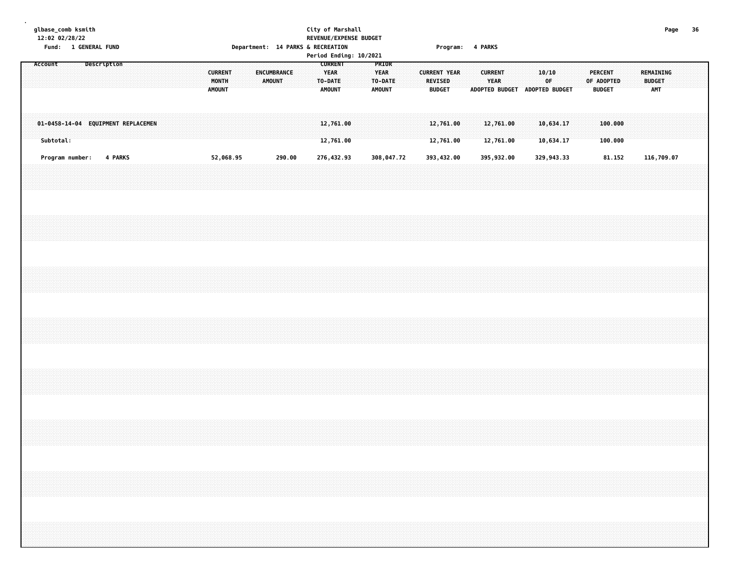glbase_comb ksmith
12:02 02/28/22
Fund: 1 GENERAL FUND

City of Marshall
REVENUE/EXPENSE BUDGET
Department: 14 PARKS & RECREATION
Period Ending: 10/2021

Program: 4 PARKS

| Account | Description | CURRENT MONTH AMOUNT | ENCUMBRANCE AMOUNT | CURRENT YEAR TO-DATE AMOUNT | PRIOR YEAR TO-DATE AMOUNT | CURRENT YEAR REVISED BUDGET | CURRENT YEAR ADOPTED BUDGET | 10/10 OF ADOPTED BUDGET | PERCENT OF ADOPTED BUDGET | REMAINING BUDGET AMT |
|---|---|---|---|---|---|---|---|---|---|---|
| 01-0458-14-04 | EQUIPMENT REPLACEMEN | | | 12,761.00 | | 12,761.00 | 12,761.00 | 10,634.17 | 100.000 | |
| Subtotal: | | | | 12,761.00 | | 12,761.00 | 12,761.00 | 10,634.17 | 100.000 | |
| Program number: | 4 PARKS | 52,068.95 | 290.00 | 276,432.93 | 308,047.72 | 393,432.00 | 395,932.00 | 329,943.33 | 81.152 | 116,709.07 |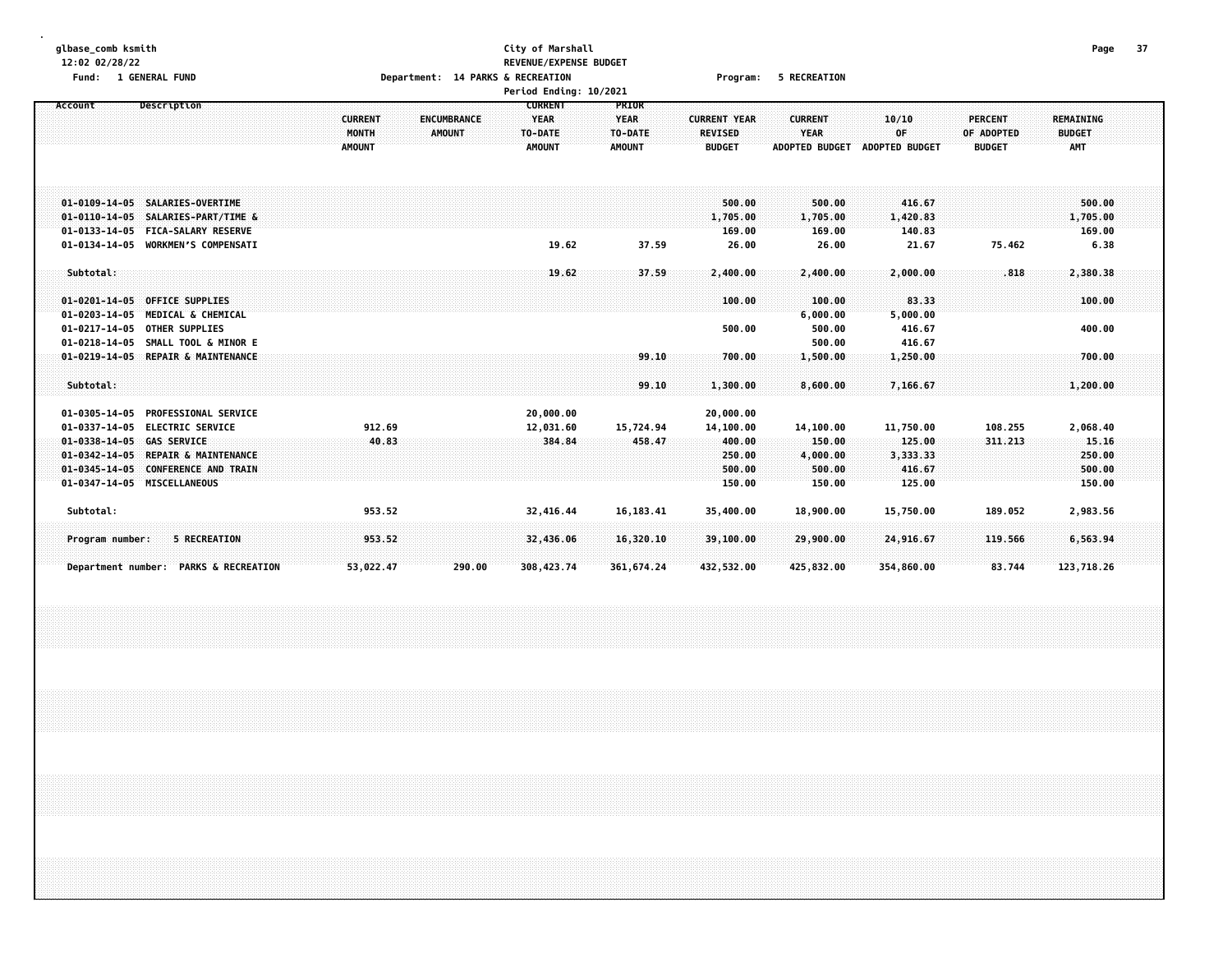glbase_comb ksmith
12:02 02/28/22
Fund: 1 GENERAL FUND

**City of Marshall**
**REVENUE/EXPENSE BUDGET**
Department: 14 PARKS & RECREATION    Program: 5 RECREATION
Period Ending: 10/2021

| Account | Description | CURRENT MONTH AMOUNT | ENCUMBRANCE AMOUNT | CURRENT YEAR TO-DATE AMOUNT | PRIOR YEAR TO-DATE AMOUNT | CURRENT YEAR REVISED BUDGET | CURRENT YEAR ADOPTED BUDGET | 10/10 OF ADOPTED BUDGET | PERCENT OF ADOPTED BUDGET | REMAINING BUDGET AMT |
|---|---|---|---|---|---|---|---|---|---|---|
| 01-0109-14-05 | SALARIES-OVERTIME | | | | | 500.00 | 500.00 | 416.67 | | 500.00 |
| 01-0110-14-05 | SALARIES-PART/TIME & | | | | | 1,705.00 | 1,705.00 | 1,420.83 | | 1,705.00 |
| 01-0133-14-05 | FICA-SALARY RESERVE | | | | | 169.00 | 169.00 | 140.83 | | 169.00 |
| 01-0134-14-05 | WORKMEN'S COMPENSATI | | | 19.62 | 37.59 | 26.00 | 26.00 | 21.67 | 75.462 | 6.38 |
| Subtotal: | | | | 19.62 | 37.59 | 2,400.00 | 2,400.00 | 2,000.00 | .818 | 2,380.38 |
| 01-0201-14-05 | OFFICE SUPPLIES | | | | | 100.00 | 100.00 | 83.33 | | 100.00 |
| 01-0203-14-05 | MEDICAL & CHEMICAL | | | | | | 6,000.00 | 5,000.00 | | |
| 01-0217-14-05 | OTHER SUPPLIES | | | | | 500.00 | 500.00 | 416.67 | | 400.00 |
| 01-0218-14-05 | SMALL TOOL & MINOR E | | | | | | 500.00 | 416.67 | | |
| 01-0219-14-05 | REPAIR & MAINTENANCE | | | | 99.10 | 700.00 | 1,500.00 | 1,250.00 | | 700.00 |
| Subtotal: | | | | | 99.10 | 1,300.00 | 8,600.00 | 7,166.67 | | 1,200.00 |
| 01-0305-14-05 | PROFESSIONAL SERVICE | | | 20,000.00 | | 20,000.00 | | | | |
| 01-0337-14-05 | ELECTRIC SERVICE | 912.69 | | 12,031.60 | 15,724.94 | 14,100.00 | 14,100.00 | 11,750.00 | 108.255 | 2,068.40 |
| 01-0338-14-05 | GAS SERVICE | 40.83 | | 384.84 | 458.47 | 400.00 | 150.00 | 125.00 | 311.213 | 15.16 |
| 01-0342-14-05 | REPAIR & MAINTENANCE | | | | | 250.00 | 4,000.00 | 3,333.33 | | 250.00 |
| 01-0345-14-05 | CONFERENCE AND TRAIN | | | | | 500.00 | 500.00 | 416.67 | | 500.00 |
| 01-0347-14-05 | MISCELLANEOUS | | | | | 150.00 | 150.00 | 125.00 | | 150.00 |
| Subtotal: | | 953.52 | | 32,416.44 | 16,183.41 | 35,400.00 | 18,900.00 | 15,750.00 | 189.052 | 2,983.56 |
| Program number: | 5 RECREATION | 953.52 | | 32,436.06 | 16,320.10 | 39,100.00 | 29,900.00 | 24,916.67 | 119.566 | 6,563.94 |
| Department number: | PARKS & RECREATION | 53,022.47 | 290.00 | 308,423.74 | 361,674.24 | 432,532.00 | 425,832.00 | 354,860.00 | 83.744 | 123,718.26 |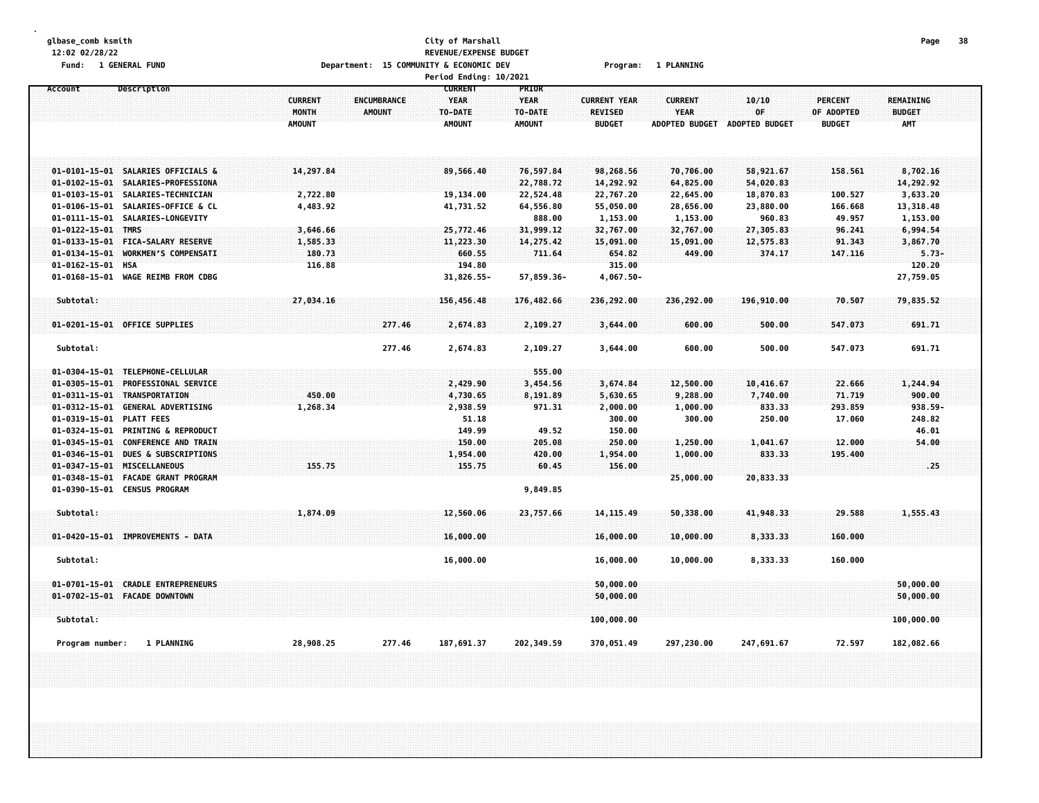glbase_comb ksmith
12:02 02/28/22

Fund: 1 GENERAL FUND

City of Marshall
REVENUE/EXPENSE BUDGET
Department: 15 COMMUNITY & ECONOMIC DEV
Period Ending: 10/2021

Program: 1 PLANNING

| Account | Description | CURRENT MONTH AMOUNT | ENCUMBRANCE AMOUNT | CURRENT YEAR TO-DATE AMOUNT | PRIOR YEAR TO-DATE AMOUNT | CURRENT YEAR REVISED BUDGET | CURRENT YEAR ADOPTED BUDGET | 10/10 OF ADOPTED BUDGET | PERCENT OF ADOPTED BUDGET | REMAINING BUDGET AMT |
|---|---|---|---|---|---|---|---|---|---|---|
| 01-0101-15-01 | SALARIES OFFICIALS & | 14,297.84 | | 89,566.40 | 76,597.84 | 98,268.56 | 70,706.00 | 58,921.67 | 158.561 | 8,702.16 |
| 01-0102-15-01 | SALARIES-PROFESSIONA | | | | 22,788.72 | 14,292.92 | 64,825.00 | 54,020.83 | | 14,292.92 |
| 01-0103-15-01 | SALARIES-TECHNICIAN | 2,722.80 | | 19,134.00 | 22,524.48 | 22,767.20 | 22,645.00 | 18,870.83 | 100.527 | 3,633.20 |
| 01-0106-15-01 | SALARIES-OFFICE & CL | 4,483.92 | | 41,731.52 | 64,556.80 | 55,050.00 | 28,656.00 | 23,880.00 | 166.668 | 13,318.48 |
| 01-0111-15-01 | SALARIES-LONGEVITY | | | | 888.00 | 1,153.00 | 1,153.00 | 960.83 | 49.957 | 1,153.00 |
| 01-0122-15-01 | TMRS | 3,646.66 | | 25,772.46 | 31,999.12 | 32,767.00 | 32,767.00 | 27,305.83 | 96.241 | 6,994.54 |
| 01-0133-15-01 | FICA-SALARY RESERVE | 1,585.33 | | 11,223.30 | 14,275.42 | 15,091.00 | 15,091.00 | 12,575.83 | 91.343 | 3,867.70 |
| 01-0134-15-01 | WORKMEN'S COMPENSATI | 180.73 | | 660.55 | 711.64 | 654.82 | 449.00 | 374.17 | 147.116 | 5.73- |
| 01-0162-15-01 | HSA | 116.88 | | 194.80 | | 315.00 | | | | 120.20 |
| 01-0168-15-01 | WAGE REIMB FROM CDBG | | | 31,826.55- | 57,859.36- | 4,067.50- | | | | 27,759.05 |
| Subtotal: | | 27,034.16 | | 156,456.48 | 176,482.66 | 236,292.00 | 236,292.00 | 196,910.00 | 70.507 | 79,835.52 |
| 01-0201-15-01 | OFFICE SUPPLIES | | 277.46 | 2,674.83 | 2,109.27 | 3,644.00 | 600.00 | 500.00 | 547.073 | 691.71 |
| Subtotal: | | | 277.46 | 2,674.83 | 2,109.27 | 3,644.00 | 600.00 | 500.00 | 547.073 | 691.71 |
| 01-0304-15-01 | TELEPHONE-CELLULAR | | | | 555.00 | | | | | |
| 01-0305-15-01 | PROFESSIONAL SERVICE | | | 2,429.90 | 3,454.56 | 3,674.84 | 12,500.00 | 10,416.67 | 22.666 | 1,244.94 |
| 01-0311-15-01 | TRANSPORTATION | 450.00 | | 4,730.65 | 8,191.89 | 5,630.65 | 9,288.00 | 7,740.00 | 71.719 | 900.00 |
| 01-0312-15-01 | GENERAL ADVERTISING | 1,268.34 | | 2,938.59 | 971.31 | 2,000.00 | 1,000.00 | 833.33 | 293.859 | 938.59- |
| 01-0319-15-01 | PLATT FEES | | | 51.18 | | 300.00 | 300.00 | 250.00 | 17.060 | 248.82 |
| 01-0324-15-01 | PRINTING & REPRODUCT | | | 149.99 | 49.52 | 150.00 | | | | 46.01 |
| 01-0345-15-01 | CONFERENCE AND TRAIN | | | 150.00 | 205.08 | 250.00 | 1,250.00 | 1,041.67 | 12.000 | 54.00 |
| 01-0346-15-01 | DUES & SUBSCRIPTIONS | | | 1,954.00 | 420.00 | 1,954.00 | 1,000.00 | 833.33 | 195.400 | |
| 01-0347-15-01 | MISCELLANEOUS | 155.75 | | 155.75 | 60.45 | 156.00 | | | | .25 |
| 01-0348-15-01 | FACADE GRANT PROGRAM | | | | | | 25,000.00 | 20,833.33 | | |
| 01-0390-15-01 | CENSUS PROGRAM | | | | 9,849.85 | | | | | |
| Subtotal: | | 1,874.09 | | 12,560.06 | 23,757.66 | 14,115.49 | 50,338.00 | 41,948.33 | 29.588 | 1,555.43 |
| 01-0420-15-01 | IMPROVEMENTS - DATA | | | 16,000.00 | | 16,000.00 | 10,000.00 | 8,333.33 | 160.000 | |
| Subtotal: | | | | 16,000.00 | | 16,000.00 | 10,000.00 | 8,333.33 | 160.000 | |
| 01-0701-15-01 | CRADLE ENTREPRENEURS | | | | | 50,000.00 | | | | 50,000.00 |
| 01-0702-15-01 | FACADE DOWNTOWN | | | | | 50,000.00 | | | | 50,000.00 |
| Subtotal: | | | | | | 100,000.00 | | | | 100,000.00 |
| Program number: | 1 PLANNING | 28,908.25 | 277.46 | 187,691.37 | 202,349.59 | 370,051.49 | 297,230.00 | 247,691.67 | 72.597 | 182,082.66 |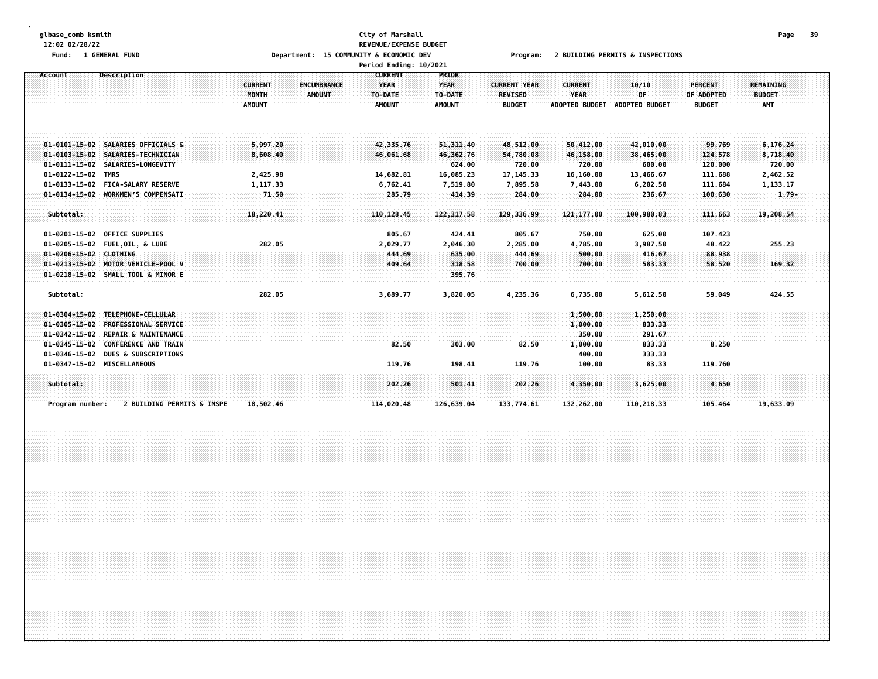glbase_comb ksmith
12:02 02/28/22

**City of Marshall**
**REVENUE/EXPENSE BUDGET**

Fund: 1 GENERAL FUND

Department: 15 COMMUNITY & ECONOMIC DEV

Program: 2 BUILDING PERMITS & INSPECTIONS

Period Ending: 10/2021

| Account | Description | CURRENT MONTH AMOUNT | ENCUMBRANCE AMOUNT | CURRENT YEAR TO-DATE AMOUNT | PRIOR YEAR TO-DATE AMOUNT | CURRENT YEAR REVISED BUDGET | CURRENT YEAR ADOPTED BUDGET | 10/10 OF ADOPTED BUDGET | PERCENT OF ADOPTED BUDGET | REMAINING BUDGET AMT |
|---|---|---|---|---|---|---|---|---|---|---|
| 01-0101-15-02 | SALARIES OFFICIALS & | 5,997.20 | | 42,335.76 | 51,311.40 | 48,512.00 | 50,412.00 | 42,010.00 | 99.769 | 6,176.24 |
| 01-0103-15-02 | SALARIES-TECHNICIAN | 8,608.40 | | 46,061.68 | 46,362.76 | 54,780.08 | 46,158.00 | 38,465.00 | 124.578 | 8,718.40 |
| 01-0111-15-02 | SALARIES-LONGEVITY | | | | 624.00 | 720.00 | 720.00 | 600.00 | 120.000 | 720.00 |
| 01-0122-15-02 | TMRS | 2,425.98 | | 14,682.81 | 16,085.23 | 17,145.33 | 16,160.00 | 13,466.67 | 111.688 | 2,462.52 |
| 01-0133-15-02 | FICA-SALARY RESERVE | 1,117.33 | | 6,762.41 | 7,519.80 | 7,895.58 | 7,443.00 | 6,202.50 | 111.684 | 1,133.17 |
| 01-0134-15-02 | WORKMEN'S COMPENSATI | 71.50 | | 285.79 | 414.39 | 284.00 | 284.00 | 236.67 | 100.630 | 1.79- |
| Subtotal: | | 18,220.41 | | 110,128.45 | 122,317.58 | 129,336.99 | 121,177.00 | 100,980.83 | 111.663 | 19,208.54 |
| 01-0201-15-02 | OFFICE SUPPLIES | | | 805.67 | 424.41 | 805.67 | 750.00 | 625.00 | 107.423 | |
| 01-0205-15-02 | FUEL,OIL, & LUBE | 282.05 | | 2,029.77 | 2,046.30 | 2,285.00 | 4,785.00 | 3,987.50 | 48.422 | 255.23 |
| 01-0206-15-02 | CLOTHING | | | 444.69 | 635.00 | 444.69 | 500.00 | 416.67 | 88.938 | |
| 01-0213-15-02 | MOTOR VEHICLE-POOL V | | | 409.64 | 318.58 | 700.00 | 700.00 | 583.33 | 58.520 | 169.32 |
| 01-0218-15-02 | SMALL TOOL & MINOR E | | | | 395.76 | | | | | |
| Subtotal: | | 282.05 | | 3,689.77 | 3,820.05 | 4,235.36 | 6,735.00 | 5,612.50 | 59.049 | 424.55 |
| 01-0304-15-02 | TELEPHONE-CELLULAR | | | | | | 1,500.00 | 1,250.00 | | |
| 01-0305-15-02 | PROFESSIONAL SERVICE | | | | | | 1,000.00 | 833.33 | | |
| 01-0342-15-02 | REPAIR & MAINTENANCE | | | | | | 350.00 | 291.67 | | |
| 01-0345-15-02 | CONFERENCE AND TRAIN | | | 82.50 | 303.00 | 82.50 | 1,000.00 | 833.33 | 8.250 | |
| 01-0346-15-02 | DUES & SUBSCRIPTIONS | | | | | | 400.00 | 333.33 | | |
| 01-0347-15-02 | MISCELLANEOUS | | | 119.76 | 198.41 | 119.76 | 100.00 | 83.33 | 119.760 | |
| Subtotal: | | | | 202.26 | 501.41 | 202.26 | 4,350.00 | 3,625.00 | 4.650 | |
| Program number: | 2 BUILDING PERMITS & INSPE | 18,502.46 | | 114,020.48 | 126,639.04 | 133,774.61 | 132,262.00 | 110,218.33 | 105.464 | 19,633.09 |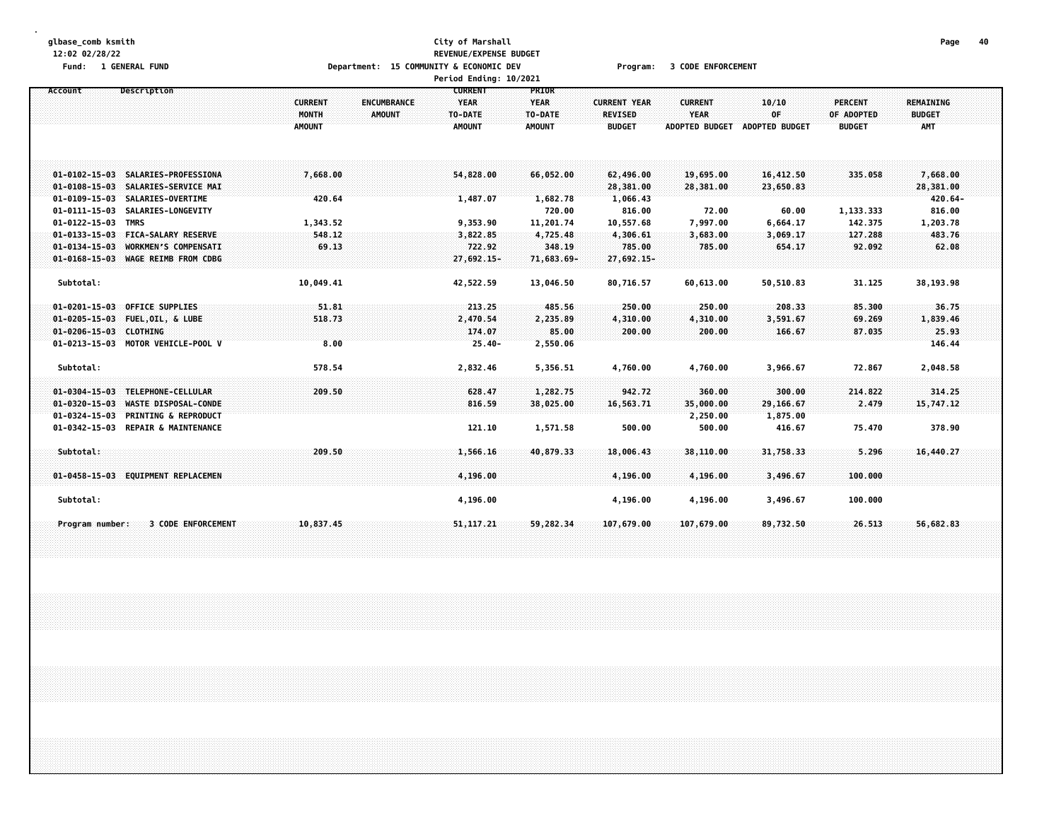glbase_comb ksmith
12:02 02/28/22
Fund: 1 GENERAL FUND

City of Marshall
REVENUE/EXPENSE BUDGET
Department: 15 COMMUNITY & ECONOMIC DEV
Program: 3 CODE ENFORCEMENT
Period Ending: 10/2021

| Account | Description | CURRENT MONTH AMOUNT | ENCUMBRANCE AMOUNT | CURRENT YEAR TO-DATE AMOUNT | PRIOR YEAR TO-DATE AMOUNT | CURRENT YEAR REVISED BUDGET | CURRENT YEAR ADOPTED BUDGET | 10/10 OF ADOPTED BUDGET | PERCENT OF ADOPTED BUDGET | REMAINING BUDGET AMT |
|---|---|---|---|---|---|---|---|---|---|---|
| 01-0102-15-03 | SALARIES-PROFESSIONA | 7,668.00 | | 54,828.00 | 66,052.00 | 62,496.00 | 19,695.00 | 16,412.50 | 335.058 | 7,668.00 |
| 01-0108-15-03 | SALARIES-SERVICE MAI | | | | | 28,381.00 | 28,381.00 | 23,650.83 | | 28,381.00 |
| 01-0109-15-03 | SALARIES-OVERTIME | 420.64 | | 1,487.07 | 1,682.78 | 1,066.43 | | | | 420.64- |
| 01-0111-15-03 | SALARIES-LONGEVITY | | | | 720.00 | 816.00 | 72.00 | 60.00 | 1,133.333 | 816.00 |
| 01-0122-15-03 | TMRS | 1,343.52 | | 9,353.90 | 11,201.74 | 10,557.68 | 7,997.00 | 6,664.17 | 142.375 | 1,203.78 |
| 01-0133-15-03 | FICA-SALARY RESERVE | 548.12 | | 3,822.85 | 4,725.48 | 4,306.61 | 3,683.00 | 3,069.17 | 127.288 | 483.76 |
| 01-0134-15-03 | WORKMEN'S COMPENSATI | 69.13 | | 722.92 | 348.19 | 785.00 | 785.00 | 654.17 | 92.092 | 62.08 |
| 01-0168-15-03 | WAGE REIMB FROM CDBG | | | 27,692.15- | 71,683.69- | 27,692.15- | | | | |
| Subtotal: | | 10,049.41 | | 42,522.59 | 13,046.50 | 80,716.57 | 60,613.00 | 50,510.83 | 31.125 | 38,193.98 |
| 01-0201-15-03 | OFFICE SUPPLIES | 51.81 | | 213.25 | 485.56 | 250.00 | 250.00 | 208.33 | 85.300 | 36.75 |
| 01-0205-15-03 | FUEL,OIL, & LUBE | 518.73 | | 2,470.54 | 2,235.89 | 4,310.00 | 4,310.00 | 3,591.67 | 69.269 | 1,839.46 |
| 01-0206-15-03 | CLOTHING | | | 174.07 | 85.00 | 200.00 | 200.00 | 166.67 | 87.035 | 25.93 |
| 01-0213-15-03 | MOTOR VEHICLE-POOL V | 8.00 | | 25.40- | 2,550.06 | | | | | 146.44 |
| Subtotal: | | 578.54 | | 2,832.46 | 5,356.51 | 4,760.00 | 4,760.00 | 3,966.67 | 72.867 | 2,048.58 |
| 01-0304-15-03 | TELEPHONE-CELLULAR | 209.50 | | 628.47 | 1,282.75 | 942.72 | 360.00 | 300.00 | 214.822 | 314.25 |
| 01-0320-15-03 | WASTE DISPOSAL-CONDE | | | 816.59 | 38,025.00 | 16,563.71 | 35,000.00 | 29,166.67 | 2.479 | 15,747.12 |
| 01-0324-15-03 | PRINTING & REPRODUCT | | | | | | 2,250.00 | 1,875.00 | | |
| 01-0342-15-03 | REPAIR & MAINTENANCE | | | 121.10 | 1,571.58 | 500.00 | 500.00 | 416.67 | 75.470 | 378.90 |
| Subtotal: | | 209.50 | | 1,566.16 | 40,879.33 | 18,006.43 | 38,110.00 | 31,758.33 | 5.296 | 16,440.27 |
| 01-0458-15-03 | EQUIPMENT REPLACEMEN | | | 4,196.00 | | 4,196.00 | 4,196.00 | 3,496.67 | 100.000 | |
| Subtotal: | | | | 4,196.00 | | 4,196.00 | 4,196.00 | 3,496.67 | 100.000 | |
| Program number: | 3 CODE ENFORCEMENT | 10,837.45 | | 51,117.21 | 59,282.34 | 107,679.00 | 107,679.00 | 89,732.50 | 26.513 | 56,682.83 |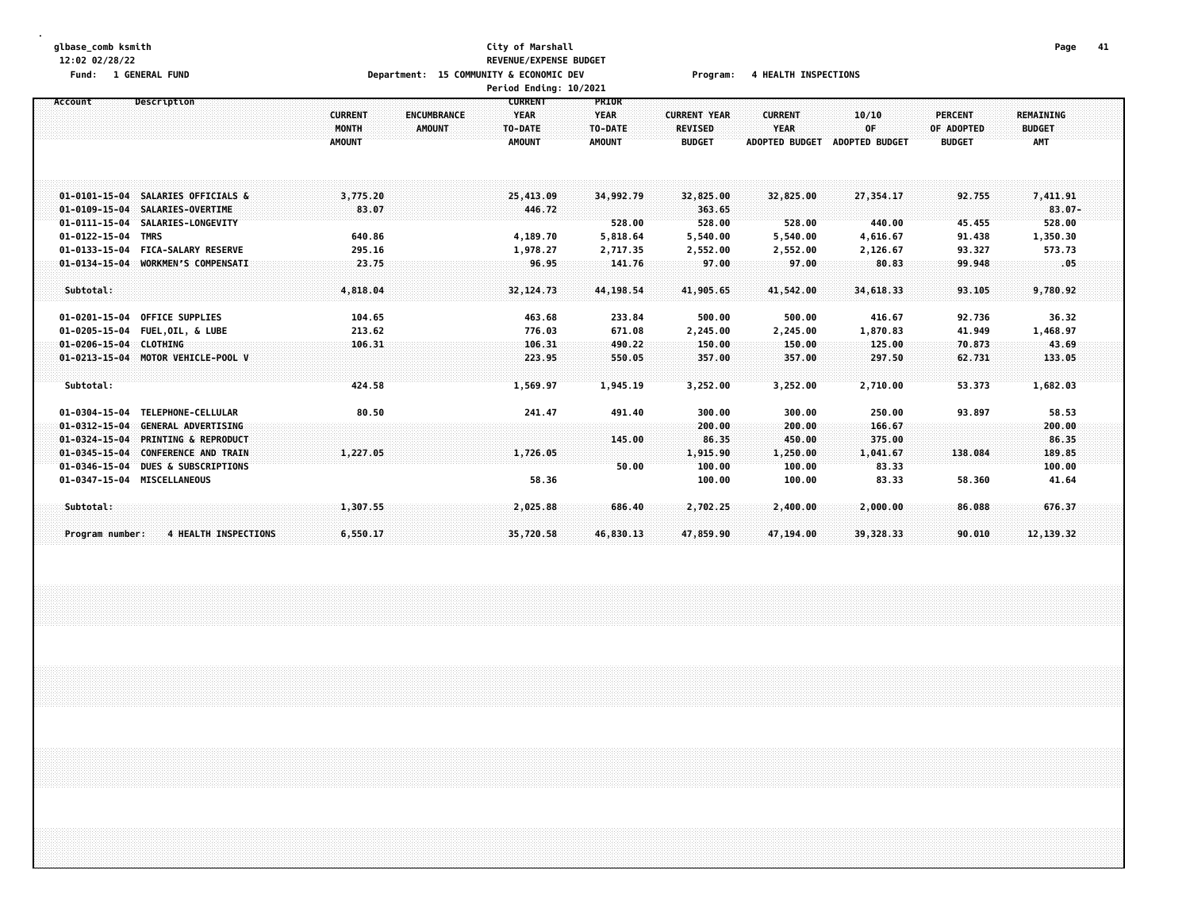glbase_comb ksmith
12:02 02/28/22
Fund: 1 GENERAL FUND

City of Marshall
REVENUE/EXPENSE BUDGET
Department: 15 COMMUNITY & ECONOMIC DEV    Program: 4 HEALTH INSPECTIONS
Period Ending: 10/2021

| Account | Description | CURRENT MONTH AMOUNT | ENCUMBRANCE AMOUNT | CURRENT YEAR TO-DATE AMOUNT | PRIOR YEAR TO-DATE AMOUNT | CURRENT YEAR REVISED BUDGET | CURRENT YEAR ADOPTED BUDGET | 10/10 OF ADOPTED BUDGET | PERCENT OF ADOPTED BUDGET | REMAINING BUDGET AMT |
|---|---|---|---|---|---|---|---|---|---|---|
| 01-0101-15-04 | SALARIES OFFICIALS & | 3,775.20 | | 25,413.09 | 34,992.79 | 32,825.00 | 32,825.00 | 27,354.17 | 92.755 | 7,411.91 |
| 01-0109-15-04 | SALARIES-OVERTIME | 83.07 | | 446.72 | | 363.65 | | | | 83.07- |
| 01-0111-15-04 | SALARIES-LONGEVITY | | | | 528.00 | 528.00 | 528.00 | 440.00 | 45.455 | 528.00 |
| 01-0122-15-04 | TMRS | 640.86 | | 4,189.70 | 5,818.64 | 5,540.00 | 5,540.00 | 4,616.67 | 91.438 | 1,350.30 |
| 01-0133-15-04 | FICA-SALARY RESERVE | 295.16 | | 1,978.27 | 2,717.35 | 2,552.00 | 2,552.00 | 2,126.67 | 93.327 | 573.73 |
| 01-0134-15-04 | WORKMEN'S COMPENSATI | 23.75 | | 96.95 | 141.76 | 97.00 | 97.00 | 80.83 | 99.948 | .05 |
| Subtotal: | | 4,818.04 | | 32,124.73 | 44,198.54 | 41,905.65 | 41,542.00 | 34,618.33 | 93.105 | 9,780.92 |
| 01-0201-15-04 | OFFICE SUPPLIES | 104.65 | | 463.68 | 233.84 | 500.00 | 500.00 | 416.67 | 92.736 | 36.32 |
| 01-0205-15-04 | FUEL,OIL, & LUBE | 213.62 | | 776.03 | 671.08 | 2,245.00 | 2,245.00 | 1,870.83 | 41.949 | 1,468.97 |
| 01-0206-15-04 | CLOTHING | 106.31 | | 106.31 | 490.22 | 150.00 | 150.00 | 125.00 | 70.873 | 43.69 |
| 01-0213-15-04 | MOTOR VEHICLE-POOL V | | | 223.95 | 550.05 | 357.00 | 357.00 | 297.50 | 62.731 | 133.05 |
| Subtotal: | | 424.58 | | 1,569.97 | 1,945.19 | 3,252.00 | 3,252.00 | 2,710.00 | 53.373 | 1,682.03 |
| 01-0304-15-04 | TELEPHONE-CELLULAR | 80.50 | | 241.47 | 491.40 | 300.00 | 300.00 | 250.00 | 93.897 | 58.53 |
| 01-0312-15-04 | GENERAL ADVERTISING | | | | | 200.00 | 200.00 | 166.67 | | 200.00 |
| 01-0324-15-04 | PRINTING & REPRODUCT | | | | 145.00 | 86.35 | 450.00 | 375.00 | | 86.35 |
| 01-0345-15-04 | CONFERENCE AND TRAIN | 1,227.05 | | 1,726.05 | | 1,915.90 | 1,250.00 | 1,041.67 | 138.084 | 189.85 |
| 01-0346-15-04 | DUES & SUBSCRIPTIONS | | | | 50.00 | 100.00 | 100.00 | 83.33 | | 100.00 |
| 01-0347-15-04 | MISCELLANEOUS | | | 58.36 | | 100.00 | 100.00 | 83.33 | 58.360 | 41.64 |
| Subtotal: | | 1,307.55 | | 2,025.88 | 686.40 | 2,702.25 | 2,400.00 | 2,000.00 | 86.088 | 676.37 |
| Program number: | 4 HEALTH INSPECTIONS | 6,550.17 | | 35,720.58 | 46,830.13 | 47,859.90 | 47,194.00 | 39,328.33 | 90.010 | 12,139.32 |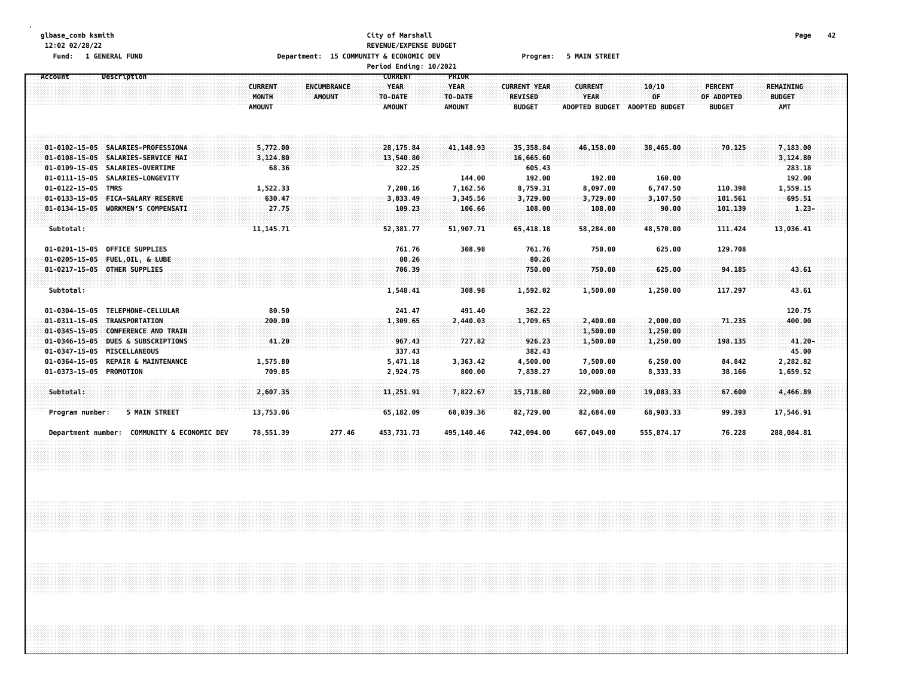glbase_comb ksmith
12:02 02/28/22
Fund: 1 GENERAL FUND

City of Marshall
REVENUE/EXPENSE BUDGET
Department: 15 COMMUNITY & ECONOMIC DEV
Program: 5 MAIN STREET
Period Ending: 10/2021

| Account | Description | CURRENT MONTH AMOUNT | ENCUMBRANCE AMOUNT | CURRENT YEAR TO-DATE AMOUNT | PRIOR YEAR TO-DATE AMOUNT | CURRENT YEAR REVISED BUDGET | CURRENT YEAR ADOPTED BUDGET | 10/10 OF ADOPTED BUDGET | PERCENT OF ADOPTED BUDGET | REMAINING BUDGET AMT |
|---|---|---|---|---|---|---|---|---|---|---|
| 01-0102-15-05 | SALARIES-PROFESSIONA | 5,772.00 | | 28,175.84 | 41,148.93 | 35,358.84 | 46,158.00 | 38,465.00 | 70.125 | 7,183.00 |
| 01-0108-15-05 | SALARIES-SERVICE MAI | 3,124.80 | | 13,540.80 | | 16,665.60 | | | | 3,124.80 |
| 01-0109-15-05 | SALARIES-OVERTIME | 68.36 | | 322.25 | | 605.43 | | | | 283.18 |
| 01-0111-15-05 | SALARIES-LONGEVITY | | | | 144.00 | 192.00 | 192.00 | 160.00 | | 192.00 |
| 01-0122-15-05 | TMRS | 1,522.33 | | 7,200.16 | 7,162.56 | 8,759.31 | 8,097.00 | 6,747.50 | 110.398 | 1,559.15 |
| 01-0133-15-05 | FICA-SALARY RESERVE | 630.47 | | 3,033.49 | 3,345.56 | 3,729.00 | 3,729.00 | 3,107.50 | 101.561 | 695.51 |
| 01-0134-15-05 | WORKMEN'S COMPENSATI | 27.75 | | 109.23 | 106.66 | 108.00 | 108.00 | 90.00 | 101.139 | 1.23- |
| Subtotal: | | 11,145.71 | | 52,381.77 | 51,907.71 | 65,418.18 | 58,284.00 | 48,570.00 | 111.424 | 13,036.41 |
| 01-0201-15-05 | OFFICE SUPPLIES | | | 761.76 | 308.98 | 761.76 | 750.00 | 625.00 | 129.708 | |
| 01-0205-15-05 | FUEL,OIL, & LUBE | | | 80.26 | | 80.26 | | | | |
| 01-0217-15-05 | OTHER SUPPLIES | | | 706.39 | | 750.00 | 750.00 | 625.00 | 94.185 | 43.61 |
| Subtotal: | | | | 1,548.41 | 308.98 | 1,592.02 | 1,500.00 | 1,250.00 | 117.297 | 43.61 |
| 01-0304-15-05 | TELEPHONE-CELLULAR | 80.50 | | 241.47 | 491.40 | 362.22 | | | | 120.75 |
| 01-0311-15-05 | TRANSPORTATION | 200.00 | | 1,309.65 | 2,440.03 | 1,709.65 | 2,400.00 | 2,000.00 | 71.235 | 400.00 |
| 01-0345-15-05 | CONFERENCE AND TRAIN | | | | | | 1,500.00 | 1,250.00 | | |
| 01-0346-15-05 | DUES & SUBSCRIPTIONS | 41.20 | | 967.43 | 727.82 | 926.23 | 1,500.00 | 1,250.00 | 198.135 | 41.20- |
| 01-0347-15-05 | MISCELLANEOUS | | | 337.43 | | 382.43 | | | | 45.00 |
| 01-0364-15-05 | REPAIR & MAINTENANCE | 1,575.80 | | 5,471.18 | 3,363.42 | 4,500.00 | 7,500.00 | 6,250.00 | 84.842 | 2,282.82 |
| 01-0373-15-05 | PROMOTION | 709.85 | | 2,924.75 | 800.00 | 7,838.27 | 10,000.00 | 8,333.33 | 38.166 | 1,659.52 |
| Subtotal: | | 2,607.35 | | 11,251.91 | 7,822.67 | 15,718.80 | 22,900.00 | 19,083.33 | 67.600 | 4,466.89 |
| Program number: | 5 MAIN STREET | 13,753.06 | | 65,182.09 | 60,039.36 | 82,729.00 | 82,684.00 | 68,903.33 | 99.393 | 17,546.91 |
| Department number: | COMMUNITY & ECONOMIC DEV | 78,551.39 | 277.46 | 453,731.73 | 495,140.46 | 742,094.00 | 667,049.00 | 555,874.17 | 76.228 | 288,084.81 |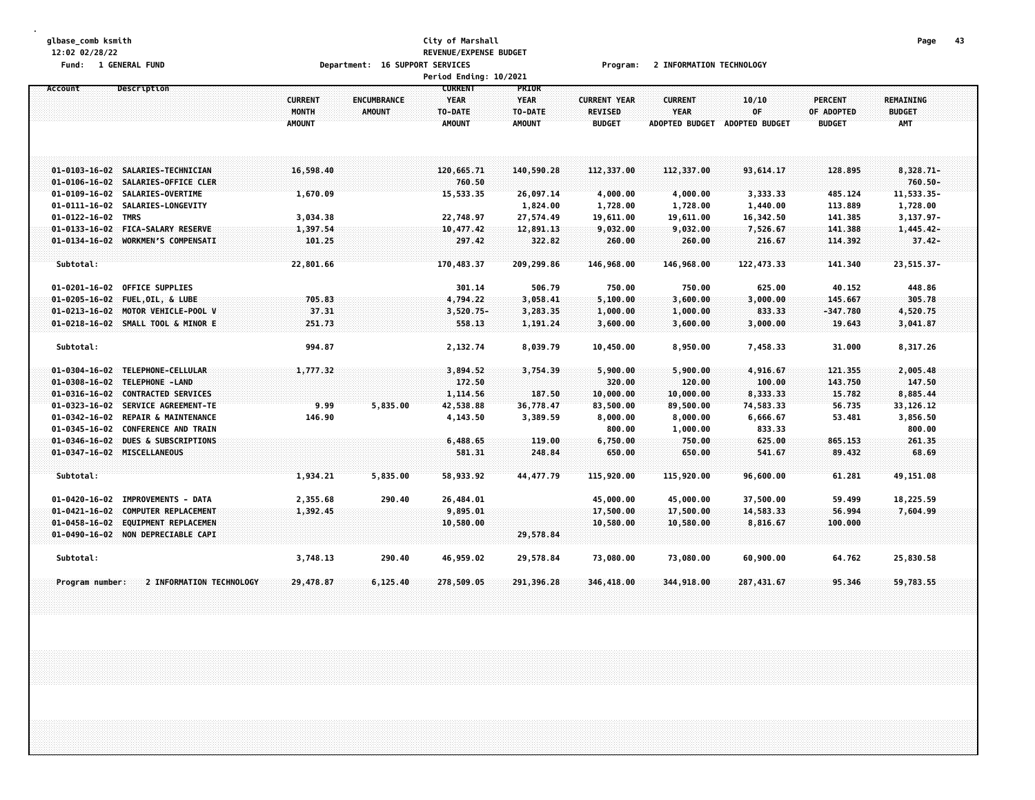City of Marshall
REVENUE/EXPENSE BUDGET

Fund: 1 GENERAL FUND — Department: 16 SUPPORT SERVICES — Program: 2 INFORMATION TECHNOLOGY

Period Ending: 10/2021

| Account | Description | CURRENT MONTH AMOUNT | ENCUMBRANCE AMOUNT | CURRENT YEAR TO-DATE AMOUNT | PRIOR YEAR TO-DATE AMOUNT | CURRENT YEAR REVISED BUDGET | CURRENT YEAR ADOPTED BUDGET | 10/10 OF ADOPTED BUDGET | PERCENT OF ADOPTED BUDGET | REMAINING BUDGET AMT |
|---|---|---|---|---|---|---|---|---|---|---|
| 01-0103-16-02 | SALARIES-TECHNICIAN | 16,598.40 | | 120,665.71 | 140,590.28 | 112,337.00 | 112,337.00 | 93,614.17 | 128.895 | 8,328.71- |
| 01-0106-16-02 | SALARIES-OFFICE CLER | | | 760.50 | | | | | | 760.50- |
| 01-0109-16-02 | SALARIES-OVERTIME | 1,670.09 | | 15,533.35 | 26,097.14 | 4,000.00 | 4,000.00 | 3,333.33 | 485.124 | 11,533.35- |
| 01-0111-16-02 | SALARIES-LONGEVITY | | | | 1,824.00 | 1,728.00 | 1,728.00 | 1,440.00 | 113.889 | 1,728.00 |
| 01-0122-16-02 | TMRS | 3,034.38 | | 22,748.97 | 27,574.49 | 19,611.00 | 19,611.00 | 16,342.50 | 141.385 | 3,137.97- |
| 01-0133-16-02 | FICA-SALARY RESERVE | 1,397.54 | | 10,477.42 | 12,891.13 | 9,032.00 | 9,032.00 | 7,526.67 | 141.388 | 1,445.42- |
| 01-0134-16-02 | WORKMEN'S COMPENSATI | 101.25 | | 297.42 | 322.82 | 260.00 | 260.00 | 216.67 | 114.392 | 37.42- |
| Subtotal: | | 22,801.66 | | 170,483.37 | 209,299.86 | 146,968.00 | 146,968.00 | 122,473.33 | 141.340 | 23,515.37- |
| 01-0201-16-02 | OFFICE SUPPLIES | | | 301.14 | 506.79 | 750.00 | 750.00 | 625.00 | 40.152 | 448.86 |
| 01-0205-16-02 | FUEL,OIL, & LUBE | 705.83 | | 4,794.22 | 3,058.41 | 5,100.00 | 3,600.00 | 3,000.00 | 145.667 | 305.78 |
| 01-0213-16-02 | MOTOR VEHICLE-POOL V | 37.31 | | 3,520.75- | 3,283.35 | 1,000.00 | 1,000.00 | 833.33 | -347.780 | 4,520.75 |
| 01-0218-16-02 | SMALL TOOL & MINOR E | 251.73 | | 558.13 | 1,191.24 | 3,600.00 | 3,600.00 | 3,000.00 | 19.643 | 3,041.87 |
| Subtotal: | | 994.87 | | 2,132.74 | 8,039.79 | 10,450.00 | 8,950.00 | 7,458.33 | 31.000 | 8,317.26 |
| 01-0304-16-02 | TELEPHONE-CELLULAR | 1,777.32 | | 3,894.52 | 3,754.39 | 5,900.00 | 5,900.00 | 4,916.67 | 121.355 | 2,005.48 |
| 01-0308-16-02 | TELEPHONE -LAND | | | 172.50 | | 320.00 | 120.00 | 100.00 | 143.750 | 147.50 |
| 01-0316-16-02 | CONTRACTED SERVICES | | | 1,114.56 | 187.50 | 10,000.00 | 10,000.00 | 8,333.33 | 15.782 | 8,885.44 |
| 01-0323-16-02 | SERVICE AGREEMENT-TE | 9.99 | 5,835.00 | 42,538.88 | 36,778.47 | 83,500.00 | 89,500.00 | 74,583.33 | 56.735 | 33,126.12 |
| 01-0342-16-02 | REPAIR & MAINTENANCE | 146.90 | | 4,143.50 | 3,389.59 | 8,000.00 | 8,000.00 | 6,666.67 | 53.481 | 3,856.50 |
| 01-0345-16-02 | CONFERENCE AND TRAIN | | | | | 800.00 | 1,000.00 | 833.33 | | 800.00 |
| 01-0346-16-02 | DUES & SUBSCRIPTIONS | | | 6,488.65 | 119.00 | 6,750.00 | 750.00 | 625.00 | 865.153 | 261.35 |
| 01-0347-16-02 | MISCELLANEOUS | | | 581.31 | 248.84 | 650.00 | 650.00 | 541.67 | 89.432 | 68.69 |
| Subtotal: | | 1,934.21 | 5,835.00 | 58,933.92 | 44,477.79 | 115,920.00 | 115,920.00 | 96,600.00 | 61.281 | 49,151.08 |
| 01-0420-16-02 | IMPROVEMENTS - DATA | 2,355.68 | 290.40 | 26,484.01 | | 45,000.00 | 45,000.00 | 37,500.00 | 59.499 | 18,225.59 |
| 01-0421-16-02 | COMPUTER REPLACEMENT | 1,392.45 | | 9,895.01 | | 17,500.00 | 17,500.00 | 14,583.33 | 56.994 | 7,604.99 |
| 01-0458-16-02 | EQUIPMENT REPLACEMEN | | | 10,580.00 | | 10,580.00 | 10,580.00 | 8,816.67 | 100.000 | |
| 01-0490-16-02 | NON DEPRECIABLE CAPI | | | | 29,578.84 | | | | | |
| Subtotal: | | 3,748.13 | 290.40 | 46,959.02 | 29,578.84 | 73,080.00 | 73,080.00 | 60,900.00 | 64.762 | 25,830.58 |
| Program number: | 2 INFORMATION TECHNOLOGY | 29,478.87 | 6,125.40 | 278,509.05 | 291,396.28 | 346,418.00 | 344,918.00 | 287,431.67 | 95.346 | 59,783.55 |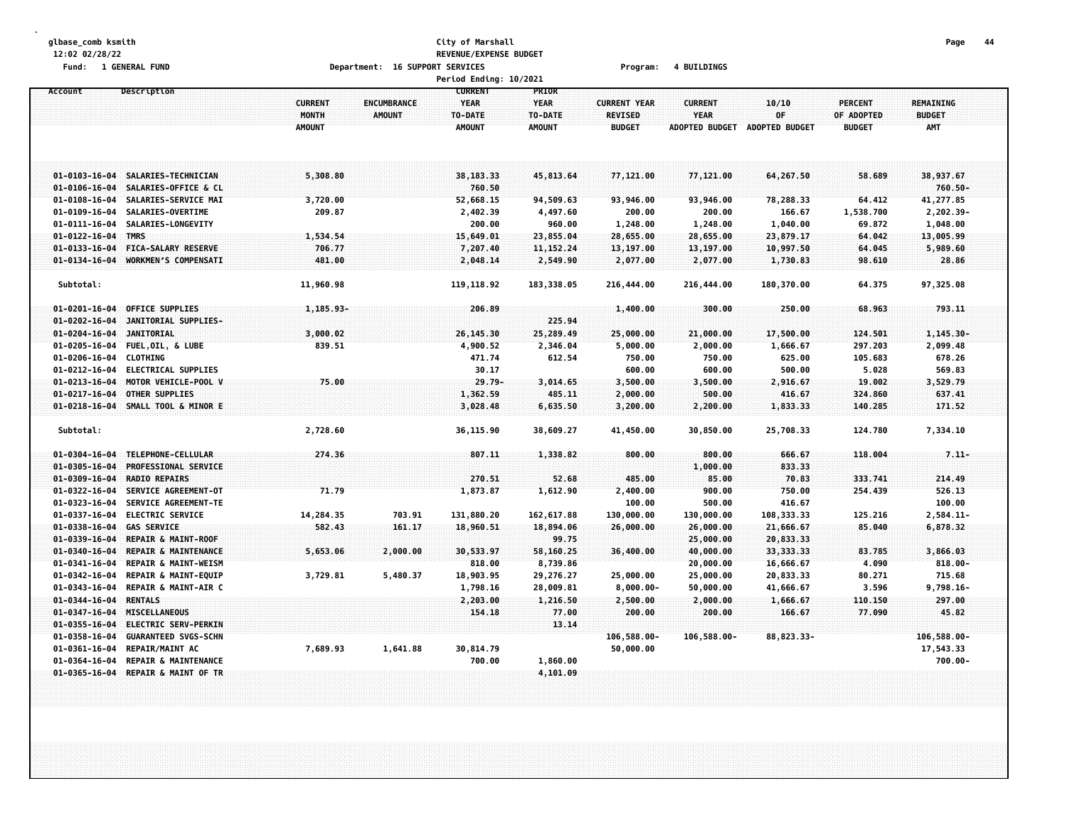glbase_comb ksmith
12:02 02/28/22

**City of Marshall**
**REVENUE/EXPENSE BUDGET**

Fund: 1 GENERAL FUND    Department: 16 SUPPORT SERVICES    Program: 4 BUILDINGS

Period Ending: 10/2021

| Account | Description | CURRENT MONTH AMOUNT | ENCUMBRANCE AMOUNT | CURRENT YEAR TO-DATE AMOUNT | PRIOR YEAR TO-DATE AMOUNT | CURRENT YEAR REVISED BUDGET | CURRENT YEAR ADOPTED BUDGET | 10/10 OF ADOPTED BUDGET | PERCENT OF ADOPTED BUDGET | REMAINING BUDGET AMT |
|---|---|---|---|---|---|---|---|---|---|---|
| 01-0103-16-04 | SALARIES-TECHNICIAN | 5,308.80 | | 38,183.33 | 45,813.64 | 77,121.00 | 77,121.00 | 64,267.50 | 58.689 | 38,937.67 |
| 01-0106-16-04 | SALARIES-OFFICE & CL | | | 760.50 | | | | | | 760.50- |
| 01-0108-16-04 | SALARIES-SERVICE MAI | 3,720.00 | | 52,668.15 | 94,509.63 | 93,946.00 | 93,946.00 | 78,288.33 | 64.412 | 41,277.85 |
| 01-0109-16-04 | SALARIES-OVERTIME | 209.87 | | 2,402.39 | 4,497.60 | 200.00 | 200.00 | 166.67 | 1,538.700 | 2,202.39- |
| 01-0111-16-04 | SALARIES-LONGEVITY | | | 200.00 | 960.00 | 1,248.00 | 1,248.00 | 1,040.00 | 69.872 | 1,048.00 |
| 01-0122-16-04 | TMRS | 1,534.54 | | 15,649.01 | 23,855.04 | 28,655.00 | 28,655.00 | 23,879.17 | 64.042 | 13,005.99 |
| 01-0133-16-04 | FICA-SALARY RESERVE | 706.77 | | 7,207.40 | 11,152.24 | 13,197.00 | 13,197.00 | 10,997.50 | 64.045 | 5,989.60 |
| 01-0134-16-04 | WORKMEN'S COMPENSATI | 481.00 | | 2,048.14 | 2,549.90 | 2,077.00 | 2,077.00 | 1,730.83 | 98.610 | 28.86 |
| Subtotal: | | 11,960.98 | | 119,118.92 | 183,338.05 | 216,444.00 | 216,444.00 | 180,370.00 | 64.375 | 97,325.08 |
| 01-0201-16-04 | OFFICE SUPPLIES | 1,185.93- | | 206.89 | | 1,400.00 | 300.00 | 250.00 | 68.963 | 793.11 |
| 01-0202-16-04 | JANITORIAL SUPPLIES- | | | | 225.94 | | | | | |
| 01-0204-16-04 | JANITORIAL | 3,000.02 | | 26,145.30 | 25,289.49 | 25,000.00 | 21,000.00 | 17,500.00 | 124.501 | 1,145.30- |
| 01-0205-16-04 | FUEL,OIL, & LUBE | 839.51 | | 4,900.52 | 2,346.04 | 5,000.00 | 2,000.00 | 1,666.67 | 297.203 | 2,099.48 |
| 01-0206-16-04 | CLOTHING | | | 471.74 | 612.54 | 750.00 | 750.00 | 625.00 | 105.683 | 678.26 |
| 01-0212-16-04 | ELECTRICAL SUPPLIES | | | 30.17 | | 600.00 | 600.00 | 500.00 | 5.028 | 569.83 |
| 01-0213-16-04 | MOTOR VEHICLE-POOL V | 75.00 | | 29.79- | 3,014.65 | 3,500.00 | 3,500.00 | 2,916.67 | 19.002 | 3,529.79 |
| 01-0217-16-04 | OTHER SUPPLIES | | | 1,362.59 | 485.11 | 2,000.00 | 500.00 | 416.67 | 324.860 | 637.41 |
| 01-0218-16-04 | SMALL TOOL & MINOR E | | | 3,028.48 | 6,635.50 | 3,200.00 | 2,200.00 | 1,833.33 | 140.285 | 171.52 |
| Subtotal: | | 2,728.60 | | 36,115.90 | 38,609.27 | 41,450.00 | 30,850.00 | 25,708.33 | 124.780 | 7,334.10 |
| 01-0304-16-04 | TELEPHONE-CELLULAR | 274.36 | | 807.11 | 1,338.82 | 800.00 | 800.00 | 666.67 | 118.004 | 7.11- |
| 01-0305-16-04 | PROFESSIONAL SERVICE | | | | | | 1,000.00 | 833.33 | | |
| 01-0309-16-04 | RADIO REPAIRS | | | 270.51 | 52.68 | 485.00 | 85.00 | 70.83 | 333.741 | 214.49 |
| 01-0322-16-04 | SERVICE AGREEMENT-OT | 71.79 | | 1,873.87 | 1,612.90 | 2,400.00 | 900.00 | 750.00 | 254.439 | 526.13 |
| 01-0323-16-04 | SERVICE AGREEMENT-TE | | | | | 100.00 | 500.00 | 416.67 | | 100.00 |
| 01-0337-16-04 | ELECTRIC SERVICE | 14,284.35 | 703.91 | 131,880.20 | 162,617.88 | 130,000.00 | 130,000.00 | 108,333.33 | 125.216 | 2,584.11- |
| 01-0338-16-04 | GAS SERVICE | 582.43 | 161.17 | 18,960.51 | 18,894.06 | 26,000.00 | 26,000.00 | 21,666.67 | 85.040 | 6,878.32 |
| 01-0339-16-04 | REPAIR & MAINT-ROOF | | | | 99.75 | | 25,000.00 | 20,833.33 | | |
| 01-0340-16-04 | REPAIR & MAINTENANCE | 5,653.06 | 2,000.00 | 30,533.97 | 58,160.25 | 36,400.00 | 40,000.00 | 33,333.33 | 83.785 | 3,866.03 |
| 01-0341-16-04 | REPAIR & MAINT-WEISM | | | 818.00 | 8,739.86 | | 20,000.00 | 16,666.67 | 4.090 | 818.00- |
| 01-0342-16-04 | REPAIR & MAINT-EQUIP | 3,729.81 | 5,480.37 | 18,903.95 | 29,276.27 | 25,000.00 | 25,000.00 | 20,833.33 | 80.271 | 715.68 |
| 01-0343-16-04 | REPAIR & MAINT-AIR C | | | 1,798.16 | 28,009.81 | 8,000.00- | 50,000.00 | 41,666.67 | 3.596 | 9,798.16- |
| 01-0344-16-04 | RENTALS | | | 2,203.00 | 1,216.50 | 2,500.00 | 2,000.00 | 1,666.67 | 110.150 | 297.00 |
| 01-0347-16-04 | MISCELLANEOUS | | | 154.18 | 77.00 | 200.00 | 200.00 | 166.67 | 77.090 | 45.82 |
| 01-0355-16-04 | ELECTRIC SERV-PERKIN | | | | 13.14 | | | | | |
| 01-0358-16-04 | GUARANTEED SVGS-SCHN | | | | | 106,588.00- | 106,588.00- | 88,823.33- | | 106,588.00- |
| 01-0361-16-04 | REPAIR/MAINT AC | 7,689.93 | 1,641.88 | 30,814.79 | | 50,000.00 | | | | 17,543.33 |
| 01-0364-16-04 | REPAIR & MAINTENANCE | | | 700.00 | 1,860.00 | | | | | 700.00- |
| 01-0365-16-04 | REPAIR & MAINT OF TR | | | | 4,101.09 | | | | | |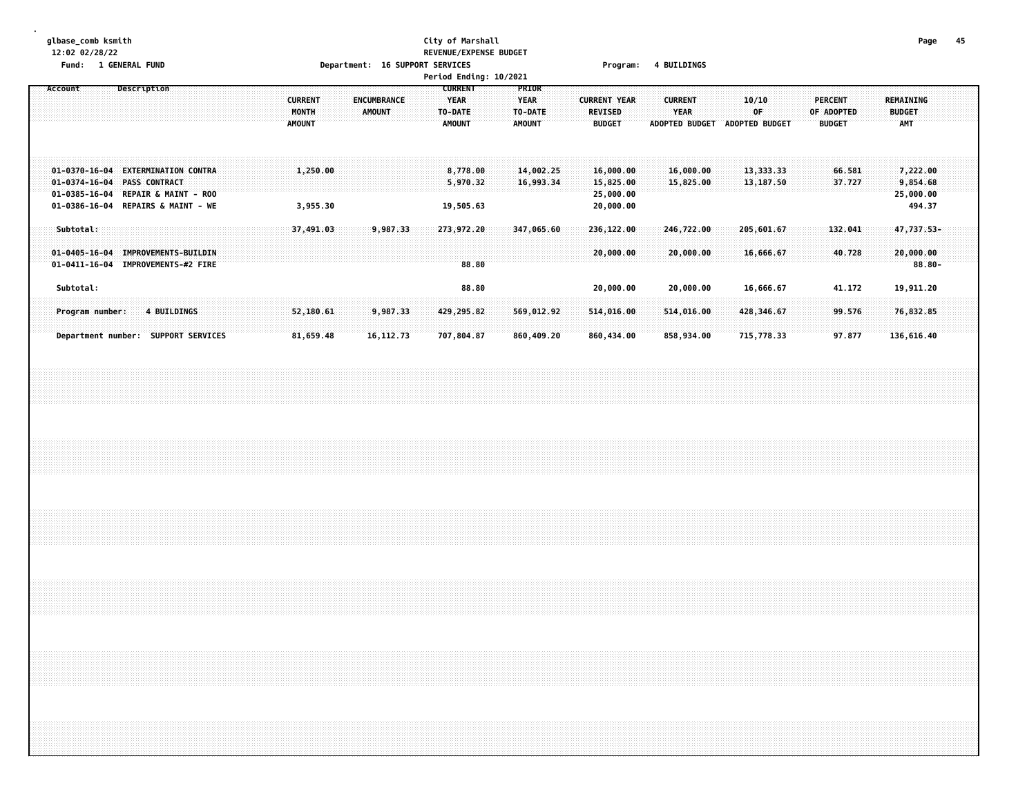glbase_comb ksmith
12:02 02/28/22
Fund: 1 GENERAL FUND

**City of Marshall**
**REVENUE/EXPENSE BUDGET**
Department: 16 SUPPORT SERVICES    Program: 4 BUILDINGS
Period Ending: 10/2021

| Account | Description | CURRENT MONTH AMOUNT | ENCUMBRANCE AMOUNT | CURRENT YEAR TO-DATE AMOUNT | PRIOR YEAR TO-DATE AMOUNT | CURRENT YEAR REVISED BUDGET | CURRENT YEAR ADOPTED BUDGET | 10/10 OF ADOPTED BUDGET | PERCENT OF ADOPTED BUDGET | REMAINING BUDGET AMT |
|---|---|---|---|---|---|---|---|---|---|---|
| 01-0370-16-04 | EXTERMINATION CONTRA | 1,250.00 | | 8,778.00 | 14,002.25 | 16,000.00 | 16,000.00 | 13,333.33 | 66.581 | 7,222.00 |
| 01-0374-16-04 | PASS CONTRACT | | | 5,970.32 | 16,993.34 | 15,825.00 | 15,825.00 | 13,187.50 | 37.727 | 9,854.68 |
| 01-0385-16-04 | REPAIR & MAINT - ROO | | | | | 25,000.00 | | | | 25,000.00 |
| 01-0386-16-04 | REPAIRS & MAINT - WE | 3,955.30 | | 19,505.63 | | 20,000.00 | | | | 494.37 |
| Subtotal: | | 37,491.03 | 9,987.33 | 273,972.20 | 347,065.60 | 236,122.00 | 246,722.00 | 205,601.67 | 132.041 | 47,737.53- |
| 01-0405-16-04 | IMPROVEMENTS-BUILDIN | | | | | 20,000.00 | 20,000.00 | 16,666.67 | 40.728 | 20,000.00 |
| 01-0411-16-04 | IMPROVEMENTS-#2 FIRE | | | 88.80 | | | | | | 88.80- |
| Subtotal: | | | | 88.80 | | 20,000.00 | 20,000.00 | 16,666.67 | 41.172 | 19,911.20 |
| Program number: | 4 BUILDINGS | 52,180.61 | 9,987.33 | 429,295.82 | 569,012.92 | 514,016.00 | 514,016.00 | 428,346.67 | 99.576 | 76,832.85 |
| Department number: | SUPPORT SERVICES | 81,659.48 | 16,112.73 | 707,804.87 | 860,409.20 | 860,434.00 | 858,934.00 | 715,778.33 | 97.877 | 136,616.40 |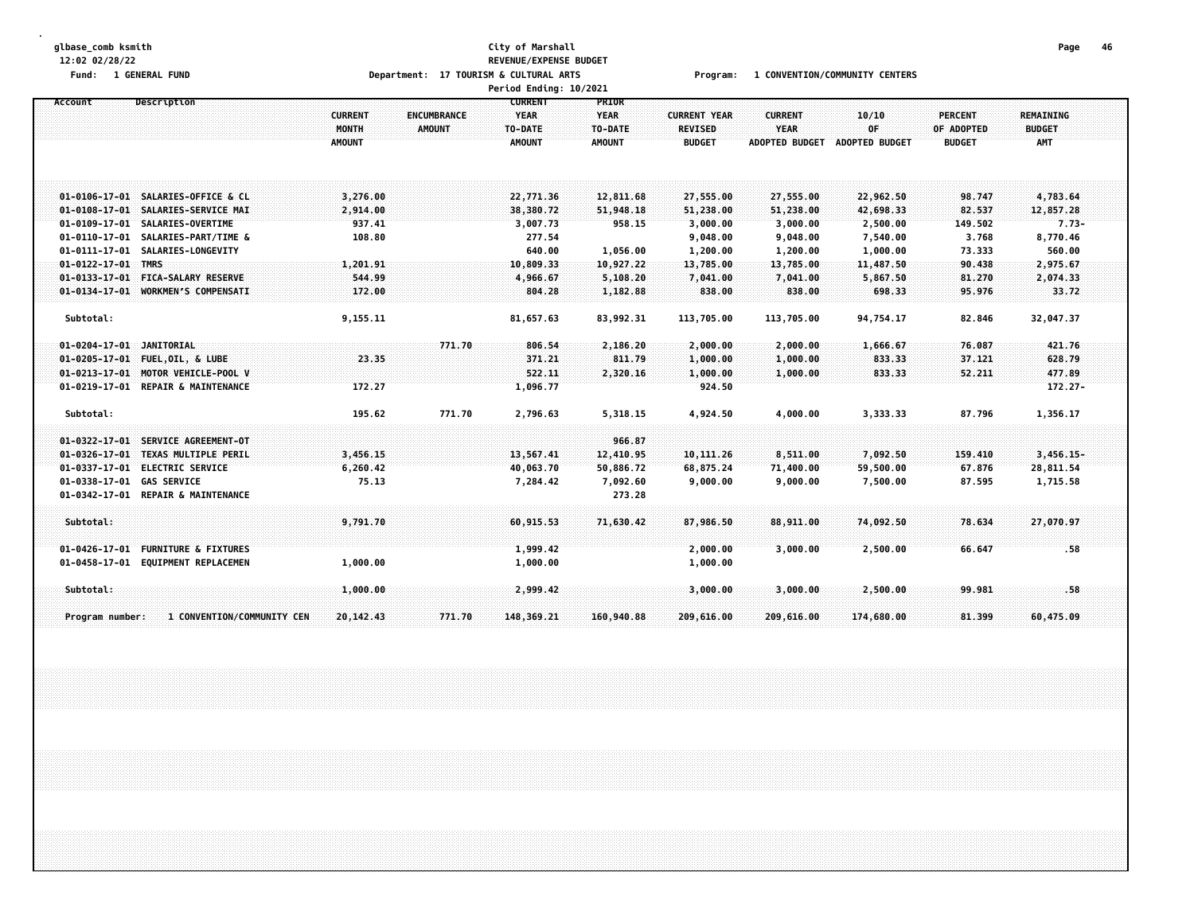glbase_comb ksmith
12:02 02/28/22
Fund: 1 GENERAL FUND

# City of Marshall
## REVENUE/EXPENSE BUDGET
Department: 17 TOURISM & CULTURAL ARTS — Program: 1 CONVENTION/COMMUNITY CENTERS
Period Ending: 10/2021

| Account | Description | CURRENT MONTH AMOUNT | ENCUMBRANCE AMOUNT | CURRENT YEAR TO-DATE AMOUNT | PRIOR YEAR TO-DATE AMOUNT | CURRENT YEAR REVISED BUDGET | CURRENT YEAR ADOPTED BUDGET | 10/10 OF ADOPTED BUDGET | PERCENT OF ADOPTED BUDGET | REMAINING BUDGET AMT |
|---|---|---|---|---|---|---|---|---|---|---|
| 01-0106-17-01 | SALARIES-OFFICE & CL | 3,276.00 | | 22,771.36 | 12,811.68 | 27,555.00 | 27,555.00 | 22,962.50 | 98.747 | 4,783.64 |
| 01-0108-17-01 | SALARIES-SERVICE MAI | 2,914.00 | | 38,380.72 | 51,948.18 | 51,238.00 | 51,238.00 | 42,698.33 | 82.537 | 12,857.28 |
| 01-0109-17-01 | SALARIES-OVERTIME | 937.41 | | 3,007.73 | 958.15 | 3,000.00 | 3,000.00 | 2,500.00 | 149.502 | 7.73- |
| 01-0110-17-01 | SALARIES-PART/TIME & | 108.80 | | 277.54 | | 9,048.00 | 9,048.00 | 7,540.00 | 3.768 | 8,770.46 |
| 01-0111-17-01 | SALARIES-LONGEVITY | | | 640.00 | 1,056.00 | 1,200.00 | 1,200.00 | 1,000.00 | 73.333 | 560.00 |
| 01-0122-17-01 | TMRS | 1,201.91 | | 10,809.33 | 10,927.22 | 13,785.00 | 13,785.00 | 11,487.50 | 90.438 | 2,975.67 |
| 01-0133-17-01 | FICA-SALARY RESERVE | 544.99 | | 4,966.67 | 5,108.20 | 7,041.00 | 7,041.00 | 5,867.50 | 81.270 | 2,074.33 |
| 01-0134-17-01 | WORKMEN'S COMPENSATI | 172.00 | | 804.28 | 1,182.88 | 838.00 | 838.00 | 698.33 | 95.976 | 33.72 |
| Subtotal: | | 9,155.11 | | 81,657.63 | 83,992.31 | 113,705.00 | 113,705.00 | 94,754.17 | 82.846 | 32,047.37 |
| 01-0204-17-01 | JANITORIAL | | 771.70 | 806.54 | 2,186.20 | 2,000.00 | 2,000.00 | 1,666.67 | 76.087 | 421.76 |
| 01-0205-17-01 | FUEL,OIL, & LUBE | 23.35 | | 371.21 | 811.79 | 1,000.00 | 1,000.00 | 833.33 | 37.121 | 628.79 |
| 01-0213-17-01 | MOTOR VEHICLE-POOL V | | | 522.11 | 2,320.16 | 1,000.00 | 1,000.00 | 833.33 | 52.211 | 477.89 |
| 01-0219-17-01 | REPAIR & MAINTENANCE | 172.27 | | 1,096.77 | | 924.50 | | | | 172.27- |
| Subtotal: | | 195.62 | 771.70 | 2,796.63 | 5,318.15 | 4,924.50 | 4,000.00 | 3,333.33 | 87.796 | 1,356.17 |
| 01-0322-17-01 | SERVICE AGREEMENT-OT | | | | 966.87 | | | | | |
| 01-0326-17-01 | TEXAS MULTIPLE PERIL | 3,456.15 | | 13,567.41 | 12,410.95 | 10,111.26 | 8,511.00 | 7,092.50 | 159.410 | 3,456.15- |
| 01-0337-17-01 | ELECTRIC SERVICE | 6,260.42 | | 40,063.70 | 50,886.72 | 68,875.24 | 71,400.00 | 59,500.00 | 67.876 | 28,811.54 |
| 01-0338-17-01 | GAS SERVICE | 75.13 | | 7,284.42 | 7,092.60 | 9,000.00 | 9,000.00 | 7,500.00 | 87.595 | 1,715.58 |
| 01-0342-17-01 | REPAIR & MAINTENANCE | | | | 273.28 | | | | | |
| Subtotal: | | 9,791.70 | | 60,915.53 | 71,630.42 | 87,986.50 | 88,911.00 | 74,092.50 | 78.634 | 27,070.97 |
| 01-0426-17-01 | FURNITURE & FIXTURES | | | 1,999.42 | | 2,000.00 | 3,000.00 | 2,500.00 | 66.647 | .58 |
| 01-0458-17-01 | EQUIPMENT REPLACEMEN | 1,000.00 | | 1,000.00 | | 1,000.00 | | | | |
| Subtotal: | | 1,000.00 | | 2,999.42 | | 3,000.00 | 3,000.00 | 2,500.00 | 99.981 | .58 |
| Program number: | 1 CONVENTION/COMMUNITY CEN | 20,142.43 | 771.70 | 148,369.21 | 160,940.88 | 209,616.00 | 209,616.00 | 174,680.00 | 81.399 | 60,475.09 |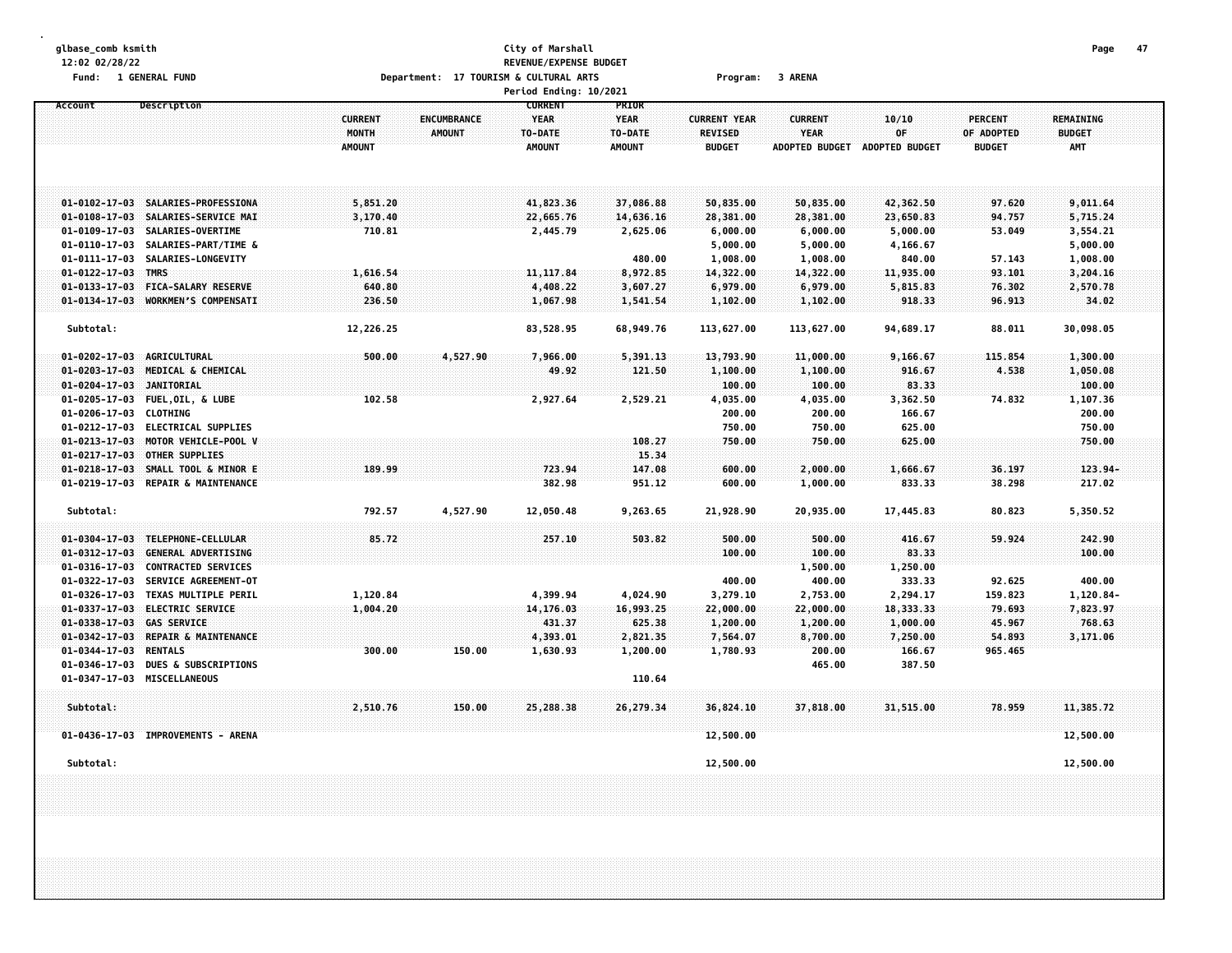glbase_comb ksmith
12:02 02/28/22

City of Marshall
REVENUE/EXPENSE BUDGET

Fund: 1 GENERAL FUND

Department: 17 TOURISM & CULTURAL ARTS

Period Ending: 10/2021

Program: 3 ARENA

| Account | Description | CURRENT MONTH AMOUNT | ENCUMBRANCE AMOUNT | CURRENT YEAR TO-DATE AMOUNT | PRIOR YEAR TO-DATE AMOUNT | CURRENT YEAR REVISED BUDGET | CURRENT YEAR ADOPTED BUDGET | 10/10 OF ADOPTED BUDGET | PERCENT OF ADOPTED BUDGET | REMAINING BUDGET AMT |
|---|---|---|---|---|---|---|---|---|---|---|
| 01-0102-17-03 | SALARIES-PROFESSIONA | 5,851.20 | | 41,823.36 | 37,086.88 | 50,835.00 | 50,835.00 | 42,362.50 | 97.620 | 9,011.64 |
| 01-0108-17-03 | SALARIES-SERVICE MAI | 3,170.40 | | 22,665.76 | 14,636.16 | 28,381.00 | 28,381.00 | 23,650.83 | 94.757 | 5,715.24 |
| 01-0109-17-03 | SALARIES-OVERTIME | 710.81 | | 2,445.79 | 2,625.06 | 6,000.00 | 6,000.00 | 5,000.00 | 53.049 | 3,554.21 |
| 01-0110-17-03 | SALARIES-PART/TIME & | | | | | 5,000.00 | 5,000.00 | 4,166.67 | | 5,000.00 |
| 01-0111-17-03 | SALARIES-LONGEVITY | | | | 480.00 | 1,008.00 | 1,008.00 | 840.00 | 57.143 | 1,008.00 |
| 01-0122-17-03 | TMRS | 1,616.54 | | 11,117.84 | 8,972.85 | 14,322.00 | 14,322.00 | 11,935.00 | 93.101 | 3,204.16 |
| 01-0133-17-03 | FICA-SALARY RESERVE | 640.80 | | 4,408.22 | 3,607.27 | 6,979.00 | 6,979.00 | 5,815.83 | 76.302 | 2,570.78 |
| 01-0134-17-03 | WORKMEN'S COMPENSATI | 236.50 | | 1,067.98 | 1,541.54 | 1,102.00 | 1,102.00 | 918.33 | 96.913 | 34.02 |
| Subtotal: | | 12,226.25 | | 83,528.95 | 68,949.76 | 113,627.00 | 113,627.00 | 94,689.17 | 88.011 | 30,098.05 |
| 01-0202-17-03 | AGRICULTURAL | 500.00 | 4,527.90 | 7,966.00 | 5,391.13 | 13,793.90 | 11,000.00 | 9,166.67 | 115.854 | 1,300.00 |
| 01-0203-17-03 | MEDICAL & CHEMICAL | | | 49.92 | 121.50 | 1,100.00 | 1,100.00 | 916.67 | 4.538 | 1,050.08 |
| 01-0204-17-03 | JANITORIAL | | | | | 100.00 | 100.00 | 83.33 | | 100.00 |
| 01-0205-17-03 | FUEL,OIL, & LUBE | 102.58 | | 2,927.64 | 2,529.21 | 4,035.00 | 4,035.00 | 3,362.50 | 74.832 | 1,107.36 |
| 01-0206-17-03 | CLOTHING | | | | | 200.00 | 200.00 | 166.67 | | 200.00 |
| 01-0212-17-03 | ELECTRICAL SUPPLIES | | | | | 750.00 | 750.00 | 625.00 | | 750.00 |
| 01-0213-17-03 | MOTOR VEHICLE-POOL V | | | | 108.27 | 750.00 | 750.00 | 625.00 | | 750.00 |
| 01-0217-17-03 | OTHER SUPPLIES | | | | 15.34 | | | | | |
| 01-0218-17-03 | SMALL TOOL & MINOR E | 189.99 | | 723.94 | 147.08 | 600.00 | 2,000.00 | 1,666.67 | 36.197 | 123.94- |
| 01-0219-17-03 | REPAIR & MAINTENANCE | | | 382.98 | 951.12 | 600.00 | 1,000.00 | 833.33 | 38.298 | 217.02 |
| Subtotal: | | 792.57 | 4,527.90 | 12,050.48 | 9,263.65 | 21,928.90 | 20,935.00 | 17,445.83 | 80.823 | 5,350.52 |
| 01-0304-17-03 | TELEPHONE-CELLULAR | 85.72 | | 257.10 | 503.82 | 500.00 | 500.00 | 416.67 | 59.924 | 242.90 |
| 01-0312-17-03 | GENERAL ADVERTISING | | | | | 100.00 | 100.00 | 83.33 | | 100.00 |
| 01-0316-17-03 | CONTRACTED SERVICES | | | | | | 1,500.00 | 1,250.00 | | |
| 01-0322-17-03 | SERVICE AGREEMENT-OT | | | | | 400.00 | 400.00 | 333.33 | 92.625 | 400.00 |
| 01-0326-17-03 | TEXAS MULTIPLE PERIL | 1,120.84 | | 4,399.94 | 4,024.90 | 3,279.10 | 2,753.00 | 2,294.17 | 159.823 | 1,120.84- |
| 01-0337-17-03 | ELECTRIC SERVICE | 1,004.20 | | 14,176.03 | 16,993.25 | 22,000.00 | 22,000.00 | 18,333.33 | 79.693 | 7,823.97 |
| 01-0338-17-03 | GAS SERVICE | | | 431.37 | 625.38 | 1,200.00 | 1,200.00 | 1,000.00 | 45.967 | 768.63 |
| 01-0342-17-03 | REPAIR & MAINTENANCE | | | 4,393.01 | 2,821.35 | 7,564.07 | 8,700.00 | 7,250.00 | 54.893 | 3,171.06 |
| 01-0344-17-03 | RENTALS | 300.00 | 150.00 | 1,630.93 | 1,200.00 | 1,780.93 | 200.00 | 166.67 | 965.465 | |
| 01-0346-17-03 | DUES & SUBSCRIPTIONS | | | | | | 465.00 | 387.50 | | |
| 01-0347-17-03 | MISCELLANEOUS | | | | 110.64 | | | | | |
| Subtotal: | | 2,510.76 | 150.00 | 25,288.38 | 26,279.34 | 36,824.10 | 37,818.00 | 31,515.00 | 78.959 | 11,385.72 |
| 01-0436-17-03 | IMPROVEMENTS - ARENA | | | | | 12,500.00 | | | | 12,500.00 |
| Subtotal: | | | | | | 12,500.00 | | | | 12,500.00 |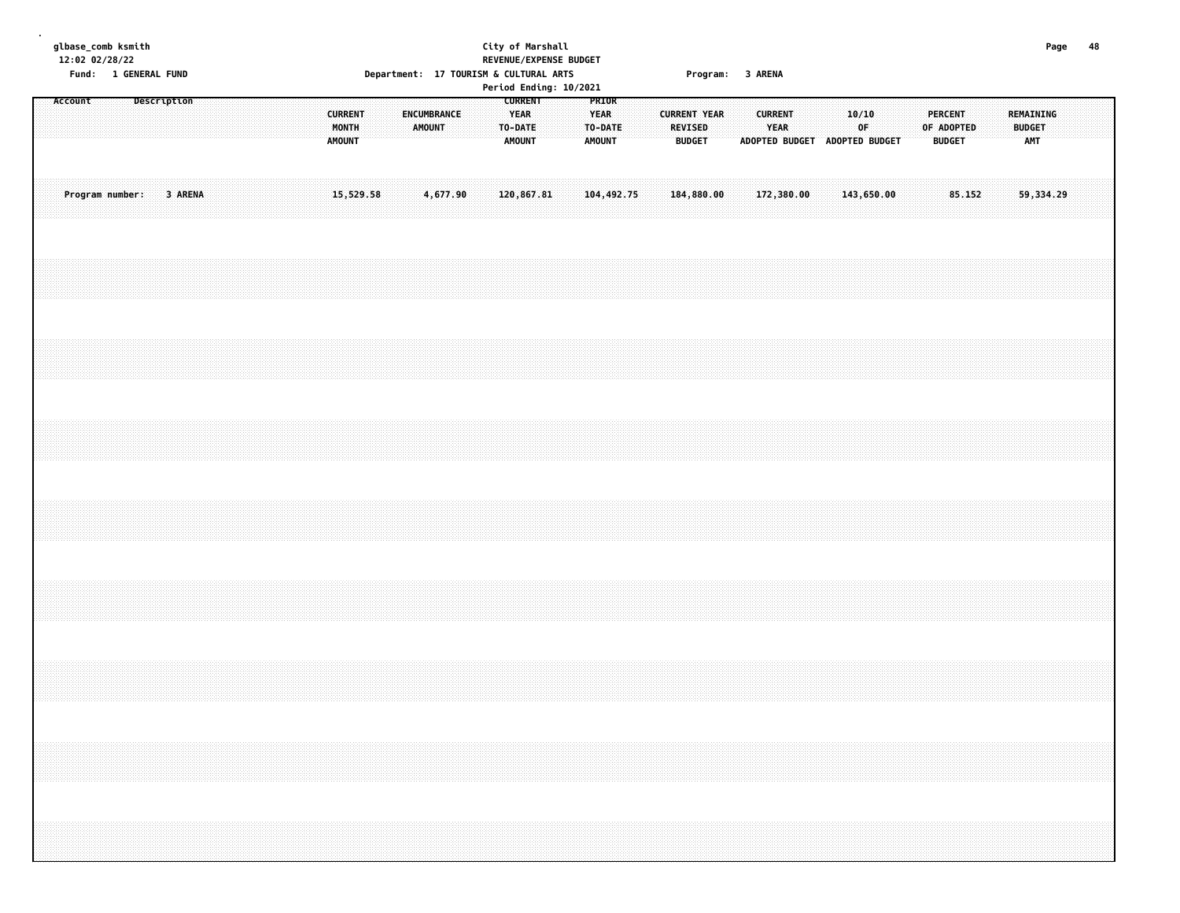City of Marshall
REVENUE/EXPENSE BUDGET

glbase_comb ksmith
12:02 02/28/22

Fund: 1 GENERAL FUND

Department: 17 TOURISM & CULTURAL ARTS

Program: 3 ARENA

Period Ending: 10/2021

| Account | Description | CURRENT MONTH AMOUNT | ENCUMBRANCE AMOUNT | CURRENT YEAR TO-DATE AMOUNT | PRIOR YEAR TO-DATE AMOUNT | CURRENT YEAR REVISED BUDGET | CURRENT YEAR ADOPTED BUDGET | 10/10 OF ADOPTED BUDGET | PERCENT OF ADOPTED BUDGET | REMAINING BUDGET AMT |
|---|---|---|---|---|---|---|---|---|---|---|
| Program number: | 3 ARENA | 15,529.58 | 4,677.90 | 120,867.81 | 104,492.75 | 184,880.00 | 172,380.00 | 143,650.00 | 85.152 | 59,334.29 |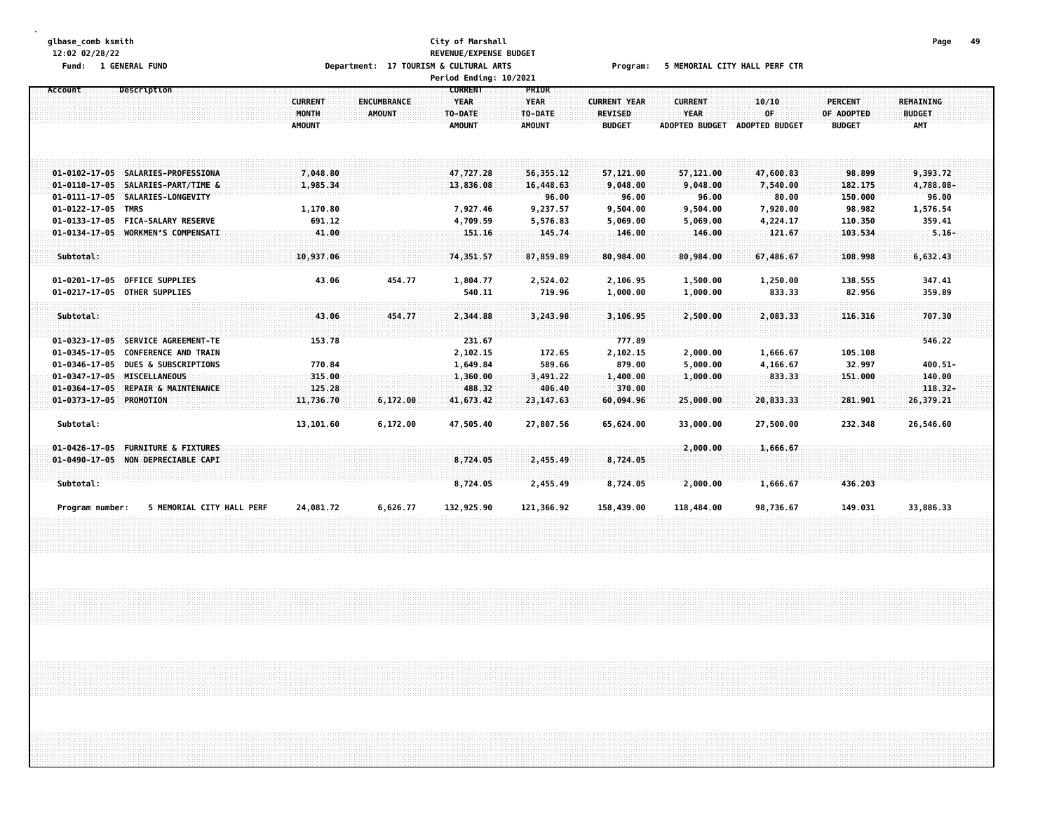glbase_comb ksmith
12:02 02/28/22
Fund: 1 GENERAL FUND

City of Marshall
REVENUE/EXPENSE BUDGET
Department: 17 TOURISM & CULTURAL ARTS
Period Ending: 10/2021

Program: 5 MEMORIAL CITY HALL PERF CTR

| Account | Description | CURRENT MONTH AMOUNT | ENCUMBRANCE AMOUNT | CURRENT YEAR TO-DATE AMOUNT | PRIOR YEAR TO-DATE AMOUNT | CURRENT YEAR REVISED BUDGET | CURRENT YEAR ADOPTED BUDGET | 10/10 OF ADOPTED BUDGET | PERCENT OF ADOPTED BUDGET | REMAINING BUDGET AMT |
|---|---|---|---|---|---|---|---|---|---|---|
| 01-0102-17-05 | SALARIES-PROFESSIONA | 7,048.80 | | 47,727.28 | 56,355.12 | 57,121.00 | 57,121.00 | 47,600.83 | 98.899 | 9,393.72 |
| 01-0110-17-05 | SALARIES-PART/TIME & | 1,985.34 | | 13,836.08 | 16,448.63 | 9,048.00 | 9,048.00 | 7,540.00 | 182.175 | 4,788.08- |
| 01-0111-17-05 | SALARIES-LONGEVITY | | | | 96.00 | 96.00 | 96.00 | 80.00 | 150.000 | 96.00 |
| 01-0122-17-05 | TMRS | 1,170.80 | | 7,927.46 | 9,237.57 | 9,504.00 | 9,504.00 | 7,920.00 | 98.982 | 1,576.54 |
| 01-0133-17-05 | FICA-SALARY RESERVE | 691.12 | | 4,709.59 | 5,576.83 | 5,069.00 | 5,069.00 | 4,224.17 | 110.350 | 359.41 |
| 01-0134-17-05 | WORKMEN'S COMPENSATI | 41.00 | | 151.16 | 145.74 | 146.00 | 146.00 | 121.67 | 103.534 | 5.16- |
| Subtotal: | | 10,937.06 | | 74,351.57 | 87,859.89 | 80,984.00 | 80,984.00 | 67,486.67 | 108.998 | 6,632.43 |
| 01-0201-17-05 | OFFICE SUPPLIES | 43.06 | 454.77 | 1,804.77 | 2,524.02 | 2,106.95 | 1,500.00 | 1,250.00 | 138.555 | 347.41 |
| 01-0217-17-05 | OTHER SUPPLIES | | | 540.11 | 719.96 | 1,000.00 | 1,000.00 | 833.33 | 82.956 | 359.89 |
| Subtotal: | | 43.06 | 454.77 | 2,344.88 | 3,243.98 | 3,106.95 | 2,500.00 | 2,083.33 | 116.316 | 707.30 |
| 01-0323-17-05 | SERVICE AGREEMENT-TE | 153.78 | | 231.67 | | 777.89 | | | | 546.22 |
| 01-0345-17-05 | CONFERENCE AND TRAIN | | | 2,102.15 | 172.65 | 2,102.15 | 2,000.00 | 1,666.67 | 105.108 | |
| 01-0346-17-05 | DUES & SUBSCRIPTIONS | 770.84 | | 1,649.84 | 589.66 | 879.00 | 5,000.00 | 4,166.67 | 32.997 | 400.51- |
| 01-0347-17-05 | MISCELLANEOUS | 315.00 | | 1,360.00 | 3,491.22 | 1,400.00 | 1,000.00 | 833.33 | 151.000 | 140.00 |
| 01-0364-17-05 | REPAIR & MAINTENANCE | 125.28 | | 488.32 | 406.40 | 370.00 | | | | 118.32- |
| 01-0373-17-05 | PROMOTION | 11,736.70 | 6,172.00 | 41,673.42 | 23,147.63 | 60,094.96 | 25,000.00 | 20,833.33 | 281.901 | 26,379.21 |
| Subtotal: | | 13,101.60 | 6,172.00 | 47,505.40 | 27,807.56 | 65,624.00 | 33,000.00 | 27,500.00 | 232.348 | 26,546.60 |
| 01-0426-17-05 | FURNITURE & FIXTURES | | | | | | 2,000.00 | 1,666.67 | | |
| 01-0490-17-05 | NON DEPRECIABLE CAPI | | | 8,724.05 | 2,455.49 | 8,724.05 | | | | |
| Subtotal: | | | | 8,724.05 | 2,455.49 | 8,724.05 | 2,000.00 | 1,666.67 | 436.203 | |
| Program number: | 5 MEMORIAL CITY HALL PERF | 24,081.72 | 6,626.77 | 132,925.90 | 121,366.92 | 158,439.00 | 118,484.00 | 98,736.67 | 149.031 | 33,886.33 |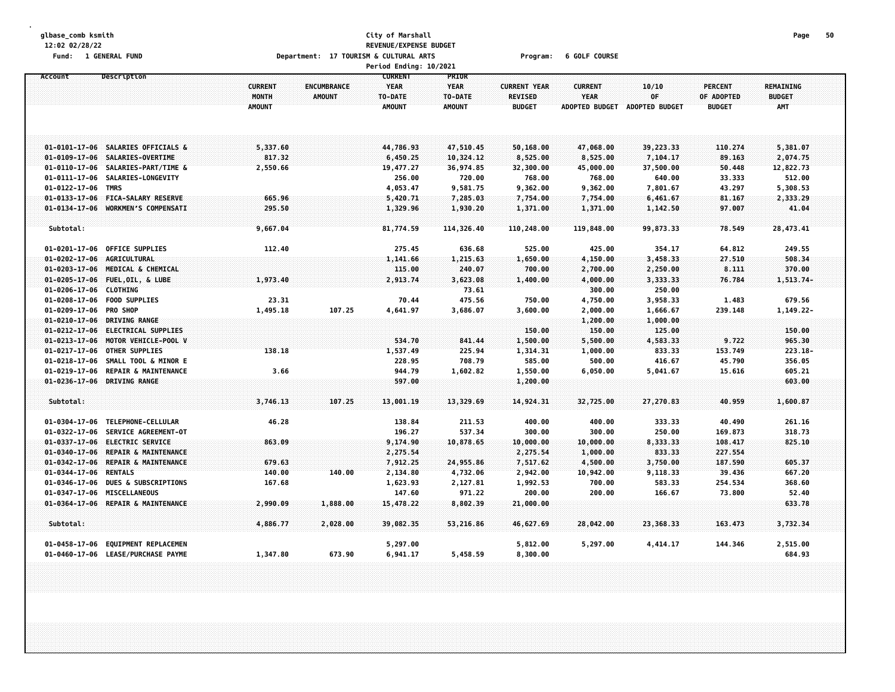glbase_comb ksmith
12:02 02/28/22
Fund: 1 GENERAL FUND

City of Marshall
REVENUE/EXPENSE BUDGET
Department: 17 TOURISM & CULTURAL ARTS
Program: 6 GOLF COURSE
Period Ending: 10/2021

| Account | Description | CURRENT MONTH AMOUNT | ENCUMBRANCE AMOUNT | CURRENT YEAR TO-DATE AMOUNT | PRIOR YEAR TO-DATE AMOUNT | CURRENT YEAR REVISED BUDGET | CURRENT YEAR ADOPTED BUDGET | 10/10 OF ADOPTED BUDGET | PERCENT OF ADOPTED BUDGET | REMAINING BUDGET AMT |
|---|---|---|---|---|---|---|---|---|---|---|
| 01-0101-17-06 | SALARIES OFFICIALS & | 5,337.60 | | 44,786.93 | 47,510.45 | 50,168.00 | 47,068.00 | 39,223.33 | 110.274 | 5,381.07 |
| 01-0109-17-06 | SALARIES-OVERTIME | 817.32 | | 6,450.25 | 10,324.12 | 8,525.00 | 8,525.00 | 7,104.17 | 89.163 | 2,074.75 |
| 01-0110-17-06 | SALARIES-PART/TIME & | 2,550.66 | | 19,477.27 | 36,974.85 | 32,300.00 | 45,000.00 | 37,500.00 | 50.448 | 12,822.73 |
| 01-0111-17-06 | SALARIES-LONGEVITY | | | 256.00 | 720.00 | 768.00 | 768.00 | 640.00 | 33.333 | 512.00 |
| 01-0122-17-06 | TMRS | | | 4,053.47 | 9,581.75 | 9,362.00 | 9,362.00 | 7,801.67 | 43.297 | 5,308.53 |
| 01-0133-17-06 | FICA-SALARY RESERVE | 665.96 | | 5,420.71 | 7,285.03 | 7,754.00 | 7,754.00 | 6,461.67 | 81.167 | 2,333.29 |
| 01-0134-17-06 | WORKMEN'S COMPENSATI | 295.50 | | 1,329.96 | 1,930.20 | 1,371.00 | 1,371.00 | 1,142.50 | 97.007 | 41.04 |
| Subtotal: | | 9,667.04 | | 81,774.59 | 114,326.40 | 110,248.00 | 119,848.00 | 99,873.33 | 78.549 | 28,473.41 |
| 01-0201-17-06 | OFFICE SUPPLIES | 112.40 | | 275.45 | 636.68 | 525.00 | 425.00 | 354.17 | 64.812 | 249.55 |
| 01-0202-17-06 | AGRICULTURAL | | | 1,141.66 | 1,215.63 | 1,650.00 | 4,150.00 | 3,458.33 | 27.510 | 508.34 |
| 01-0203-17-06 | MEDICAL & CHEMICAL | | | 115.00 | 240.07 | 700.00 | 2,700.00 | 2,250.00 | 8.111 | 370.00 |
| 01-0205-17-06 | FUEL,OIL, & LUBE | 1,973.40 | | 2,913.74 | 3,623.08 | 1,400.00 | 4,000.00 | 3,333.33 | 76.784 | 1,513.74- |
| 01-0206-17-06 | CLOTHING | | | | 73.61 | | 300.00 | 250.00 | | |
| 01-0208-17-06 | FOOD SUPPLIES | 23.31 | | 70.44 | 475.56 | 750.00 | 4,750.00 | 3,958.33 | 1.483 | 679.56 |
| 01-0209-17-06 | PRO SHOP | 1,495.18 | 107.25 | 4,641.97 | 3,686.07 | 3,600.00 | 2,000.00 | 1,666.67 | 239.148 | 1,149.22- |
| 01-0210-17-06 | DRIVING RANGE | | | | | | 1,200.00 | 1,000.00 | | |
| 01-0212-17-06 | ELECTRICAL SUPPLIES | | | | | 150.00 | 150.00 | 125.00 | | 150.00 |
| 01-0213-17-06 | MOTOR VEHICLE-POOL V | | | 534.70 | 841.44 | 1,500.00 | 5,500.00 | 4,583.33 | 9.722 | 965.30 |
| 01-0217-17-06 | OTHER SUPPLIES | 138.18 | | 1,537.49 | 225.94 | 1,314.31 | 1,000.00 | 833.33 | 153.749 | 223.18- |
| 01-0218-17-06 | SMALL TOOL & MINOR E | | | 228.95 | 708.79 | 585.00 | 500.00 | 416.67 | 45.790 | 356.05 |
| 01-0219-17-06 | REPAIR & MAINTENANCE | 3.66 | | 944.79 | 1,602.82 | 1,550.00 | 6,050.00 | 5,041.67 | 15.616 | 605.21 |
| 01-0236-17-06 | DRIVING RANGE | | | 597.00 | | 1,200.00 | | | | 603.00 |
| Subtotal: | | 3,746.13 | 107.25 | 13,001.19 | 13,329.69 | 14,924.31 | 32,725.00 | 27,270.83 | 40.959 | 1,600.87 |
| 01-0304-17-06 | TELEPHONE-CELLULAR | 46.28 | | 138.84 | 211.53 | 400.00 | 400.00 | 333.33 | 40.490 | 261.16 |
| 01-0322-17-06 | SERVICE AGREEMENT-OT | | | 196.27 | 537.34 | 300.00 | 300.00 | 250.00 | 169.873 | 318.73 |
| 01-0337-17-06 | ELECTRIC SERVICE | 863.09 | | 9,174.90 | 10,878.65 | 10,000.00 | 10,000.00 | 8,333.33 | 108.417 | 825.10 |
| 01-0340-17-06 | REPAIR & MAINTENANCE | | | 2,275.54 | | 2,275.54 | 1,000.00 | 833.33 | 227.554 | |
| 01-0342-17-06 | REPAIR & MAINTENANCE | 679.63 | | 7,912.25 | 24,955.86 | 7,517.62 | 4,500.00 | 3,750.00 | 187.590 | 605.37 |
| 01-0344-17-06 | RENTALS | 140.00 | 140.00 | 2,134.80 | 4,732.06 | 2,942.00 | 10,942.00 | 9,118.33 | 39.436 | 667.20 |
| 01-0346-17-06 | DUES & SUBSCRIPTIONS | 167.68 | | 1,623.93 | 2,127.81 | 1,992.53 | 700.00 | 583.33 | 254.534 | 368.60 |
| 01-0347-17-06 | MISCELLANEOUS | | | 147.60 | 971.22 | 200.00 | 200.00 | 166.67 | 73.800 | 52.40 |
| 01-0364-17-06 | REPAIR & MAINTENANCE | 2,990.09 | 1,888.00 | 15,478.22 | 8,802.39 | 21,000.00 | | | | 633.78 |
| Subtotal: | | 4,886.77 | 2,028.00 | 39,082.35 | 53,216.86 | 46,627.69 | 28,042.00 | 23,368.33 | 163.473 | 3,732.34 |
| 01-0458-17-06 | EQUIPMENT REPLACEMEN | | | 5,297.00 | | 5,812.00 | 5,297.00 | 4,414.17 | 144.346 | 2,515.00 |
| 01-0460-17-06 | LEASE/PURCHASE PAYME | 1,347.80 | 673.90 | 6,941.17 | 5,458.59 | 8,300.00 | | | | 684.93 |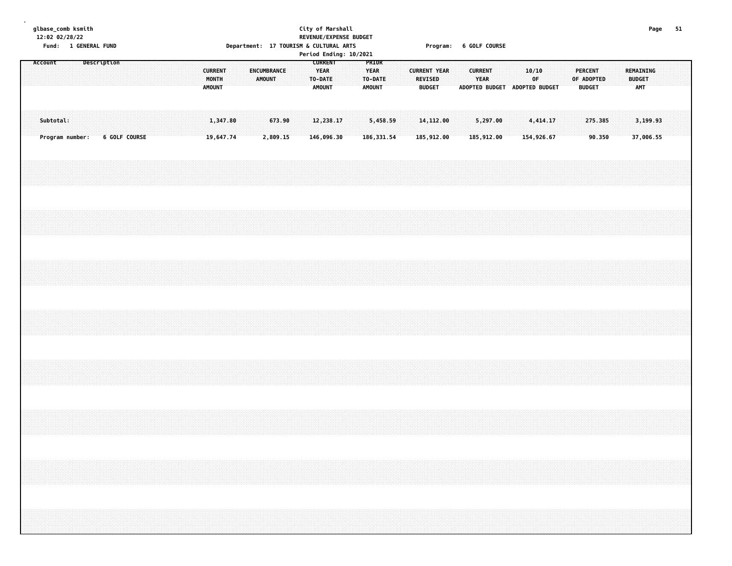glbase_comb ksmith
12:02 02/28/22

City of Marshall
REVENUE/EXPENSE BUDGET

Fund: 1 GENERAL FUND

Department: 17 TOURISM & CULTURAL ARTS

Program: 6 GOLF COURSE

Period Ending: 10/2021

| Account | Description | CURRENT MONTH AMOUNT | ENCUMBRANCE AMOUNT | CURRENT YEAR TO-DATE AMOUNT | PRIOR YEAR TO-DATE AMOUNT | CURRENT YEAR REVISED BUDGET | CURRENT YEAR ADOPTED BUDGET | 10/10 OF ADOPTED BUDGET | PERCENT OF ADOPTED BUDGET | REMAINING BUDGET AMT |
|---|---|---|---|---|---|---|---|---|---|---|
| Subtotal: | | 1,347.80 | 673.90 | 12,238.17 | 5,458.59 | 14,112.00 | 5,297.00 | 4,414.17 | 275.385 | 3,199.93 |
| Program number: | 6 GOLF COURSE | 19,647.74 | 2,809.15 | 146,096.30 | 186,331.54 | 185,912.00 | 185,912.00 | 154,926.67 | 90.350 | 37,006.55 |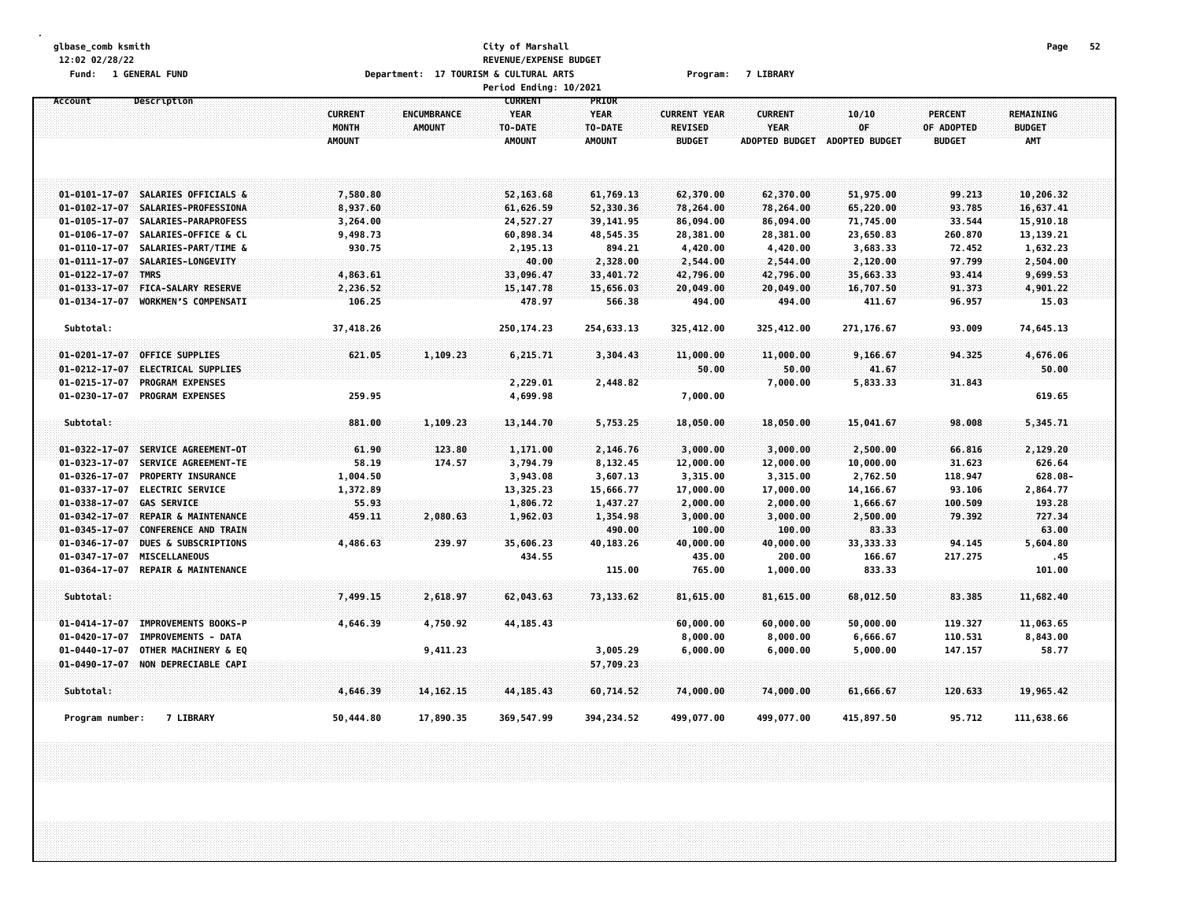glbase_comb ksmith
12:02 02/28/22

Fund: 1 GENERAL FUND

**City of Marshall**
**REVENUE/EXPENSE BUDGET**
**Department: 17 TOURISM & CULTURAL ARTS**
**Period Ending: 10/2021**

**Program: 7 LIBRARY**

| Account | Description | CURRENT MONTH AMOUNT | ENCUMBRANCE AMOUNT | CURRENT YEAR TO-DATE AMOUNT | PRIOR YEAR TO-DATE AMOUNT | CURRENT YEAR REVISED BUDGET | CURRENT YEAR ADOPTED BUDGET | 10/10 OF ADOPTED BUDGET | PERCENT OF ADOPTED BUDGET | REMAINING BUDGET AMT |
|---|---|---|---|---|---|---|---|---|---|---|
| 01-0101-17-07 | SALARIES OFFICIALS & | 7,580.80 | | 52,163.68 | 61,769.13 | 62,370.00 | 62,370.00 | 51,975.00 | 99.213 | 10,206.32 |
| 01-0102-17-07 | SALARIES-PROFESSIONA | 8,937.60 | | 61,626.59 | 52,330.36 | 78,264.00 | 78,264.00 | 65,220.00 | 93.785 | 16,637.41 |
| 01-0105-17-07 | SALARIES-PARAPROFESS | 3,264.00 | | 24,527.27 | 39,141.95 | 86,094.00 | 86,094.00 | 71,745.00 | 33.544 | 15,910.18 |
| 01-0106-17-07 | SALARIES-OFFICE & CL | 9,498.73 | | 60,898.34 | 48,545.35 | 28,381.00 | 28,381.00 | 23,650.83 | 260.870 | 13,139.21 |
| 01-0110-17-07 | SALARIES-PART/TIME & | 930.75 | | 2,195.13 | 894.21 | 4,420.00 | 4,420.00 | 3,683.33 | 72.452 | 1,632.23 |
| 01-0111-17-07 | SALARIES-LONGEVITY | | | 40.00 | 2,328.00 | 2,544.00 | 2,544.00 | 2,120.00 | 97.799 | 2,504.00 |
| 01-0122-17-07 | TMRS | 4,863.61 | | 33,096.47 | 33,401.72 | 42,796.00 | 42,796.00 | 35,663.33 | 93.414 | 9,699.53 |
| 01-0133-17-07 | FICA-SALARY RESERVE | 2,236.52 | | 15,147.78 | 15,656.03 | 20,049.00 | 20,049.00 | 16,707.50 | 91.373 | 4,901.22 |
| 01-0134-17-07 | WORKMEN'S COMPENSATI | 106.25 | | 478.97 | 566.38 | 494.00 | 494.00 | 411.67 | 96.957 | 15.03 |
| Subtotal: | | 37,418.26 | | 250,174.23 | 254,633.13 | 325,412.00 | 325,412.00 | 271,176.67 | 93.009 | 74,645.13 |
| 01-0201-17-07 | OFFICE SUPPLIES | 621.05 | 1,109.23 | 6,215.71 | 3,304.43 | 11,000.00 | 11,000.00 | 9,166.67 | 94.325 | 4,676.06 |
| 01-0212-17-07 | ELECTRICAL SUPPLIES | | | | | 50.00 | 50.00 | 41.67 | | 50.00 |
| 01-0215-17-07 | PROGRAM EXPENSES | | | 2,229.01 | 2,448.82 | | 7,000.00 | 5,833.33 | 31.843 | |
| 01-0230-17-07 | PROGRAM EXPENSES | 259.95 | | 4,699.98 | | 7,000.00 | | | | 619.65 |
| Subtotal: | | 881.00 | 1,109.23 | 13,144.70 | 5,753.25 | 18,050.00 | 18,050.00 | 15,041.67 | 98.008 | 5,345.71 |
| 01-0322-17-07 | SERVICE AGREEMENT-OT | 61.90 | 123.80 | 1,171.00 | 2,146.76 | 3,000.00 | 3,000.00 | 2,500.00 | 66.816 | 2,129.20 |
| 01-0323-17-07 | SERVICE AGREEMENT-TE | 58.19 | 174.57 | 3,794.79 | 8,132.45 | 12,000.00 | 12,000.00 | 10,000.00 | 31.623 | 626.64 |
| 01-0326-17-07 | PROPERTY INSURANCE | 1,004.50 | | 3,943.08 | 3,607.13 | 3,315.00 | 3,315.00 | 2,762.50 | 118.947 | 628.08- |
| 01-0337-17-07 | ELECTRIC SERVICE | 1,372.89 | | 13,325.23 | 15,666.77 | 17,000.00 | 17,000.00 | 14,166.67 | 93.106 | 2,864.77 |
| 01-0338-17-07 | GAS SERVICE | 55.93 | | 1,806.72 | 1,437.27 | 2,000.00 | 2,000.00 | 1,666.67 | 100.509 | 193.28 |
| 01-0342-17-07 | REPAIR & MAINTENANCE | 459.11 | 2,080.63 | 1,962.03 | 1,354.98 | 3,000.00 | 3,000.00 | 2,500.00 | 79.392 | 727.34 |
| 01-0345-17-07 | CONFERENCE AND TRAIN | | | | 490.00 | 100.00 | 100.00 | 83.33 | | 63.00 |
| 01-0346-17-07 | DUES & SUBSCRIPTIONS | 4,486.63 | 239.97 | 35,606.23 | 40,183.26 | 40,000.00 | 40,000.00 | 33,333.33 | 94.145 | 5,604.80 |
| 01-0347-17-07 | MISCELLANEOUS | | | 434.55 | | 435.00 | 200.00 | 166.67 | 217.275 | .45 |
| 01-0364-17-07 | REPAIR & MAINTENANCE | | | | 115.00 | 765.00 | 1,000.00 | 833.33 | | 101.00 |
| Subtotal: | | 7,499.15 | 2,618.97 | 62,043.63 | 73,133.62 | 81,615.00 | 81,615.00 | 68,012.50 | 83.385 | 11,682.40 |
| 01-0414-17-07 | IMPROVEMENTS BOOKS-P | 4,646.39 | 4,750.92 | 44,185.43 | | 60,000.00 | 60,000.00 | 50,000.00 | 119.327 | 11,063.65 |
| 01-0420-17-07 | IMPROVEMENTS - DATA | | | | | 8,000.00 | 8,000.00 | 6,666.67 | 110.531 | 8,843.00 |
| 01-0440-17-07 | OTHER MACHINERY & EQ | | 9,411.23 | | 3,005.29 | 6,000.00 | 6,000.00 | 5,000.00 | 147.157 | 58.77 |
| 01-0490-17-07 | NON DEPRECIABLE CAPI | | | | 57,709.23 | | | | | |
| Subtotal: | | 4,646.39 | 14,162.15 | 44,185.43 | 60,714.52 | 74,000.00 | 74,000.00 | 61,666.67 | 120.633 | 19,965.42 |
| Program number: | 7 LIBRARY | 50,444.80 | 17,890.35 | 369,547.99 | 394,234.52 | 499,077.00 | 499,077.00 | 415,897.50 | 95.712 | 111,638.66 |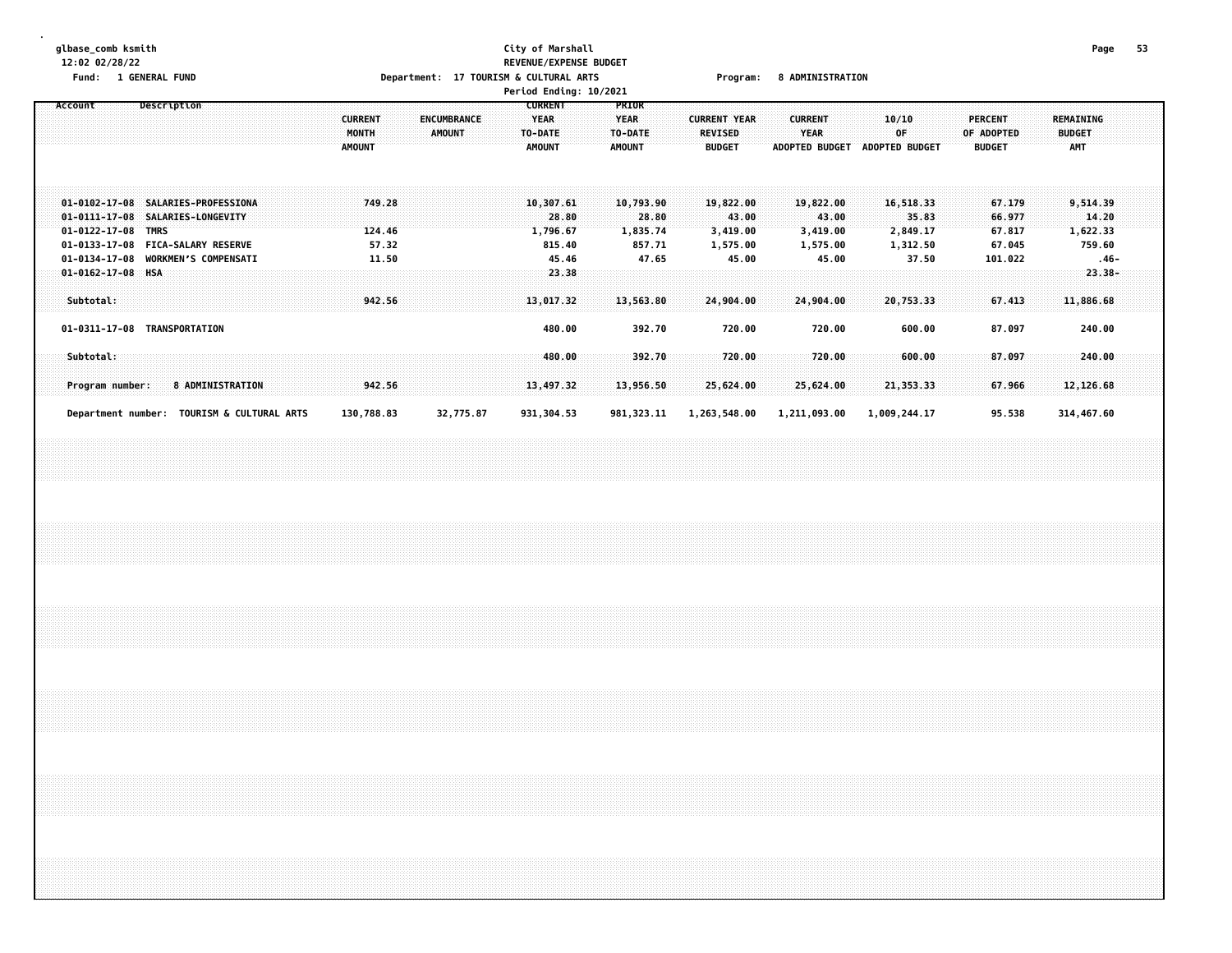glbase_comb ksmith
12:02 02/28/22

Fund: 1 GENERAL FUND

City of Marshall
REVENUE/EXPENSE BUDGET
Department: 17 TOURISM & CULTURAL ARTS
Period Ending: 10/2021

Program: 8 ADMINISTRATION

| Account | Description | CURRENT MONTH AMOUNT | ENCUMBRANCE AMOUNT | CURRENT YEAR TO-DATE AMOUNT | PRIOR YEAR TO-DATE AMOUNT | CURRENT YEAR REVISED BUDGET | CURRENT YEAR ADOPTED BUDGET | 10/10 OF ADOPTED BUDGET | PERCENT OF ADOPTED BUDGET | REMAINING BUDGET AMT |
|---|---|---|---|---|---|---|---|---|---|---|
| 01-0102-17-08 | SALARIES-PROFESSIONA | 749.28 | | 10,307.61 | 10,793.90 | 19,822.00 | 19,822.00 | 16,518.33 | 67.179 | 9,514.39 |
| 01-0111-17-08 | SALARIES-LONGEVITY | | | 28.80 | 28.80 | 43.00 | 43.00 | 35.83 | 66.977 | 14.20 |
| 01-0122-17-08 | TMRS | 124.46 | | 1,796.67 | 1,835.74 | 3,419.00 | 3,419.00 | 2,849.17 | 67.817 | 1,622.33 |
| 01-0133-17-08 | FICA-SALARY RESERVE | 57.32 | | 815.40 | 857.71 | 1,575.00 | 1,575.00 | 1,312.50 | 67.045 | 759.60 |
| 01-0134-17-08 | WORKMEN'S COMPENSATI | 11.50 | | 45.46 | 47.65 | 45.00 | 45.00 | 37.50 | 101.022 | .46- |
| 01-0162-17-08 | HSA | | | 23.38 | | | | | | 23.38- |
| Subtotal: | | 942.56 | | 13,017.32 | 13,563.80 | 24,904.00 | 24,904.00 | 20,753.33 | 67.413 | 11,886.68 |
| 01-0311-17-08 | TRANSPORTATION | | | 480.00 | 392.70 | 720.00 | 720.00 | 600.00 | 87.097 | 240.00 |
| Subtotal: | | | | 480.00 | 392.70 | 720.00 | 720.00 | 600.00 | 87.097 | 240.00 |
| Program number: | 8 ADMINISTRATION | 942.56 | | 13,497.32 | 13,956.50 | 25,624.00 | 25,624.00 | 21,353.33 | 67.966 | 12,126.68 |
| Department number: | TOURISM & CULTURAL ARTS | 130,788.83 | 32,775.87 | 931,304.53 | 981,323.11 | 1,263,548.00 | 1,211,093.00 | 1,009,244.17 | 95.538 | 314,467.60 |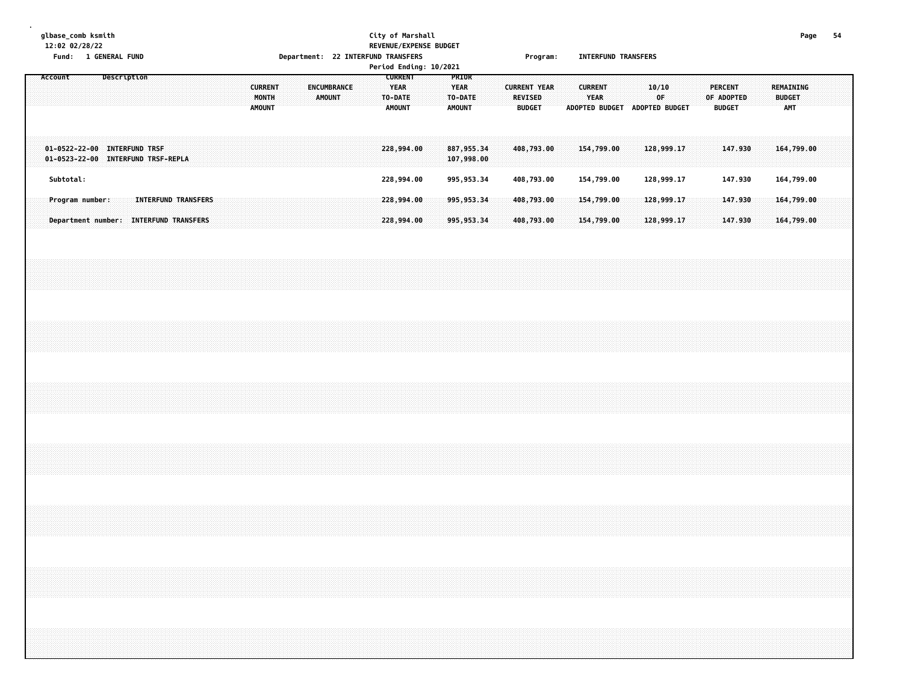glbase_comb ksmith
12:02 02/28/22

City of Marshall
REVENUE/EXPENSE BUDGET

Fund: 1 GENERAL FUND

Department: 22 INTERFUND TRANSFERS

Program: INTERFUND TRANSFERS

Period Ending: 10/2021

| Account | Description | CURRENT MONTH AMOUNT | ENCUMBRANCE AMOUNT | CURRENT YEAR TO-DATE AMOUNT | PRIOR YEAR TO-DATE AMOUNT | CURRENT YEAR REVISED BUDGET | CURRENT YEAR ADOPTED BUDGET | 10/10 OF ADOPTED BUDGET | PERCENT OF ADOPTED BUDGET | REMAINING BUDGET AMT |
|---|---|---|---|---|---|---|---|---|---|---|
| 01-0522-22-00 | INTERFUND TRSF | | | 228,994.00 | 887,955.34 | 408,793.00 | 154,799.00 | 128,999.17 | 147.930 | 164,799.00 |
| 01-0523-22-00 | INTERFUND TRSF-REPLA | | | | 107,998.00 | | | | | |
| Subtotal: | | | | 228,994.00 | 995,953.34 | 408,793.00 | 154,799.00 | 128,999.17 | 147.930 | 164,799.00 |
| Program number: | INTERFUND TRANSFERS | | | 228,994.00 | 995,953.34 | 408,793.00 | 154,799.00 | 128,999.17 | 147.930 | 164,799.00 |
| Department number: | INTERFUND TRANSFERS | | | 228,994.00 | 995,953.34 | 408,793.00 | 154,799.00 | 128,999.17 | 147.930 | 164,799.00 |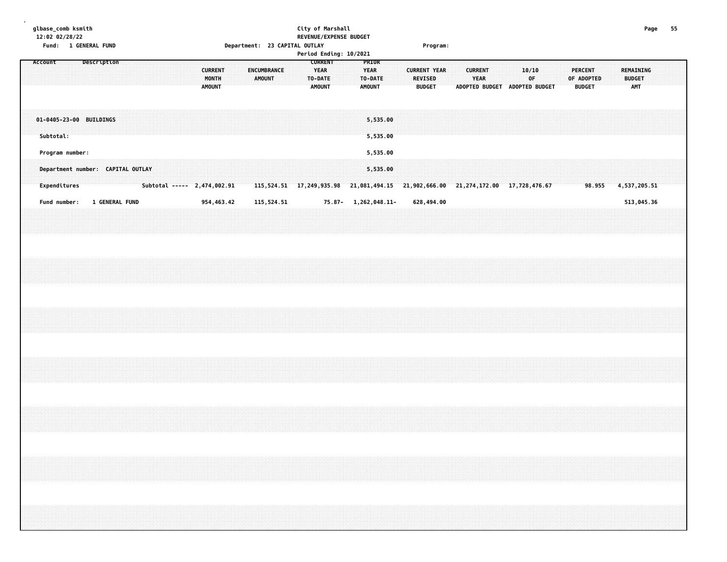City of Marshall
REVENUE/EXPENSE BUDGET

Fund: 1 GENERAL FUND

Department: 23 CAPITAL OUTLAY

Program:

Period Ending: 10/2021

| Account Description | | CURRENT MONTH AMOUNT | ENCUMBRANCE AMOUNT | CURRENT YEAR TO-DATE AMOUNT | PRIOR YEAR TO-DATE AMOUNT | CURRENT YEAR REVISED BUDGET | CURRENT YEAR ADOPTED BUDGET | 10/10 OF ADOPTED BUDGET | PERCENT OF ADOPTED BUDGET | REMAINING BUDGET AMT |
|---|---|---|---|---|---|---|---|---|---|---|
| 01-0405-23-00 BUILDINGS | | | | | 5,535.00 | | | | | |
| Subtotal: | | | | | 5,535.00 | | | | | |
| Program number: | | | | | 5,535.00 | | | | | |
| Department number: CAPITAL OUTLAY | | | | | 5,535.00 | | | | | |
| Expenditures | Subtotal ----- | 2,474,002.91 | 115,524.51 | 17,249,935.98 | 21,081,494.15 | 21,902,666.00 | 21,274,172.00 | 17,728,476.67 | 98.955 | 4,537,205.51 |
| Fund number: 1 GENERAL FUND | | 954,463.42 | 115,524.51 | 75.87- | 1,262,048.11- | 628,494.00 | | | | 513,045.36 |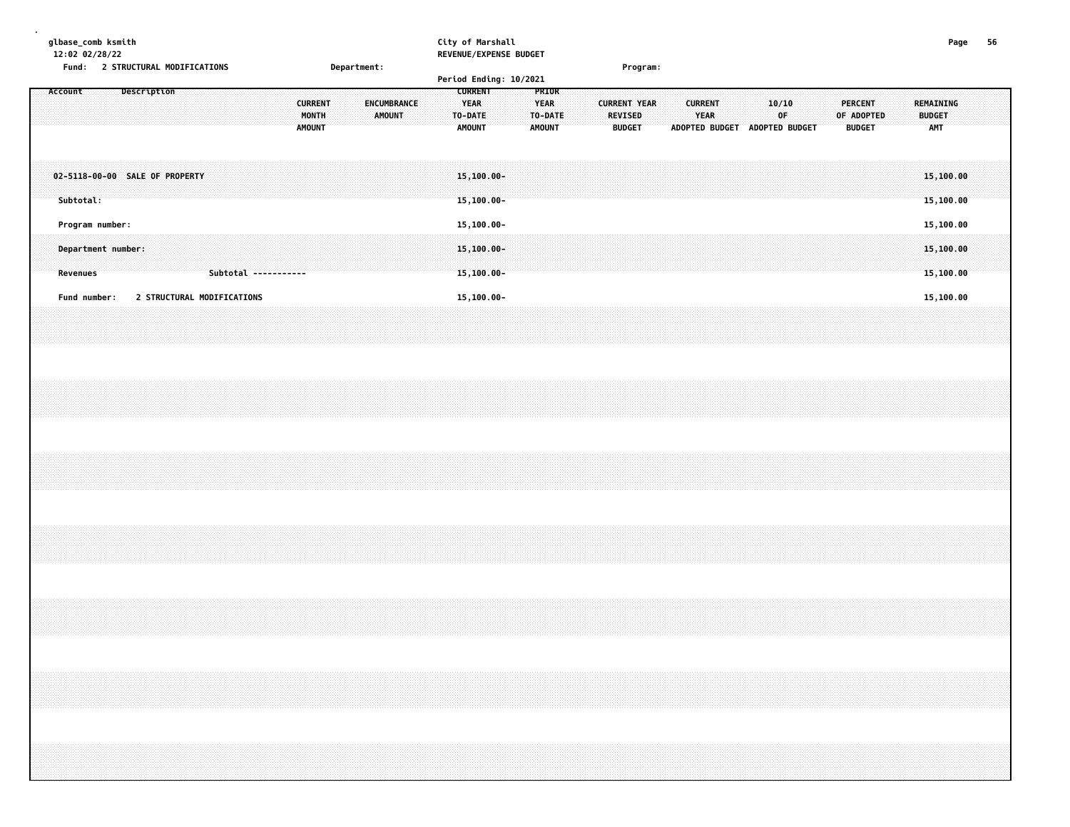glbase_comb ksmith
12:02 02/28/22

City of Marshall
REVENUE/EXPENSE BUDGET
Period Ending: 10/2021

Fund: 2 STRUCTURAL MODIFICATIONS    Department:    Program:

| Account | Description | CURRENT MONTH AMOUNT | ENCUMBRANCE AMOUNT | CURRENT YEAR TO-DATE AMOUNT | PRIOR YEAR TO-DATE AMOUNT | CURRENT YEAR REVISED BUDGET | CURRENT YEAR ADOPTED BUDGET | 10/10 OF ADOPTED BUDGET | PERCENT OF ADOPTED BUDGET | REMAINING BUDGET AMT |
|---|---|---|---|---|---|---|---|---|---|---|
| 02-5118-00-00 | SALE OF PROPERTY | | | 15,100.00- | | | | | | 15,100.00 |
| Subtotal: | | | | 15,100.00- | | | | | | 15,100.00 |
| Program number: | | | | 15,100.00- | | | | | | 15,100.00 |
| Department number: | | | | 15,100.00- | | | | | | 15,100.00 |
| Revenues | Subtotal ----------- | | | 15,100.00- | | | | | | 15,100.00 |
| Fund number: | 2 STRUCTURAL MODIFICATIONS | | | 15,100.00- | | | | | | 15,100.00 |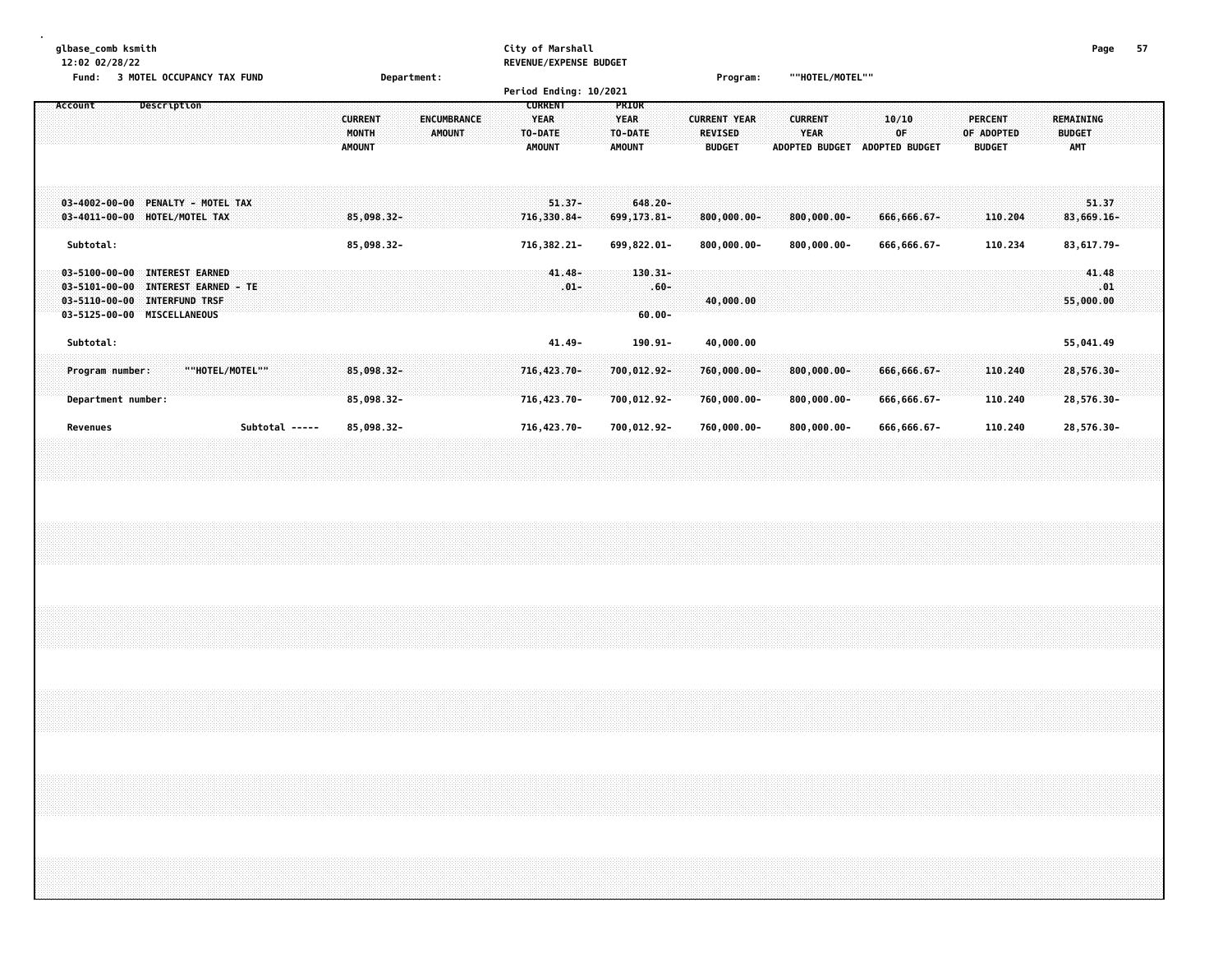glbase_comb ksmith
12:02 02/28/22

**City of Marshall**
**REVENUE/EXPENSE BUDGET**

Fund: 3 MOTEL OCCUPANCY TAX FUND | Department: | Program: ""HOTEL/MOTEL""

Period Ending: 10/2021

| Account | Description | CURRENT MONTH AMOUNT | ENCUMBRANCE AMOUNT | CURRENT YEAR TO-DATE AMOUNT | PRIOR YEAR TO-DATE AMOUNT | CURRENT YEAR REVISED BUDGET | CURRENT YEAR ADOPTED BUDGET | 10/10 OF ADOPTED BUDGET | PERCENT OF ADOPTED BUDGET | REMAINING BUDGET AMT |
|---|---|---|---|---|---|---|---|---|---|---|
| 03-4002-00-00 | PENALTY - MOTEL TAX | | | 51.37- | 648.20- | | | | | 51.37 |
| 03-4011-00-00 | HOTEL/MOTEL TAX | 85,098.32- | | 716,330.84- | 699,173.81- | 800,000.00- | 800,000.00- | 666,666.67- | 110.204 | 83,669.16- |
| Subtotal: | | 85,098.32- | | 716,382.21- | 699,822.01- | 800,000.00- | 800,000.00- | 666,666.67- | 110.234 | 83,617.79- |
| 03-5100-00-00 | INTEREST EARNED | | | 41.48- | 130.31- | | | | | 41.48 |
| 03-5101-00-00 | INTEREST EARNED - TE | | | .01- | .60- | | | | | .01 |
| 03-5110-00-00 | INTERFUND TRSF | | | | | 40,000.00 | | | | 55,000.00 |
| 03-5125-00-00 | MISCELLANEOUS | | | | 60.00- | | | | | |
| Subtotal: | | | | 41.49- | 190.91- | 40,000.00 | | | | 55,041.49 |
| Program number: | ""HOTEL/MOTEL"" | 85,098.32- | | 716,423.70- | 700,012.92- | 760,000.00- | 800,000.00- | 666,666.67- | 110.240 | 28,576.30- |
| Department number: | | 85,098.32- | | 716,423.70- | 700,012.92- | 760,000.00- | 800,000.00- | 666,666.67- | 110.240 | 28,576.30- |
| Revenues | Subtotal ----- | 85,098.32- | | 716,423.70- | 700,012.92- | 760,000.00- | 800,000.00- | 666,666.67- | 110.240 | 28,576.30- |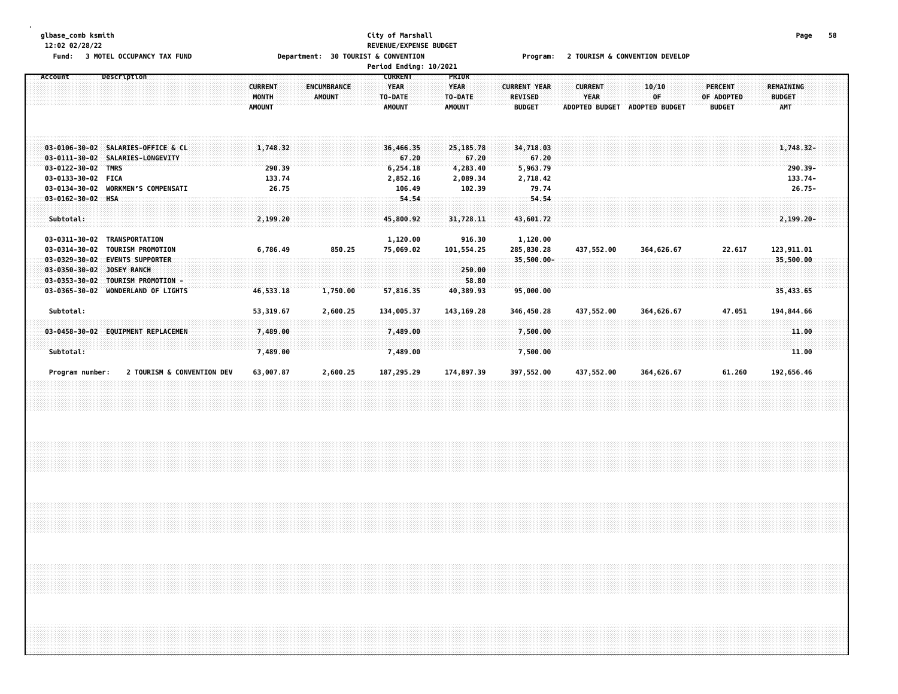glbase_comb ksmith
12:02 02/28/22

**City of Marshall**
**REVENUE/EXPENSE BUDGET**
**Period Ending: 10/2021**

Fund: 3 MOTEL OCCUPANCY TAX FUND    Department: 30 TOURIST & CONVENTION    Program: 2 TOURISM & CONVENTION DEVELOP

| Account | Description | CURRENT MONTH AMOUNT | ENCUMBRANCE AMOUNT | CURRENT YEAR TO-DATE AMOUNT | PRIOR YEAR TO-DATE AMOUNT | CURRENT YEAR REVISED BUDGET | CURRENT YEAR ADOPTED BUDGET | 10/10 OF ADOPTED BUDGET | PERCENT OF ADOPTED BUDGET | REMAINING BUDGET AMT |
|---|---|---|---|---|---|---|---|---|---|---|
| 03-0106-30-02 | SALARIES-OFFICE & CL | 1,748.32 | | 36,466.35 | 25,185.78 | 34,718.03 | | | | 1,748.32- |
| 03-0111-30-02 | SALARIES-LONGEVITY | | | 67.20 | 67.20 | 67.20 | | | | |
| 03-0122-30-02 | TMRS | 290.39 | | 6,254.18 | 4,283.40 | 5,963.79 | | | | 290.39- |
| 03-0133-30-02 | FICA | 133.74 | | 2,852.16 | 2,089.34 | 2,718.42 | | | | 133.74- |
| 03-0134-30-02 | WORKMEN'S COMPENSATI | 26.75 | | 106.49 | 102.39 | 79.74 | | | | 26.75- |
| 03-0162-30-02 | HSA | | | 54.54 | | 54.54 | | | | |
| Subtotal: | | 2,199.20 | | 45,800.92 | 31,728.11 | 43,601.72 | | | | 2,199.20- |
| 03-0311-30-02 | TRANSPORTATION | | | 1,120.00 | 916.30 | 1,120.00 | | | | |
| 03-0314-30-02 | TOURISM PROMOTION | 6,786.49 | 850.25 | 75,069.02 | 101,554.25 | 285,830.28 | 437,552.00 | 364,626.67 | 22.617 | 123,911.01 |
| 03-0329-30-02 | EVENTS SUPPORTER | | | | | 35,500.00- | | | | 35,500.00 |
| 03-0350-30-02 | JOSEY RANCH | | | | 250.00 | | | | | |
| 03-0353-30-02 | TOURISM PROMOTION - | | | | 58.80 | | | | | |
| 03-0365-30-02 | WONDERLAND OF LIGHTS | 46,533.18 | 1,750.00 | 57,816.35 | 40,389.93 | 95,000.00 | | | | 35,433.65 |
| Subtotal: | | 53,319.67 | 2,600.25 | 134,005.37 | 143,169.28 | 346,450.28 | 437,552.00 | 364,626.67 | 47.051 | 194,844.66 |
| 03-0458-30-02 | EQUIPMENT REPLACEMEN | 7,489.00 | | 7,489.00 | | 7,500.00 | | | | 11.00 |
| Subtotal: | | 7,489.00 | | 7,489.00 | | 7,500.00 | | | | 11.00 |
| Program number: | 2 TOURISM & CONVENTION DEV | 63,007.87 | 2,600.25 | 187,295.29 | 174,897.39 | 397,552.00 | 437,552.00 | 364,626.67 | 61.260 | 192,656.46 |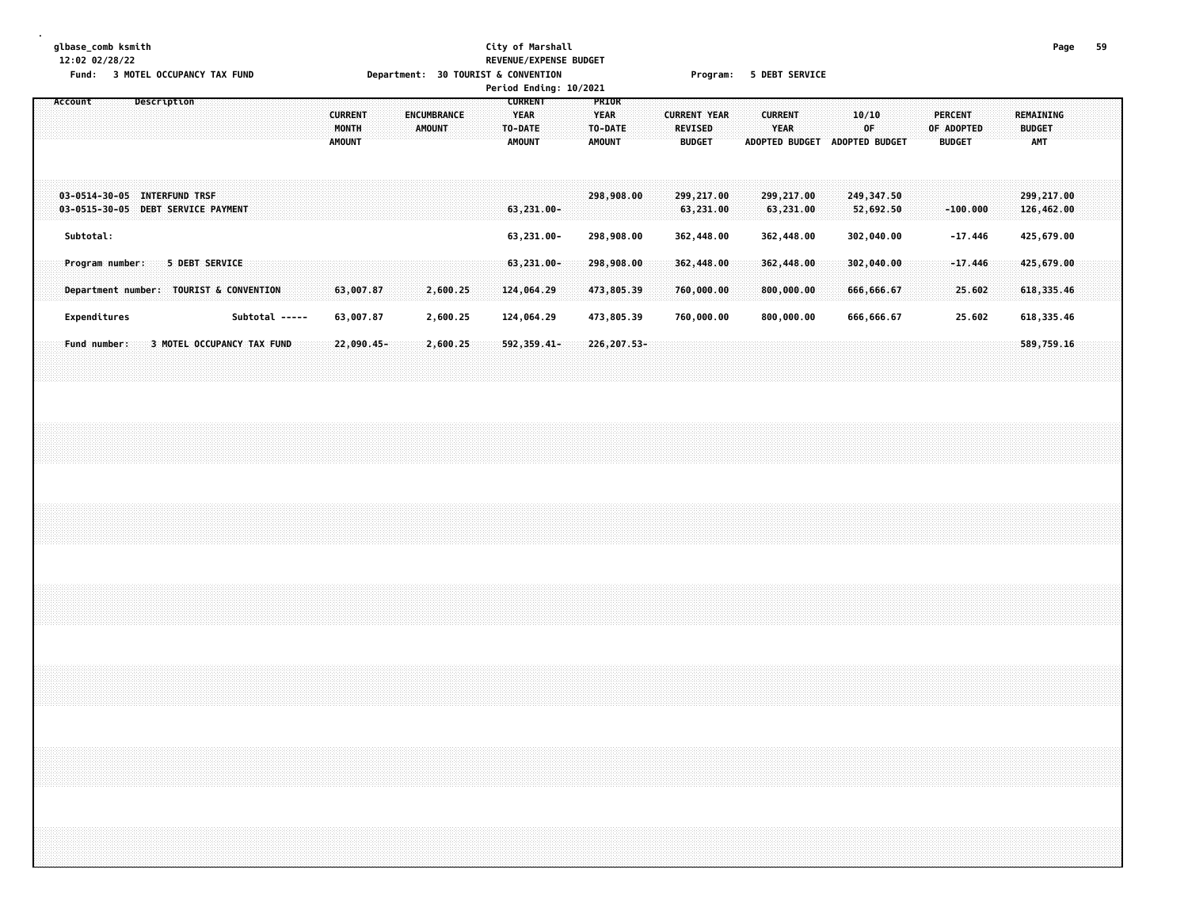glbase_comb ksmith
12:02 02/28/22

**City of Marshall**
**REVENUE/EXPENSE BUDGET**
**Period Ending: 10/2021**

Fund: 3 MOTEL OCCUPANCY TAX FUND    Department: 30 TOURIST & CONVENTION    Program: 5 DEBT SERVICE

| Account | Description | CURRENT MONTH AMOUNT | ENCUMBRANCE AMOUNT | CURRENT YEAR TO-DATE AMOUNT | PRIOR YEAR TO-DATE AMOUNT | CURRENT YEAR REVISED BUDGET | CURRENT YEAR ADOPTED BUDGET | 10/10 OF ADOPTED BUDGET | PERCENT OF ADOPTED BUDGET | REMAINING BUDGET AMT |
|---|---|---|---|---|---|---|---|---|---|---|
| 03-0514-30-05 | INTERFUND TRSF | | | | 298,908.00 | 299,217.00 | 299,217.00 | 249,347.50 | | 299,217.00 |
| 03-0515-30-05 | DEBT SERVICE PAYMENT | | | 63,231.00- | | 63,231.00 | 63,231.00 | 52,692.50 | -100.000 | 126,462.00 |
| Subtotal: | | | | 63,231.00- | 298,908.00 | 362,448.00 | 362,448.00 | 302,040.00 | -17.446 | 425,679.00 |
| Program number: | 5 DEBT SERVICE | | | 63,231.00- | 298,908.00 | 362,448.00 | 362,448.00 | 302,040.00 | -17.446 | 425,679.00 |
| Department number: | TOURIST & CONVENTION | 63,007.87 | 2,600.25 | 124,064.29 | 473,805.39 | 760,000.00 | 800,000.00 | 666,666.67 | 25.602 | 618,335.46 |
| Expenditures | Subtotal ----- | 63,007.87 | 2,600.25 | 124,064.29 | 473,805.39 | 760,000.00 | 800,000.00 | 666,666.67 | 25.602 | 618,335.46 |
| Fund number: | 3 MOTEL OCCUPANCY TAX FUND | 22,090.45- | 2,600.25 | 592,359.41- | 226,207.53- | | | | | 589,759.16 |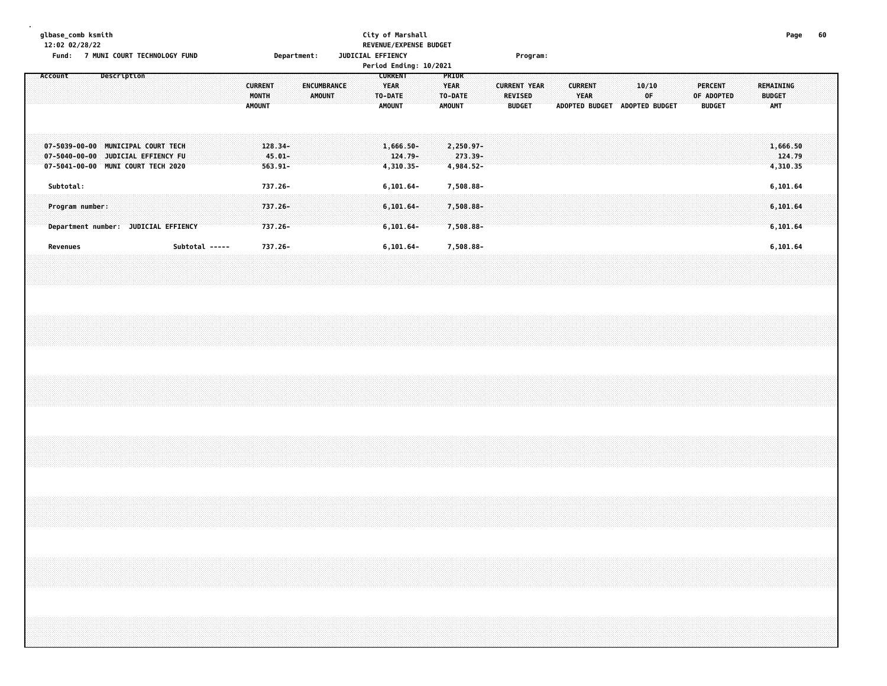glbase_comb ksmith
12:02 02/28/22

City of Marshall
REVENUE/EXPENSE BUDGET

Fund: 7 MUNI COURT TECHNOLOGY FUND    Department: JUDICIAL EFFIENCY    Program:

Period Ending: 10/2021

| Account | Description | CURRENT MONTH AMOUNT | ENCUMBRANCE AMOUNT | CURRENT YEAR TO-DATE AMOUNT | PRIOR YEAR TO-DATE AMOUNT | CURRENT YEAR REVISED BUDGET | CURRENT YEAR ADOPTED BUDGET | 10/10 OF ADOPTED BUDGET | PERCENT OF ADOPTED BUDGET | REMAINING BUDGET AMT |
|---|---|---|---|---|---|---|---|---|---|---|
| 07-5039-00-00 | MUNICIPAL COURT TECH | 128.34- | | 1,666.50- | 2,250.97- | | | | | 1,666.50 |
| 07-5040-00-00 | JUDICIAL EFFIENCY FU | 45.01- | | 124.79- | 273.39- | | | | | 124.79 |
| 07-5041-00-00 | MUNI COURT TECH 2020 | 563.91- | | 4,310.35- | 4,984.52- | | | | | 4,310.35 |
| Subtotal: | | 737.26- | | 6,101.64- | 7,508.88- | | | | | 6,101.64 |
| Program number: | | 737.26- | | 6,101.64- | 7,508.88- | | | | | 6,101.64 |
| Department number: JUDICIAL EFFIENCY | | 737.26- | | 6,101.64- | 7,508.88- | | | | | 6,101.64 |
| Revenues | Subtotal ----- | 737.26- | | 6,101.64- | 7,508.88- | | | | | 6,101.64 |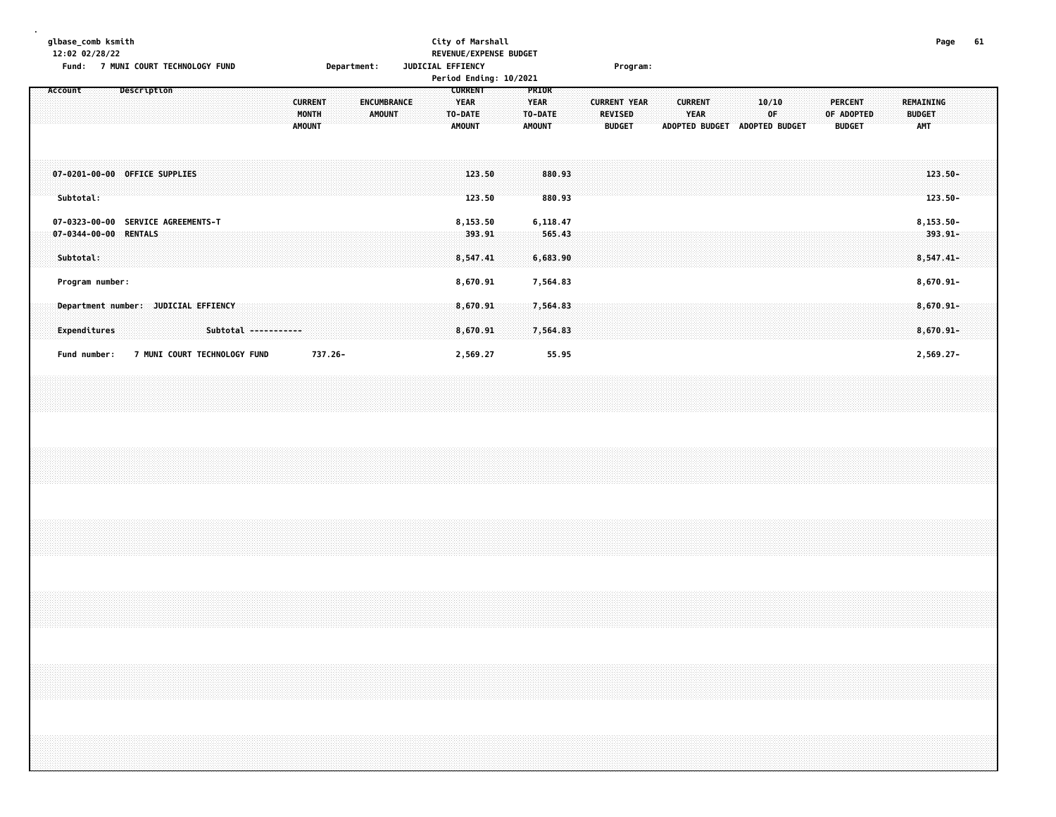glbase_comb ksmith
12:02 02/28/22

City of Marshall
REVENUE/EXPENSE BUDGET

Fund: 7 MUNI COURT TECHNOLOGY FUND | Department: JUDICIAL EFFIENCY | Program:

Period Ending: 10/2021

| Account | Description | CURRENT MONTH AMOUNT | ENCUMBRANCE AMOUNT | CURRENT YEAR TO-DATE AMOUNT | PRIOR YEAR TO-DATE AMOUNT | CURRENT YEAR REVISED BUDGET | CURRENT YEAR ADOPTED BUDGET | 10/10 OF ADOPTED BUDGET | PERCENT OF ADOPTED BUDGET | REMAINING BUDGET AMT |
|---|---|---|---|---|---|---|---|---|---|---|
| 07-0201-00-00 | OFFICE SUPPLIES | | | 123.50 | 880.93 | | | | | 123.50- |
| Subtotal: | | | | 123.50 | 880.93 | | | | | 123.50- |
| 07-0323-00-00 | SERVICE AGREEMENTS-T | | | 8,153.50 | 6,118.47 | | | | | 8,153.50- |
| 07-0344-00-00 | RENTALS | | | 393.91 | 565.43 | | | | | 393.91- |
| Subtotal: | | | | 8,547.41 | 6,683.90 | | | | | 8,547.41- |
| Program number: | | | | 8,670.91 | 7,564.83 | | | | | 8,670.91- |
| Department number: | JUDICIAL EFFIENCY | | | 8,670.91 | 7,564.83 | | | | | 8,670.91- |
| Expenditures | Subtotal ----------- | | | 8,670.91 | 7,564.83 | | | | | 8,670.91- |
| Fund number: | 7 MUNI COURT TECHNOLOGY FUND | 737.26- | | 2,569.27 | 55.95 | | | | | 2,569.27- |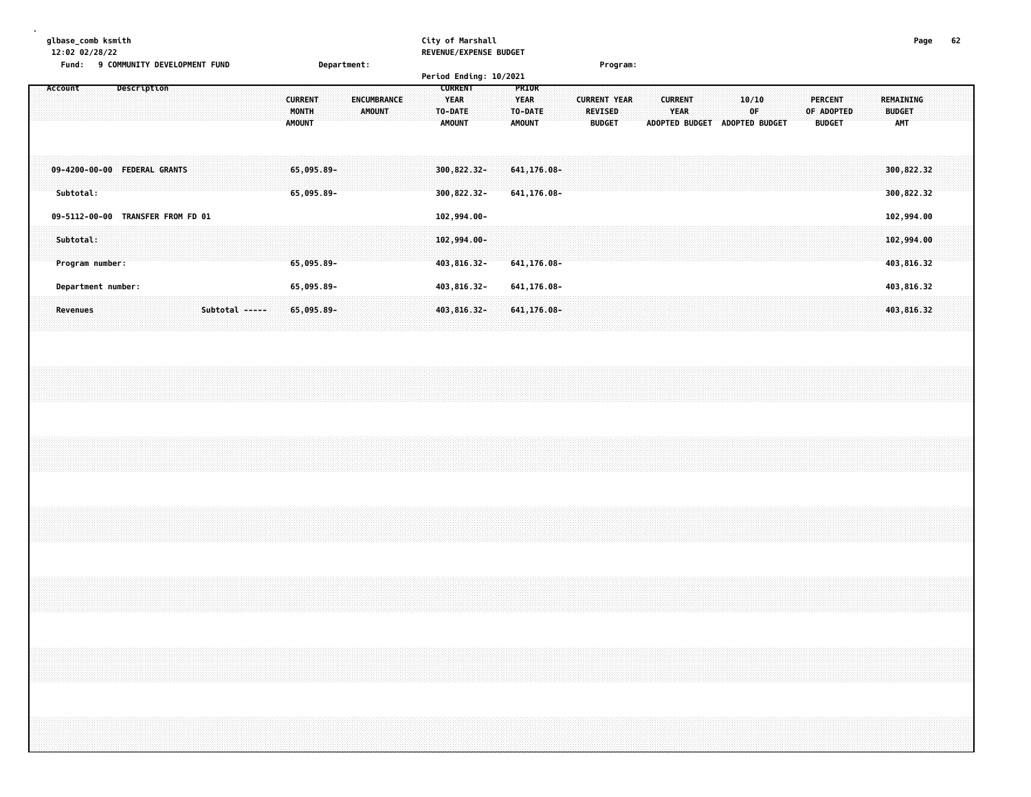glbase_comb ksmith
12:02 02/28/22

City of Marshall
REVENUE/EXPENSE BUDGET

Fund: 9 COMMUNITY DEVELOPMENT FUND Department: Program:

Period Ending: 10/2021

| Account Description | CURRENT MONTH AMOUNT | ENCUMBRANCE AMOUNT | CURRENT YEAR TO-DATE AMOUNT | PRIOR YEAR TO-DATE AMOUNT | CURRENT YEAR REVISED BUDGET | CURRENT YEAR ADOPTED BUDGET | 10/10 OF ADOPTED BUDGET | PERCENT OF ADOPTED BUDGET | REMAINING BUDGET AMT |
|---|---|---|---|---|---|---|---|---|---|
| 09-4200-00-00 FEDERAL GRANTS | 65,095.89- | | 300,822.32- | 641,176.08- | | | | | 300,822.32 |
| Subtotal: | 65,095.89- | | 300,822.32- | 641,176.08- | | | | | 300,822.32 |
| 09-5112-00-00 TRANSFER FROM FD 01 | | | 102,994.00- | | | | | | 102,994.00 |
| Subtotal: | | | 102,994.00- | | | | | | 102,994.00 |
| Program number: | 65,095.89- | | 403,816.32- | 641,176.08- | | | | | 403,816.32 |
| Department number: | 65,095.89- | | 403,816.32- | 641,176.08- | | | | | 403,816.32 |
| Revenues Subtotal ----- | 65,095.89- | | 403,816.32- | 641,176.08- | | | | | 403,816.32 |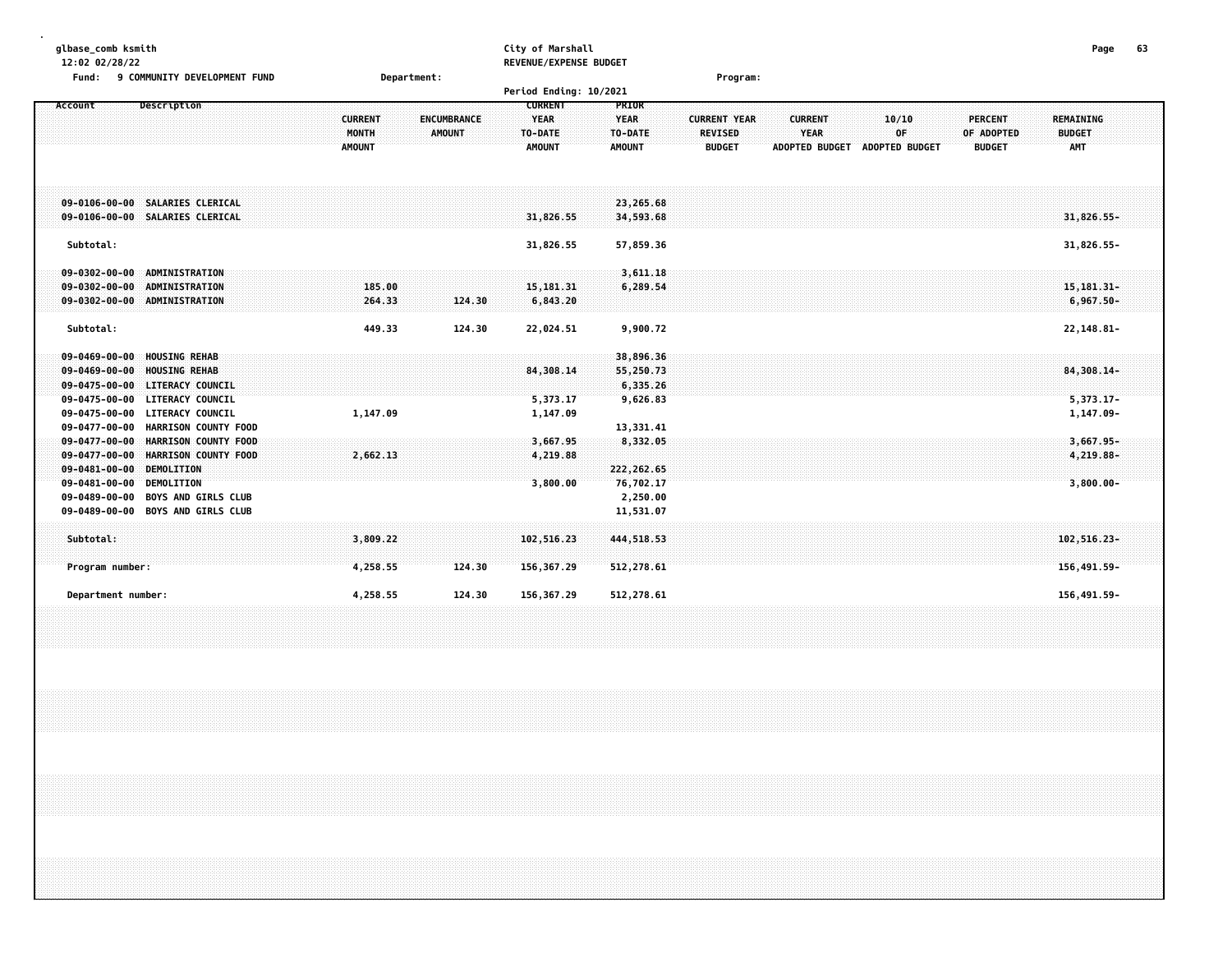glbase_comb ksmith
12:02 02/28/22

City of Marshall
REVENUE/EXPENSE BUDGET

Fund: 9 COMMUNITY DEVELOPMENT FUND    Department:    Program:

Period Ending: 10/2021

| Account | Description | CURRENT MONTH AMOUNT | ENCUMBRANCE AMOUNT | CURRENT YEAR TO-DATE AMOUNT | PRIOR YEAR TO-DATE AMOUNT | CURRENT YEAR REVISED BUDGET | CURRENT YEAR ADOPTED BUDGET | 10/10 OF ADOPTED BUDGET | PERCENT OF ADOPTED BUDGET | REMAINING BUDGET AMT |
|---|---|---|---|---|---|---|---|---|---|---|
| 09-0106-00-00 | SALARIES CLERICAL | | | | 23,265.68 | | | | | |
| 09-0106-00-00 | SALARIES CLERICAL | | | 31,826.55 | 34,593.68 | | | | | 31,826.55- |
| Subtotal: | | | | 31,826.55 | 57,859.36 | | | | | 31,826.55- |
| 09-0302-00-00 | ADMINISTRATION | | | | 3,611.18 | | | | | |
| 09-0302-00-00 | ADMINISTRATION | 185.00 | | 15,181.31 | 6,289.54 | | | | | 15,181.31- |
| 09-0302-00-00 | ADMINISTRATION | 264.33 | 124.30 | 6,843.20 | | | | | | 6,967.50- |
| Subtotal: | | 449.33 | 124.30 | 22,024.51 | 9,900.72 | | | | | 22,148.81- |
| 09-0469-00-00 | HOUSING REHAB | | | | 38,896.36 | | | | | |
| 09-0469-00-00 | HOUSING REHAB | | | 84,308.14 | 55,250.73 | | | | | 84,308.14- |
| 09-0475-00-00 | LITERACY COUNCIL | | | | 6,335.26 | | | | | |
| 09-0475-00-00 | LITERACY COUNCIL | | | 5,373.17 | 9,626.83 | | | | | 5,373.17- |
| 09-0475-00-00 | LITERACY COUNCIL | 1,147.09 | | 1,147.09 | | | | | | 1,147.09- |
| 09-0477-00-00 | HARRISON COUNTY FOOD | | | | 13,331.41 | | | | | |
| 09-0477-00-00 | HARRISON COUNTY FOOD | | | 3,667.95 | 8,332.05 | | | | | 3,667.95- |
| 09-0477-00-00 | HARRISON COUNTY FOOD | 2,662.13 | | 4,219.88 | | | | | | 4,219.88- |
| 09-0481-00-00 | DEMOLITION | | | | 222,262.65 | | | | | |
| 09-0481-00-00 | DEMOLITION | | | 3,800.00 | 76,702.17 | | | | | 3,800.00- |
| 09-0489-00-00 | BOYS AND GIRLS CLUB | | | | 2,250.00 | | | | | |
| 09-0489-00-00 | BOYS AND GIRLS CLUB | | | | 11,531.07 | | | | | |
| Subtotal: | | 3,809.22 | | 102,516.23 | 444,518.53 | | | | | 102,516.23- |
| Program number: | | 4,258.55 | 124.30 | 156,367.29 | 512,278.61 | | | | | 156,491.59- |
| Department number: | | 4,258.55 | 124.30 | 156,367.29 | 512,278.61 | | | | | 156,491.59- |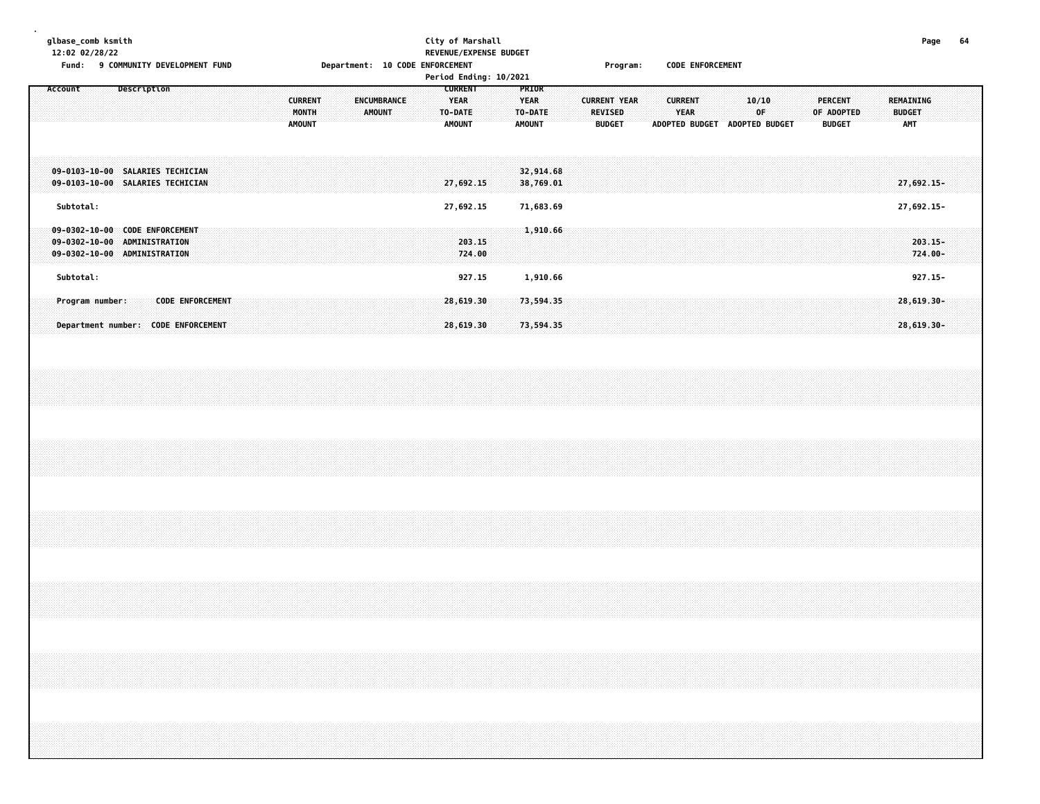glbase_comb ksmith
12:02 02/28/22

City of Marshall
REVENUE/EXPENSE BUDGET

Fund: 9 COMMUNITY DEVELOPMENT FUND    Department: 10 CODE ENFORCEMENT    Program: CODE ENFORCEMENT

Period Ending: 10/2021

| Account | Description | CURRENT MONTH AMOUNT | ENCUMBRANCE AMOUNT | CURRENT YEAR TO-DATE AMOUNT | PRIOR YEAR TO-DATE AMOUNT | CURRENT YEAR REVISED BUDGET | CURRENT YEAR ADOPTED BUDGET | 10/10 OF ADOPTED BUDGET | PERCENT OF ADOPTED BUDGET | REMAINING BUDGET AMT |
|---|---|---|---|---|---|---|---|---|---|---|
| 09-0103-10-00 | SALARIES TECHICIAN | | | | 32,914.68 | | | | | |
| 09-0103-10-00 | SALARIES TECHICIAN | | | 27,692.15 | 38,769.01 | | | | | 27,692.15- |
| Subtotal: | | | | 27,692.15 | 71,683.69 | | | | | 27,692.15- |
| 09-0302-10-00 | CODE ENFORCEMENT | | | | 1,910.66 | | | | | |
| 09-0302-10-00 | ADMINISTRATION | | | 203.15 | | | | | | 203.15- |
| 09-0302-10-00 | ADMINISTRATION | | | 724.00 | | | | | | 724.00- |
| Subtotal: | | | | 927.15 | 1,910.66 | | | | | 927.15- |
| Program number: | CODE ENFORCEMENT | | | 28,619.30 | 73,594.35 | | | | | 28,619.30- |
| Department number: | CODE ENFORCEMENT | | | 28,619.30 | 73,594.35 | | | | | 28,619.30- |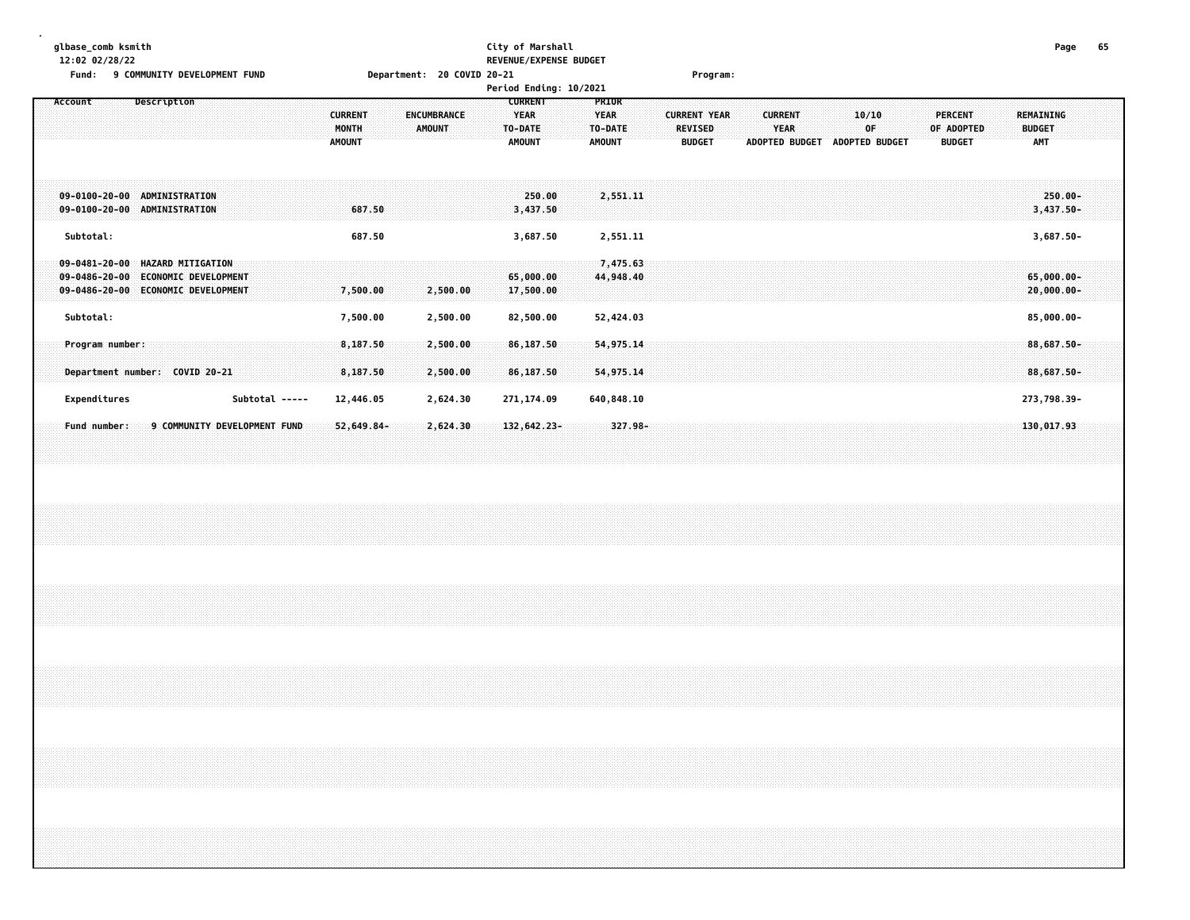glbase_comb ksmith
12:02 02/28/22

City of Marshall
REVENUE/EXPENSE BUDGET

Fund: 9 COMMUNITY DEVELOPMENT FUND | Department: 20 COVID 20-21 | Program:

Period Ending: 10/2021

| Account | Description | CURRENT MONTH AMOUNT | ENCUMBRANCE AMOUNT | CURRENT YEAR TO-DATE AMOUNT | PRIOR YEAR TO-DATE AMOUNT | CURRENT YEAR REVISED BUDGET | CURRENT YEAR ADOPTED BUDGET | 10/10 OF ADOPTED BUDGET | PERCENT OF ADOPTED BUDGET | REMAINING BUDGET AMT |
|---|---|---|---|---|---|---|---|---|---|---|
| 09-0100-20-00 | ADMINISTRATION | | | 250.00 | 2,551.11 | | | | | 250.00- |
| 09-0100-20-00 | ADMINISTRATION | 687.50 | | 3,437.50 | | | | | | 3,437.50- |
| Subtotal: | | 687.50 | | 3,687.50 | 2,551.11 | | | | | 3,687.50- |
| 09-0481-20-00 | HAZARD MITIGATION | | | | 7,475.63 | | | | | |
| 09-0486-20-00 | ECONOMIC DEVELOPMENT | | | 65,000.00 | 44,948.40 | | | | | 65,000.00- |
| 09-0486-20-00 | ECONOMIC DEVELOPMENT | 7,500.00 | 2,500.00 | 17,500.00 | | | | | | 20,000.00- |
| Subtotal: | | 7,500.00 | 2,500.00 | 82,500.00 | 52,424.03 | | | | | 85,000.00- |
| Program number: | | 8,187.50 | 2,500.00 | 86,187.50 | 54,975.14 | | | | | 88,687.50- |
| Department number: COVID 20-21 | | 8,187.50 | 2,500.00 | 86,187.50 | 54,975.14 | | | | | 88,687.50- |
| Expenditures | Subtotal ----- | 12,446.05 | 2,624.30 | 271,174.09 | 640,848.10 | | | | | 273,798.39- |
| Fund number: | 9 COMMUNITY DEVELOPMENT FUND | 52,649.84- | 2,624.30 | 132,642.23- | 327.98- | | | | | 130,017.93 |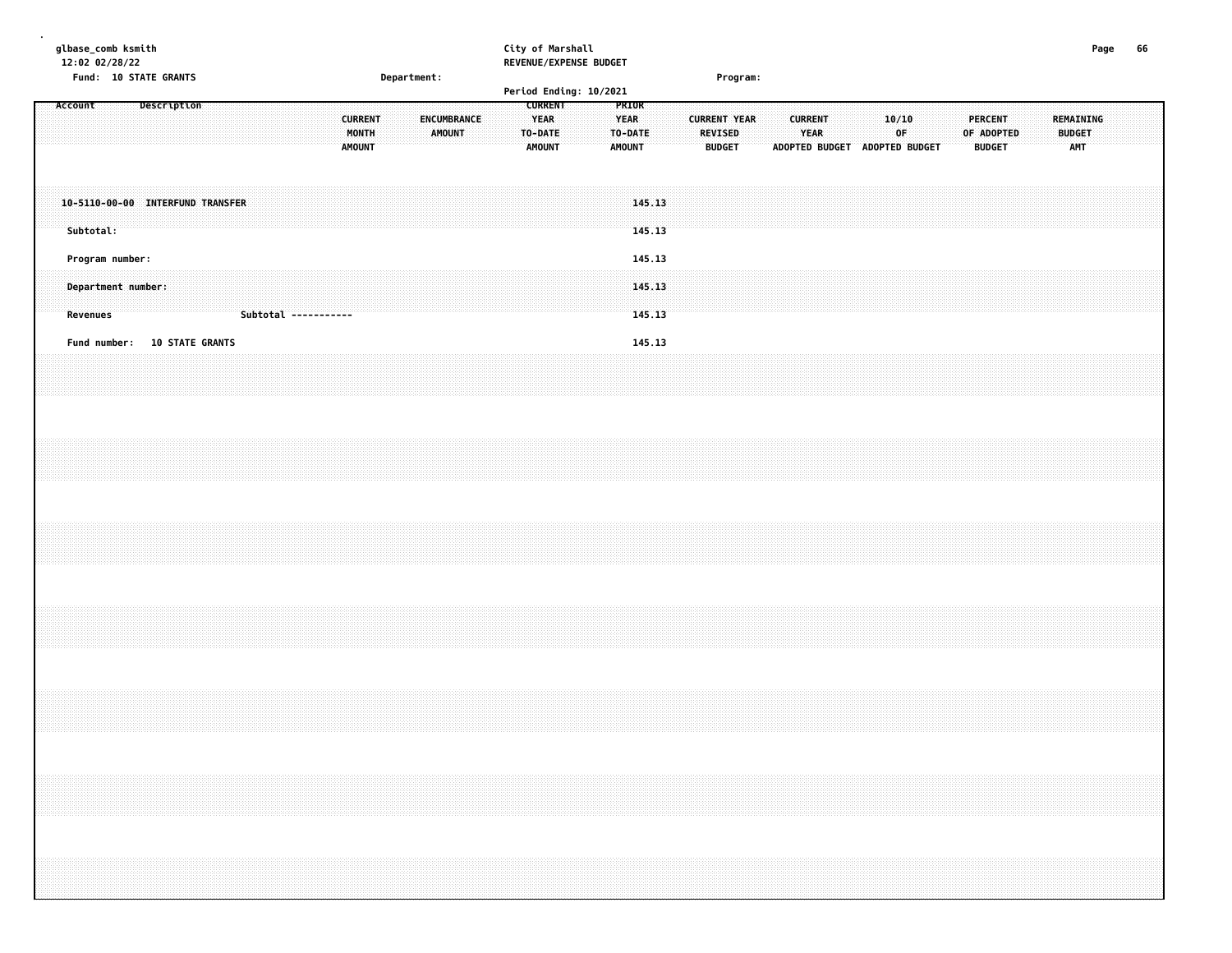City of Marshall
REVENUE/EXPENSE BUDGET

glbase_comb ksmith
12:02 02/28/22

Fund: 10 STATE GRANTS | Department: | Program:

Period Ending: 10/2021

| Account | Description | CURRENT MONTH AMOUNT | ENCUMBRANCE AMOUNT | CURRENT YEAR TO-DATE AMOUNT | PRIOR YEAR TO-DATE AMOUNT | CURRENT YEAR REVISED BUDGET | CURRENT YEAR ADOPTED BUDGET | 10/10 OF ADOPTED BUDGET | PERCENT OF ADOPTED BUDGET | REMAINING BUDGET AMT |
|---|---|---|---|---|---|---|---|---|---|---|
| 10-5110-00-00 | INTERFUND TRANSFER | | | | 145.13 | | | | | |
| Subtotal: | | | | | 145.13 | | | | | |
| Program number: | | | | | 145.13 | | | | | |
| Department number: | | | | | 145.13 | | | | | |
| Revenues | Subtotal ----------- | | | | 145.13 | | | | | |
| Fund number: | 10 STATE GRANTS | | | | 145.13 | | | | | |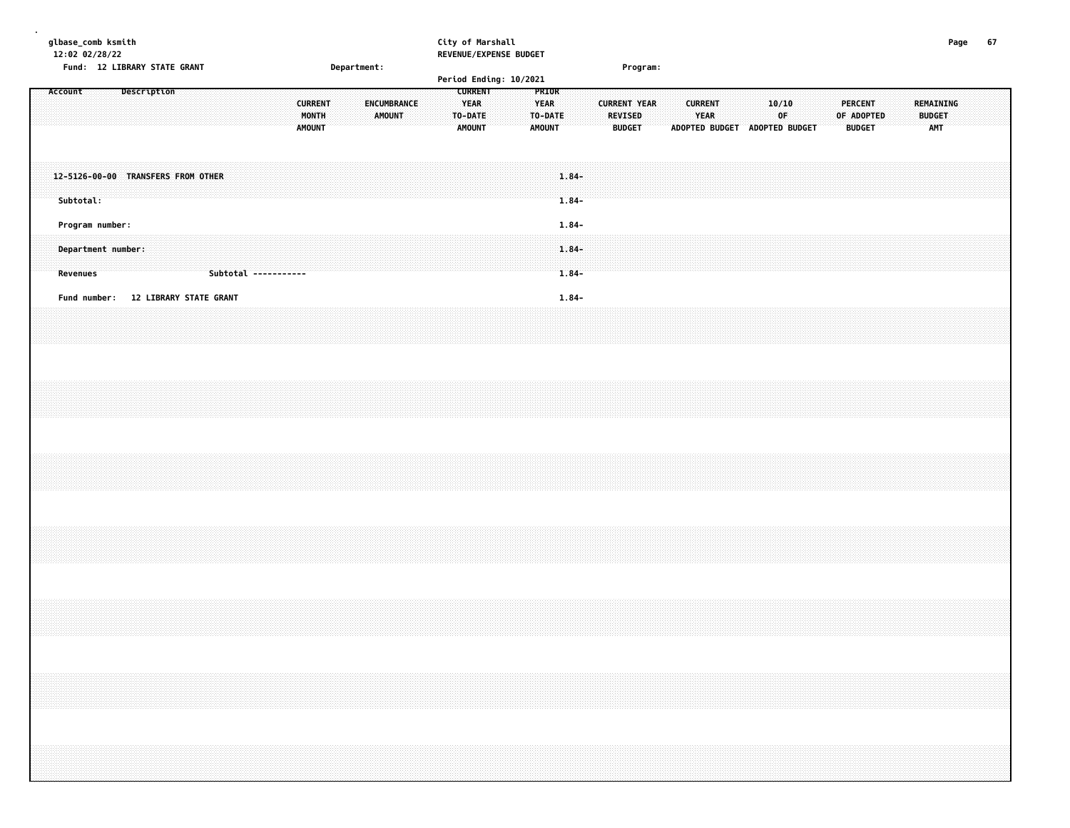glbase_comb ksmith
12:02 02/28/22

City of Marshall
REVENUE/EXPENSE BUDGET
Period Ending: 10/2021

Fund: 12 LIBRARY STATE GRANT    Department:    Program:

| Account | Description | CURRENT MONTH AMOUNT | ENCUMBRANCE AMOUNT | CURRENT YEAR TO-DATE AMOUNT | PRIOR YEAR TO-DATE AMOUNT | CURRENT YEAR REVISED BUDGET | CURRENT YEAR ADOPTED BUDGET | 10/10 OF ADOPTED BUDGET | PERCENT OF ADOPTED BUDGET | REMAINING BUDGET AMT |
|---|---|---|---|---|---|---|---|---|---|---|
| 12-5126-00-00 | TRANSFERS FROM OTHER | | | | 1.84- | | | | | |
| Subtotal: | | | | | 1.84- | | | | | |
| Program number: | | | | | 1.84- | | | | | |
| Department number: | | | | | 1.84- | | | | | |
| Revenues | Subtotal ----------- | | | | 1.84- | | | | | |
| Fund number: | 12 LIBRARY STATE GRANT | | | | 1.84- | | | | | |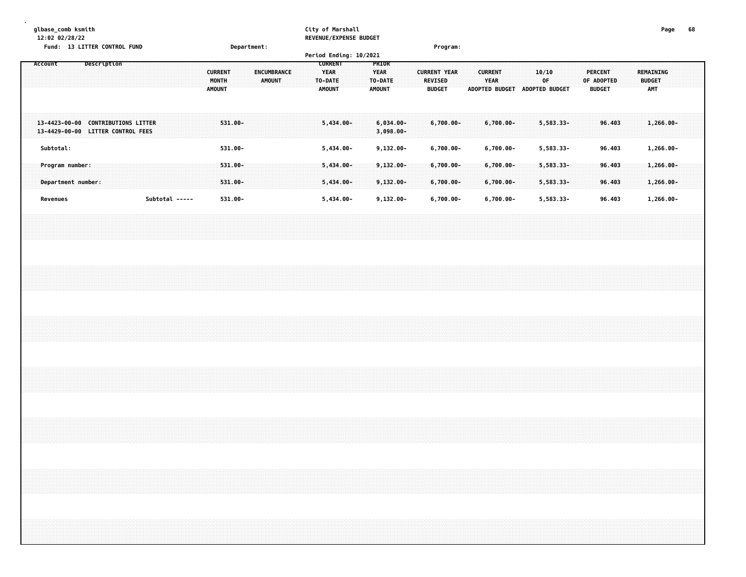glbase_comb ksmith
12:02 02/28/22

City of Marshall
REVENUE/EXPENSE BUDGET
Period Ending: 10/2021

Fund: 13 LITTER CONTROL FUND    Department:    Program:

| Account | Description | CURRENT MONTH AMOUNT | ENCUMBRANCE AMOUNT | CURRENT YEAR TO-DATE AMOUNT | PRIOR YEAR TO-DATE AMOUNT | CURRENT YEAR REVISED BUDGET | CURRENT YEAR ADOPTED BUDGET | 10/10 OF ADOPTED BUDGET | PERCENT OF ADOPTED BUDGET | REMAINING BUDGET AMT |
|---|---|---|---|---|---|---|---|---|---|---|
| 13-4423-00-00 | CONTRIBUTIONS LITTER | 531.00- | | 5,434.00- | 6,034.00- | 6,700.00- | 6,700.00- | 5,583.33- | 96.403 | 1,266.00- |
| 13-4429-00-00 | LITTER CONTROL FEES | | | | 3,098.00- | | | | | |
| Subtotal: | | 531.00- | | 5,434.00- | 9,132.00- | 6,700.00- | 6,700.00- | 5,583.33- | 96.403 | 1,266.00- |
| Program number: | | 531.00- | | 5,434.00- | 9,132.00- | 6,700.00- | 6,700.00- | 5,583.33- | 96.403 | 1,266.00- |
| Department number: | | 531.00- | | 5,434.00- | 9,132.00- | 6,700.00- | 6,700.00- | 5,583.33- | 96.403 | 1,266.00- |
| Revenues | Subtotal ----- | 531.00- | | 5,434.00- | 9,132.00- | 6,700.00- | 6,700.00- | 5,583.33- | 96.403 | 1,266.00- |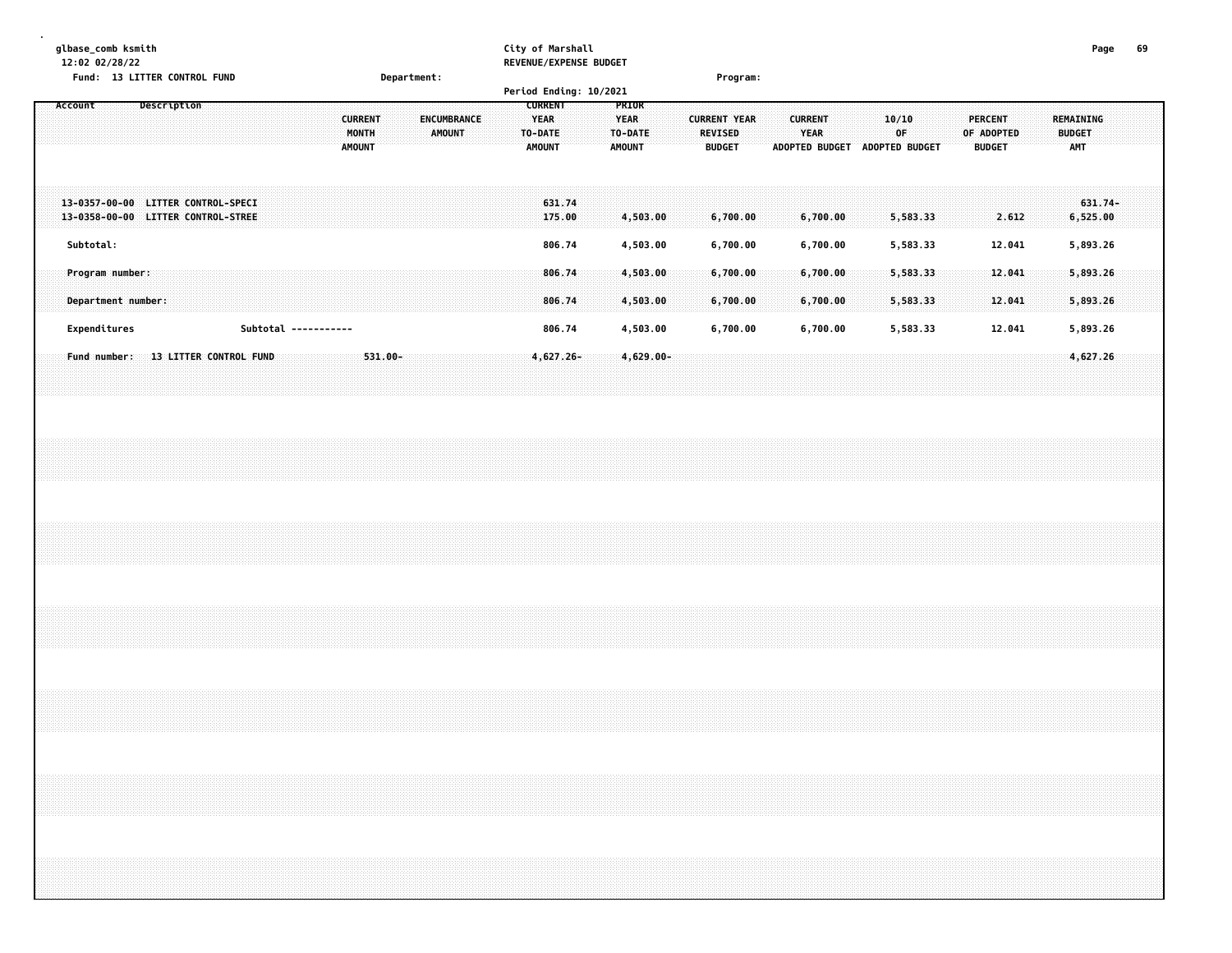glbase_comb ksmith
12:02 02/28/22

City of Marshall
REVENUE/EXPENSE BUDGET

Fund: 13 LITTER CONTROL FUND    Department:    Program:

Period Ending: 10/2021

| Account | Description | CURRENT MONTH AMOUNT | ENCUMBRANCE AMOUNT | CURRENT YEAR TO-DATE AMOUNT | PRIOR YEAR TO-DATE AMOUNT | CURRENT YEAR REVISED BUDGET | CURRENT YEAR ADOPTED BUDGET | 10/10 OF ADOPTED BUDGET | PERCENT OF ADOPTED BUDGET | REMAINING BUDGET AMT |
|---|---|---|---|---|---|---|---|---|---|---|
| 13-0357-00-00 | LITTER CONTROL-SPECI | | | 631.74 | | | | | | 631.74- |
| 13-0358-00-00 | LITTER CONTROL-STREE | | | 175.00 | 4,503.00 | 6,700.00 | 6,700.00 | 5,583.33 | 2.612 | 6,525.00 |
| Subtotal: | | | | 806.74 | 4,503.00 | 6,700.00 | 6,700.00 | 5,583.33 | 12.041 | 5,893.26 |
| Program number: | | | | 806.74 | 4,503.00 | 6,700.00 | 6,700.00 | 5,583.33 | 12.041 | 5,893.26 |
| Department number: | | | | 806.74 | 4,503.00 | 6,700.00 | 6,700.00 | 5,583.33 | 12.041 | 5,893.26 |
| Expenditures | Subtotal ----------- | | | 806.74 | 4,503.00 | 6,700.00 | 6,700.00 | 5,583.33 | 12.041 | 5,893.26 |
| Fund number: | 13 LITTER CONTROL FUND | 531.00- | | 4,627.26- | 4,629.00- | | | | | 4,627.26 |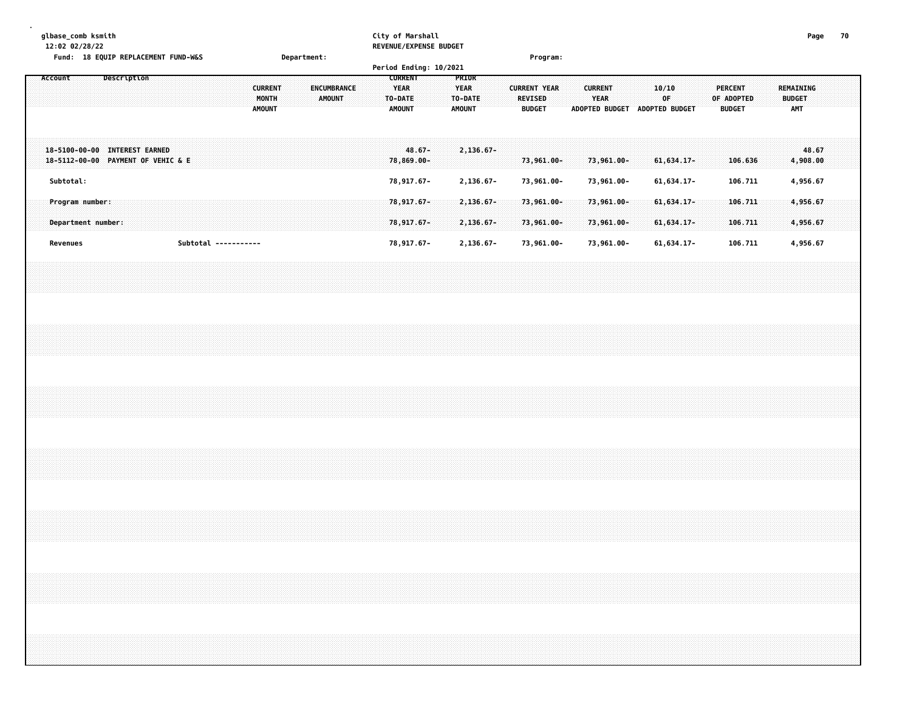glbase_comb ksmith
12:02 02/28/22

City of Marshall
REVENUE/EXPENSE BUDGET

Fund: 18 EQUIP REPLACEMENT FUND-W&S    Department:    Program:

Period Ending: 10/2021

| Account | Description | CURRENT MONTH AMOUNT | ENCUMBRANCE AMOUNT | CURRENT YEAR TO-DATE AMOUNT | PRIOR YEAR TO-DATE AMOUNT | CURRENT YEAR REVISED BUDGET | CURRENT YEAR ADOPTED BUDGET | 10/10 OF ADOPTED BUDGET | PERCENT OF ADOPTED BUDGET | REMAINING BUDGET AMT |
|---|---|---|---|---|---|---|---|---|---|---|
| 18-5100-00-00 | INTEREST EARNED | | | 48.67- | 2,136.67- | | | | | 48.67 |
| 18-5112-00-00 | PAYMENT OF VEHIC & E | | | 78,869.00- | | 73,961.00- | 73,961.00- | 61,634.17- | 106.636 | 4,908.00 |
| Subtotal: | | | | 78,917.67- | 2,136.67- | 73,961.00- | 73,961.00- | 61,634.17- | 106.711 | 4,956.67 |
| Program number: | | | | 78,917.67- | 2,136.67- | 73,961.00- | 73,961.00- | 61,634.17- | 106.711 | 4,956.67 |
| Department number: | | | | 78,917.67- | 2,136.67- | 73,961.00- | 73,961.00- | 61,634.17- | 106.711 | 4,956.67 |
| Revenues | Subtotal ----------- | | | 78,917.67- | 2,136.67- | 73,961.00- | 73,961.00- | 61,634.17- | 106.711 | 4,956.67 |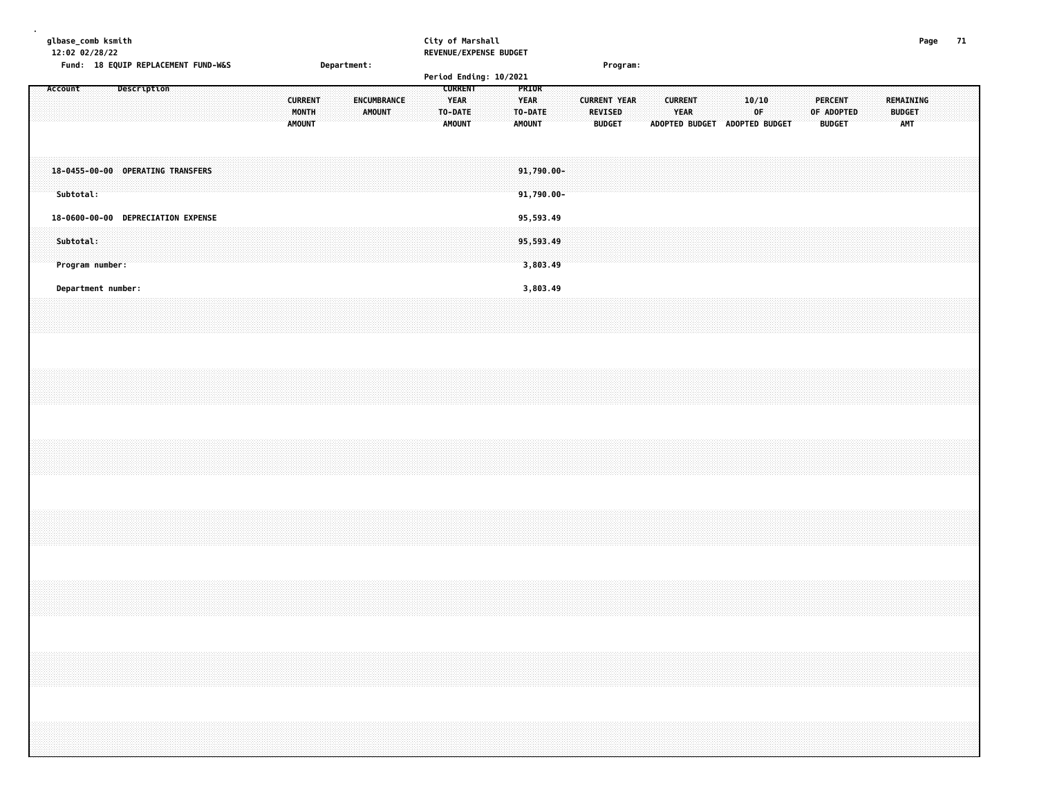City of Marshall
REVENUE/EXPENSE BUDGET

Fund: 18 EQUIP REPLACEMENT FUND-W&S    Department:    Program:

Period Ending: 10/2021

| Account | Description | CURRENT MONTH AMOUNT | ENCUMBRANCE AMOUNT | CURRENT YEAR TO-DATE AMOUNT | PRIOR YEAR TO-DATE AMOUNT | CURRENT YEAR REVISED BUDGET | CURRENT YEAR ADOPTED BUDGET | 10/10 OF ADOPTED BUDGET | PERCENT OF ADOPTED BUDGET | REMAINING BUDGET AMT |
|---|---|---|---|---|---|---|---|---|---|---|
| 18-0455-00-00 | OPERATING TRANSFERS | | | | 91,790.00- | | | | | |
| Subtotal: | | | | | 91,790.00- | | | | | |
| 18-0600-00-00 | DEPRECIATION EXPENSE | | | | 95,593.49 | | | | | |
| Subtotal: | | | | | 95,593.49 | | | | | |
| Program number: | | | | | 3,803.49 | | | | | |
| Department number: | | | | | 3,803.49 | | | | | |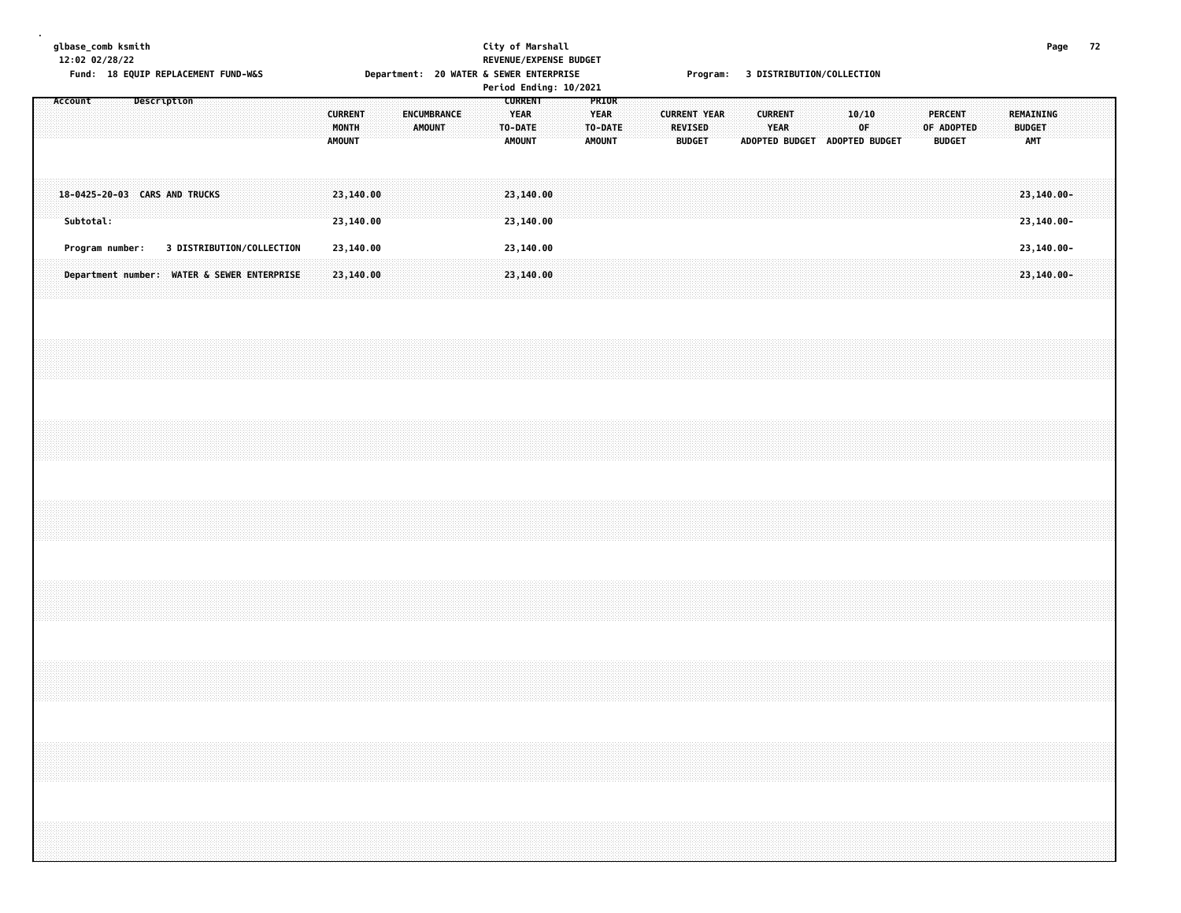glbase_comb ksmith
12:02 02/28/22

City of Marshall
REVENUE/EXPENSE BUDGET

Fund: 18 EQUIP REPLACEMENT FUND-W&S    Department: 20 WATER & SEWER ENTERPRISE    Program: 3 DISTRIBUTION/COLLECTION

Period Ending: 10/2021

| Account Description | CURRENT MONTH AMOUNT | ENCUMBRANCE AMOUNT | CURRENT YEAR TO-DATE AMOUNT | PRIOR YEAR TO-DATE AMOUNT | CURRENT YEAR REVISED BUDGET | CURRENT YEAR ADOPTED BUDGET | 10/10 OF ADOPTED BUDGET | PERCENT OF ADOPTED BUDGET | REMAINING BUDGET AMT |
|---|---|---|---|---|---|---|---|---|---|
| 18-0425-20-03 CARS AND TRUCKS | 23,140.00 | | 23,140.00 | | | | | | 23,140.00- |
| Subtotal: | 23,140.00 | | 23,140.00 | | | | | | 23,140.00- |
| Program number: 3 DISTRIBUTION/COLLECTION | 23,140.00 | | 23,140.00 | | | | | | 23,140.00- |
| Department number: WATER & SEWER ENTERPRISE | 23,140.00 | | 23,140.00 | | | | | | 23,140.00- |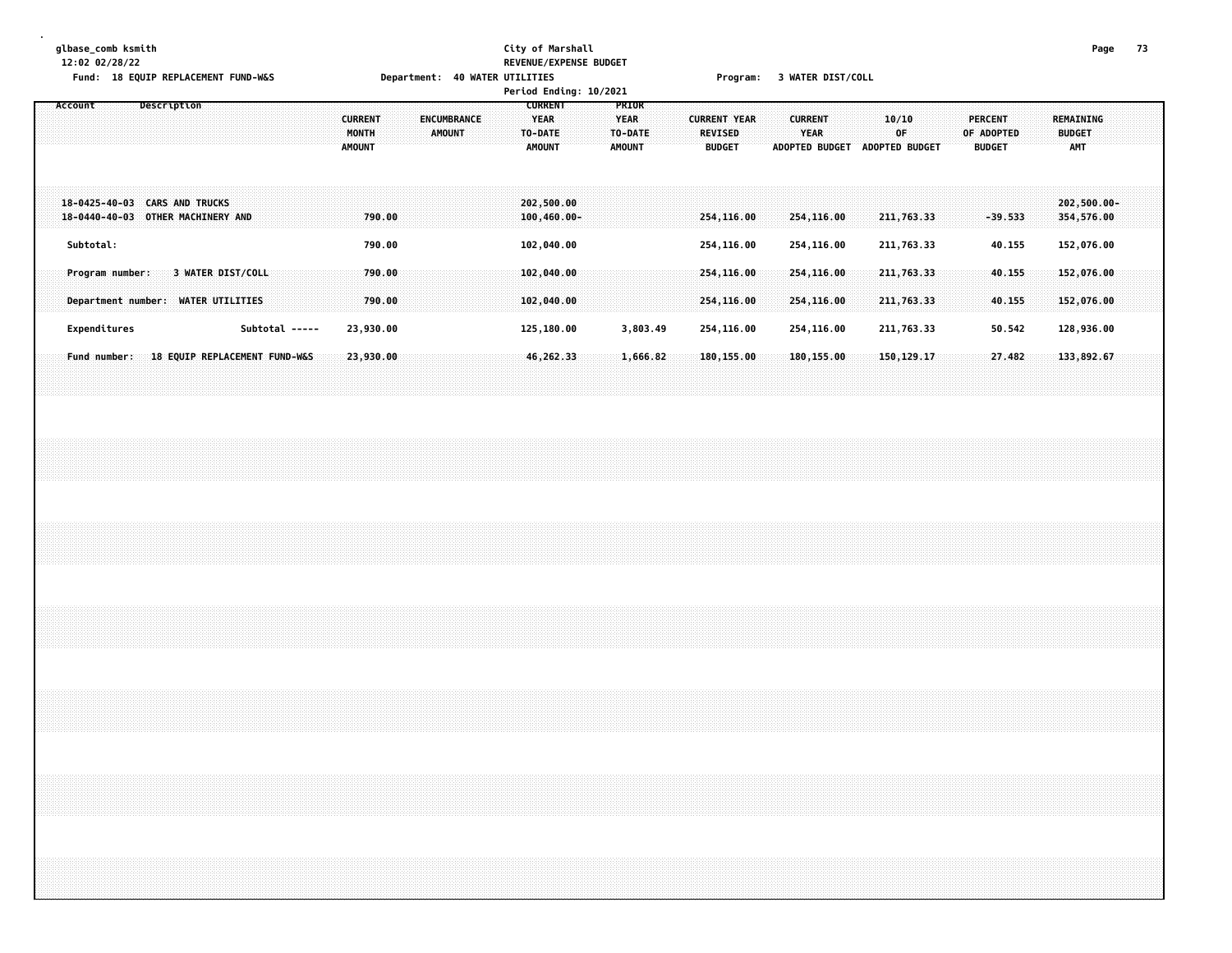glbase_comb ksmith
12:02 02/28/22

City of Marshall
REVENUE/EXPENSE BUDGET
Period Ending: 10/2021

Fund: 18 EQUIP REPLACEMENT FUND-W&S    Department: 40 WATER UTILITIES    Program: 3 WATER DIST/COLL

| Account | Description | CURRENT MONTH AMOUNT | ENCUMBRANCE AMOUNT | CURRENT YEAR TO-DATE AMOUNT | PRIOR YEAR TO-DATE AMOUNT | CURRENT YEAR REVISED BUDGET | CURRENT YEAR ADOPTED BUDGET | 10/10 OF ADOPTED BUDGET | PERCENT OF ADOPTED BUDGET | REMAINING BUDGET AMT |
|---|---|---|---|---|---|---|---|---|---|---|
| 18-0425-40-03 | CARS AND TRUCKS | | | 202,500.00 | | | | | | 202,500.00- |
| 18-0440-40-03 | OTHER MACHINERY AND | 790.00 | | 100,460.00- | | 254,116.00 | 254,116.00 | 211,763.33 | -39.533 | 354,576.00 |
| Subtotal: | | 790.00 | | 102,040.00 | | 254,116.00 | 254,116.00 | 211,763.33 | 40.155 | 152,076.00 |
| Program number: | 3 WATER DIST/COLL | 790.00 | | 102,040.00 | | 254,116.00 | 254,116.00 | 211,763.33 | 40.155 | 152,076.00 |
| Department number: | WATER UTILITIES | 790.00 | | 102,040.00 | | 254,116.00 | 254,116.00 | 211,763.33 | 40.155 | 152,076.00 |
| Expenditures | Subtotal ----- | 23,930.00 | | 125,180.00 | 3,803.49 | 254,116.00 | 254,116.00 | 211,763.33 | 50.542 | 128,936.00 |
| Fund number: | 18 EQUIP REPLACEMENT FUND-W&S | 23,930.00 | | 46,262.33 | 1,666.82 | 180,155.00 | 180,155.00 | 150,129.17 | 27.482 | 133,892.67 |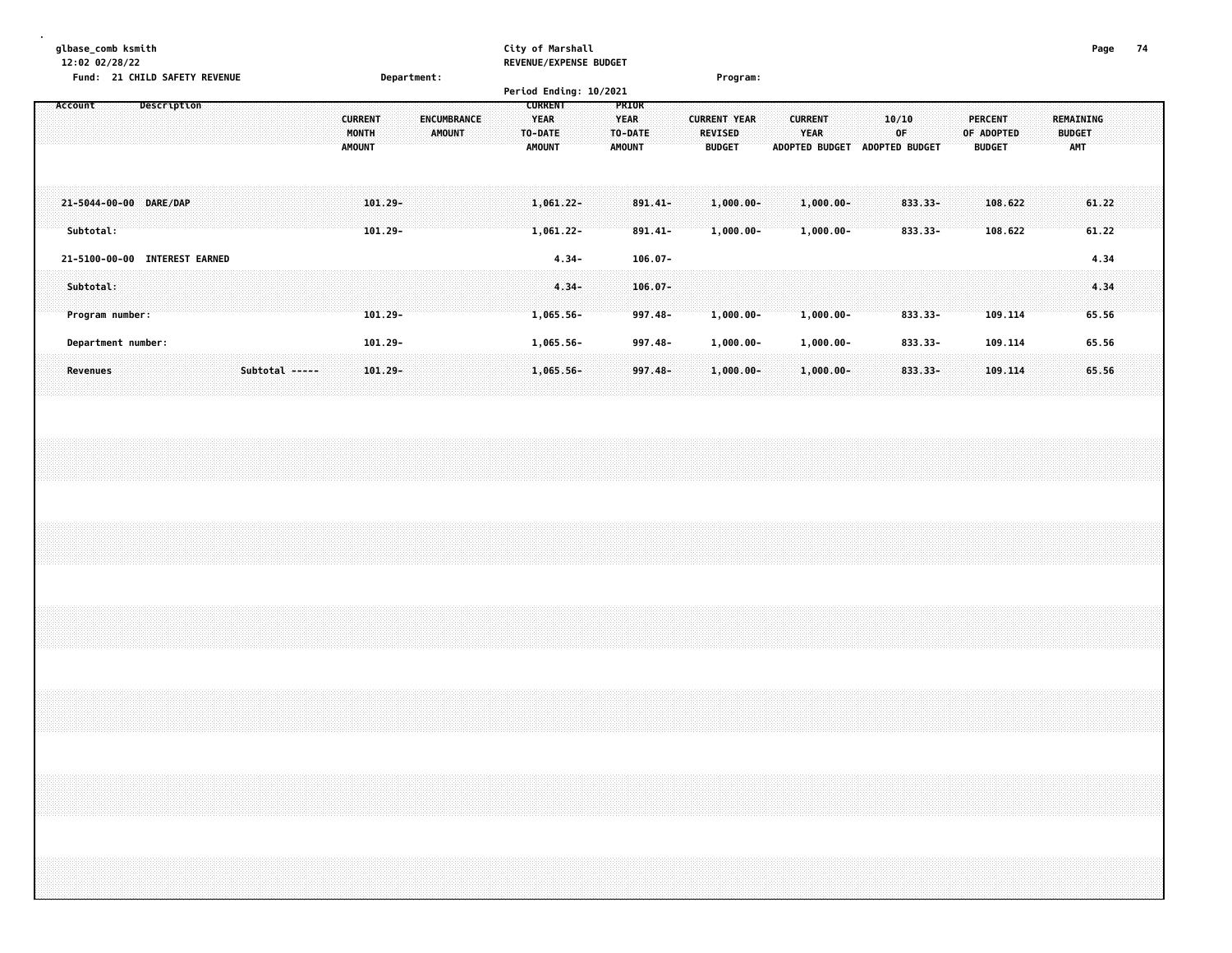glbase_comb ksmith
12:02 02/28/22

City of Marshall
REVENUE/EXPENSE BUDGET

Fund: 21 CHILD SAFETY REVENUE    Department:    Program:

Period Ending: 10/2021

| Account | Description | CURRENT MONTH AMOUNT | ENCUMBRANCE AMOUNT | CURRENT YEAR TO-DATE AMOUNT | PRIOR YEAR TO-DATE AMOUNT | CURRENT YEAR REVISED BUDGET | CURRENT YEAR ADOPTED BUDGET | 10/10 OF ADOPTED BUDGET | PERCENT OF ADOPTED BUDGET | REMAINING BUDGET AMT |
|---|---|---|---|---|---|---|---|---|---|---|
| 21-5044-00-00 | DARE/DAP | 101.29- | | 1,061.22- | 891.41- | 1,000.00- | 1,000.00- | 833.33- | 108.622 | 61.22 |
| Subtotal: | | 101.29- | | 1,061.22- | 891.41- | 1,000.00- | 1,000.00- | 833.33- | 108.622 | 61.22 |
| 21-5100-00-00 | INTEREST EARNED | | | 4.34- | 106.07- | | | | | 4.34 |
| Subtotal: | | | | 4.34- | 106.07- | | | | | 4.34 |
| Program number: | | 101.29- | | 1,065.56- | 997.48- | 1,000.00- | 1,000.00- | 833.33- | 109.114 | 65.56 |
| Department number: | | 101.29- | | 1,065.56- | 997.48- | 1,000.00- | 1,000.00- | 833.33- | 109.114 | 65.56 |
| Revenues | Subtotal ----- | 101.29- | | 1,065.56- | 997.48- | 1,000.00- | 1,000.00- | 833.33- | 109.114 | 65.56 |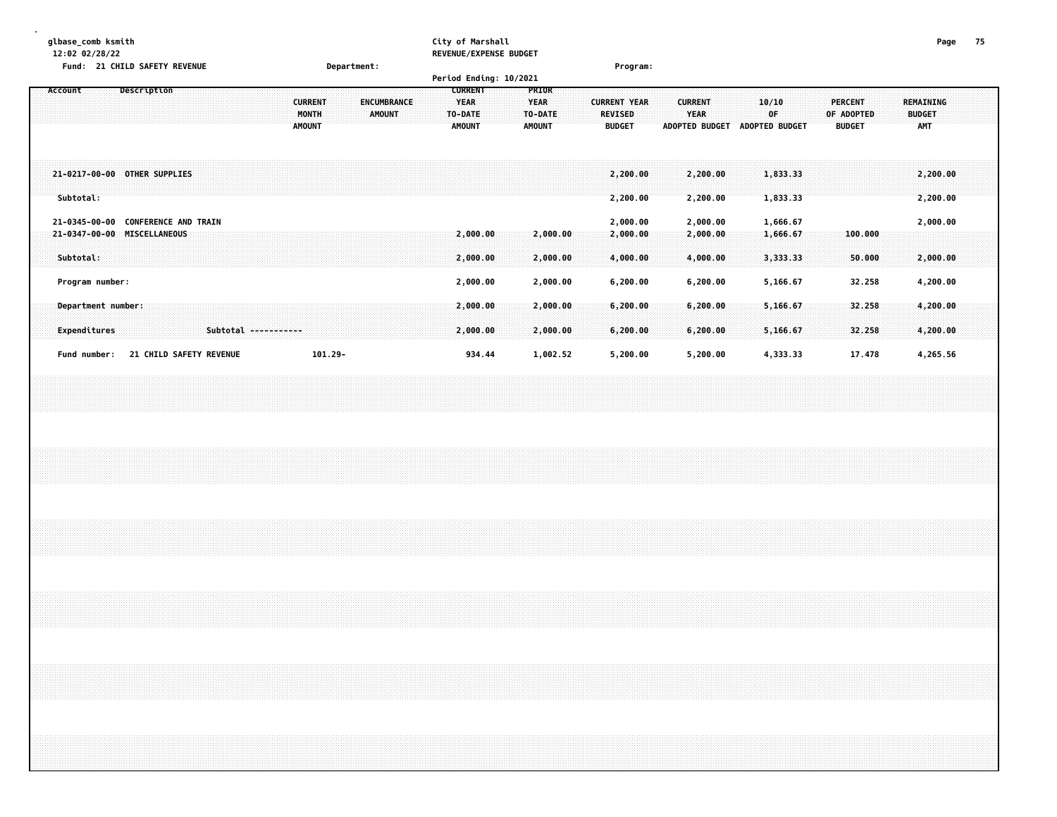glbase_comb ksmith
12:02 02/28/22

City of Marshall
REVENUE/EXPENSE BUDGET

Fund: 21 CHILD SAFETY REVENUE | Department: | Program:

Period Ending: 10/2021

| Account | Description | CURRENT MONTH AMOUNT | ENCUMBRANCE AMOUNT | CURRENT YEAR TO-DATE AMOUNT | PRIOR YEAR TO-DATE AMOUNT | CURRENT YEAR REVISED BUDGET | CURRENT YEAR ADOPTED BUDGET | 10/10 OF ADOPTED BUDGET | PERCENT OF ADOPTED BUDGET | REMAINING BUDGET AMT |
|---|---|---|---|---|---|---|---|---|---|---|
| 21-0217-00-00 | OTHER SUPPLIES | | | | | 2,200.00 | 2,200.00 | 1,833.33 | | 2,200.00 |
| Subtotal: | | | | | | 2,200.00 | 2,200.00 | 1,833.33 | | 2,200.00 |
| 21-0345-00-00 | CONFERENCE AND TRAIN | | | | | 2,000.00 | 2,000.00 | 1,666.67 | | 2,000.00 |
| 21-0347-00-00 | MISCELLANEOUS | | | 2,000.00 | 2,000.00 | 2,000.00 | 2,000.00 | 1,666.67 | 100.000 | |
| Subtotal: | | | | 2,000.00 | 2,000.00 | 4,000.00 | 4,000.00 | 3,333.33 | 50.000 | 2,000.00 |
| Program number: | | | | 2,000.00 | 2,000.00 | 6,200.00 | 6,200.00 | 5,166.67 | 32.258 | 4,200.00 |
| Department number: | | | | 2,000.00 | 2,000.00 | 6,200.00 | 6,200.00 | 5,166.67 | 32.258 | 4,200.00 |
| Expenditures | Subtotal ----------- | | | 2,000.00 | 2,000.00 | 6,200.00 | 6,200.00 | 5,166.67 | 32.258 | 4,200.00 |
| Fund number: | 21 CHILD SAFETY REVENUE | 101.29- | | 934.44 | 1,002.52 | 5,200.00 | 5,200.00 | 4,333.33 | 17.478 | 4,265.56 |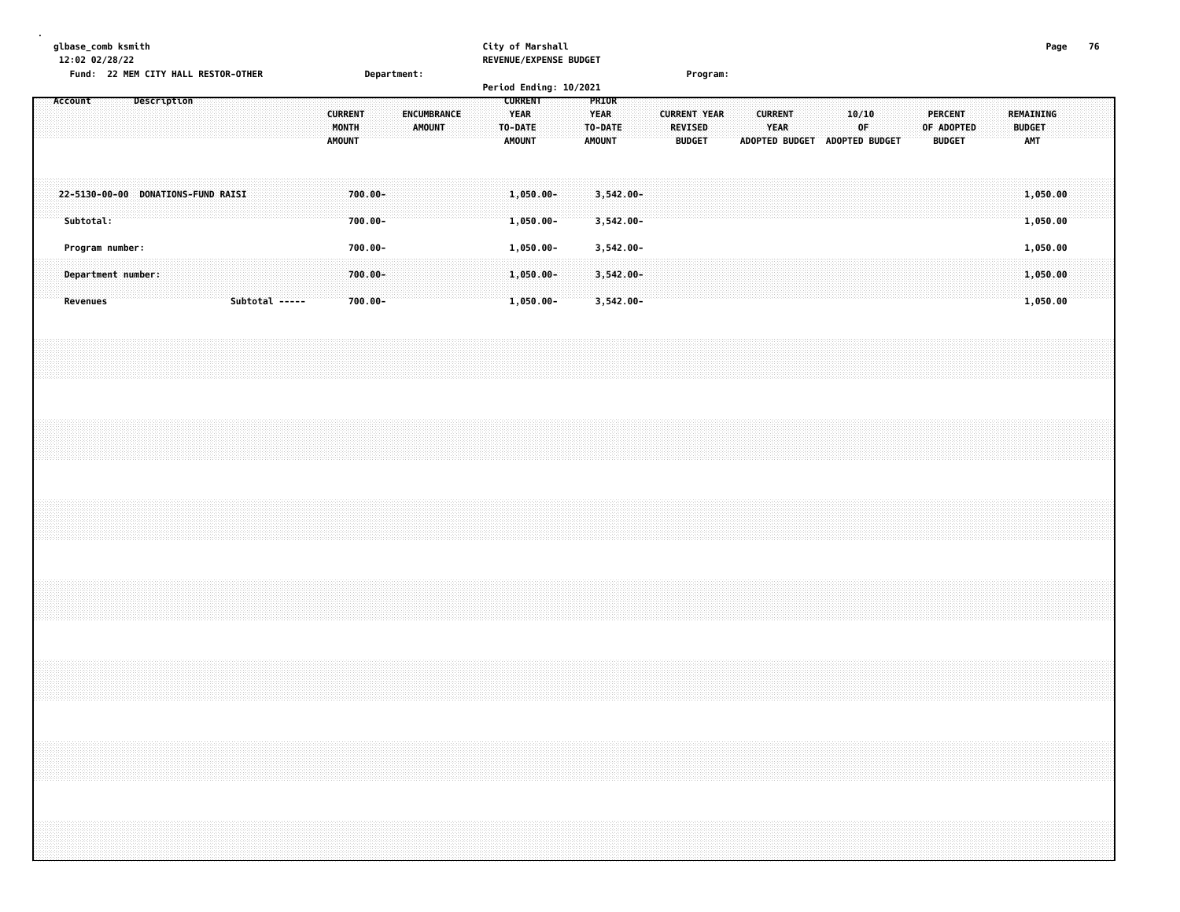City of Marshall
REVENUE/EXPENSE BUDGET

glbase_comb ksmith
12:02 02/28/22

Fund: 22 MEM CITY HALL RESTOR-OTHER     Department:     Program:

Period Ending: 10/2021

| Account | Description | CURRENT MONTH AMOUNT | ENCUMBRANCE AMOUNT | CURRENT YEAR TO-DATE AMOUNT | PRIOR YEAR TO-DATE AMOUNT | CURRENT YEAR REVISED BUDGET | CURRENT YEAR ADOPTED BUDGET | 10/10 OF ADOPTED BUDGET | PERCENT OF ADOPTED BUDGET | REMAINING BUDGET AMT |
|---|---|---|---|---|---|---|---|---|---|---|
| 22-5130-00-00 | DONATIONS-FUND RAISI | 700.00- | | 1,050.00- | 3,542.00- | | | | | 1,050.00 |
| Subtotal: | | 700.00- | | 1,050.00- | 3,542.00- | | | | | 1,050.00 |
| Program number: | | 700.00- | | 1,050.00- | 3,542.00- | | | | | 1,050.00 |
| Department number: | | 700.00- | | 1,050.00- | 3,542.00- | | | | | 1,050.00 |
| Revenues | Subtotal ----- | 700.00- | | 1,050.00- | 3,542.00- | | | | | 1,050.00 |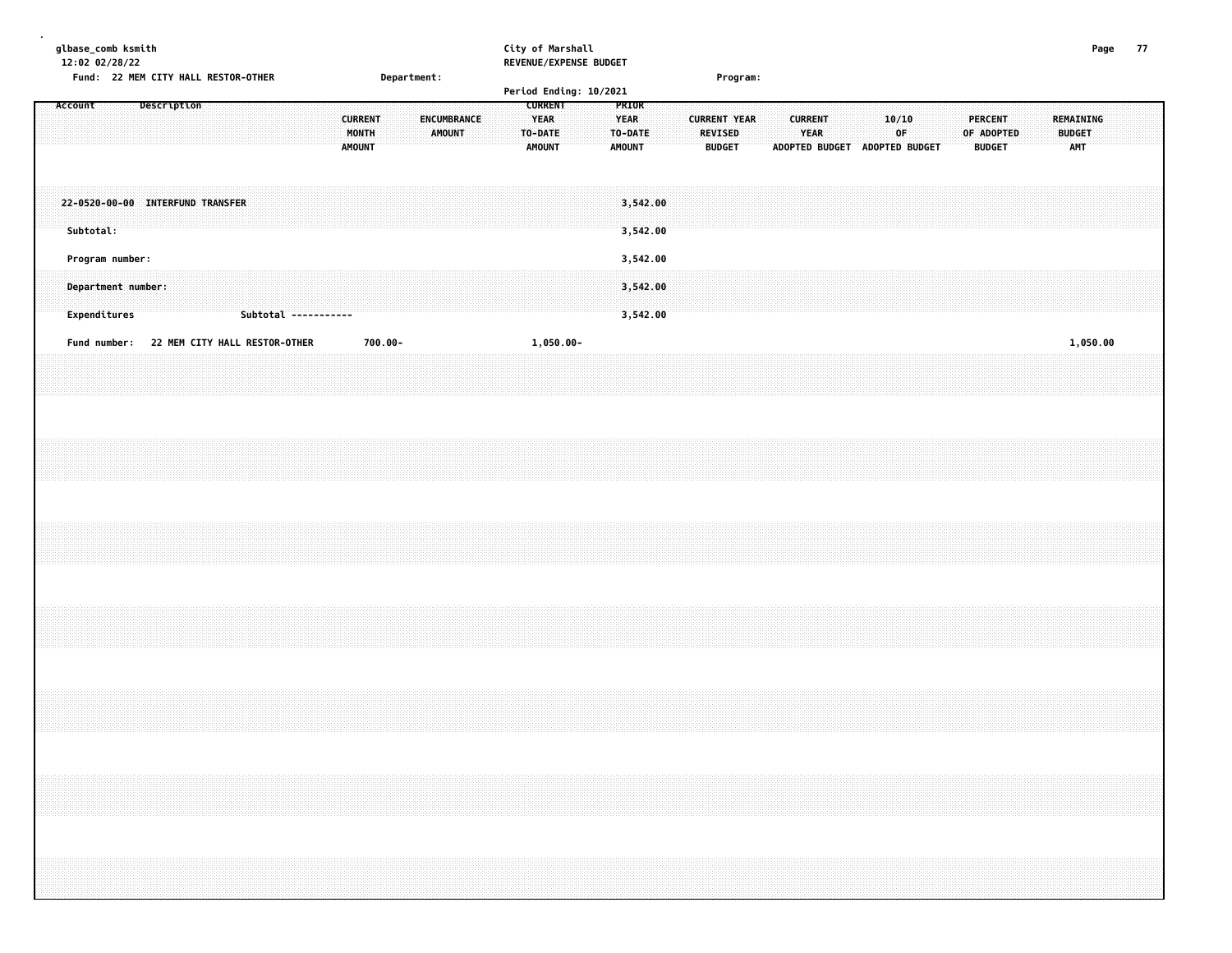glbase_comb ksmith
12:02 02/28/22

City of Marshall
REVENUE/EXPENSE BUDGET

Fund: 22 MEM CITY HALL RESTOR-OTHER    Department:    Program:

Period Ending: 10/2021

| Account | Description | CURRENT MONTH AMOUNT | ENCUMBRANCE AMOUNT | CURRENT YEAR TO-DATE AMOUNT | PRIOR YEAR TO-DATE AMOUNT | CURRENT YEAR REVISED BUDGET | CURRENT YEAR ADOPTED BUDGET | 10/10 OF ADOPTED BUDGET | PERCENT OF ADOPTED BUDGET | REMAINING BUDGET AMT |
|---|---|---|---|---|---|---|---|---|---|---|
| 22-0520-00-00 | INTERFUND TRANSFER | | | | 3,542.00 | | | | | |
| Subtotal: | | | | | 3,542.00 | | | | | |
| Program number: | | | | | 3,542.00 | | | | | |
| Department number: | | | | | 3,542.00 | | | | | |
| Expenditures | Subtotal ----------- | | | | 3,542.00 | | | | | |
| Fund number: | 22 MEM CITY HALL RESTOR-OTHER | 700.00- | | 1,050.00- | | | | | | 1,050.00 |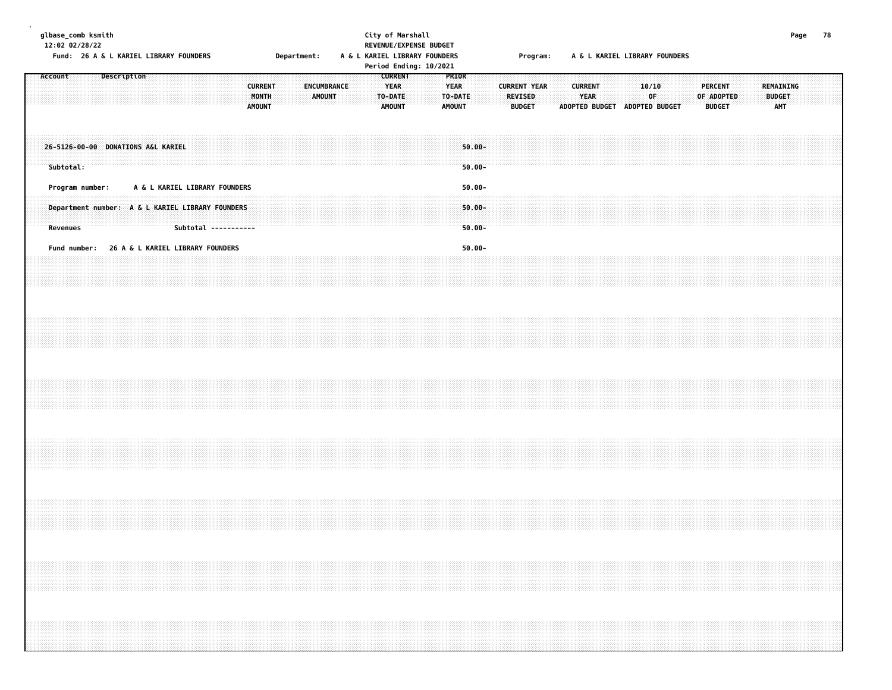City of Marshall
REVENUE/EXPENSE BUDGET
Period Ending: 10/2021

glbase_comb ksmith
12:02 02/28/22

Fund: 26 A & L KARIEL LIBRARY FOUNDERS    Department: A & L KARIEL LIBRARY FOUNDERS    Program: A & L KARIEL LIBRARY FOUNDERS

| Account | Description | CURRENT MONTH AMOUNT | ENCUMBRANCE AMOUNT | CURRENT YEAR TO-DATE AMOUNT | PRIOR YEAR TO-DATE AMOUNT | CURRENT YEAR REVISED BUDGET | CURRENT YEAR ADOPTED BUDGET | 10/10 OF ADOPTED BUDGET | PERCENT OF ADOPTED BUDGET | REMAINING BUDGET AMT |
|---|---|---|---|---|---|---|---|---|---|---|
| 26-5126-00-00 | DONATIONS A&L KARIEL | | | | 50.00- | | | | | |
| Subtotal: | | | | | 50.00- | | | | | |
| Program number: | A & L KARIEL LIBRARY FOUNDERS | | | | 50.00- | | | | | |
| Department number: | A & L KARIEL LIBRARY FOUNDERS | | | | 50.00- | | | | | |
| Revenues | Subtotal ----------- | | | | 50.00- | | | | | |
| Fund number: | 26 A & L KARIEL LIBRARY FOUNDERS | | | | 50.00- | | | | | |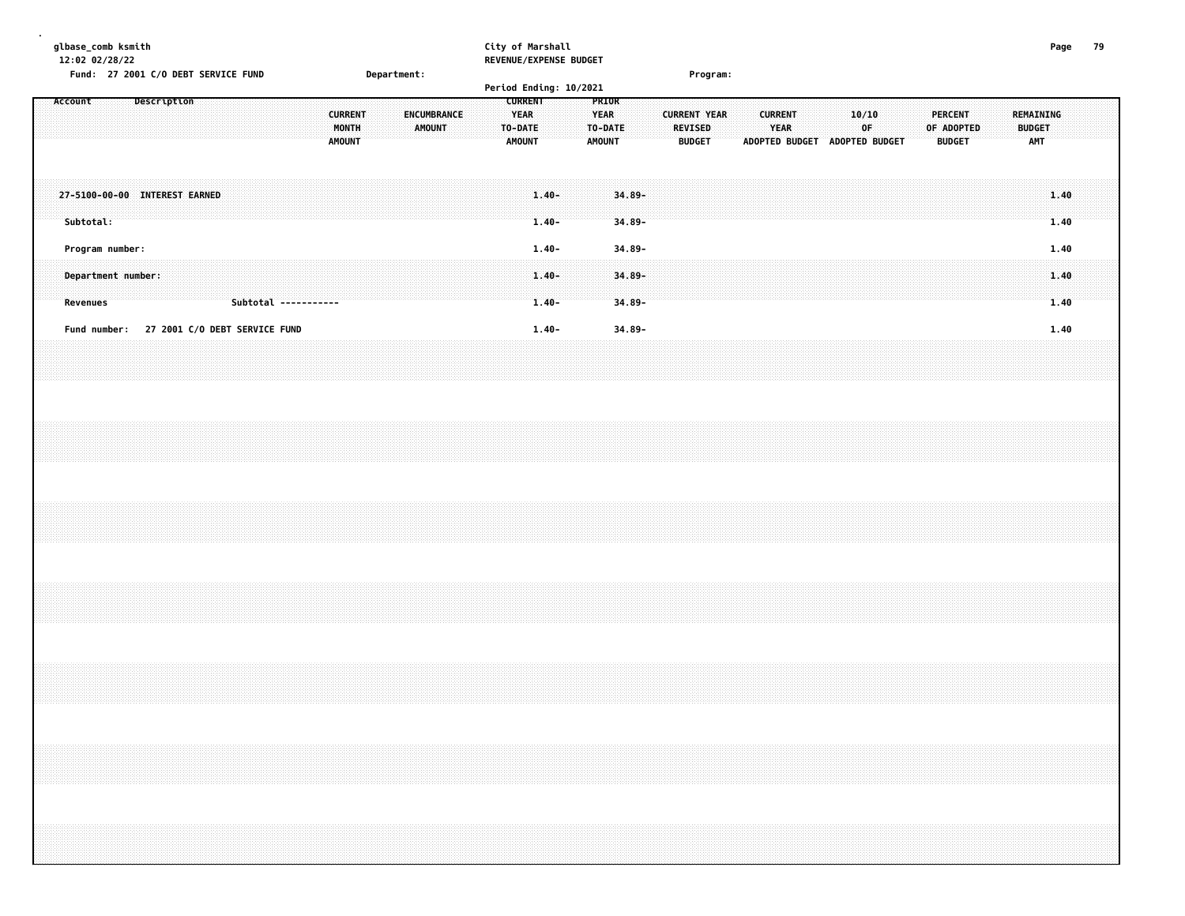glbase_comb ksmith
12:02 02/28/22

City of Marshall
REVENUE/EXPENSE BUDGET

Fund: 27 2001 C/O DEBT SERVICE FUND    Department:    Program:

Period Ending: 10/2021

| Account | Description | CURRENT MONTH AMOUNT | ENCUMBRANCE AMOUNT | CURRENT YEAR TO-DATE AMOUNT | PRIOR YEAR TO-DATE AMOUNT | CURRENT YEAR REVISED BUDGET | CURRENT YEAR ADOPTED BUDGET | 10/10 OF ADOPTED BUDGET | PERCENT OF ADOPTED BUDGET | REMAINING BUDGET AMT |
|---|---|---|---|---|---|---|---|---|---|---|
| 27-5100-00-00 | INTEREST EARNED | | | 1.40- | 34.89- | | | | | 1.40 |
| Subtotal: | | | | 1.40- | 34.89- | | | | | 1.40 |
| Program number: | | | | 1.40- | 34.89- | | | | | 1.40 |
| Department number: | | | | 1.40- | 34.89- | | | | | 1.40 |
| Revenues | Subtotal ----------- | | | 1.40- | 34.89- | | | | | 1.40 |
| Fund number: 27 2001 C/O DEBT SERVICE FUND | | | | 1.40- | 34.89- | | | | | 1.40 |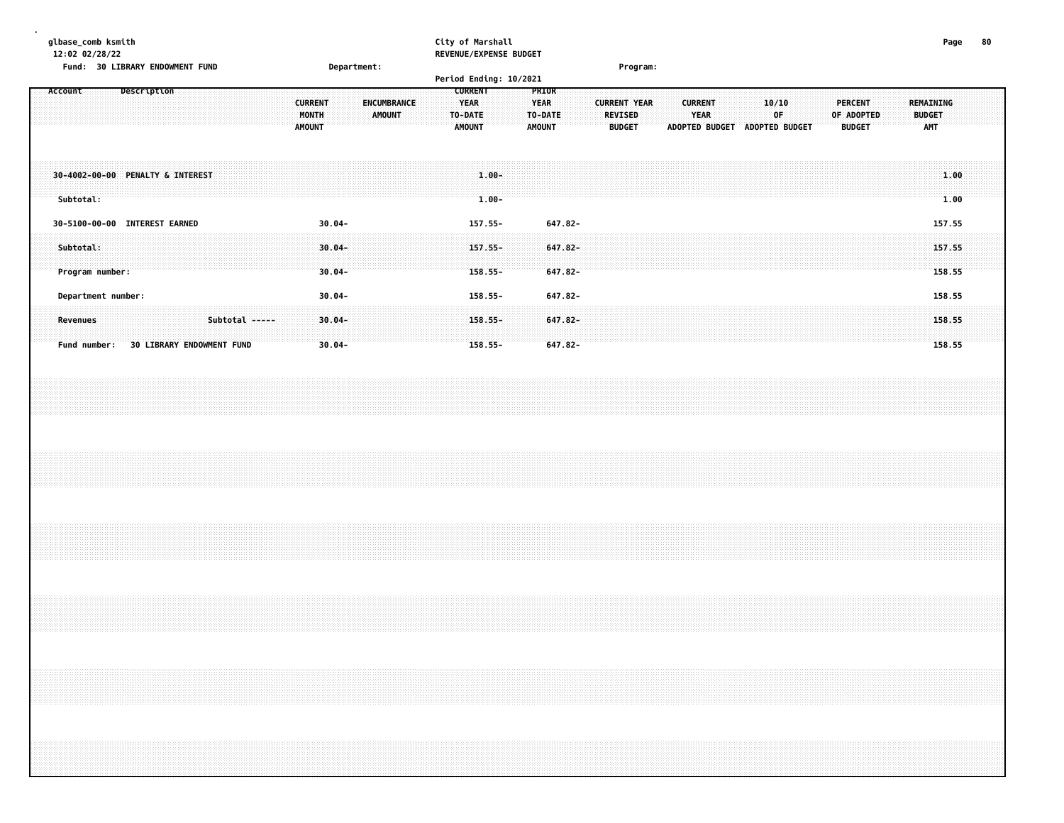City of Marshall
REVENUE/EXPENSE BUDGET

glbase_comb ksmith
12:02 02/28/22

Fund: 30 LIBRARY ENDOWMENT FUND | Department: | Program:

Period Ending: 10/2021

| Account | Description | CURRENT MONTH AMOUNT | ENCUMBRANCE AMOUNT | CURRENT YEAR TO-DATE AMOUNT | PRIOR YEAR TO-DATE AMOUNT | CURRENT YEAR REVISED BUDGET | CURRENT YEAR ADOPTED BUDGET | 10/10 OF ADOPTED BUDGET | PERCENT OF ADOPTED BUDGET | REMAINING BUDGET AMT |
|---|---|---|---|---|---|---|---|---|---|---|
| 30-4002-00-00 | PENALTY & INTEREST | | | 1.00- | | | | | | 1.00 |
| Subtotal: | | | | 1.00- | | | | | | 1.00 |
| 30-5100-00-00 | INTEREST EARNED | 30.04- | | 157.55- | 647.82- | | | | | 157.55 |
| Subtotal: | | 30.04- | | 157.55- | 647.82- | | | | | 157.55 |
| Program number: | | 30.04- | | 158.55- | 647.82- | | | | | 158.55 |
| Department number: | | 30.04- | | 158.55- | 647.82- | | | | | 158.55 |
| Revenues | Subtotal ----- | 30.04- | | 158.55- | 647.82- | | | | | 158.55 |
| Fund number: | 30 LIBRARY ENDOWMENT FUND | 30.04- | | 158.55- | 647.82- | | | | | 158.55 |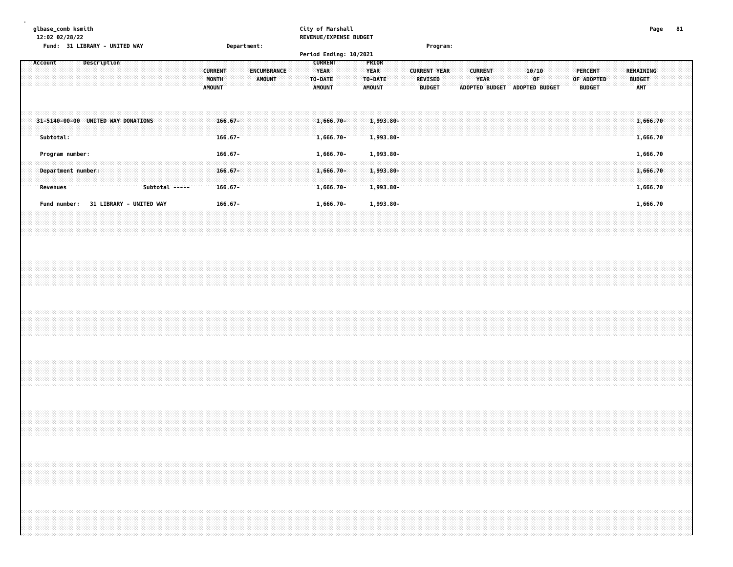glbase_comb ksmith
12:02 02/28/22

City of Marshall
REVENUE/EXPENSE BUDGET

Fund: 31 LIBRARY - UNITED WAY | Department: | Program:

Period Ending: 10/2021

| Account | Description | CURRENT MONTH AMOUNT | ENCUMBRANCE AMOUNT | CURRENT YEAR TO-DATE AMOUNT | PRIOR YEAR TO-DATE AMOUNT | CURRENT YEAR REVISED BUDGET | CURRENT YEAR ADOPTED BUDGET | 10/10 OF ADOPTED BUDGET | PERCENT OF ADOPTED BUDGET | REMAINING BUDGET AMT |
|---|---|---|---|---|---|---|---|---|---|---|
| 31-5140-00-00 | UNITED WAY DONATIONS | 166.67- | | 1,666.70- | 1,993.80- | | | | | 1,666.70 |
| Subtotal: | | 166.67- | | 1,666.70- | 1,993.80- | | | | | 1,666.70 |
| Program number: | | 166.67- | | 1,666.70- | 1,993.80- | | | | | 1,666.70 |
| Department number: | | 166.67- | | 1,666.70- | 1,993.80- | | | | | 1,666.70 |
| Revenues | Subtotal ----- | 166.67- | | 1,666.70- | 1,993.80- | | | | | 1,666.70 |
| Fund number: | 31 LIBRARY - UNITED WAY | 166.67- | | 1,666.70- | 1,993.80- | | | | | 1,666.70 |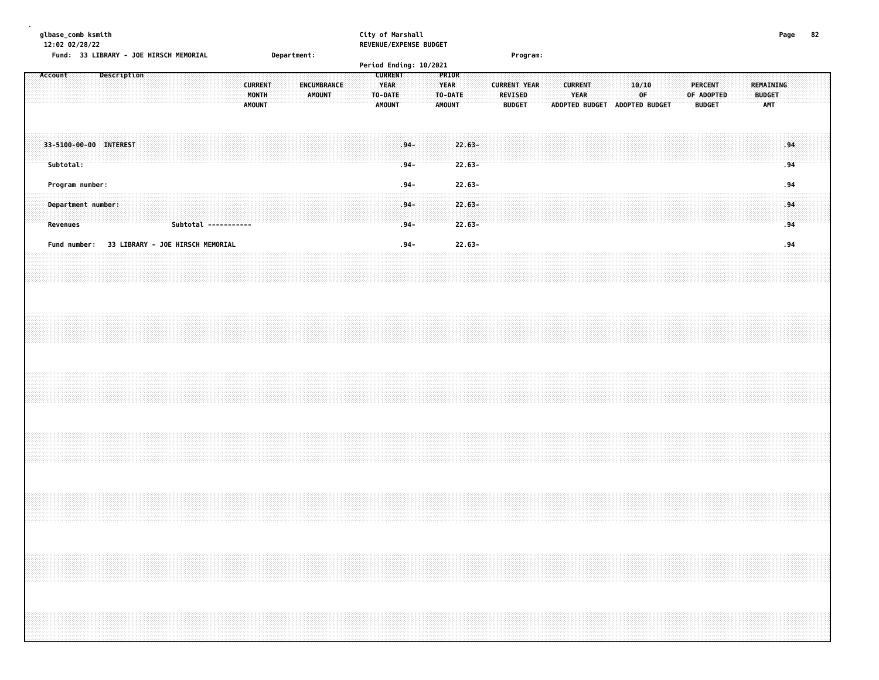glbase_comb ksmith
12:02 02/28/22

City of Marshall
REVENUE/EXPENSE BUDGET
Period Ending: 10/2021

Fund: 33 LIBRARY - JOE HIRSCH MEMORIAL | Department: | Program:

| Account | Description | CURRENT MONTH AMOUNT | ENCUMBRANCE AMOUNT | CURRENT YEAR TO-DATE AMOUNT | PRIOR YEAR TO-DATE AMOUNT | CURRENT YEAR REVISED BUDGET | CURRENT YEAR ADOPTED BUDGET | 10/10 OF ADOPTED BUDGET | PERCENT OF ADOPTED BUDGET | REMAINING BUDGET AMT |
|---|---|---|---|---|---|---|---|---|---|---|
| 33-5100-00-00 | INTEREST | | | .94- | 22.63- | | | | | .94 |
| Subtotal: | | | | .94- | 22.63- | | | | | .94 |
| Program number: | | | | .94- | 22.63- | | | | | .94 |
| Department number: | | | | .94- | 22.63- | | | | | .94 |
| Revenues | Subtotal ----------- | | | .94- | 22.63- | | | | | .94 |
| Fund number: | 33 LIBRARY - JOE HIRSCH MEMORIAL | | | .94- | 22.63- | | | | | .94 |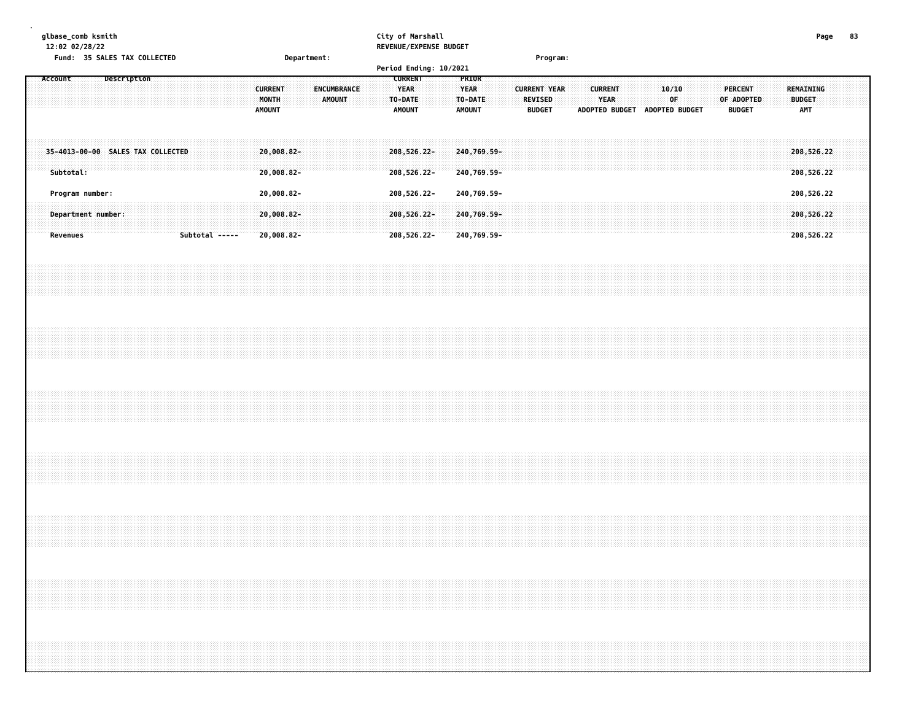glbase_comb ksmith
12:02 02/28/22

City of Marshall
REVENUE/EXPENSE BUDGET

Fund: 35 SALES TAX COLLECTED    Department:    Program:

Period Ending: 10/2021

| Account | Description | CURRENT MONTH AMOUNT | ENCUMBRANCE AMOUNT | CURRENT YEAR TO-DATE AMOUNT | PRIOR YEAR TO-DATE AMOUNT | CURRENT YEAR REVISED BUDGET | CURRENT YEAR ADOPTED BUDGET | 10/10 OF ADOPTED BUDGET | PERCENT OF ADOPTED BUDGET | REMAINING BUDGET AMT |
|---|---|---|---|---|---|---|---|---|---|---|
| 35-4013-00-00 | SALES TAX COLLECTED | 20,008.82- | | 208,526.22- | 240,769.59- | | | | | 208,526.22 |
| Subtotal: | | 20,008.82- | | 208,526.22- | 240,769.59- | | | | | 208,526.22 |
| Program number: | | 20,008.82- | | 208,526.22- | 240,769.59- | | | | | 208,526.22 |
| Department number: | | 20,008.82- | | 208,526.22- | 240,769.59- | | | | | 208,526.22 |
| Revenues | Subtotal ----- | 20,008.82- | | 208,526.22- | 240,769.59- | | | | | 208,526.22 |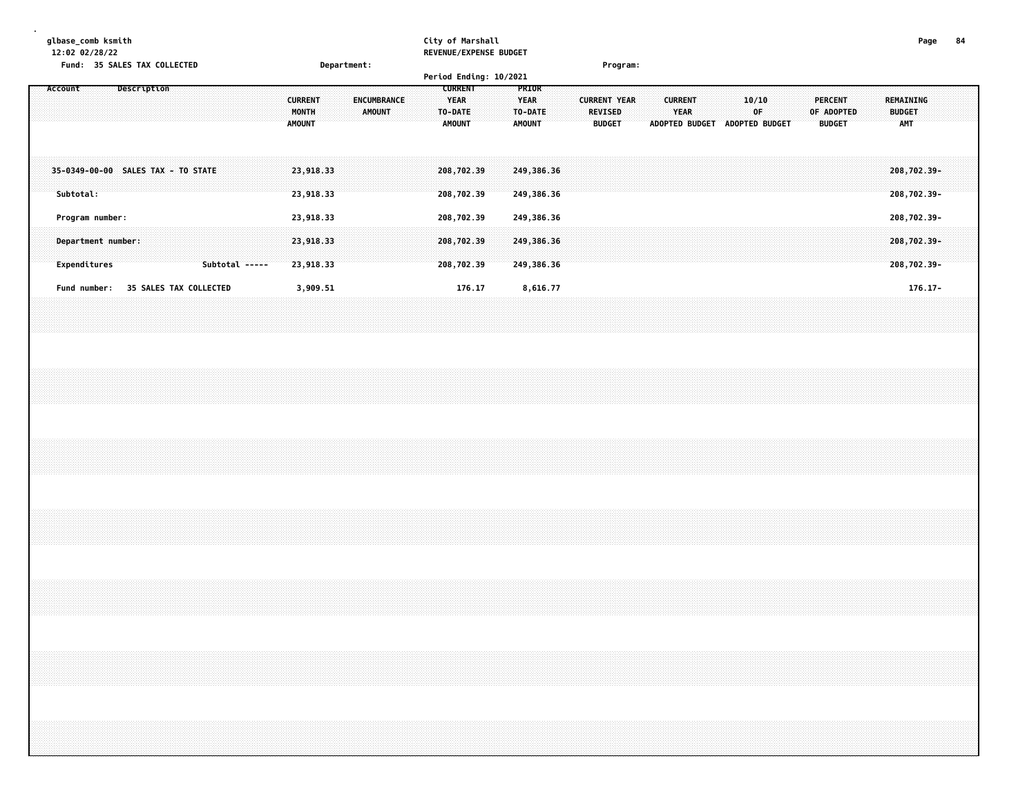glbase_comb ksmith
12:02 02/28/22

City of Marshall
REVENUE/EXPENSE BUDGET

Fund: 35 SALES TAX COLLECTED    Department:    Program:

Period Ending: 10/2021

| Account Description | CURRENT MONTH AMOUNT | ENCUMBRANCE AMOUNT | CURRENT YEAR TO-DATE AMOUNT | PRIOR YEAR TO-DATE AMOUNT | CURRENT YEAR REVISED BUDGET | CURRENT YEAR ADOPTED BUDGET | 10/10 OF ADOPTED BUDGET | PERCENT OF ADOPTED BUDGET | REMAINING BUDGET AMT |
|---|---|---|---|---|---|---|---|---|---|
| 35-0349-00-00 SALES TAX - TO STATE | 23,918.33 | | 208,702.39 | 249,386.36 | | | | | 208,702.39- |
| Subtotal: | 23,918.33 | | 208,702.39 | 249,386.36 | | | | | 208,702.39- |
| Program number: | 23,918.33 | | 208,702.39 | 249,386.36 | | | | | 208,702.39- |
| Department number: | 23,918.33 | | 208,702.39 | 249,386.36 | | | | | 208,702.39- |
| Expenditures Subtotal ----- | 23,918.33 | | 208,702.39 | 249,386.36 | | | | | 208,702.39- |
| Fund number: 35 SALES TAX COLLECTED | 3,909.51 | | 176.17 | 8,616.77 | | | | | 176.17- |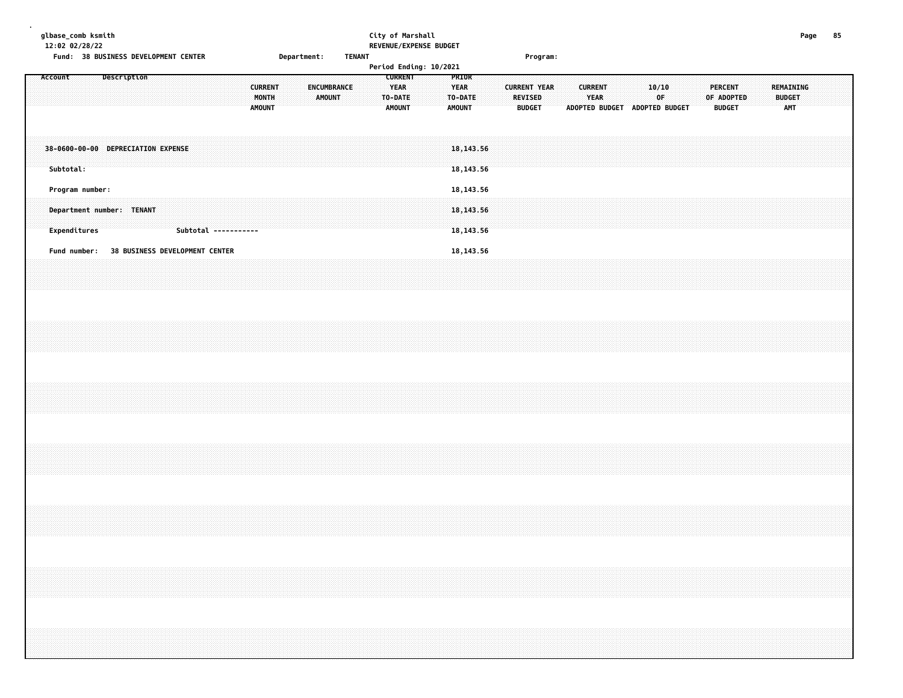glbase_comb ksmith
12:02 02/28/22

City of Marshall
REVENUE/EXPENSE BUDGET

Fund: 38 BUSINESS DEVELOPMENT CENTER    Department: TENANT    Program:

Period Ending: 10/2021

| Account Description | CURRENT MONTH AMOUNT | ENCUMBRANCE AMOUNT | CURRENT YEAR TO-DATE AMOUNT | PRIOR YEAR TO-DATE AMOUNT | CURRENT YEAR REVISED BUDGET | CURRENT YEAR ADOPTED BUDGET | 10/10 OF ADOPTED BUDGET | PERCENT OF ADOPTED BUDGET | REMAINING BUDGET AMT |
|---|---|---|---|---|---|---|---|---|---|
| 38-0600-00-00 DEPRECIATION EXPENSE | | | | 18,143.56 | | | | | |
| Subtotal: | | | | 18,143.56 | | | | | |
| Program number: | | | | 18,143.56 | | | | | |
| Department number: TENANT | | | | 18,143.56 | | | | | |
| Expenditures Subtotal ----------- | | | | 18,143.56 | | | | | |
| Fund number: 38 BUSINESS DEVELOPMENT CENTER | | | | 18,143.56 | | | | | |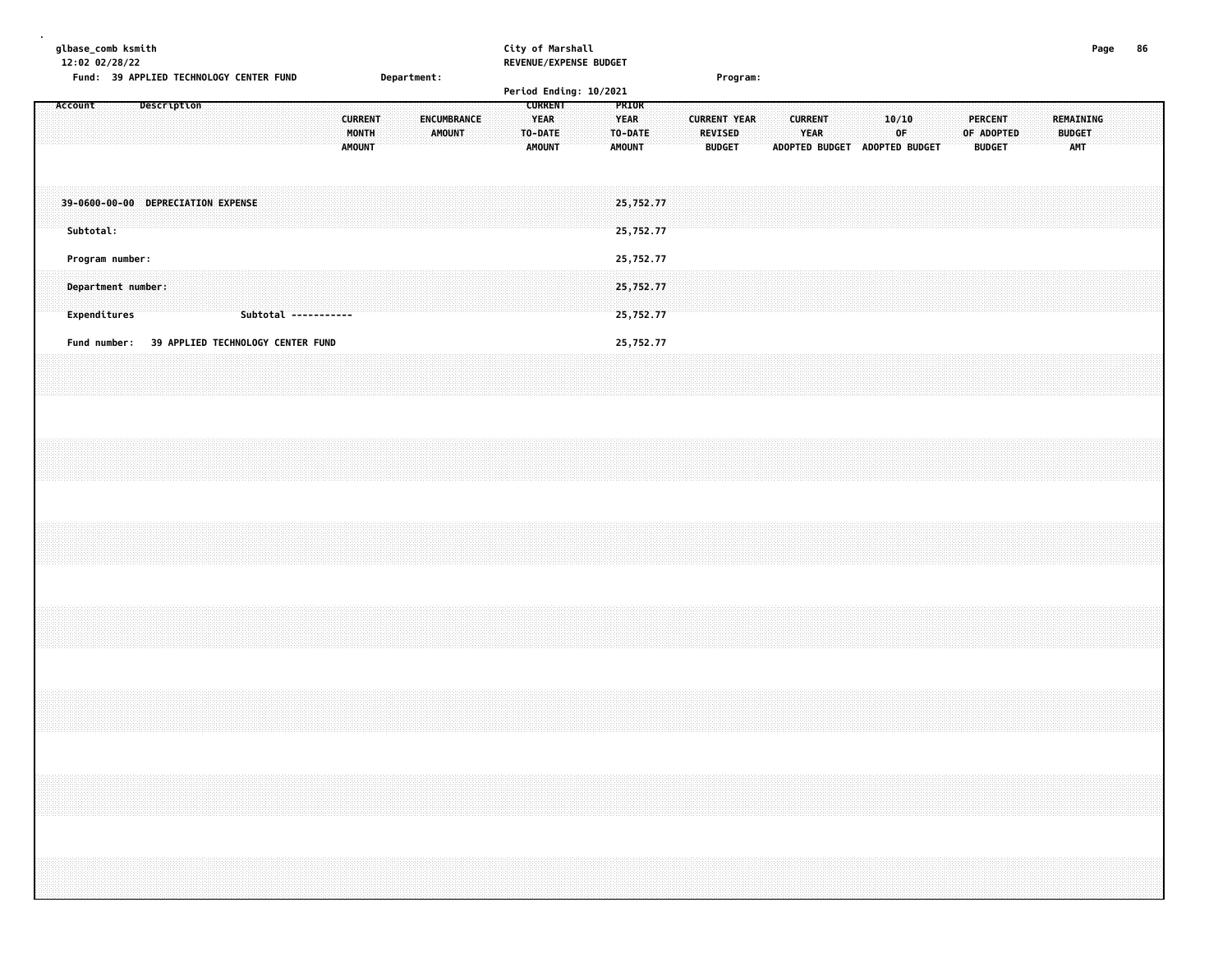glbase_comb ksmith
12:02 02/28/22

City of Marshall
REVENUE/EXPENSE BUDGET

Fund: 39 APPLIED TECHNOLOGY CENTER FUND    Department:    Program:

Period Ending: 10/2021

| Account | Description | CURRENT MONTH AMOUNT | ENCUMBRANCE AMOUNT | CURRENT YEAR TO-DATE AMOUNT | PRIOR YEAR TO-DATE AMOUNT | CURRENT YEAR REVISED BUDGET | CURRENT YEAR ADOPTED BUDGET | 10/10 OF ADOPTED BUDGET | PERCENT OF ADOPTED BUDGET | REMAINING BUDGET AMT |
|---|---|---|---|---|---|---|---|---|---|---|
| 39-0600-00-00 | DEPRECIATION EXPENSE | | | | 25,752.77 | | | | | |
| Subtotal: | | | | | 25,752.77 | | | | | |
| Program number: | | | | | 25,752.77 | | | | | |
| Department number: | | | | | 25,752.77 | | | | | |
| Expenditures | Subtotal ----------- | | | | 25,752.77 | | | | | |
| Fund number: | 39 APPLIED TECHNOLOGY CENTER FUND | | | | 25,752.77 | | | | | |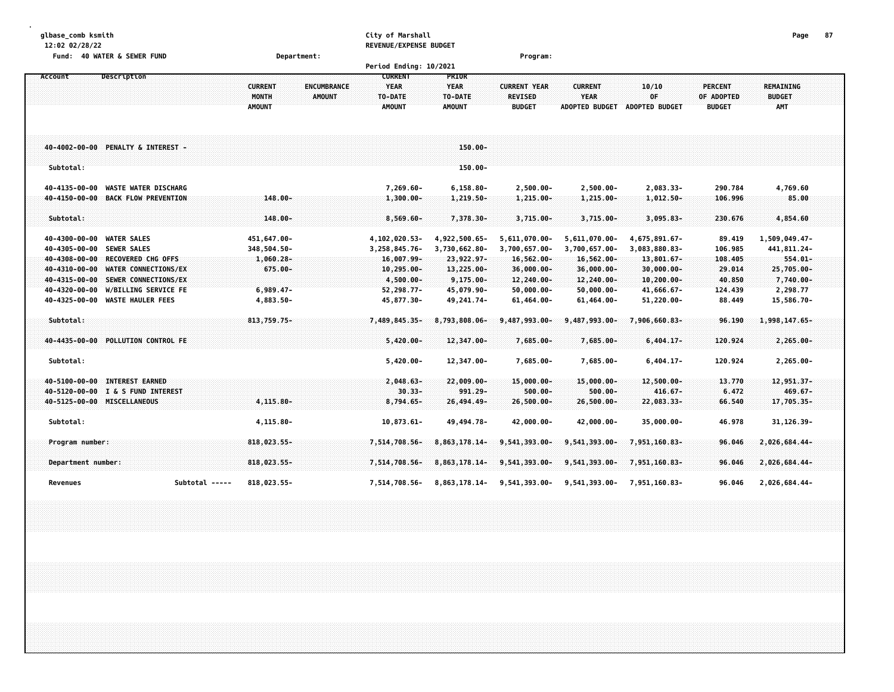glbase_comb ksmith
12:02 02/28/22

**City of Marshall**
**REVENUE/EXPENSE BUDGET**

Fund: 40 WATER & SEWER FUND    Department:    Program:

Period Ending: 10/2021

| Account | Description | CURRENT MONTH AMOUNT | ENCUMBRANCE AMOUNT | CURRENT YEAR TO-DATE AMOUNT | PRIOR YEAR TO-DATE AMOUNT | CURRENT YEAR REVISED BUDGET | CURRENT YEAR ADOPTED BUDGET | 10/10 OF ADOPTED BUDGET | PERCENT OF ADOPTED BUDGET | REMAINING BUDGET AMT |
|---|---|---|---|---|---|---|---|---|---|---|
| 40-4002-00-00 | PENALTY & INTEREST - | | | | 150.00- | | | | | |
| Subtotal: | | | | | 150.00- | | | | | |
| 40-4135-00-00 | WASTE WATER DISCHARG | | | 7,269.60- | 6,158.80- | 2,500.00- | 2,500.00- | 2,083.33- | 290.784 | 4,769.60 |
| 40-4150-00-00 | BACK FLOW PREVENTION | 148.00- | | 1,300.00- | 1,219.50- | 1,215.00- | 1,215.00- | 1,012.50- | 106.996 | 85.00 |
| Subtotal: | | 148.00- | | 8,569.60- | 7,378.30- | 3,715.00- | 3,715.00- | 3,095.83- | 230.676 | 4,854.60 |
| 40-4300-00-00 | WATER SALES | 451,647.00- | | 4,102,020.53- | 4,922,500.65- | 5,611,070.00- | 5,611,070.00- | 4,675,891.67- | 89.419 | 1,509,049.47- |
| 40-4305-00-00 | SEWER SALES | 348,504.50- | | 3,258,845.76- | 3,730,662.80- | 3,700,657.00- | 3,700,657.00- | 3,083,880.83- | 106.985 | 441,811.24- |
| 40-4308-00-00 | RECOVERED CHG OFFS | 1,060.28- | | 16,007.99- | 23,922.97- | 16,562.00- | 16,562.00- | 13,801.67- | 108.405 | 554.01- |
| 40-4310-00-00 | WATER CONNECTIONS/EX | 675.00- | | 10,295.00- | 13,225.00- | 36,000.00- | 36,000.00- | 30,000.00- | 29.014 | 25,705.00- |
| 40-4315-00-00 | SEWER CONNECTIONS/EX | | | 4,500.00- | 9,175.00- | 12,240.00- | 12,240.00- | 10,200.00- | 40.850 | 7,740.00- |
| 40-4320-00-00 | W/BILLING SERVICE FE | 6,989.47- | | 52,298.77- | 45,079.90- | 50,000.00- | 50,000.00- | 41,666.67- | 124.439 | 2,298.77 |
| 40-4325-00-00 | WASTE HAULER FEES | 4,883.50- | | 45,877.30- | 49,241.74- | 61,464.00- | 61,464.00- | 51,220.00- | 88.449 | 15,586.70- |
| Subtotal: | | 813,759.75- | | 7,489,845.35- | 8,793,808.06- | 9,487,993.00- | 9,487,993.00- | 7,906,660.83- | 96.190 | 1,998,147.65- |
| 40-4435-00-00 | POLLUTION CONTROL FE | | | 5,420.00- | 12,347.00- | 7,685.00- | 7,685.00- | 6,404.17- | 120.924 | 2,265.00- |
| Subtotal: | | | | 5,420.00- | 12,347.00- | 7,685.00- | 7,685.00- | 6,404.17- | 120.924 | 2,265.00- |
| 40-5100-00-00 | INTEREST EARNED | | | 2,048.63- | 22,009.00- | 15,000.00- | 15,000.00- | 12,500.00- | 13.770 | 12,951.37- |
| 40-5120-00-00 | I & S FUND INTEREST | | | 30.33- | 991.29- | 500.00- | 500.00- | 416.67- | 6.472 | 469.67- |
| 40-5125-00-00 | MISCELLANEOUS | 4,115.80- | | 8,794.65- | 26,494.49- | 26,500.00- | 26,500.00- | 22,083.33- | 66.540 | 17,705.35- |
| Subtotal: | | 4,115.80- | | 10,873.61- | 49,494.78- | 42,000.00- | 42,000.00- | 35,000.00- | 46.978 | 31,126.39- |
| Program number: | | 818,023.55- | | 7,514,708.56- | 8,863,178.14- | 9,541,393.00- | 9,541,393.00- | 7,951,160.83- | 96.046 | 2,026,684.44- |
| Department number: | | 818,023.55- | | 7,514,708.56- | 8,863,178.14- | 9,541,393.00- | 9,541,393.00- | 7,951,160.83- | 96.046 | 2,026,684.44- |
| Revenues | Subtotal ----- | 818,023.55- | | 7,514,708.56- | 8,863,178.14- | 9,541,393.00- | 9,541,393.00- | 7,951,160.83- | 96.046 | 2,026,684.44- |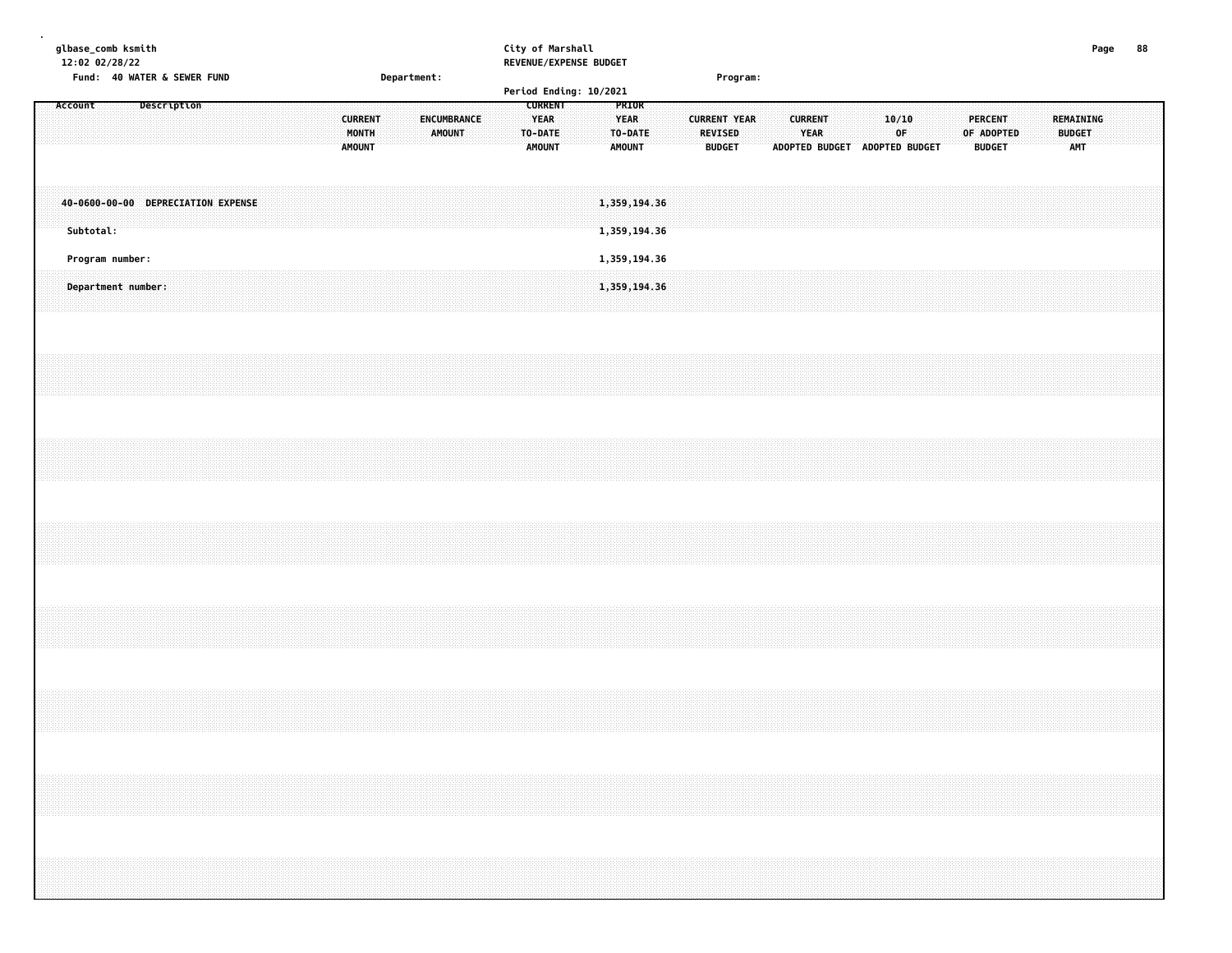City of Marshall
REVENUE/EXPENSE BUDGET

Fund: 40 WATER & SEWER FUND | Department: | Program:

Period Ending: 10/2021

| Account | Description | CURRENT MONTH AMOUNT | ENCUMBRANCE AMOUNT | CURRENT YEAR TO-DATE AMOUNT | PRIOR YEAR TO-DATE AMOUNT | CURRENT YEAR REVISED BUDGET | CURRENT YEAR ADOPTED BUDGET | 10/10 OF ADOPTED BUDGET | PERCENT OF ADOPTED BUDGET | REMAINING BUDGET AMT |
|---|---|---|---|---|---|---|---|---|---|---|
| 40-0600-00-00 | DEPRECIATION EXPENSE | | | | 1,359,194.36 | | | | | |
| Subtotal: | | | | | 1,359,194.36 | | | | | |
| Program number: | | | | | 1,359,194.36 | | | | | |
| Department number: | | | | | 1,359,194.36 | | | | | |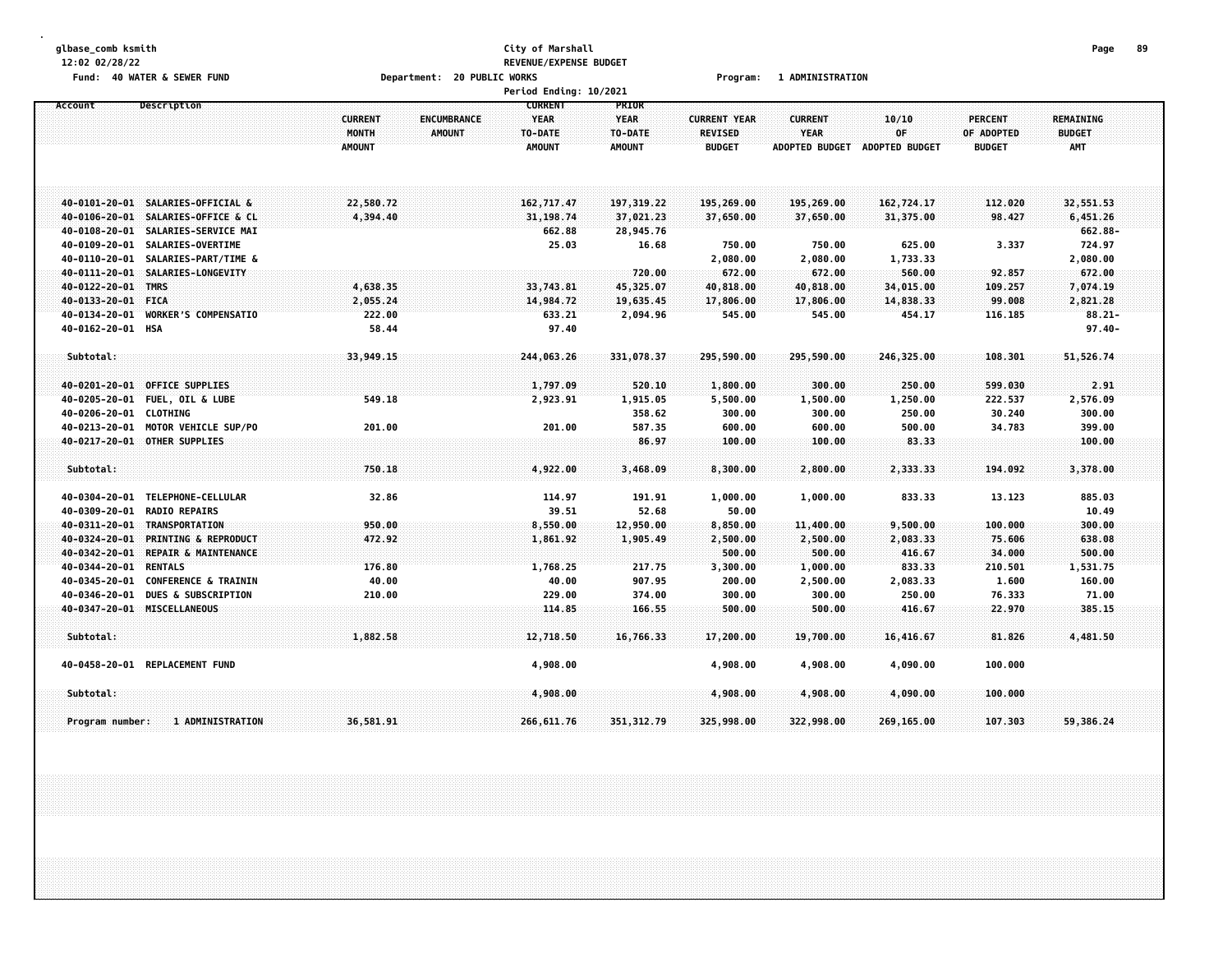glbase_comb ksmith
12:02 02/28/22

Fund: 40 WATER & SEWER FUND

**City of Marshall**
**REVENUE/EXPENSE BUDGET**

Department: 20 PUBLIC WORKS — Program: 1 ADMINISTRATION

Period Ending: 10/2021

| Account | Description | CURRENT MONTH AMOUNT | ENCUMBRANCE AMOUNT | CURRENT YEAR TO-DATE AMOUNT | PRIOR YEAR TO-DATE AMOUNT | CURRENT YEAR REVISED BUDGET | CURRENT YEAR ADOPTED BUDGET | 10/10 OF ADOPTED BUDGET | PERCENT OF ADOPTED BUDGET | REMAINING BUDGET AMT |
|---|---|---|---|---|---|---|---|---|---|---|
| 40-0101-20-01 | SALARIES-OFFICIAL & | 22,580.72 | | 162,717.47 | 197,319.22 | 195,269.00 | 195,269.00 | 162,724.17 | 112.020 | 32,551.53 |
| 40-0106-20-01 | SALARIES-OFFICE & CL | 4,394.40 | | 31,198.74 | 37,021.23 | 37,650.00 | 37,650.00 | 31,375.00 | 98.427 | 6,451.26 |
| 40-0108-20-01 | SALARIES-SERVICE MAI | | | 662.88 | 28,945.76 | | | | | 662.88- |
| 40-0109-20-01 | SALARIES-OVERTIME | | | 25.03 | 16.68 | 750.00 | 750.00 | 625.00 | 3.337 | 724.97 |
| 40-0110-20-01 | SALARIES-PART/TIME & | | | | | 2,080.00 | 2,080.00 | 1,733.33 | | 2,080.00 |
| 40-0111-20-01 | SALARIES-LONGEVITY | | | | 720.00 | 672.00 | 672.00 | 560.00 | 92.857 | 672.00 |
| 40-0122-20-01 | TMRS | 4,638.35 | | 33,743.81 | 45,325.07 | 40,818.00 | 40,818.00 | 34,015.00 | 109.257 | 7,074.19 |
| 40-0133-20-01 | FICA | 2,055.24 | | 14,984.72 | 19,635.45 | 17,806.00 | 17,806.00 | 14,838.33 | 99.008 | 2,821.28 |
| 40-0134-20-01 | WORKER'S COMPENSATIO | 222.00 | | 633.21 | 2,094.96 | 545.00 | 545.00 | 454.17 | 116.185 | 88.21- |
| 40-0162-20-01 | HSA | 58.44 | | 97.40 | | | | | | 97.40- |
| Subtotal: | | 33,949.15 | | 244,063.26 | 331,078.37 | 295,590.00 | 295,590.00 | 246,325.00 | 108.301 | 51,526.74 |
| 40-0201-20-01 | OFFICE SUPPLIES | | | 1,797.09 | 520.10 | 1,800.00 | 300.00 | 250.00 | 599.030 | 2.91 |
| 40-0205-20-01 | FUEL, OIL & LUBE | 549.18 | | 2,923.91 | 1,915.05 | 5,500.00 | 1,500.00 | 1,250.00 | 222.537 | 2,576.09 |
| 40-0206-20-01 | CLOTHING | | | | 358.62 | 300.00 | 300.00 | 250.00 | 30.240 | 300.00 |
| 40-0213-20-01 | MOTOR VEHICLE SUP/PO | 201.00 | | 201.00 | 587.35 | 600.00 | 600.00 | 500.00 | 34.783 | 399.00 |
| 40-0217-20-01 | OTHER SUPPLIES | | | | 86.97 | 100.00 | 100.00 | 83.33 | | 100.00 |
| Subtotal: | | 750.18 | | 4,922.00 | 3,468.09 | 8,300.00 | 2,800.00 | 2,333.33 | 194.092 | 3,378.00 |
| 40-0304-20-01 | TELEPHONE-CELLULAR | 32.86 | | 114.97 | 191.91 | 1,000.00 | 1,000.00 | 833.33 | 13.123 | 885.03 |
| 40-0309-20-01 | RADIO REPAIRS | | | 39.51 | 52.68 | 50.00 | | | | 10.49 |
| 40-0311-20-01 | TRANSPORTATION | 950.00 | | 8,550.00 | 12,950.00 | 8,850.00 | 11,400.00 | 9,500.00 | 100.000 | 300.00 |
| 40-0324-20-01 | PRINTING & REPRODUCT | 472.92 | | 1,861.92 | 1,905.49 | 2,500.00 | 2,500.00 | 2,083.33 | 75.606 | 638.08 |
| 40-0342-20-01 | REPAIR & MAINTENANCE | | | | | 500.00 | 500.00 | 416.67 | 34.000 | 500.00 |
| 40-0344-20-01 | RENTALS | 176.80 | | 1,768.25 | 217.75 | 3,300.00 | 1,000.00 | 833.33 | 210.501 | 1,531.75 |
| 40-0345-20-01 | CONFERENCE & TRAININ | 40.00 | | 40.00 | 907.95 | 200.00 | 2,500.00 | 2,083.33 | 1.600 | 160.00 |
| 40-0346-20-01 | DUES & SUBSCRIPTION | 210.00 | | 229.00 | 374.00 | 300.00 | 300.00 | 250.00 | 76.333 | 71.00 |
| 40-0347-20-01 | MISCELLANEOUS | | | 114.85 | 166.55 | 500.00 | 500.00 | 416.67 | 22.970 | 385.15 |
| Subtotal: | | 1,882.58 | | 12,718.50 | 16,766.33 | 17,200.00 | 19,700.00 | 16,416.67 | 81.826 | 4,481.50 |
| 40-0458-20-01 | REPLACEMENT FUND | | | 4,908.00 | | 4,908.00 | 4,908.00 | 4,090.00 | 100.000 | |
| Subtotal: | | | | 4,908.00 | | 4,908.00 | 4,908.00 | 4,090.00 | 100.000 | |
| Program number: | 1 ADMINISTRATION | 36,581.91 | | 266,611.76 | 351,312.79 | 325,998.00 | 322,998.00 | 269,165.00 | 107.303 | 59,386.24 |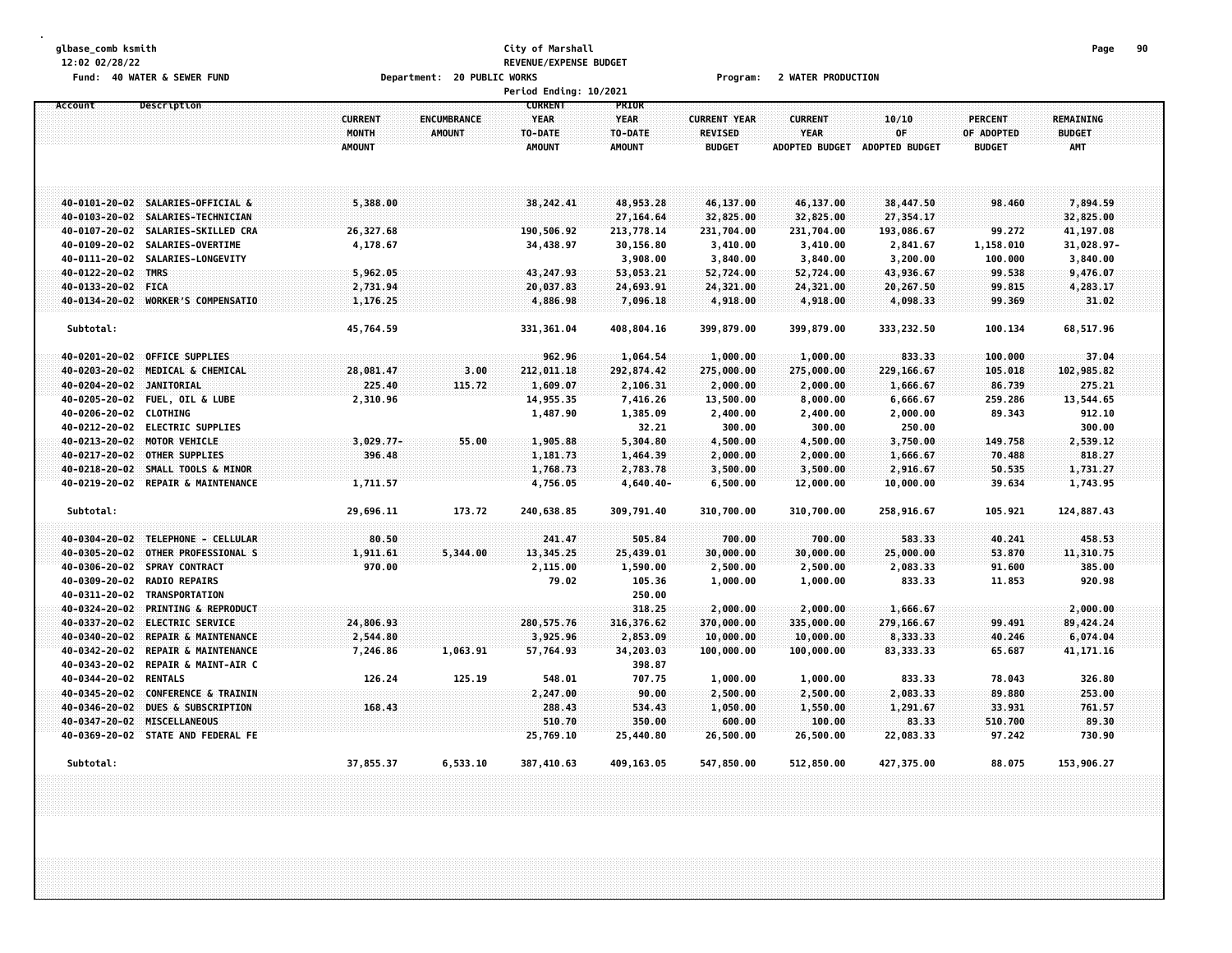City of Marshall
REVENUE/EXPENSE BUDGET

Fund: 40 WATER & SEWER FUND — Department: 20 PUBLIC WORKS — Program: 2 WATER PRODUCTION

Period Ending: 10/2021

| Account | Description | CURRENT MONTH AMOUNT | ENCUMBRANCE AMOUNT | CURRENT YEAR TO-DATE AMOUNT | PRIOR YEAR TO-DATE AMOUNT | CURRENT YEAR REVISED BUDGET | CURRENT YEAR ADOPTED BUDGET | 10/10 OF ADOPTED BUDGET | PERCENT OF ADOPTED BUDGET | REMAINING BUDGET AMT |
|---|---|---|---|---|---|---|---|---|---|---|
| 40-0101-20-02 | SALARIES-OFFICIAL & | 5,388.00 | | 38,242.41 | 48,953.28 | 46,137.00 | 46,137.00 | 38,447.50 | 98.460 | 7,894.59 |
| 40-0103-20-02 | SALARIES-TECHNICIAN | | | | 27,164.64 | 32,825.00 | 32,825.00 | 27,354.17 | | 32,825.00 |
| 40-0107-20-02 | SALARIES-SKILLED CRA | 26,327.68 | | 190,506.92 | 213,778.14 | 231,704.00 | 231,704.00 | 193,086.67 | 99.272 | 41,197.08 |
| 40-0109-20-02 | SALARIES-OVERTIME | 4,178.67 | | 34,438.97 | 30,156.80 | 3,410.00 | 3,410.00 | 2,841.67 | 1,158.010 | 31,028.97- |
| 40-0111-20-02 | SALARIES-LONGEVITY | | | | 3,908.00 | 3,840.00 | 3,840.00 | 3,200.00 | 100.000 | 3,840.00 |
| 40-0122-20-02 | TMRS | 5,962.05 | | 43,247.93 | 53,053.21 | 52,724.00 | 52,724.00 | 43,936.67 | 99.538 | 9,476.07 |
| 40-0133-20-02 | FICA | 2,731.94 | | 20,037.83 | 24,693.91 | 24,321.00 | 24,321.00 | 20,267.50 | 99.815 | 4,283.17 |
| 40-0134-20-02 | WORKER'S COMPENSATIO | 1,176.25 | | 4,886.98 | 7,096.18 | 4,918.00 | 4,918.00 | 4,098.33 | 99.369 | 31.02 |
| Subtotal: | | 45,764.59 | | 331,361.04 | 408,804.16 | 399,879.00 | 399,879.00 | 333,232.50 | 100.134 | 68,517.96 |
| 40-0201-20-02 | OFFICE SUPPLIES | | | 962.96 | 1,064.54 | 1,000.00 | 1,000.00 | 833.33 | 100.000 | 37.04 |
| 40-0203-20-02 | MEDICAL & CHEMICAL | 28,081.47 | 3.00 | 212,011.18 | 292,874.42 | 275,000.00 | 275,000.00 | 229,166.67 | 105.018 | 102,985.82 |
| 40-0204-20-02 | JANITORIAL | 225.40 | 115.72 | 1,609.07 | 2,106.31 | 2,000.00 | 2,000.00 | 1,666.67 | 86.739 | 275.21 |
| 40-0205-20-02 | FUEL, OIL & LUBE | 2,310.96 | | 14,955.35 | 7,416.26 | 13,500.00 | 8,000.00 | 6,666.67 | 259.286 | 13,544.65 |
| 40-0206-20-02 | CLOTHING | | | 1,487.90 | 1,385.09 | 2,400.00 | 2,400.00 | 2,000.00 | 89.343 | 912.10 |
| 40-0212-20-02 | ELECTRIC SUPPLIES | | | | 32.21 | 300.00 | 300.00 | 250.00 | | 300.00 |
| 40-0213-20-02 | MOTOR VEHICLE | 3,029.77- | 55.00 | 1,905.88 | 5,304.80 | 4,500.00 | 4,500.00 | 3,750.00 | 149.758 | 2,539.12 |
| 40-0217-20-02 | OTHER SUPPLIES | 396.48 | | 1,181.73 | 1,464.39 | 2,000.00 | 2,000.00 | 1,666.67 | 70.488 | 818.27 |
| 40-0218-20-02 | SMALL TOOLS & MINOR | | | 1,768.73 | 2,783.78 | 3,500.00 | 3,500.00 | 2,916.67 | 50.535 | 1,731.27 |
| 40-0219-20-02 | REPAIR & MAINTENANCE | 1,711.57 | | 4,756.05 | 4,640.40- | 6,500.00 | 12,000.00 | 10,000.00 | 39.634 | 1,743.95 |
| Subtotal: | | 29,696.11 | 173.72 | 240,638.85 | 309,791.40 | 310,700.00 | 310,700.00 | 258,916.67 | 105.921 | 124,887.43 |
| 40-0304-20-02 | TELEPHONE - CELLULAR | 80.50 | | 241.47 | 505.84 | 700.00 | 700.00 | 583.33 | 40.241 | 458.53 |
| 40-0305-20-02 | OTHER PROFESSIONAL S | 1,911.61 | 5,344.00 | 13,345.25 | 25,439.01 | 30,000.00 | 30,000.00 | 25,000.00 | 53.870 | 11,310.75 |
| 40-0306-20-02 | SPRAY CONTRACT | 970.00 | | 2,115.00 | 1,590.00 | 2,500.00 | 2,500.00 | 2,083.33 | 91.600 | 385.00 |
| 40-0309-20-02 | RADIO REPAIRS | | | 79.02 | 105.36 | 1,000.00 | 1,000.00 | 833.33 | 11.853 | 920.98 |
| 40-0311-20-02 | TRANSPORTATION | | | | 250.00 | | | | | |
| 40-0324-20-02 | PRINTING & REPRODUCT | | | | 318.25 | 2,000.00 | 2,000.00 | 1,666.67 | | 2,000.00 |
| 40-0337-20-02 | ELECTRIC SERVICE | 24,806.93 | | 280,575.76 | 316,376.62 | 370,000.00 | 335,000.00 | 279,166.67 | 99.491 | 89,424.24 |
| 40-0340-20-02 | REPAIR & MAINTENANCE | 2,544.80 | | 3,925.96 | 2,853.09 | 10,000.00 | 10,000.00 | 8,333.33 | 40.246 | 6,074.04 |
| 40-0342-20-02 | REPAIR & MAINTENANCE | 7,246.86 | 1,063.91 | 57,764.93 | 34,203.03 | 100,000.00 | 100,000.00 | 83,333.33 | 65.687 | 41,171.16 |
| 40-0343-20-02 | REPAIR & MAINT-AIR C | | | | 398.87 | | | | | |
| 40-0344-20-02 | RENTALS | 126.24 | 125.19 | 548.01 | 707.75 | 1,000.00 | 1,000.00 | 833.33 | 78.043 | 326.80 |
| 40-0345-20-02 | CONFERENCE & TRAININ | | | 2,247.00 | 90.00 | 2,500.00 | 2,500.00 | 2,083.33 | 89.880 | 253.00 |
| 40-0346-20-02 | DUES & SUBSCRIPTION | 168.43 | | 288.43 | 534.43 | 1,050.00 | 1,550.00 | 1,291.67 | 33.931 | 761.57 |
| 40-0347-20-02 | MISCELLANEOUS | | | 510.70 | 350.00 | 600.00 | 100.00 | 83.33 | 510.700 | 89.30 |
| 40-0369-20-02 | STATE AND FEDERAL FE | | | 25,769.10 | 25,440.80 | 26,500.00 | 26,500.00 | 22,083.33 | 97.242 | 730.90 |
| Subtotal: | | 37,855.37 | 6,533.10 | 387,410.63 | 409,163.05 | 547,850.00 | 512,850.00 | 427,375.00 | 88.075 | 153,906.27 |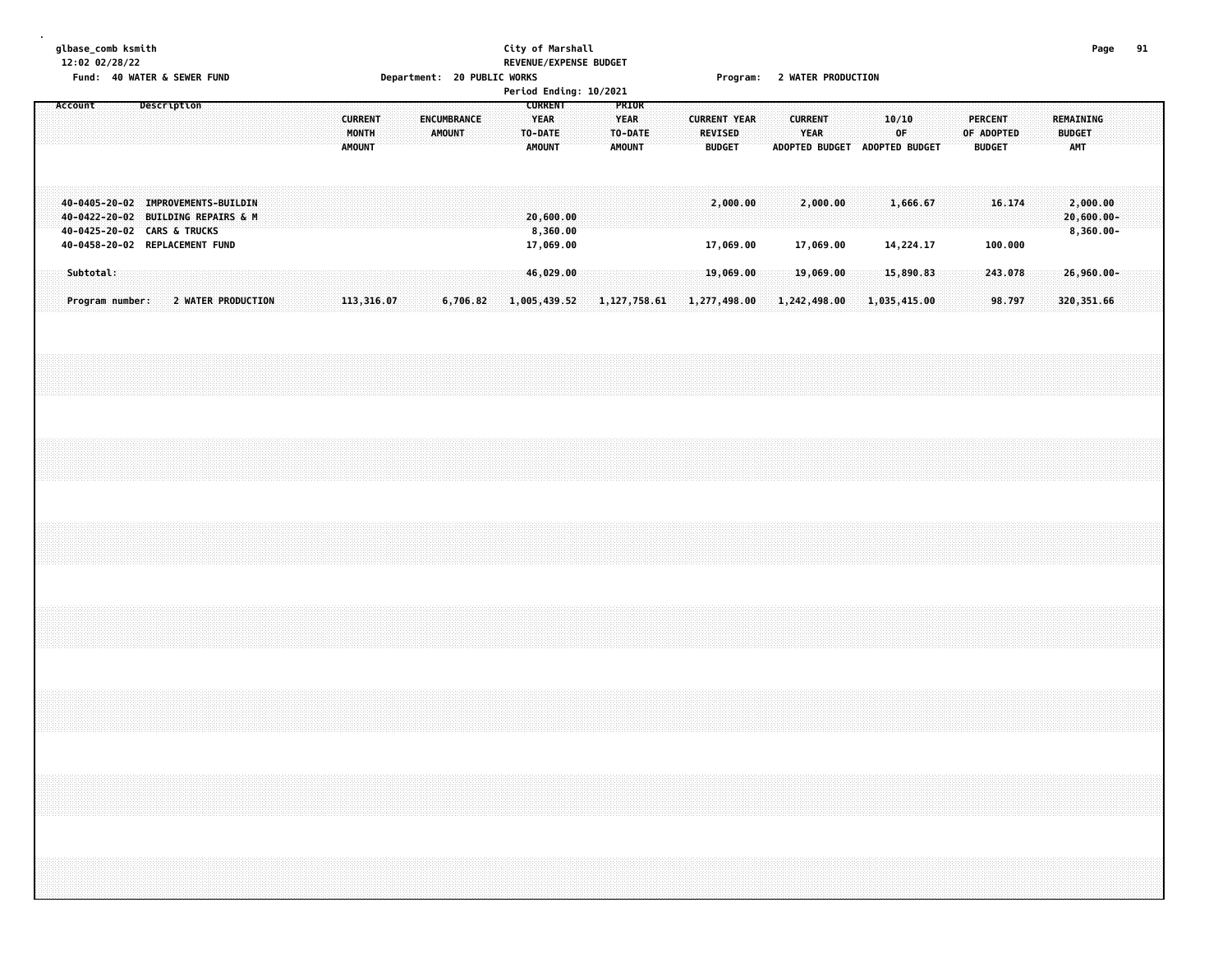glbase_comb ksmith
12:02 02/28/22

City of Marshall
REVENUE/EXPENSE BUDGET
Period Ending: 10/2021

Fund: 40 WATER & SEWER FUND | Department: 20 PUBLIC WORKS | Program: 2 WATER PRODUCTION

| Account | Description | CURRENT MONTH AMOUNT | ENCUMBRANCE AMOUNT | CURRENT YEAR TO-DATE AMOUNT | PRIOR YEAR TO-DATE AMOUNT | CURRENT YEAR REVISED BUDGET | CURRENT YEAR ADOPTED BUDGET | 10/10 OF ADOPTED BUDGET | PERCENT OF ADOPTED BUDGET | REMAINING BUDGET AMT |
|---|---|---|---|---|---|---|---|---|---|---|
| 40-0405-20-02 | IMPROVEMENTS-BUILDIN | | | | | 2,000.00 | 2,000.00 | 1,666.67 | 16.174 | 2,000.00 |
| 40-0422-20-02 | BUILDING REPAIRS & M | | | 20,600.00 | | | | | | 20,600.00- |
| 40-0425-20-02 | CARS & TRUCKS | | | 8,360.00 | | | | | | 8,360.00- |
| 40-0458-20-02 | REPLACEMENT FUND | | | 17,069.00 | | 17,069.00 | 17,069.00 | 14,224.17 | 100.000 | |
| Subtotal: | | | | 46,029.00 | | 19,069.00 | 19,069.00 | 15,890.83 | 243.078 | 26,960.00- |
| Program number: | 2 WATER PRODUCTION | 113,316.07 | 6,706.82 | 1,005,439.52 | 1,127,758.61 | 1,277,498.00 | 1,242,498.00 | 1,035,415.00 | 98.797 | 320,351.66 |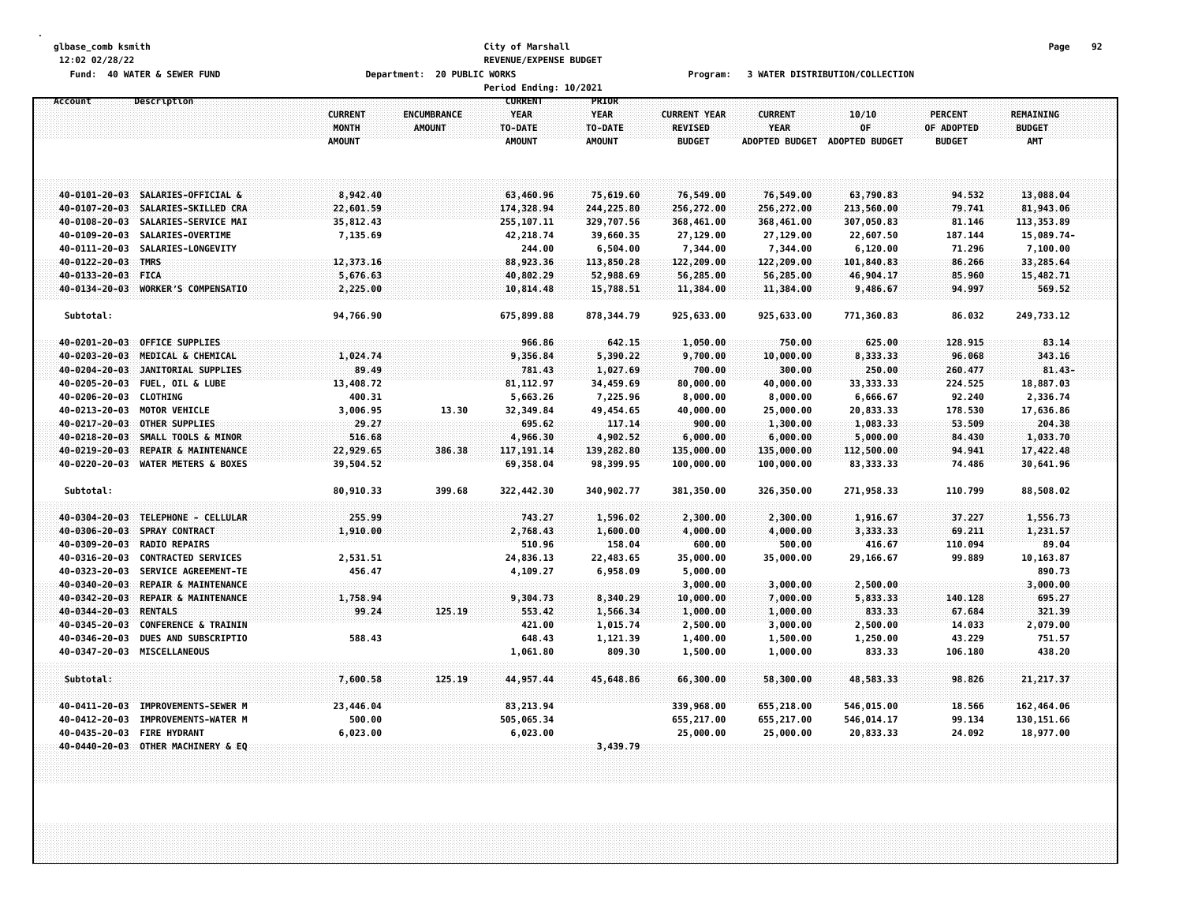City of Marshall
REVENUE/EXPENSE BUDGET

Fund: 40 WATER & SEWER FUND — Department: 20 PUBLIC WORKS — Program: 3 WATER DISTRIBUTION/COLLECTION

Period Ending: 10/2021

| Account | Description | CURRENT MONTH AMOUNT | ENCUMBRANCE AMOUNT | CURRENT YEAR TO-DATE AMOUNT | PRIOR YEAR TO-DATE AMOUNT | CURRENT YEAR REVISED BUDGET | CURRENT YEAR ADOPTED BUDGET | 10/10 OF ADOPTED BUDGET | PERCENT OF ADOPTED BUDGET | REMAINING BUDGET AMT |
|---|---|---|---|---|---|---|---|---|---|---|
| 40-0101-20-03 | SALARIES-OFFICIAL & | 8,942.40 | | 63,460.96 | 75,619.60 | 76,549.00 | 76,549.00 | 63,790.83 | 94.532 | 13,088.04 |
| 40-0107-20-03 | SALARIES-SKILLED CRA | 22,601.59 | | 174,328.94 | 244,225.80 | 256,272.00 | 256,272.00 | 213,560.00 | 79.741 | 81,943.06 |
| 40-0108-20-03 | SALARIES-SERVICE MAI | 35,812.43 | | 255,107.11 | 329,707.56 | 368,461.00 | 368,461.00 | 307,050.83 | 81.146 | 113,353.89 |
| 40-0109-20-03 | SALARIES-OVERTIME | 7,135.69 | | 42,218.74 | 39,660.35 | 27,129.00 | 27,129.00 | 22,607.50 | 187.144 | 15,089.74- |
| 40-0111-20-03 | SALARIES-LONGEVITY | | | 244.00 | 6,504.00 | 7,344.00 | 7,344.00 | 6,120.00 | 71.296 | 7,100.00 |
| 40-0122-20-03 | TMRS | 12,373.16 | | 88,923.36 | 113,850.28 | 122,209.00 | 122,209.00 | 101,840.83 | 86.266 | 33,285.64 |
| 40-0133-20-03 | FICA | 5,676.63 | | 40,802.29 | 52,988.69 | 56,285.00 | 56,285.00 | 46,904.17 | 85.960 | 15,482.71 |
| 40-0134-20-03 | WORKER'S COMPENSATIO | 2,225.00 | | 10,814.48 | 15,788.51 | 11,384.00 | 11,384.00 | 9,486.67 | 94.997 | 569.52 |
| Subtotal: | | 94,766.90 | | 675,899.88 | 878,344.79 | 925,633.00 | 925,633.00 | 771,360.83 | 86.032 | 249,733.12 |
| 40-0201-20-03 | OFFICE SUPPLIES | | | 966.86 | 642.15 | 1,050.00 | 750.00 | 625.00 | 128.915 | 83.14 |
| 40-0203-20-03 | MEDICAL & CHEMICAL | 1,024.74 | | 9,356.84 | 5,390.22 | 9,700.00 | 10,000.00 | 8,333.33 | 96.068 | 343.16 |
| 40-0204-20-03 | JANITORIAL SUPPLIES | 89.49 | | 781.43 | 1,027.69 | 700.00 | 300.00 | 250.00 | 260.477 | 81.43- |
| 40-0205-20-03 | FUEL, OIL & LUBE | 13,408.72 | | 81,112.97 | 34,459.69 | 80,000.00 | 40,000.00 | 33,333.33 | 224.525 | 18,887.03 |
| 40-0206-20-03 | CLOTHING | 400.31 | | 5,663.26 | 7,225.96 | 8,000.00 | 8,000.00 | 6,666.67 | 92.240 | 2,336.74 |
| 40-0213-20-03 | MOTOR VEHICLE | 3,006.95 | 13.30 | 32,349.84 | 49,454.65 | 40,000.00 | 25,000.00 | 20,833.33 | 178.530 | 17,636.86 |
| 40-0217-20-03 | OTHER SUPPLIES | 29.27 | | 695.62 | 117.14 | 900.00 | 1,300.00 | 1,083.33 | 53.509 | 204.38 |
| 40-0218-20-03 | SMALL TOOLS & MINOR | 516.68 | | 4,966.30 | 4,902.52 | 6,000.00 | 6,000.00 | 5,000.00 | 84.430 | 1,033.70 |
| 40-0219-20-03 | REPAIR & MAINTENANCE | 22,929.65 | 386.38 | 117,191.14 | 139,282.80 | 135,000.00 | 135,000.00 | 112,500.00 | 94.941 | 17,422.48 |
| 40-0220-20-03 | WATER METERS & BOXES | 39,504.52 | | 69,358.04 | 98,399.95 | 100,000.00 | 100,000.00 | 83,333.33 | 74.486 | 30,641.96 |
| Subtotal: | | 80,910.33 | 399.68 | 322,442.30 | 340,902.77 | 381,350.00 | 326,350.00 | 271,958.33 | 110.799 | 88,508.02 |
| 40-0304-20-03 | TELEPHONE - CELLULAR | 255.99 | | 743.27 | 1,596.02 | 2,300.00 | 2,300.00 | 1,916.67 | 37.227 | 1,556.73 |
| 40-0306-20-03 | SPRAY CONTRACT | 1,910.00 | | 2,768.43 | 1,600.00 | 4,000.00 | 4,000.00 | 3,333.33 | 69.211 | 1,231.57 |
| 40-0309-20-03 | RADIO REPAIRS | | | 510.96 | 158.04 | 600.00 | 500.00 | 416.67 | 110.094 | 89.04 |
| 40-0316-20-03 | CONTRACTED SERVICES | 2,531.51 | | 24,836.13 | 22,483.65 | 35,000.00 | 35,000.00 | 29,166.67 | 99.889 | 10,163.87 |
| 40-0323-20-03 | SERVICE AGREEMENT-TE | 456.47 | | 4,109.27 | 6,958.09 | 5,000.00 | | | | 890.73 |
| 40-0340-20-03 | REPAIR & MAINTENANCE | | | | | 3,000.00 | 3,000.00 | 2,500.00 | | 3,000.00 |
| 40-0342-20-03 | REPAIR & MAINTENANCE | 1,758.94 | | 9,304.73 | 8,340.29 | 10,000.00 | 7,000.00 | 5,833.33 | 140.128 | 695.27 |
| 40-0344-20-03 | RENTALS | 99.24 | 125.19 | 553.42 | 1,566.34 | 1,000.00 | 1,000.00 | 833.33 | 67.684 | 321.39 |
| 40-0345-20-03 | CONFERENCE & TRAININ | | | 421.00 | 1,015.74 | 2,500.00 | 3,000.00 | 2,500.00 | 14.033 | 2,079.00 |
| 40-0346-20-03 | DUES AND SUBSCRIPTIO | 588.43 | | 648.43 | 1,121.39 | 1,400.00 | 1,500.00 | 1,250.00 | 43.229 | 751.57 |
| 40-0347-20-03 | MISCELLANEOUS | | | 1,061.80 | 809.30 | 1,500.00 | 1,000.00 | 833.33 | 106.180 | 438.20 |
| Subtotal: | | 7,600.58 | 125.19 | 44,957.44 | 45,648.86 | 66,300.00 | 58,300.00 | 48,583.33 | 98.826 | 21,217.37 |
| 40-0411-20-03 | IMPROVEMENTS-SEWER M | 23,446.04 | | 83,213.94 | | 339,968.00 | 655,218.00 | 546,015.00 | 18.566 | 162,464.06 |
| 40-0412-20-03 | IMPROVEMENTS-WATER M | 500.00 | | 505,065.34 | | 655,217.00 | 655,217.00 | 546,014.17 | 99.134 | 130,151.66 |
| 40-0435-20-03 | FIRE HYDRANT | 6,023.00 | | 6,023.00 | | 25,000.00 | 25,000.00 | 20,833.33 | 24.092 | 18,977.00 |
| 40-0440-20-03 | OTHER MACHINERY & EQ | | | | 3,439.79 | | | | | |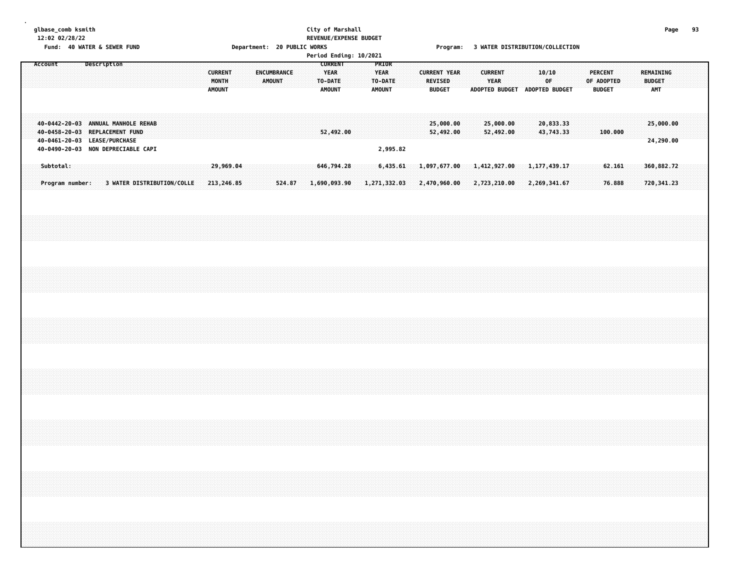glbase_comb ksmith
12:02 02/28/22

Fund: 40 WATER & SEWER FUND

City of Marshall
REVENUE/EXPENSE BUDGET

Department: 20 PUBLIC WORKS

Program: 3 WATER DISTRIBUTION/COLLECTION

Period Ending: 10/2021

| Account | Description | CURRENT MONTH AMOUNT | ENCUMBRANCE AMOUNT | CURRENT YEAR TO-DATE AMOUNT | PRIOR YEAR TO-DATE AMOUNT | CURRENT YEAR REVISED BUDGET | CURRENT YEAR ADOPTED BUDGET | 10/10 OF ADOPTED BUDGET | PERCENT OF ADOPTED BUDGET | REMAINING BUDGET AMT |
|---|---|---|---|---|---|---|---|---|---|---|
| 40-0442-20-03 | ANNUAL MANHOLE REHAB | | | | | 25,000.00 | 25,000.00 | 20,833.33 | | 25,000.00 |
| 40-0458-20-03 | REPLACEMENT FUND | | | 52,492.00 | | 52,492.00 | 52,492.00 | 43,743.33 | 100.000 | |
| 40-0461-20-03 | LEASE/PURCHASE | | | | | | | | | 24,290.00 |
| 40-0490-20-03 | NON DEPRECIABLE CAPI | | | | 2,995.82 | | | | | |
| Subtotal: | | 29,969.04 | | 646,794.28 | 6,435.61 | 1,097,677.00 | 1,412,927.00 | 1,177,439.17 | 62.161 | 360,882.72 |
| Program number: | 3 WATER DISTRIBUTION/COLLE | 213,246.85 | 524.87 | 1,690,093.90 | 1,271,332.03 | 2,470,960.00 | 2,723,210.00 | 2,269,341.67 | 76.888 | 720,341.23 |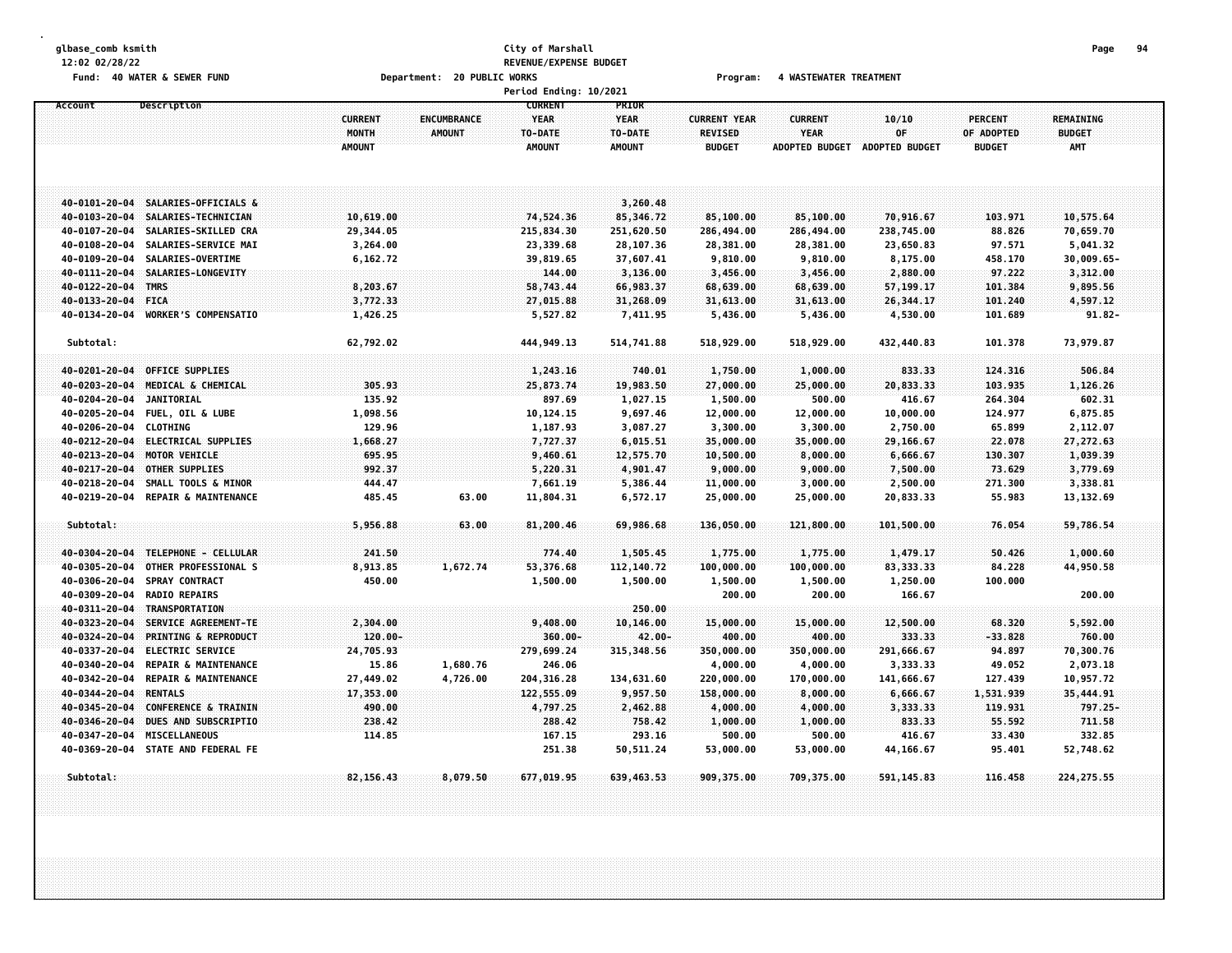glbase_comb ksmith
12:02 02/28/22
Fund: 40 WATER & SEWER FUND

City of Marshall
REVENUE/EXPENSE BUDGET
Department: 20 PUBLIC WORKS
Period Ending: 10/2021

Program: 4 WASTEWATER TREATMENT

| Account | Description | CURRENT MONTH AMOUNT | ENCUMBRANCE AMOUNT | CURRENT YEAR TO-DATE AMOUNT | PRIOR YEAR TO-DATE AMOUNT | CURRENT YEAR REVISED BUDGET | CURRENT YEAR ADOPTED BUDGET | 10/10 OF ADOPTED BUDGET | PERCENT OF ADOPTED BUDGET | REMAINING BUDGET AMT |
|---|---|---|---|---|---|---|---|---|---|---|
| 40-0101-20-04 | SALARIES-OFFICIALS & | | | | 3,260.48 | | | | | |
| 40-0103-20-04 | SALARIES-TECHNICIAN | 10,619.00 | | 74,524.36 | 85,346.72 | 85,100.00 | 85,100.00 | 70,916.67 | 103.971 | 10,575.64 |
| 40-0107-20-04 | SALARIES-SKILLED CRA | 29,344.05 | | 215,834.30 | 251,620.50 | 286,494.00 | 286,494.00 | 238,745.00 | 88.826 | 70,659.70 |
| 40-0108-20-04 | SALARIES-SERVICE MAI | 3,264.00 | | 23,339.68 | 28,107.36 | 28,381.00 | 28,381.00 | 23,650.83 | 97.571 | 5,041.32 |
| 40-0109-20-04 | SALARIES-OVERTIME | 6,162.72 | | 39,819.65 | 37,607.41 | 9,810.00 | 9,810.00 | 8,175.00 | 458.170 | 30,009.65- |
| 40-0111-20-04 | SALARIES-LONGEVITY | | | 144.00 | 3,136.00 | 3,456.00 | 3,456.00 | 2,880.00 | 97.222 | 3,312.00 |
| 40-0122-20-04 | TMRS | 8,203.67 | | 58,743.44 | 66,983.37 | 68,639.00 | 68,639.00 | 57,199.17 | 101.384 | 9,895.56 |
| 40-0133-20-04 | FICA | 3,772.33 | | 27,015.88 | 31,268.09 | 31,613.00 | 31,613.00 | 26,344.17 | 101.240 | 4,597.12 |
| 40-0134-20-04 | WORKER'S COMPENSATIO | 1,426.25 | | 5,527.82 | 7,411.95 | 5,436.00 | 5,436.00 | 4,530.00 | 101.689 | 91.82- |
| Subtotal: | | 62,792.02 | | 444,949.13 | 514,741.88 | 518,929.00 | 518,929.00 | 432,440.83 | 101.378 | 73,979.87 |
| 40-0201-20-04 | OFFICE SUPPLIES | | | 1,243.16 | 740.01 | 1,750.00 | 1,000.00 | 833.33 | 124.316 | 506.84 |
| 40-0203-20-04 | MEDICAL & CHEMICAL | 305.93 | | 25,873.74 | 19,983.50 | 27,000.00 | 25,000.00 | 20,833.33 | 103.935 | 1,126.26 |
| 40-0204-20-04 | JANITORIAL | 135.92 | | 897.69 | 1,027.15 | 1,500.00 | 500.00 | 416.67 | 264.304 | 602.31 |
| 40-0205-20-04 | FUEL, OIL & LUBE | 1,098.56 | | 10,124.15 | 9,697.46 | 12,000.00 | 12,000.00 | 10,000.00 | 124.977 | 6,875.85 |
| 40-0206-20-04 | CLOTHING | 129.96 | | 1,187.93 | 3,087.27 | 3,300.00 | 3,300.00 | 2,750.00 | 65.899 | 2,112.07 |
| 40-0212-20-04 | ELECTRICAL SUPPLIES | 1,668.27 | | 7,727.37 | 6,015.51 | 35,000.00 | 35,000.00 | 29,166.67 | 22.078 | 27,272.63 |
| 40-0213-20-04 | MOTOR VEHICLE | 695.95 | | 9,460.61 | 12,575.70 | 10,500.00 | 8,000.00 | 6,666.67 | 130.307 | 1,039.39 |
| 40-0217-20-04 | OTHER SUPPLIES | 992.37 | | 5,220.31 | 4,901.47 | 9,000.00 | 9,000.00 | 7,500.00 | 73.629 | 3,779.69 |
| 40-0218-20-04 | SMALL TOOLS & MINOR | 444.47 | | 7,661.19 | 5,386.44 | 11,000.00 | 3,000.00 | 2,500.00 | 271.300 | 3,338.81 |
| 40-0219-20-04 | REPAIR & MAINTENANCE | 485.45 | 63.00 | 11,804.31 | 6,572.17 | 25,000.00 | 25,000.00 | 20,833.33 | 55.983 | 13,132.69 |
| Subtotal: | | 5,956.88 | 63.00 | 81,200.46 | 69,986.68 | 136,050.00 | 121,800.00 | 101,500.00 | 76.054 | 59,786.54 |
| 40-0304-20-04 | TELEPHONE - CELLULAR | 241.50 | | 774.40 | 1,505.45 | 1,775.00 | 1,775.00 | 1,479.17 | 50.426 | 1,000.60 |
| 40-0305-20-04 | OTHER PROFESSIONAL S | 8,913.85 | 1,672.74 | 53,376.68 | 112,140.72 | 100,000.00 | 100,000.00 | 83,333.33 | 84.228 | 44,950.58 |
| 40-0306-20-04 | SPRAY CONTRACT | 450.00 | | 1,500.00 | 1,500.00 | 1,500.00 | 1,500.00 | 1,250.00 | 100.000 | |
| 40-0309-20-04 | RADIO REPAIRS | | | | | 200.00 | 200.00 | 166.67 | | 200.00 |
| 40-0311-20-04 | TRANSPORTATION | | | | 250.00 | | | | | |
| 40-0323-20-04 | SERVICE AGREEMENT-TE | 2,304.00 | | 9,408.00 | 10,146.00 | 15,000.00 | 15,000.00 | 12,500.00 | 68.320 | 5,592.00 |
| 40-0324-20-04 | PRINTING & REPRODUCT | 120.00- | | 360.00- | 42.00- | 400.00 | 400.00 | 333.33 | -33.828 | 760.00 |
| 40-0337-20-04 | ELECTRIC SERVICE | 24,705.93 | | 279,699.24 | 315,348.56 | 350,000.00 | 350,000.00 | 291,666.67 | 94.897 | 70,300.76 |
| 40-0340-20-04 | REPAIR & MAINTENANCE | 15.86 | 1,680.76 | 246.06 | | 4,000.00 | 4,000.00 | 3,333.33 | 49.052 | 2,073.18 |
| 40-0342-20-04 | REPAIR & MAINTENANCE | 27,449.02 | 4,726.00 | 204,316.28 | 134,631.60 | 220,000.00 | 170,000.00 | 141,666.67 | 127.439 | 10,957.72 |
| 40-0344-20-04 | RENTALS | 17,353.00 | | 122,555.09 | 9,957.50 | 158,000.00 | 8,000.00 | 6,666.67 | 1,531.939 | 35,444.91 |
| 40-0345-20-04 | CONFERENCE & TRAININ | 490.00 | | 4,797.25 | 2,462.88 | 4,000.00 | 4,000.00 | 3,333.33 | 119.931 | 797.25- |
| 40-0346-20-04 | DUES AND SUBSCRIPTIO | 238.42 | | 288.42 | 758.42 | 1,000.00 | 1,000.00 | 833.33 | 55.592 | 711.58 |
| 40-0347-20-04 | MISCELLANEOUS | 114.85 | | 167.15 | 293.16 | 500.00 | 500.00 | 416.67 | 33.430 | 332.85 |
| 40-0369-20-04 | STATE AND FEDERAL FE | | | 251.38 | 50,511.24 | 53,000.00 | 53,000.00 | 44,166.67 | 95.401 | 52,748.62 |
| Subtotal: | | 82,156.43 | 8,079.50 | 677,019.95 | 639,463.53 | 909,375.00 | 709,375.00 | 591,145.83 | 116.458 | 224,275.55 |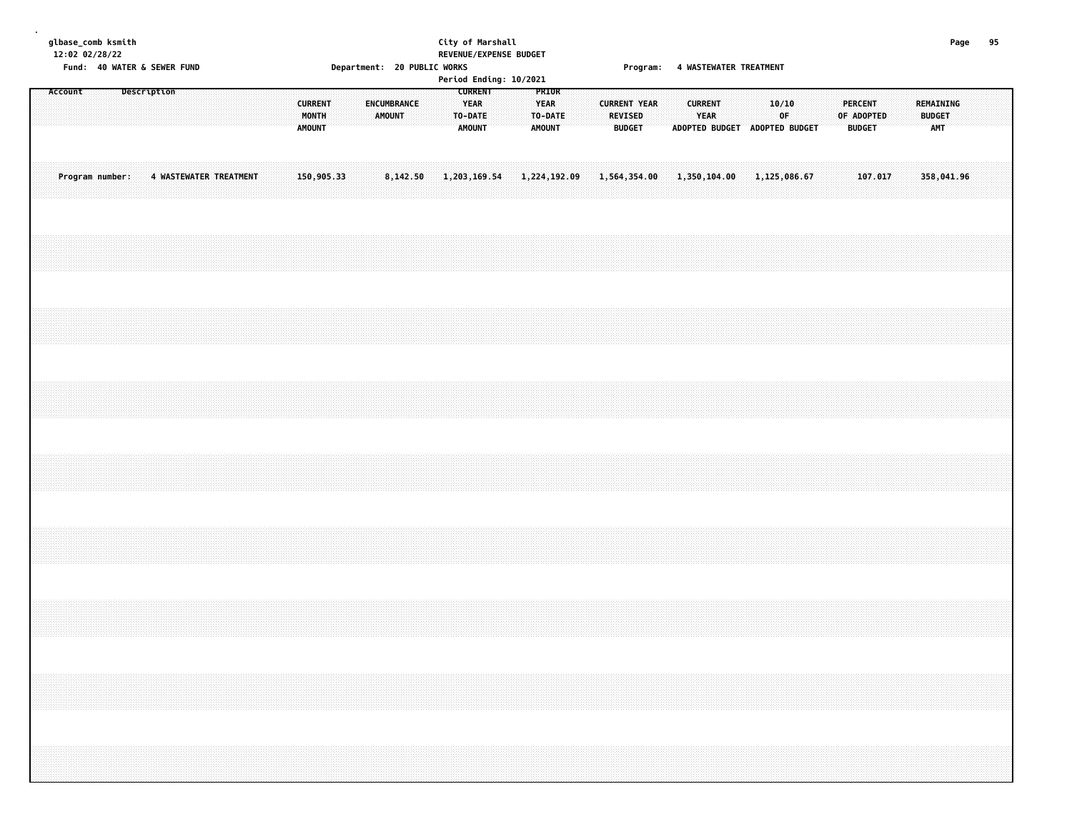City of Marshall
REVENUE/EXPENSE BUDGET

Fund: 40 WATER & SEWER FUND — Department: 20 PUBLIC WORKS — Program: 4 WASTEWATER TREATMENT

Period Ending: 10/2021

| Account | Description | CURRENT MONTH AMOUNT | ENCUMBRANCE AMOUNT | CURRENT YEAR TO-DATE AMOUNT | PRIOR YEAR TO-DATE AMOUNT | CURRENT YEAR REVISED BUDGET | CURRENT YEAR ADOPTED BUDGET | 10/10 OF ADOPTED BUDGET | PERCENT OF ADOPTED BUDGET | REMAINING BUDGET AMT |
|---|---|---|---|---|---|---|---|---|---|---|
| Program number: | 4 WASTEWATER TREATMENT | 150,905.33 | 8,142.50 | 1,203,169.54 | 1,224,192.09 | 1,564,354.00 | 1,350,104.00 | 1,125,086.67 | 107.017 | 358,041.96 |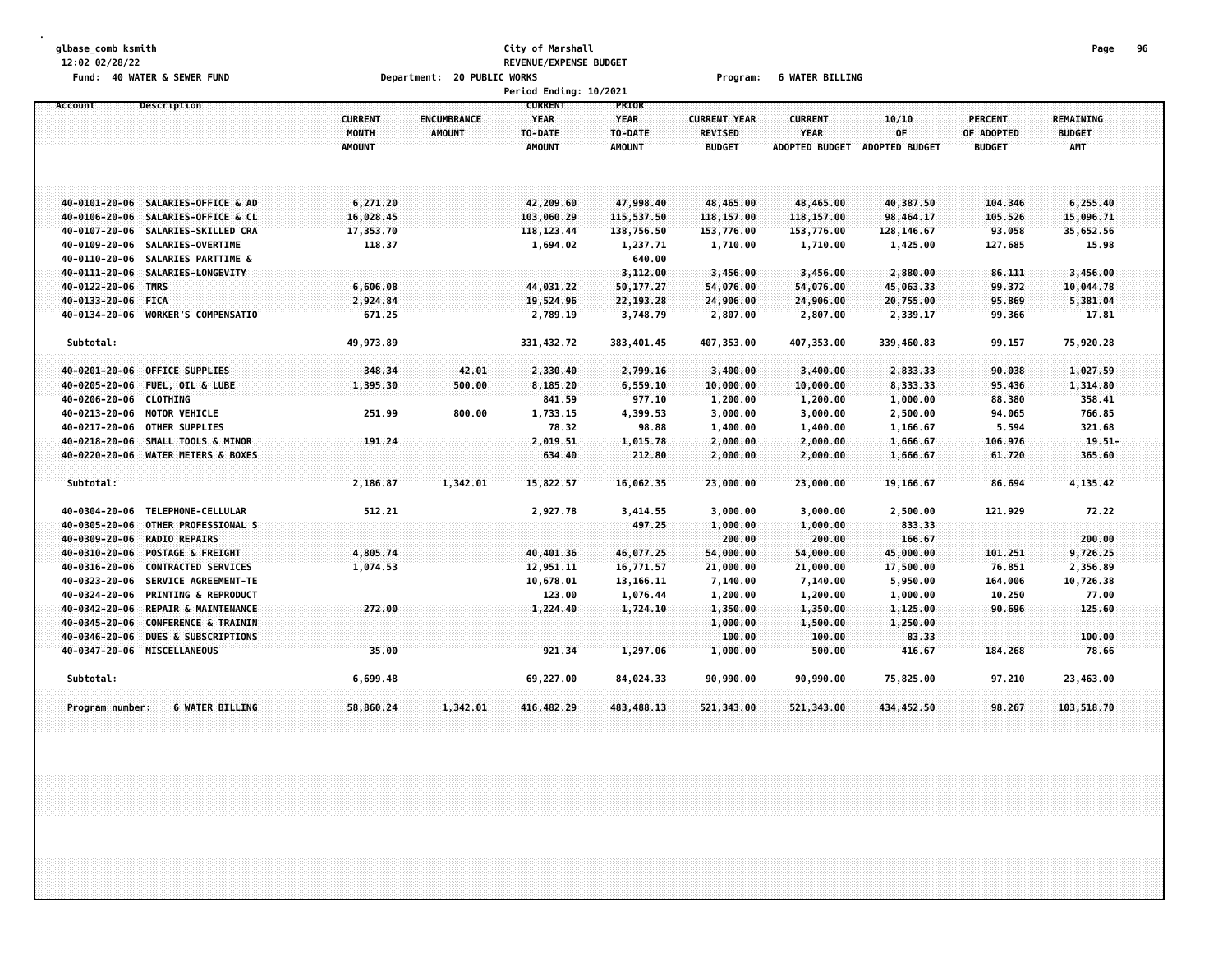glbase_comb ksmith
12:02 02/28/22

City of Marshall
REVENUE/EXPENSE BUDGET

Fund: 40 WATER & SEWER FUND — Department: 20 PUBLIC WORKS — Program: 6 WATER BILLING

Period Ending: 10/2021

| Account | Description | CURRENT MONTH AMOUNT | ENCUMBRANCE AMOUNT | CURRENT YEAR TO-DATE AMOUNT | PRIOR YEAR TO-DATE AMOUNT | CURRENT YEAR REVISED BUDGET | CURRENT YEAR ADOPTED BUDGET | 10/10 OF ADOPTED BUDGET | PERCENT OF ADOPTED BUDGET | REMAINING BUDGET AMT |
|---|---|---|---|---|---|---|---|---|---|---|
| 40-0101-20-06 | SALARIES-OFFICE & AD | 6,271.20 | | 42,209.60 | 47,998.40 | 48,465.00 | 48,465.00 | 40,387.50 | 104.346 | 6,255.40 |
| 40-0106-20-06 | SALARIES-OFFICE & CL | 16,028.45 | | 103,060.29 | 115,537.50 | 118,157.00 | 118,157.00 | 98,464.17 | 105.526 | 15,096.71 |
| 40-0107-20-06 | SALARIES-SKILLED CRA | 17,353.70 | | 118,123.44 | 138,756.50 | 153,776.00 | 153,776.00 | 128,146.67 | 93.058 | 35,652.56 |
| 40-0109-20-06 | SALARIES-OVERTIME | 118.37 | | 1,694.02 | 1,237.71 | 1,710.00 | 1,710.00 | 1,425.00 | 127.685 | 15.98 |
| 40-0110-20-06 | SALARIES PARTTIME & | | | | 640.00 | | | | | |
| 40-0111-20-06 | SALARIES-LONGEVITY | | | | 3,112.00 | 3,456.00 | 3,456.00 | 2,880.00 | 86.111 | 3,456.00 |
| 40-0122-20-06 | TMRS | 6,606.08 | | 44,031.22 | 50,177.27 | 54,076.00 | 54,076.00 | 45,063.33 | 99.372 | 10,044.78 |
| 40-0133-20-06 | FICA | 2,924.84 | | 19,524.96 | 22,193.28 | 24,906.00 | 24,906.00 | 20,755.00 | 95.869 | 5,381.04 |
| 40-0134-20-06 | WORKER'S COMPENSATIO | 671.25 | | 2,789.19 | 3,748.79 | 2,807.00 | 2,807.00 | 2,339.17 | 99.366 | 17.81 |
| Subtotal: | | 49,973.89 | | 331,432.72 | 383,401.45 | 407,353.00 | 407,353.00 | 339,460.83 | 99.157 | 75,920.28 |
| 40-0201-20-06 | OFFICE SUPPLIES | 348.34 | 42.01 | 2,330.40 | 2,799.16 | 3,400.00 | 3,400.00 | 2,833.33 | 90.038 | 1,027.59 |
| 40-0205-20-06 | FUEL, OIL & LUBE | 1,395.30 | 500.00 | 8,185.20 | 6,559.10 | 10,000.00 | 10,000.00 | 8,333.33 | 95.436 | 1,314.80 |
| 40-0206-20-06 | CLOTHING | | | 841.59 | 977.10 | 1,200.00 | 1,200.00 | 1,000.00 | 88.380 | 358.41 |
| 40-0213-20-06 | MOTOR VEHICLE | 251.99 | 800.00 | 1,733.15 | 4,399.53 | 3,000.00 | 3,000.00 | 2,500.00 | 94.065 | 766.85 |
| 40-0217-20-06 | OTHER SUPPLIES | | | 78.32 | 98.88 | 1,400.00 | 1,400.00 | 1,166.67 | 5.594 | 321.68 |
| 40-0218-20-06 | SMALL TOOLS & MINOR | 191.24 | | 2,019.51 | 1,015.78 | 2,000.00 | 2,000.00 | 1,666.67 | 106.976 | 19.51- |
| 40-0220-20-06 | WATER METERS & BOXES | | | 634.40 | 212.80 | 2,000.00 | 2,000.00 | 1,666.67 | 61.720 | 365.60 |
| Subtotal: | | 2,186.87 | 1,342.01 | 15,822.57 | 16,062.35 | 23,000.00 | 23,000.00 | 19,166.67 | 86.694 | 4,135.42 |
| 40-0304-20-06 | TELEPHONE-CELLULAR | 512.21 | | 2,927.78 | 3,414.55 | 3,000.00 | 3,000.00 | 2,500.00 | 121.929 | 72.22 |
| 40-0305-20-06 | OTHER PROFESSIONAL S | | | | 497.25 | 1,000.00 | 1,000.00 | 833.33 | | |
| 40-0309-20-06 | RADIO REPAIRS | | | | | 200.00 | 200.00 | 166.67 | | 200.00 |
| 40-0310-20-06 | POSTAGE & FREIGHT | 4,805.74 | | 40,401.36 | 46,077.25 | 54,000.00 | 54,000.00 | 45,000.00 | 101.251 | 9,726.25 |
| 40-0316-20-06 | CONTRACTED SERVICES | 1,074.53 | | 12,951.11 | 16,771.57 | 21,000.00 | 21,000.00 | 17,500.00 | 76.851 | 2,356.89 |
| 40-0323-20-06 | SERVICE AGREEMENT-TE | | | 10,678.01 | 13,166.11 | 7,140.00 | 7,140.00 | 5,950.00 | 164.006 | 10,726.38 |
| 40-0324-20-06 | PRINTING & REPRODUCT | | | 123.00 | 1,076.44 | 1,200.00 | 1,200.00 | 1,000.00 | 10.250 | 77.00 |
| 40-0342-20-06 | REPAIR & MAINTENANCE | 272.00 | | 1,224.40 | 1,724.10 | 1,350.00 | 1,350.00 | 1,125.00 | 90.696 | 125.60 |
| 40-0345-20-06 | CONFERENCE & TRAININ | | | | | 1,000.00 | 1,500.00 | 1,250.00 | | |
| 40-0346-20-06 | DUES & SUBSCRIPTIONS | | | | | 100.00 | 100.00 | 83.33 | | 100.00 |
| 40-0347-20-06 | MISCELLANEOUS | 35.00 | | 921.34 | 1,297.06 | 1,000.00 | 500.00 | 416.67 | 184.268 | 78.66 |
| Subtotal: | | 6,699.48 | | 69,227.00 | 84,024.33 | 90,990.00 | 90,990.00 | 75,825.00 | 97.210 | 23,463.00 |
| Program number: | 6 WATER BILLING | 58,860.24 | 1,342.01 | 416,482.29 | 483,488.13 | 521,343.00 | 521,343.00 | 434,452.50 | 98.267 | 103,518.70 |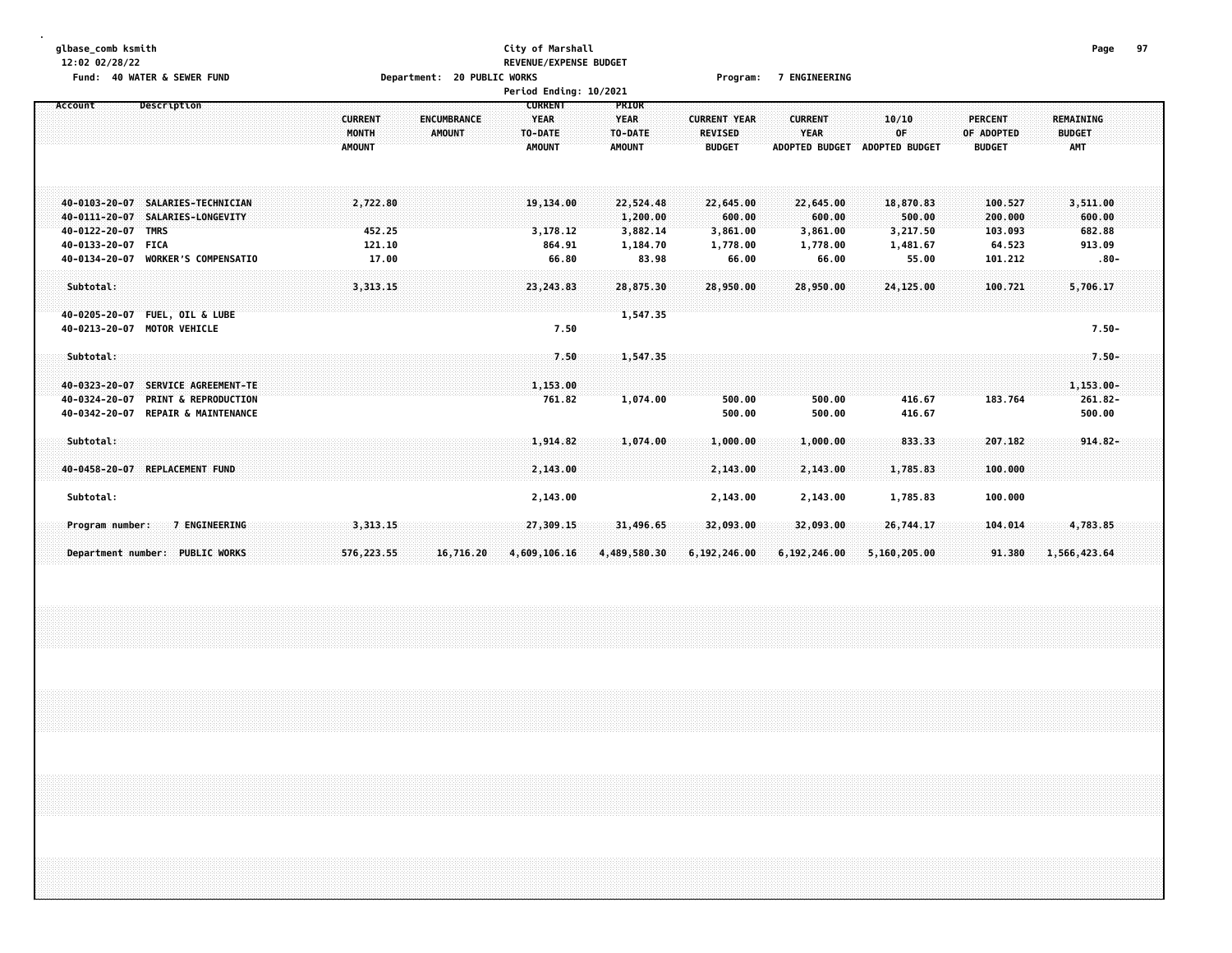glbase_comb ksmith
12:02 02/28/22

**City of Marshall**
**REVENUE/EXPENSE BUDGET**

Fund: 40 WATER & SEWER FUND    Department: 20 PUBLIC WORKS    Program: 7 ENGINEERING

Period Ending: 10/2021

| Account | Description | CURRENT MONTH AMOUNT | ENCUMBRANCE AMOUNT | CURRENT YEAR TO-DATE AMOUNT | PRIOR YEAR TO-DATE AMOUNT | CURRENT YEAR REVISED BUDGET | CURRENT YEAR ADOPTED BUDGET | 10/10 OF ADOPTED BUDGET | PERCENT OF ADOPTED BUDGET | REMAINING BUDGET AMT |
|---|---|---|---|---|---|---|---|---|---|---|
| 40-0103-20-07 | SALARIES-TECHNICIAN | 2,722.80 | | 19,134.00 | 22,524.48 | 22,645.00 | 22,645.00 | 18,870.83 | 100.527 | 3,511.00 |
| 40-0111-20-07 | SALARIES-LONGEVITY | | | | 1,200.00 | 600.00 | 600.00 | 500.00 | 200.000 | 600.00 |
| 40-0122-20-07 | TMRS | 452.25 | | 3,178.12 | 3,882.14 | 3,861.00 | 3,861.00 | 3,217.50 | 103.093 | 682.88 |
| 40-0133-20-07 | FICA | 121.10 | | 864.91 | 1,184.70 | 1,778.00 | 1,778.00 | 1,481.67 | 64.523 | 913.09 |
| 40-0134-20-07 | WORKER'S COMPENSATIO | 17.00 | | 66.80 | 83.98 | 66.00 | 66.00 | 55.00 | 101.212 | .80- |
| Subtotal: | | 3,313.15 | | 23,243.83 | 28,875.30 | 28,950.00 | 28,950.00 | 24,125.00 | 100.721 | 5,706.17 |
| 40-0205-20-07 | FUEL, OIL & LUBE | | | | 1,547.35 | | | | | |
| 40-0213-20-07 | MOTOR VEHICLE | | | 7.50 | | | | | | 7.50- |
| Subtotal: | | | | 7.50 | 1,547.35 | | | | | 7.50- |
| 40-0323-20-07 | SERVICE AGREEMENT-TE | | | 1,153.00 | | | | | | 1,153.00- |
| 40-0324-20-07 | PRINT & REPRODUCTION | | | 761.82 | 1,074.00 | 500.00 | 500.00 | 416.67 | 183.764 | 261.82- |
| 40-0342-20-07 | REPAIR & MAINTENANCE | | | | | 500.00 | 500.00 | 416.67 | | 500.00 |
| Subtotal: | | | | 1,914.82 | 1,074.00 | 1,000.00 | 1,000.00 | 833.33 | 207.182 | 914.82- |
| 40-0458-20-07 | REPLACEMENT FUND | | | 2,143.00 | | 2,143.00 | 2,143.00 | 1,785.83 | 100.000 | |
| Subtotal: | | | | 2,143.00 | | 2,143.00 | 2,143.00 | 1,785.83 | 100.000 | |
| Program number: | 7 ENGINEERING | 3,313.15 | | 27,309.15 | 31,496.65 | 32,093.00 | 32,093.00 | 26,744.17 | 104.014 | 4,783.85 |
| Department number: | PUBLIC WORKS | 576,223.55 | 16,716.20 | 4,609,106.16 | 4,489,580.30 | 6,192,246.00 | 6,192,246.00 | 5,160,205.00 | 91.380 | 1,566,423.64 |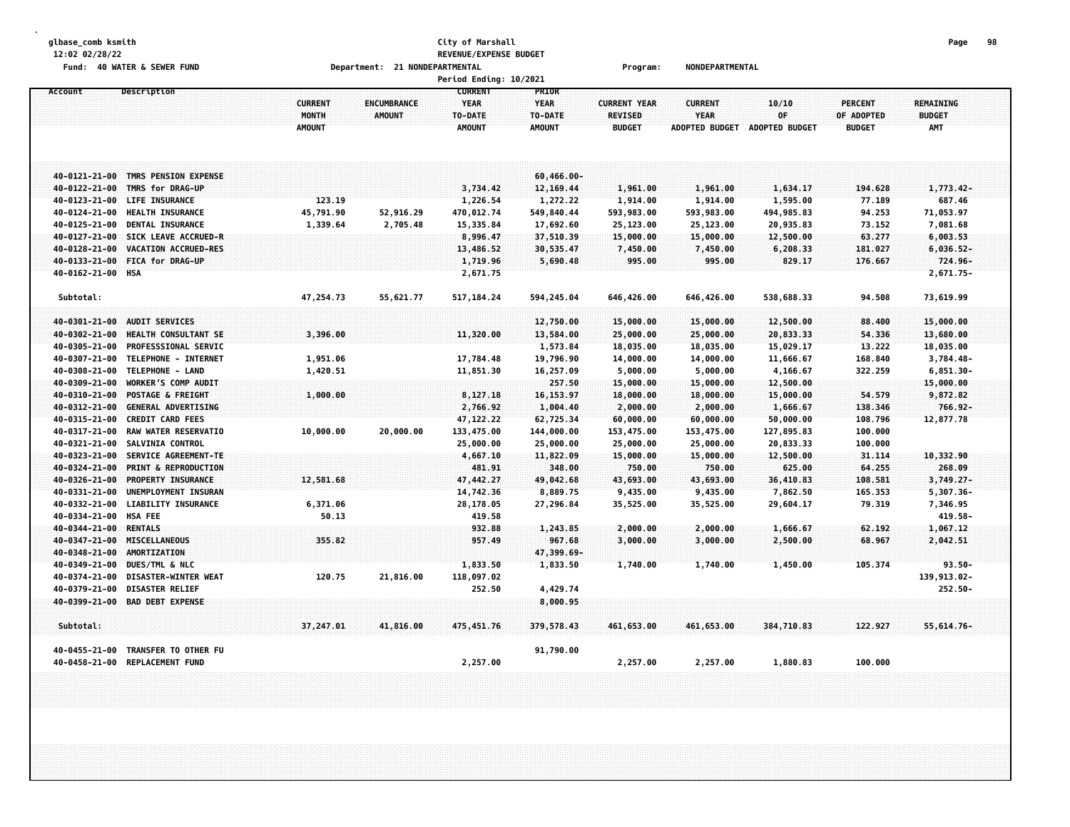glbase_comb ksmith
12:02 02/28/22

Fund: 40 WATER & SEWER FUND

City of Marshall
REVENUE/EXPENSE BUDGET
Department: 21 NONDEPARTMENTAL
Period Ending: 10/2021

Program: NONDEPARTMENTAL

| Account | Description | CURRENT MONTH AMOUNT | ENCUMBRANCE AMOUNT | CURRENT YEAR TO-DATE AMOUNT | PRIOR YEAR TO-DATE AMOUNT | CURRENT YEAR REVISED BUDGET | CURRENT YEAR ADOPTED BUDGET | 10/10 OF ADOPTED BUDGET | PERCENT OF ADOPTED BUDGET | REMAINING BUDGET AMT |
|---|---|---|---|---|---|---|---|---|---|---|
| 40-0121-21-00 | TMRS PENSION EXPENSE | | | | 60,466.00- | | | | | |
| 40-0122-21-00 | TMRS for DRAG-UP | | | 3,734.42 | 12,169.44 | 1,961.00 | 1,961.00 | 1,634.17 | 194.628 | 1,773.42- |
| 40-0123-21-00 | LIFE INSURANCE | 123.19 | | 1,226.54 | 1,272.22 | 1,914.00 | 1,914.00 | 1,595.00 | 77.189 | 687.46 |
| 40-0124-21-00 | HEALTH INSURANCE | 45,791.90 | 52,916.29 | 470,012.74 | 549,840.44 | 593,983.00 | 593,983.00 | 494,985.83 | 94.253 | 71,053.97 |
| 40-0125-21-00 | DENTAL INSURANCE | 1,339.64 | 2,705.48 | 15,335.84 | 17,692.60 | 25,123.00 | 25,123.00 | 20,935.83 | 73.152 | 7,081.68 |
| 40-0127-21-00 | SICK LEAVE ACCRUED-R | | | 8,996.47 | 37,510.39 | 15,000.00 | 15,000.00 | 12,500.00 | 63.277 | 6,003.53 |
| 40-0128-21-00 | VACATION ACCRUED-RES | | | 13,486.52 | 30,535.47 | 7,450.00 | 7,450.00 | 6,208.33 | 181.027 | 6,036.52- |
| 40-0133-21-00 | FICA for DRAG-UP | | | 1,719.96 | 5,690.48 | 995.00 | 995.00 | 829.17 | 176.667 | 724.96- |
| 40-0162-21-00 | HSA | | | 2,671.75 | | | | | | 2,671.75- |
| Subtotal: | | 47,254.73 | 55,621.77 | 517,184.24 | 594,245.04 | 646,426.00 | 646,426.00 | 538,688.33 | 94.508 | 73,619.99 |
| 40-0301-21-00 | AUDIT SERVICES | | | | 12,750.00 | 15,000.00 | 15,000.00 | 12,500.00 | 88.400 | 15,000.00 |
| 40-0302-21-00 | HEALTH CONSULTANT SE | 3,396.00 | | 11,320.00 | 13,584.00 | 25,000.00 | 25,000.00 | 20,833.33 | 54.336 | 13,680.00 |
| 40-0305-21-00 | PROFESSSIONAL SERVIC | | | | 1,573.84 | 18,035.00 | 18,035.00 | 15,029.17 | 13.222 | 18,035.00 |
| 40-0307-21-00 | TELEPHONE - INTERNET | 1,951.06 | | 17,784.48 | 19,796.90 | 14,000.00 | 14,000.00 | 11,666.67 | 168.840 | 3,784.48- |
| 40-0308-21-00 | TELEPHONE - LAND | 1,420.51 | | 11,851.30 | 16,257.09 | 5,000.00 | 5,000.00 | 4,166.67 | 322.259 | 6,851.30- |
| 40-0309-21-00 | WORKER'S COMP AUDIT | | | | 257.50 | 15,000.00 | 15,000.00 | 12,500.00 | | 15,000.00 |
| 40-0310-21-00 | POSTAGE & FREIGHT | 1,000.00 | | 8,127.18 | 16,153.97 | 18,000.00 | 18,000.00 | 15,000.00 | 54.579 | 9,872.82 |
| 40-0312-21-00 | GENERAL ADVERTISING | | | 2,766.92 | 1,004.40 | 2,000.00 | 2,000.00 | 1,666.67 | 138.346 | 766.92- |
| 40-0315-21-00 | CREDIT CARD FEES | | | 47,122.22 | 62,725.34 | 60,000.00 | 60,000.00 | 50,000.00 | 108.796 | 12,877.78 |
| 40-0317-21-00 | RAW WATER RESERVATIO | 10,000.00 | 20,000.00 | 133,475.00 | 144,000.00 | 153,475.00 | 153,475.00 | 127,895.83 | 100.000 | |
| 40-0321-21-00 | SALVINIA CONTROL | | | 25,000.00 | 25,000.00 | 25,000.00 | 25,000.00 | 20,833.33 | 100.000 | |
| 40-0323-21-00 | SERVICE AGREEMENT-TE | | | 4,667.10 | 11,822.09 | 15,000.00 | 15,000.00 | 12,500.00 | 31.114 | 10,332.90 |
| 40-0324-21-00 | PRINT & REPRODUCTION | | | 481.91 | 348.00 | 750.00 | 750.00 | 625.00 | 64.255 | 268.09 |
| 40-0326-21-00 | PROPERTY INSURANCE | 12,581.68 | | 47,442.27 | 49,042.68 | 43,693.00 | 43,693.00 | 36,410.83 | 108.581 | 3,749.27- |
| 40-0331-21-00 | UNEMPLOYMENT INSURAN | | | 14,742.36 | 8,889.75 | 9,435.00 | 9,435.00 | 7,862.50 | 165.353 | 5,307.36- |
| 40-0332-21-00 | LIABILITY INSURANCE | 6,371.06 | | 28,178.05 | 27,296.84 | 35,525.00 | 35,525.00 | 29,604.17 | 79.319 | 7,346.95 |
| 40-0334-21-00 | HSA FEE | 50.13 | | 419.58 | | | | | | 419.58- |
| 40-0344-21-00 | RENTALS | | | 932.88 | 1,243.85 | 2,000.00 | 2,000.00 | 1,666.67 | 62.192 | 1,067.12 |
| 40-0347-21-00 | MISCELLANEOUS | 355.82 | | 957.49 | 967.68 | 3,000.00 | 3,000.00 | 2,500.00 | 68.967 | 2,042.51 |
| 40-0348-21-00 | AMORTIZATION | | | | 47,399.69- | | | | | |
| 40-0349-21-00 | DUES/TML & NLC | | | 1,833.50 | 1,833.50 | 1,740.00 | 1,740.00 | 1,450.00 | 105.374 | 93.50- |
| 40-0374-21-00 | DISASTER-WINTER WEAT | 120.75 | 21,816.00 | 118,097.02 | | | | | | 139,913.02- |
| 40-0379-21-00 | DISASTER RELIEF | | | 252.50 | 4,429.74 | | | | | 252.50- |
| 40-0399-21-00 | BAD DEBT EXPENSE | | | | 8,000.95 | | | | | |
| Subtotal: | | 37,247.01 | 41,816.00 | 475,451.76 | 379,578.43 | 461,653.00 | 461,653.00 | 384,710.83 | 122.927 | 55,614.76- |
| 40-0455-21-00 | TRANSFER TO OTHER FU | | | | 91,790.00 | | | | | |
| 40-0458-21-00 | REPLACEMENT FUND | | | 2,257.00 | | 2,257.00 | 2,257.00 | 1,880.83 | 100.000 | |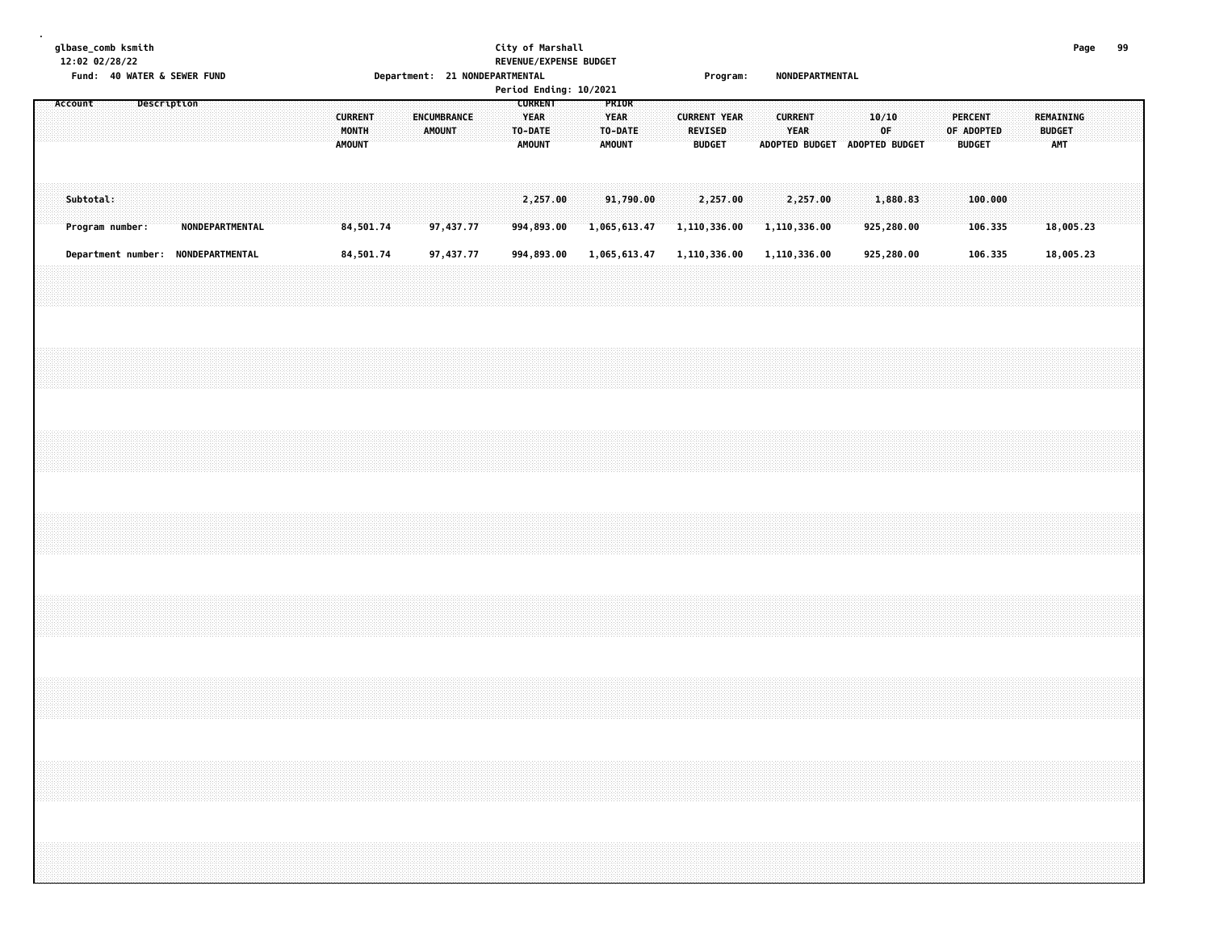glbase_comb ksmith
12:02 02/28/22

City of Marshall
REVENUE/EXPENSE BUDGET
Period Ending: 10/2021

Fund: 40 WATER & SEWER FUND

Department: 21 NONDEPARTMENTAL

Program: NONDEPARTMENTAL

| Account | Description | CURRENT MONTH AMOUNT | ENCUMBRANCE AMOUNT | CURRENT YEAR TO-DATE AMOUNT | PRIOR YEAR TO-DATE AMOUNT | CURRENT YEAR REVISED BUDGET | CURRENT YEAR ADOPTED BUDGET | 10/10 OF ADOPTED BUDGET | PERCENT OF ADOPTED BUDGET | REMAINING BUDGET AMT |
|---|---|---|---|---|---|---|---|---|---|---|
| Subtotal: | | | | 2,257.00 | 91,790.00 | 2,257.00 | 2,257.00 | 1,880.83 | 100.000 | |
| Program number: | NONDEPARTMENTAL | 84,501.74 | 97,437.77 | 994,893.00 | 1,065,613.47 | 1,110,336.00 | 1,110,336.00 | 925,280.00 | 106.335 | 18,005.23 |
| Department number: | NONDEPARTMENTAL | 84,501.74 | 97,437.77 | 994,893.00 | 1,065,613.47 | 1,110,336.00 | 1,110,336.00 | 925,280.00 | 106.335 | 18,005.23 |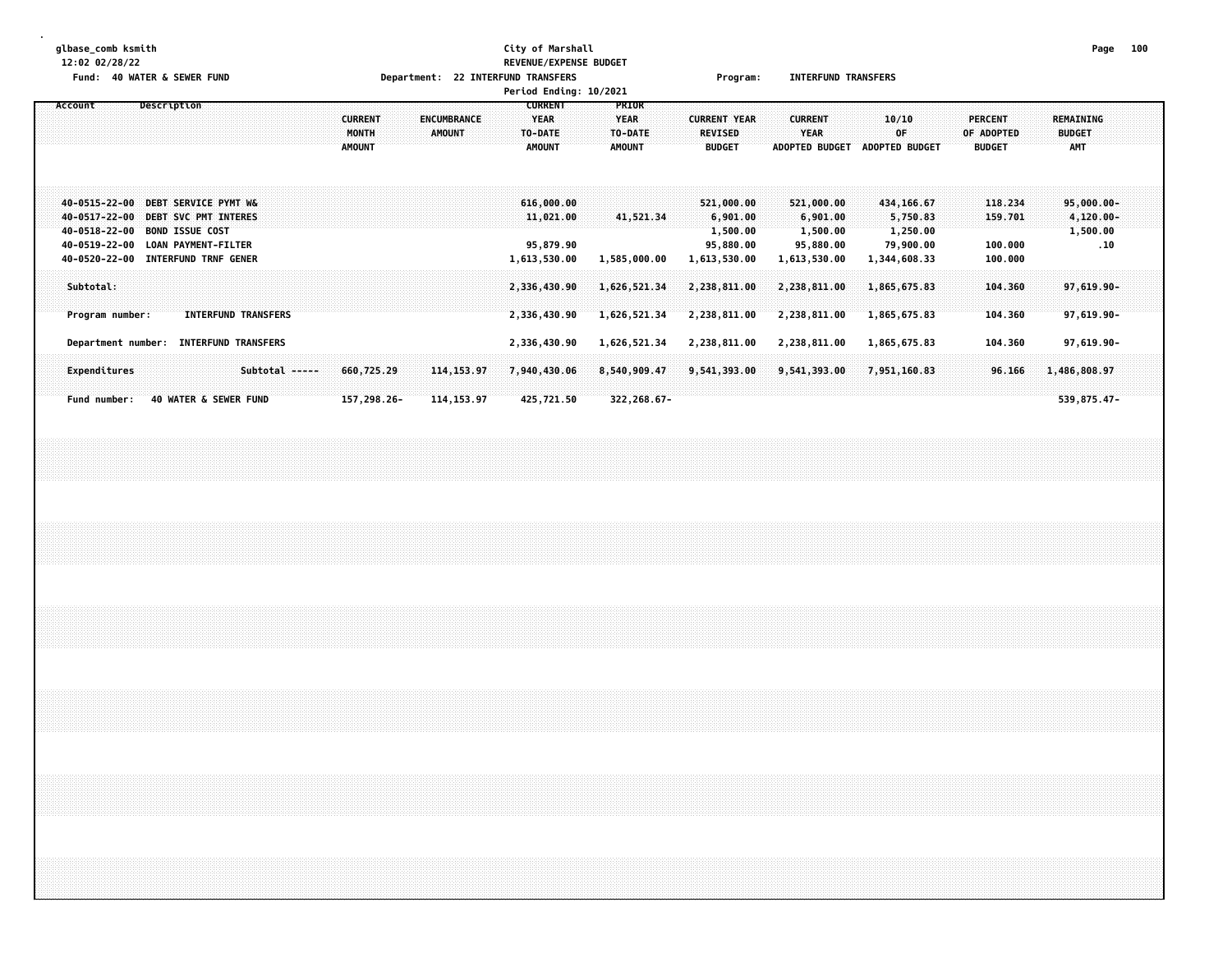glbase_comb ksmith
12:02 02/28/22

**City of Marshall**
**REVENUE/EXPENSE BUDGET**

Fund: 40 WATER & SEWER FUND | Department: 22 INTERFUND TRANSFERS | Program: INTERFUND TRANSFERS

Period Ending: 10/2021

| Account | Description | CURRENT MONTH AMOUNT | ENCUMBRANCE AMOUNT | CURRENT YEAR TO-DATE AMOUNT | PRIOR YEAR TO-DATE AMOUNT | CURRENT YEAR REVISED BUDGET | CURRENT YEAR ADOPTED BUDGET | 10/10 OF ADOPTED BUDGET | PERCENT OF ADOPTED BUDGET | REMAINING BUDGET AMT |
|---|---|---|---|---|---|---|---|---|---|---|
| 40-0515-22-00 | DEBT SERVICE PYMT W& | | | 616,000.00 | | 521,000.00 | 521,000.00 | 434,166.67 | 118.234 | 95,000.00- |
| 40-0517-22-00 | DEBT SVC PMT INTERES | | | 11,021.00 | 41,521.34 | 6,901.00 | 6,901.00 | 5,750.83 | 159.701 | 4,120.00- |
| 40-0518-22-00 | BOND ISSUE COST | | | | | 1,500.00 | 1,500.00 | 1,250.00 | | 1,500.00 |
| 40-0519-22-00 | LOAN PAYMENT-FILTER | | | 95,879.90 | | 95,880.00 | 95,880.00 | 79,900.00 | 100.000 | .10 |
| 40-0520-22-00 | INTERFUND TRNF GENER | | | 1,613,530.00 | 1,585,000.00 | 1,613,530.00 | 1,613,530.00 | 1,344,608.33 | 100.000 | |
| Subtotal: | | | | 2,336,430.90 | 1,626,521.34 | 2,238,811.00 | 2,238,811.00 | 1,865,675.83 | 104.360 | 97,619.90- |
| Program number: | INTERFUND TRANSFERS | | | 2,336,430.90 | 1,626,521.34 | 2,238,811.00 | 2,238,811.00 | 1,865,675.83 | 104.360 | 97,619.90- |
| Department number: | INTERFUND TRANSFERS | | | 2,336,430.90 | 1,626,521.34 | 2,238,811.00 | 2,238,811.00 | 1,865,675.83 | 104.360 | 97,619.90- |
| Expenditures | Subtotal ----- | 660,725.29 | 114,153.97 | 7,940,430.06 | 8,540,909.47 | 9,541,393.00 | 9,541,393.00 | 7,951,160.83 | 96.166 | 1,486,808.97 |
| Fund number: | 40 WATER & SEWER FUND | 157,298.26- | 114,153.97 | 425,721.50 | 322,268.67- | | | | | 539,875.47- |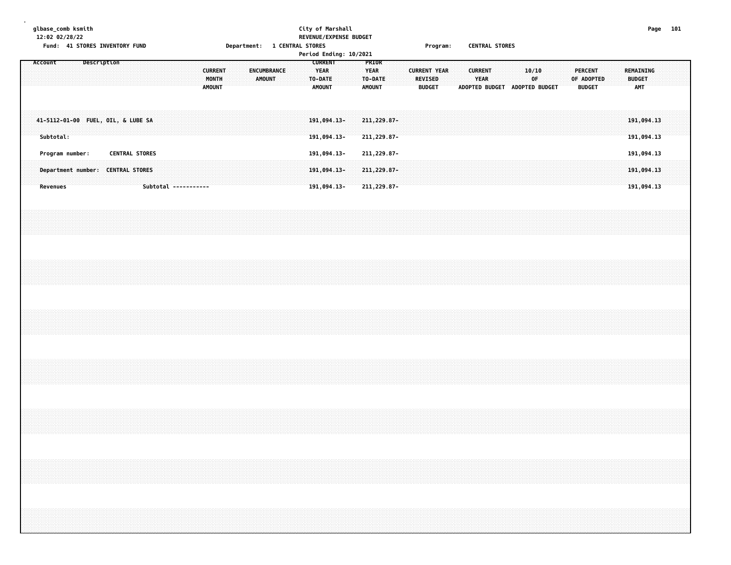glbase_comb ksmith
12:02 02/28/22

Fund: 41 STORES INVENTORY FUND

**City of Marshall**
**REVENUE/EXPENSE BUDGET**

Department: 1 CENTRAL STORES
Program: CENTRAL STORES
Period Ending: 10/2021

| Account | Description | CURRENT MONTH AMOUNT | ENCUMBRANCE AMOUNT | CURRENT YEAR TO-DATE AMOUNT | PRIOR YEAR TO-DATE AMOUNT | CURRENT YEAR REVISED BUDGET | CURRENT YEAR ADOPTED BUDGET | 10/10 OF ADOPTED BUDGET | PERCENT OF ADOPTED BUDGET | REMAINING BUDGET AMT |
|---|---|---|---|---|---|---|---|---|---|---|
| 41-5112-01-00 | FUEL, OIL, & LUBE SA | | | 191,094.13- | 211,229.87- | | | | | 191,094.13 |
| Subtotal: | | | | 191,094.13- | 211,229.87- | | | | | 191,094.13 |
| Program number: | CENTRAL STORES | | | 191,094.13- | 211,229.87- | | | | | 191,094.13 |
| Department number: | CENTRAL STORES | | | 191,094.13- | 211,229.87- | | | | | 191,094.13 |
| Revenues | Subtotal ----------- | | | 191,094.13- | 211,229.87- | | | | | 191,094.13 |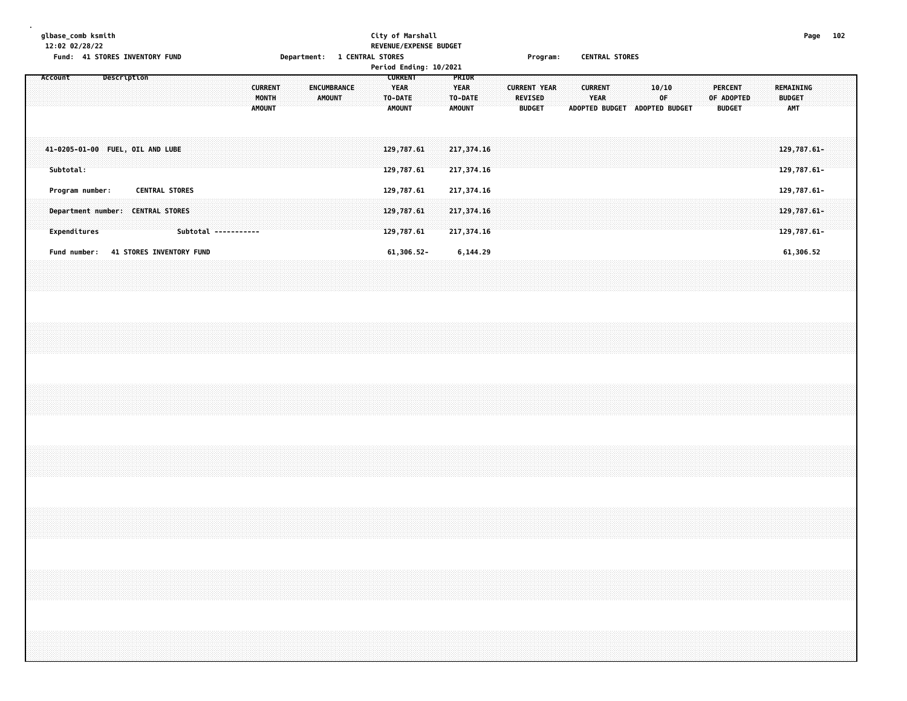glbase_comb ksmith
12:02 02/28/22

City of Marshall
REVENUE/EXPENSE BUDGET
Period Ending: 10/2021

Fund: 41 STORES INVENTORY FUND — Department: 1 CENTRAL STORES — Program: CENTRAL STORES

| Account | Description | CURRENT MONTH AMOUNT | ENCUMBRANCE AMOUNT | CURRENT YEAR TO-DATE AMOUNT | PRIOR YEAR TO-DATE AMOUNT | CURRENT YEAR REVISED BUDGET | CURRENT YEAR ADOPTED BUDGET | 10/10 OF ADOPTED BUDGET | PERCENT OF ADOPTED BUDGET | REMAINING BUDGET AMT |
|---|---|---|---|---|---|---|---|---|---|---|
| 41-0205-01-00 | FUEL, OIL AND LUBE | | | 129,787.61 | 217,374.16 | | | | | 129,787.61- |
| Subtotal: | | | | 129,787.61 | 217,374.16 | | | | | 129,787.61- |
| Program number: | CENTRAL STORES | | | 129,787.61 | 217,374.16 | | | | | 129,787.61- |
| Department number: | CENTRAL STORES | | | 129,787.61 | 217,374.16 | | | | | 129,787.61- |
| Expenditures | Subtotal ----------- | | | 129,787.61 | 217,374.16 | | | | | 129,787.61- |
| Fund number: | 41 STORES INVENTORY FUND | | | 61,306.52- | 6,144.29 | | | | | 61,306.52 |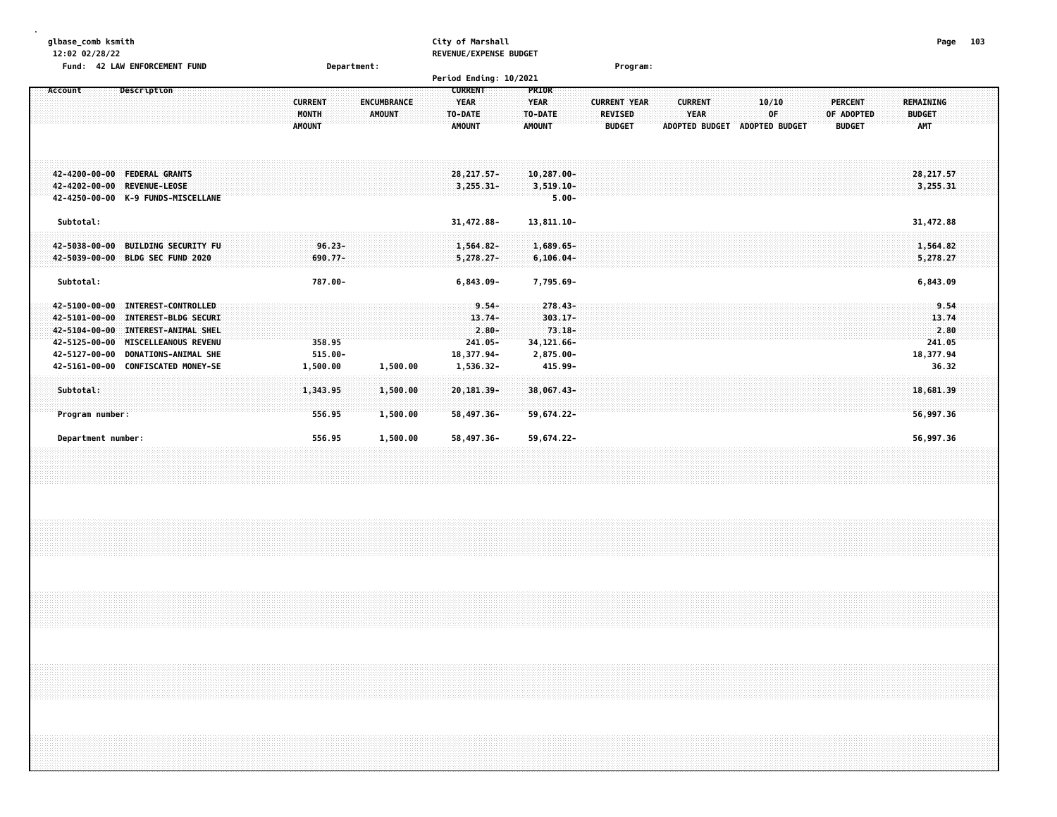glbase_comb ksmith
12:02 02/28/22

City of Marshall
REVENUE/EXPENSE BUDGET

Fund: 42 LAW ENFORCEMENT FUND | Department: | Program:

Period Ending: 10/2021

| Account | Description | CURRENT MONTH AMOUNT | ENCUMBRANCE AMOUNT | CURRENT YEAR TO-DATE AMOUNT | PRIOR YEAR TO-DATE AMOUNT | CURRENT YEAR REVISED BUDGET | CURRENT YEAR ADOPTED BUDGET | 10/10 OF ADOPTED BUDGET | PERCENT OF ADOPTED BUDGET | REMAINING BUDGET AMT |
|---|---|---|---|---|---|---|---|---|---|---|
| 42-4200-00-00 | FEDERAL GRANTS | | | 28,217.57- | 10,287.00- | | | | | 28,217.57 |
| 42-4202-00-00 | REVENUE-LEOSE | | | 3,255.31- | 3,519.10- | | | | | 3,255.31 |
| 42-4250-00-00 | K-9 FUNDS-MISCELLANE | | | | 5.00- | | | | | |
| Subtotal: | | | | 31,472.88- | 13,811.10- | | | | | 31,472.88 |
| 42-5038-00-00 | BUILDING SECURITY FU | 96.23- | | 1,564.82- | 1,689.65- | | | | | 1,564.82 |
| 42-5039-00-00 | BLDG SEC FUND 2020 | 690.77- | | 5,278.27- | 6,106.04- | | | | | 5,278.27 |
| Subtotal: | | 787.00- | | 6,843.09- | 7,795.69- | | | | | 6,843.09 |
| 42-5100-00-00 | INTEREST-CONTROLLED | | | 9.54- | 278.43- | | | | | 9.54 |
| 42-5101-00-00 | INTEREST-BLDG SECURI | | | 13.74- | 303.17- | | | | | 13.74 |
| 42-5104-00-00 | INTEREST-ANIMAL SHEL | | | 2.80- | 73.18- | | | | | 2.80 |
| 42-5125-00-00 | MISCELLEANOUS REVENU | 358.95 | | 241.05- | 34,121.66- | | | | | 241.05 |
| 42-5127-00-00 | DONATIONS-ANIMAL SHE | 515.00- | | 18,377.94- | 2,875.00- | | | | | 18,377.94 |
| 42-5161-00-00 | CONFISCATED MONEY-SE | 1,500.00 | 1,500.00 | 1,536.32- | 415.99- | | | | | 36.32 |
| Subtotal: | | 1,343.95 | 1,500.00 | 20,181.39- | 38,067.43- | | | | | 18,681.39 |
| Program number: | | 556.95 | 1,500.00 | 58,497.36- | 59,674.22- | | | | | 56,997.36 |
| Department number: | | 556.95 | 1,500.00 | 58,497.36- | 59,674.22- | | | | | 56,997.36 |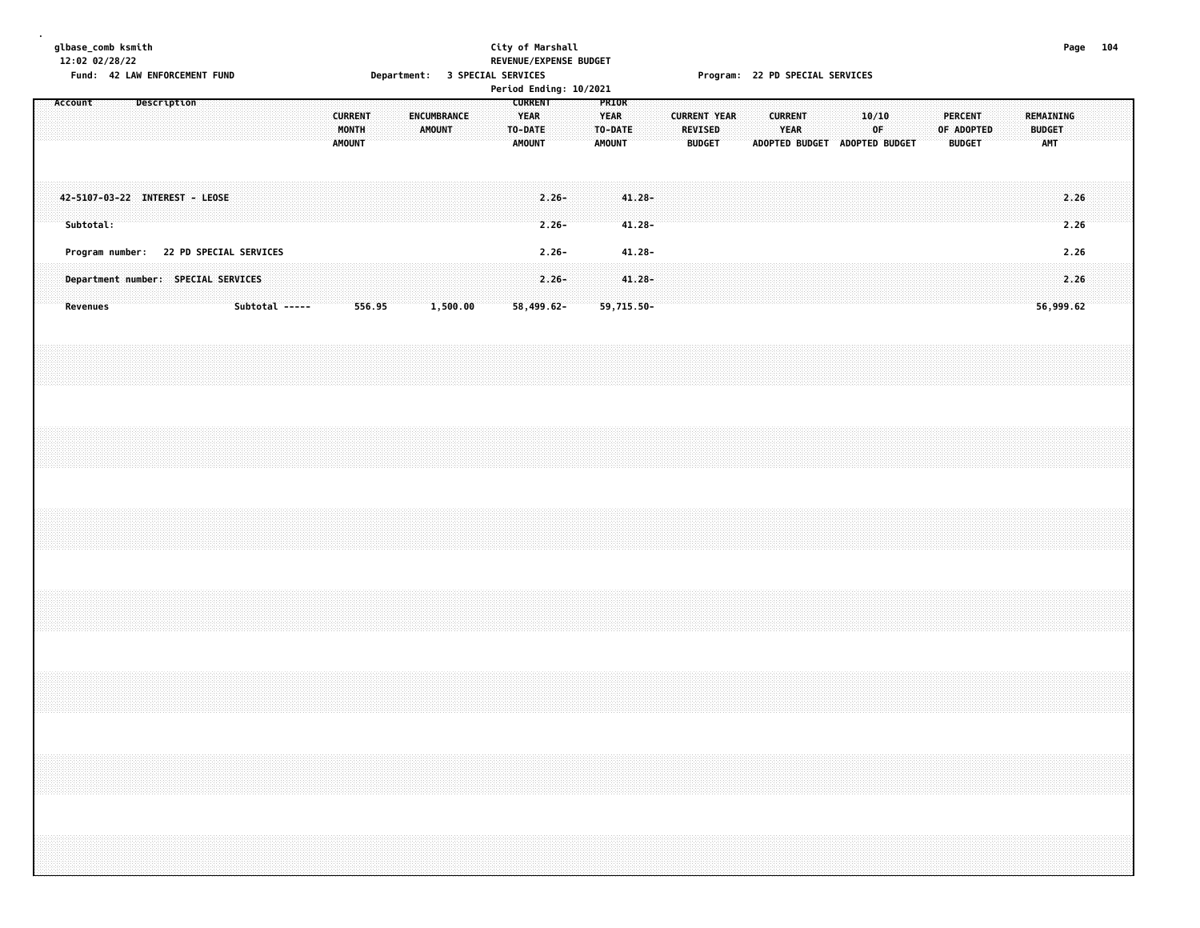glbase_comb ksmith
12:02 02/28/22

**City of Marshall**
**REVENUE/EXPENSE BUDGET**
**Period Ending: 10/2021**

Fund: 42 LAW ENFORCEMENT FUND Department: 3 SPECIAL SERVICES Program: 22 PD SPECIAL SERVICES

| Account | Description | CURRENT MONTH AMOUNT | ENCUMBRANCE AMOUNT | CURRENT YEAR TO-DATE AMOUNT | PRIOR YEAR TO-DATE AMOUNT | CURRENT YEAR REVISED BUDGET | CURRENT YEAR ADOPTED BUDGET | 10/10 OF ADOPTED BUDGET | PERCENT OF ADOPTED BUDGET | REMAINING BUDGET AMT |
|---|---|---|---|---|---|---|---|---|---|---|
| 42-5107-03-22 | INTEREST - LEOSE | | | 2.26- | 41.28- | | | | | 2.26 |
| Subtotal: | | | | 2.26- | 41.28- | | | | | 2.26 |
| Program number: | 22 PD SPECIAL SERVICES | | | 2.26- | 41.28- | | | | | 2.26 |
| Department number: | SPECIAL SERVICES | | | 2.26- | 41.28- | | | | | 2.26 |
| Revenues | Subtotal ----- | 556.95 | 1,500.00 | 58,499.62- | 59,715.50- | | | | | 56,999.62 |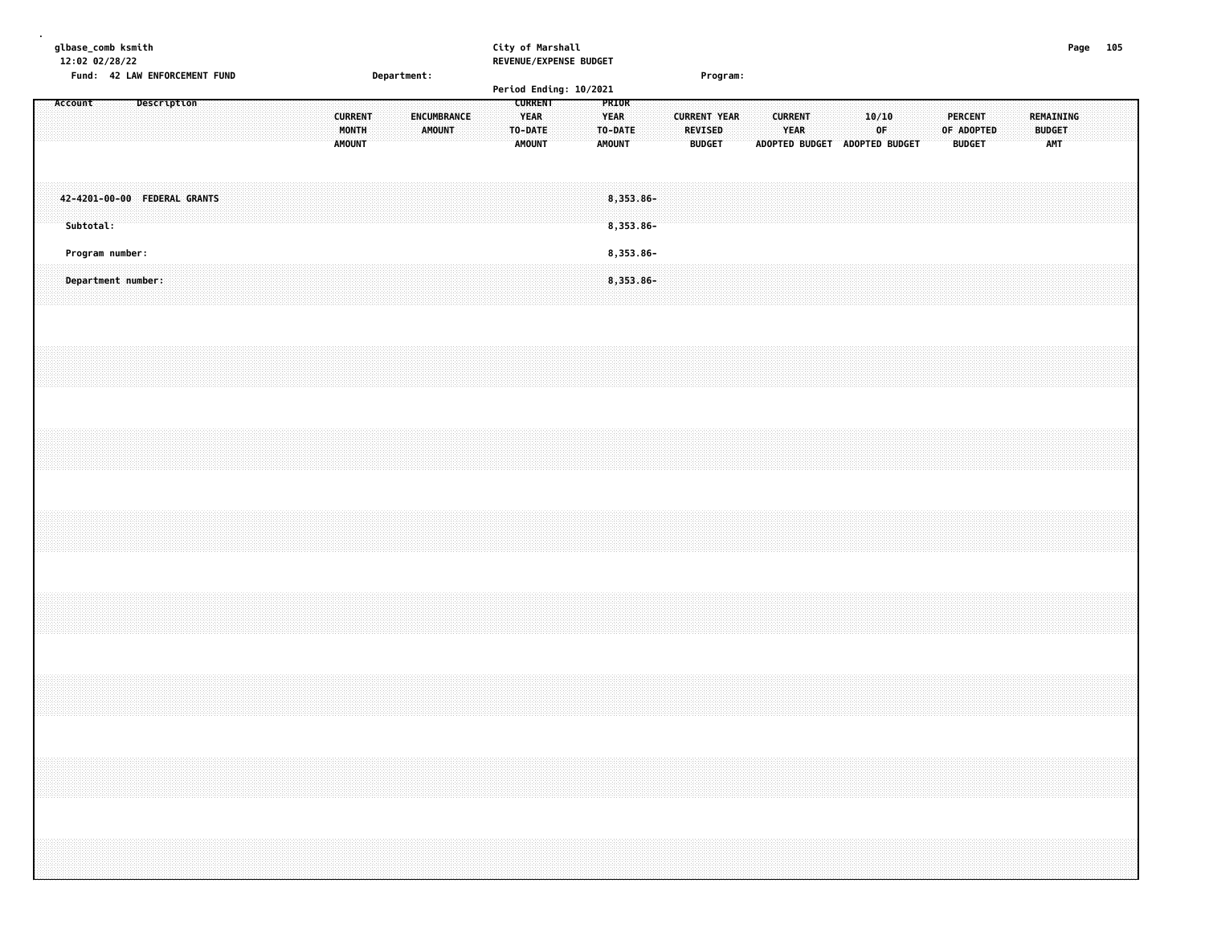City of Marshall
REVENUE/EXPENSE BUDGET

glbase_comb ksmith
12:02 02/28/22

Fund: 42 LAW ENFORCEMENT FUND Department: Program:

Period Ending: 10/2021

| Account | Description | CURRENT MONTH AMOUNT | ENCUMBRANCE AMOUNT | CURRENT YEAR TO-DATE AMOUNT | PRIOR YEAR TO-DATE AMOUNT | CURRENT YEAR REVISED BUDGET | CURRENT YEAR ADOPTED BUDGET | 10/10 OF ADOPTED BUDGET | PERCENT OF ADOPTED BUDGET | REMAINING BUDGET AMT |
|---|---|---|---|---|---|---|---|---|---|---|
| 42-4201-00-00 | FEDERAL GRANTS | | | | 8,353.86- | | | | | |
| Subtotal: | | | | | 8,353.86- | | | | | |
| Program number: | | | | | 8,353.86- | | | | | |
| Department number: | | | | | 8,353.86- | | | | | |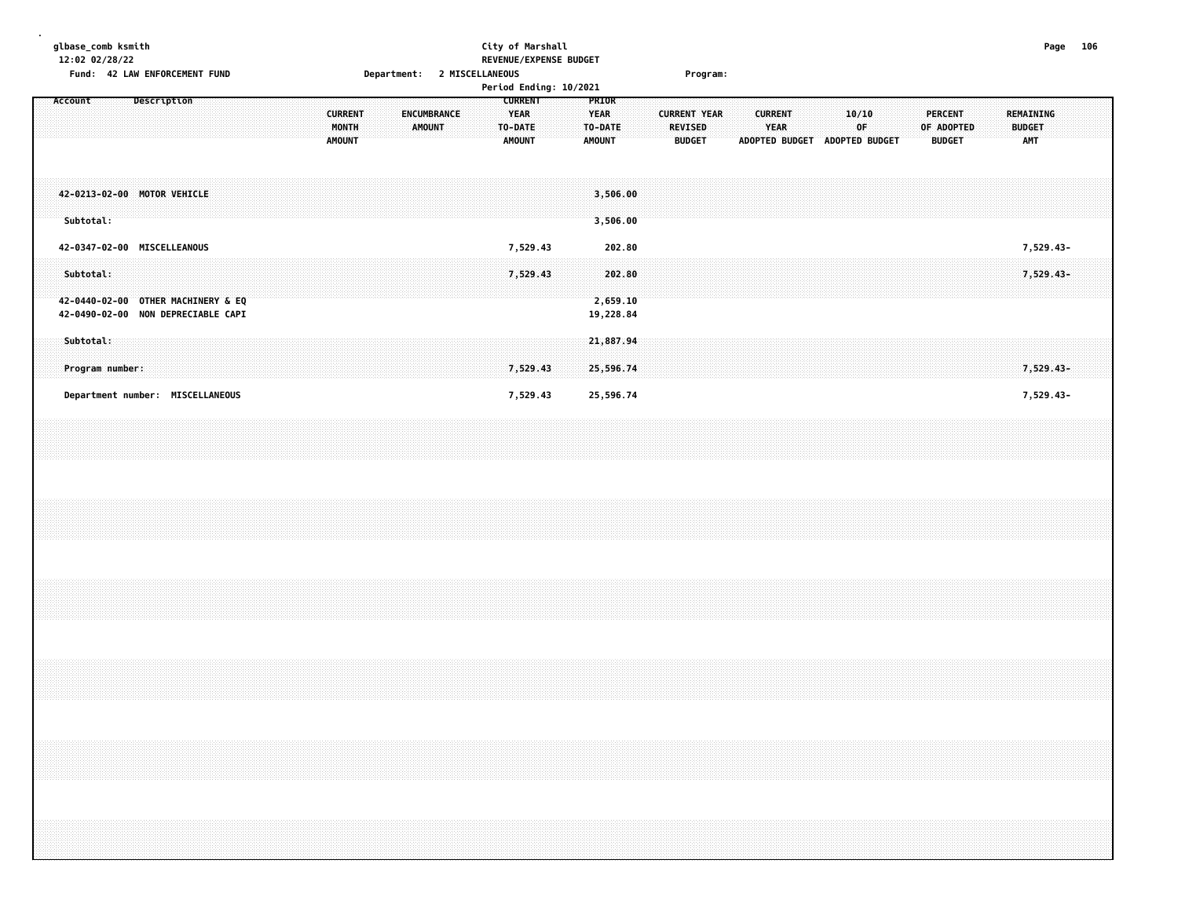glbase_comb ksmith
12:02 02/28/22

City of Marshall
REVENUE/EXPENSE BUDGET

Fund: 42 LAW ENFORCEMENT FUND    Department: 2 MISCELLANEOUS    Program:

Period Ending: 10/2021

| Account | Description | CURRENT MONTH AMOUNT | ENCUMBRANCE AMOUNT | CURRENT YEAR TO-DATE AMOUNT | PRIOR YEAR TO-DATE AMOUNT | CURRENT YEAR REVISED BUDGET | CURRENT YEAR ADOPTED BUDGET | 10/10 OF ADOPTED BUDGET | PERCENT OF ADOPTED BUDGET | REMAINING BUDGET AMT |
|---|---|---|---|---|---|---|---|---|---|---|
| 42-0213-02-00 | MOTOR VEHICLE | | | | 3,506.00 | | | | | |
| Subtotal: | | | | | 3,506.00 | | | | | |
| 42-0347-02-00 | MISCELLANEOUS | | | 7,529.43 | 202.80 | | | | | 7,529.43- |
| Subtotal: | | | | 7,529.43 | 202.80 | | | | | 7,529.43- |
| 42-0440-02-00 | OTHER MACHINERY & EQ | | | | 2,659.10 | | | | | |
| 42-0490-02-00 | NON DEPRECIABLE CAPI | | | | 19,228.84 | | | | | |
| Subtotal: | | | | | 21,887.94 | | | | | |
| Program number: | | | | 7,529.43 | 25,596.74 | | | | | 7,529.43- |
| Department number: | MISCELLANEOUS | | | 7,529.43 | 25,596.74 | | | | | 7,529.43- |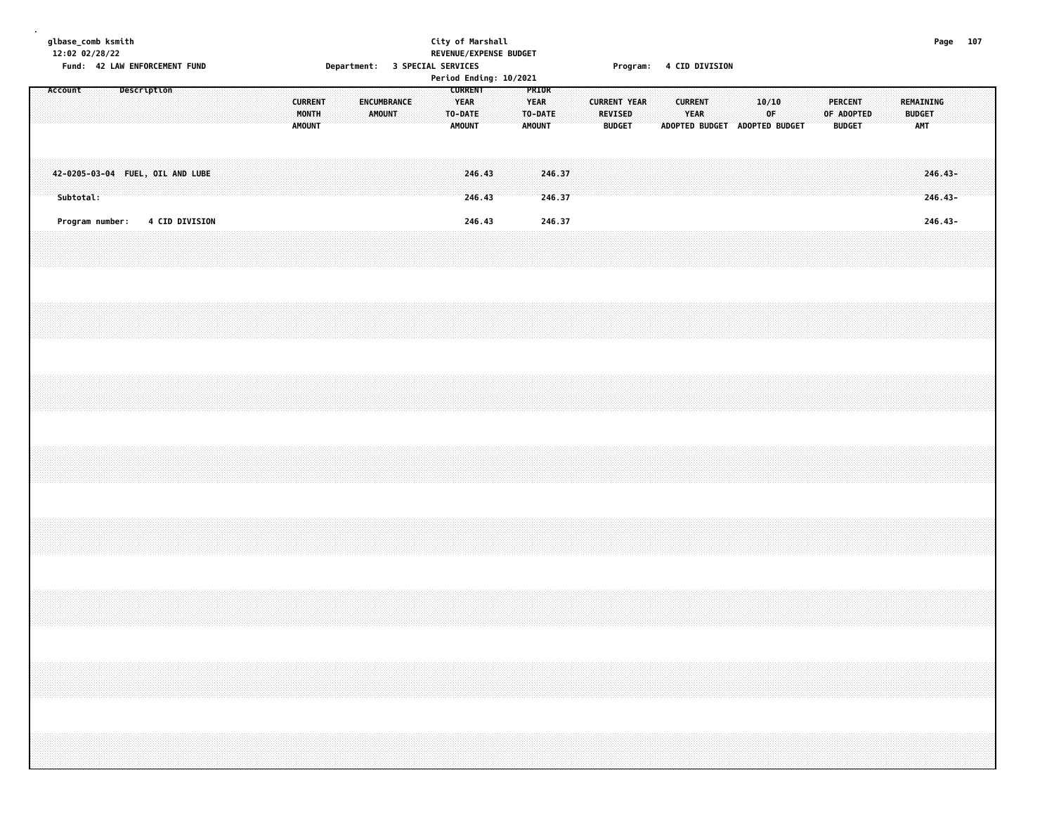City of Marshall
REVENUE/EXPENSE BUDGET
Period Ending: 10/2021

glbase_comb ksmith
12:02 02/28/22

Fund: 42 LAW ENFORCEMENT FUND | Department: 3 SPECIAL SERVICES | Program: 4 CID DIVISION

| Account | Description | CURRENT MONTH AMOUNT | ENCUMBRANCE AMOUNT | CURRENT YEAR TO-DATE AMOUNT | PRIOR YEAR TO-DATE AMOUNT | CURRENT YEAR REVISED BUDGET | CURRENT YEAR ADOPTED BUDGET | 10/10 OF ADOPTED BUDGET | PERCENT OF ADOPTED BUDGET | REMAINING BUDGET AMT |
|---|---|---|---|---|---|---|---|---|---|---|
| 42-0205-03-04 | FUEL, OIL AND LUBE | | | 246.43 | 246.37 | | | | | 246.43- |
| Subtotal: | | | | 246.43 | 246.37 | | | | | 246.43- |
| Program number: | 4 CID DIVISION | | | 246.43 | 246.37 | | | | | 246.43- |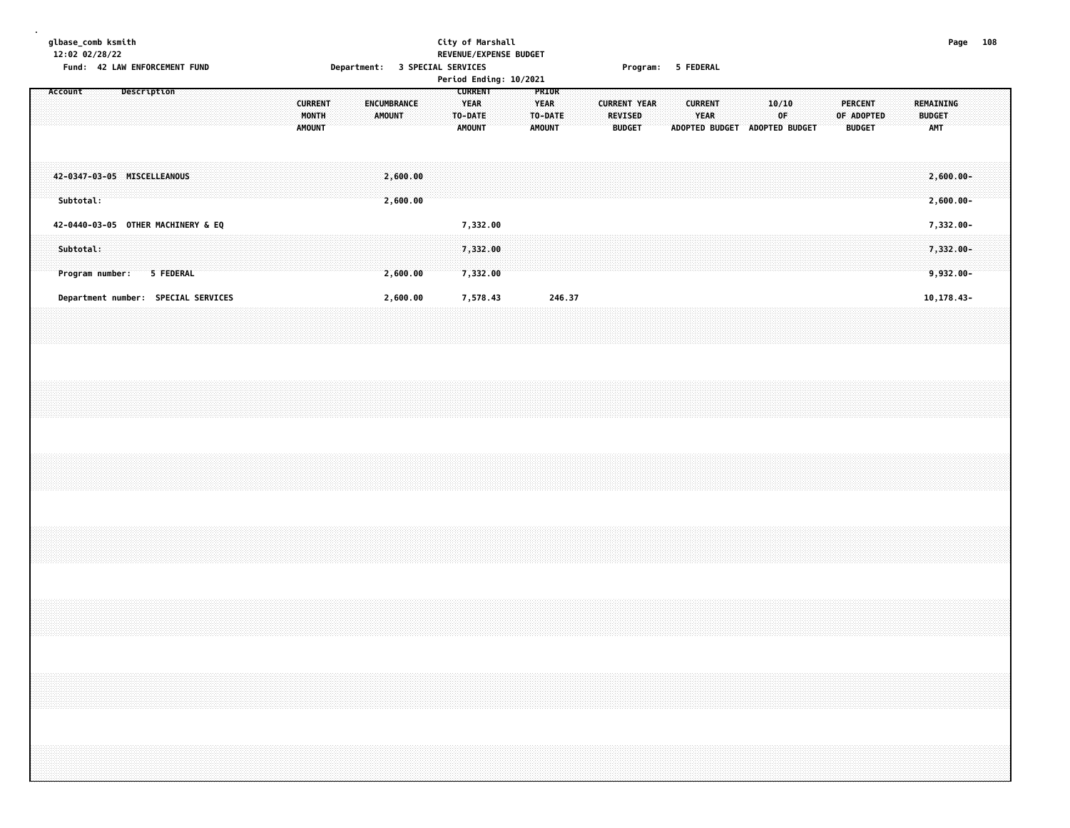glbase_comb ksmith
12:02 02/28/22
Fund: 42 LAW ENFORCEMENT FUND

City of Marshall
REVENUE/EXPENSE BUDGET
Department: 3 SPECIAL SERVICES
Program: 5 FEDERAL
Period Ending: 10/2021

| Account | Description | CURRENT MONTH AMOUNT | ENCUMBRANCE AMOUNT | CURRENT YEAR TO-DATE AMOUNT | PRIOR YEAR TO-DATE AMOUNT | CURRENT YEAR REVISED BUDGET | CURRENT YEAR ADOPTED BUDGET | 10/10 OF ADOPTED BUDGET | PERCENT OF ADOPTED BUDGET | REMAINING BUDGET AMT |
|---|---|---|---|---|---|---|---|---|---|---|
| 42-0347-03-05 | MISCELLEANOUS | | 2,600.00 | | | | | | | 2,600.00- |
| Subtotal: | | | 2,600.00 | | | | | | | 2,600.00- |
| 42-0440-03-05 | OTHER MACHINERY & EQ | | | 7,332.00 | | | | | | 7,332.00- |
| Subtotal: | | | | 7,332.00 | | | | | | 7,332.00- |
| Program number: | 5 FEDERAL | | 2,600.00 | 7,332.00 | | | | | | 9,932.00- |
| Department number: | SPECIAL SERVICES | | 2,600.00 | 7,578.43 | 246.37 | | | | | 10,178.43- |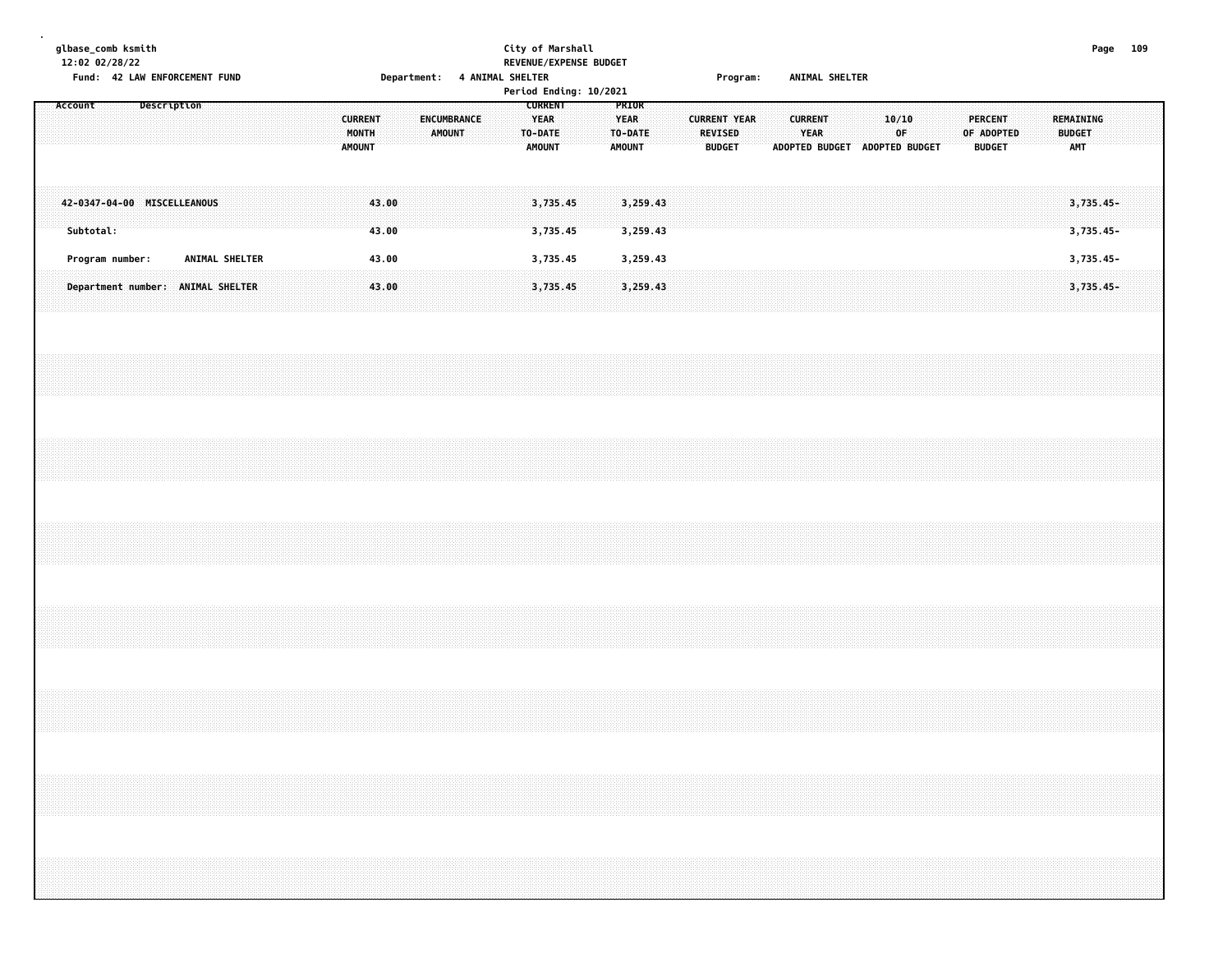glbase_comb ksmith
12:02 02/28/22

City of Marshall
REVENUE/EXPENSE BUDGET

Fund: 42 LAW ENFORCEMENT FUND    Department: 4 ANIMAL SHELTER    Program: ANIMAL SHELTER

Period Ending: 10/2021

| Account | Description | CURRENT MONTH AMOUNT | ENCUMBRANCE AMOUNT | CURRENT YEAR TO-DATE AMOUNT | PRIOR YEAR TO-DATE AMOUNT | CURRENT YEAR REVISED BUDGET | CURRENT YEAR ADOPTED BUDGET | 10/10 OF ADOPTED BUDGET | PERCENT OF ADOPTED BUDGET | REMAINING BUDGET AMT |
|---|---|---|---|---|---|---|---|---|---|---|
| 42-0347-04-00 | MISCELLEANOUS | 43.00 | | 3,735.45 | 3,259.43 | | | | | 3,735.45- |
| Subtotal: | | 43.00 | | 3,735.45 | 3,259.43 | | | | | 3,735.45- |
| Program number: | ANIMAL SHELTER | 43.00 | | 3,735.45 | 3,259.43 | | | | | 3,735.45- |
| Department number: | ANIMAL SHELTER | 43.00 | | 3,735.45 | 3,259.43 | | | | | 3,735.45- |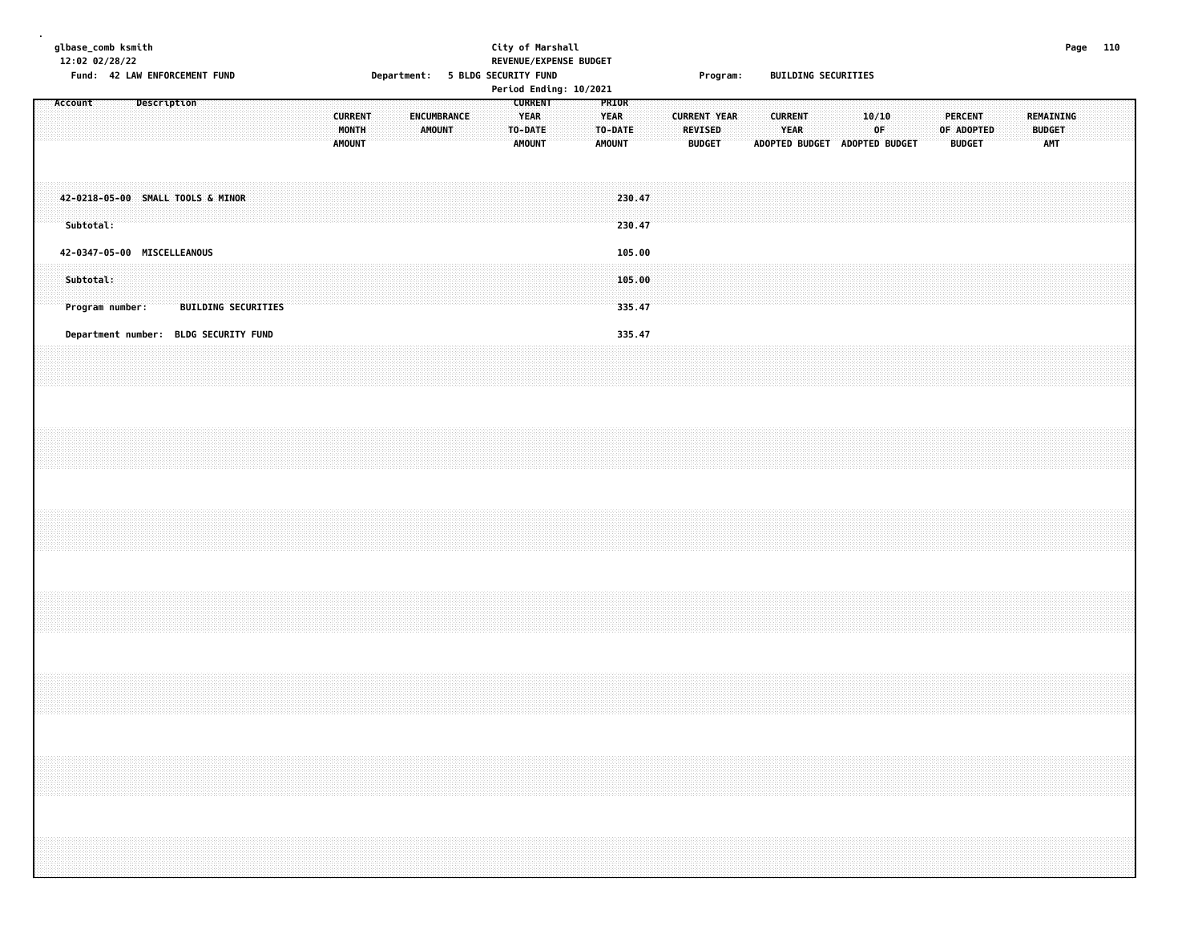City of Marshall
REVENUE/EXPENSE BUDGET
Period Ending: 10/2021

Fund: 42 LAW ENFORCEMENT FUND  Department: 5 BLDG SECURITY FUND  Program: BUILDING SECURITIES

| Account Description | CURRENT MONTH AMOUNT | ENCUMBRANCE AMOUNT | CURRENT YEAR TO-DATE AMOUNT | PRIOR YEAR TO-DATE AMOUNT | CURRENT YEAR REVISED BUDGET | CURRENT YEAR ADOPTED BUDGET | 10/10 OF ADOPTED BUDGET | PERCENT OF ADOPTED BUDGET | REMAINING BUDGET AMT |
|---|---|---|---|---|---|---|---|---|---|
| 42-0218-05-00 SMALL TOOLS & MINOR | | | | 230.47 | | | | | |
| Subtotal: | | | | 230.47 | | | | | |
| 42-0347-05-00 MISCELLEANOUS | | | | 105.00 | | | | | |
| Subtotal: | | | | 105.00 | | | | | |
| Program number: BUILDING SECURITIES | | | | 335.47 | | | | | |
| Department number: BLDG SECURITY FUND | | | | 335.47 | | | | | |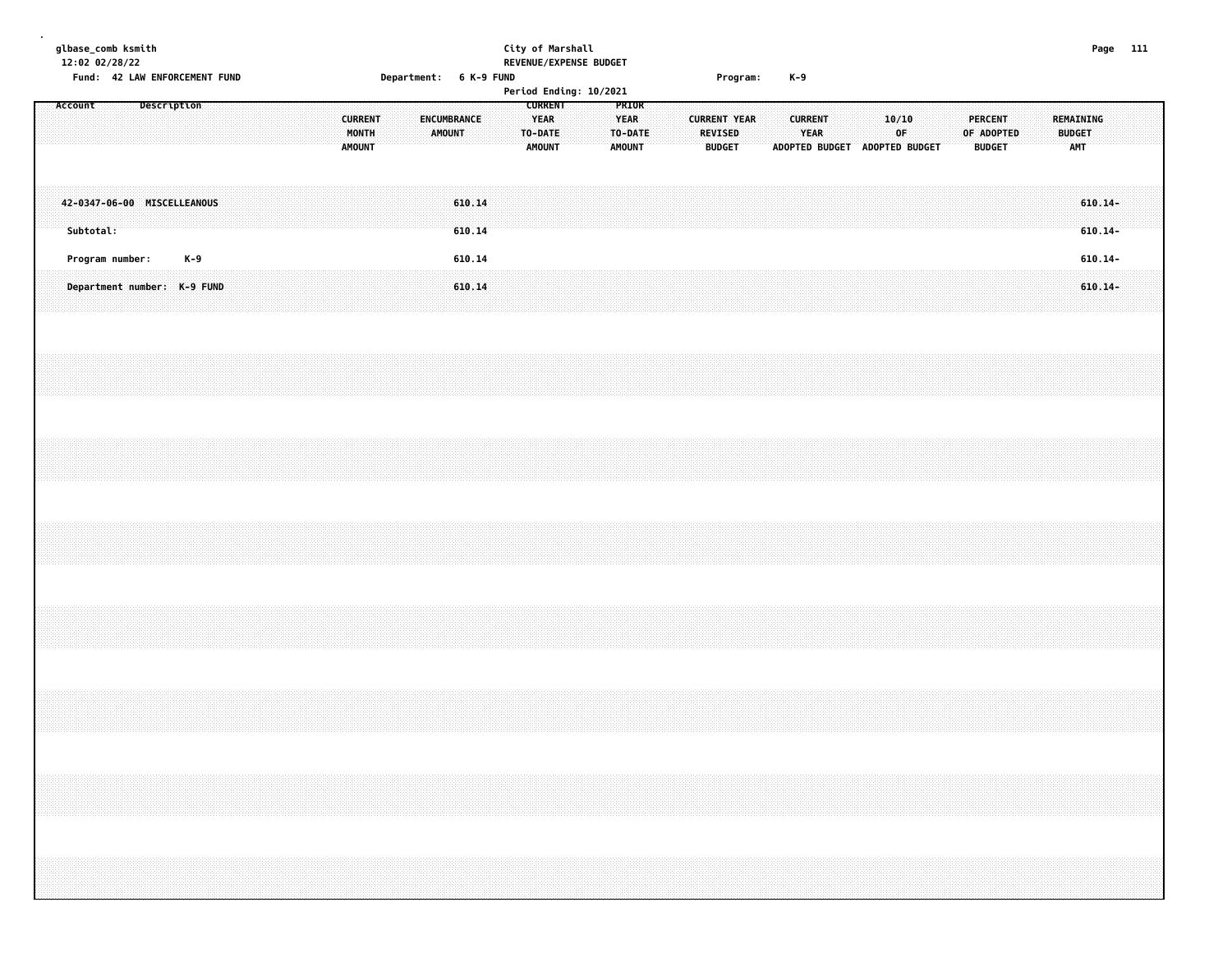glbase_comb ksmith
12:02 02/28/22

City of Marshall
REVENUE/EXPENSE BUDGET

Fund: 42 LAW ENFORCEMENT FUND | Department: 6 K-9 FUND | Program: K-9

Period Ending: 10/2021

| Account Description | CURRENT MONTH AMOUNT | ENCUMBRANCE AMOUNT | CURRENT YEAR TO-DATE AMOUNT | PRIOR YEAR TO-DATE AMOUNT | CURRENT YEAR REVISED BUDGET | CURRENT YEAR ADOPTED BUDGET | 10/10 OF ADOPTED BUDGET | PERCENT OF ADOPTED BUDGET | REMAINING BUDGET AMT |
|---|---|---|---|---|---|---|---|---|---|
| 42-0347-06-00 MISCELLEANOUS | | 610.14 | | | | | | | 610.14- |
| Subtotal: | | 610.14 | | | | | | | 610.14- |
| Program number: K-9 | | 610.14 | | | | | | | 610.14- |
| Department number: K-9 FUND | | 610.14 | | | | | | | 610.14- |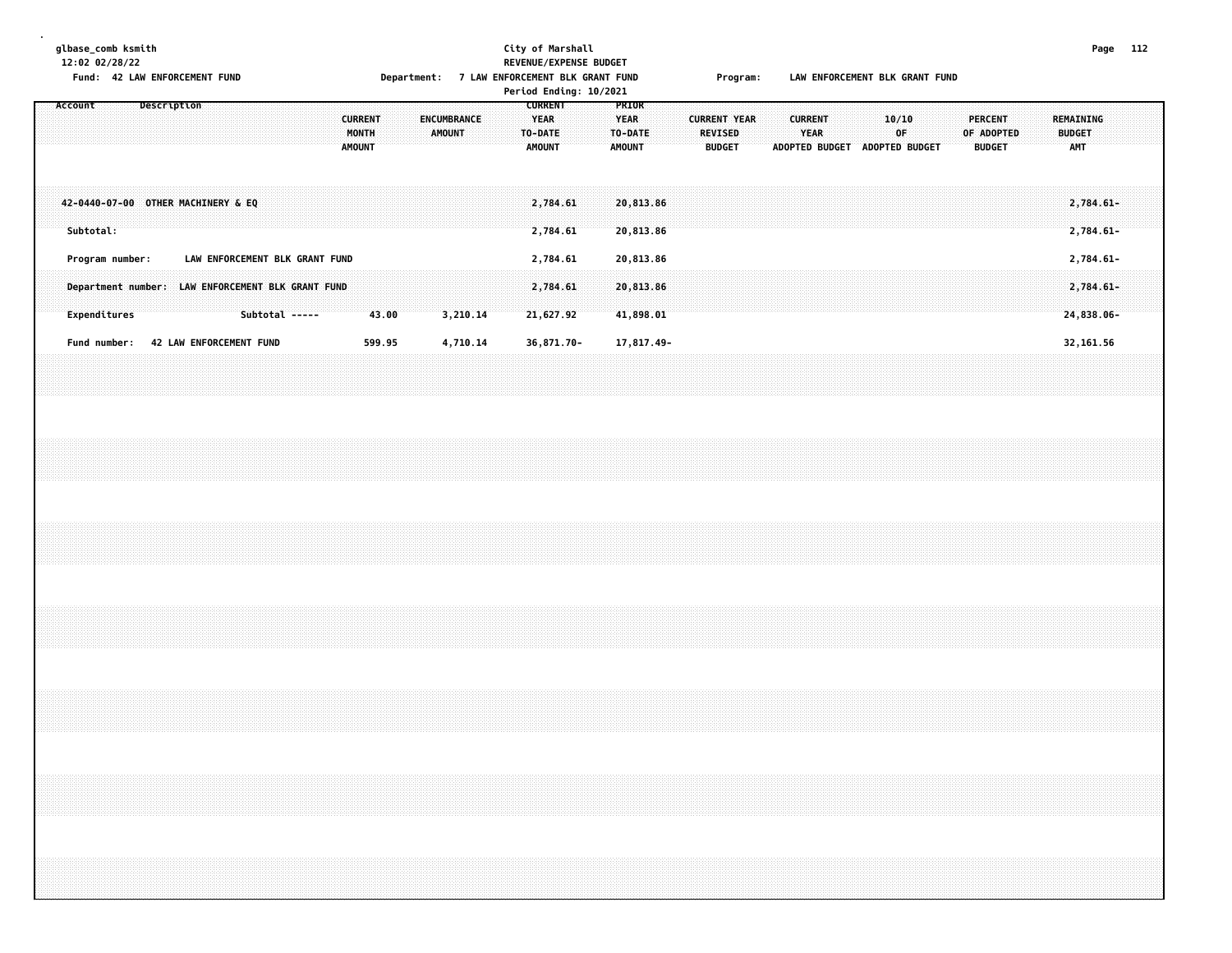glbase_comb ksmith
12:02 02/28/22

**City of Marshall**
**REVENUE/EXPENSE BUDGET**
**Period Ending: 10/2021**

Fund: 42 LAW ENFORCEMENT FUND
Department: 7 LAW ENFORCEMENT BLK GRANT FUND
Program: LAW ENFORCEMENT BLK GRANT FUND

| Account | Description | CURRENT MONTH AMOUNT | ENCUMBRANCE AMOUNT | CURRENT YEAR TO-DATE AMOUNT | PRIOR YEAR TO-DATE AMOUNT | CURRENT YEAR REVISED BUDGET | CURRENT YEAR ADOPTED BUDGET | 10/10 OF ADOPTED BUDGET | PERCENT OF ADOPTED BUDGET | REMAINING BUDGET AMT |
|---|---|---|---|---|---|---|---|---|---|---|
| 42-0440-07-00 | OTHER MACHINERY & EQ | | | 2,784.61 | 20,813.86 | | | | | 2,784.61- |
| Subtotal: | | | | 2,784.61 | 20,813.86 | | | | | 2,784.61- |
| Program number: | LAW ENFORCEMENT BLK GRANT FUND | | | 2,784.61 | 20,813.86 | | | | | 2,784.61- |
| Department number: | LAW ENFORCEMENT BLK GRANT FUND | | | 2,784.61 | 20,813.86 | | | | | 2,784.61- |
| Expenditures | Subtotal ----- | 43.00 | 3,210.14 | 21,627.92 | 41,898.01 | | | | | 24,838.06- |
| Fund number: | 42 LAW ENFORCEMENT FUND | 599.95 | 4,710.14 | 36,871.70- | 17,817.49- | | | | | 32,161.56 |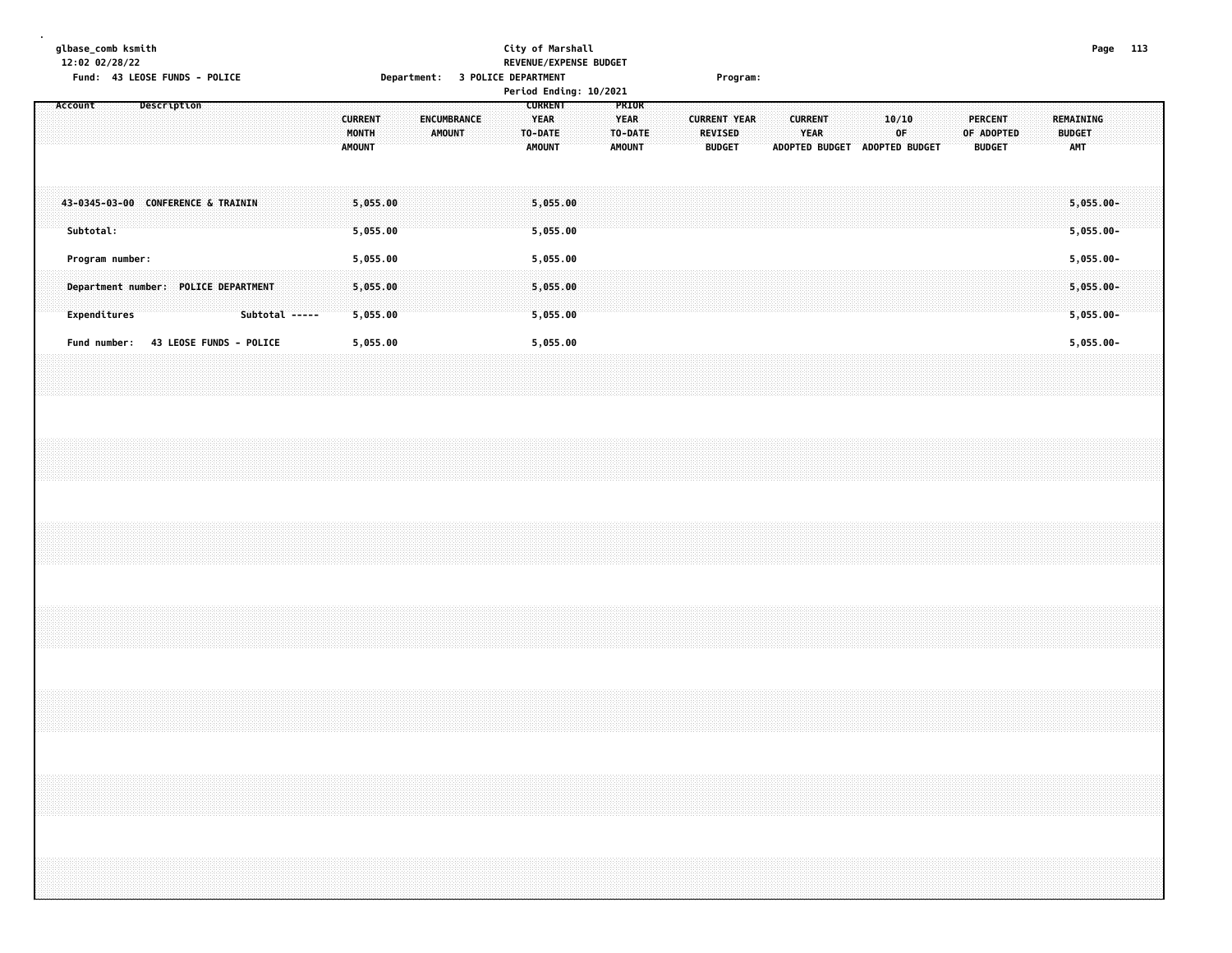glbase_comb ksmith
12:02 02/28/22

City of Marshall
REVENUE/EXPENSE BUDGET

Fund: 43 LEOSE FUNDS - POLICE    Department: 3 POLICE DEPARTMENT    Program:

Period Ending: 10/2021

| Account | Description | CURRENT MONTH AMOUNT | ENCUMBRANCE AMOUNT | CURRENT YEAR TO-DATE AMOUNT | PRIOR YEAR TO-DATE AMOUNT | CURRENT YEAR REVISED BUDGET | CURRENT YEAR ADOPTED BUDGET | 10/10 OF ADOPTED BUDGET | PERCENT OF ADOPTED BUDGET | REMAINING BUDGET AMT |
|---|---|---|---|---|---|---|---|---|---|---|
| 43-0345-03-00 | CONFERENCE & TRAININ | 5,055.00 | | 5,055.00 | | | | | | 5,055.00- |
| Subtotal: | | 5,055.00 | | 5,055.00 | | | | | | 5,055.00- |
| Program number: | | 5,055.00 | | 5,055.00 | | | | | | 5,055.00- |
| Department number: POLICE DEPARTMENT | | 5,055.00 | | 5,055.00 | | | | | | 5,055.00- |
| Expenditures | Subtotal ----- | 5,055.00 | | 5,055.00 | | | | | | 5,055.00- |
| Fund number: 43 LEOSE FUNDS - POLICE | | 5,055.00 | | 5,055.00 | | | | | | 5,055.00- |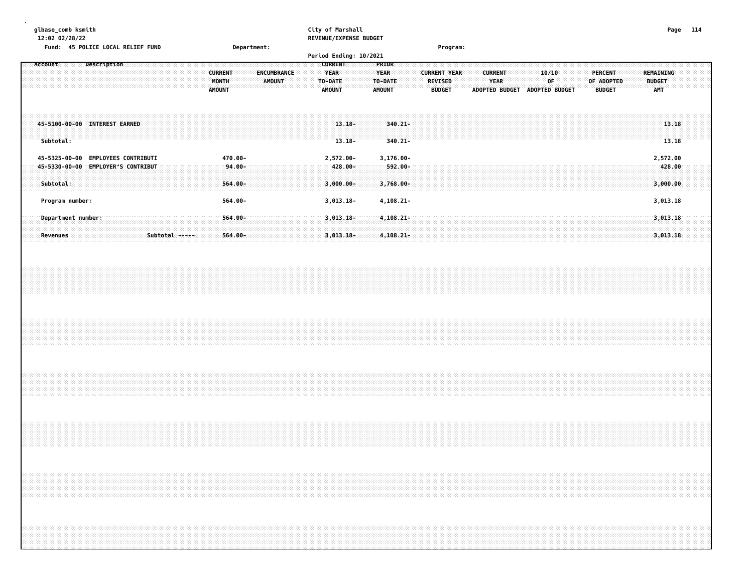glbase_comb ksmith
12:02 02/28/22

City of Marshall
REVENUE/EXPENSE BUDGET

Fund: 45 POLICE LOCAL RELIEF FUND  Department:  Program:

Period Ending: 10/2021

| Account | Description | CURRENT MONTH AMOUNT | ENCUMBRANCE AMOUNT | CURRENT YEAR TO-DATE AMOUNT | PRIOR YEAR TO-DATE AMOUNT | CURRENT YEAR REVISED BUDGET | CURRENT YEAR ADOPTED BUDGET | 10/10 OF ADOPTED BUDGET | PERCENT OF ADOPTED BUDGET | REMAINING BUDGET AMT |
|---|---|---|---|---|---|---|---|---|---|---|
| 45-5100-00-00 | INTEREST EARNED | | | 13.18- | 340.21- | | | | | 13.18 |
| Subtotal: | | | | 13.18- | 340.21- | | | | | 13.18 |
| 45-5325-00-00 | EMPLOYEES CONTRIBUTI | 470.00- | | 2,572.00- | 3,176.00- | | | | | 2,572.00 |
| 45-5330-00-00 | EMPLOYER'S CONTRIBUT | 94.00- | | 428.00- | 592.00- | | | | | 428.00 |
| Subtotal: | | 564.00- | | 3,000.00- | 3,768.00- | | | | | 3,000.00 |
| Program number: | | 564.00- | | 3,013.18- | 4,108.21- | | | | | 3,013.18 |
| Department number: | | 564.00- | | 3,013.18- | 4,108.21- | | | | | 3,013.18 |
| Revenues | Subtotal ----- | 564.00- | | 3,013.18- | 4,108.21- | | | | | 3,013.18 |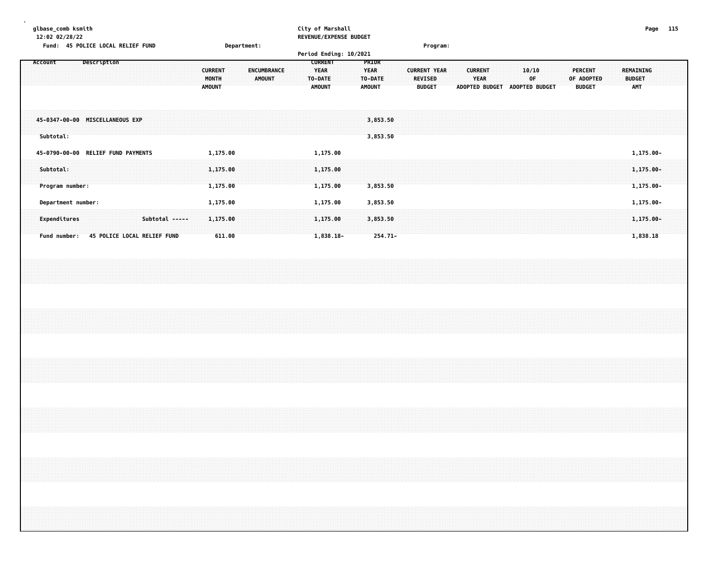glbase_comb ksmith
12:02 02/28/22

City of Marshall
REVENUE/EXPENSE BUDGET

Fund: 45 POLICE LOCAL RELIEF FUND | Department: | Program:

Period Ending: 10/2021

| Account | Description | CURRENT MONTH AMOUNT | ENCUMBRANCE AMOUNT | CURRENT YEAR TO-DATE AMOUNT | PRIOR YEAR TO-DATE AMOUNT | CURRENT YEAR REVISED BUDGET | CURRENT YEAR ADOPTED BUDGET | 10/10 OF ADOPTED BUDGET | PERCENT OF ADOPTED BUDGET | REMAINING BUDGET AMT |
|---|---|---|---|---|---|---|---|---|---|---|
| 45-0347-00-00 | MISCELLANEOUS EXP | | | | 3,853.50 | | | | | |
| Subtotal: | | | | | 3,853.50 | | | | | |
| 45-0790-00-00 | RELIEF FUND PAYMENTS | 1,175.00 | | 1,175.00 | | | | | | 1,175.00- |
| Subtotal: | | 1,175.00 | | 1,175.00 | | | | | | 1,175.00- |
| Program number: | | 1,175.00 | | 1,175.00 | 3,853.50 | | | | | 1,175.00- |
| Department number: | | 1,175.00 | | 1,175.00 | 3,853.50 | | | | | 1,175.00- |
| Expenditures | Subtotal ----- | 1,175.00 | | 1,175.00 | 3,853.50 | | | | | 1,175.00- |
| Fund number: | 45 POLICE LOCAL RELIEF FUND | 611.00 | | 1,838.18- | 254.71- | | | | | 1,838.18 |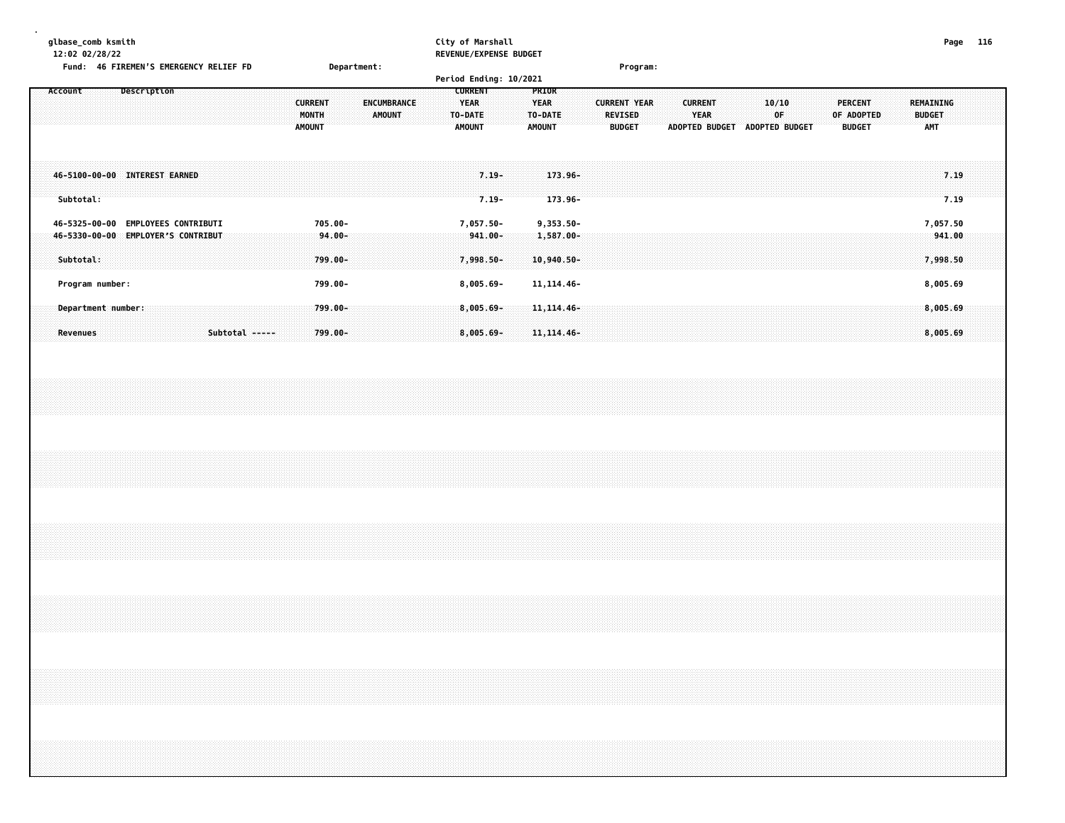glbase_comb ksmith
12:02 02/28/22

City of Marshall
REVENUE/EXPENSE BUDGET

Fund: 46 FIREMEN'S EMERGENCY RELIEF FD    Department:    Program:

Period Ending: 10/2021

| Account | Description | CURRENT MONTH AMOUNT | ENCUMBRANCE AMOUNT | CURRENT YEAR TO-DATE AMOUNT | PRIOR YEAR TO-DATE AMOUNT | CURRENT YEAR REVISED BUDGET | CURRENT YEAR ADOPTED BUDGET | 10/10 OF ADOPTED BUDGET | PERCENT OF ADOPTED BUDGET | REMAINING BUDGET AMT |
|---|---|---|---|---|---|---|---|---|---|---|
| 46-5100-00-00 | INTEREST EARNED | | | 7.19- | 173.96- | | | | | 7.19 |
| Subtotal: | | | | 7.19- | 173.96- | | | | | 7.19 |
| 46-5325-00-00 | EMPLOYEES CONTRIBUTI | 705.00- | | 7,057.50- | 9,353.50- | | | | | 7,057.50 |
| 46-5330-00-00 | EMPLOYER'S CONTRIBUT | 94.00- | | 941.00- | 1,587.00- | | | | | 941.00 |
| Subtotal: | | 799.00- | | 7,998.50- | 10,940.50- | | | | | 7,998.50 |
| Program number: | | 799.00- | | 8,005.69- | 11,114.46- | | | | | 8,005.69 |
| Department number: | | 799.00- | | 8,005.69- | 11,114.46- | | | | | 8,005.69 |
| Revenues | Subtotal ----- | 799.00- | | 8,005.69- | 11,114.46- | | | | | 8,005.69 |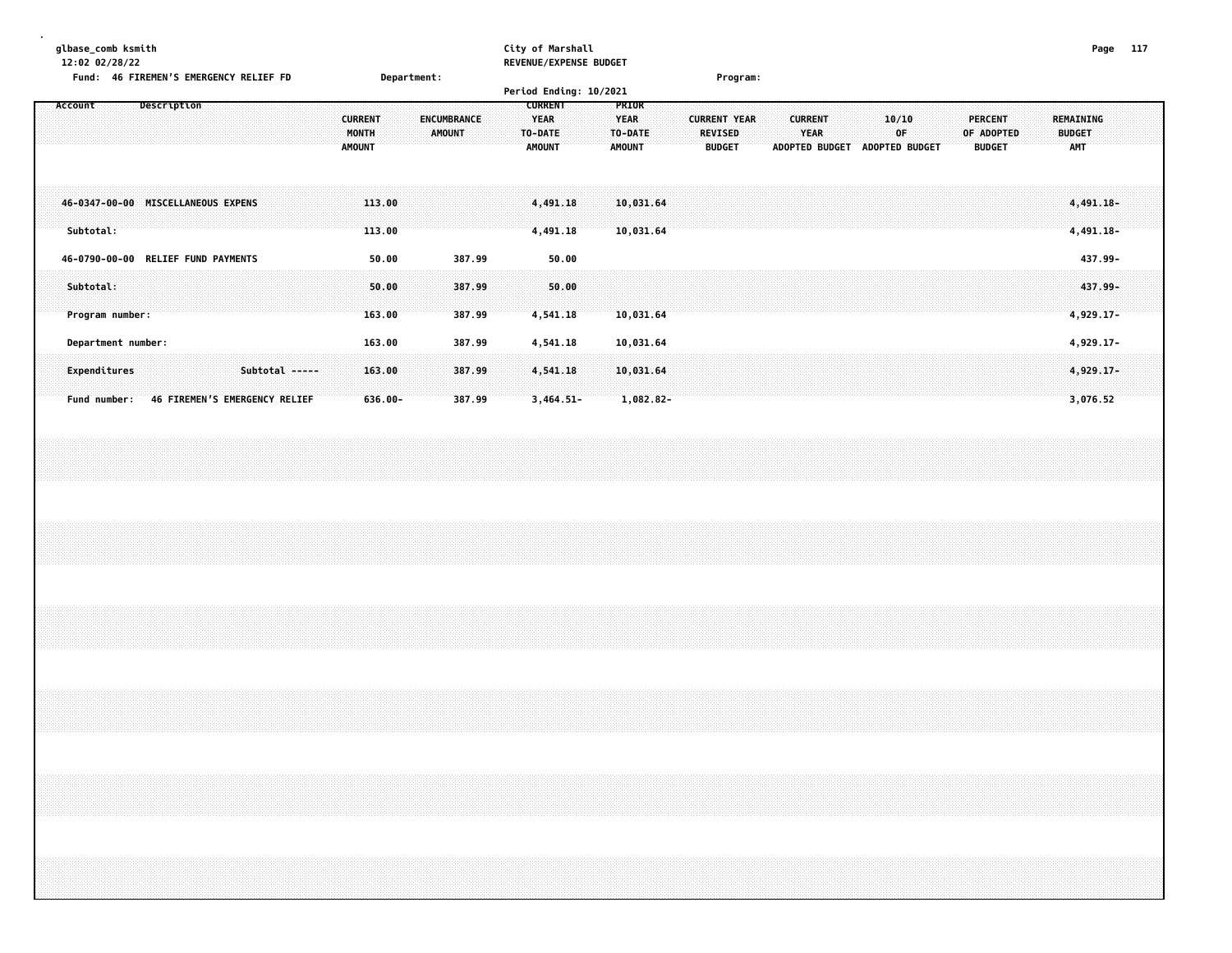glbase_comb ksmith
12:02 02/28/22

City of Marshall
REVENUE/EXPENSE BUDGET

Fund: 46 FIREMEN'S EMERGENCY RELIEF FD    Department:    Program:

Period Ending: 10/2021

| Account | Description | CURRENT MONTH AMOUNT | ENCUMBRANCE AMOUNT | CURRENT YEAR TO-DATE AMOUNT | PRIOR YEAR TO-DATE AMOUNT | CURRENT YEAR REVISED BUDGET | CURRENT YEAR ADOPTED BUDGET | 10/10 OF ADOPTED BUDGET | PERCENT OF ADOPTED BUDGET | REMAINING BUDGET AMT |
|---|---|---|---|---|---|---|---|---|---|---|
| 46-0347-00-00 | MISCELLANEOUS EXPENS | 113.00 | | 4,491.18 | 10,031.64 | | | | | 4,491.18- |
| Subtotal: | | 113.00 | | 4,491.18 | 10,031.64 | | | | | 4,491.18- |
| 46-0790-00-00 | RELIEF FUND PAYMENTS | 50.00 | 387.99 | 50.00 | | | | | | 437.99- |
| Subtotal: | | 50.00 | 387.99 | 50.00 | | | | | | 437.99- |
| Program number: | | 163.00 | 387.99 | 4,541.18 | 10,031.64 | | | | | 4,929.17- |
| Department number: | | 163.00 | 387.99 | 4,541.18 | 10,031.64 | | | | | 4,929.17- |
| Expenditures | Subtotal ----- | 163.00 | 387.99 | 4,541.18 | 10,031.64 | | | | | 4,929.17- |
| Fund number: | 46 FIREMEN'S EMERGENCY RELIEF | 636.00- | 387.99 | 3,464.51- | 1,082.82- | | | | | 3,076.52 |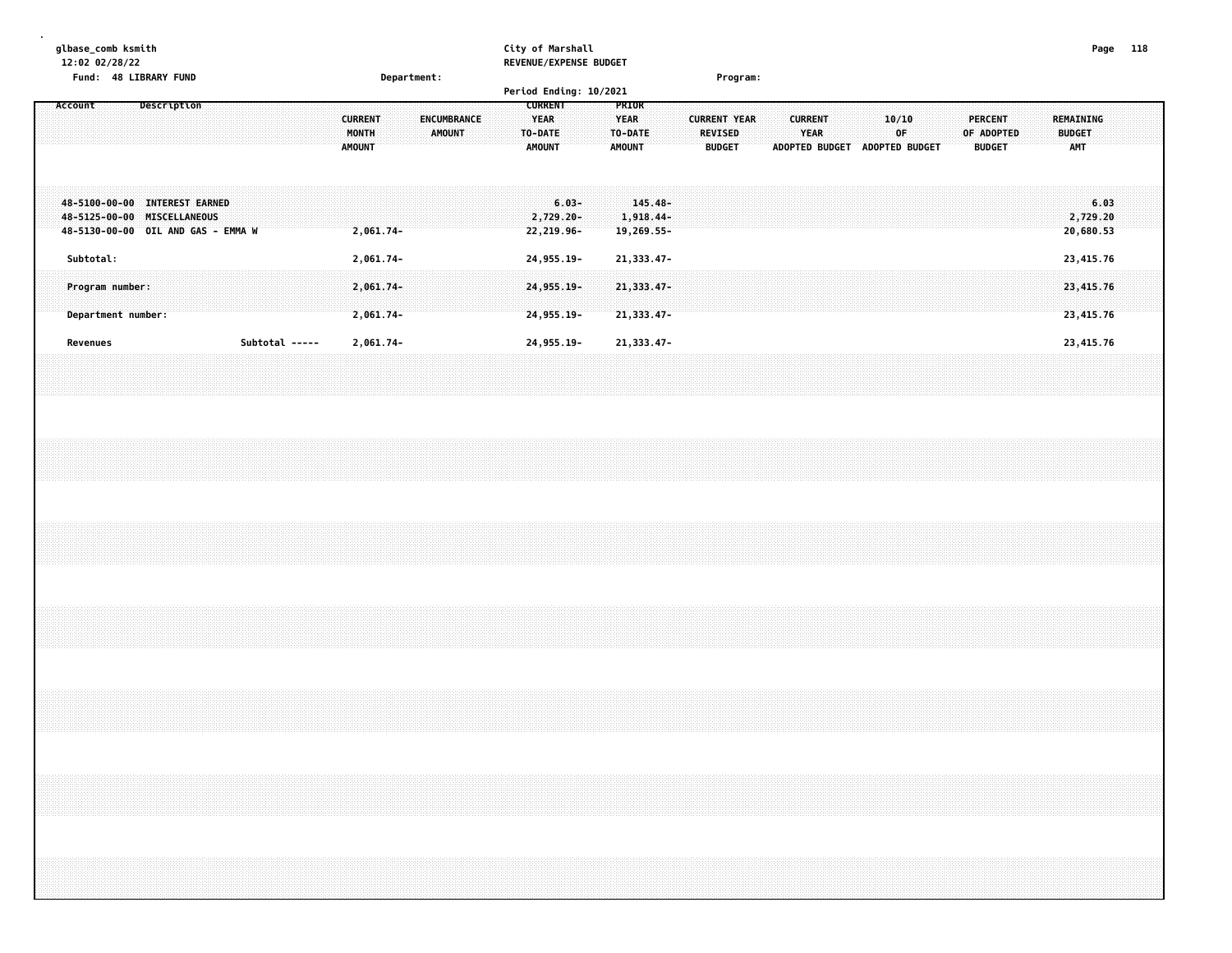glbase_comb ksmith
12:02 02/28/22

City of Marshall
REVENUE/EXPENSE BUDGET

Fund: 48 LIBRARY FUND    Department:    Program:

Period Ending: 10/2021

| Account | Description | CURRENT MONTH AMOUNT | ENCUMBRANCE AMOUNT | CURRENT YEAR TO-DATE AMOUNT | PRIOR YEAR TO-DATE AMOUNT | CURRENT YEAR REVISED BUDGET | CURRENT YEAR ADOPTED BUDGET | 10/10 OF ADOPTED BUDGET | PERCENT OF ADOPTED BUDGET | REMAINING BUDGET AMT |
|---|---|---|---|---|---|---|---|---|---|---|
| 48-5100-00-00 | INTEREST EARNED | | | 6.03- | 145.48- | | | | | 6.03 |
| 48-5125-00-00 | MISCELLANEOUS | | | 2,729.20- | 1,918.44- | | | | | 2,729.20 |
| 48-5130-00-00 | OIL AND GAS - EMMA W | 2,061.74- | | 22,219.96- | 19,269.55- | | | | | 20,680.53 |
| Subtotal: | | 2,061.74- | | 24,955.19- | 21,333.47- | | | | | 23,415.76 |
| Program number: | | 2,061.74- | | 24,955.19- | 21,333.47- | | | | | 23,415.76 |
| Department number: | | 2,061.74- | | 24,955.19- | 21,333.47- | | | | | 23,415.76 |
| Revenues | Subtotal ----- | 2,061.74- | | 24,955.19- | 21,333.47- | | | | | 23,415.76 |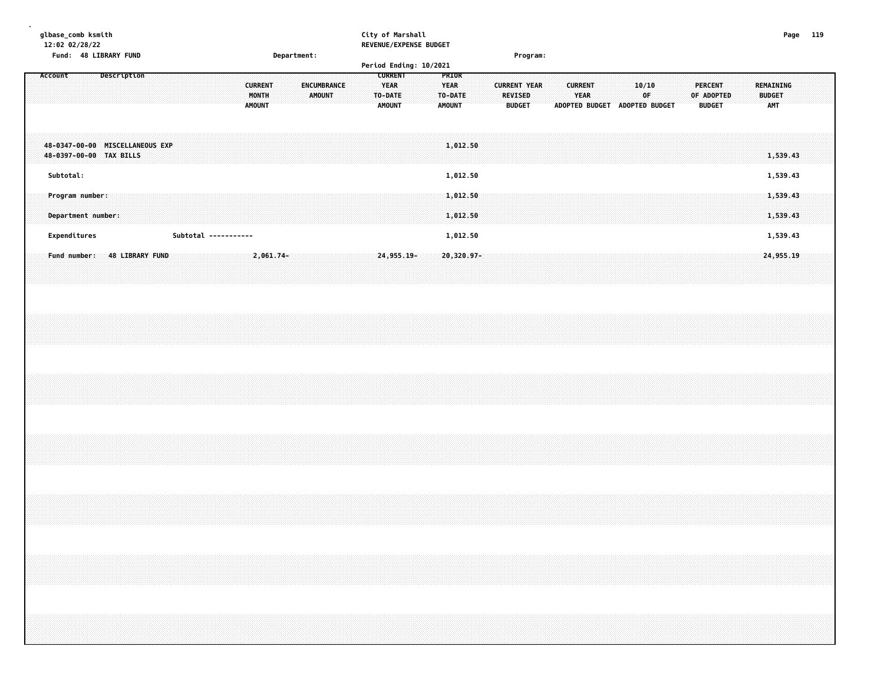glbase_comb ksmith
12:02 02/28/22

Fund: 48 LIBRARY FUND

City of Marshall
REVENUE/EXPENSE BUDGET

Department:

Program:

Period Ending: 10/2021

| Account | Description | CURRENT MONTH AMOUNT | ENCUMBRANCE AMOUNT | CURRENT YEAR TO-DATE AMOUNT | PRIOR YEAR TO-DATE AMOUNT | CURRENT YEAR REVISED BUDGET | CURRENT YEAR ADOPTED BUDGET | 10/10 OF ADOPTED BUDGET | PERCENT OF ADOPTED BUDGET | REMAINING BUDGET AMT |
|---|---|---|---|---|---|---|---|---|---|---|
| 48-0347-00-00 | MISCELLANEOUS EXP | | | | 1,012.50 | | | | | |
| 48-0397-00-00 | TAX BILLS | | | | | | | | | 1,539.43 |
| Subtotal: | | | | | 1,012.50 | | | | | 1,539.43 |
| Program number: | | | | | 1,012.50 | | | | | 1,539.43 |
| Department number: | | | | | 1,012.50 | | | | | 1,539.43 |
| Expenditures | Subtotal ----------- | | | | 1,012.50 | | | | | 1,539.43 |
| Fund number: | 48 LIBRARY FUND | 2,061.74- | | 24,955.19- | 20,320.97- | | | | | 24,955.19 |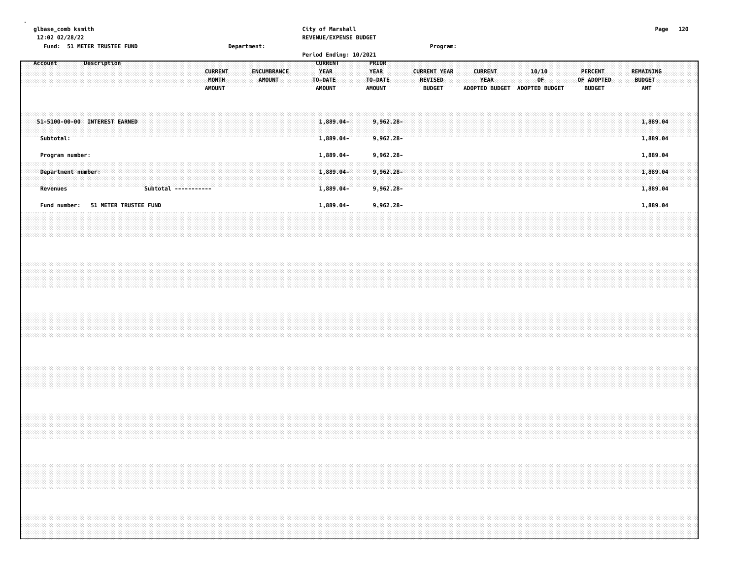glbase_comb ksmith
12:02 02/28/22

City of Marshall
REVENUE/EXPENSE BUDGET

Fund: 51 METER TRUSTEE FUND    Department:    Program:

Period Ending: 10/2021

| Account Description | CURRENT MONTH AMOUNT | ENCUMBRANCE AMOUNT | CURRENT YEAR TO-DATE AMOUNT | PRIOR YEAR TO-DATE AMOUNT | CURRENT YEAR REVISED BUDGET | CURRENT YEAR ADOPTED BUDGET | 10/10 OF ADOPTED BUDGET | PERCENT OF ADOPTED BUDGET | REMAINING BUDGET AMT |
|---|---|---|---|---|---|---|---|---|---|
| 51-5100-00-00 INTEREST EARNED | | | 1,889.04- | 9,962.28- | | | | | 1,889.04 |
| Subtotal: | | | 1,889.04- | 9,962.28- | | | | | 1,889.04 |
| Program number: | | | 1,889.04- | 9,962.28- | | | | | 1,889.04 |
| Department number: | | | 1,889.04- | 9,962.28- | | | | | 1,889.04 |
| Revenues Subtotal ----------- | | | 1,889.04- | 9,962.28- | | | | | 1,889.04 |
| Fund number: 51 METER TRUSTEE FUND | | | 1,889.04- | 9,962.28- | | | | | 1,889.04 |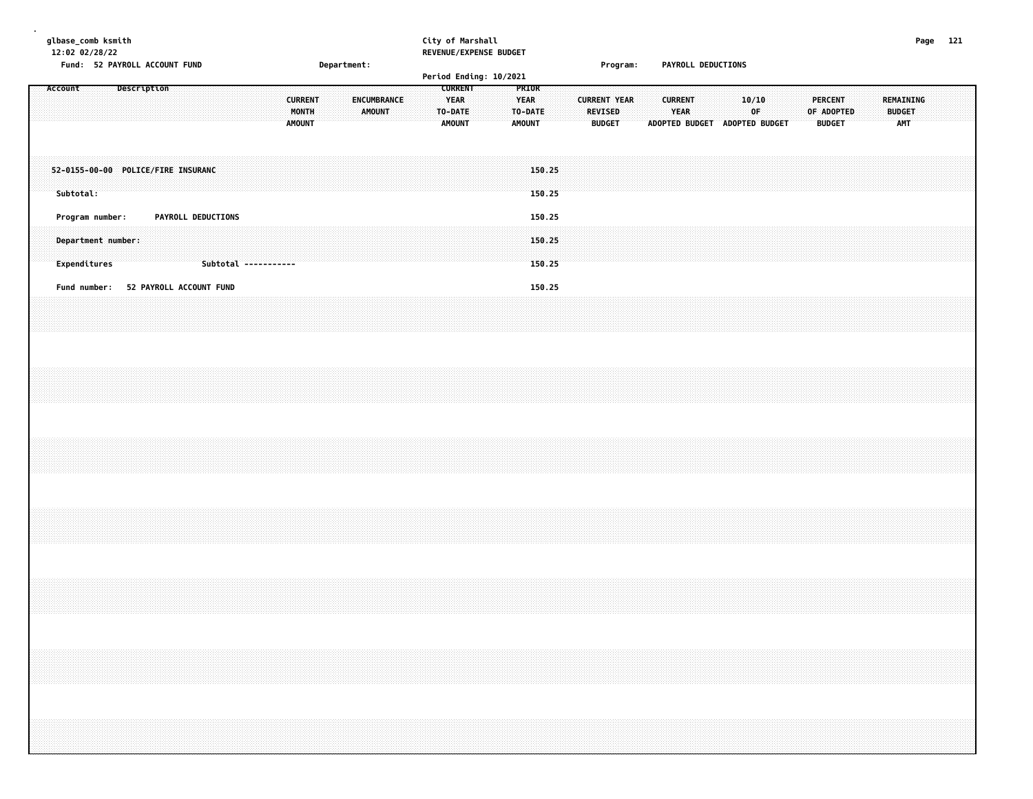glbase_comb ksmith
12:02 02/28/22

City of Marshall
REVENUE/EXPENSE BUDGET

Fund: 52 PAYROLL ACCOUNT FUND — Department: — Program: PAYROLL DEDUCTIONS

Period Ending: 10/2021

| Account | Description | CURRENT MONTH AMOUNT | ENCUMBRANCE AMOUNT | CURRENT YEAR TO-DATE AMOUNT | PRIOR YEAR TO-DATE AMOUNT | CURRENT YEAR REVISED BUDGET | CURRENT YEAR ADOPTED BUDGET | 10/10 OF ADOPTED BUDGET | PERCENT OF ADOPTED BUDGET | REMAINING BUDGET AMT |
|---|---|---|---|---|---|---|---|---|---|---|
| 52-0155-00-00 | POLICE/FIRE INSURANC | | | | 150.25 | | | | | |
| Subtotal: | | | | | 150.25 | | | | | |
| Program number: | PAYROLL DEDUCTIONS | | | | 150.25 | | | | | |
| Department number: | | | | | 150.25 | | | | | |
| Expenditures | Subtotal ----------- | | | | 150.25 | | | | | |
| Fund number: | 52 PAYROLL ACCOUNT FUND | | | | 150.25 | | | | | |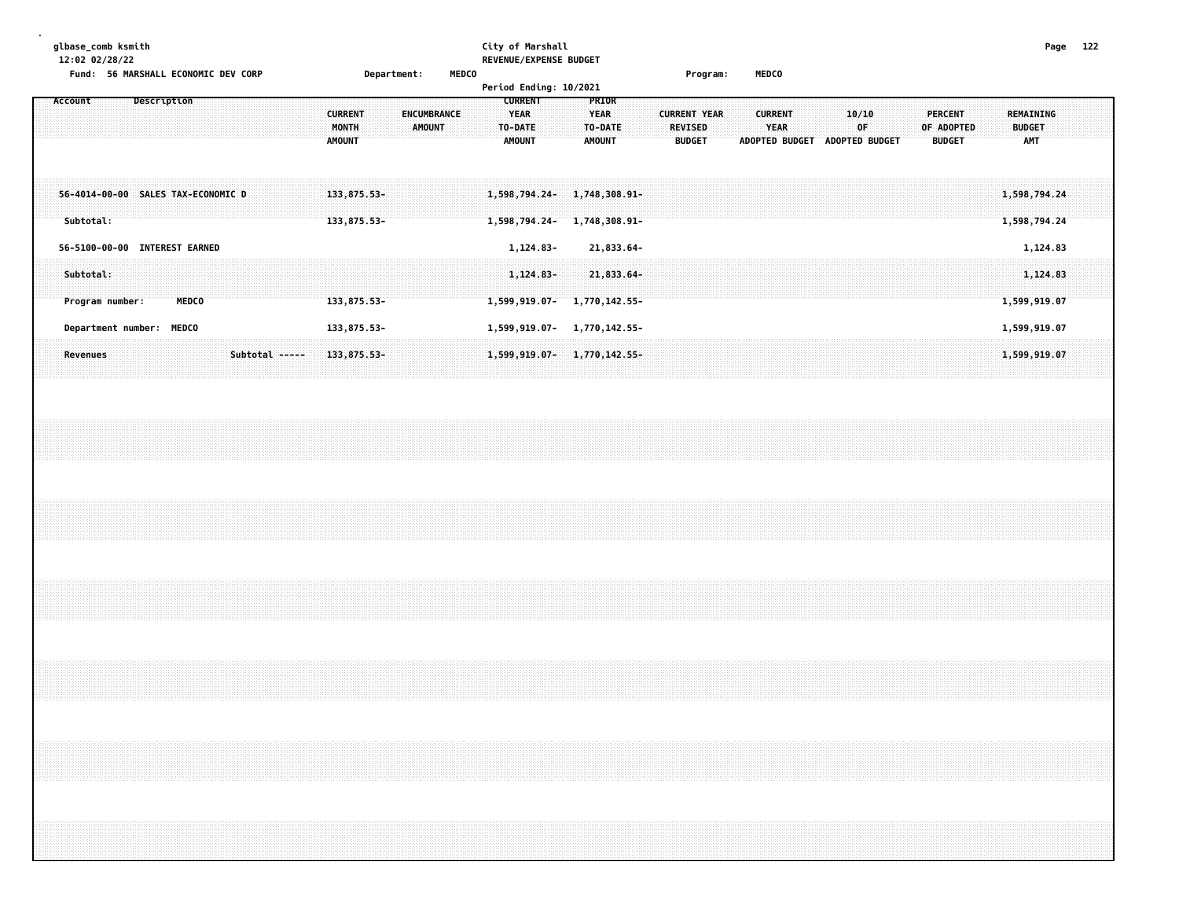glbase_comb ksmith
12:02 02/28/22

City of Marshall
REVENUE/EXPENSE BUDGET

Fund: 56 MARSHALL ECONOMIC DEV CORP    Department: MEDCO    Program: MEDCO

Period Ending: 10/2021

| Account | Description | CURRENT MONTH AMOUNT | ENCUMBRANCE AMOUNT | CURRENT YEAR TO-DATE AMOUNT | PRIOR YEAR TO-DATE AMOUNT | CURRENT YEAR REVISED BUDGET | CURRENT YEAR ADOPTED BUDGET | 10/10 OF ADOPTED BUDGET | PERCENT OF ADOPTED BUDGET | REMAINING BUDGET AMT |
|---|---|---|---|---|---|---|---|---|---|---|
| 56-4014-00-00 | SALES TAX-ECONOMIC D | 133,875.53- | | 1,598,794.24- | 1,748,308.91- | | | | | 1,598,794.24 |
| Subtotal: | | 133,875.53- | | 1,598,794.24- | 1,748,308.91- | | | | | 1,598,794.24 |
| 56-5100-00-00 | INTEREST EARNED | | | 1,124.83- | 21,833.64- | | | | | 1,124.83 |
| Subtotal: | | | | 1,124.83- | 21,833.64- | | | | | 1,124.83 |
| Program number: | MEDCO | 133,875.53- | | 1,599,919.07- | 1,770,142.55- | | | | | 1,599,919.07 |
| Department number: | MEDCO | 133,875.53- | | 1,599,919.07- | 1,770,142.55- | | | | | 1,599,919.07 |
| Revenues | Subtotal ----- | 133,875.53- | | 1,599,919.07- | 1,770,142.55- | | | | | 1,599,919.07 |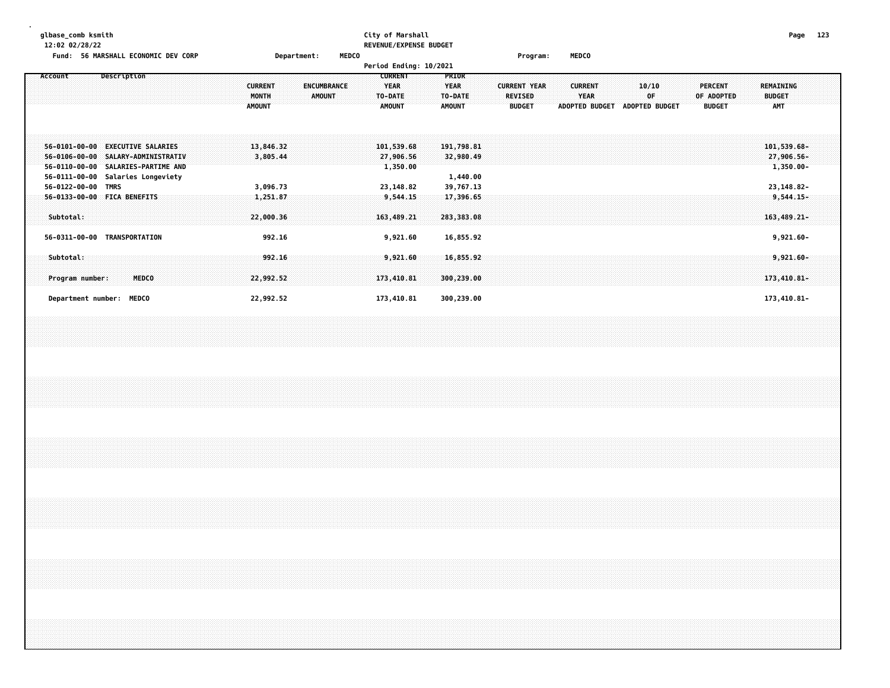glbase_comb ksmith
12:02 02/28/22

**City of Marshall**
**REVENUE/EXPENSE BUDGET**

Fund: 56 MARSHALL ECONOMIC DEV CORP    Department: MEDCO    Program: MEDCO

Period Ending: 10/2021

| Account | Description | CURRENT MONTH AMOUNT | ENCUMBRANCE AMOUNT | CURRENT YEAR TO-DATE AMOUNT | PRIOR YEAR TO-DATE AMOUNT | CURRENT YEAR REVISED BUDGET | CURRENT YEAR ADOPTED BUDGET | 10/10 OF ADOPTED BUDGET | PERCENT OF ADOPTED BUDGET | REMAINING BUDGET AMT |
|---|---|---|---|---|---|---|---|---|---|---|
| 56-0101-00-00 | EXECUTIVE SALARIES | 13,846.32 | | 101,539.68 | 191,798.81 | | | | | 101,539.68- |
| 56-0106-00-00 | SALARY-ADMINISTRATIV | 3,805.44 | | 27,906.56 | 32,980.49 | | | | | 27,906.56- |
| 56-0110-00-00 | SALARIES-PARTIME AND | | | 1,350.00 | | | | | | 1,350.00- |
| 56-0111-00-00 | Salaries Longeviety | | | | 1,440.00 | | | | | |
| 56-0122-00-00 | TMRS | 3,096.73 | | 23,148.82 | 39,767.13 | | | | | 23,148.82- |
| 56-0133-00-00 | FICA BENEFITS | 1,251.87 | | 9,544.15 | 17,396.65 | | | | | 9,544.15- |
| Subtotal: | | 22,000.36 | | 163,489.21 | 283,383.08 | | | | | 163,489.21- |
| 56-0311-00-00 | TRANSPORTATION | 992.16 | | 9,921.60 | 16,855.92 | | | | | 9,921.60- |
| Subtotal: | | 992.16 | | 9,921.60 | 16,855.92 | | | | | 9,921.60- |
| Program number: | MEDCO | 22,992.52 | | 173,410.81 | 300,239.00 | | | | | 173,410.81- |
| Department number: | MEDCO | 22,992.52 | | 173,410.81 | 300,239.00 | | | | | 173,410.81- |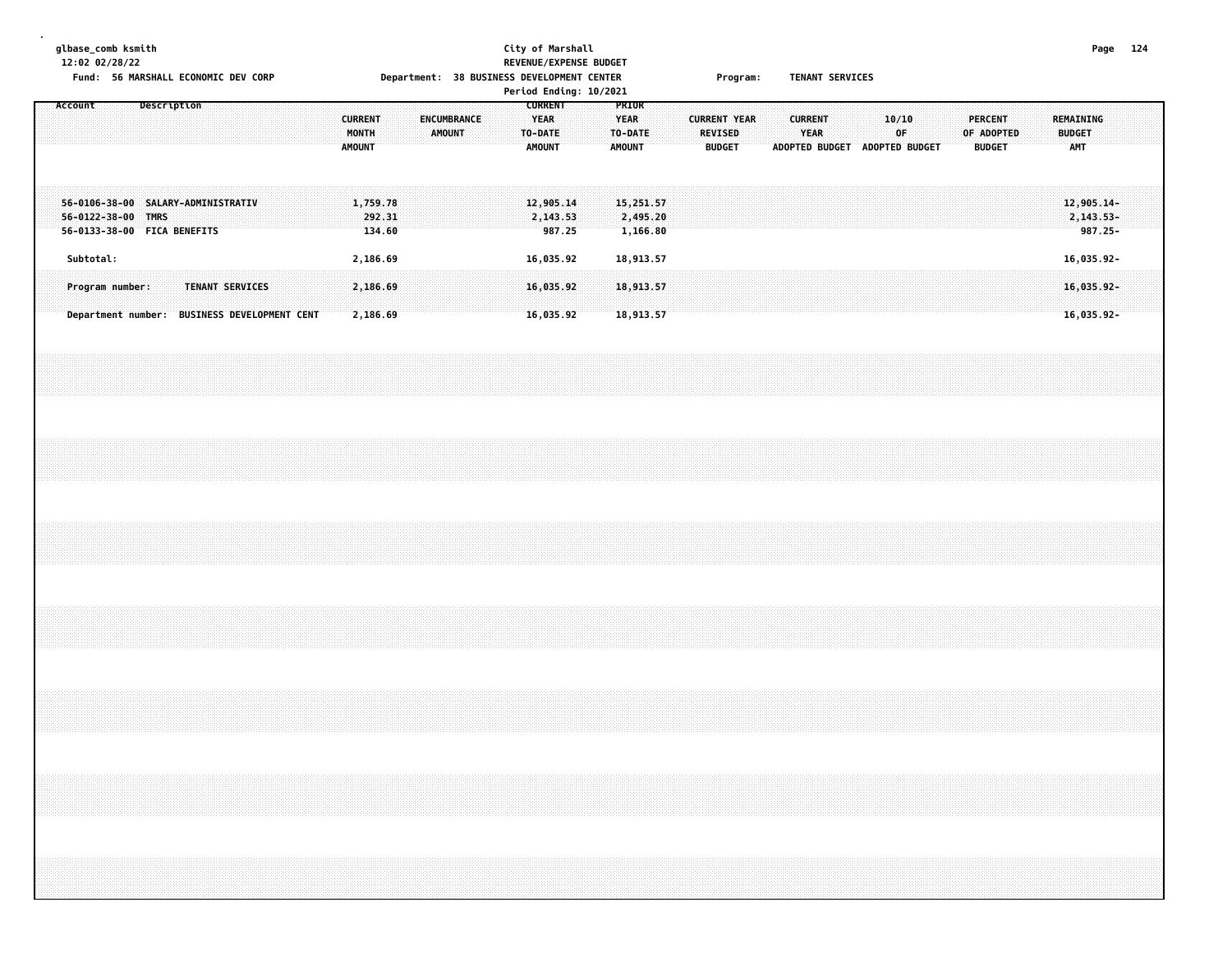glbase_comb ksmith
12:02 02/28/22

City of Marshall
REVENUE/EXPENSE BUDGET
Period Ending: 10/2021

Fund: 56 MARSHALL ECONOMIC DEV CORP　　Department: 38 BUSINESS DEVELOPMENT CENTER　　Program: TENANT SERVICES

| Account | Description | CURRENT MONTH AMOUNT | ENCUMBRANCE AMOUNT | CURRENT YEAR TO-DATE AMOUNT | PRIOR YEAR TO-DATE AMOUNT | CURRENT YEAR REVISED BUDGET | CURRENT YEAR ADOPTED BUDGET | 10/10 OF ADOPTED BUDGET | PERCENT OF ADOPTED BUDGET | REMAINING BUDGET AMT |
|---|---|---|---|---|---|---|---|---|---|---|
| 56-0106-38-00 | SALARY-ADMINISTRATIV | 1,759.78 | | 12,905.14 | 15,251.57 | | | | | 12,905.14- |
| 56-0122-38-00 | TMRS | 292.31 | | 2,143.53 | 2,495.20 | | | | | 2,143.53- |
| 56-0133-38-00 | FICA BENEFITS | 134.60 | | 987.25 | 1,166.80 | | | | | 987.25- |
| Subtotal: | | 2,186.69 | | 16,035.92 | 18,913.57 | | | | | 16,035.92- |
| Program number: | TENANT SERVICES | 2,186.69 | | 16,035.92 | 18,913.57 | | | | | 16,035.92- |
| Department number: | BUSINESS DEVELOPMENT CENT | 2,186.69 | | 16,035.92 | 18,913.57 | | | | | 16,035.92- |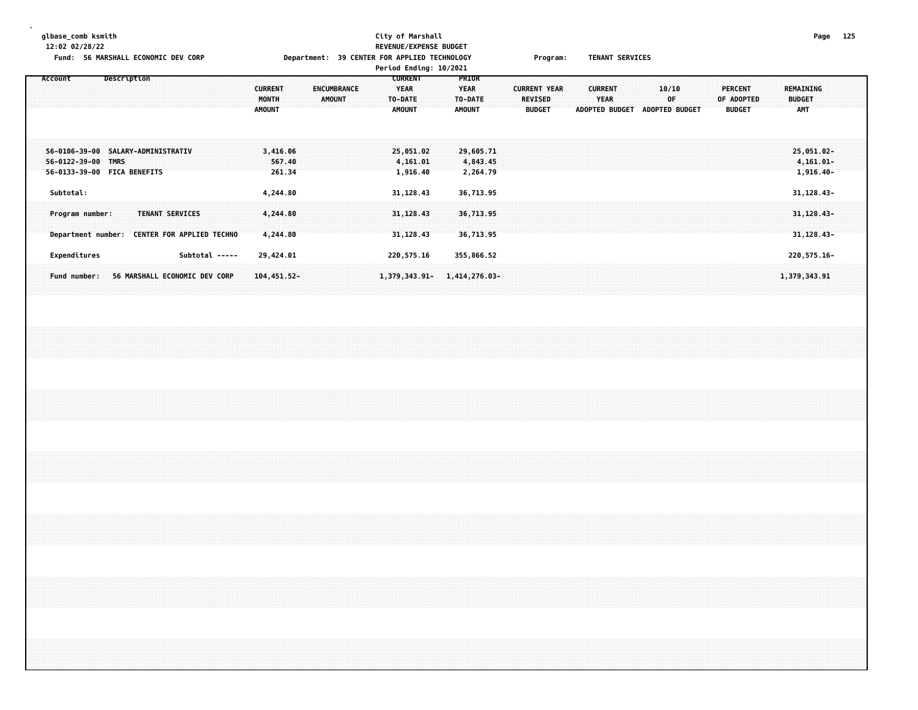glbase_comb ksmith
12:02 02/28/22

City of Marshall
REVENUE/EXPENSE BUDGET

Fund: 56 MARSHALL ECONOMIC DEV CORP    Department: 39 CENTER FOR APPLIED TECHNOLOGY    Program: TENANT SERVICES

Period Ending: 10/2021

| Account | Description | CURRENT MONTH AMOUNT | ENCUMBRANCE AMOUNT | CURRENT YEAR TO-DATE AMOUNT | PRIOR YEAR TO-DATE AMOUNT | CURRENT YEAR REVISED BUDGET | CURRENT YEAR ADOPTED BUDGET | 10/10 OF ADOPTED BUDGET | PERCENT OF ADOPTED BUDGET | REMAINING BUDGET AMT |
|---|---|---|---|---|---|---|---|---|---|---|
| 56-0106-39-00 | SALARY-ADMINISTRATIV | 3,416.06 | | 25,051.02 | 29,605.71 | | | | | 25,051.02- |
| 56-0122-39-00 | TMRS | 567.40 | | 4,161.01 | 4,843.45 | | | | | 4,161.01- |
| 56-0133-39-00 | FICA BENEFITS | 261.34 | | 1,916.40 | 2,264.79 | | | | | 1,916.40- |
| Subtotal: | | 4,244.80 | | 31,128.43 | 36,713.95 | | | | | 31,128.43- |
| Program number: | TENANT SERVICES | 4,244.80 | | 31,128.43 | 36,713.95 | | | | | 31,128.43- |
| Department number: | CENTER FOR APPLIED TECHNO | 4,244.80 | | 31,128.43 | 36,713.95 | | | | | 31,128.43- |
| Expenditures | Subtotal ----- | 29,424.01 | | 220,575.16 | 355,866.52 | | | | | 220,575.16- |
| Fund number: | 56 MARSHALL ECONOMIC DEV CORP | 104,451.52- | | 1,379,343.91- | 1,414,276.03- | | | | | 1,379,343.91 |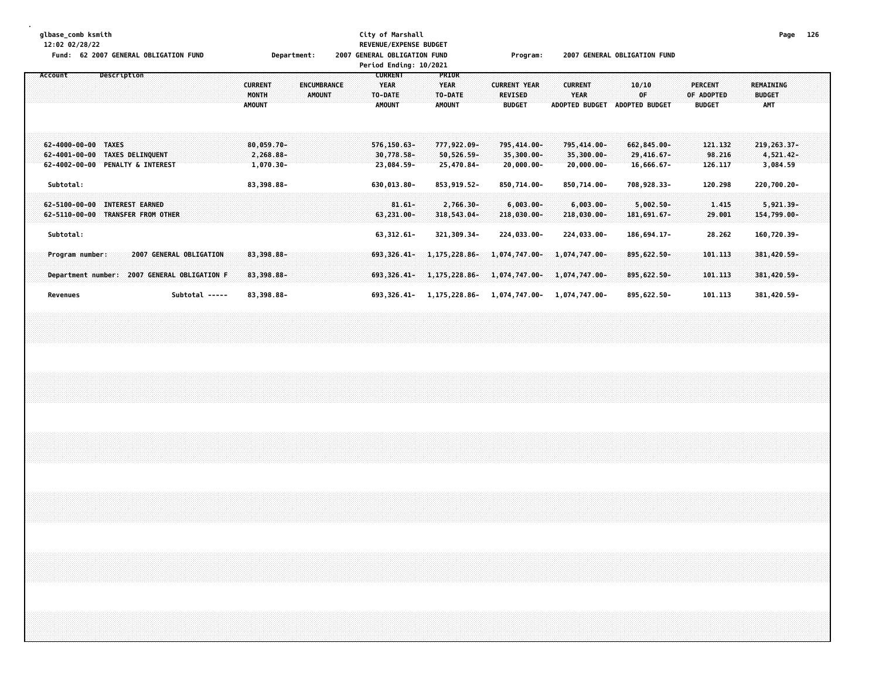City of Marshall
REVENUE/EXPENSE BUDGET

Fund: 62 2007 GENERAL OBLIGATION FUND — Department: 2007 GENERAL OBLIGATION FUND — Program: 2007 GENERAL OBLIGATION FUND

Period Ending: 10/2021

| Account | Description | CURRENT MONTH AMOUNT | ENCUMBRANCE AMOUNT | CURRENT YEAR TO-DATE AMOUNT | PRIOR YEAR TO-DATE AMOUNT | CURRENT YEAR REVISED BUDGET | CURRENT YEAR ADOPTED BUDGET | 10/10 OF ADOPTED BUDGET | PERCENT OF ADOPTED BUDGET | REMAINING BUDGET AMT |
|---|---|---|---|---|---|---|---|---|---|---|
| 62-4000-00-00 | TAXES | 80,059.70- | | 576,150.63- | 777,922.09- | 795,414.00- | 795,414.00- | 662,845.00- | 121.132 | 219,263.37- |
| 62-4001-00-00 | TAXES DELINQUENT | 2,268.88- | | 30,778.58- | 50,526.59- | 35,300.00- | 35,300.00- | 29,416.67- | 98.216 | 4,521.42- |
| 62-4002-00-00 | PENALTY & INTEREST | 1,070.30- | | 23,084.59- | 25,470.84- | 20,000.00- | 20,000.00- | 16,666.67- | 126.117 | 3,084.59 |
| Subtotal: | | 83,398.88- | | 630,013.80- | 853,919.52- | 850,714.00- | 850,714.00- | 708,928.33- | 120.298 | 220,700.20- |
| 62-5100-00-00 | INTEREST EARNED | | | 81.61- | 2,766.30- | 6,003.00- | 6,003.00- | 5,002.50- | 1.415 | 5,921.39- |
| 62-5110-00-00 | TRANSFER FROM OTHER | | | 63,231.00- | 318,543.04- | 218,030.00- | 218,030.00- | 181,691.67- | 29.001 | 154,799.00- |
| Subtotal: | | | | 63,312.61- | 321,309.34- | 224,033.00- | 224,033.00- | 186,694.17- | 28.262 | 160,720.39- |
| Program number: | 2007 GENERAL OBLIGATION | 83,398.88- | | 693,326.41- | 1,175,228.86- | 1,074,747.00- | 1,074,747.00- | 895,622.50- | 101.113 | 381,420.59- |
| Department number: | 2007 GENERAL OBLIGATION F | 83,398.88- | | 693,326.41- | 1,175,228.86- | 1,074,747.00- | 1,074,747.00- | 895,622.50- | 101.113 | 381,420.59- |
| Revenues | Subtotal ----- | 83,398.88- | | 693,326.41- | 1,175,228.86- | 1,074,747.00- | 1,074,747.00- | 895,622.50- | 101.113 | 381,420.59- |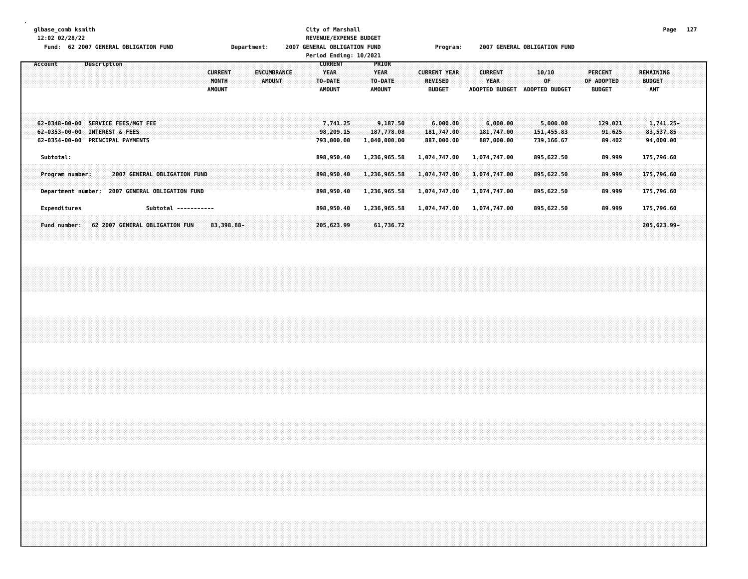glbase_comb ksmith
12:02 02/28/22

**City of Marshall**
**REVENUE/EXPENSE BUDGET**
**2007 GENERAL OBLIGATION FUND**
**Period Ending: 10/2021**

Fund: 62 2007 GENERAL OBLIGATION FUND  Department: 2007 GENERAL OBLIGATION FUND  Program: 2007 GENERAL OBLIGATION FUND

| Account | Description | CURRENT MONTH AMOUNT | ENCUMBRANCE AMOUNT | CURRENT YEAR TO-DATE AMOUNT | PRIOR YEAR TO-DATE AMOUNT | CURRENT YEAR REVISED BUDGET | CURRENT YEAR ADOPTED BUDGET | 10/10 OF ADOPTED BUDGET | PERCENT OF ADOPTED BUDGET | REMAINING BUDGET AMT |
|---|---|---|---|---|---|---|---|---|---|---|
| 62-0348-00-00 | SERVICE FEES/MGT FEE | | | 7,741.25 | 9,187.50 | 6,000.00 | 6,000.00 | 5,000.00 | 129.021 | 1,741.25- |
| 62-0353-00-00 | INTEREST & FEES | | | 98,209.15 | 187,778.08 | 181,747.00 | 181,747.00 | 151,455.83 | 91.625 | 83,537.85 |
| 62-0354-00-00 | PRINCIPAL PAYMENTS | | | 793,000.00 | 1,040,000.00 | 887,000.00 | 887,000.00 | 739,166.67 | 89.402 | 94,000.00 |
| Subtotal: | | | | 898,950.40 | 1,236,965.58 | 1,074,747.00 | 1,074,747.00 | 895,622.50 | 89.999 | 175,796.60 |
| Program number: | 2007 GENERAL OBLIGATION FUND | | | 898,950.40 | 1,236,965.58 | 1,074,747.00 | 1,074,747.00 | 895,622.50 | 89.999 | 175,796.60 |
| Department number: | 2007 GENERAL OBLIGATION FUND | | | 898,950.40 | 1,236,965.58 | 1,074,747.00 | 1,074,747.00 | 895,622.50 | 89.999 | 175,796.60 |
| Expenditures | Subtotal ----------- | | | 898,950.40 | 1,236,965.58 | 1,074,747.00 | 1,074,747.00 | 895,622.50 | 89.999 | 175,796.60 |
| Fund number: | 62 2007 GENERAL OBLIGATION FUN | 83,398.88- | | 205,623.99 | 61,736.72 | | | | | 205,623.99- |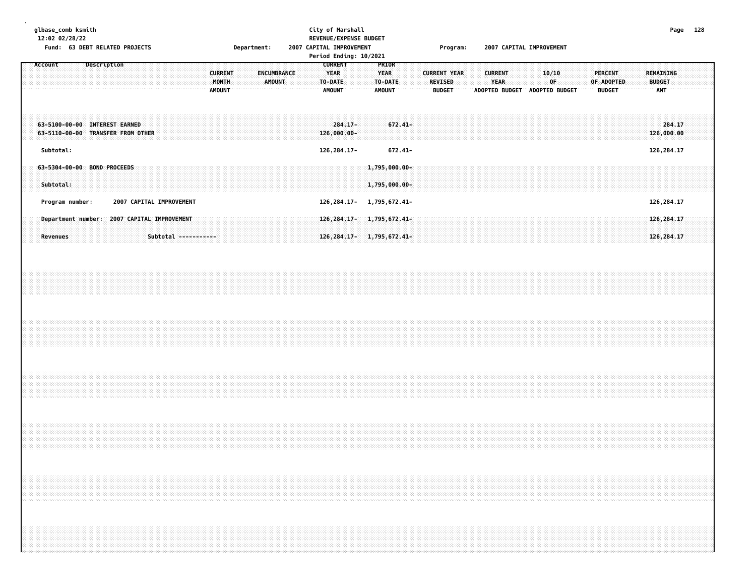glbase_comb ksmith
12:02 02/28/22

**City of Marshall**
**REVENUE/EXPENSE BUDGET**
**Period Ending: 10/2021**

Fund: 63 DEBT RELATED PROJECTS — Department: 2007 CAPITAL IMPROVEMENT — Program: 2007 CAPITAL IMPROVEMENT

| Account | Description | CURRENT MONTH AMOUNT | ENCUMBRANCE AMOUNT | CURRENT YEAR TO-DATE AMOUNT | PRIOR YEAR TO-DATE AMOUNT | CURRENT YEAR REVISED BUDGET | CURRENT YEAR ADOPTED BUDGET | 10/10 OF ADOPTED BUDGET | PERCENT OF ADOPTED BUDGET | REMAINING BUDGET AMT |
|---|---|---|---|---|---|---|---|---|---|---|
| 63-5100-00-00 | INTEREST EARNED | | | 284.17- | 672.41- | | | | | 284.17 |
| 63-5110-00-00 | TRANSFER FROM OTHER | | | 126,000.00- | | | | | | 126,000.00 |
| Subtotal: | | | | 126,284.17- | 672.41- | | | | | 126,284.17 |
| 63-5304-00-00 | BOND PROCEEDS | | | | 1,795,000.00- | | | | | |
| Subtotal: | | | | | 1,795,000.00- | | | | | |
| Program number: | 2007 CAPITAL IMPROVEMENT | | | 126,284.17- | 1,795,672.41- | | | | | 126,284.17 |
| Department number: | 2007 CAPITAL IMPROVEMENT | | | 126,284.17- | 1,795,672.41- | | | | | 126,284.17 |
| Revenues | Subtotal ----------- | | | 126,284.17- | 1,795,672.41- | | | | | 126,284.17 |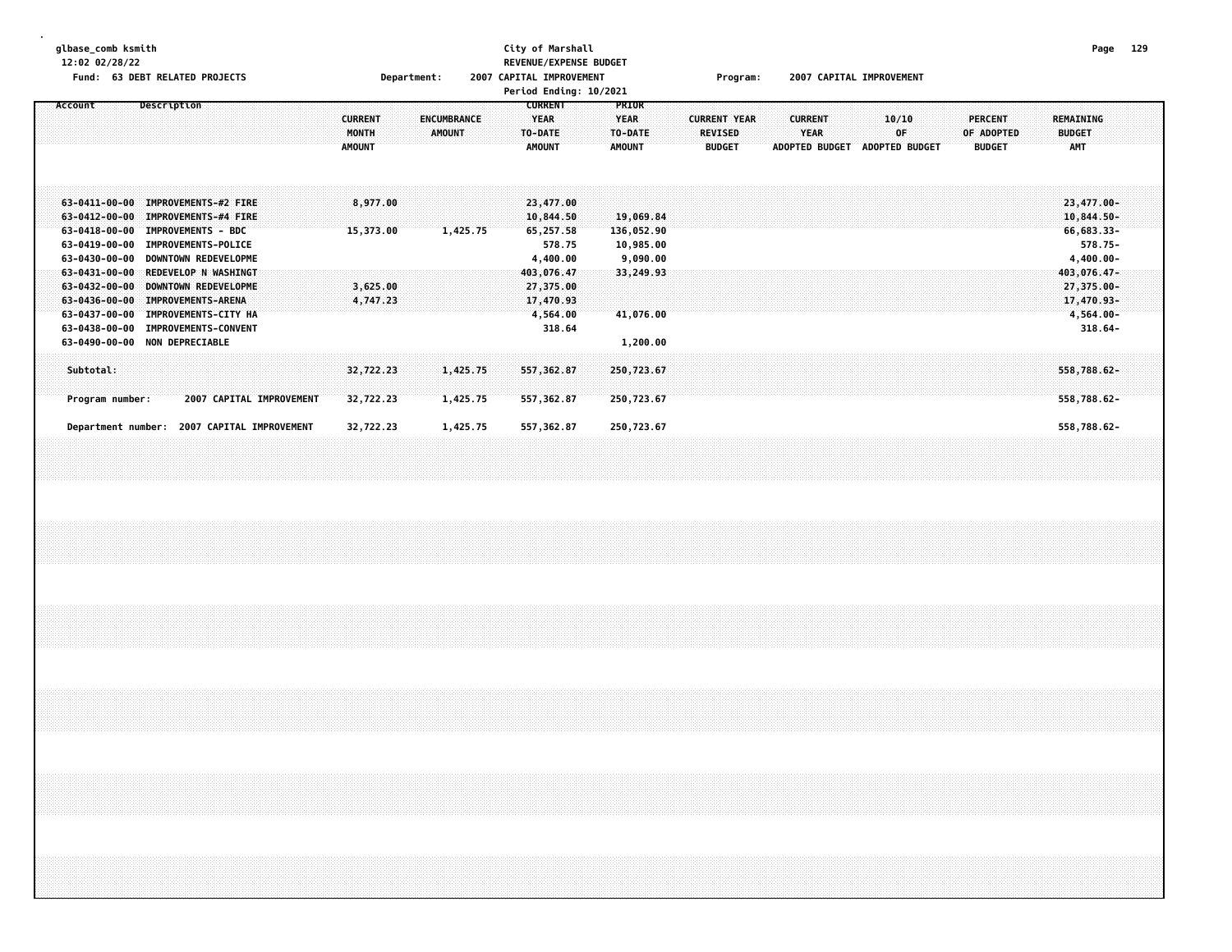glbase_comb ksmith
12:02 02/28/22

**City of Marshall**
**REVENUE/EXPENSE BUDGET**
**Period Ending: 10/2021**

Fund: 63 DEBT RELATED PROJECTS | Department: 2007 CAPITAL IMPROVEMENT | Program: 2007 CAPITAL IMPROVEMENT

| Account | Description | CURRENT MONTH AMOUNT | ENCUMBRANCE AMOUNT | CURRENT YEAR TO-DATE AMOUNT | PRIOR YEAR TO-DATE AMOUNT | CURRENT YEAR REVISED BUDGET | CURRENT YEAR ADOPTED BUDGET | 10/10 OF ADOPTED BUDGET | PERCENT OF ADOPTED BUDGET | REMAINING BUDGET AMT |
|---|---|---|---|---|---|---|---|---|---|---|
| 63-0411-00-00 | IMPROVEMENTS-#2 FIRE | 8,977.00 | | 23,477.00 | | | | | | 23,477.00- |
| 63-0412-00-00 | IMPROVEMENTS-#4 FIRE | | | 10,844.50 | 19,069.84 | | | | | 10,844.50- |
| 63-0418-00-00 | IMPROVEMENTS - BDC | 15,373.00 | 1,425.75 | 65,257.58 | 136,052.90 | | | | | 66,683.33- |
| 63-0419-00-00 | IMPROVEMENTS-POLICE | | | 578.75 | 10,985.00 | | | | | 578.75- |
| 63-0430-00-00 | DOWNTOWN REDEVELOPME | | | 4,400.00 | 9,090.00 | | | | | 4,400.00- |
| 63-0431-00-00 | REDEVELOP N WASHINGT | | | 403,076.47 | 33,249.93 | | | | | 403,076.47- |
| 63-0432-00-00 | DOWNTOWN REDEVELOPME | 3,625.00 | | 27,375.00 | | | | | | 27,375.00- |
| 63-0436-00-00 | IMPROVEMENTS-ARENA | 4,747.23 | | 17,470.93 | | | | | | 17,470.93- |
| 63-0437-00-00 | IMPROVEMENTS-CITY HA | | | 4,564.00 | 41,076.00 | | | | | 4,564.00- |
| 63-0438-00-00 | IMPROVEMENTS-CONVENT | | | 318.64 | | | | | | 318.64- |
| 63-0490-00-00 | NON DEPRECIABLE | | | | 1,200.00 | | | | | |
| Subtotal: | | 32,722.23 | 1,425.75 | 557,362.87 | 250,723.67 | | | | | 558,788.62- |
| Program number: | 2007 CAPITAL IMPROVEMENT | 32,722.23 | 1,425.75 | 557,362.87 | 250,723.67 | | | | | 558,788.62- |
| Department number: | 2007 CAPITAL IMPROVEMENT | 32,722.23 | 1,425.75 | 557,362.87 | 250,723.67 | | | | | 558,788.62- |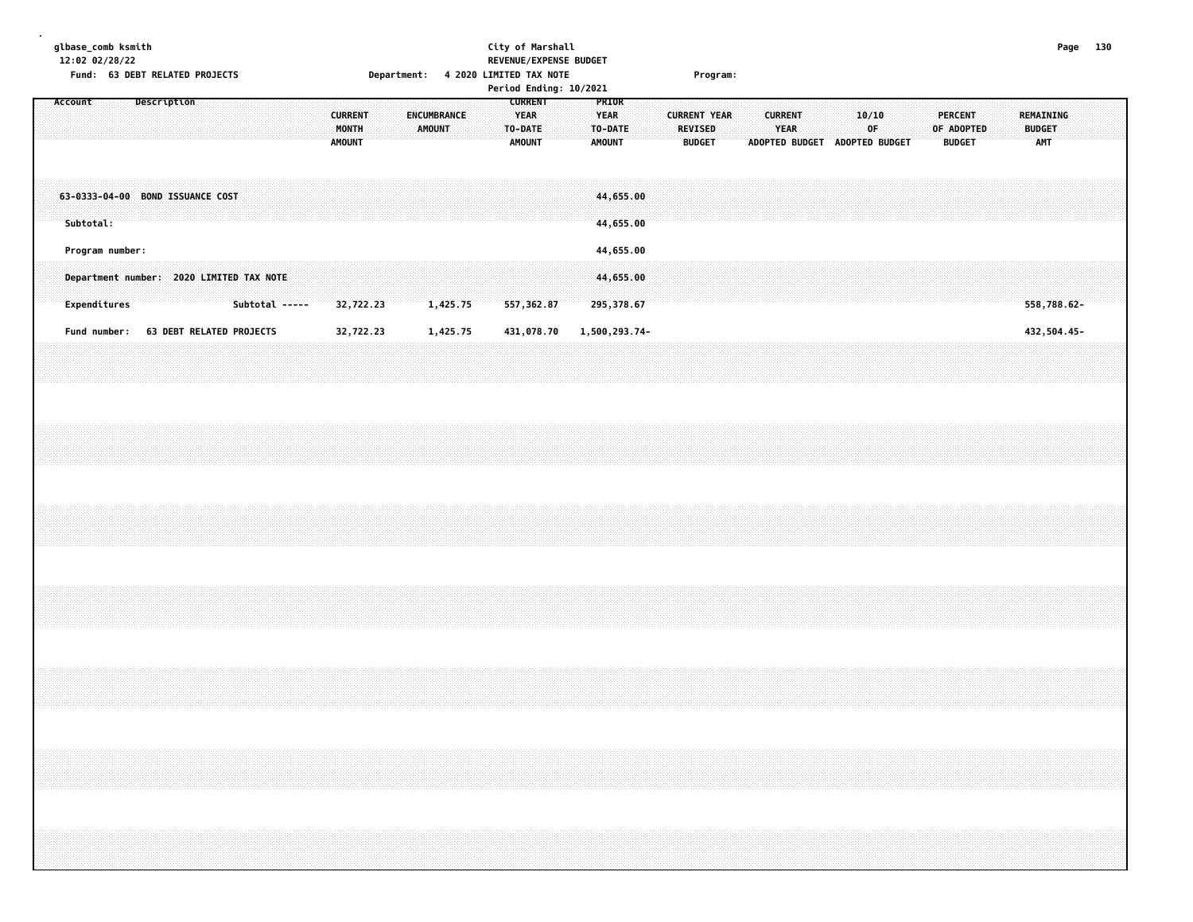glbase_comb ksmith
12:02 02/28/22

City of Marshall
REVENUE/EXPENSE BUDGET
Period Ending: 10/2021

Fund: 63 DEBT RELATED PROJECTS    Department: 4 2020 LIMITED TAX NOTE    Program:

| Account | Description | CURRENT MONTH AMOUNT | ENCUMBRANCE AMOUNT | CURRENT YEAR TO-DATE AMOUNT | PRIOR YEAR TO-DATE AMOUNT | CURRENT YEAR REVISED BUDGET | CURRENT YEAR ADOPTED BUDGET | 10/10 OF ADOPTED BUDGET | PERCENT OF ADOPTED BUDGET | REMAINING BUDGET AMT |
|---|---|---|---|---|---|---|---|---|---|---|
| 63-0333-04-00 | BOND ISSUANCE COST | | | | 44,655.00 | | | | | |
| Subtotal: | | | | | 44,655.00 | | | | | |
| Program number: | | | | | 44,655.00 | | | | | |
| Department number: 2020 LIMITED TAX NOTE | | | | | 44,655.00 | | | | | |
| Expenditures | Subtotal ----- | 32,722.23 | 1,425.75 | 557,362.87 | 295,378.67 | | | | | 558,788.62- |
| Fund number: 63 DEBT RELATED PROJECTS | | 32,722.23 | 1,425.75 | 431,078.70 | 1,500,293.74- | | | | | 432,504.45- |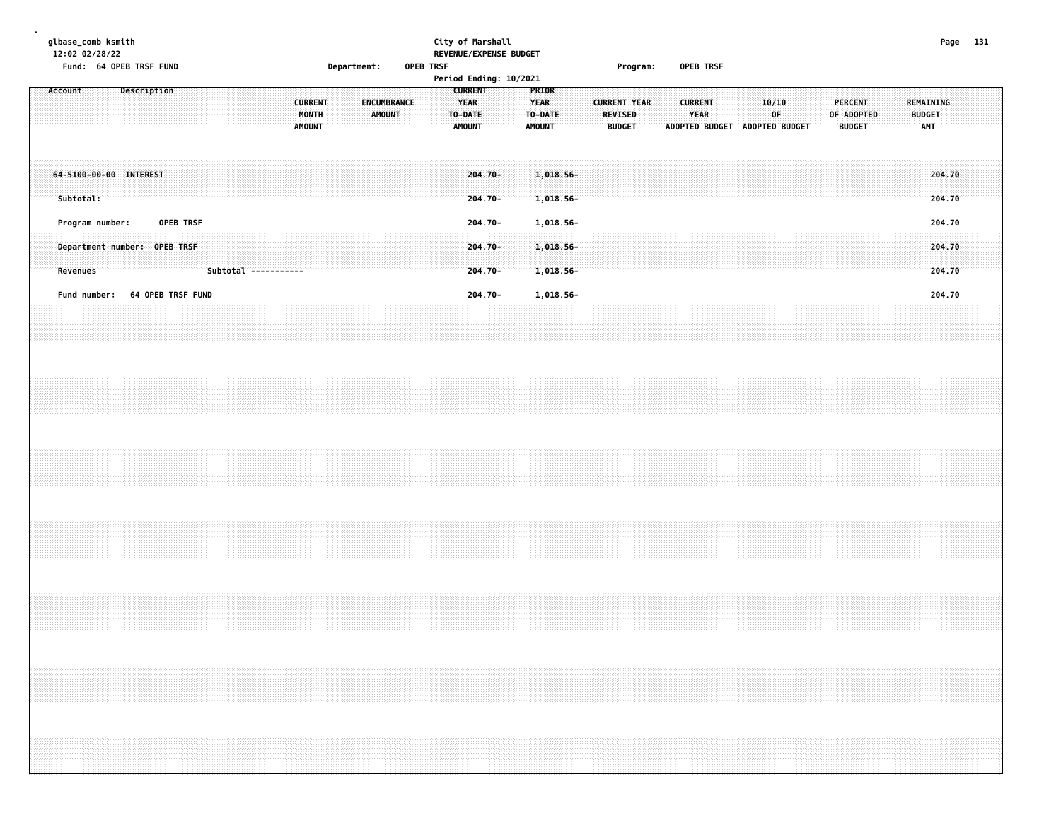City of Marshall
REVENUE/EXPENSE BUDGET

Fund: 64 OPEB TRSF FUND — Department: OPEB TRSF — Program: OPEB TRSF

Period Ending: 10/2021

| Account | Description | CURRENT MONTH AMOUNT | ENCUMBRANCE AMOUNT | CURRENT YEAR TO-DATE AMOUNT | PRIOR YEAR TO-DATE AMOUNT | CURRENT YEAR REVISED BUDGET | CURRENT YEAR ADOPTED BUDGET | 10/10 OF ADOPTED BUDGET | PERCENT OF ADOPTED BUDGET | REMAINING BUDGET AMT |
|---|---|---|---|---|---|---|---|---|---|---|
| 64-5100-00-00 | INTEREST | | | 204.70- | 1,018.56- | | | | | 204.70 |
| Subtotal: | | | | 204.70- | 1,018.56- | | | | | 204.70 |
| Program number: | OPEB TRSF | | | 204.70- | 1,018.56- | | | | | 204.70 |
| Department number: | OPEB TRSF | | | 204.70- | 1,018.56- | | | | | 204.70 |
| Revenues | Subtotal ----------- | | | 204.70- | 1,018.56- | | | | | 204.70 |
| Fund number: | 64 OPEB TRSF FUND | | | 204.70- | 1,018.56- | | | | | 204.70 |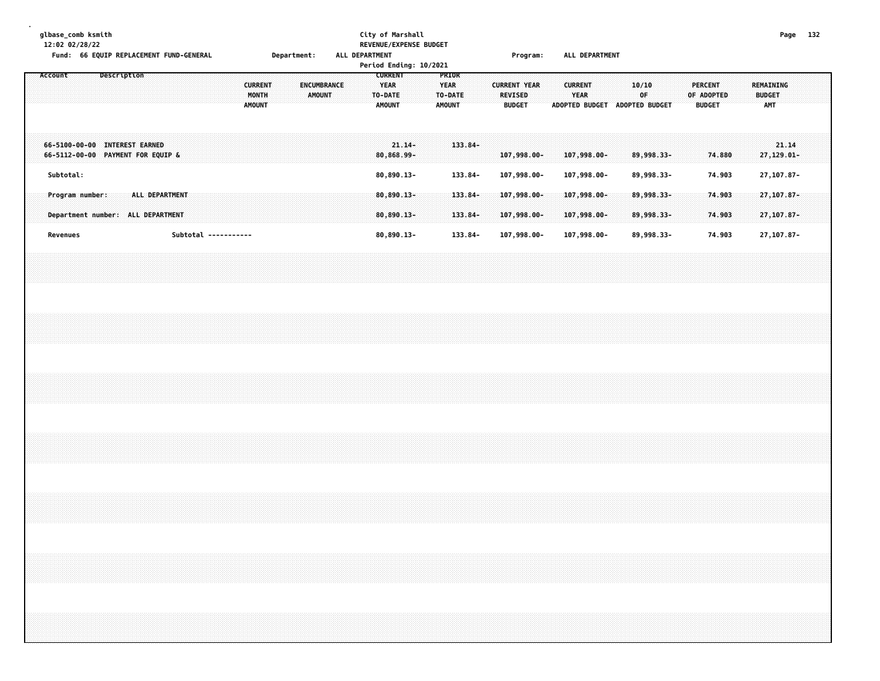glbase_comb ksmith
12:02 02/28/22

City of Marshall
REVENUE/EXPENSE BUDGET

Fund: 66 EQUIP REPLACEMENT FUND-GENERAL    Department: ALL DEPARTMENT    Program: ALL DEPARTMENT

Period Ending: 10/2021

| Account | Description | CURRENT MONTH AMOUNT | ENCUMBRANCE AMOUNT | CURRENT YEAR TO-DATE AMOUNT | PRIOR YEAR TO-DATE AMOUNT | CURRENT YEAR REVISED BUDGET | CURRENT YEAR ADOPTED BUDGET | 10/10 OF ADOPTED BUDGET | PERCENT OF ADOPTED BUDGET | REMAINING BUDGET AMT |
|---|---|---|---|---|---|---|---|---|---|---|
| 66-5100-00-00 | INTEREST EARNED | | | 21.14- | 133.84- | | | | | 21.14 |
| 66-5112-00-00 | PAYMENT FOR EQUIP & | | | 80,868.99- | | 107,998.00- | 107,998.00- | 89,998.33- | 74.880 | 27,129.01- |
| Subtotal: | | | | 80,890.13- | 133.84- | 107,998.00- | 107,998.00- | 89,998.33- | 74.903 | 27,107.87- |
| Program number: | ALL DEPARTMENT | | | 80,890.13- | 133.84- | 107,998.00- | 107,998.00- | 89,998.33- | 74.903 | 27,107.87- |
| Department number: | ALL DEPARTMENT | | | 80,890.13- | 133.84- | 107,998.00- | 107,998.00- | 89,998.33- | 74.903 | 27,107.87- |
| Revenues | Subtotal ----------- | | | 80,890.13- | 133.84- | 107,998.00- | 107,998.00- | 89,998.33- | 74.903 | 27,107.87- |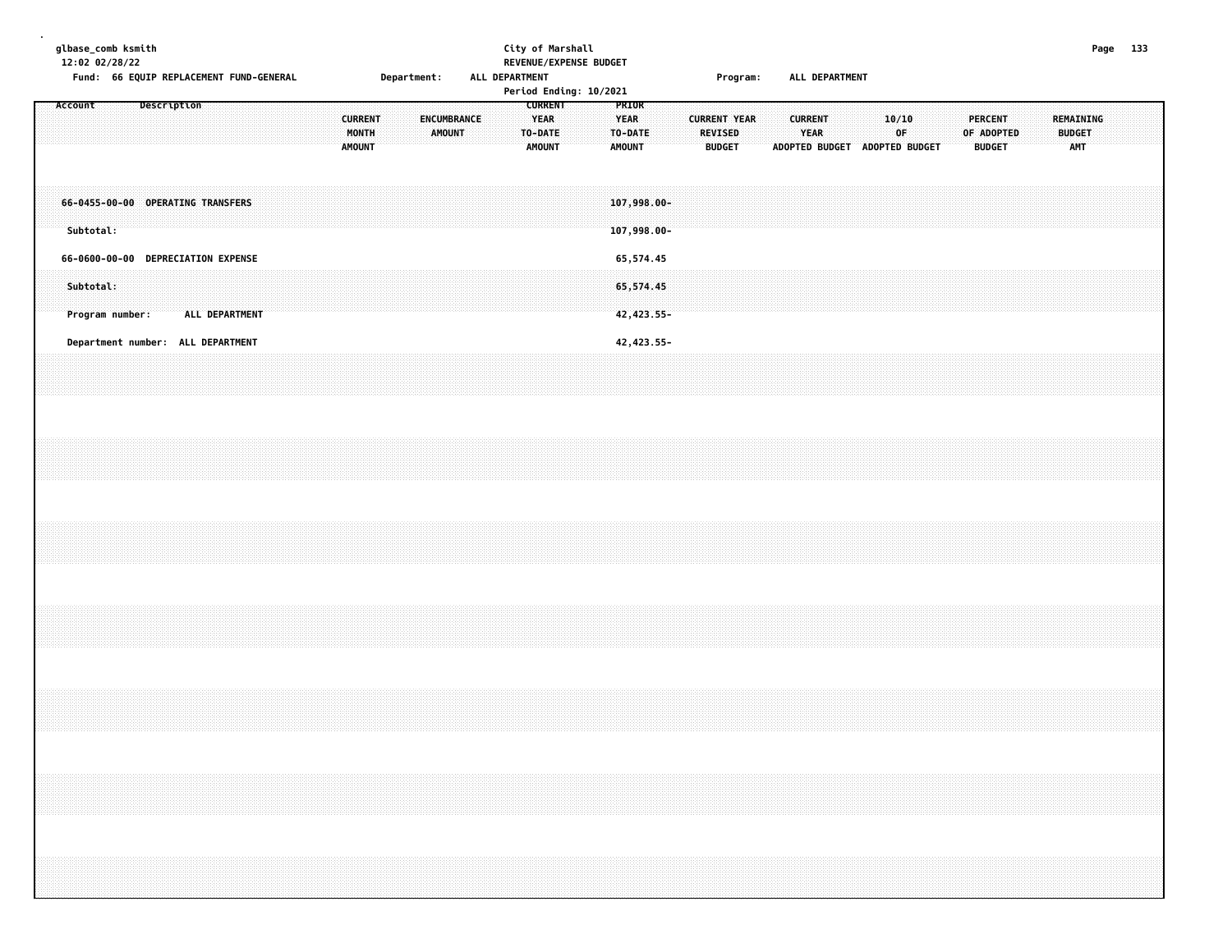glbase_comb ksmith
12:02 02/28/22

City of Marshall
REVENUE/EXPENSE BUDGET
Period Ending: 10/2021

Fund: 66 EQUIP REPLACEMENT FUND-GENERAL    Department: ALL DEPARTMENT    Program: ALL DEPARTMENT

| Account Description | CURRENT MONTH AMOUNT | ENCUMBRANCE AMOUNT | CURRENT YEAR TO-DATE AMOUNT | PRIOR YEAR TO-DATE AMOUNT | CURRENT YEAR REVISED BUDGET | CURRENT YEAR ADOPTED BUDGET | 10/10 OF ADOPTED BUDGET | PERCENT OF ADOPTED BUDGET | REMAINING BUDGET AMT |
|---|---|---|---|---|---|---|---|---|---|
| 66-0455-00-00 OPERATING TRANSFERS | | | | 107,998.00- | | | | | |
| Subtotal: | | | | 107,998.00- | | | | | |
| 66-0600-00-00 DEPRECIATION EXPENSE | | | | 65,574.45 | | | | | |
| Subtotal: | | | | 65,574.45 | | | | | |
| Program number: ALL DEPARTMENT | | | | 42,423.55- | | | | | |
| Department number: ALL DEPARTMENT | | | | 42,423.55- | | | | | |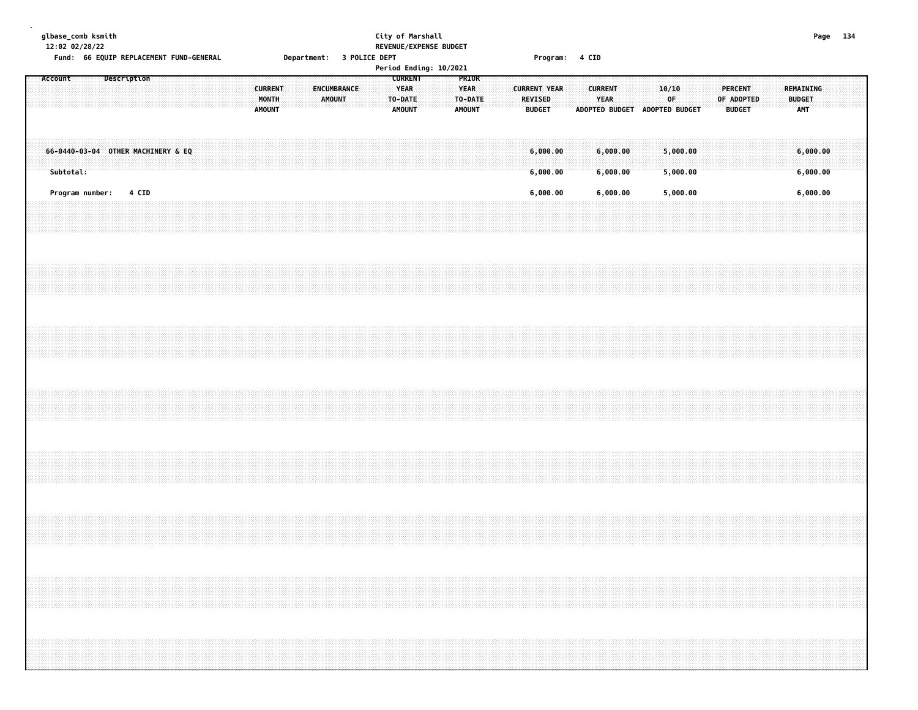glbase_comb ksmith
12:02 02/28/22

City of Marshall
REVENUE/EXPENSE BUDGET

Fund: 66 EQUIP REPLACEMENT FUND-GENERAL    Department: 3 POLICE DEPT    Program: 4 CID

Period Ending: 10/2021

| Account | Description | CURRENT MONTH AMOUNT | ENCUMBRANCE AMOUNT | CURRENT YEAR TO-DATE AMOUNT | PRIOR YEAR TO-DATE AMOUNT | CURRENT YEAR REVISED BUDGET | CURRENT YEAR ADOPTED BUDGET | 10/10 OF ADOPTED BUDGET | PERCENT OF ADOPTED BUDGET | REMAINING BUDGET AMT |
|---|---|---|---|---|---|---|---|---|---|---|
| 66-0440-03-04 | OTHER MACHINERY & EQ | | | | | 6,000.00 | 6,000.00 | 5,000.00 | | 6,000.00 |
| Subtotal: | | | | | | 6,000.00 | 6,000.00 | 5,000.00 | | 6,000.00 |
| Program number: | 4 CID | | | | | 6,000.00 | 6,000.00 | 5,000.00 | | 6,000.00 |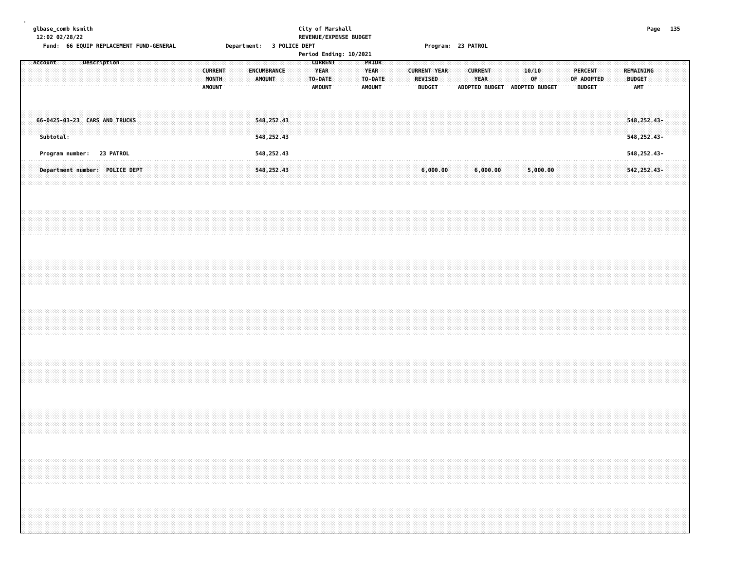glbase_comb ksmith
12:02 02/28/22

**City of Marshall**
**REVENUE/EXPENSE BUDGET**
**Period Ending: 10/2021**

Fund: 66 EQUIP REPLACEMENT FUND-GENERAL    Department: 3 POLICE DEPT    Program: 23 PATROL

| Account Description | CURRENT MONTH AMOUNT | ENCUMBRANCE AMOUNT | CURRENT YEAR TO-DATE AMOUNT | PRIOR YEAR TO-DATE AMOUNT | CURRENT YEAR REVISED BUDGET | CURRENT YEAR ADOPTED BUDGET | 10/10 OF ADOPTED BUDGET | PERCENT OF ADOPTED BUDGET | REMAINING BUDGET AMT |
|---|---|---|---|---|---|---|---|---|---|
| 66-0425-03-23 CARS AND TRUCKS | | 548,252.43 | | | | | | | 548,252.43- |
| Subtotal: | | 548,252.43 | | | | | | | 548,252.43- |
| Program number: 23 PATROL | | 548,252.43 | | | | | | | 548,252.43- |
| Department number: POLICE DEPT | | 548,252.43 | | | 6,000.00 | 6,000.00 | 5,000.00 | | 542,252.43- |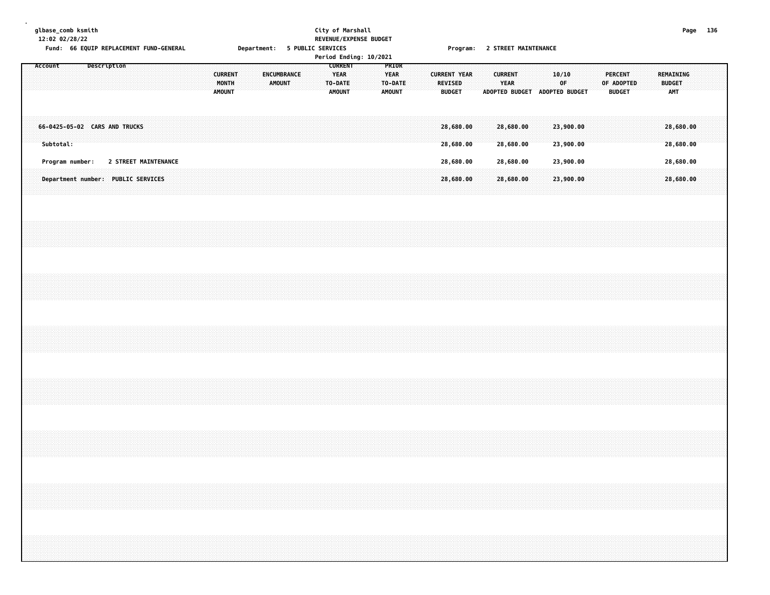City of Marshall
REVENUE/EXPENSE BUDGET

Fund: 66 EQUIP REPLACEMENT FUND-GENERAL  Department: 5 PUBLIC SERVICES  Program: 2 STREET MAINTENANCE

Period Ending: 10/2021

| Account Description | CURRENT MONTH AMOUNT | ENCUMBRANCE AMOUNT | CURRENT YEAR TO-DATE AMOUNT | PRIOR YEAR TO-DATE AMOUNT | CURRENT YEAR REVISED BUDGET | CURRENT YEAR ADOPTED BUDGET | 10/10 OF ADOPTED BUDGET | PERCENT OF ADOPTED BUDGET | REMAINING BUDGET AMT |
|---|---|---|---|---|---|---|---|---|---|
| 66-0425-05-02 CARS AND TRUCKS | | | | | 28,680.00 | 28,680.00 | 23,900.00 | | 28,680.00 |
| Subtotal: | | | | | 28,680.00 | 28,680.00 | 23,900.00 | | 28,680.00 |
| Program number: 2 STREET MAINTENANCE | | | | | 28,680.00 | 28,680.00 | 23,900.00 | | 28,680.00 |
| Department number: PUBLIC SERVICES | | | | | 28,680.00 | 28,680.00 | 23,900.00 | | 28,680.00 |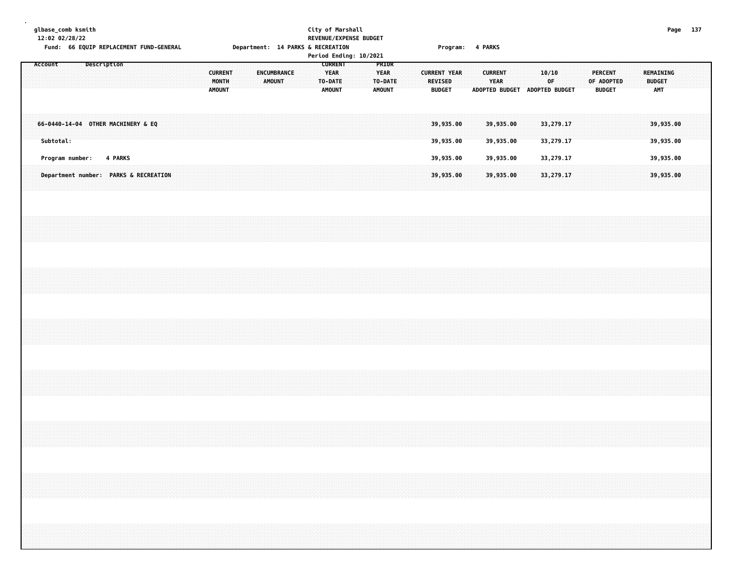glbase_comb ksmith
12:02 02/28/22

City of Marshall
REVENUE/EXPENSE BUDGET
Period Ending: 10/2021

Fund: 66 EQUIP REPLACEMENT FUND-GENERAL    Department: 14 PARKS & RECREATION    Program: 4 PARKS

| Account | Description | CURRENT MONTH AMOUNT | ENCUMBRANCE AMOUNT | CURRENT YEAR TO-DATE AMOUNT | PRIOR YEAR TO-DATE AMOUNT | CURRENT YEAR REVISED BUDGET | CURRENT YEAR ADOPTED BUDGET | 10/10 OF ADOPTED BUDGET | PERCENT OF ADOPTED BUDGET | REMAINING BUDGET AMT |
|---|---|---|---|---|---|---|---|---|---|---|
| 66-0440-14-04 | OTHER MACHINERY & EQ | | | | | 39,935.00 | 39,935.00 | 33,279.17 | | 39,935.00 |
| Subtotal: | | | | | | 39,935.00 | 39,935.00 | 33,279.17 | | 39,935.00 |
| Program number: | 4 PARKS | | | | | 39,935.00 | 39,935.00 | 33,279.17 | | 39,935.00 |
| Department number: | PARKS & RECREATION | | | | | 39,935.00 | 39,935.00 | 33,279.17 | | 39,935.00 |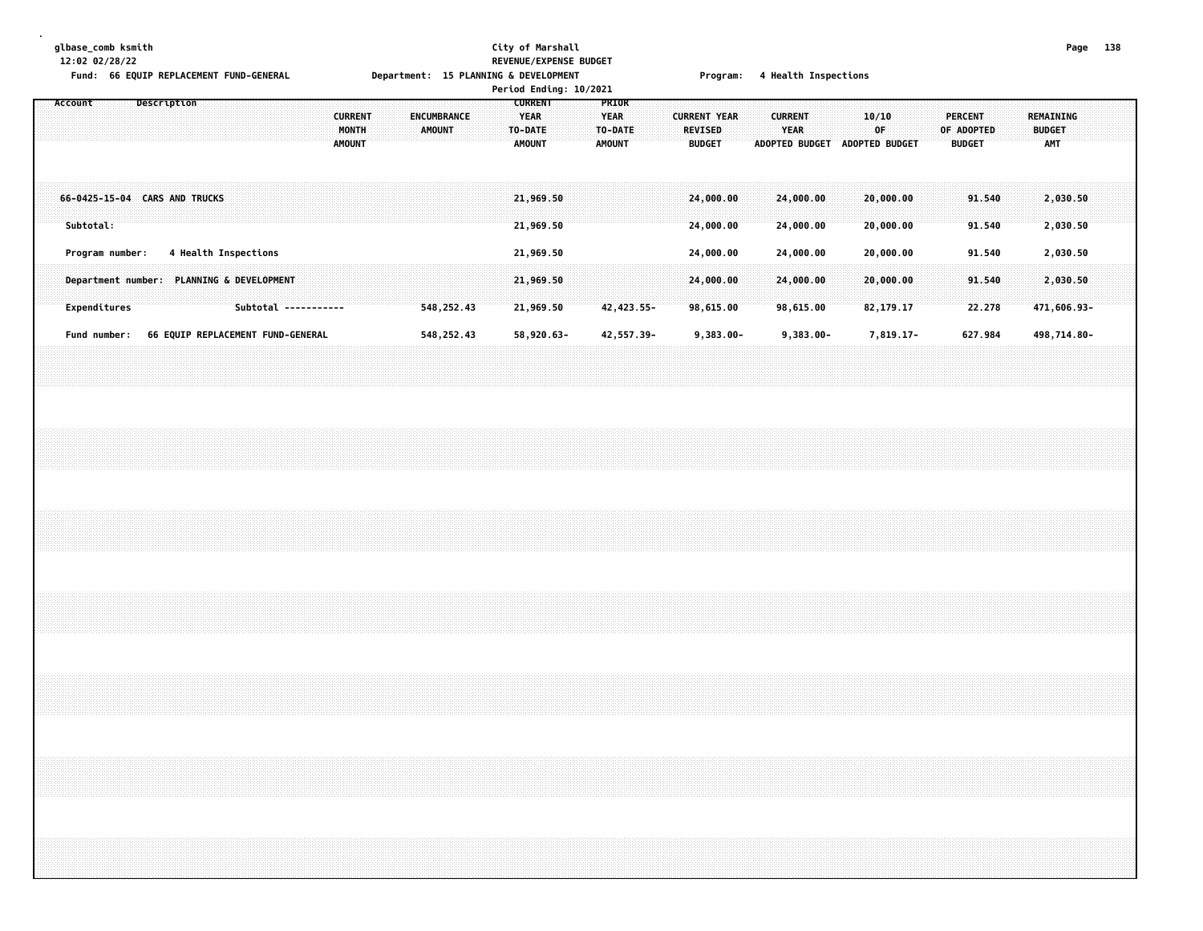glbase_comb ksmith
12:02 02/28/22

City of Marshall
REVENUE/EXPENSE BUDGET
Period Ending: 10/2021

Fund: 66 EQUIP REPLACEMENT FUND-GENERAL     Department: 15 PLANNING & DEVELOPMENT     Program: 4 Health Inspections

| Account | Description | CURRENT MONTH AMOUNT | ENCUMBRANCE AMOUNT | CURRENT YEAR TO-DATE AMOUNT | PRIOR YEAR TO-DATE AMOUNT | CURRENT YEAR REVISED BUDGET | CURRENT YEAR ADOPTED BUDGET | 10/10 OF ADOPTED BUDGET | PERCENT OF ADOPTED BUDGET | REMAINING BUDGET AMT |
|---|---|---|---|---|---|---|---|---|---|---|
| 66-0425-15-04 | CARS AND TRUCKS | | | 21,969.50 | | 24,000.00 | 24,000.00 | 20,000.00 | 91.540 | 2,030.50 |
| Subtotal: | | | | 21,969.50 | | 24,000.00 | 24,000.00 | 20,000.00 | 91.540 | 2,030.50 |
| Program number: | 4 Health Inspections | | | 21,969.50 | | 24,000.00 | 24,000.00 | 20,000.00 | 91.540 | 2,030.50 |
| Department number: | PLANNING & DEVELOPMENT | | | 21,969.50 | | 24,000.00 | 24,000.00 | 20,000.00 | 91.540 | 2,030.50 |
| Expenditures | Subtotal ----------- | | 548,252.43 | 21,969.50 | 42,423.55- | 98,615.00 | 98,615.00 | 82,179.17 | 22.278 | 471,606.93- |
| Fund number: | 66 EQUIP REPLACEMENT FUND-GENERAL | | 548,252.43 | 58,920.63- | 42,557.39- | 9,383.00- | 9,383.00- | 7,819.17- | 627.984 | 498,714.80- |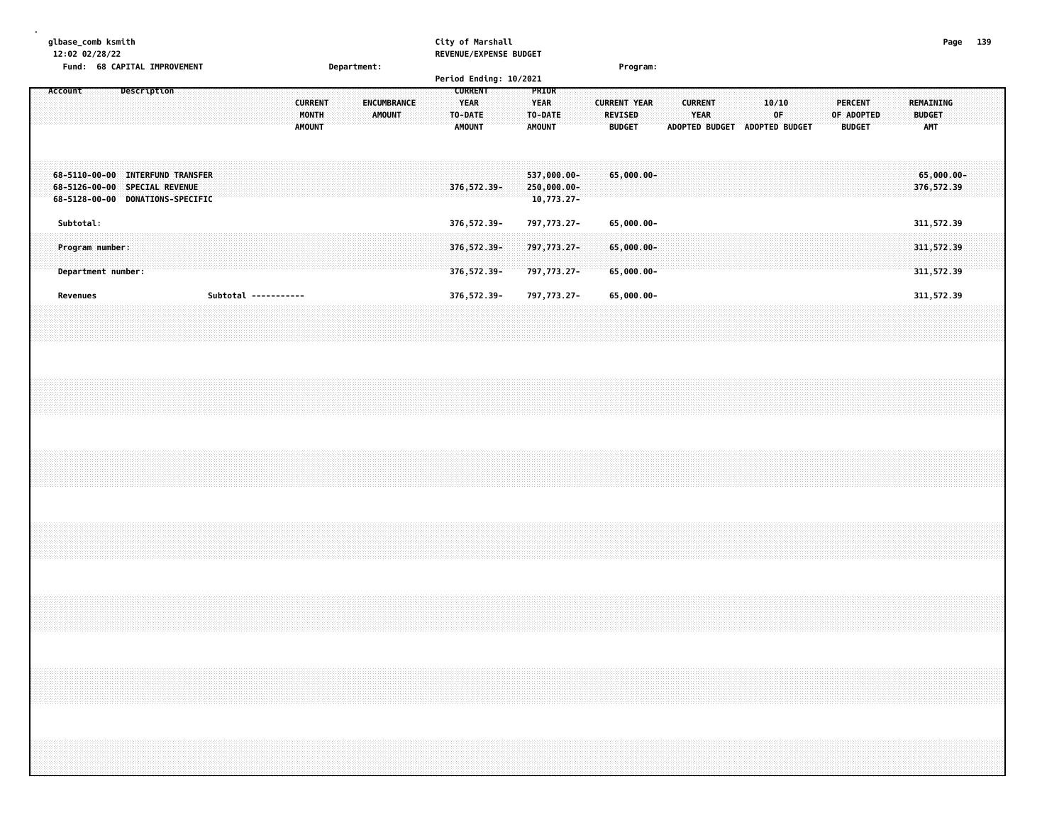glbase_comb ksmith
12:02 02/28/22

City of Marshall
REVENUE/EXPENSE BUDGET

Fund: 68 CAPITAL IMPROVEMENT    Department:    Program:

Period Ending: 10/2021

| Account | Description | CURRENT MONTH AMOUNT | ENCUMBRANCE AMOUNT | CURRENT YEAR TO-DATE AMOUNT | PRIOR YEAR TO-DATE AMOUNT | CURRENT YEAR REVISED BUDGET | CURRENT YEAR ADOPTED BUDGET | 10/10 OF ADOPTED BUDGET | PERCENT OF ADOPTED BUDGET | REMAINING BUDGET AMT |
|---|---|---|---|---|---|---|---|---|---|---|
| 68-5110-00-00 | INTERFUND TRANSFER | | | | 537,000.00- | 65,000.00- | | | | 65,000.00- |
| 68-5126-00-00 | SPECIAL REVENUE | | | 376,572.39- | 250,000.00- | | | | | 376,572.39 |
| 68-5128-00-00 | DONATIONS-SPECIFIC | | | | 10,773.27- | | | | | |
| Subtotal: | | | | 376,572.39- | 797,773.27- | 65,000.00- | | | | 311,572.39 |
| Program number: | | | | 376,572.39- | 797,773.27- | 65,000.00- | | | | 311,572.39 |
| Department number: | | | | 376,572.39- | 797,773.27- | 65,000.00- | | | | 311,572.39 |
| Revenues | Subtotal ----------- | | | 376,572.39- | 797,773.27- | 65,000.00- | | | | 311,572.39 |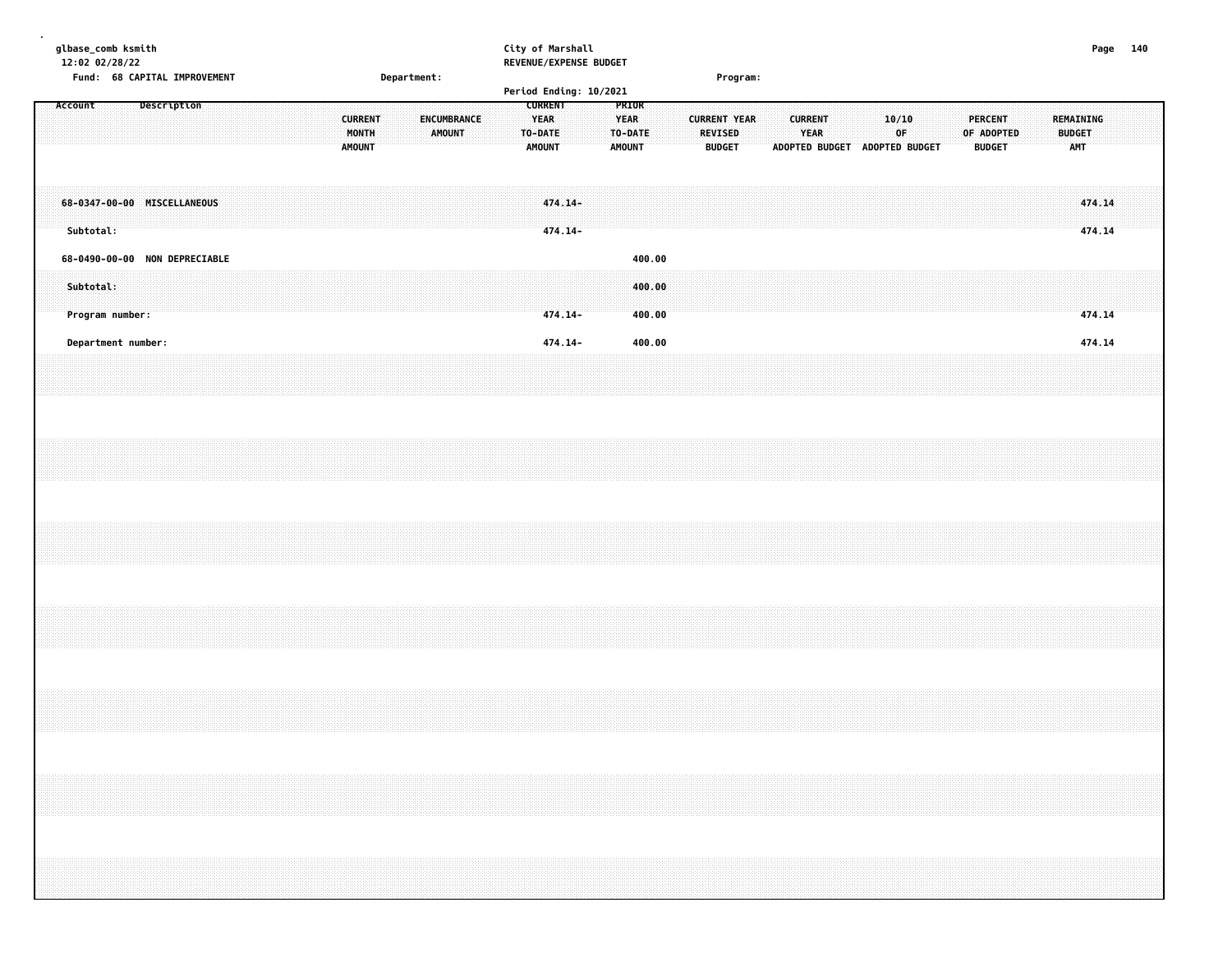City of Marshall
REVENUE/EXPENSE BUDGET

Fund: 68 CAPITAL IMPROVEMENT — Department: — Program:

Period Ending: 10/2021

| Account | Description | CURRENT MONTH AMOUNT | ENCUMBRANCE AMOUNT | CURRENT YEAR TO-DATE AMOUNT | PRIOR YEAR TO-DATE AMOUNT | CURRENT YEAR REVISED BUDGET | CURRENT YEAR ADOPTED BUDGET | 10/10 OF ADOPTED BUDGET | PERCENT OF ADOPTED BUDGET | REMAINING BUDGET AMT |
|---|---|---|---|---|---|---|---|---|---|---|
| 68-0347-00-00 | MISCELLANEOUS | | | 474.14- | | | | | | 474.14 |
| Subtotal: | | | | 474.14- | | | | | | 474.14 |
| 68-0490-00-00 | NON DEPRECIABLE | | | | 400.00 | | | | | |
| Subtotal: | | | | | 400.00 | | | | | |
| Program number: | | | | 474.14- | 400.00 | | | | | 474.14 |
| Department number: | | | | 474.14- | 400.00 | | | | | 474.14 |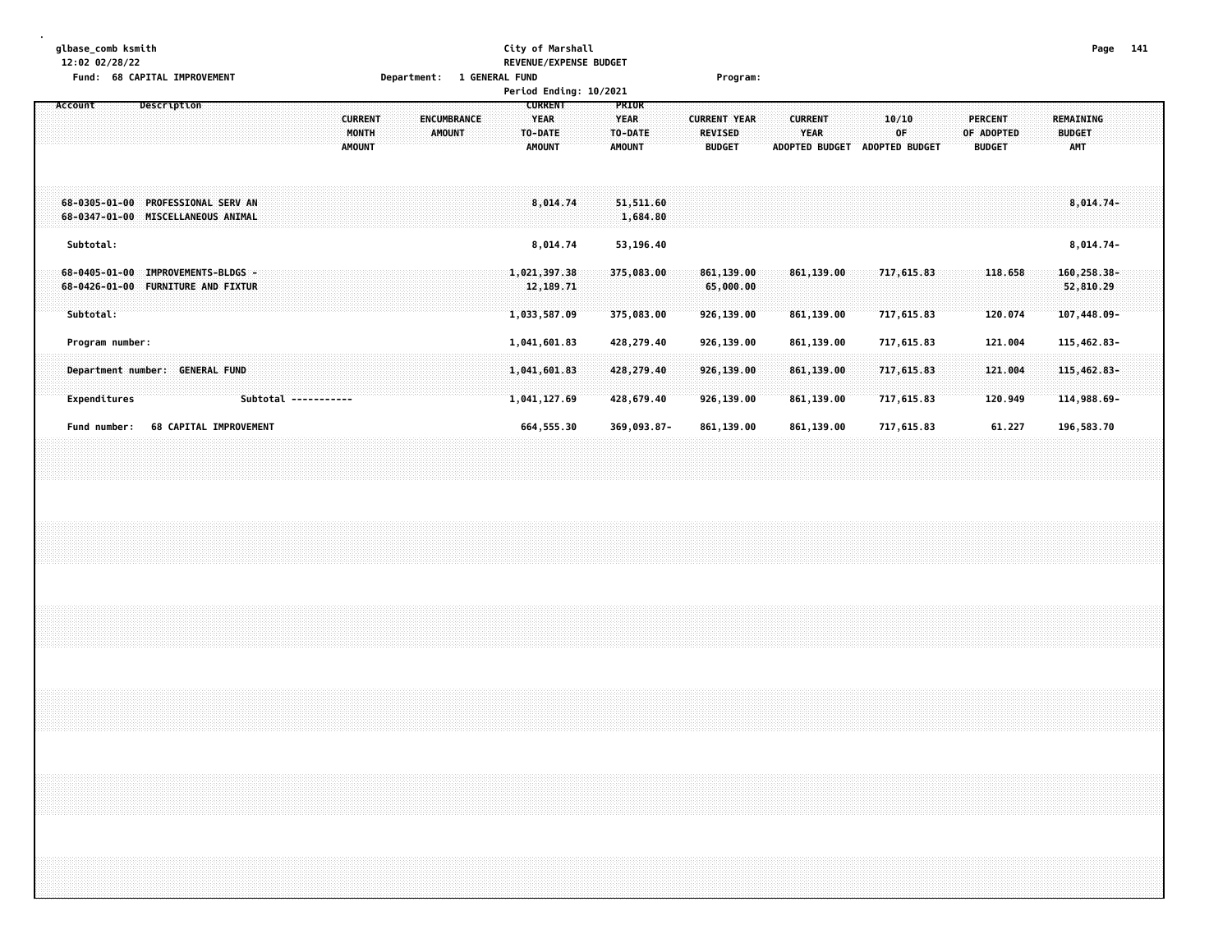glbase_comb ksmith
12:02 02/28/22

Fund: 68 CAPITAL IMPROVEMENT

City of Marshall
REVENUE/EXPENSE BUDGET
Department: 1 GENERAL FUND
Period Ending: 10/2021

Program:

| Account | Description | CURRENT MONTH AMOUNT | ENCUMBRANCE AMOUNT | CURRENT YEAR TO-DATE AMOUNT | PRIOR YEAR TO-DATE AMOUNT | CURRENT YEAR REVISED BUDGET | CURRENT YEAR ADOPTED BUDGET | 10/10 OF ADOPTED BUDGET | PERCENT OF ADOPTED BUDGET | REMAINING BUDGET AMT |
|---|---|---|---|---|---|---|---|---|---|---|
| 68-0305-01-00 | PROFESSIONAL SERV AN | | | 8,014.74 | 51,511.60 | | | | | 8,014.74- |
| 68-0347-01-00 | MISCELLANEOUS ANIMAL | | | | 1,684.80 | | | | | |
| Subtotal: | | | | 8,014.74 | 53,196.40 | | | | | 8,014.74- |
| 68-0405-01-00 | IMPROVEMENTS-BLDGS - | | | 1,021,397.38 | 375,083.00 | 861,139.00 | 861,139.00 | 717,615.83 | 118.658 | 160,258.38- |
| 68-0426-01-00 | FURNITURE AND FIXTUR | | | 12,189.71 | | 65,000.00 | | | | 52,810.29 |
| Subtotal: | | | | 1,033,587.09 | 375,083.00 | 926,139.00 | 861,139.00 | 717,615.83 | 120.074 | 107,448.09- |
| Program number: | | | | 1,041,601.83 | 428,279.40 | 926,139.00 | 861,139.00 | 717,615.83 | 121.004 | 115,462.83- |
| Department number: GENERAL FUND | | | | 1,041,601.83 | 428,279.40 | 926,139.00 | 861,139.00 | 717,615.83 | 121.004 | 115,462.83- |
| Expenditures | Subtotal ----------- | | | 1,041,127.69 | 428,679.40 | 926,139.00 | 861,139.00 | 717,615.83 | 120.949 | 114,988.69- |
| Fund number: 68 CAPITAL IMPROVEMENT | | | | 664,555.30 | 369,093.87- | 861,139.00 | 861,139.00 | 717,615.83 | 61.227 | 196,583.70 |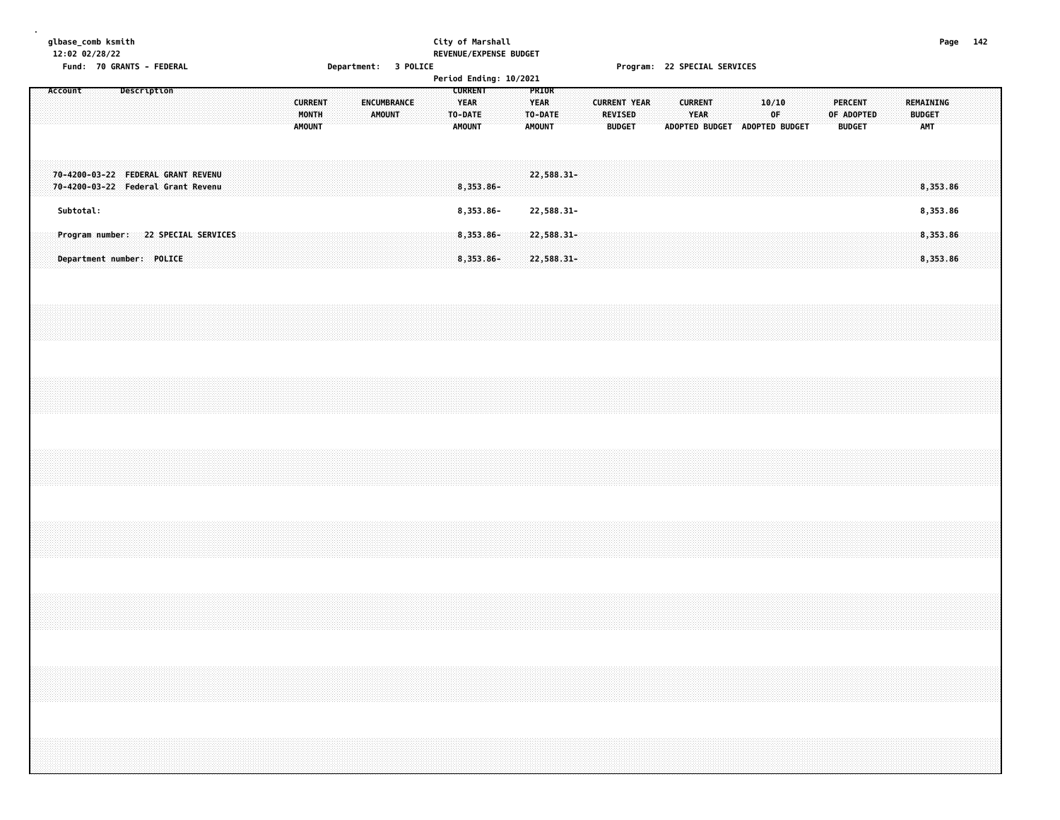glbase_comb ksmith
12:02 02/28/22

**City of Marshall**
**REVENUE/EXPENSE BUDGET**
Period Ending: 10/2021

Fund: 70 GRANTS - FEDERAL
Department: 3 POLICE
Program: 22 SPECIAL SERVICES

| Account | Description | CURRENT MONTH AMOUNT | ENCUMBRANCE AMOUNT | CURRENT YEAR TO-DATE AMOUNT | PRIOR YEAR TO-DATE AMOUNT | CURRENT YEAR REVISED BUDGET | CURRENT YEAR ADOPTED BUDGET | 10/10 OF ADOPTED BUDGET | PERCENT OF ADOPTED BUDGET | REMAINING BUDGET AMT |
|---|---|---|---|---|---|---|---|---|---|---|
| 70-4200-03-22 | FEDERAL GRANT REVENU | | | | 22,588.31- | | | | | |
| 70-4200-03-22 | Federal Grant Revenu | | | 8,353.86- | | | | | | 8,353.86 |
| Subtotal: | | | | 8,353.86- | 22,588.31- | | | | | 8,353.86 |
| Program number: | 22 SPECIAL SERVICES | | | 8,353.86- | 22,588.31- | | | | | 8,353.86 |
| Department number: | POLICE | | | 8,353.86- | 22,588.31- | | | | | 8,353.86 |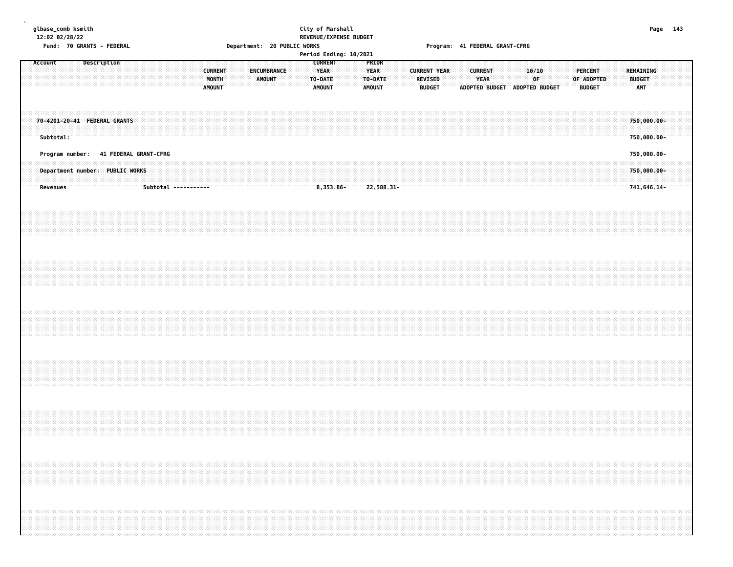glbase_comb ksmith
12:02 02/28/22

City of Marshall
REVENUE/EXPENSE BUDGET
Period Ending: 10/2021

Fund: 70 GRANTS - FEDERAL | Department: 20 PUBLIC WORKS | Program: 41 FEDERAL GRANT-CFRG

| Account | Description | CURRENT MONTH AMOUNT | ENCUMBRANCE AMOUNT | CURRENT YEAR TO-DATE AMOUNT | PRIOR YEAR TO-DATE AMOUNT | CURRENT YEAR REVISED BUDGET | CURRENT YEAR ADOPTED BUDGET | 10/10 OF ADOPTED BUDGET | PERCENT OF ADOPTED BUDGET | REMAINING BUDGET AMT |
|---|---|---|---|---|---|---|---|---|---|---|
| 70-4201-20-41 | FEDERAL GRANTS | | | | | | | | | 750,000.00- |
| Subtotal: | | | | | | | | | | 750,000.00- |
| Program number: | 41 FEDERAL GRANT-CFRG | | | | | | | | | 750,000.00- |
| Department number: | PUBLIC WORKS | | | | | | | | | 750,000.00- |
| Revenues | Subtotal ----------- | | | 8,353.86- | 22,588.31- | | | | | 741,646.14- |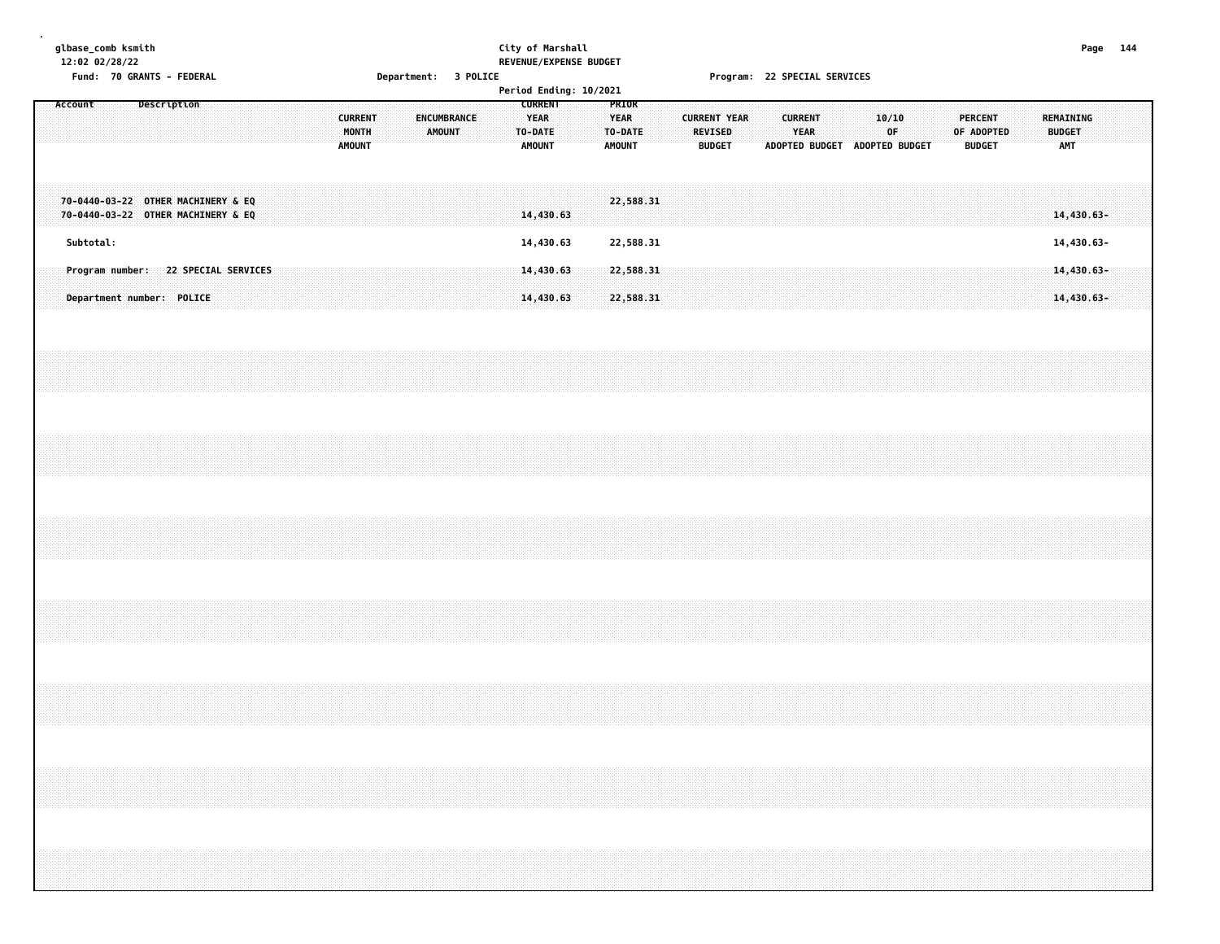glbase_comb ksmith
12:02 02/28/22

City of Marshall
REVENUE/EXPENSE BUDGET

Fund: 70 GRANTS - FEDERAL | Department: 3 POLICE | Program: 22 SPECIAL SERVICES

Period Ending: 10/2021

| Account | Description | CURRENT MONTH AMOUNT | ENCUMBRANCE AMOUNT | CURRENT YEAR TO-DATE AMOUNT | PRIOR YEAR TO-DATE AMOUNT | CURRENT YEAR REVISED BUDGET | CURRENT YEAR ADOPTED BUDGET | 10/10 OF ADOPTED BUDGET | PERCENT OF ADOPTED BUDGET | REMAINING BUDGET AMT |
|---|---|---|---|---|---|---|---|---|---|---|
| 70-0440-03-22 | OTHER MACHINERY & EQ | | | | 22,588.31 | | | | | |
| 70-0440-03-22 | OTHER MACHINERY & EQ | | | 14,430.63 | | | | | | 14,430.63- |
| Subtotal: | | | | 14,430.63 | 22,588.31 | | | | | 14,430.63- |
| Program number: | 22 SPECIAL SERVICES | | | 14,430.63 | 22,588.31 | | | | | 14,430.63- |
| Department number: | POLICE | | | 14,430.63 | 22,588.31 | | | | | 14,430.63- |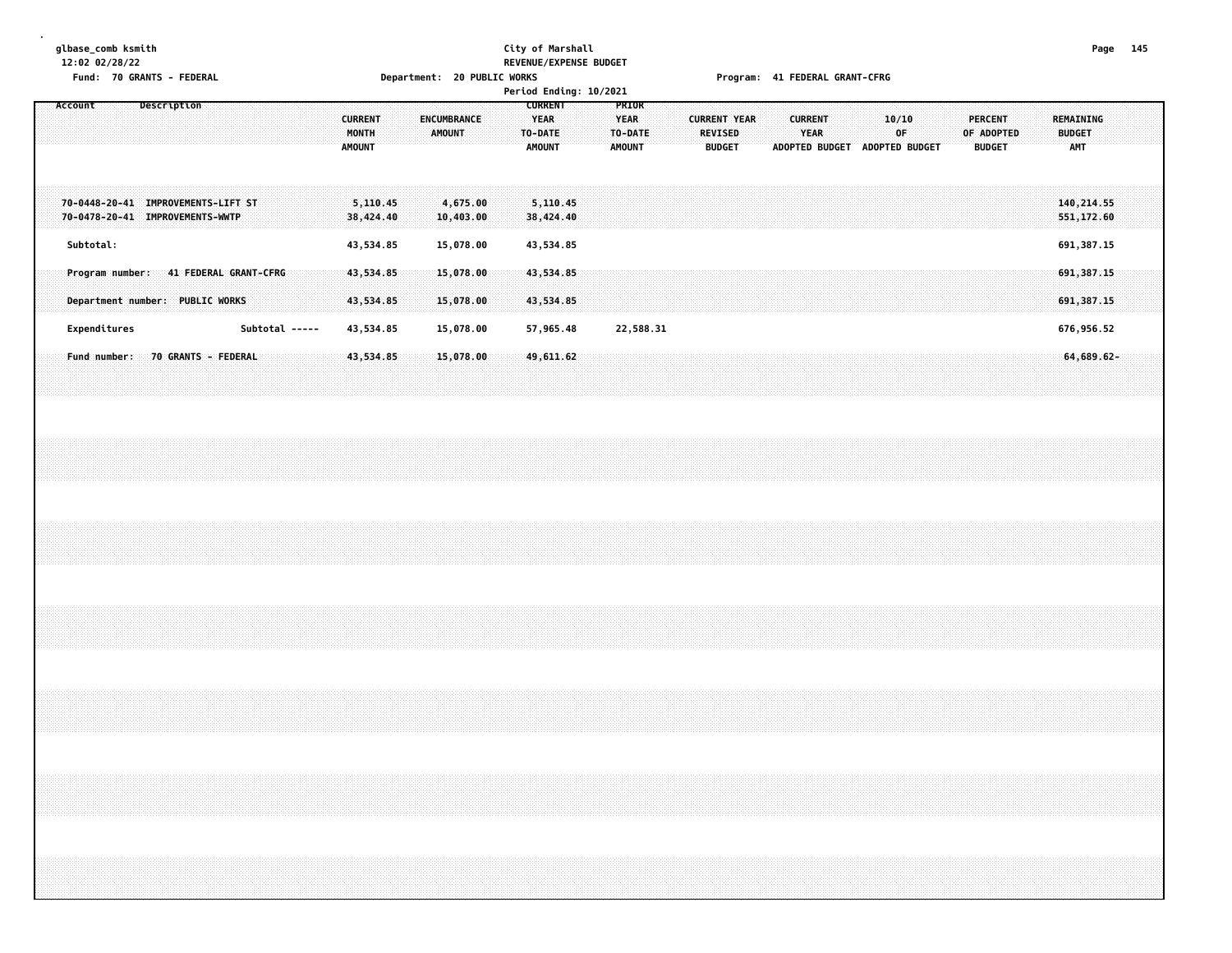glbase_comb ksmith
12:02 02/28/22

City of Marshall
REVENUE/EXPENSE BUDGET

Fund: 70 GRANTS - FEDERAL　　Department: 20 PUBLIC WORKS　　Program: 41 FEDERAL GRANT-CFRG

Period Ending: 10/2021

| Account | Description | CURRENT MONTH AMOUNT | ENCUMBRANCE AMOUNT | CURRENT YEAR TO-DATE AMOUNT | PRIOR YEAR TO-DATE AMOUNT | CURRENT YEAR REVISED BUDGET | CURRENT YEAR ADOPTED BUDGET | 10/10 OF ADOPTED BUDGET | PERCENT OF ADOPTED BUDGET | REMAINING BUDGET AMT |
|---|---|---|---|---|---|---|---|---|---|---|
| 70-0448-20-41 | IMPROVEMENTS-LIFT ST | 5,110.45 | 4,675.00 | 5,110.45 | | | | | | 140,214.55 |
| 70-0478-20-41 | IMPROVEMENTS-WWTP | 38,424.40 | 10,403.00 | 38,424.40 | | | | | | 551,172.60 |
| Subtotal: | | 43,534.85 | 15,078.00 | 43,534.85 | | | | | | 691,387.15 |
| Program number: | 41 FEDERAL GRANT-CFRG | 43,534.85 | 15,078.00 | 43,534.85 | | | | | | 691,387.15 |
| Department number: | PUBLIC WORKS | 43,534.85 | 15,078.00 | 43,534.85 | | | | | | 691,387.15 |
| Expenditures | Subtotal ----- | 43,534.85 | 15,078.00 | 57,965.48 | 22,588.31 | | | | | 676,956.52 |
| Fund number: | 70 GRANTS - FEDERAL | 43,534.85 | 15,078.00 | 49,611.62 | | | | | | 64,689.62- |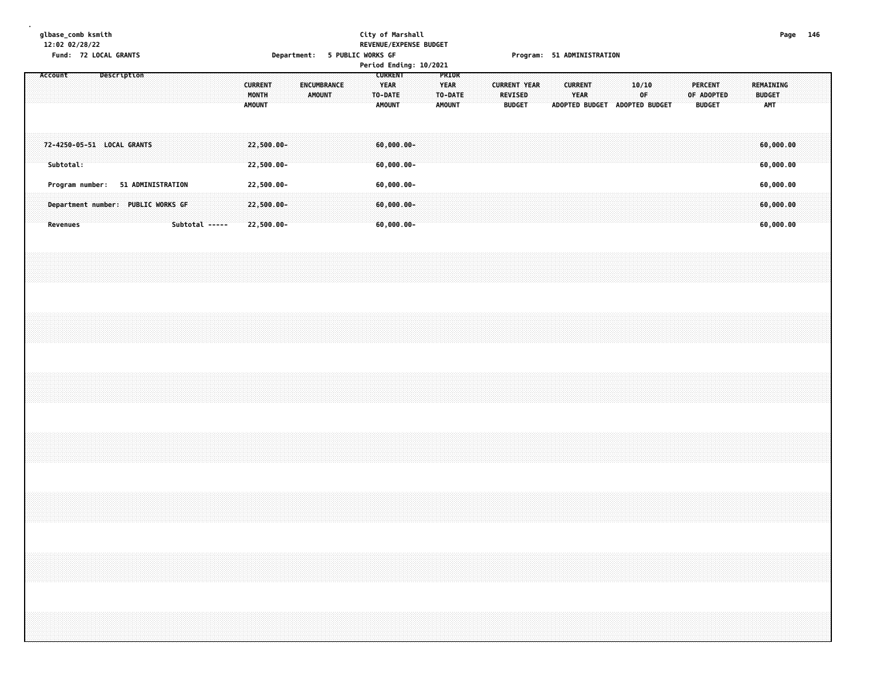glbase_comb ksmith
12:02 02/28/22

City of Marshall
REVENUE/EXPENSE BUDGET
Period Ending: 10/2021

Fund: 72 LOCAL GRANTS
Department: 5 PUBLIC WORKS GF
Program: 51 ADMINISTRATION

| Account | Description | CURRENT MONTH AMOUNT | ENCUMBRANCE AMOUNT | CURRENT YEAR TO-DATE AMOUNT | PRIOR YEAR TO-DATE AMOUNT | CURRENT YEAR REVISED BUDGET | CURRENT YEAR ADOPTED BUDGET | 10/10 OF ADOPTED BUDGET | PERCENT OF ADOPTED BUDGET | REMAINING BUDGET AMT |
|---|---|---|---|---|---|---|---|---|---|---|
| 72-4250-05-51 | LOCAL GRANTS | 22,500.00- | | 60,000.00- | | | | | | 60,000.00 |
| Subtotal: | | 22,500.00- | | 60,000.00- | | | | | | 60,000.00 |
| Program number: | 51 ADMINISTRATION | 22,500.00- | | 60,000.00- | | | | | | 60,000.00 |
| Department number: | PUBLIC WORKS GF | 22,500.00- | | 60,000.00- | | | | | | 60,000.00 |
| Revenues | Subtotal ----- | 22,500.00- | | 60,000.00- | | | | | | 60,000.00 |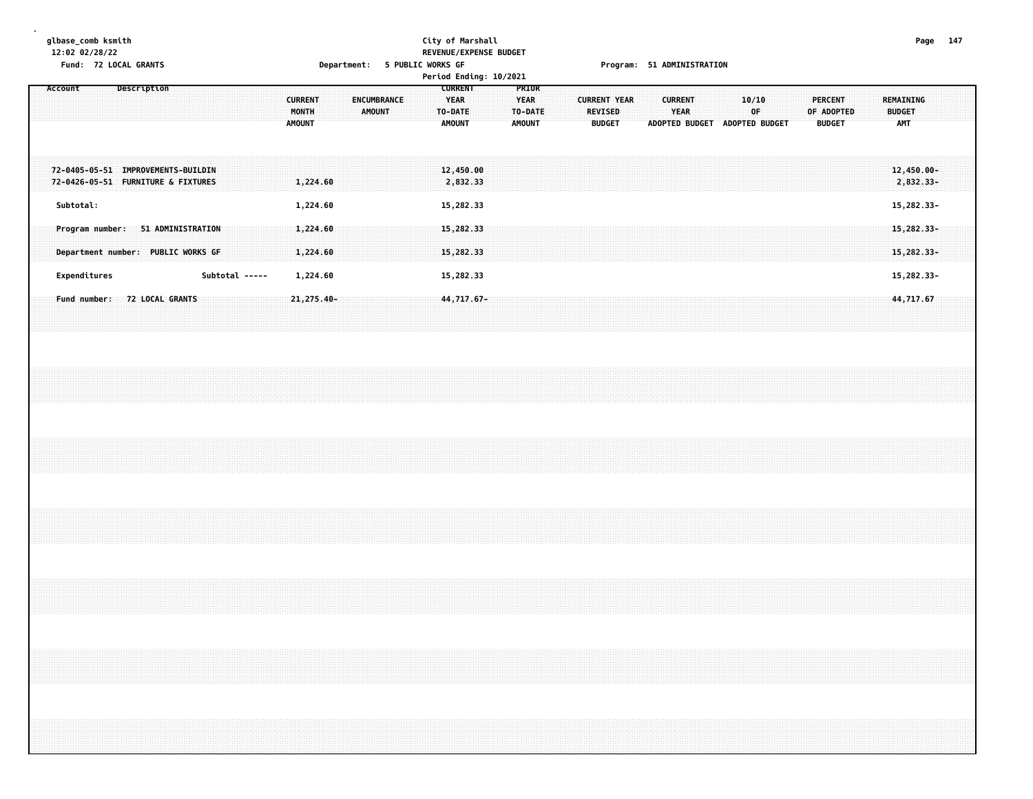glbase_comb ksmith
12:02 02/28/22

**City of Marshall**
**REVENUE/EXPENSE BUDGET**

Fund: 72 LOCAL GRANTS | Department: 5 PUBLIC WORKS GF | Program: 51 ADMINISTRATION

Period Ending: 10/2021

| Account | Description | CURRENT MONTH AMOUNT | ENCUMBRANCE AMOUNT | CURRENT YEAR TO-DATE AMOUNT | PRIOR YEAR TO-DATE AMOUNT | CURRENT YEAR REVISED BUDGET | CURRENT YEAR ADOPTED BUDGET | 10/10 OF ADOPTED BUDGET | PERCENT OF ADOPTED BUDGET | REMAINING BUDGET AMT |
|---|---|---|---|---|---|---|---|---|---|---|
| 72-0405-05-51 | IMPROVEMENTS-BUILDIN | | | 12,450.00 | | | | | | 12,450.00- |
| 72-0426-05-51 | FURNITURE & FIXTURES | 1,224.60 | | 2,832.33 | | | | | | 2,832.33- |
| Subtotal: | | 1,224.60 | | 15,282.33 | | | | | | 15,282.33- |
| Program number: | 51 ADMINISTRATION | 1,224.60 | | 15,282.33 | | | | | | 15,282.33- |
| Department number: | PUBLIC WORKS GF | 1,224.60 | | 15,282.33 | | | | | | 15,282.33- |
| Expenditures | Subtotal ----- | 1,224.60 | | 15,282.33 | | | | | | 15,282.33- |
| Fund number: | 72 LOCAL GRANTS | 21,275.40- | | 44,717.67- | | | | | | 44,717.67 |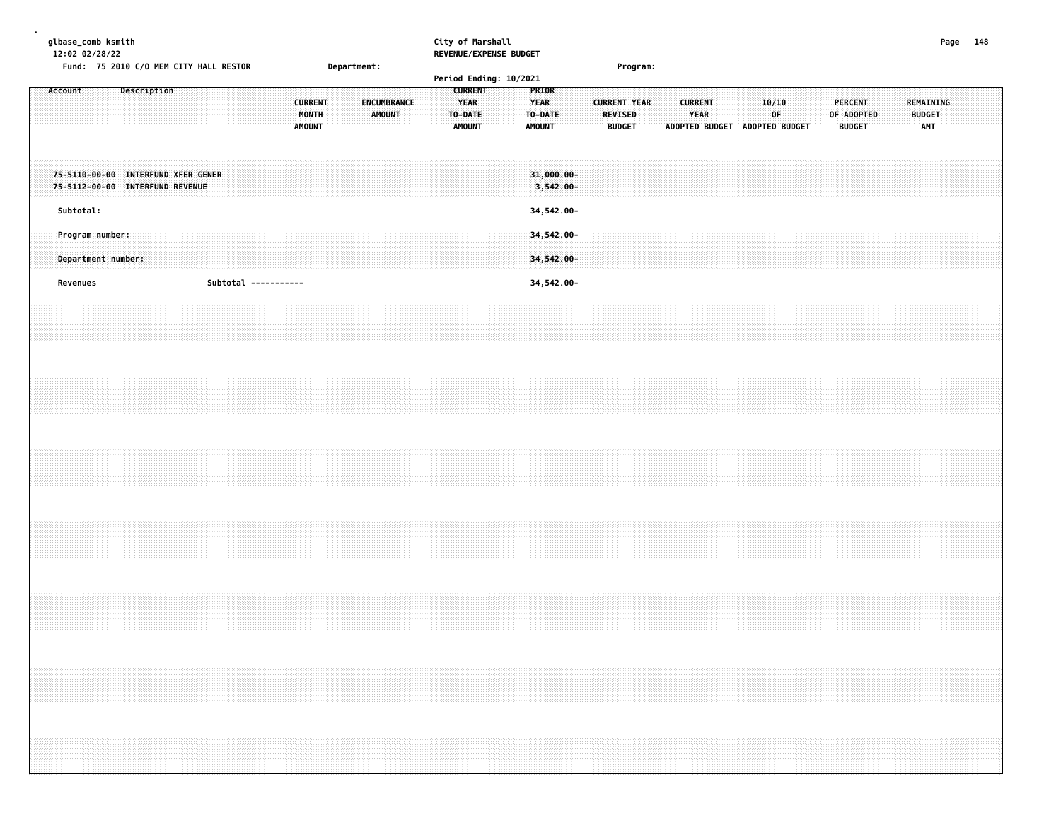City of Marshall
REVENUE/EXPENSE BUDGET

glbase_comb ksmith
12:02 02/28/22

Fund: 75 2010 C/O MEM CITY HALL RESTOR    Department:    Program:

Period Ending: 10/2021

| Account | Description | CURRENT MONTH AMOUNT | ENCUMBRANCE AMOUNT | CURRENT YEAR TO-DATE AMOUNT | PRIOR YEAR TO-DATE AMOUNT | CURRENT YEAR REVISED BUDGET | CURRENT YEAR ADOPTED BUDGET | 10/10 OF ADOPTED BUDGET | PERCENT OF ADOPTED BUDGET | REMAINING BUDGET AMT |
|---|---|---|---|---|---|---|---|---|---|---|
| 75-5110-00-00 | INTERFUND XFER GENER | | | | 31,000.00- | | | | | |
| 75-5112-00-00 | INTERFUND REVENUE | | | | 3,542.00- | | | | | |
| Subtotal: | | | | | 34,542.00- | | | | | |
| Program number: | | | | | 34,542.00- | | | | | |
| Department number: | | | | | 34,542.00- | | | | | |
| Revenues | Subtotal ----------- | | | | 34,542.00- | | | | | |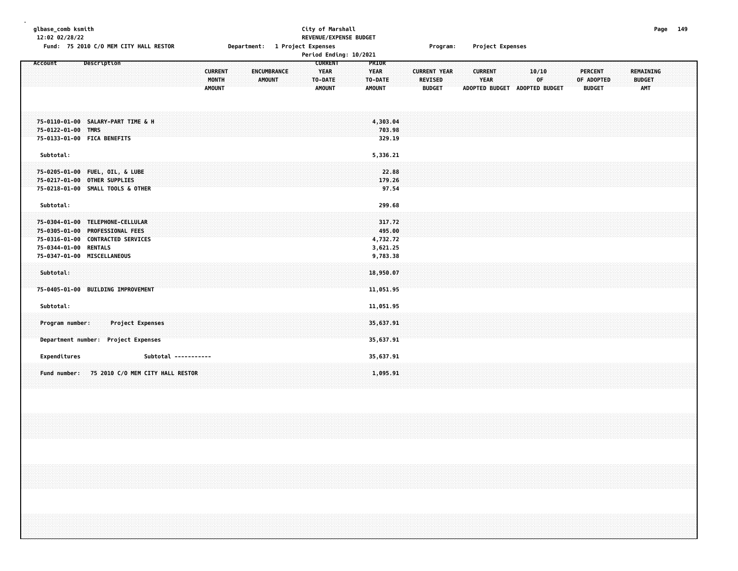glbase_comb ksmith
12:02 02/28/22

City of Marshall
REVENUE/EXPENSE BUDGET

Fund: 75 2010 C/O MEM CITY HALL RESTOR    Department: 1 Project Expenses    Program: Project Expenses

Period Ending: 10/2021

| Account | Description | CURRENT MONTH AMOUNT | ENCUMBRANCE AMOUNT | CURRENT YEAR TO-DATE AMOUNT | PRIOR YEAR TO-DATE AMOUNT | CURRENT YEAR REVISED BUDGET | CURRENT YEAR ADOPTED BUDGET | 10/10 OF ADOPTED BUDGET | PERCENT OF ADOPTED BUDGET | REMAINING BUDGET AMT |
|---|---|---|---|---|---|---|---|---|---|---|
| 75-0110-01-00 | SALARY-PART TIME & H | | | | 4,303.04 | | | | | |
| 75-0122-01-00 | TMRS | | | | 703.98 | | | | | |
| 75-0133-01-00 | FICA BENEFITS | | | | 329.19 | | | | | |
| Subtotal: | | | | | 5,336.21 | | | | | |
| 75-0205-01-00 | FUEL, OIL, & LUBE | | | | 22.88 | | | | | |
| 75-0217-01-00 | OTHER SUPPLIES | | | | 179.26 | | | | | |
| 75-0218-01-00 | SMALL TOOLS & OTHER | | | | 97.54 | | | | | |
| Subtotal: | | | | | 299.68 | | | | | |
| 75-0304-01-00 | TELEPHONE-CELLULAR | | | | 317.72 | | | | | |
| 75-0305-01-00 | PROFESSIONAL FEES | | | | 495.00 | | | | | |
| 75-0316-01-00 | CONTRACTED SERVICES | | | | 4,732.72 | | | | | |
| 75-0344-01-00 | RENTALS | | | | 3,621.25 | | | | | |
| 75-0347-01-00 | MISCELLANEOUS | | | | 9,783.38 | | | | | |
| Subtotal: | | | | | 18,950.07 | | | | | |
| 75-0405-01-00 | BUILDING IMPROVEMENT | | | | 11,051.95 | | | | | |
| Subtotal: | | | | | 11,051.95 | | | | | |
| Program number: | Project Expenses | | | | 35,637.91 | | | | | |
| Department number: | Project Expenses | | | | 35,637.91 | | | | | |
| Expenditures | Subtotal ----------- | | | | 35,637.91 | | | | | |
| Fund number: | 75 2010 C/O MEM CITY HALL RESTOR | | | | 1,095.91 | | | | | |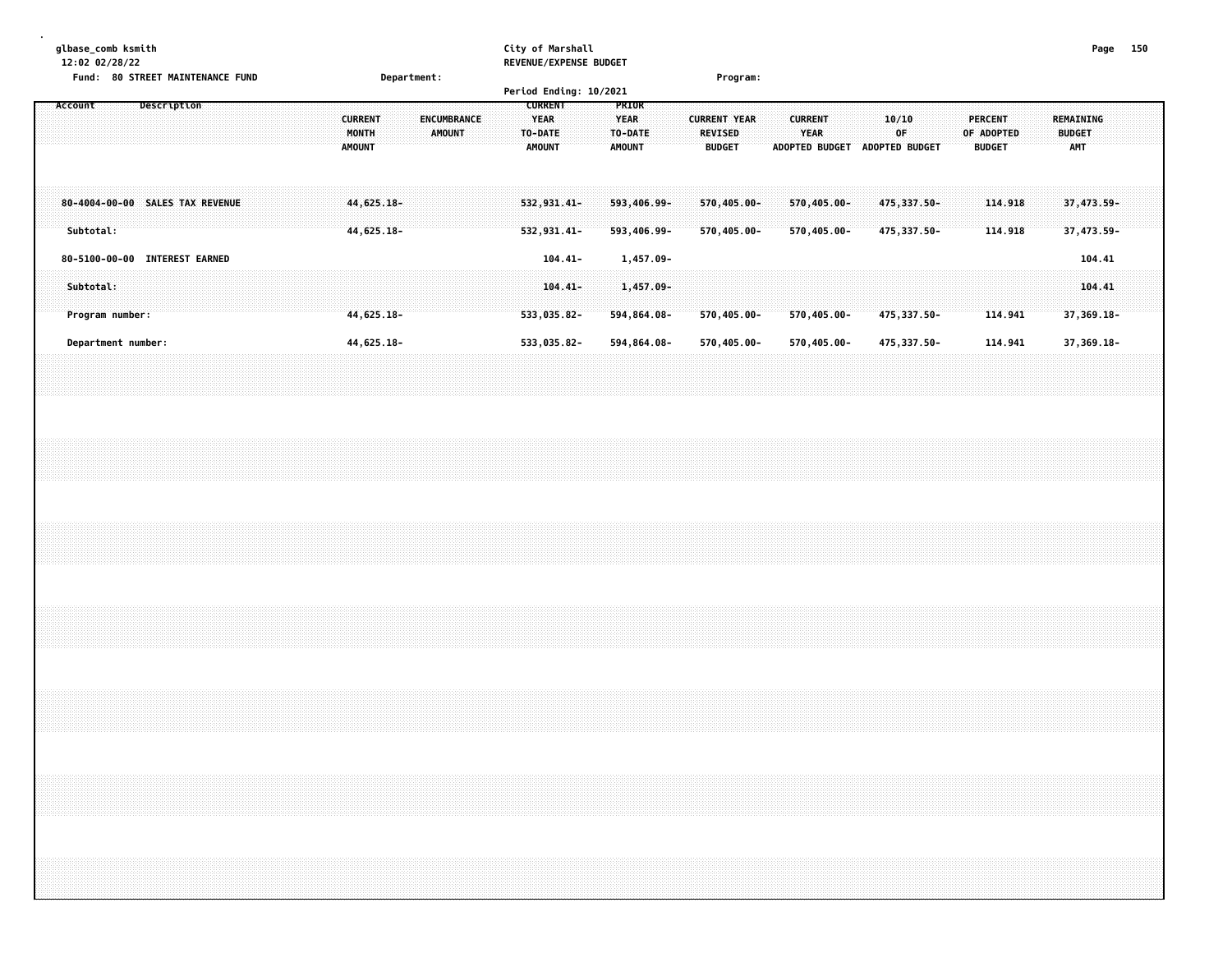glbase_comb ksmith
12:02 02/28/22

City of Marshall
REVENUE/EXPENSE BUDGET

Fund: 80 STREET MAINTENANCE FUND    Department:    Program:

Period Ending: 10/2021

| Account Description | CURRENT MONTH AMOUNT | ENCUMBRANCE AMOUNT | CURRENT YEAR TO-DATE AMOUNT | PRIOR YEAR TO-DATE AMOUNT | CURRENT YEAR REVISED BUDGET | CURRENT YEAR ADOPTED BUDGET | 10/10 OF ADOPTED BUDGET | PERCENT OF ADOPTED BUDGET | REMAINING BUDGET AMT |
|---|---|---|---|---|---|---|---|---|---|
| 80-4004-00-00 SALES TAX REVENUE | 44,625.18- | | 532,931.41- | 593,406.99- | 570,405.00- | 570,405.00- | 475,337.50- | 114.918 | 37,473.59- |
| Subtotal: | 44,625.18- | | 532,931.41- | 593,406.99- | 570,405.00- | 570,405.00- | 475,337.50- | 114.918 | 37,473.59- |
| 80-5100-00-00 INTEREST EARNED | | | 104.41- | 1,457.09- | | | | | 104.41 |
| Subtotal: | | | 104.41- | 1,457.09- | | | | | 104.41 |
| Program number: | 44,625.18- | | 533,035.82- | 594,864.08- | 570,405.00- | 570,405.00- | 475,337.50- | 114.941 | 37,369.18- |
| Department number: | 44,625.18- | | 533,035.82- | 594,864.08- | 570,405.00- | 570,405.00- | 475,337.50- | 114.941 | 37,369.18- |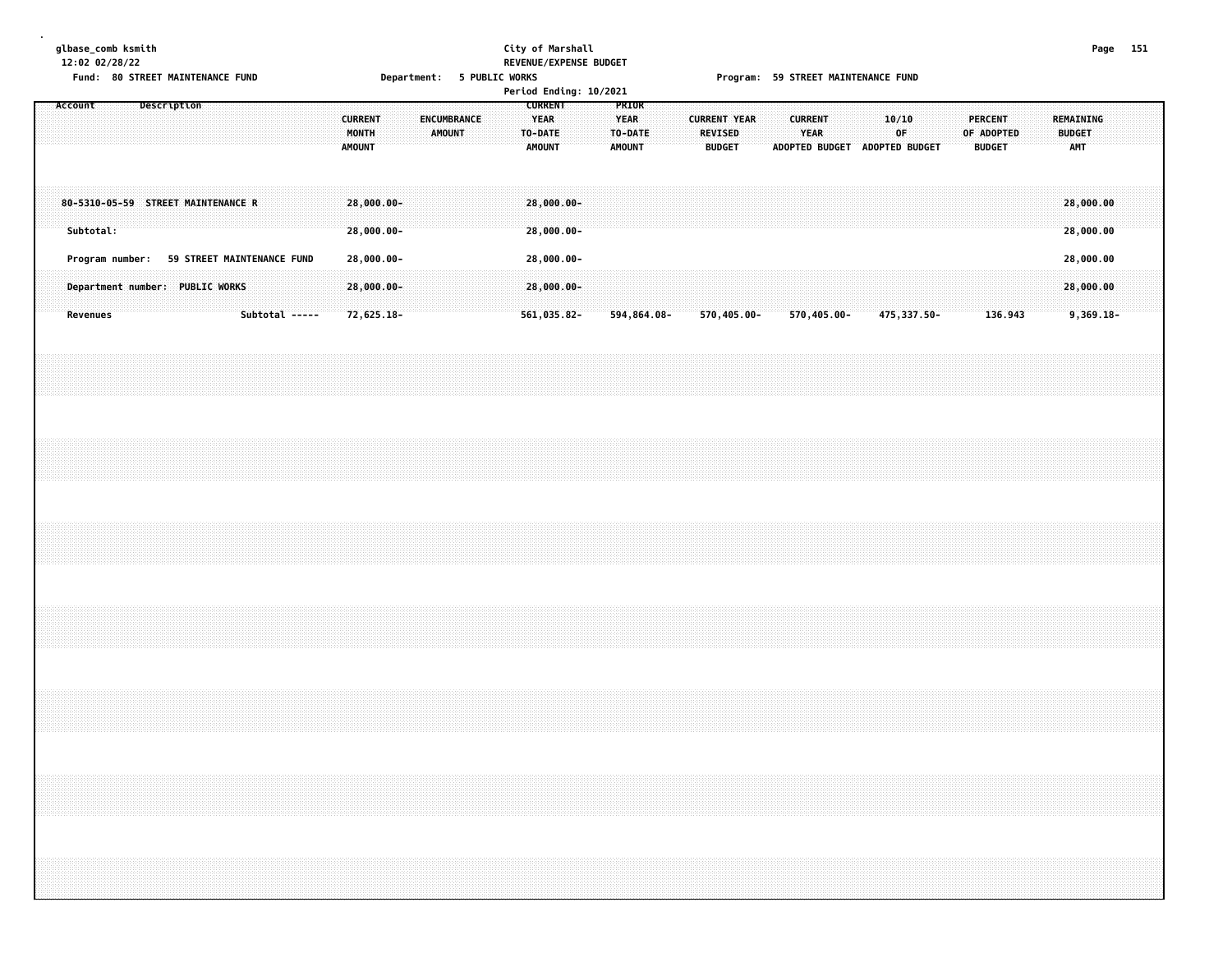glbase_comb ksmith
12:02 02/28/22

**City of Marshall**
**REVENUE/EXPENSE BUDGET**
**Period Ending: 10/2021**

Fund: 80 STREET MAINTENANCE FUND | Department: 5 PUBLIC WORKS | Program: 59 STREET MAINTENANCE FUND

| Account Description | CURRENT MONTH AMOUNT | ENCUMBRANCE AMOUNT | CURRENT YEAR TO-DATE AMOUNT | PRIOR YEAR TO-DATE AMOUNT | CURRENT YEAR REVISED BUDGET | CURRENT YEAR ADOPTED BUDGET | 10/10 OF ADOPTED BUDGET | PERCENT OF ADOPTED BUDGET | REMAINING BUDGET AMT |
|---|---|---|---|---|---|---|---|---|---|
| 80-5310-05-59 STREET MAINTENANCE R | 28,000.00- | | 28,000.00- | | | | | | 28,000.00 |
| Subtotal: | 28,000.00- | | 28,000.00- | | | | | | 28,000.00 |
| Program number: 59 STREET MAINTENANCE FUND | 28,000.00- | | 28,000.00- | | | | | | 28,000.00 |
| Department number: PUBLIC WORKS | 28,000.00- | | 28,000.00- | | | | | | 28,000.00 |
| Revenues Subtotal ----- | 72,625.18- | | 561,035.82- | 594,864.08- | 570,405.00- | 570,405.00- | 475,337.50- | 136.943 | 9,369.18- |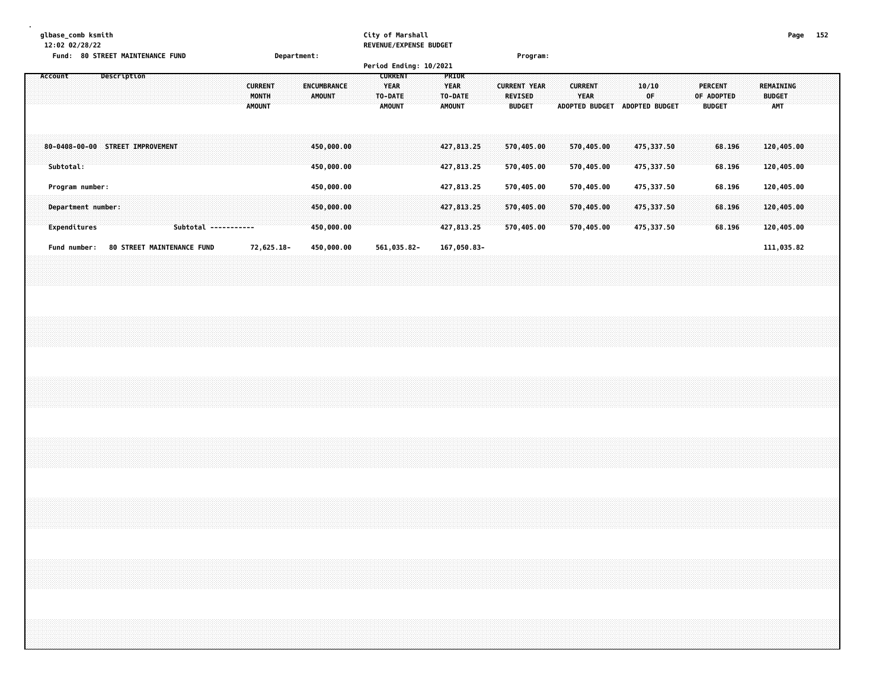glbase_comb ksmith
12:02 02/28/22

City of Marshall
REVENUE/EXPENSE BUDGET

Fund: 80 STREET MAINTENANCE FUND    Department:    Program:

Period Ending: 10/2021

| Account | Description | CURRENT MONTH AMOUNT | ENCUMBRANCE AMOUNT | CURRENT YEAR TO-DATE AMOUNT | PRIOR YEAR TO-DATE AMOUNT | CURRENT YEAR REVISED BUDGET | CURRENT YEAR ADOPTED BUDGET | 10/10 OF ADOPTED BUDGET | PERCENT OF ADOPTED BUDGET | REMAINING BUDGET AMT |
|---|---|---|---|---|---|---|---|---|---|---|
| 80-0408-00-00 | STREET IMPROVEMENT | | 450,000.00 | | 427,813.25 | 570,405.00 | 570,405.00 | 475,337.50 | 68.196 | 120,405.00 |
| Subtotal: | | | 450,000.00 | | 427,813.25 | 570,405.00 | 570,405.00 | 475,337.50 | 68.196 | 120,405.00 |
| Program number: | | | 450,000.00 | | 427,813.25 | 570,405.00 | 570,405.00 | 475,337.50 | 68.196 | 120,405.00 |
| Department number: | | | 450,000.00 | | 427,813.25 | 570,405.00 | 570,405.00 | 475,337.50 | 68.196 | 120,405.00 |
| Expenditures | Subtotal ----------- | | 450,000.00 | | 427,813.25 | 570,405.00 | 570,405.00 | 475,337.50 | 68.196 | 120,405.00 |
| Fund number: | 80 STREET MAINTENANCE FUND | 72,625.18- | 450,000.00 | 561,035.82- | 167,050.83- | | | | | 111,035.82 |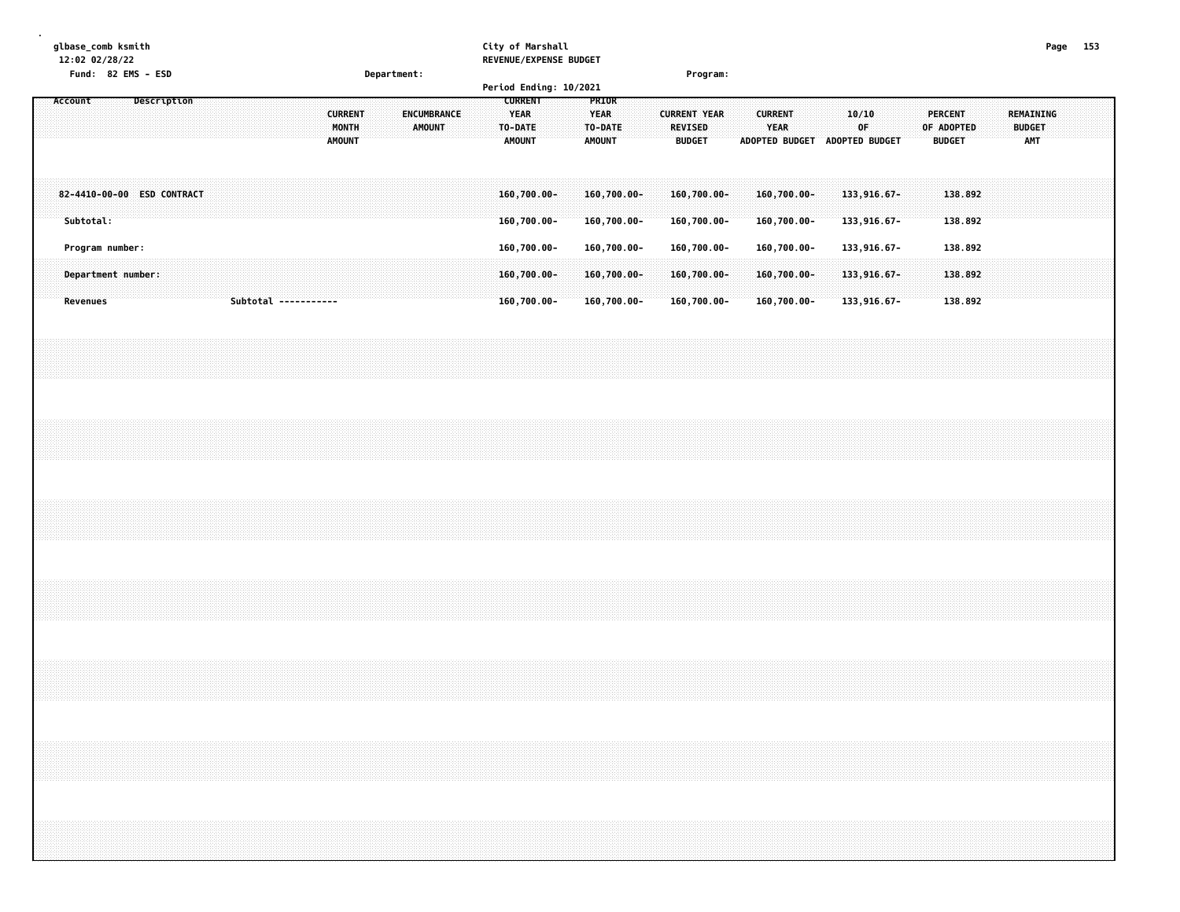glbase_comb ksmith
12:02 02/28/22

City of Marshall
REVENUE/EXPENSE BUDGET

Fund: 82 EMS - ESD | Department: | Program:

Period Ending: 10/2021

| Account | Description | CURRENT MONTH AMOUNT | ENCUMBRANCE AMOUNT | CURRENT YEAR TO-DATE AMOUNT | PRIOR YEAR TO-DATE AMOUNT | CURRENT YEAR REVISED BUDGET | CURRENT YEAR ADOPTED BUDGET | 10/10 OF ADOPTED BUDGET | PERCENT OF ADOPTED BUDGET | REMAINING BUDGET AMT |
|---|---|---|---|---|---|---|---|---|---|---|
| 82-4410-00-00 | ESD CONTRACT | | | 160,700.00- | 160,700.00- | 160,700.00- | 160,700.00- | 133,916.67- | 138.892 | |
| Subtotal: | | | | 160,700.00- | 160,700.00- | 160,700.00- | 160,700.00- | 133,916.67- | 138.892 | |
| Program number: | | | | 160,700.00- | 160,700.00- | 160,700.00- | 160,700.00- | 133,916.67- | 138.892 | |
| Department number: | | | | 160,700.00- | 160,700.00- | 160,700.00- | 160,700.00- | 133,916.67- | 138.892 | |
| Revenues | Subtotal ----------- | | | 160,700.00- | 160,700.00- | 160,700.00- | 160,700.00- | 133,916.67- | 138.892 | |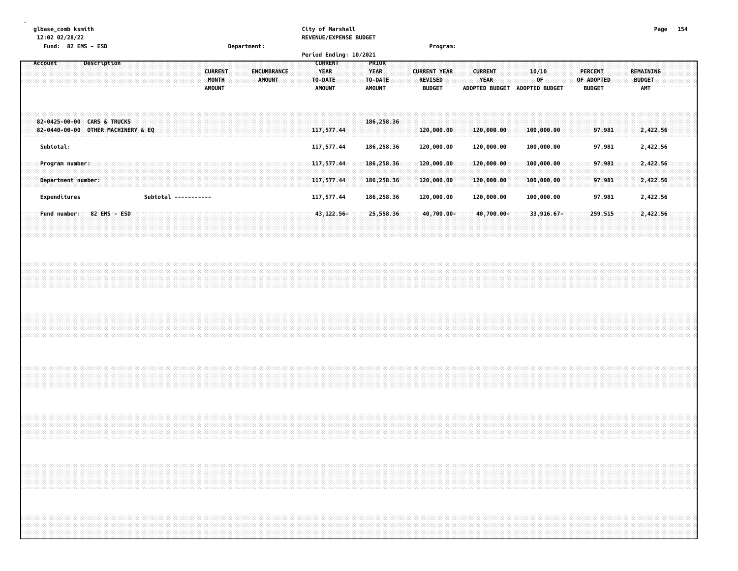City of Marshall
REVENUE/EXPENSE BUDGET

Fund: 82 EMS - ESD | Department: | Program:

Period Ending: 10/2021

| Account | Description | CURRENT MONTH AMOUNT | ENCUMBRANCE AMOUNT | CURRENT YEAR TO-DATE AMOUNT | PRIOR YEAR TO-DATE AMOUNT | CURRENT YEAR REVISED BUDGET | CURRENT YEAR ADOPTED BUDGET | 10/10 OF ADOPTED BUDGET | PERCENT OF ADOPTED BUDGET | REMAINING BUDGET AMT |
|---|---|---|---|---|---|---|---|---|---|---|
| 82-0425-00-00 | CARS & TRUCKS | | | | 186,258.36 | | | | | |
| 82-0440-00-00 | OTHER MACHINERY & EQ | | | 117,577.44 | | 120,000.00 | 120,000.00 | 100,000.00 | 97.981 | 2,422.56 |
| Subtotal: | | | | 117,577.44 | 186,258.36 | 120,000.00 | 120,000.00 | 100,000.00 | 97.981 | 2,422.56 |
| Program number: | | | | 117,577.44 | 186,258.36 | 120,000.00 | 120,000.00 | 100,000.00 | 97.981 | 2,422.56 |
| Department number: | | | | 117,577.44 | 186,258.36 | 120,000.00 | 120,000.00 | 100,000.00 | 97.981 | 2,422.56 |
| Expenditures | Subtotal ----------- | | | 117,577.44 | 186,258.36 | 120,000.00 | 120,000.00 | 100,000.00 | 97.981 | 2,422.56 |
| Fund number: 82 EMS - ESD | | | | 43,122.56- | 25,558.36 | 40,700.00- | 40,700.00- | 33,916.67- | 259.515 | 2,422.56 |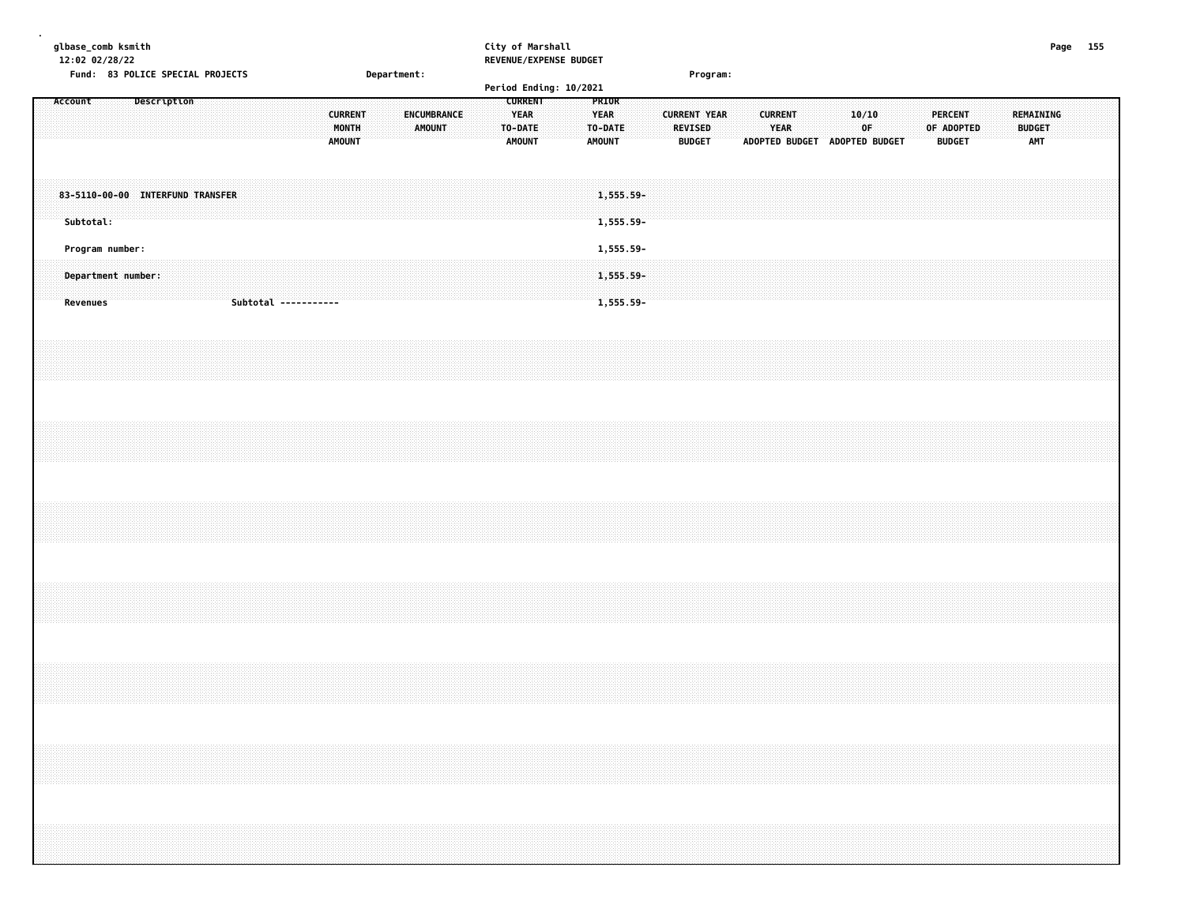glbase_comb ksmith
12:02 02/28/22

City of Marshall
REVENUE/EXPENSE BUDGET

Fund: 83 POLICE SPECIAL PROJECTS　　Department:　　Program:

Period Ending: 10/2021

| Account Description | CURRENT MONTH AMOUNT | ENCUMBRANCE AMOUNT | CURRENT YEAR TO-DATE AMOUNT | PRIOR YEAR TO-DATE AMOUNT | CURRENT YEAR REVISED BUDGET | CURRENT YEAR ADOPTED BUDGET | 10/10 OF ADOPTED BUDGET | PERCENT OF ADOPTED BUDGET | REMAINING BUDGET AMT |
|---|---|---|---|---|---|---|---|---|---|
| 83-5110-00-00 INTERFUND TRANSFER | | | | 1,555.59- | | | | | |
| Subtotal: | | | | 1,555.59- | | | | | |
| Program number: | | | | 1,555.59- | | | | | |
| Department number: | | | | 1,555.59- | | | | | |
| Revenues Subtotal ----------- | | | | 1,555.59- | | | | | |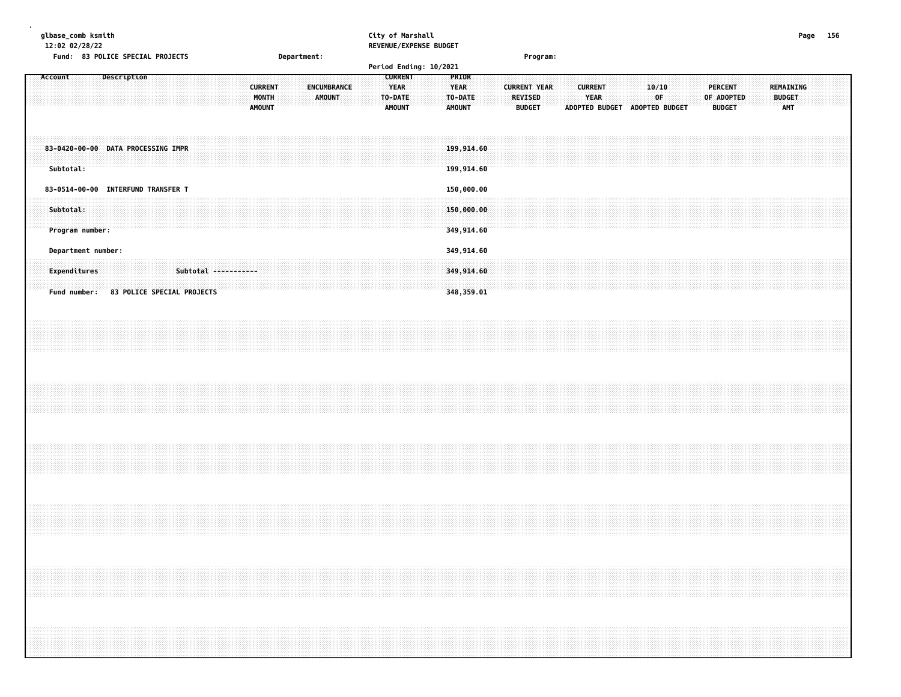glbase_comb ksmith
12:02 02/28/22

City of Marshall
REVENUE/EXPENSE BUDGET

Fund: 83 POLICE SPECIAL PROJECTS  Department:  Program:

Period Ending: 10/2021

| Account | Description | CURRENT MONTH AMOUNT | ENCUMBRANCE AMOUNT | CURRENT YEAR TO-DATE AMOUNT | PRIOR YEAR TO-DATE AMOUNT | CURRENT YEAR REVISED BUDGET | CURRENT YEAR ADOPTED BUDGET | 10/10 OF ADOPTED BUDGET | PERCENT OF ADOPTED BUDGET | REMAINING BUDGET AMT |
|---|---|---|---|---|---|---|---|---|---|---|
| 83-0420-00-00 | DATA PROCESSING IMPR | | | | 199,914.60 | | | | | |
| Subtotal: | | | | | 199,914.60 | | | | | |
| 83-0514-00-00 | INTERFUND TRANSFER T | | | | 150,000.00 | | | | | |
| Subtotal: | | | | | 150,000.00 | | | | | |
| Program number: | | | | | 349,914.60 | | | | | |
| Department number: | | | | | 349,914.60 | | | | | |
| Expenditures | Subtotal ----------- | | | | 349,914.60 | | | | | |
| Fund number: | 83 POLICE SPECIAL PROJECTS | | | | 348,359.01 | | | | | |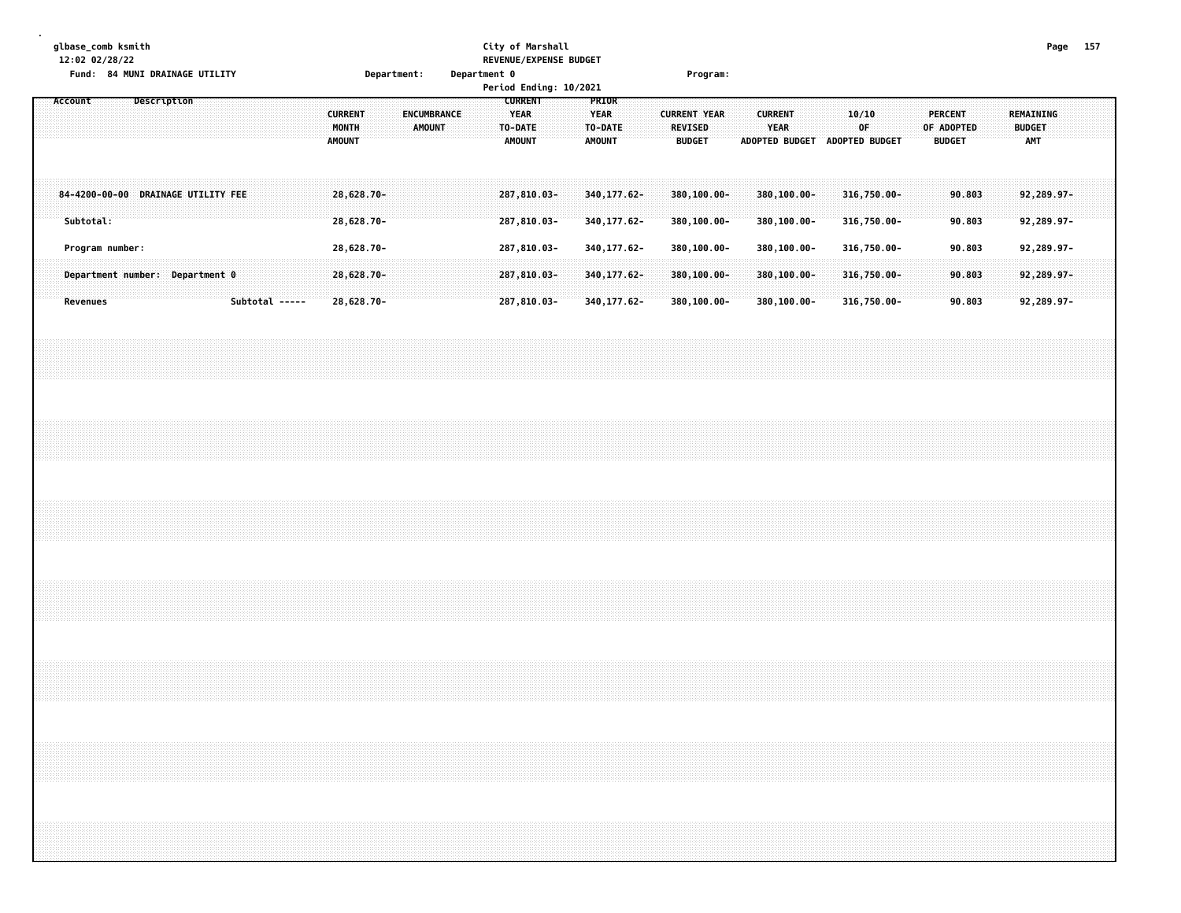glbase_comb ksmith
12:02 02/28/22

City of Marshall
REVENUE/EXPENSE BUDGET

Fund: 84 MUNI DRAINAGE UTILITY    Department:    Department 0    Program:

Period Ending: 10/2021

| Account | Description | CURRENT MONTH AMOUNT | ENCUMBRANCE AMOUNT | CURRENT YEAR TO-DATE AMOUNT | PRIOR YEAR TO-DATE AMOUNT | CURRENT YEAR REVISED BUDGET | CURRENT YEAR ADOPTED BUDGET | 10/10 OF ADOPTED BUDGET | PERCENT OF ADOPTED BUDGET | REMAINING BUDGET AMT |
|---|---|---|---|---|---|---|---|---|---|---|
| 84-4200-00-00 | DRAINAGE UTILITY FEE | 28,628.70- | | 287,810.03- | 340,177.62- | 380,100.00- | 380,100.00- | 316,750.00- | 90.803 | 92,289.97- |
| Subtotal: | | 28,628.70- | | 287,810.03- | 340,177.62- | 380,100.00- | 380,100.00- | 316,750.00- | 90.803 | 92,289.97- |
| Program number: | | 28,628.70- | | 287,810.03- | 340,177.62- | 380,100.00- | 380,100.00- | 316,750.00- | 90.803 | 92,289.97- |
| Department number: Department 0 | | 28,628.70- | | 287,810.03- | 340,177.62- | 380,100.00- | 380,100.00- | 316,750.00- | 90.803 | 92,289.97- |
| Revenues | Subtotal ----- | 28,628.70- | | 287,810.03- | 340,177.62- | 380,100.00- | 380,100.00- | 316,750.00- | 90.803 | 92,289.97- |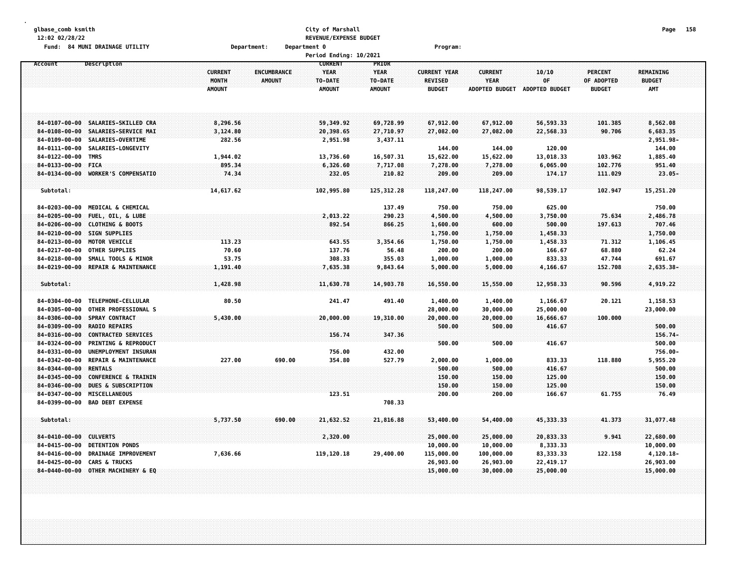glbase_comb ksmith
12:02 02/28/22

City of Marshall
REVENUE/EXPENSE BUDGET

Fund: 84 MUNI DRAINAGE UTILITY    Department:    Department 0    Program:

Period Ending: 10/2021

| Account | Description | CURRENT MONTH AMOUNT | ENCUMBRANCE AMOUNT | CURRENT YEAR TO-DATE AMOUNT | PRIOR YEAR TO-DATE AMOUNT | CURRENT YEAR REVISED BUDGET | CURRENT YEAR ADOPTED BUDGET | 10/10 OF ADOPTED BUDGET | PERCENT OF ADOPTED BUDGET | REMAINING BUDGET AMT |
|---|---|---|---|---|---|---|---|---|---|---|
| 84-0107-00-00 | SALARIES-SKILLED CRA | 8,296.56 | | 59,349.92 | 69,728.99 | 67,912.00 | 67,912.00 | 56,593.33 | 101.385 | 8,562.08 |
| 84-0108-00-00 | SALARIES-SERVICE MAI | 3,124.80 | | 20,398.65 | 27,710.97 | 27,082.00 | 27,082.00 | 22,568.33 | 90.706 | 6,683.35 |
| 84-0109-00-00 | SALARIES-OVERTIME | 282.56 | | 2,951.98 | 3,437.11 | | | | | 2,951.98- |
| 84-0111-00-00 | SALARIES-LONGEVITY | | | | | 144.00 | 144.00 | 120.00 | | 144.00 |
| 84-0122-00-00 | TMRS | 1,944.02 | | 13,736.60 | 16,507.31 | 15,622.00 | 15,622.00 | 13,018.33 | 103.962 | 1,885.40 |
| 84-0133-00-00 | FICA | 895.34 | | 6,326.60 | 7,717.08 | 7,278.00 | 7,278.00 | 6,065.00 | 102.776 | 951.40 |
| 84-0134-00-00 | WORKER'S COMPENSATIO | 74.34 | | 232.05 | 210.82 | 209.00 | 209.00 | 174.17 | 111.029 | 23.05- |
| Subtotal: | | 14,617.62 | | 102,995.80 | 125,312.28 | 118,247.00 | 118,247.00 | 98,539.17 | 102.947 | 15,251.20 |
| 84-0203-00-00 | MEDICAL & CHEMICAL | | | | 137.49 | 750.00 | 750.00 | 625.00 | | 750.00 |
| 84-0205-00-00 | FUEL, OIL, & LUBE | | | 2,013.22 | 290.23 | 4,500.00 | 4,500.00 | 3,750.00 | 75.634 | 2,486.78 |
| 84-0206-00-00 | CLOTHING & BOOTS | | | 892.54 | 866.25 | 1,600.00 | 600.00 | 500.00 | 197.613 | 707.46 |
| 84-0210-00-00 | SIGN SUPPLIES | | | | | 1,750.00 | 1,750.00 | 1,458.33 | | 1,750.00 |
| 84-0213-00-00 | MOTOR VEHICLE | 113.23 | | 643.55 | 3,354.66 | 1,750.00 | 1,750.00 | 1,458.33 | 71.312 | 1,106.45 |
| 84-0217-00-00 | OTHER SUPPLIES | 70.60 | | 137.76 | 56.48 | 200.00 | 200.00 | 166.67 | 68.880 | 62.24 |
| 84-0218-00-00 | SMALL TOOLS & MINOR | 53.75 | | 308.33 | 355.03 | 1,000.00 | 1,000.00 | 833.33 | 47.744 | 691.67 |
| 84-0219-00-00 | REPAIR & MAINTENANCE | 1,191.40 | | 7,635.38 | 9,843.64 | 5,000.00 | 5,000.00 | 4,166.67 | 152.708 | 2,635.38- |
| Subtotal: | | 1,428.98 | | 11,630.78 | 14,903.78 | 16,550.00 | 15,550.00 | 12,958.33 | 90.596 | 4,919.22 |
| 84-0304-00-00 | TELEPHONE-CELLULAR | 80.50 | | 241.47 | 491.40 | 1,400.00 | 1,400.00 | 1,166.67 | 20.121 | 1,158.53 |
| 84-0305-00-00 | OTHER PROFESSIONAL S | | | | | 28,000.00 | 30,000.00 | 25,000.00 | | 23,000.00 |
| 84-0306-00-00 | SPRAY CONTRACT | 5,430.00 | | 20,000.00 | 19,310.00 | 20,000.00 | 20,000.00 | 16,666.67 | 100.000 | |
| 84-0309-00-00 | RADIO REPAIRS | | | | | 500.00 | 500.00 | 416.67 | | 500.00 |
| 84-0316-00-00 | CONTRACTED SERVICES | | | 156.74 | 347.36 | | | | | 156.74- |
| 84-0324-00-00 | PRINTING & REPRODUCT | | | | | 500.00 | 500.00 | 416.67 | | 500.00 |
| 84-0331-00-00 | UNEMPLOYMENT INSURAN | | | 756.00 | 432.00 | | | | | 756.00- |
| 84-0342-00-00 | REPAIR & MAINTENANCE | 227.00 | 690.00 | 354.80 | 527.79 | 2,000.00 | 1,000.00 | 833.33 | 118.880 | 5,955.20 |
| 84-0344-00-00 | RENTALS | | | | | 500.00 | 500.00 | 416.67 | | 500.00 |
| 84-0345-00-00 | CONFERENCE & TRAININ | | | | | 150.00 | 150.00 | 125.00 | | 150.00 |
| 84-0346-00-00 | DUES & SUBSCRIPTION | | | | | 150.00 | 150.00 | 125.00 | | 150.00 |
| 84-0347-00-00 | MISCELLANEOUS | | | 123.51 | | 200.00 | 200.00 | 166.67 | 61.755 | 76.49 |
| 84-0399-00-00 | BAD DEBT EXPENSE | | | | 708.33 | | | | | |
| Subtotal: | | 5,737.50 | 690.00 | 21,632.52 | 21,816.88 | 53,400.00 | 54,400.00 | 45,333.33 | 41.373 | 31,077.48 |
| 84-0410-00-00 | CULVERTS | | | 2,320.00 | | 25,000.00 | 25,000.00 | 20,833.33 | 9.941 | 22,680.00 |
| 84-0415-00-00 | DETENTION PONDS | | | | | 10,000.00 | 10,000.00 | 8,333.33 | | 10,000.00 |
| 84-0416-00-00 | DRAINAGE IMPROVEMENT | 7,636.66 | | 119,120.18 | 29,400.00 | 115,000.00 | 100,000.00 | 83,333.33 | 122.158 | 4,120.18- |
| 84-0425-00-00 | CARS & TRUCKS | | | | | 26,903.00 | 26,903.00 | 22,419.17 | | 26,903.00 |
| 84-0440-00-00 | OTHER MACHINERY & EQ | | | | | 15,000.00 | 30,000.00 | 25,000.00 | | 15,000.00 |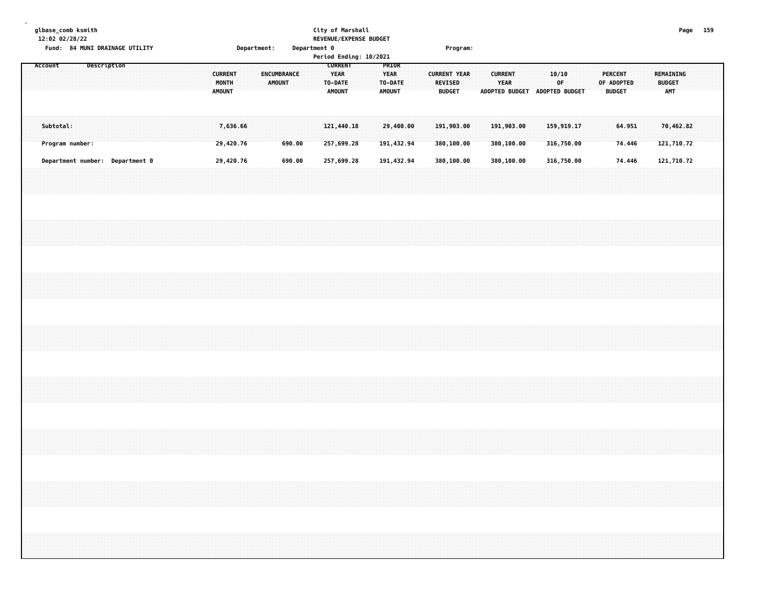glbase_comb ksmith
12:02 02/28/22

City of Marshall
REVENUE/EXPENSE BUDGET

Fund: 84 MUNI DRAINAGE UTILITY    Department:    Department 0    Program:

Period Ending: 10/2021

| Account | Description | CURRENT MONTH AMOUNT | ENCUMBRANCE AMOUNT | CURRENT YEAR TO-DATE AMOUNT | PRIOR YEAR TO-DATE AMOUNT | CURRENT YEAR REVISED BUDGET | CURRENT YEAR ADOPTED BUDGET | 10/10 OF ADOPTED BUDGET | PERCENT OF ADOPTED BUDGET | REMAINING BUDGET AMT |
|---|---|---|---|---|---|---|---|---|---|---|
| Subtotal: | | 7,636.66 | | 121,440.18 | 29,400.00 | 191,903.00 | 191,903.00 | 159,919.17 | 64.951 | 70,462.82 |
| Program number: | | 29,420.76 | 690.00 | 257,699.28 | 191,432.94 | 380,100.00 | 380,100.00 | 316,750.00 | 74.446 | 121,710.72 |
| Department number: | Department 0 | 29,420.76 | 690.00 | 257,699.28 | 191,432.94 | 380,100.00 | 380,100.00 | 316,750.00 | 74.446 | 121,710.72 |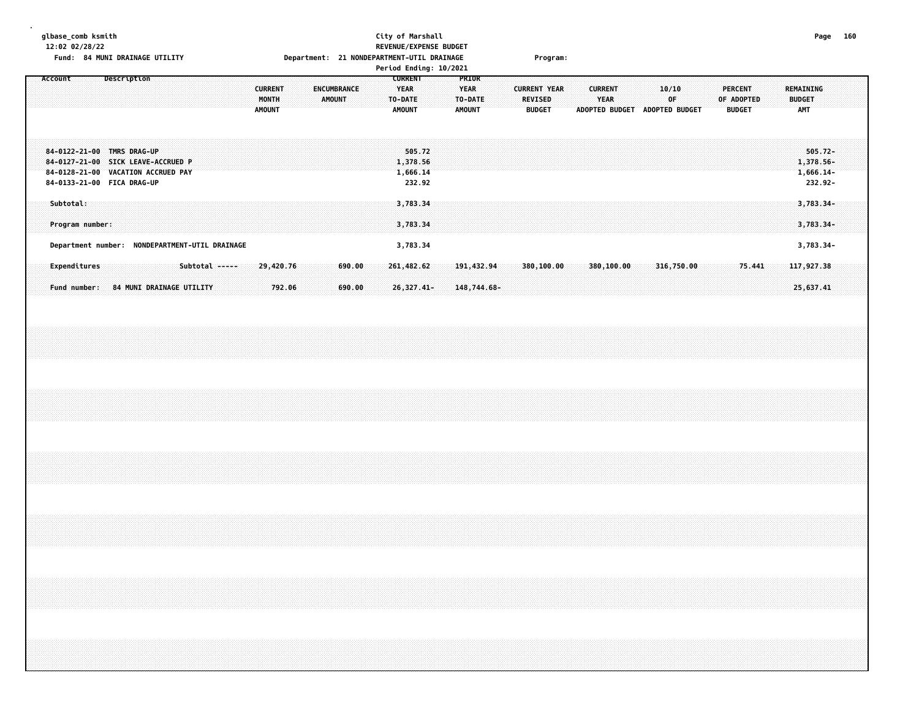glbase_comb ksmith
12:02 02/28/22

City of Marshall
REVENUE/EXPENSE BUDGET

Fund: 84 MUNI DRAINAGE UTILITY — Department: 21 NONDEPARTMENT-UTIL DRAINAGE — Program:

Period Ending: 10/2021

| Account | Description | CURRENT MONTH AMOUNT | ENCUMBRANCE AMOUNT | CURRENT YEAR TO-DATE AMOUNT | PRIOR YEAR TO-DATE AMOUNT | CURRENT YEAR REVISED BUDGET | CURRENT YEAR ADOPTED BUDGET | 10/10 OF ADOPTED BUDGET | PERCENT OF ADOPTED BUDGET | REMAINING BUDGET AMT |
|---|---|---|---|---|---|---|---|---|---|---|
| 84-0122-21-00 | TMRS DRAG-UP | | | 505.72 | | | | | | 505.72- |
| 84-0127-21-00 | SICK LEAVE-ACCRUED P | | | 1,378.56 | | | | | | 1,378.56- |
| 84-0128-21-00 | VACATION ACCRUED PAY | | | 1,666.14 | | | | | | 1,666.14- |
| 84-0133-21-00 | FICA DRAG-UP | | | 232.92 | | | | | | 232.92- |
| Subtotal: | | | | 3,783.34 | | | | | | 3,783.34- |
| Program number: | | | | 3,783.34 | | | | | | 3,783.34- |
| Department number: NONDEPARTMENT-UTIL DRAINAGE | | | | 3,783.34 | | | | | | 3,783.34- |
| Expenditures | Subtotal ----- | 29,420.76 | 690.00 | 261,482.62 | 191,432.94 | 380,100.00 | 380,100.00 | 316,750.00 | 75.441 | 117,927.38 |
| Fund number: 84 MUNI DRAINAGE UTILITY | | 792.06 | 690.00 | 26,327.41- | 148,744.68- | | | | | 25,637.41 |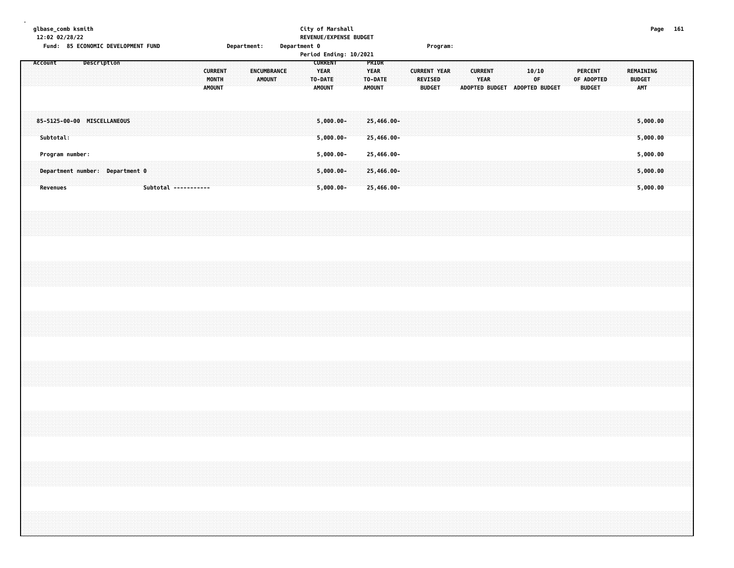glbase_comb ksmith
12:02 02/28/22

**City of Marshall**
**REVENUE/EXPENSE BUDGET**
Period Ending: 10/2021

Fund: 85 ECONOMIC DEVELOPMENT FUND    Department: Department 0    Program:

| Account | Description | CURRENT MONTH AMOUNT | ENCUMBRANCE AMOUNT | CURRENT YEAR TO-DATE AMOUNT | PRIOR YEAR TO-DATE AMOUNT | CURRENT YEAR REVISED BUDGET | CURRENT YEAR ADOPTED BUDGET | 10/10 OF ADOPTED BUDGET | PERCENT OF ADOPTED BUDGET | REMAINING BUDGET AMT |
|---|---|---|---|---|---|---|---|---|---|---|
| 85-5125-00-00 | MISCELLANEOUS | | | 5,000.00- | 25,466.00- | | | | | 5,000.00 |
| Subtotal: | | | | 5,000.00- | 25,466.00- | | | | | 5,000.00 |
| Program number: | | | | 5,000.00- | 25,466.00- | | | | | 5,000.00 |
| Department number: Department 0 | | | | 5,000.00- | 25,466.00- | | | | | 5,000.00 |
| Revenues | Subtotal ----------- | | | 5,000.00- | 25,466.00- | | | | | 5,000.00 |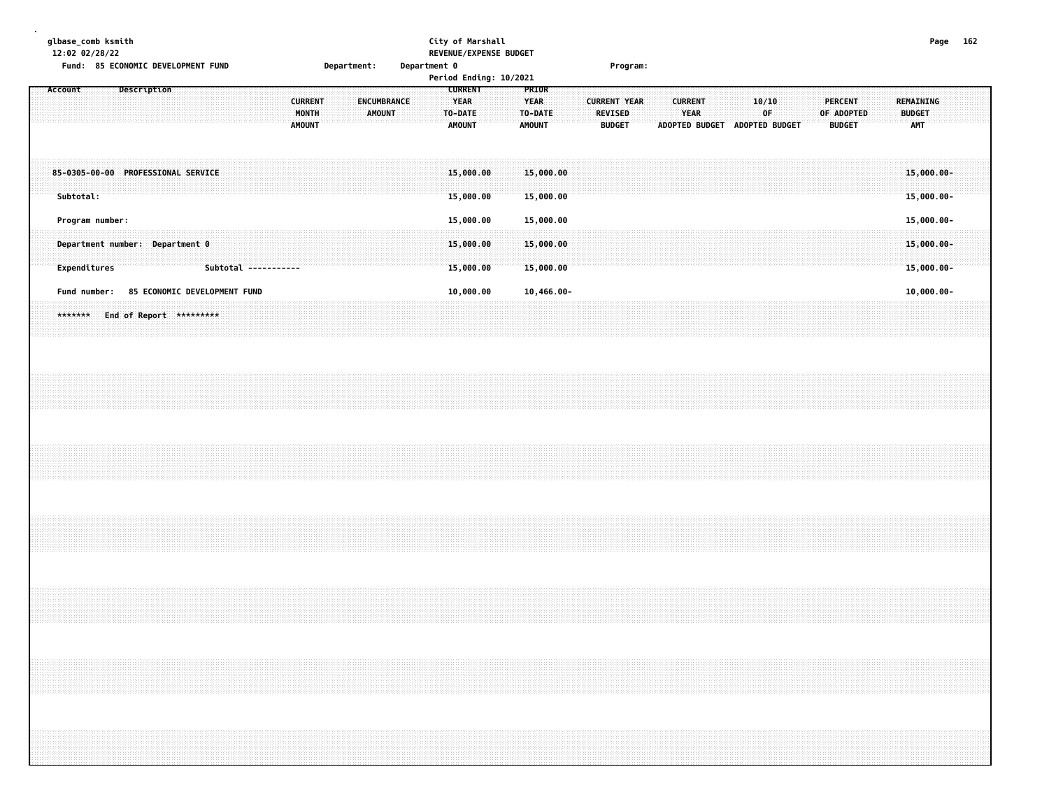glbase_comb ksmith
12:02 02/28/22

City of Marshall
REVENUE/EXPENSE BUDGET

Fund: 85 ECONOMIC DEVELOPMENT FUND    Department: Department 0    Program:

Period Ending: 10/2021

| Account Description | CURRENT MONTH AMOUNT | ENCUMBRANCE AMOUNT | CURRENT YEAR TO-DATE AMOUNT | PRIOR YEAR TO-DATE AMOUNT | CURRENT YEAR REVISED BUDGET | CURRENT YEAR ADOPTED BUDGET | 10/10 OF ADOPTED BUDGET | PERCENT OF ADOPTED BUDGET | REMAINING BUDGET AMT |
|---|---|---|---|---|---|---|---|---|---|
| 85-0305-00-00 PROFESSIONAL SERVICE | | | 15,000.00 | 15,000.00 | | | | | 15,000.00- |
| Subtotal: | | | 15,000.00 | 15,000.00 | | | | | 15,000.00- |
| Program number: | | | 15,000.00 | 15,000.00 | | | | | 15,000.00- |
| Department number: Department 0 | | | 15,000.00 | 15,000.00 | | | | | 15,000.00- |
| Expenditures Subtotal ----------- | | | 15,000.00 | 15,000.00 | | | | | 15,000.00- |
| Fund number: 85 ECONOMIC DEVELOPMENT FUND | | | 10,000.00 | 10,466.00- | | | | | 10,000.00- |

******* End of Report *********